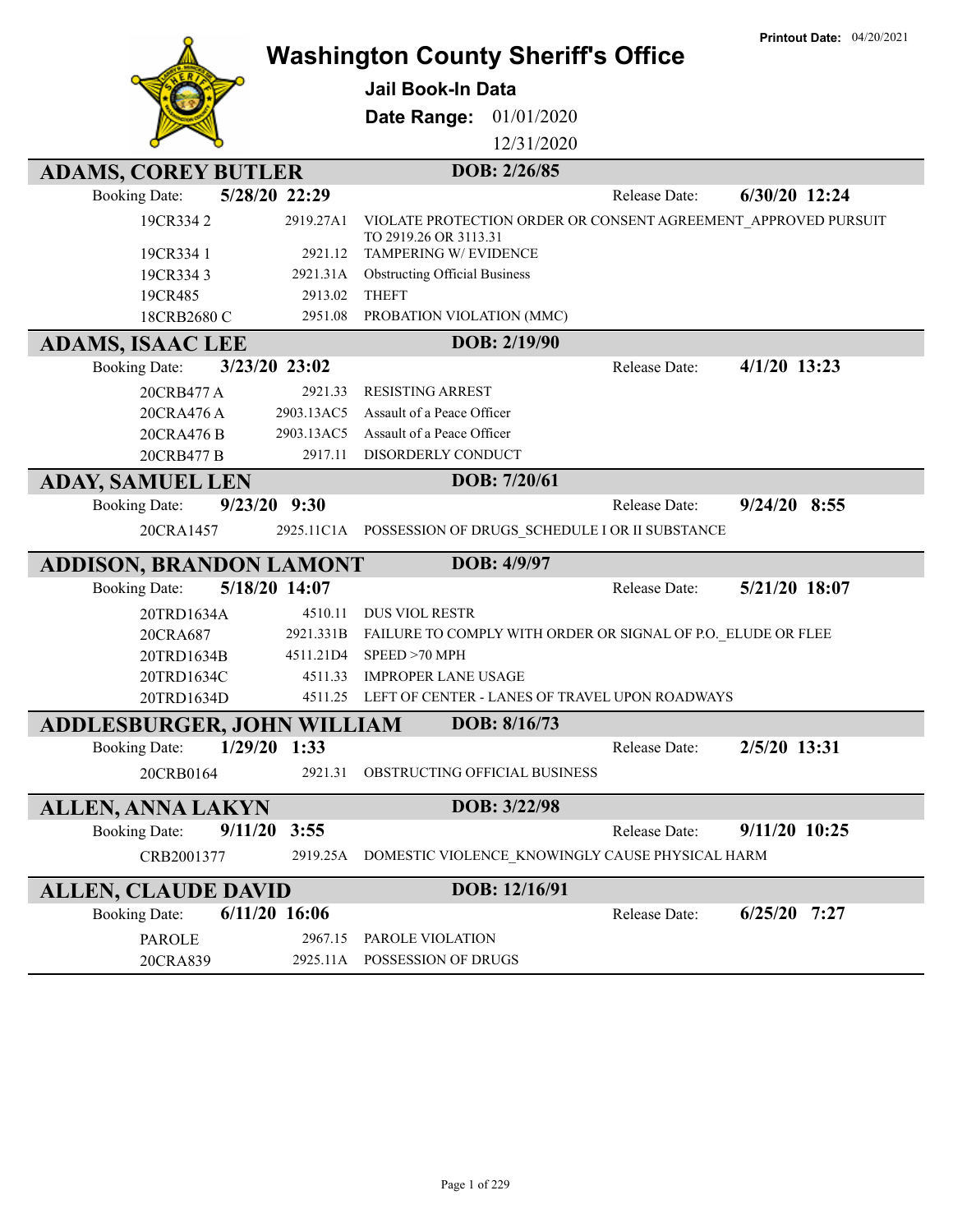Printout Date: 04/20/2021

# Washington County Sheriff's Office

## Jail Book-In Data

**Date Range:** 01/01/2020 12/31/2020

### ADAMS, COREY BUTLER
**DOB:** 2/26/85

Booking Date: **5/28/20 22:29** Release Date: **6/30/20 12:24**

| Case | Statute | Charge |
|---|---|---|
| 19CR334 2 | 2919.27A1 | VIOLATE PROTECTION ORDER OR CONSENT AGREEMENT_APPROVED PURSUIT TO 2919.26 OR 3113.31 |
| 19CR334 1 | 2921.12 | TAMPERING W/ EVIDENCE |
| 19CR334 3 | 2921.31A | Obstructing Official Business |
| 19CR485 | 2913.02 | THEFT |
| 18CRB2680 C | 2951.08 | PROBATION VIOLATION (MMC) |

### ADAMS, ISAAC LEE
**DOB:** 2/19/90

Booking Date: **3/23/20 23:02** Release Date: **4/1/20 13:23**

| Case | Statute | Charge |
|---|---|---|
| 20CRB477 A | 2921.33 | RESISTING ARREST |
| 20CRA476 A | 2903.13AC5 | Assault of a Peace Officer |
| 20CRA476 B | 2903.13AC5 | Assault of a Peace Officer |
| 20CRB477 B | 2917.11 | DISORDERLY CONDUCT |

### ADAY, SAMUEL LEN
**DOB:** 7/20/61

Booking Date: **9/23/20 9:30** Release Date: **9/24/20 8:55**

| Case | Statute | Charge |
|---|---|---|
| 20CRA1457 | 2925.11C1A | POSSESSION OF DRUGS_SCHEDULE I OR II SUBSTANCE |

### ADDISON, BRANDON LAMONT
**DOB:** 4/9/97

Booking Date: **5/18/20 14:07** Release Date: **5/21/20 18:07**

| Case | Statute | Charge |
|---|---|---|
| 20TRD1634A | 4510.11 | DUS VIOL RESTR |
| 20CRA687 | 2921.331B | FAILURE TO COMPLY WITH ORDER OR SIGNAL OF P.O._ELUDE OR FLEE |
| 20TRD1634B | 4511.21D4 | SPEED >70 MPH |
| 20TRD1634C | 4511.33 | IMPROPER LANE USAGE |
| 20TRD1634D | 4511.25 | LEFT OF CENTER - LANES OF TRAVEL UPON ROADWAYS |

### ADDLESBURGER, JOHN WILLIAM
**DOB:** 8/16/73

Booking Date: **1/29/20 1:33** Release Date: **2/5/20 13:31**

| Case | Statute | Charge |
|---|---|---|
| 20CRB0164 | 2921.31 | OBSTRUCTING OFFICIAL BUSINESS |

### ALLEN, ANNA LAKYN
**DOB:** 3/22/98

Booking Date: **9/11/20 3:55** Release Date: **9/11/20 10:25**

| Case | Statute | Charge |
|---|---|---|
| CRB2001377 | 2919.25A | DOMESTIC VIOLENCE_KNOWINGLY CAUSE PHYSICAL HARM |

### ALLEN, CLAUDE DAVID
**DOB:** 12/16/91

Booking Date: **6/11/20 16:06** Release Date: **6/25/20 7:27**

| Case | Statute | Charge |
|---|---|---|
| PAROLE | 2967.15 | PAROLE VIOLATION |
| 20CRA839 | 2925.11A | POSSESSION OF DRUGS |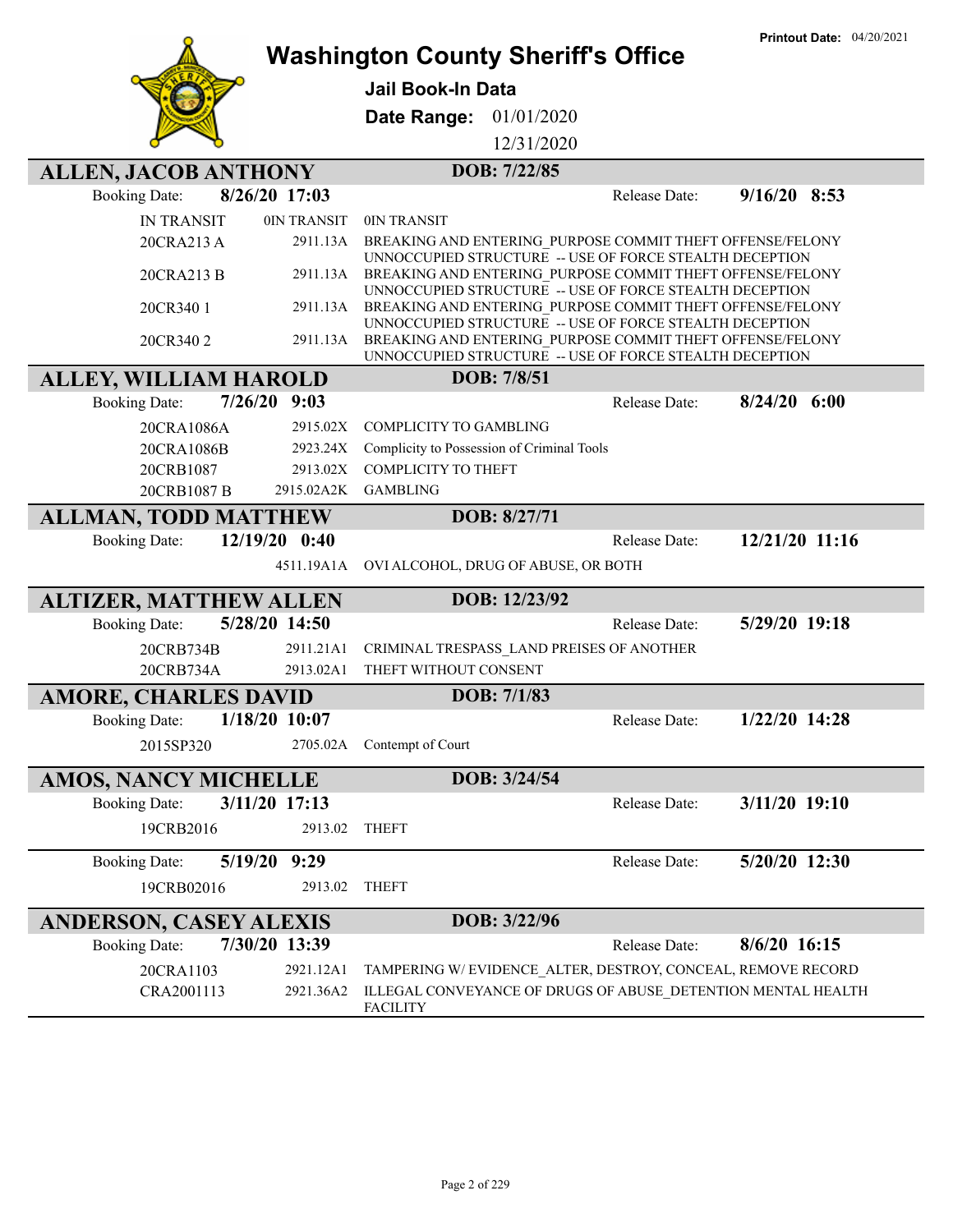# Washington County Sheriff's Office

**Printout Date:** 04/20/2021

**Jail Book-In Data**

**Date Range:** 01/01/2020 12/31/2020

## ALLEN, JACOB ANTHONY
**DOB: 7/22/85**

**Booking Date:** 8/26/20 17:03 — **Release Date:** 9/16/20 8:53

| Case | Code | Charge |
|---|---|---|
| IN TRANSIT | 0IN TRANSIT | 0IN TRANSIT |
| 20CRA213 A | 2911.13A | BREAKING AND ENTERING_PURPOSE COMMIT THEFT OFFENSE/FELONY UNNOCCUPIED STRUCTURE -- USE OF FORCE STEALTH DECEPTION |
| 20CRA213 B | 2911.13A | BREAKING AND ENTERING_PURPOSE COMMIT THEFT OFFENSE/FELONY UNNOCCUPIED STRUCTURE -- USE OF FORCE STEALTH DECEPTION |
| 20CR340 1 | 2911.13A | BREAKING AND ENTERING_PURPOSE COMMIT THEFT OFFENSE/FELONY UNNOCCUPIED STRUCTURE -- USE OF FORCE STEALTH DECEPTION |
| 20CR340 2 | 2911.13A | BREAKING AND ENTERING_PURPOSE COMMIT THEFT OFFENSE/FELONY UNNOCCUPIED STRUCTURE -- USE OF FORCE STEALTH DECEPTION |

## ALLEY, WILLIAM HAROLD
**DOB: 7/8/51**

**Booking Date:** 7/26/20 9:03 — **Release Date:** 8/24/20 6:00

| Case | Code | Charge |
|---|---|---|
| 20CRA1086A | 2915.02X | COMPLICITY TO GAMBLING |
| 20CRA1086B | 2923.24X | Complicity to Possession of Criminal Tools |
| 20CRB1087 | 2913.02X | COMPLICITY TO THEFT |
| 20CRB1087 B | 2915.02A2K | GAMBLING |

## ALLMAN, TODD MATTHEW
**DOB: 8/27/71**

**Booking Date:** 12/19/20 0:40 — **Release Date:** 12/21/20 11:16

| Case | Code | Charge |
|---|---|---|
| | 4511.19A1A | OVI ALCOHOL, DRUG OF ABUSE, OR BOTH |

## ALTIZER, MATTHEW ALLEN
**DOB: 12/23/92**

**Booking Date:** 5/28/20 14:50 — **Release Date:** 5/29/20 19:18

| Case | Code | Charge |
|---|---|---|
| 20CRB734B | 2911.21A1 | CRIMINAL TRESPASS_LAND PREISES OF ANOTHER |
| 20CRB734A | 2913.02A1 | THEFT WITHOUT CONSENT |

## AMORE, CHARLES DAVID
**DOB: 7/1/83**

**Booking Date:** 1/18/20 10:07 — **Release Date:** 1/22/20 14:28

| Case | Code | Charge |
|---|---|---|
| 2015SP320 | 2705.02A | Contempt of Court |

## AMOS, NANCY MICHELLE
**DOB: 3/24/54**

**Booking Date:** 3/11/20 17:13 — **Release Date:** 3/11/20 19:10

| Case | Code | Charge |
|---|---|---|
| 19CRB2016 | 2913.02 | THEFT |

**Booking Date:** 5/19/20 9:29 — **Release Date:** 5/20/20 12:30

| Case | Code | Charge |
|---|---|---|
| 19CRB02016 | 2913.02 | THEFT |

## ANDERSON, CASEY ALEXIS
**DOB: 3/22/96**

**Booking Date:** 7/30/20 13:39 — **Release Date:** 8/6/20 16:15

| Case | Code | Charge |
|---|---|---|
| 20CRA1103 | 2921.12A1 | TAMPERING W/ EVIDENCE_ALTER, DESTROY, CONCEAL, REMOVE RECORD |
| CRA2001113 | 2921.36A2 | ILLEGAL CONVEYANCE OF DRUGS OF ABUSE_DETENTION MENTAL HEALTH FACILITY |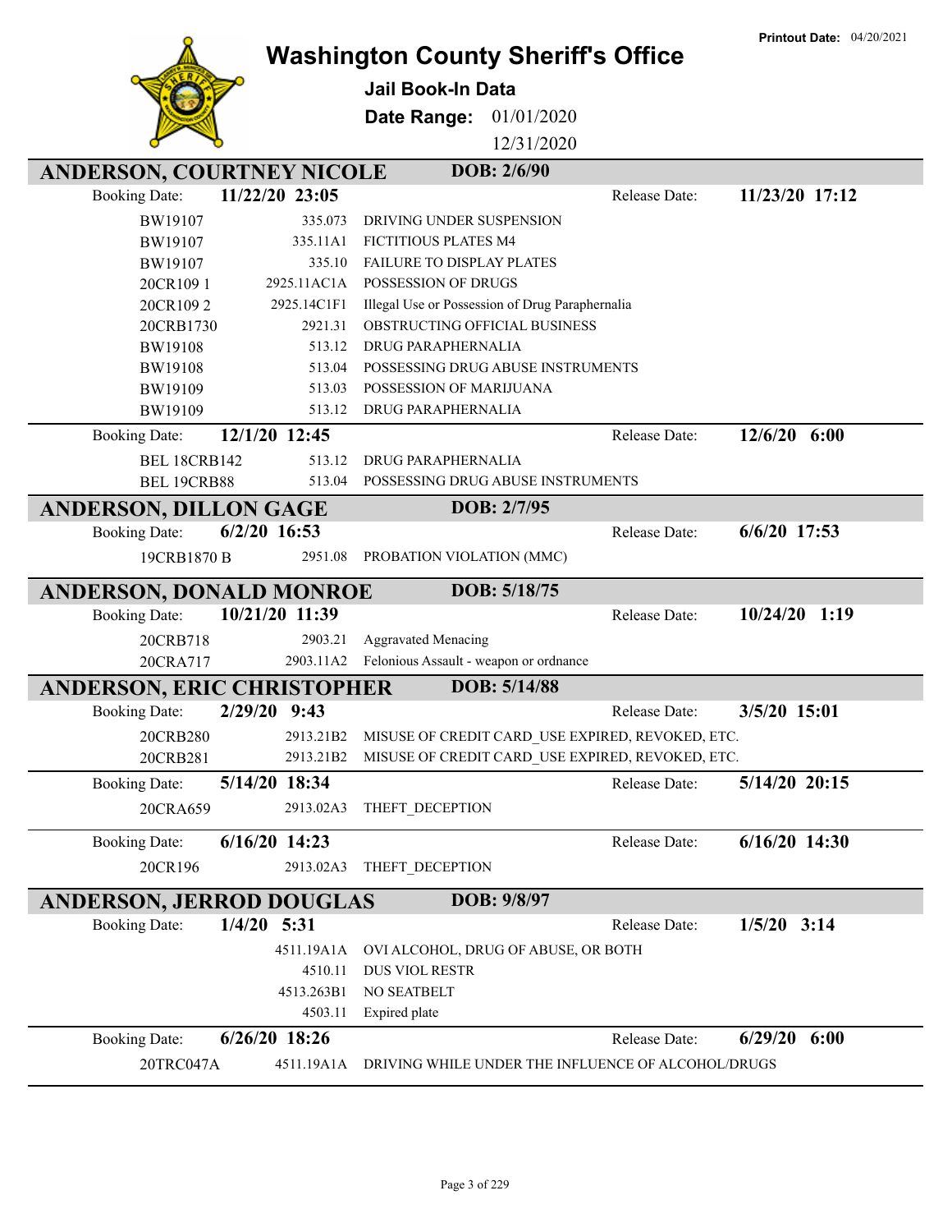Printout Date: 04/20/2021

# Washington County Sheriff's Office

**Jail Book-In Data**

**Date Range:** 01/01/2020 - 12/31/2020

## ANDERSON, COURTNEY NICOLE — DOB: 2/6/90

**Booking Date:** 11/22/20 23:05 — **Release Date:** 11/23/20 17:12

| Case | Statute | Charge |
|---|---|---|
| BW19107 | 335.073 | DRIVING UNDER SUSPENSION |
| BW19107 | 335.11A1 | FICTITIOUS PLATES M4 |
| BW19107 | 335.10 | FAILURE TO DISPLAY PLATES |
| 20CR109 1 | 2925.11AC1A | POSSESSION OF DRUGS |
| 20CR109 2 | 2925.14C1F1 | Illegal Use or Possession of Drug Paraphernalia |
| 20CRB1730 | 2921.31 | OBSTRUCTING OFFICIAL BUSINESS |
| BW19108 | 513.12 | DRUG PARAPHERNALIA |
| BW19108 | 513.04 | POSSESSING DRUG ABUSE INSTRUMENTS |
| BW19109 | 513.03 | POSSESSION OF MARIJUANA |
| BW19109 | 513.12 | DRUG PARAPHERNALIA |

**Booking Date:** 12/1/20 12:45 — **Release Date:** 12/6/20 6:00

| Case | Statute | Charge |
|---|---|---|
| BEL 18CRB142 | 513.12 | DRUG PARAPHERNALIA |
| BEL 19CRB88 | 513.04 | POSSESSING DRUG ABUSE INSTRUMENTS |

## ANDERSON, DILLON GAGE — DOB: 2/7/95

**Booking Date:** 6/2/20 16:53 — **Release Date:** 6/6/20 17:53

| Case | Statute | Charge |
|---|---|---|
| 19CRB1870 B | 2951.08 | PROBATION VIOLATION (MMC) |

## ANDERSON, DONALD MONROE — DOB: 5/18/75

**Booking Date:** 10/21/20 11:39 — **Release Date:** 10/24/20 1:19

| Case | Statute | Charge |
|---|---|---|
| 20CRB718 | 2903.21 | Aggravated Menacing |
| 20CRA717 | 2903.11A2 | Felonious Assault - weapon or ordnance |

## ANDERSON, ERIC CHRISTOPHER — DOB: 5/14/88

**Booking Date:** 2/29/20 9:43 — **Release Date:** 3/5/20 15:01

| Case | Statute | Charge |
|---|---|---|
| 20CRB280 | 2913.21B2 | MISUSE OF CREDIT CARD_USE EXPIRED, REVOKED, ETC. |
| 20CRB281 | 2913.21B2 | MISUSE OF CREDIT CARD_USE EXPIRED, REVOKED, ETC. |

**Booking Date:** 5/14/20 18:34 — **Release Date:** 5/14/20 20:15

| Case | Statute | Charge |
|---|---|---|
| 20CRA659 | 2913.02A3 | THEFT_DECEPTION |

**Booking Date:** 6/16/20 14:23 — **Release Date:** 6/16/20 14:30

| Case | Statute | Charge |
|---|---|---|
| 20CR196 | 2913.02A3 | THEFT_DECEPTION |

## ANDERSON, JERROD DOUGLAS — DOB: 9/8/97

**Booking Date:** 1/4/20 5:31 — **Release Date:** 1/5/20 3:14

| Case | Statute | Charge |
|---|---|---|
| | 4511.19A1A | OVI ALCOHOL, DRUG OF ABUSE, OR BOTH |
| | 4510.11 | DUS VIOL RESTR |
| | 4513.263B1 | NO SEATBELT |
| | 4503.11 | Expired plate |

**Booking Date:** 6/26/20 18:26 — **Release Date:** 6/29/20 6:00

| Case | Statute | Charge |
|---|---|---|
| 20TRC047A | 4511.19A1A | DRIVING WHILE UNDER THE INFLUENCE OF ALCOHOL/DRUGS |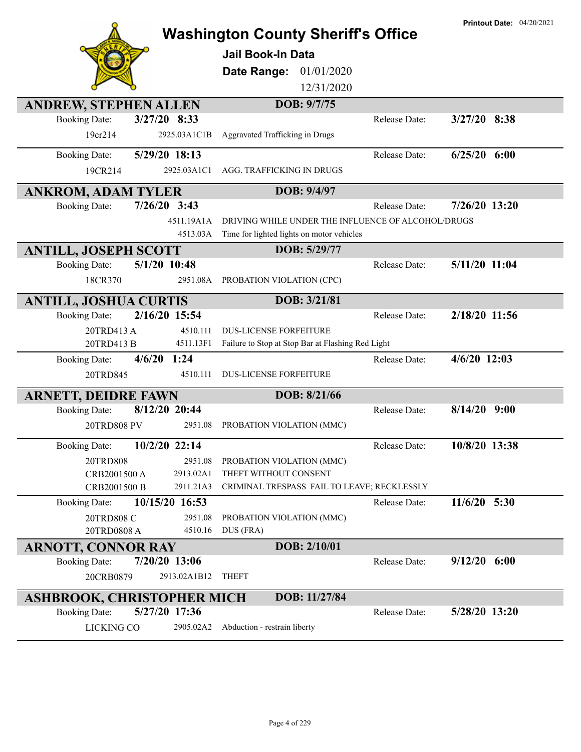# Washington County Sheriff's Office

**Printout Date:** 04/20/2021

**Jail Book-In Data**

**Date Range:** 01/01/2020 – 12/31/2020

## ANDREW, STEPHEN ALLEN — DOB: 9/7/75

| Booking Date: | 3/27/20 8:33 | | Release Date: | 3/27/20 8:38 |
|---|---|---|---|---|
| 19cr214 | 2925.03A1C1B | Aggravated Trafficking in Drugs | | |

| Booking Date: | 5/29/20 18:13 | | Release Date: | 6/25/20 6:00 |
|---|---|---|---|---|
| 19CR214 | 2925.03A1C1 | AGG. TRAFFICKING IN DRUGS | | |

## ANKROM, ADAM TYLER — DOB: 9/4/97

| Booking Date: | 7/26/20 3:43 | | Release Date: | 7/26/20 13:20 |
|---|---|---|---|---|
| | 4511.19A1A | DRIVING WHILE UNDER THE INFLUENCE OF ALCOHOL/DRUGS | | |
| | 4513.03A | Time for lighted lights on motor vehicles | | |

## ANTILL, JOSEPH SCOTT — DOB: 5/29/77

| Booking Date: | 5/1/20 10:48 | | Release Date: | 5/11/20 11:04 |
|---|---|---|---|---|
| 18CR370 | 2951.08A | PROBATION VIOLATION (CPC) | | |

## ANTILL, JOSHUA CURTIS — DOB: 3/21/81

| Booking Date: | 2/16/20 15:54 | | Release Date: | 2/18/20 11:56 |
|---|---|---|---|---|
| 20TRD413 A | 4510.111 | DUS-LICENSE FORFEITURE | | |
| 20TRD413 B | 4511.13F1 | Failure to Stop at Stop Bar at Flashing Red Light | | |

| Booking Date: | 4/6/20 1:24 | | Release Date: | 4/6/20 12:03 |
|---|---|---|---|---|
| 20TRD845 | 4510.111 | DUS-LICENSE FORFEITURE | | |

## ARNETT, DEIDRE FAWN — DOB: 8/21/66

| Booking Date: | 8/12/20 20:44 | | Release Date: | 8/14/20 9:00 |
|---|---|---|---|---|
| 20TRD808 PV | 2951.08 | PROBATION VIOLATION (MMC) | | |

| Booking Date: | 10/2/20 22:14 | | Release Date: | 10/8/20 13:38 |
|---|---|---|---|---|
| 20TRD808 | 2951.08 | PROBATION VIOLATION (MMC) | | |
| CRB2001500 A | 2913.02A1 | THEFT WITHOUT CONSENT | | |
| CRB2001500 B | 2911.21A3 | CRIMINAL TRESPASS_FAIL TO LEAVE; RECKLESSLY | | |

| Booking Date: | 10/15/20 16:53 | | Release Date: | 11/6/20 5:30 |
|---|---|---|---|---|
| 20TRD808 C | 2951.08 | PROBATION VIOLATION (MMC) | | |
| 20TRD0808 A | 4510.16 | DUS (FRA) | | |

## ARNOTT, CONNOR RAY — DOB: 2/10/01

| Booking Date: | 7/20/20 13:06 | | Release Date: | 9/12/20 6:00 |
|---|---|---|---|---|
| 20CRB0879 | 2913.02A1B12 | THEFT | | |

## ASHBROOK, CHRISTOPHER MICH — DOB: 11/27/84

| Booking Date: | 5/27/20 17:36 | | Release Date: | 5/28/20 13:20 |
|---|---|---|---|---|
| LICKING CO | 2905.02A2 | Abduction - restrain liberty | | |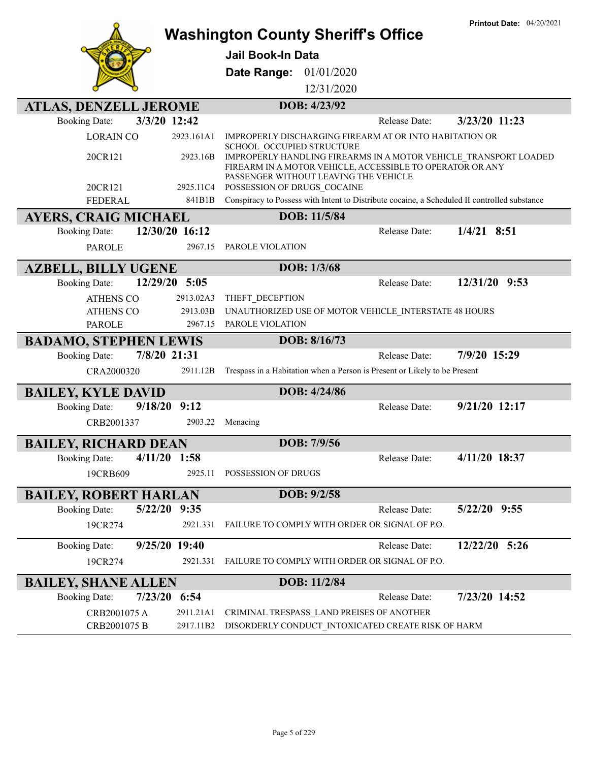Printout Date: 04/20/2021

# Washington County Sheriff's Office

**Jail Book-In Data**

**Date Range:** 01/01/2020 12/31/2020

## ATLAS, DENZELL JEROME — DOB: 4/23/92

**Booking Date:** 3/3/20 12:42 — **Release Date:** 3/23/20 11:23

| | | |
|---|---|---|
| LORAIN CO | 2923.161A1 | IMPROPERLY DISCHARGING FIREARM AT OR INTO HABITATION OR SCHOOL_OCCUPIED STRUCTURE |
| 20CR121 | 2923.16B | IMPROPERLY HANDLING FIREARMS IN A MOTOR VEHICLE_TRANSPORT LOADED FIREARM IN A MOTOR VEHICLE, ACCESSIBLE TO OPERATOR OR ANY PASSENGER WITHOUT LEAVING THE VEHICLE |
| 20CR121 | 2925.11C4 | POSSESSION OF DRUGS_COCAINE |
| FEDERAL | 841B1B | Conspiracy to Possess with Intent to Distribute cocaine, a Scheduled II controlled substance |

## AYERS, CRAIG MICHAEL — DOB: 11/5/84

**Booking Date:** 12/30/20 16:12 — **Release Date:** 1/4/21 8:51

| | | |
|---|---|---|
| PAROLE | 2967.15 | PAROLE VIOLATION |

## AZBELL, BILLY UGENE — DOB: 1/3/68

**Booking Date:** 12/29/20 5:05 — **Release Date:** 12/31/20 9:53

| | | |
|---|---|---|
| ATHENS CO | 2913.02A3 | THEFT_DECEPTION |
| ATHENS CO | 2913.03B | UNAUTHORIZED USE OF MOTOR VEHICLE_INTERSTATE 48 HOURS |
| PAROLE | 2967.15 | PAROLE VIOLATION |

## BADAMO, STEPHEN LEWIS — DOB: 8/16/73

**Booking Date:** 7/8/20 21:31 — **Release Date:** 7/9/20 15:29

| | | |
|---|---|---|
| CRA2000320 | 2911.12B | Trespass in a Habitation when a Person is Present or Likely to be Present |

## BAILEY, KYLE DAVID — DOB: 4/24/86

**Booking Date:** 9/18/20 9:12 — **Release Date:** 9/21/20 12:17

| | | |
|---|---|---|
| CRB2001337 | 2903.22 | Menacing |

## BAILEY, RICHARD DEAN — DOB: 7/9/56

**Booking Date:** 4/11/20 1:58 — **Release Date:** 4/11/20 18:37

| | | |
|---|---|---|
| 19CRB609 | 2925.11 | POSSESSION OF DRUGS |

## BAILEY, ROBERT HARLAN — DOB: 9/2/58

**Booking Date:** 5/22/20 9:35 — **Release Date:** 5/22/20 9:55

| | | |
|---|---|---|
| 19CR274 | 2921.331 | FAILURE TO COMPLY WITH ORDER OR SIGNAL OF P.O. |

**Booking Date:** 9/25/20 19:40 — **Release Date:** 12/22/20 5:26

| | | |
|---|---|---|
| 19CR274 | 2921.331 | FAILURE TO COMPLY WITH ORDER OR SIGNAL OF P.O. |

## BAILEY, SHANE ALLEN — DOB: 11/2/84

**Booking Date:** 7/23/20 6:54 — **Release Date:** 7/23/20 14:52

| | | |
|---|---|---|
| CRB2001075 A | 2911.21A1 | CRIMINAL TRESPASS_LAND PREISES OF ANOTHER |
| CRB2001075 B | 2917.11B2 | DISORDERLY CONDUCT_INTOXICATED CREATE RISK OF HARM |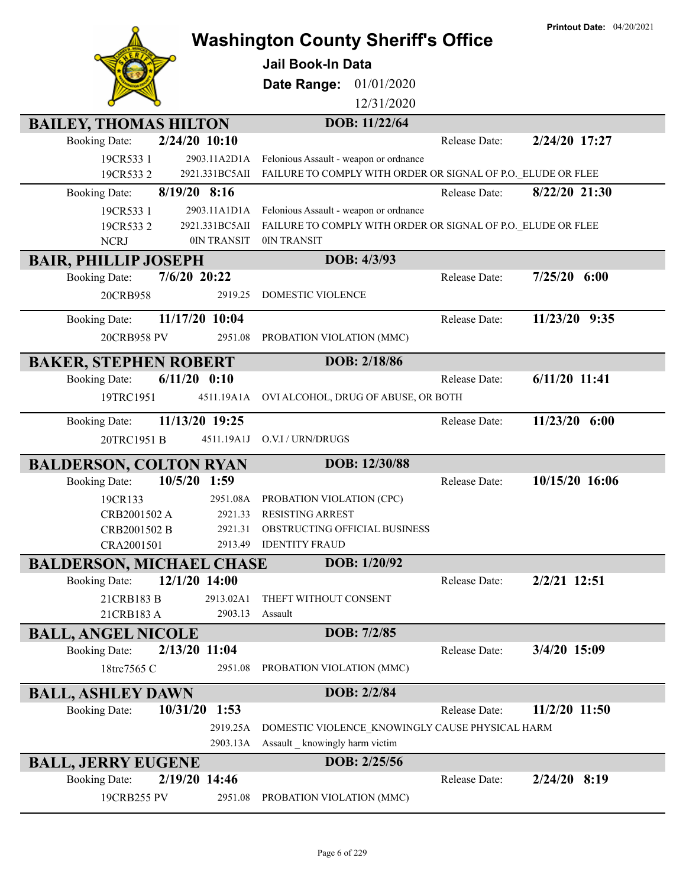Printout Date: 04/20/2021

# Washington County Sheriff's Office

**Jail Book-In Data**

**Date Range:** 01/01/2020 12/31/2020

## BAILEY, THOMAS HILTON — DOB: 11/22/64

Booking Date: **2/24/20 10:10** — Release Date: **2/24/20 17:27**

| Case | Statute | Charge |
|---|---|---|
| 19CR533 1 | 2903.11A2D1A | Felonious Assault - weapon or ordnance |
| 19CR533 2 | 2921.331BC5AII | FAILURE TO COMPLY WITH ORDER OR SIGNAL OF P.O._ELUDE OR FLEE |

Booking Date: **8/19/20 8:16** — Release Date: **8/22/20 21:30**

| Case | Statute | Charge |
|---|---|---|
| 19CR533 1 | 2903.11A1D1A | Felonious Assault - weapon or ordnance |
| 19CR533 2 | 2921.331BC5AII | FAILURE TO COMPLY WITH ORDER OR SIGNAL OF P.O._ELUDE OR FLEE |
| NCRJ | 0IN TRANSIT | 0IN TRANSIT |

## BAIR, PHILLIP JOSEPH — DOB: 4/3/93

Booking Date: **7/6/20 20:22** — Release Date: **7/25/20 6:00**

| Case | Statute | Charge |
|---|---|---|
| 20CRB958 | 2919.25 | DOMESTIC VIOLENCE |

Booking Date: **11/17/20 10:04** — Release Date: **11/23/20 9:35**

| Case | Statute | Charge |
|---|---|---|
| 20CRB958 PV | 2951.08 | PROBATION VIOLATION (MMC) |

## BAKER, STEPHEN ROBERT — DOB: 2/18/86

Booking Date: **6/11/20 0:10** — Release Date: **6/11/20 11:41**

| Case | Statute | Charge |
|---|---|---|
| 19TRC1951 | 4511.19A1A | OVI ALCOHOL, DRUG OF ABUSE, OR BOTH |

Booking Date: **11/13/20 19:25** — Release Date: **11/23/20 6:00**

| Case | Statute | Charge |
|---|---|---|
| 20TRC1951 B | 4511.19A1J | O.V.I / URN/DRUGS |

## BALDERSON, COLTON RYAN — DOB: 12/30/88

Booking Date: **10/5/20 1:59** — Release Date: **10/15/20 16:06**

| Case | Statute | Charge |
|---|---|---|
| 19CR133 | 2951.08A | PROBATION VIOLATION (CPC) |
| CRB2001502 A | 2921.33 | RESISTING ARREST |
| CRB2001502 B | 2921.31 | OBSTRUCTING OFFICIAL BUSINESS |
| CRA2001501 | 2913.49 | IDENTITY FRAUD |

## BALDERSON, MICHAEL CHASE — DOB: 1/20/92

Booking Date: **12/1/20 14:00** — Release Date: **2/2/21 12:51**

| Case | Statute | Charge |
|---|---|---|
| 21CRB183 B | 2913.02A1 | THEFT WITHOUT CONSENT |
| 21CRB183 A | 2903.13 | Assault |

## BALL, ANGEL NICOLE — DOB: 7/2/85

Booking Date: **2/13/20 11:04** — Release Date: **3/4/20 15:09**

| Case | Statute | Charge |
|---|---|---|
| 18trc7565 C | 2951.08 | PROBATION VIOLATION (MMC) |

## BALL, ASHLEY DAWN — DOB: 2/2/84

Booking Date: **10/31/20 1:53** — Release Date: **11/2/20 11:50**

| Case | Statute | Charge |
|---|---|---|
| | 2919.25A | DOMESTIC VIOLENCE_KNOWINGLY CAUSE PHYSICAL HARM |
| | 2903.13A | Assault _ knowingly harm victim |

## BALL, JERRY EUGENE — DOB: 2/25/56

Booking Date: **2/19/20 14:46** — Release Date: **2/24/20 8:19**

| Case | Statute | Charge |
|---|---|---|
| 19CRB255 PV | 2951.08 | PROBATION VIOLATION (MMC) |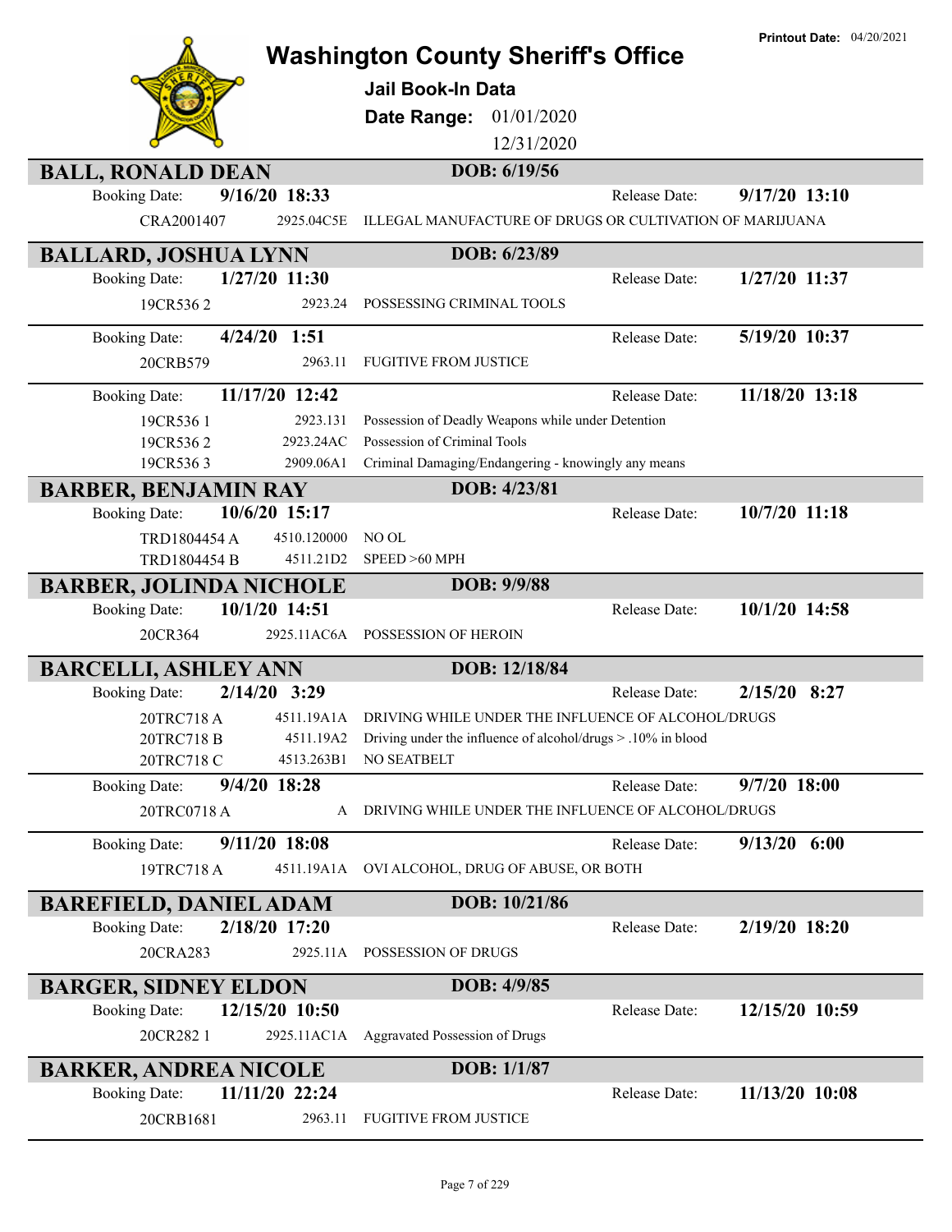# Washington County Sheriff's Office

**Jail Book-In Data**

**Date Range:** 01/01/2020 – 12/31/2020

**Printout Date:** 04/20/2021

## BALL, RONALD DEAN
**DOB: 6/19/56**

Booking Date: **9/16/20 18:33** — Release Date: **9/17/20 13:10**

| Case | Statute | Charge |
|---|---|---|
| CRA2001407 | 2925.04C5E | ILLEGAL MANUFACTURE OF DRUGS OR CULTIVATION OF MARIJUANA |

## BALLARD, JOSHUA LYNN
**DOB: 6/23/89**

Booking Date: **1/27/20 11:30** — Release Date: **1/27/20 11:37**

| Case | Statute | Charge |
|---|---|---|
| 19CR536 2 | 2923.24 | POSSESSING CRIMINAL TOOLS |

Booking Date: **4/24/20 1:51** — Release Date: **5/19/20 10:37**

| Case | Statute | Charge |
|---|---|---|
| 20CRB579 | 2963.11 | FUGITIVE FROM JUSTICE |

Booking Date: **11/17/20 12:42** — Release Date: **11/18/20 13:18**

| Case | Statute | Charge |
|---|---|---|
| 19CR536 1 | 2923.131 | Possession of Deadly Weapons while under Detention |
| 19CR536 2 | 2923.24AC | Possession of Criminal Tools |
| 19CR536 3 | 2909.06A1 | Criminal Damaging/Endangering - knowingly any means |

## BARBER, BENJAMIN RAY
**DOB: 4/23/81**

Booking Date: **10/6/20 15:17** — Release Date: **10/7/20 11:18**

| Case | Statute | Charge |
|---|---|---|
| TRD1804454 A | 4510.120000 | NO OL |
| TRD1804454 B | 4511.21D2 | SPEED >60 MPH |

## BARBER, JOLINDA NICHOLE
**DOB: 9/9/88**

Booking Date: **10/1/20 14:51** — Release Date: **10/1/20 14:58**

| Case | Statute | Charge |
|---|---|---|
| 20CR364 | 2925.11AC6A | POSSESSION OF HEROIN |

## BARCELLI, ASHLEY ANN
**DOB: 12/18/84**

Booking Date: **2/14/20 3:29** — Release Date: **2/15/20 8:27**

| Case | Statute | Charge |
|---|---|---|
| 20TRC718 A | 4511.19A1A | DRIVING WHILE UNDER THE INFLUENCE OF ALCOHOL/DRUGS |
| 20TRC718 B | 4511.19A2 | Driving under the influence of alcohol/drugs > .10% in blood |
| 20TRC718 C | 4513.263B1 | NO SEATBELT |

Booking Date: **9/4/20 18:28** — Release Date: **9/7/20 18:00**

| Case | Statute | Charge |
|---|---|---|
| 20TRC0718 A | A | DRIVING WHILE UNDER THE INFLUENCE OF ALCOHOL/DRUGS |

Booking Date: **9/11/20 18:08** — Release Date: **9/13/20 6:00**

| Case | Statute | Charge |
|---|---|---|
| 19TRC718 A | 4511.19A1A | OVI ALCOHOL, DRUG OF ABUSE, OR BOTH |

## BAREFIELD, DANIEL ADAM
**DOB: 10/21/86**

Booking Date: **2/18/20 17:20** — Release Date: **2/19/20 18:20**

| Case | Statute | Charge |
|---|---|---|
| 20CRA283 | 2925.11A | POSSESSION OF DRUGS |

## BARGER, SIDNEY ELDON
**DOB: 4/9/85**

Booking Date: **12/15/20 10:50** — Release Date: **12/15/20 10:59**

| Case | Statute | Charge |
|---|---|---|
| 20CR282 1 | 2925.11AC1A | Aggravated Possession of Drugs |

## BARKER, ANDREA NICOLE
**DOB: 1/1/87**

Booking Date: **11/11/20 22:24** — Release Date: **11/13/20 10:08**

| Case | Statute | Charge |
|---|---|---|
| 20CRB1681 | 2963.11 | FUGITIVE FROM JUSTICE |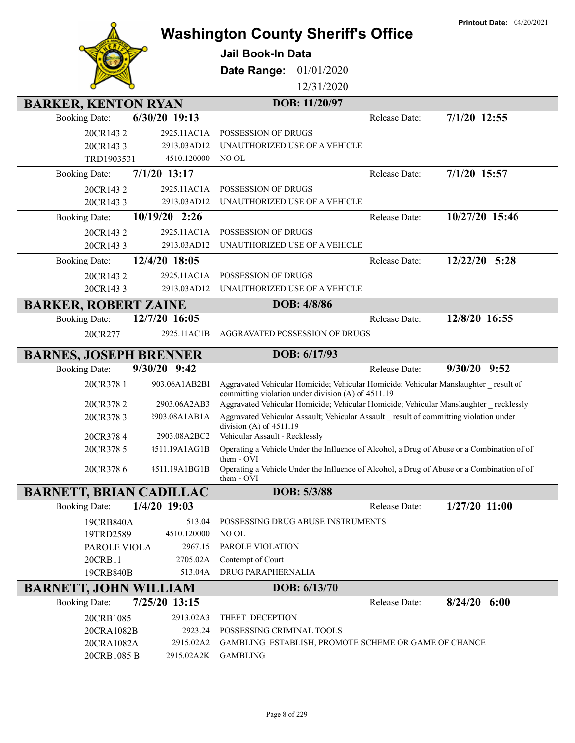# Washington County Sheriff's Office

**Jail Book-In Data**

**Date Range:** 01/01/2020 12/31/2020

**Printout Date:** 04/20/2021

## BARKER, KENTON RYAN — DOB: 11/20/97

**Booking Date:** 6/30/20 19:13 — **Release Date:** 7/1/20 12:55

| Case | Statute | Charge |
|---|---|---|
| 20CR143 2 | 2925.11AC1A | POSSESSION OF DRUGS |
| 20CR143 3 | 2913.03AD12 | UNAUTHORIZED USE OF A VEHICLE |
| TRD1903531 | 4510.120000 | NO OL |

**Booking Date:** 7/1/20 13:17 — **Release Date:** 7/1/20 15:57

| Case | Statute | Charge |
|---|---|---|
| 20CR143 2 | 2925.11AC1A | POSSESSION OF DRUGS |
| 20CR143 3 | 2913.03AD12 | UNAUTHORIZED USE OF A VEHICLE |

**Booking Date:** 10/19/20 2:26 — **Release Date:** 10/27/20 15:46

| Case | Statute | Charge |
|---|---|---|
| 20CR143 2 | 2925.11AC1A | POSSESSION OF DRUGS |
| 20CR143 3 | 2913.03AD12 | UNAUTHORIZED USE OF A VEHICLE |

**Booking Date:** 12/4/20 18:05 — **Release Date:** 12/22/20 5:28

| Case | Statute | Charge |
|---|---|---|
| 20CR143 2 | 2925.11AC1A | POSSESSION OF DRUGS |
| 20CR143 3 | 2913.03AD12 | UNAUTHORIZED USE OF A VEHICLE |

## BARKER, ROBERT ZAINE — DOB: 4/8/86

**Booking Date:** 12/7/20 16:05 — **Release Date:** 12/8/20 16:55

| Case | Statute | Charge |
|---|---|---|
| 20CR277 | 2925.11AC1B | AGGRAVATED POSSESSION OF DRUGS |

## BARNES, JOSEPH BRENNER — DOB: 6/17/93

**Booking Date:** 9/30/20 9:42 — **Release Date:** 9/30/20 9:52

| Case | Statute | Charge |
|---|---|---|
| 20CR378 1 | 903.06A1AB2BI | Aggravated Vehicular Homicide; Vehicular Homicide; Vehicular Manslaughter _ result of committing violation under division (A) of 4511.19 |
| 20CR378 2 | 2903.06A2AB3 | Aggravated Vehicular Homicide; Vehicular Homicide; Vehicular Manslaughter _ recklessly |
| 20CR378 3 | 2903.08A1AB1A | Aggravated Vehicular Assault; Vehicular Assault _ result of committing violation under division (A) of 4511.19 |
| 20CR378 4 | 2903.08A2BC2 | Vehicular Assault - Recklessly |
| 20CR378 5 | 4511.19A1AG1B | Operating a Vehicle Under the Influence of Alcohol, a Drug of Abuse or a Combination of of them - OVI |
| 20CR378 6 | 4511.19A1BG1B | Operating a Vehicle Under the Influence of Alcohol, a Drug of Abuse or a Combination of of them - OVI |

## BARNETT, BRIAN CADILLAC — DOB: 5/3/88

**Booking Date:** 1/4/20 19:03 — **Release Date:** 1/27/20 11:00

| Case | Statute | Charge |
|---|---|---|
| 19CRB840A | 513.04 | POSSESSING DRUG ABUSE INSTRUMENTS |
| 19TRD2589 | 4510.120000 | NO OL |
| PAROLE VIOLA | 2967.15 | PAROLE VIOLATION |
| 20CRB11 | 2705.02A | Contempt of Court |
| 19CRB840B | 513.04A | DRUG PARAPHERNALIA |

## BARNETT, JOHN WILLIAM — DOB: 6/13/70

**Booking Date:** 7/25/20 13:15 — **Release Date:** 8/24/20 6:00

| Case | Statute | Charge |
|---|---|---|
| 20CRB1085 | 2913.02A3 | THEFT_DECEPTION |
| 20CRA1082B | 2923.24 | POSSESSING CRIMINAL TOOLS |
| 20CRA1082A | 2915.02A2 | GAMBLING_ESTABLISH, PROMOTE SCHEME OR GAME OF CHANCE |
| 20CRB1085 B | 2915.02A2K | GAMBLING |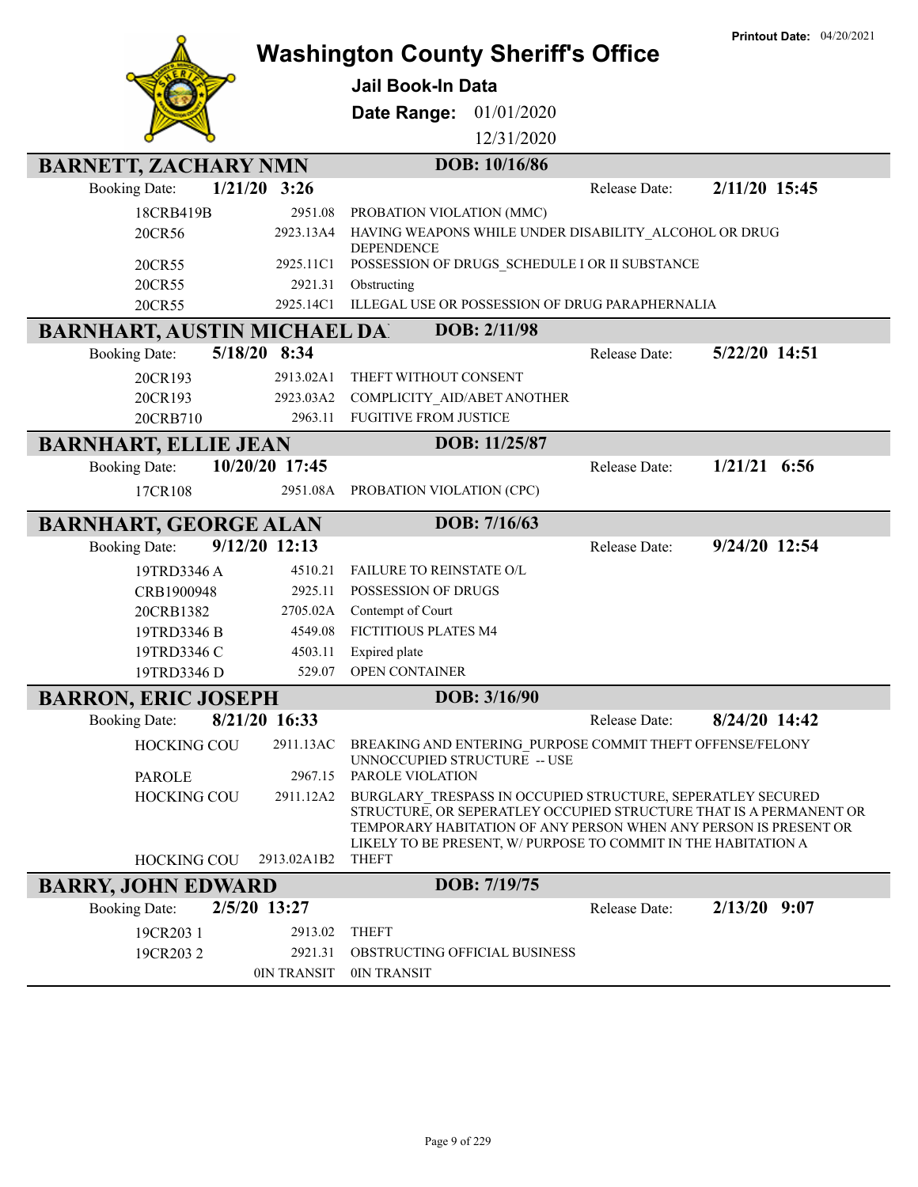Printout Date: 04/20/2021

# Washington County Sheriff's Office

**Jail Book-In Data**

**Date Range:** 01/01/2020 12/31/2020

## BARNETT, ZACHARY NMN

**DOB: 10/16/86**

Booking Date: **1/21/20 3:26** Release Date: **2/11/20 15:45**

| Case | Statute | Charge |
|---|---|---|
| 18CRB419B | 2951.08 | PROBATION VIOLATION (MMC) |
| 20CR56 | 2923.13A4 | HAVING WEAPONS WHILE UNDER DISABILITY_ALCOHOL OR DRUG DEPENDENCE |
| 20CR55 | 2925.11C1 | POSSESSION OF DRUGS_SCHEDULE I OR II SUBSTANCE |
| 20CR55 | 2921.31 | Obstructing |
| 20CR55 | 2925.14C1 | ILLEGAL USE OR POSSESSION OF DRUG PARAPHERNALIA |

## BARNHART, AUSTIN MICHAEL DA

**DOB: 2/11/98**

Booking Date: **5/18/20 8:34** Release Date: **5/22/20 14:51**

| Case | Statute | Charge |
|---|---|---|
| 20CR193 | 2913.02A1 | THEFT WITHOUT CONSENT |
| 20CR193 | 2923.03A2 | COMPLICITY_AID/ABET ANOTHER |
| 20CRB710 | 2963.11 | FUGITIVE FROM JUSTICE |

## BARNHART, ELLIE JEAN

**DOB: 11/25/87**

Booking Date: **10/20/20 17:45** Release Date: **1/21/21 6:56**

| Case | Statute | Charge |
|---|---|---|
| 17CR108 | 2951.08A | PROBATION VIOLATION (CPC) |

## BARNHART, GEORGE ALAN

**DOB: 7/16/63**

Booking Date: **9/12/20 12:13** Release Date: **9/24/20 12:54**

| Case | Statute | Charge |
|---|---|---|
| 19TRD3346 A | 4510.21 | FAILURE TO REINSTATE O/L |
| CRB1900948 | 2925.11 | POSSESSION OF DRUGS |
| 20CRB1382 | 2705.02A | Contempt of Court |
| 19TRD3346 B | 4549.08 | FICTITIOUS PLATES M4 |
| 19TRD3346 C | 4503.11 | Expired plate |
| 19TRD3346 D | 529.07 | OPEN CONTAINER |

## BARRON, ERIC JOSEPH

**DOB: 3/16/90**

Booking Date: **8/21/20 16:33** Release Date: **8/24/20 14:42**

| Case | Statute | Charge |
|---|---|---|
| HOCKING COU | 2911.13AC | BREAKING AND ENTERING_PURPOSE COMMIT THEFT OFFENSE/FELONY UNNOCCUPIED STRUCTURE -- USE |
| PAROLE | 2967.15 | PAROLE VIOLATION |
| HOCKING COU | 2911.12A2 | BURGLARY_TRESPASS IN OCCUPIED STRUCTURE, SEPERATLEY SECURED STRUCTURE, OR SEPERATLEY OCCUPIED STRUCTURE THAT IS A PERMANENT OR TEMPORARY HABITATION OF ANY PERSON WHEN ANY PERSON IS PRESENT OR LIKELY TO BE PRESENT, W/ PURPOSE TO COMMIT IN THE HABITATION A |
| HOCKING COU | 2913.02A1B2 | THEFT |

## BARRY, JOHN EDWARD

**DOB: 7/19/75**

Booking Date: **2/5/20 13:27** Release Date: **2/13/20 9:07**

| Case | Statute | Charge |
|---|---|---|
| 19CR203 1 | 2913.02 | THEFT |
| 19CR203 2 | 2921.31 | OBSTRUCTING OFFICIAL BUSINESS |
| | 0IN TRANSIT | 0IN TRANSIT |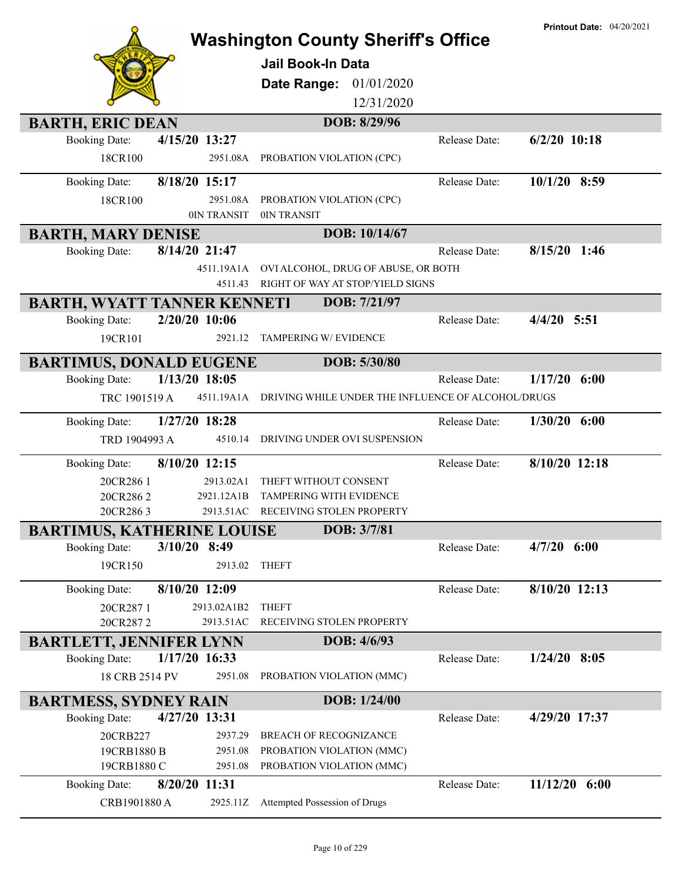# Washington County Sheriff's Office

**Printout Date:** 04/20/2021

## Jail Book-In Data

**Date Range:** 01/01/2020 12/31/2020

### BARTH, ERIC DEAN — DOB: 8/29/96

**Booking Date:** 4/15/20 13:27 — **Release Date:** 6/2/20 10:18

| Case | Statute | Charge |
|---|---|---|
| 18CR100 | 2951.08A | PROBATION VIOLATION (CPC) |

**Booking Date:** 8/18/20 15:17 — **Release Date:** 10/1/20 8:59

| Case | Statute | Charge |
|---|---|---|
| 18CR100 | 2951.08A | PROBATION VIOLATION (CPC) |
| | 0IN TRANSIT | 0IN TRANSIT |

### BARTH, MARY DENISE — DOB: 10/14/67

**Booking Date:** 8/14/20 21:47 — **Release Date:** 8/15/20 1:46

| Case | Statute | Charge |
|---|---|---|
| | 4511.19A1A | OVI ALCOHOL, DRUG OF ABUSE, OR BOTH |
| | 4511.43 | RIGHT OF WAY AT STOP/YIELD SIGNS |

### BARTH, WYATT TANNER KENNETI — DOB: 7/21/97

**Booking Date:** 2/20/20 10:06 — **Release Date:** 4/4/20 5:51

| Case | Statute | Charge |
|---|---|---|
| 19CR101 | 2921.12 | TAMPERING W/ EVIDENCE |

### BARTIMUS, DONALD EUGENE — DOB: 5/30/80

**Booking Date:** 1/13/20 18:05 — **Release Date:** 1/17/20 6:00

| Case | Statute | Charge |
|---|---|---|
| TRC 1901519 A | 4511.19A1A | DRIVING WHILE UNDER THE INFLUENCE OF ALCOHOL/DRUGS |

**Booking Date:** 1/27/20 18:28 — **Release Date:** 1/30/20 6:00

| Case | Statute | Charge |
|---|---|---|
| TRD 1904993 A | 4510.14 | DRIVING UNDER OVI SUSPENSION |

**Booking Date:** 8/10/20 12:15 — **Release Date:** 8/10/20 12:18

| Case | Statute | Charge |
|---|---|---|
| 20CR286 1 | 2913.02A1 | THEFT WITHOUT CONSENT |
| 20CR286 2 | 2921.12A1B | TAMPERING WITH EVIDENCE |
| 20CR286 3 | 2913.51AC | RECEIVING STOLEN PROPERTY |

### BARTIMUS, KATHERINE LOUISE — DOB: 3/7/81

**Booking Date:** 3/10/20 8:49 — **Release Date:** 4/7/20 6:00

| Case | Statute | Charge |
|---|---|---|
| 19CR150 | 2913.02 | THEFT |

**Booking Date:** 8/10/20 12:09 — **Release Date:** 8/10/20 12:13

| Case | Statute | Charge |
|---|---|---|
| 20CR287 1 | 2913.02A1B2 | THEFT |
| 20CR287 2 | 2913.51AC | RECEIVING STOLEN PROPERTY |

### BARTLETT, JENNIFER LYNN — DOB: 4/6/93

**Booking Date:** 1/17/20 16:33 — **Release Date:** 1/24/20 8:05

| Case | Statute | Charge |
|---|---|---|
| 18 CRB 2514 PV | 2951.08 | PROBATION VIOLATION (MMC) |

### BARTMESS, SYDNEY RAIN — DOB: 1/24/00

**Booking Date:** 4/27/20 13:31 — **Release Date:** 4/29/20 17:37

| Case | Statute | Charge |
|---|---|---|
| 20CRB227 | 2937.29 | BREACH OF RECOGNIZANCE |
| 19CRB1880 B | 2951.08 | PROBATION VIOLATION (MMC) |
| 19CRB1880 C | 2951.08 | PROBATION VIOLATION (MMC) |

**Booking Date:** 8/20/20 11:31 — **Release Date:** 11/12/20 6:00

| Case | Statute | Charge |
|---|---|---|
| CRB1901880 A | 2925.11Z | Attempted Possession of Drugs |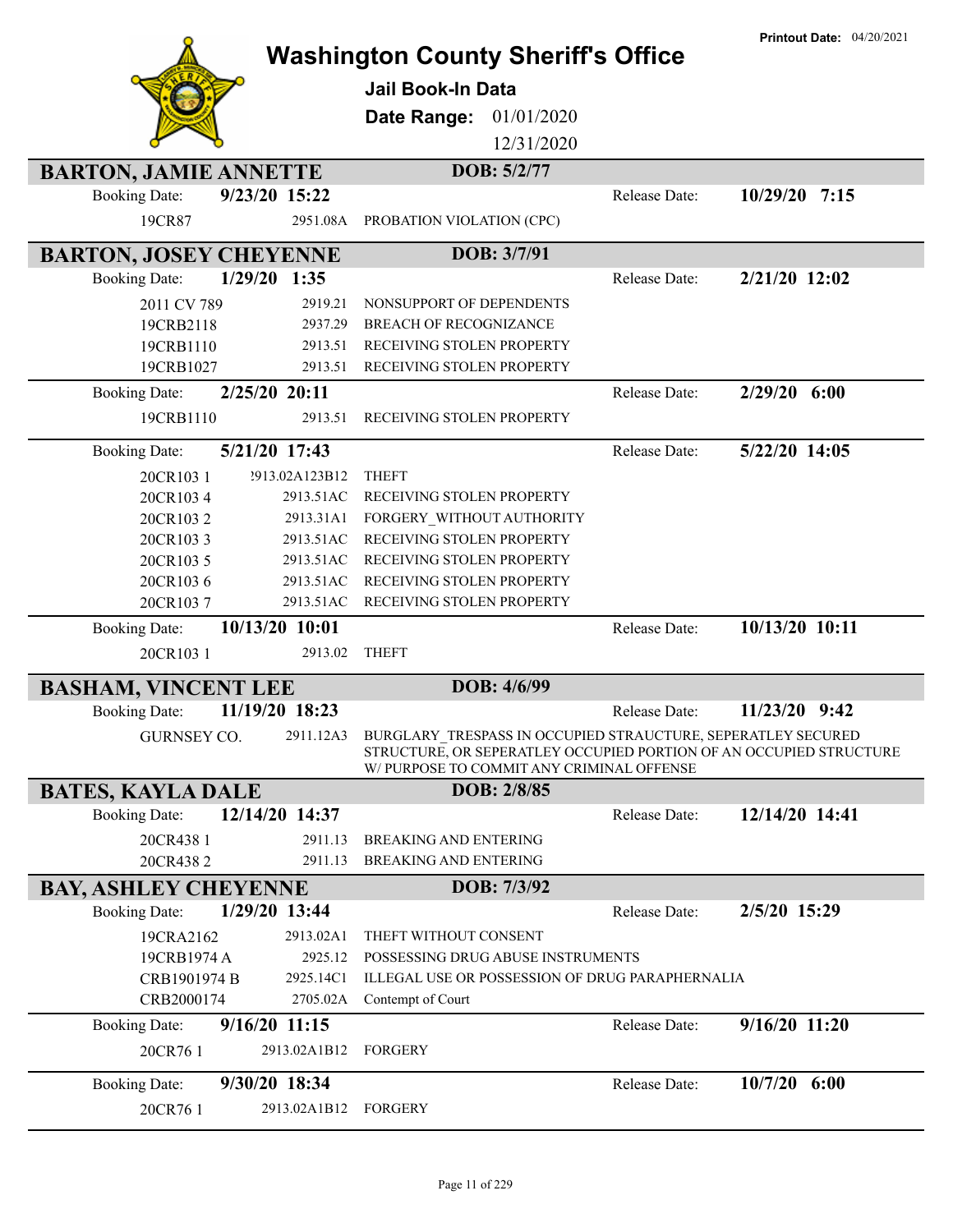# Washington County Sheriff's Office

**Jail Book-In Data**

**Date Range:** 01/01/2020 – 12/31/2020

**Printout Date:** 04/20/2021

## BARTON, JAMIE ANNETTE — DOB: 5/2/77

**Booking Date:** 9/23/20 15:22 — **Release Date:** 10/29/20 7:15

| Case | Statute | Charge |
|---|---|---|
| 19CR87 | 2951.08A | PROBATION VIOLATION (CPC) |

## BARTON, JOSEY CHEYENNE — DOB: 3/7/91

**Booking Date:** 1/29/20 1:35 — **Release Date:** 2/21/20 12:02

| Case | Statute | Charge |
|---|---|---|
| 2011 CV 789 | 2919.21 | NONSUPPORT OF DEPENDENTS |
| 19CRB2118 | 2937.29 | BREACH OF RECOGNIZANCE |
| 19CRB1110 | 2913.51 | RECEIVING STOLEN PROPERTY |
| 19CRB1027 | 2913.51 | RECEIVING STOLEN PROPERTY |

**Booking Date:** 2/25/20 20:11 — **Release Date:** 2/29/20 6:00

| Case | Statute | Charge |
|---|---|---|
| 19CRB1110 | 2913.51 | RECEIVING STOLEN PROPERTY |

**Booking Date:** 5/21/20 17:43 — **Release Date:** 5/22/20 14:05

| Case | Statute | Charge |
|---|---|---|
| 20CR103 1 | 2913.02A123B12 | THEFT |
| 20CR103 4 | 2913.51AC | RECEIVING STOLEN PROPERTY |
| 20CR103 2 | 2913.31A1 | FORGERY_WITHOUT AUTHORITY |
| 20CR103 3 | 2913.51AC | RECEIVING STOLEN PROPERTY |
| 20CR103 5 | 2913.51AC | RECEIVING STOLEN PROPERTY |
| 20CR103 6 | 2913.51AC | RECEIVING STOLEN PROPERTY |
| 20CR103 7 | 2913.51AC | RECEIVING STOLEN PROPERTY |

**Booking Date:** 10/13/20 10:01 — **Release Date:** 10/13/20 10:11

| Case | Statute | Charge |
|---|---|---|
| 20CR103 1 | 2913.02 | THEFT |

## BASHAM, VINCENT LEE — DOB: 4/6/99

**Booking Date:** 11/19/20 18:23 — **Release Date:** 11/23/20 9:42

| Case | Statute | Charge |
|---|---|---|
| GURNSEY CO. | 2911.12A3 | BURGLARY_TRESPASS IN OCCUPIED STRAUCTURE, SEPERATLEY SECURED STRUCTURE, OR SEPERATLEY OCCUPIED PORTION OF AN OCCUPIED STRUCTURE W/ PURPOSE TO COMMIT ANY CRIMINAL OFFENSE |

## BATES, KAYLA DALE — DOB: 2/8/85

**Booking Date:** 12/14/20 14:37 — **Release Date:** 12/14/20 14:41

| Case | Statute | Charge |
|---|---|---|
| 20CR438 1 | 2911.13 | BREAKING AND ENTERING |
| 20CR438 2 | 2911.13 | BREAKING AND ENTERING |

## BAY, ASHLEY CHEYENNE — DOB: 7/3/92

**Booking Date:** 1/29/20 13:44 — **Release Date:** 2/5/20 15:29

| Case | Statute | Charge |
|---|---|---|
| 19CRA2162 | 2913.02A1 | THEFT WITHOUT CONSENT |
| 19CRB1974 A | 2925.12 | POSSESSING DRUG ABUSE INSTRUMENTS |
| CRB1901974 B | 2925.14C1 | ILLEGAL USE OR POSSESSION OF DRUG PARAPHERNALIA |
| CRB2000174 | 2705.02A | Contempt of Court |

**Booking Date:** 9/16/20 11:15 — **Release Date:** 9/16/20 11:20

| Case | Statute | Charge |
|---|---|---|
| 20CR76 1 | 2913.02A1B12 | FORGERY |

**Booking Date:** 9/30/20 18:34 — **Release Date:** 10/7/20 6:00

| Case | Statute | Charge |
|---|---|---|
| 20CR76 1 | 2913.02A1B12 | FORGERY |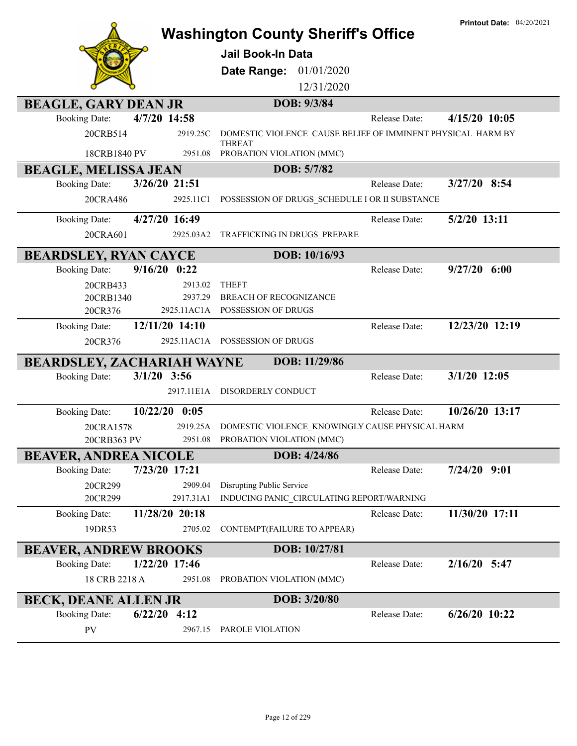# Washington County Sheriff's Office

**Printout Date:** 04/20/2021

**Jail Book-In Data**

**Date Range:** 01/01/2020 12/31/2020

## BEAGLE, GARY DEAN JR — DOB: 9/3/84

| Booking Date: | 4/7/20 14:58 | | Release Date: | 4/15/20 10:05 |
|---|---|---|---|---|
| 20CRB514 | 2919.25C | DOMESTIC VIOLENCE_CAUSE BELIEF OF IMMINENT PHYSICAL HARM BY THREAT | | |
| 18CRB1840 PV | 2951.08 | PROBATION VIOLATION (MMC) | | |

## BEAGLE, MELISSA JEAN — DOB: 5/7/82

| Booking Date: | 3/26/20 21:51 | | Release Date: | 3/27/20 8:54 |
|---|---|---|---|---|
| 20CRA486 | 2925.11C1 | POSSESSION OF DRUGS_SCHEDULE I OR II SUBSTANCE | | |

| Booking Date: | 4/27/20 16:49 | | Release Date: | 5/2/20 13:11 |
|---|---|---|---|---|
| 20CRA601 | 2925.03A2 | TRAFFICKING IN DRUGS_PREPARE | | |

## BEARDSLEY, RYAN CAYCE — DOB: 10/16/93

| Booking Date: | 9/16/20 0:22 | | Release Date: | 9/27/20 6:00 |
|---|---|---|---|---|
| 20CRB433 | 2913.02 | THEFT | | |
| 20CRB1340 | 2937.29 | BREACH OF RECOGNIZANCE | | |
| 20CR376 | 2925.11AC1A | POSSESSION OF DRUGS | | |

| Booking Date: | 12/11/20 14:10 | | Release Date: | 12/23/20 12:19 |
|---|---|---|---|---|
| 20CR376 | 2925.11AC1A | POSSESSION OF DRUGS | | |

## BEARDSLEY, ZACHARIAH WAYNE — DOB: 11/29/86

| Booking Date: | 3/1/20 3:56 | | Release Date: | 3/1/20 12:05 |
|---|---|---|---|---|
| | 2917.11E1A | DISORDERLY CONDUCT | | |

| Booking Date: | 10/22/20 0:05 | | Release Date: | 10/26/20 13:17 |
|---|---|---|---|---|
| 20CRA1578 | 2919.25A | DOMESTIC VIOLENCE_KNOWINGLY CAUSE PHYSICAL HARM | | |
| 20CRB363 PV | 2951.08 | PROBATION VIOLATION (MMC) | | |

## BEAVER, ANDREA NICOLE — DOB: 4/24/86

| Booking Date: | 7/23/20 17:21 | | Release Date: | 7/24/20 9:01 |
|---|---|---|---|---|
| 20CR299 | 2909.04 | Disrupting Public Service | | |
| 20CR299 | 2917.31A1 | INDUCING PANIC_CIRCULATING REPORT/WARNING | | |

| Booking Date: | 11/28/20 20:18 | | Release Date: | 11/30/20 17:11 |
|---|---|---|---|---|
| 19DR53 | 2705.02 | CONTEMPT(FAILURE TO APPEAR) | | |

## BEAVER, ANDREW BROOKS — DOB: 10/27/81

| Booking Date: | 1/22/20 17:46 | | Release Date: | 2/16/20 5:47 |
|---|---|---|---|---|
| 18 CRB 2218 A | 2951.08 | PROBATION VIOLATION (MMC) | | |

## BECK, DEANE ALLEN JR — DOB: 3/20/80

| Booking Date: | 6/22/20 4:12 | | Release Date: | 6/26/20 10:22 |
|---|---|---|---|---|
| PV | 2967.15 | PAROLE VIOLATION | | |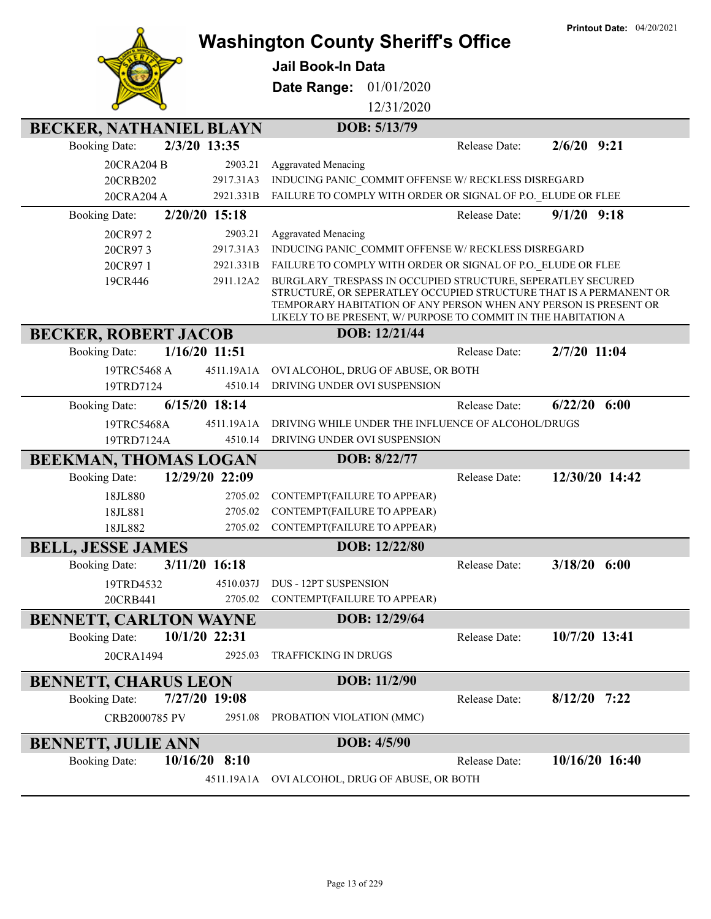Printout Date: 04/20/2021

# Washington County Sheriff's Office

## Jail Book-In Data

**Date Range:** 01/01/2020 12/31/2020

### BECKER, NATHANIEL BLAYN — DOB: 5/13/79

**Booking Date:** 2/3/20 13:35 — **Release Date:** 2/6/20 9:21

| Case | Statute | Charge |
|---|---|---|
| 20CRA204 B | 2903.21 | Aggravated Menacing |
| 20CRB202 | 2917.31A3 | INDUCING PANIC_COMMIT OFFENSE W/ RECKLESS DISREGARD |
| 20CRA204 A | 2921.331B | FAILURE TO COMPLY WITH ORDER OR SIGNAL OF P.O._ELUDE OR FLEE |

**Booking Date:** 2/20/20 15:18 — **Release Date:** 9/1/20 9:18

| Case | Statute | Charge |
|---|---|---|
| 20CR97 2 | 2903.21 | Aggravated Menacing |
| 20CR97 3 | 2917.31A3 | INDUCING PANIC_COMMIT OFFENSE W/ RECKLESS DISREGARD |
| 20CR97 1 | 2921.331B | FAILURE TO COMPLY WITH ORDER OR SIGNAL OF P.O._ELUDE OR FLEE |
| 19CR446 | 2911.12A2 | BURGLARY_TRESPASS IN OCCUPIED STRUCTURE, SEPERATLEY SECURED STRUCTURE, OR SEPERATLEY OCCUPIED STRUCTURE THAT IS A PERMANENT OR TEMPORARY HABITATION OF ANY PERSON WHEN ANY PERSON IS PRESENT OR LIKELY TO BE PRESENT, W/ PURPOSE TO COMMIT IN THE HABITATION A |

### BECKER, ROBERT JACOB — DOB: 12/21/44

**Booking Date:** 1/16/20 11:51 — **Release Date:** 2/7/20 11:04

| Case | Statute | Charge |
|---|---|---|
| 19TRC5468 A | 4511.19A1A | OVI ALCOHOL, DRUG OF ABUSE, OR BOTH |
| 19TRD7124 | 4510.14 | DRIVING UNDER OVI SUSPENSION |

**Booking Date:** 6/15/20 18:14 — **Release Date:** 6/22/20 6:00

| Case | Statute | Charge |
|---|---|---|
| 19TRC5468A | 4511.19A1A | DRIVING WHILE UNDER THE INFLUENCE OF ALCOHOL/DRUGS |
| 19TRD7124A | 4510.14 | DRIVING UNDER OVI SUSPENSION |

### BEEKMAN, THOMAS LOGAN — DOB: 8/22/77

**Booking Date:** 12/29/20 22:09 — **Release Date:** 12/30/20 14:42

| Case | Statute | Charge |
|---|---|---|
| 18JL880 | 2705.02 | CONTEMPT(FAILURE TO APPEAR) |
| 18JL881 | 2705.02 | CONTEMPT(FAILURE TO APPEAR) |
| 18JL882 | 2705.02 | CONTEMPT(FAILURE TO APPEAR) |

### BELL, JESSE JAMES — DOB: 12/22/80

**Booking Date:** 3/11/20 16:18 — **Release Date:** 3/18/20 6:00

| Case | Statute | Charge |
|---|---|---|
| 19TRD4532 | 4510.037J | DUS - 12PT SUSPENSION |
| 20CRB441 | 2705.02 | CONTEMPT(FAILURE TO APPEAR) |

### BENNETT, CARLTON WAYNE — DOB: 12/29/64

**Booking Date:** 10/1/20 22:31 — **Release Date:** 10/7/20 13:41

| Case | Statute | Charge |
|---|---|---|
| 20CRA1494 | 2925.03 | TRAFFICKING IN DRUGS |

### BENNETT, CHARUS LEON — DOB: 11/2/90

**Booking Date:** 7/27/20 19:08 — **Release Date:** 8/12/20 7:22

| Case | Statute | Charge |
|---|---|---|
| CRB2000785 PV | 2951.08 | PROBATION VIOLATION (MMC) |

### BENNETT, JULIE ANN — DOB: 4/5/90

**Booking Date:** 10/16/20 8:10 — **Release Date:** 10/16/20 16:40

| Case | Statute | Charge |
|---|---|---|
| | 4511.19A1A | OVI ALCOHOL, DRUG OF ABUSE, OR BOTH |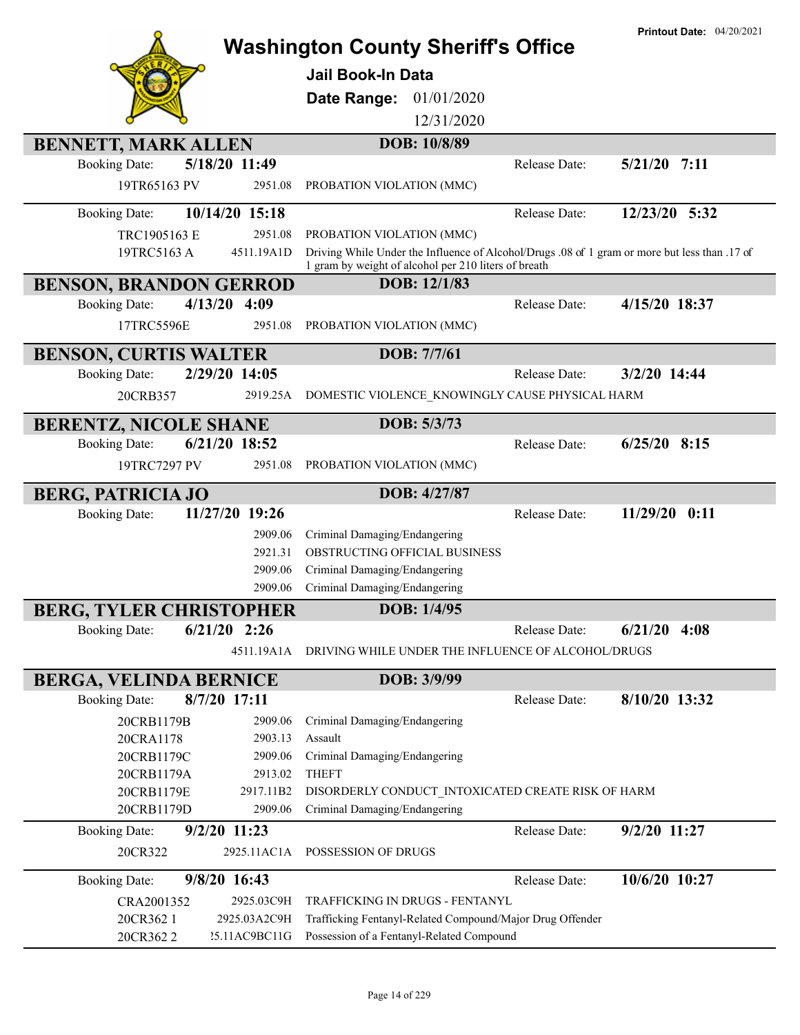# Washington County Sheriff's Office

**Jail Book-In Data**

**Date Range:** 01/01/2020 – 12/31/2020

**Printout Date:** 04/20/2021

## BENNETT, MARK ALLEN — DOB: 10/8/89

**Booking Date:** 5/18/20 11:49 — **Release Date:** 5/21/20 7:11

| Case | Statute | Charge |
|---|---|---|
| 19TR65163 PV | 2951.08 | PROBATION VIOLATION (MMC) |

**Booking Date:** 10/14/20 15:18 — **Release Date:** 12/23/20 5:32

| Case | Statute | Charge |
|---|---|---|
| TRC1905163 E | 2951.08 | PROBATION VIOLATION (MMC) |
| 19TRC5163 A | 4511.19A1D | Driving While Under the Influence of Alcohol/Drugs .08 of 1 gram or more but less than .17 of 1 gram by weight of alcohol per 210 liters of breath |

## BENSON, BRANDON GERROD — DOB: 12/1/83

**Booking Date:** 4/13/20 4:09 — **Release Date:** 4/15/20 18:37

| Case | Statute | Charge |
|---|---|---|
| 17TRC5596E | 2951.08 | PROBATION VIOLATION (MMC) |

## BENSON, CURTIS WALTER — DOB: 7/7/61

**Booking Date:** 2/29/20 14:05 — **Release Date:** 3/2/20 14:44

| Case | Statute | Charge |
|---|---|---|
| 20CRB357 | 2919.25A | DOMESTIC VIOLENCE_KNOWINGLY CAUSE PHYSICAL HARM |

## BERENTZ, NICOLE SHANE — DOB: 5/3/73

**Booking Date:** 6/21/20 18:52 — **Release Date:** 6/25/20 8:15

| Case | Statute | Charge |
|---|---|---|
| 19TRC7297 PV | 2951.08 | PROBATION VIOLATION (MMC) |

## BERG, PATRICIA JO — DOB: 4/27/87

**Booking Date:** 11/27/20 19:26 — **Release Date:** 11/29/20 0:11

| Case | Statute | Charge |
|---|---|---|
| | 2909.06 | Criminal Damaging/Endangering |
| | 2921.31 | OBSTRUCTING OFFICIAL BUSINESS |
| | 2909.06 | Criminal Damaging/Endangering |
| | 2909.06 | Criminal Damaging/Endangering |

## BERG, TYLER CHRISTOPHER — DOB: 1/4/95

**Booking Date:** 6/21/20 2:26 — **Release Date:** 6/21/20 4:08

| Case | Statute | Charge |
|---|---|---|
| | 4511.19A1A | DRIVING WHILE UNDER THE INFLUENCE OF ALCOHOL/DRUGS |

## BERGA, VELINDA BERNICE — DOB: 3/9/99

**Booking Date:** 8/7/20 17:11 — **Release Date:** 8/10/20 13:32

| Case | Statute | Charge |
|---|---|---|
| 20CRB1179B | 2909.06 | Criminal Damaging/Endangering |
| 20CRA1178 | 2903.13 | Assault |
| 20CRB1179C | 2909.06 | Criminal Damaging/Endangering |
| 20CRB1179A | 2913.02 | THEFT |
| 20CRB1179E | 2917.11B2 | DISORDERLY CONDUCT_INTOXICATED CREATE RISK OF HARM |
| 20CRB1179D | 2909.06 | Criminal Damaging/Endangering |

**Booking Date:** 9/2/20 11:23 — **Release Date:** 9/2/20 11:27

| Case | Statute | Charge |
|---|---|---|
| 20CR322 | 2925.11AC1A | POSSESSION OF DRUGS |

**Booking Date:** 9/8/20 16:43 — **Release Date:** 10/6/20 10:27

| Case | Statute | Charge |
|---|---|---|
| CRA2001352 | 2925.03C9H | TRAFFICKING IN DRUGS - FENTANYL |
| 20CR362 1 | 2925.03A2C9H | Trafficking Fentanyl-Related Compound/Major Drug Offender |
| 20CR362 2 | !5.11AC9BC11G | Possession of a Fentanyl-Related Compound |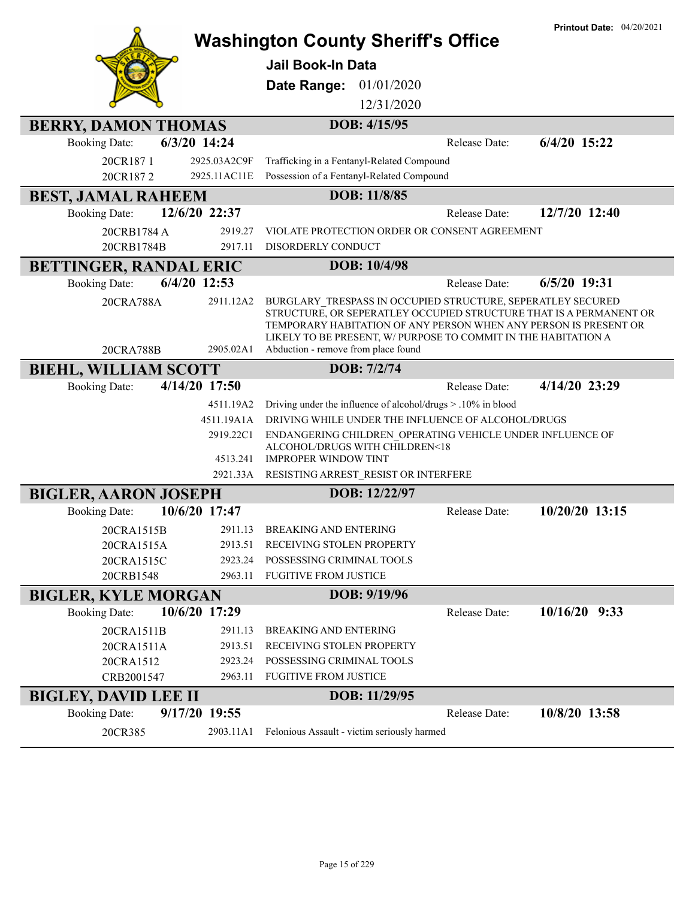Printout Date: 04/20/2021

# Washington County Sheriff's Office

## Jail Book-In Data

**Date Range:** 01/01/2020 12/31/2020

### BERRY, DAMON THOMAS — DOB: 4/15/95

Booking Date: **6/3/20 14:24** — Release Date: **6/4/20 15:22**

| Case | Statute | Charge |
|---|---|---|
| 20CR187 1 | 2925.03A2C9F | Trafficking in a Fentanyl-Related Compound |
| 20CR187 2 | 2925.11AC11E | Possession of a Fentanyl-Related Compound |

### BEST, JAMAL RAHEEM — DOB: 11/8/85

Booking Date: **12/6/20 22:37** — Release Date: **12/7/20 12:40**

| Case | Statute | Charge |
|---|---|---|
| 20CRB1784 A | 2919.27 | VIOLATE PROTECTION ORDER OR CONSENT AGREEMENT |
| 20CRB1784B | 2917.11 | DISORDERLY CONDUCT |

### BETTINGER, RANDAL ERIC — DOB: 10/4/98

Booking Date: **6/4/20 12:53** — Release Date: **6/5/20 19:31**

| Case | Statute | Charge |
|---|---|---|
| 20CRA788A | 2911.12A2 | BURGLARY_TRESPASS IN OCCUPIED STRUCTURE, SEPERATLEY SECURED STRUCTURE, OR SEPERATLEY OCCUPIED STRUCTURE THAT IS A PERMANENT OR TEMPORARY HABITATION OF ANY PERSON WHEN ANY PERSON IS PRESENT OR LIKELY TO BE PRESENT, W/ PURPOSE TO COMMIT IN THE HABITATION A |
| 20CRA788B | 2905.02A1 | Abduction - remove from place found |

### BIEHL, WILLIAM SCOTT — DOB: 7/2/74

Booking Date: **4/14/20 17:50** — Release Date: **4/14/20 23:29**

| Case | Statute | Charge |
|---|---|---|
| | 4511.19A2 | Driving under the influence of alcohol/drugs > .10% in blood |
| | 4511.19A1A | DRIVING WHILE UNDER THE INFLUENCE OF ALCOHOL/DRUGS |
| | 2919.22C1 | ENDANGERING CHILDREN_OPERATING VEHICLE UNDER INFLUENCE OF ALCOHOL/DRUGS WITH CHILDREN<18 |
| | 4513.241 | IMPROPER WINDOW TINT |
| | 2921.33A | RESISTING ARREST_RESIST OR INTERFERE |

### BIGLER, AARON JOSEPH — DOB: 12/22/97

Booking Date: **10/6/20 17:47** — Release Date: **10/20/20 13:15**

| Case | Statute | Charge |
|---|---|---|
| 20CRA1515B | 2911.13 | BREAKING AND ENTERING |
| 20CRA1515A | 2913.51 | RECEIVING STOLEN PROPERTY |
| 20CRA1515C | 2923.24 | POSSESSING CRIMINAL TOOLS |
| 20CRB1548 | 2963.11 | FUGITIVE FROM JUSTICE |

### BIGLER, KYLE MORGAN — DOB: 9/19/96

Booking Date: **10/6/20 17:29** — Release Date: **10/16/20 9:33**

| Case | Statute | Charge |
|---|---|---|
| 20CRA1511B | 2911.13 | BREAKING AND ENTERING |
| 20CRA1511A | 2913.51 | RECEIVING STOLEN PROPERTY |
| 20CRA1512 | 2923.24 | POSSESSING CRIMINAL TOOLS |
| CRB2001547 | 2963.11 | FUGITIVE FROM JUSTICE |

### BIGLEY, DAVID LEE II — DOB: 11/29/95

Booking Date: **9/17/20 19:55** — Release Date: **10/8/20 13:58**

| Case | Statute | Charge |
|---|---|---|
| 20CR385 | 2903.11A1 | Felonious Assault - victim seriously harmed |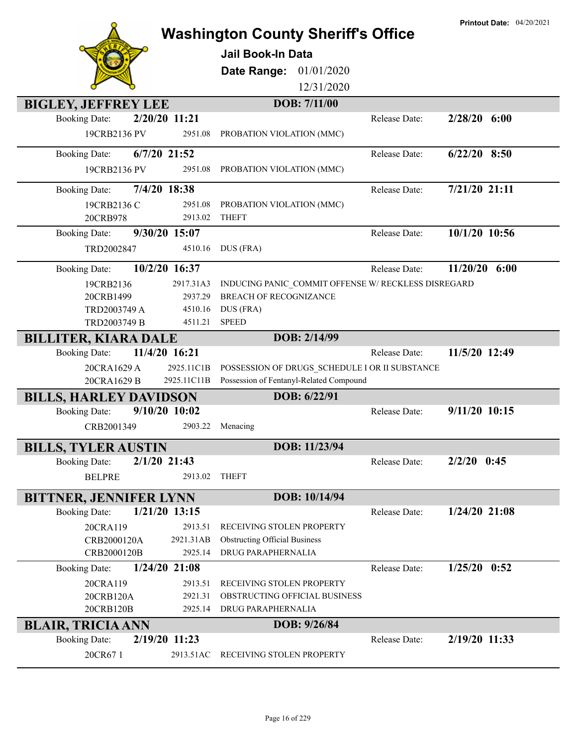# Washington County Sheriff's Office

**Printout Date:** 04/20/2021

## Jail Book-In Data

**Date Range:** 01/01/2020 – 12/31/2020

---

### BIGLEY, JEFFREY LEE — DOB: 7/11/00

**Booking Date:** 2/20/20 11:21 — **Release Date:** 2/28/20 6:00

| Case | Statute | Charge |
|---|---|---|
| 19CRB2136 PV | 2951.08 | PROBATION VIOLATION (MMC) |

**Booking Date:** 6/7/20 21:52 — **Release Date:** 6/22/20 8:50

| Case | Statute | Charge |
|---|---|---|
| 19CRB2136 PV | 2951.08 | PROBATION VIOLATION (MMC) |

**Booking Date:** 7/4/20 18:38 — **Release Date:** 7/21/20 21:11

| Case | Statute | Charge |
|---|---|---|
| 19CRB2136 C | 2951.08 | PROBATION VIOLATION (MMC) |
| 20CRB978 | 2913.02 | THEFT |

**Booking Date:** 9/30/20 15:07 — **Release Date:** 10/1/20 10:56

| Case | Statute | Charge |
|---|---|---|
| TRD2002847 | 4510.16 | DUS (FRA) |

**Booking Date:** 10/2/20 16:37 — **Release Date:** 11/20/20 6:00

| Case | Statute | Charge |
|---|---|---|
| 19CRB2136 | 2917.31A3 | INDUCING PANIC_COMMIT OFFENSE W/ RECKLESS DISREGARD |
| 20CRB1499 | 2937.29 | BREACH OF RECOGNIZANCE |
| TRD2003749 A | 4510.16 | DUS (FRA) |
| TRD2003749 B | 4511.21 | SPEED |

### BILLITER, KIARA DALE — DOB: 2/14/99

**Booking Date:** 11/4/20 16:21 — **Release Date:** 11/5/20 12:49

| Case | Statute | Charge |
|---|---|---|
| 20CRA1629 A | 2925.11C1B | POSSESSION OF DRUGS_SCHEDULE I OR II SUBSTANCE |
| 20CRA1629 B | 2925.11C11B | Possession of Fentanyl-Related Compound |

### BILLS, HARLEY DAVIDSON — DOB: 6/22/91

**Booking Date:** 9/10/20 10:02 — **Release Date:** 9/11/20 10:15

| Case | Statute | Charge |
|---|---|---|
| CRB2001349 | 2903.22 | Menacing |

### BILLS, TYLER AUSTIN — DOB: 11/23/94

**Booking Date:** 2/1/20 21:43 — **Release Date:** 2/2/20 0:45

| Case | Statute | Charge |
|---|---|---|
| BELPRE | 2913.02 | THEFT |

### BITTNER, JENNIFER LYNN — DOB: 10/14/94

**Booking Date:** 1/21/20 13:15 — **Release Date:** 1/24/20 21:08

| Case | Statute | Charge |
|---|---|---|
| 20CRA119 | 2913.51 | RECEIVING STOLEN PROPERTY |
| CRB2000120A | 2921.31AB | Obstructing Official Business |
| CRB2000120B | 2925.14 | DRUG PARAPHERNALIA |

**Booking Date:** 1/24/20 21:08 — **Release Date:** 1/25/20 0:52

| Case | Statute | Charge |
|---|---|---|
| 20CRA119 | 2913.51 | RECEIVING STOLEN PROPERTY |
| 20CRB120A | 2921.31 | OBSTRUCTING OFFICIAL BUSINESS |
| 20CRB120B | 2925.14 | DRUG PARAPHERNALIA |

### BLAIR, TRICIA ANN — DOB: 9/26/84

**Booking Date:** 2/19/20 11:23 — **Release Date:** 2/19/20 11:33

| Case | Statute | Charge |
|---|---|---|
| 20CR67 1 | 2913.51AC | RECEIVING STOLEN PROPERTY |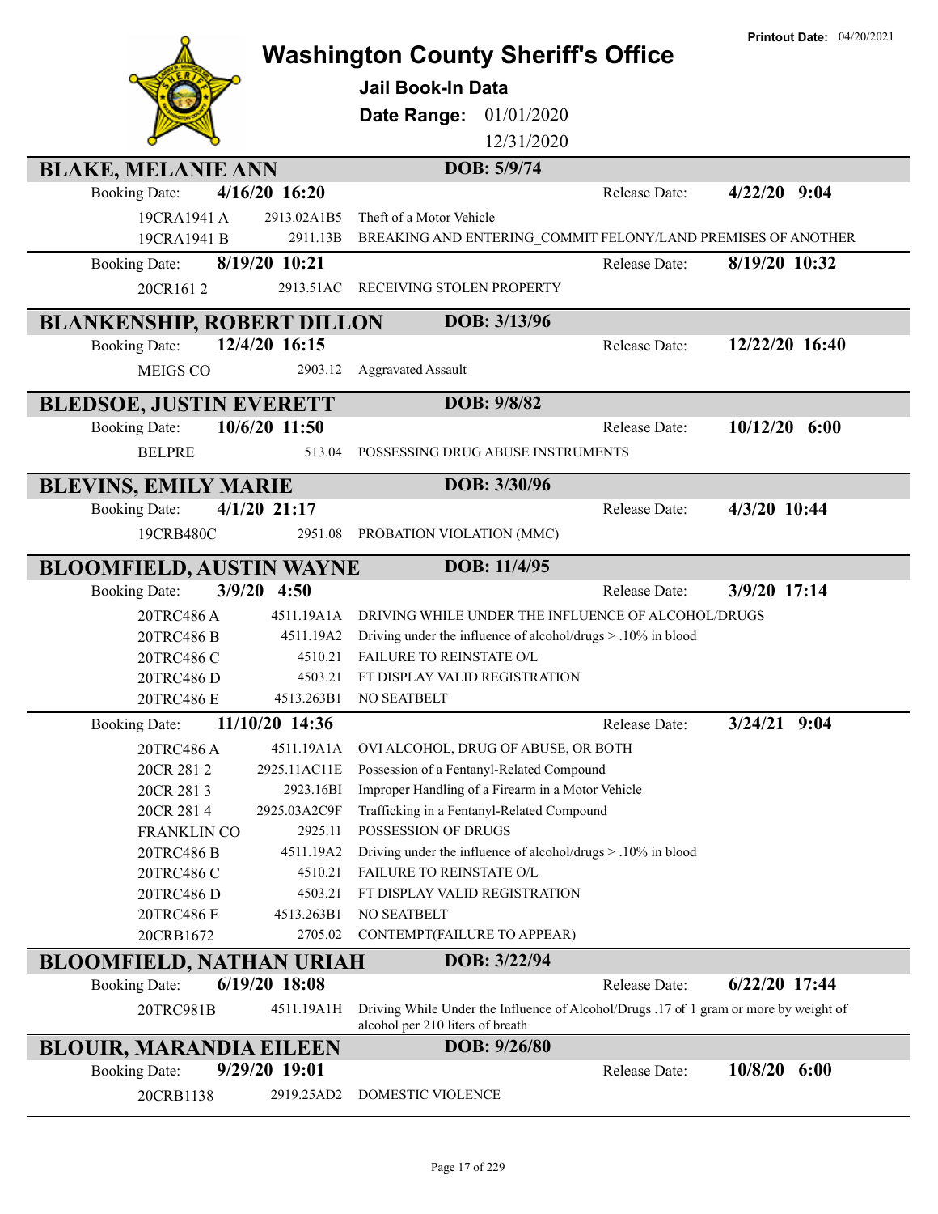# Washington County Sheriff's Office

**Jail Book-In Data**

**Date Range:** 01/01/2020 – 12/31/2020

**Printout Date:** 04/20/2021

## BLAKE, MELANIE ANN — DOB: 5/9/74

**Booking Date:** 4/16/20 16:20 — **Release Date:** 4/22/20 9:04

| Case | Statute | Charge |
|---|---|---|
| 19CRA1941 A | 2913.02A1B5 | Theft of a Motor Vehicle |
| 19CRA1941 B | 2911.13B | BREAKING AND ENTERING_COMMIT FELONY/LAND PREMISES OF ANOTHER |

**Booking Date:** 8/19/20 10:21 — **Release Date:** 8/19/20 10:32

| Case | Statute | Charge |
|---|---|---|
| 20CR161 2 | 2913.51AC | RECEIVING STOLEN PROPERTY |

## BLANKENSHIP, ROBERT DILLON — DOB: 3/13/96

**Booking Date:** 12/4/20 16:15 — **Release Date:** 12/22/20 16:40

| Case | Statute | Charge |
|---|---|---|
| MEIGS CO | 2903.12 | Aggravated Assault |

## BLEDSOE, JUSTIN EVERETT — DOB: 9/8/82

**Booking Date:** 10/6/20 11:50 — **Release Date:** 10/12/20 6:00

| Case | Statute | Charge |
|---|---|---|
| BELPRE | 513.04 | POSSESSING DRUG ABUSE INSTRUMENTS |

## BLEVINS, EMILY MARIE — DOB: 3/30/96

**Booking Date:** 4/1/20 21:17 — **Release Date:** 4/3/20 10:44

| Case | Statute | Charge |
|---|---|---|
| 19CRB480C | 2951.08 | PROBATION VIOLATION (MMC) |

## BLOOMFIELD, AUSTIN WAYNE — DOB: 11/4/95

**Booking Date:** 3/9/20 4:50 — **Release Date:** 3/9/20 17:14

| Case | Statute | Charge |
|---|---|---|
| 20TRC486 A | 4511.19A1A | DRIVING WHILE UNDER THE INFLUENCE OF ALCOHOL/DRUGS |
| 20TRC486 B | 4511.19A2 | Driving under the influence of alcohol/drugs > .10% in blood |
| 20TRC486 C | 4510.21 | FAILURE TO REINSTATE O/L |
| 20TRC486 D | 4503.21 | FT DISPLAY VALID REGISTRATION |
| 20TRC486 E | 4513.263B1 | NO SEATBELT |

**Booking Date:** 11/10/20 14:36 — **Release Date:** 3/24/21 9:04

| Case | Statute | Charge |
|---|---|---|
| 20TRC486 A | 4511.19A1A | OVI ALCOHOL, DRUG OF ABUSE, OR BOTH |
| 20CR 281 2 | 2925.11AC11E | Possession of a Fentanyl-Related Compound |
| 20CR 281 3 | 2923.16BI | Improper Handling of a Firearm in a Motor Vehicle |
| 20CR 281 4 | 2925.03A2C9F | Trafficking in a Fentanyl-Related Compound |
| FRANKLIN CO | 2925.11 | POSSESSION OF DRUGS |
| 20TRC486 B | 4511.19A2 | Driving under the influence of alcohol/drugs > .10% in blood |
| 20TRC486 C | 4510.21 | FAILURE TO REINSTATE O/L |
| 20TRC486 D | 4503.21 | FT DISPLAY VALID REGISTRATION |
| 20TRC486 E | 4513.263B1 | NO SEATBELT |
| 20CRB1672 | 2705.02 | CONTEMPT(FAILURE TO APPEAR) |

## BLOOMFIELD, NATHAN URIAH — DOB: 3/22/94

**Booking Date:** 6/19/20 18:08 — **Release Date:** 6/22/20 17:44

| Case | Statute | Charge |
|---|---|---|
| 20TRC981B | 4511.19A1H | Driving While Under the Influence of Alcohol/Drugs .17 of 1 gram or more by weight of alcohol per 210 liters of breath |

## BLOUIR, MARANDIA EILEEN — DOB: 9/26/80

**Booking Date:** 9/29/20 19:01 — **Release Date:** 10/8/20 6:00

| Case | Statute | Charge |
|---|---|---|
| 20CRB1138 | 2919.25AD2 | DOMESTIC VIOLENCE |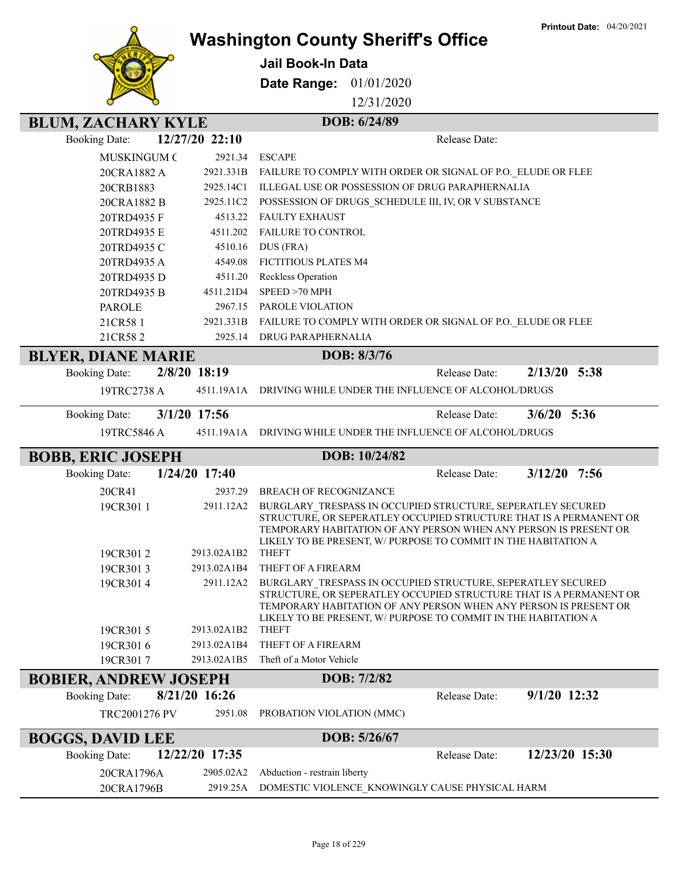# Washington County Sheriff's Office

**Printout Date:** 04/20/2021

## Jail Book-In Data

**Date Range:** 01/01/2020 – 12/31/2020

## BLUM, ZACHARY KYLE

**DOB:** 6/24/89

**Booking Date:** 12/27/20 22:10 **Release Date:**

| Case | Statute | Charge |
|---|---|---|
| MUSKINGUM C | 2921.34 | ESCAPE |
| 20CRA1882 A | 2921.331B | FAILURE TO COMPLY WITH ORDER OR SIGNAL OF P.O._ELUDE OR FLEE |
| 20CRB1883 | 2925.14C1 | ILLEGAL USE OR POSSESSION OF DRUG PARAPHERNALIA |
| 20CRA1882 B | 2925.11C2 | POSSESSION OF DRUGS_SCHEDULE III, IV, OR V SUBSTANCE |
| 20TRD4935 F | 4513.22 | FAULTY EXHAUST |
| 20TRD4935 E | 4511.202 | FAILURE TO CONTROL |
| 20TRD4935 C | 4510.16 | DUS (FRA) |
| 20TRD4935 A | 4549.08 | FICTITIOUS PLATES M4 |
| 20TRD4935 D | 4511.20 | Reckless Operation |
| 20TRD4935 B | 4511.21D4 | SPEED >70 MPH |
| PAROLE | 2967.15 | PAROLE VIOLATION |
| 21CR58 1 | 2921.331B | FAILURE TO COMPLY WITH ORDER OR SIGNAL OF P.O._ELUDE OR FLEE |
| 21CR58 2 | 2925.14 | DRUG PARAPHERNALIA |

## BLYER, DIANE MARIE

**DOB:** 8/3/76

**Booking Date:** 2/8/20 18:19 **Release Date:** 2/13/20 5:38

| Case | Statute | Charge |
|---|---|---|
| 19TRC2738 A | 4511.19A1A | DRIVING WHILE UNDER THE INFLUENCE OF ALCOHOL/DRUGS |

**Booking Date:** 3/1/20 17:56 **Release Date:** 3/6/20 5:36

| Case | Statute | Charge |
|---|---|---|
| 19TRC5846 A | 4511.19A1A | DRIVING WHILE UNDER THE INFLUENCE OF ALCOHOL/DRUGS |

## BOBB, ERIC JOSEPH

**DOB:** 10/24/82

**Booking Date:** 1/24/20 17:40 **Release Date:** 3/12/20 7:56

| Case | Statute | Charge |
|---|---|---|
| 20CR41 | 2937.29 | BREACH OF RECOGNIZANCE |
| 19CR301 1 | 2911.12A2 | BURGLARY_TRESPASS IN OCCUPIED STRUCTURE, SEPERATLEY SECURED STRUCTURE, OR SEPERATLEY OCCUPIED STRUCTURE THAT IS A PERMANENT OR TEMPORARY HABITATION OF ANY PERSON WHEN ANY PERSON IS PRESENT OR LIKELY TO BE PRESENT, W/ PURPOSE TO COMMIT IN THE HABITATION A |
| 19CR301 2 | 2913.02A1B2 | THEFT |
| 19CR301 3 | 2913.02A1B4 | THEFT OF A FIREARM |
| 19CR301 4 | 2911.12A2 | BURGLARY_TRESPASS IN OCCUPIED STRUCTURE, SEPERATLEY SECURED STRUCTURE, OR SEPERATLEY OCCUPIED STRUCTURE THAT IS A PERMANENT OR TEMPORARY HABITATION OF ANY PERSON WHEN ANY PERSON IS PRESENT OR LIKELY TO BE PRESENT, W/ PURPOSE TO COMMIT IN THE HABITATION A |
| 19CR301 5 | 2913.02A1B2 | THEFT |
| 19CR301 6 | 2913.02A1B4 | THEFT OF A FIREARM |
| 19CR301 7 | 2913.02A1B5 | Theft of a Motor Vehicle |

## BOBIER, ANDREW JOSEPH

**DOB:** 7/2/82

**Booking Date:** 8/21/20 16:26 **Release Date:** 9/1/20 12:32

| Case | Statute | Charge |
|---|---|---|
| TRC2001276 PV | 2951.08 | PROBATION VIOLATION (MMC) |

## BOGGS, DAVID LEE

**DOB:** 5/26/67

**Booking Date:** 12/22/20 17:35 **Release Date:** 12/23/20 15:30

| Case | Statute | Charge |
|---|---|---|
| 20CRA1796A | 2905.02A2 | Abduction - restrain liberty |
| 20CRA1796B | 2919.25A | DOMESTIC VIOLENCE_KNOWINGLY CAUSE PHYSICAL HARM |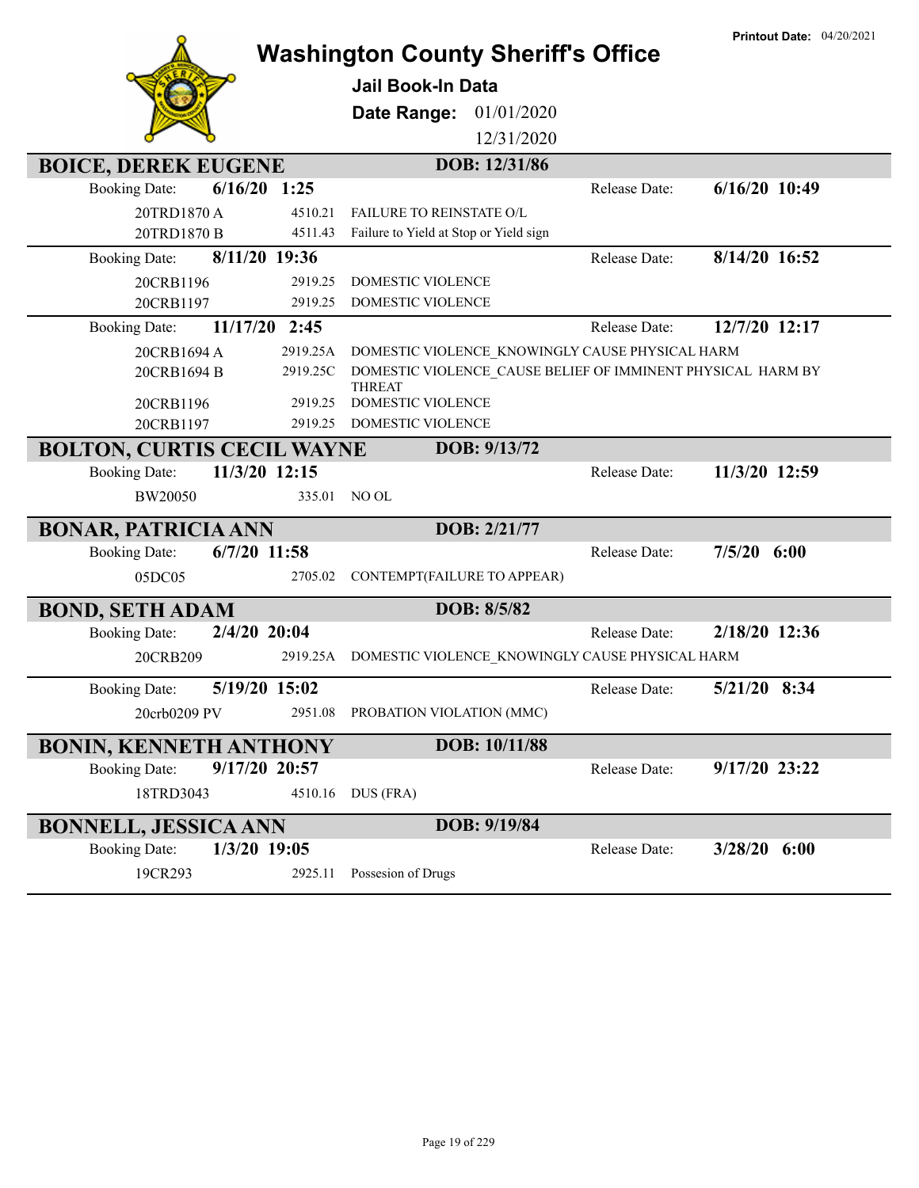# Washington County Sheriff's Office

**Printout Date:** 04/20/2021

## Jail Book-In Data

**Date Range:** 01/01/2020 12/31/2020

## BOICE, DEREK EUGENE

**DOB: 12/31/86**

**Booking Date:** 6/16/20 1:25 — **Release Date:** 6/16/20 10:49

| Case | Statute | Charge |
|---|---|---|
| 20TRD1870 A | 4510.21 | FAILURE TO REINSTATE O/L |
| 20TRD1870 B | 4511.43 | Failure to Yield at Stop or Yield sign |

**Booking Date:** 8/11/20 19:36 — **Release Date:** 8/14/20 16:52

| Case | Statute | Charge |
|---|---|---|
| 20CRB1196 | 2919.25 | DOMESTIC VIOLENCE |
| 20CRB1197 | 2919.25 | DOMESTIC VIOLENCE |

**Booking Date:** 11/17/20 2:45 — **Release Date:** 12/7/20 12:17

| Case | Statute | Charge |
|---|---|---|
| 20CRB1694 A | 2919.25A | DOMESTIC VIOLENCE_KNOWINGLY CAUSE PHYSICAL HARM |
| 20CRB1694 B | 2919.25C | DOMESTIC VIOLENCE_CAUSE BELIEF OF IMMINENT PHYSICAL HARM BY THREAT |
| 20CRB1196 | 2919.25 | DOMESTIC VIOLENCE |
| 20CRB1197 | 2919.25 | DOMESTIC VIOLENCE |

## BOLTON, CURTIS CECIL WAYNE

**DOB: 9/13/72**

**Booking Date:** 11/3/20 12:15 — **Release Date:** 11/3/20 12:59

| Case | Statute | Charge |
|---|---|---|
| BW20050 | 335.01 | NO OL |

## BONAR, PATRICIA ANN

**DOB: 2/21/77**

**Booking Date:** 6/7/20 11:58 — **Release Date:** 7/5/20 6:00

| Case | Statute | Charge |
|---|---|---|
| 05DC05 | 2705.02 | CONTEMPT(FAILURE TO APPEAR) |

## BOND, SETH ADAM

**DOB: 8/5/82**

**Booking Date:** 2/4/20 20:04 — **Release Date:** 2/18/20 12:36

| Case | Statute | Charge |
|---|---|---|
| 20CRB209 | 2919.25A | DOMESTIC VIOLENCE_KNOWINGLY CAUSE PHYSICAL HARM |

**Booking Date:** 5/19/20 15:02 — **Release Date:** 5/21/20 8:34

| Case | Statute | Charge |
|---|---|---|
| 20crb0209 PV | 2951.08 | PROBATION VIOLATION (MMC) |

## BONIN, KENNETH ANTHONY

**DOB: 10/11/88**

**Booking Date:** 9/17/20 20:57 — **Release Date:** 9/17/20 23:22

| Case | Statute | Charge |
|---|---|---|
| 18TRD3043 | 4510.16 | DUS (FRA) |

## BONNELL, JESSICA ANN

**DOB: 9/19/84**

**Booking Date:** 1/3/20 19:05 — **Release Date:** 3/28/20 6:00

| Case | Statute | Charge |
|---|---|---|
| 19CR293 | 2925.11 | Possesion of Drugs |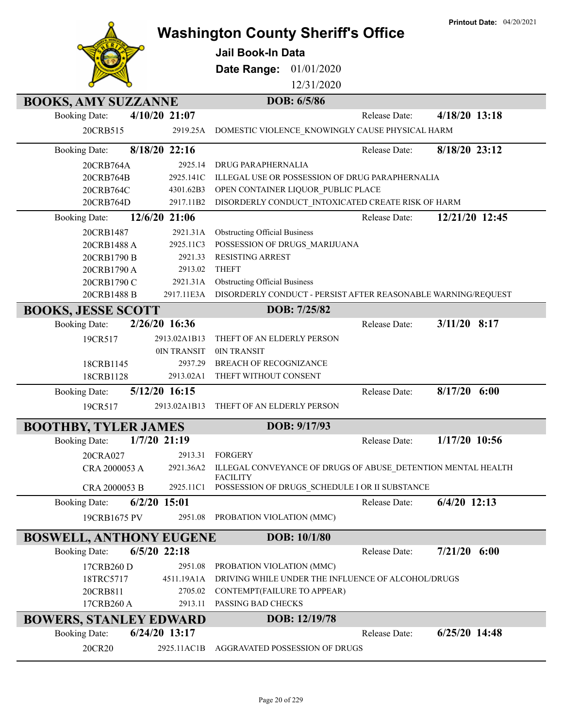Printout Date: 04/20/2021

# Washington County Sheriff's Office

## Jail Book-In Data

**Date Range:** 01/01/2020 – 12/31/2020

## BOOKS, AMY SUZZANNE — DOB: 6/5/86

**Booking Date:** 4/10/20 21:07 — **Release Date:** 4/18/20 13:18

| Case | Statute | Charge |
|---|---|---|
| 20CRB515 | 2919.25A | DOMESTIC VIOLENCE_KNOWINGLY CAUSE PHYSICAL HARM |

**Booking Date:** 8/18/20 22:16 — **Release Date:** 8/18/20 23:12

| Case | Statute | Charge |
|---|---|---|
| 20CRB764A | 2925.14 | DRUG PARAPHERNALIA |
| 20CRB764B | 2925.141C | ILLEGAL USE OR POSSESSION OF DRUG PARAPHERNALIA |
| 20CRB764C | 4301.62B3 | OPEN CONTAINER LIQUOR_PUBLIC PLACE |
| 20CRB764D | 2917.11B2 | DISORDERLY CONDUCT_INTOXICATED CREATE RISK OF HARM |

**Booking Date:** 12/6/20 21:06 — **Release Date:** 12/21/20 12:45

| Case | Statute | Charge |
|---|---|---|
| 20CRB1487 | 2921.31A | Obstructing Official Business |
| 20CRB1488 A | 2925.11C3 | POSSESSION OF DRUGS_MARIJUANA |
| 20CRB1790 B | 2921.33 | RESISTING ARREST |
| 20CRB1790 A | 2913.02 | THEFT |
| 20CRB1790 C | 2921.31A | Obstructing Official Business |
| 20CRB1488 B | 2917.11E3A | DISORDERLY CONDUCT - PERSIST AFTER REASONABLE WARNING/REQUEST |

## BOOKS, JESSE SCOTT — DOB: 7/25/82

**Booking Date:** 2/26/20 16:36 — **Release Date:** 3/11/20 8:17

| Case | Statute | Charge |
|---|---|---|
| 19CR517 | 2913.02A1B13 | THEFT OF AN ELDERLY PERSON |
| | 0IN TRANSIT | 0IN TRANSIT |
| 18CRB1145 | 2937.29 | BREACH OF RECOGNIZANCE |
| 18CRB1128 | 2913.02A1 | THEFT WITHOUT CONSENT |

**Booking Date:** 5/12/20 16:15 — **Release Date:** 8/17/20 6:00

| Case | Statute | Charge |
|---|---|---|
| 19CR517 | 2913.02A1B13 | THEFT OF AN ELDERLY PERSON |

## BOOTHBY, TYLER JAMES — DOB: 9/17/93

**Booking Date:** 1/7/20 21:19 — **Release Date:** 1/17/20 10:56

| Case | Statute | Charge |
|---|---|---|
| 20CRA027 | 2913.31 | FORGERY |
| CRA 2000053 A | 2921.36A2 | ILLEGAL CONVEYANCE OF DRUGS OF ABUSE_DETENTION MENTAL HEALTH FACILITY |
| CRA 2000053 B | 2925.11C1 | POSSESSION OF DRUGS_SCHEDULE I OR II SUBSTANCE |

**Booking Date:** 6/2/20 15:01 — **Release Date:** 6/4/20 12:13

| Case | Statute | Charge |
|---|---|---|
| 19CRB1675 PV | 2951.08 | PROBATION VIOLATION (MMC) |

## BOSWELL, ANTHONY EUGENE — DOB: 10/1/80

**Booking Date:** 6/5/20 22:18 — **Release Date:** 7/21/20 6:00

| Case | Statute | Charge |
|---|---|---|
| 17CRB260 D | 2951.08 | PROBATION VIOLATION (MMC) |
| 18TRC5717 | 4511.19A1A | DRIVING WHILE UNDER THE INFLUENCE OF ALCOHOL/DRUGS |
| 20CRB811 | 2705.02 | CONTEMPT(FAILURE TO APPEAR) |
| 17CRB260 A | 2913.11 | PASSING BAD CHECKS |

## BOWERS, STANLEY EDWARD — DOB: 12/19/78

**Booking Date:** 6/24/20 13:17 — **Release Date:** 6/25/20 14:48

| Case | Statute | Charge |
|---|---|---|
| 20CR20 | 2925.11AC1B | AGGRAVATED POSSESSION OF DRUGS |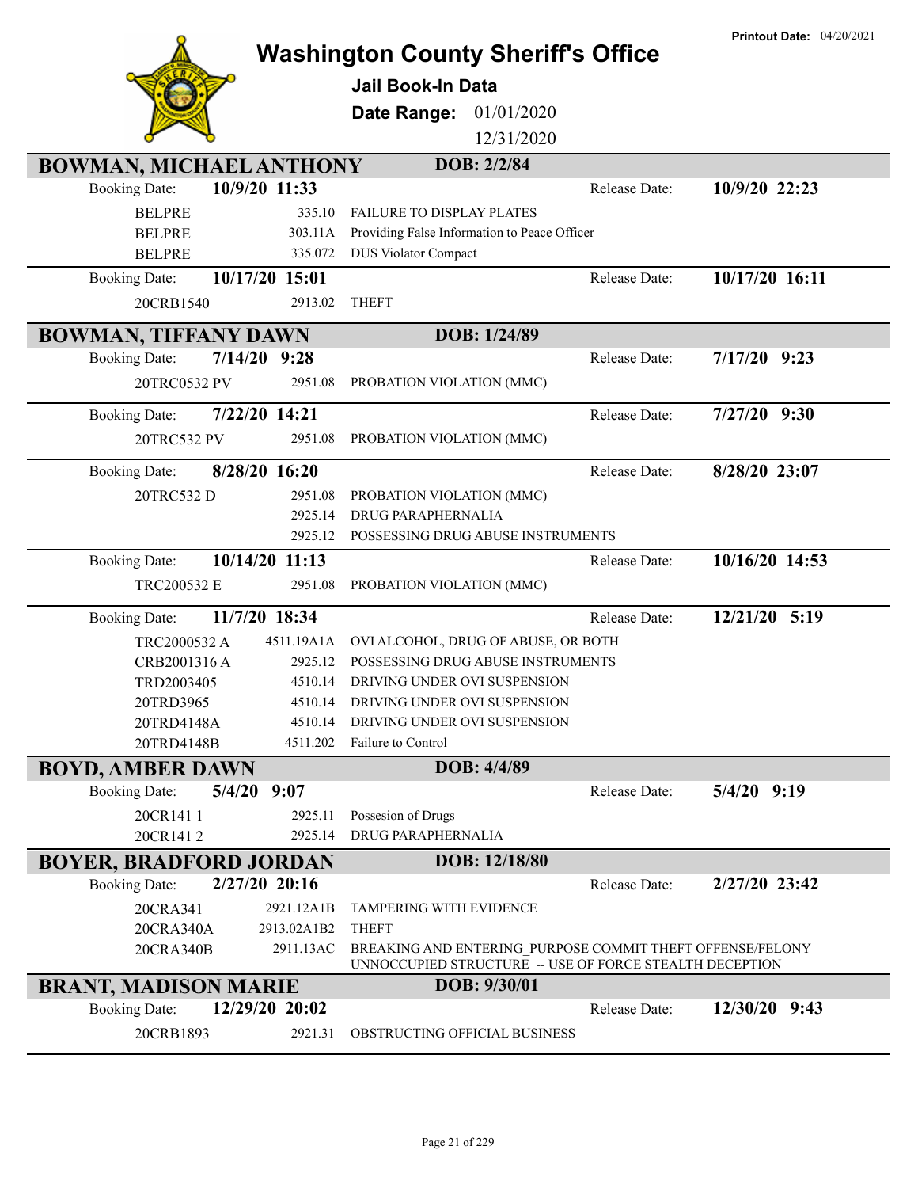**Printout Date:** 04/20/2021

# Washington County Sheriff's Office

## Jail Book-In Data

**Date Range:** 01/01/2020 – 12/31/2020

### BOWMAN, MICHAEL ANTHONY — DOB: 2/2/84

**Booking Date:** 10/9/20 11:33 — **Release Date:** 10/9/20 22:23

| Case | Statute | Charge |
|---|---|---|
| BELPRE | 335.10 | FAILURE TO DISPLAY PLATES |
| BELPRE | 303.11A | Providing False Information to Peace Officer |
| BELPRE | 335.072 | DUS Violator Compact |

**Booking Date:** 10/17/20 15:01 — **Release Date:** 10/17/20 16:11

| Case | Statute | Charge |
|---|---|---|
| 20CRB1540 | 2913.02 | THEFT |

### BOWMAN, TIFFANY DAWN — DOB: 1/24/89

**Booking Date:** 7/14/20 9:28 — **Release Date:** 7/17/20 9:23

| Case | Statute | Charge |
|---|---|---|
| 20TRC0532 PV | 2951.08 | PROBATION VIOLATION (MMC) |

**Booking Date:** 7/22/20 14:21 — **Release Date:** 7/27/20 9:30

| Case | Statute | Charge |
|---|---|---|
| 20TRC532 PV | 2951.08 | PROBATION VIOLATION (MMC) |

**Booking Date:** 8/28/20 16:20 — **Release Date:** 8/28/20 23:07

| Case | Statute | Charge |
|---|---|---|
| 20TRC532 D | 2951.08 | PROBATION VIOLATION (MMC) |
| | 2925.14 | DRUG PARAPHERNALIA |
| | 2925.12 | POSSESSING DRUG ABUSE INSTRUMENTS |

**Booking Date:** 10/14/20 11:13 — **Release Date:** 10/16/20 14:53

| Case | Statute | Charge |
|---|---|---|
| TRC200532 E | 2951.08 | PROBATION VIOLATION (MMC) |

**Booking Date:** 11/7/20 18:34 — **Release Date:** 12/21/20 5:19

| Case | Statute | Charge |
|---|---|---|
| TRC2000532 A | 4511.19A1A | OVI ALCOHOL, DRUG OF ABUSE, OR BOTH |
| CRB2001316 A | 2925.12 | POSSESSING DRUG ABUSE INSTRUMENTS |
| TRD2003405 | 4510.14 | DRIVING UNDER OVI SUSPENSION |
| 20TRD3965 | 4510.14 | DRIVING UNDER OVI SUSPENSION |
| 20TRD4148A | 4510.14 | DRIVING UNDER OVI SUSPENSION |
| 20TRD4148B | 4511.202 | Failure to Control |

### BOYD, AMBER DAWN — DOB: 4/4/89

**Booking Date:** 5/4/20 9:07 — **Release Date:** 5/4/20 9:19

| Case | Statute | Charge |
|---|---|---|
| 20CR141 1 | 2925.11 | Possesion of Drugs |
| 20CR141 2 | 2925.14 | DRUG PARAPHERNALIA |

### BOYER, BRADFORD JORDAN — DOB: 12/18/80

**Booking Date:** 2/27/20 20:16 — **Release Date:** 2/27/20 23:42

| Case | Statute | Charge |
|---|---|---|
| 20CRA341 | 2921.12A1B | TAMPERING WITH EVIDENCE |
| 20CRA340A | 2913.02A1B2 | THEFT |
| 20CRA340B | 2911.13AC | BREAKING AND ENTERING_PURPOSE COMMIT THEFT OFFENSE/FELONY UNNOCCUPIED STRUCTURE -- USE OF FORCE STEALTH DECEPTION |

### BRANT, MADISON MARIE — DOB: 9/30/01

**Booking Date:** 12/29/20 20:02 — **Release Date:** 12/30/20 9:43

| Case | Statute | Charge |
|---|---|---|
| 20CRB1893 | 2921.31 | OBSTRUCTING OFFICIAL BUSINESS |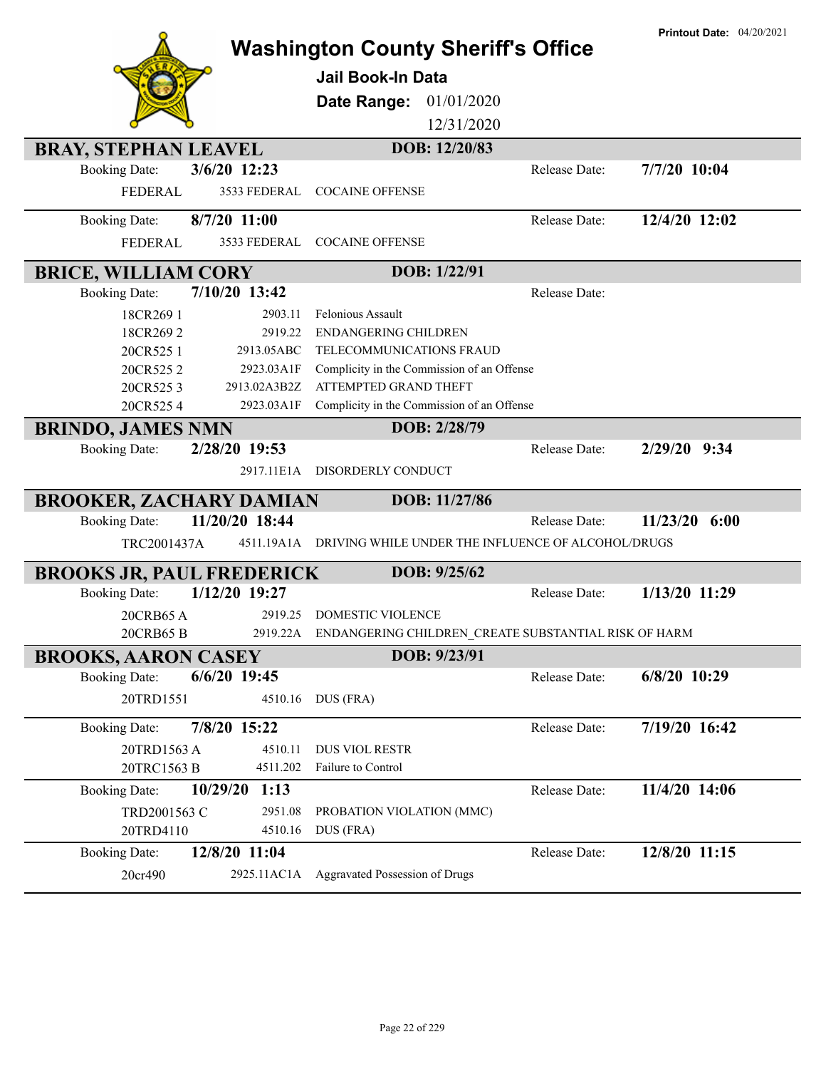# Washington County Sheriff's Office

**Printout Date:** 04/20/2021

## Jail Book-In Data

**Date Range:** 01/01/2020 12/31/2020

---

### BRAY, STEPHAN LEAVEL — DOB: 12/20/83

**Booking Date:** 3/6/20 12:23 — **Release Date:** 7/7/20 10:04

| Case | Statute | Charge |
|---|---|---|
| FEDERAL | 3533 FEDERAL | COCAINE OFFENSE |

**Booking Date:** 8/7/20 11:00 — **Release Date:** 12/4/20 12:02

| Case | Statute | Charge |
|---|---|---|
| FEDERAL | 3533 FEDERAL | COCAINE OFFENSE |

### BRICE, WILLIAM CORY — DOB: 1/22/91

**Booking Date:** 7/10/20 13:42 — **Release Date:**

| Case | Statute | Charge |
|---|---|---|
| 18CR269 1 | 2903.11 | Felonious Assault |
| 18CR269 2 | 2919.22 | ENDANGERING CHILDREN |
| 20CR525 1 | 2913.05ABC | TELECOMMUNICATIONS FRAUD |
| 20CR525 2 | 2923.03A1F | Complicity in the Commission of an Offense |
| 20CR525 3 | 2913.02A3B2Z | ATTEMPTED GRAND THEFT |
| 20CR525 4 | 2923.03A1F | Complicity in the Commission of an Offense |

### BRINDO, JAMES NMN — DOB: 2/28/79

**Booking Date:** 2/28/20 19:53 — **Release Date:** 2/29/20 9:34

| Case | Statute | Charge |
|---|---|---|
| | 2917.11E1A | DISORDERLY CONDUCT |

### BROOKER, ZACHARY DAMIAN — DOB: 11/27/86

**Booking Date:** 11/20/20 18:44 — **Release Date:** 11/23/20 6:00

| Case | Statute | Charge |
|---|---|---|
| TRC2001437A | 4511.19A1A | DRIVING WHILE UNDER THE INFLUENCE OF ALCOHOL/DRUGS |

### BROOKS JR, PAUL FREDERICK — DOB: 9/25/62

**Booking Date:** 1/12/20 19:27 — **Release Date:** 1/13/20 11:29

| Case | Statute | Charge |
|---|---|---|
| 20CRB65 A | 2919.25 | DOMESTIC VIOLENCE |
| 20CRB65 B | 2919.22A | ENDANGERING CHILDREN_CREATE SUBSTANTIAL RISK OF HARM |

### BROOKS, AARON CASEY — DOB: 9/23/91

**Booking Date:** 6/6/20 19:45 — **Release Date:** 6/8/20 10:29

| Case | Statute | Charge |
|---|---|---|
| 20TRD1551 | 4510.16 | DUS (FRA) |

**Booking Date:** 7/8/20 15:22 — **Release Date:** 7/19/20 16:42

| Case | Statute | Charge |
|---|---|---|
| 20TRD1563 A | 4510.11 | DUS VIOL RESTR |
| 20TRC1563 B | 4511.202 | Failure to Control |

**Booking Date:** 10/29/20 1:13 — **Release Date:** 11/4/20 14:06

| Case | Statute | Charge |
|---|---|---|
| TRD2001563 C | 2951.08 | PROBATION VIOLATION (MMC) |
| 20TRD4110 | 4510.16 | DUS (FRA) |

**Booking Date:** 12/8/20 11:04 — **Release Date:** 12/8/20 11:15

| Case | Statute | Charge |
|---|---|---|
| 20cr490 | 2925.11AC1A | Aggravated Possession of Drugs |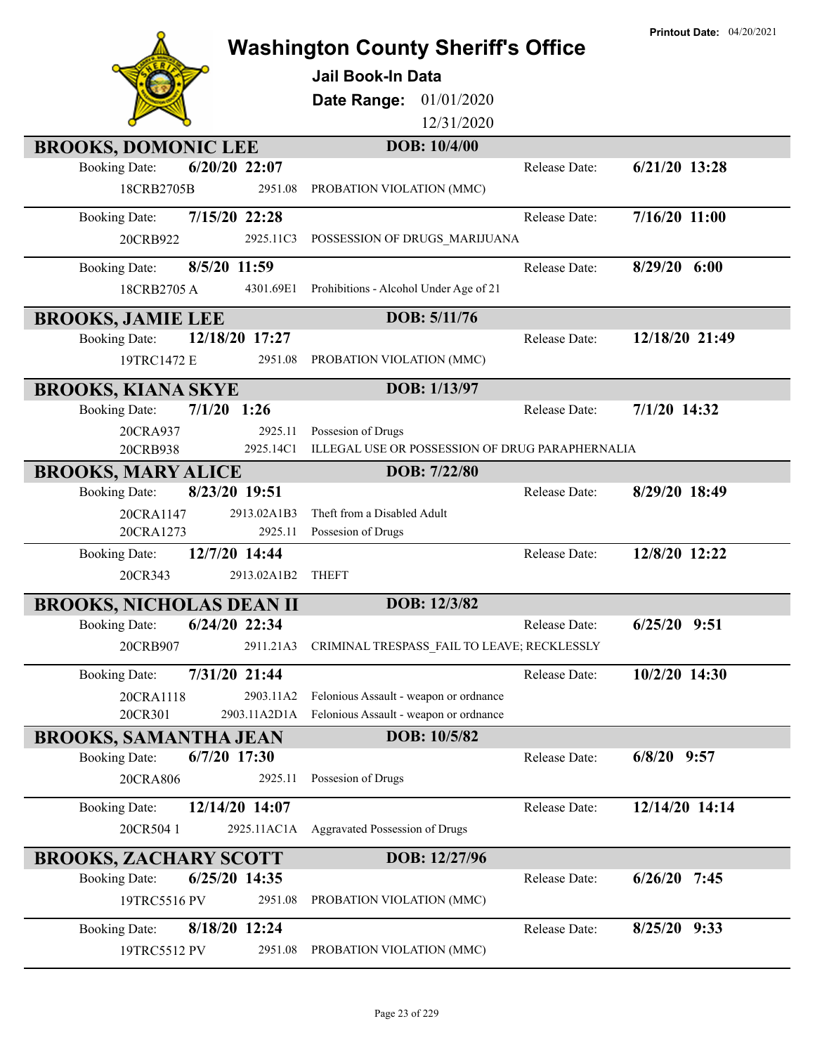# Washington County Sheriff's Office

**Printout Date:** 04/20/2021

## Jail Book-In Data

**Date Range:** 01/01/2020 12/31/2020

### BROOKS, DOMONIC LEE — DOB: 10/4/00

| Booking Date | Case | Statute | Charge | Release Date |
|---|---|---|---|---|
| 6/20/20 22:07 | 18CRB2705B | 2951.08 | PROBATION VIOLATION (MMC) | 6/21/20 13:28 |
| 7/15/20 22:28 | 20CRB922 | 2925.11C3 | POSSESSION OF DRUGS_MARIJUANA | 7/16/20 11:00 |
| 8/5/20 11:59 | 18CRB2705 A | 4301.69E1 | Prohibitions - Alcohol Under Age of 21 | 8/29/20 6:00 |

### BROOKS, JAMIE LEE — DOB: 5/11/76

| Booking Date | Case | Statute | Charge | Release Date |
|---|---|---|---|---|
| 12/18/20 17:27 | 19TRC1472 E | 2951.08 | PROBATION VIOLATION (MMC) | 12/18/20 21:49 |

### BROOKS, KIANA SKYE — DOB: 1/13/97

| Booking Date | Case | Statute | Charge | Release Date |
|---|---|---|---|---|
| 7/1/20 1:26 | 20CRA937 | 2925.11 | Possesion of Drugs | 7/1/20 14:32 |
| | 20CRB938 | 2925.14C1 | ILLEGAL USE OR POSSESSION OF DRUG PARAPHERNALIA | |

### BROOKS, MARY ALICE — DOB: 7/22/80

| Booking Date | Case | Statute | Charge | Release Date |
|---|---|---|---|---|
| 8/23/20 19:51 | 20CRA1147 | 2913.02A1B3 | Theft from a Disabled Adult | 8/29/20 18:49 |
| | 20CRA1273 | 2925.11 | Possesion of Drugs | |
| 12/7/20 14:44 | 20CR343 | 2913.02A1B2 | THEFT | 12/8/20 12:22 |

### BROOKS, NICHOLAS DEAN II — DOB: 12/3/82

| Booking Date | Case | Statute | Charge | Release Date |
|---|---|---|---|---|
| 6/24/20 22:34 | 20CRB907 | 2911.21A3 | CRIMINAL TRESPASS_FAIL TO LEAVE; RECKLESSLY | 6/25/20 9:51 |
| 7/31/20 21:44 | 20CRA1118 | 2903.11A2 | Felonious Assault - weapon or ordnance | 10/2/20 14:30 |
| | 20CR301 | 2903.11A2D1A | Felonious Assault - weapon or ordnance | |

### BROOKS, SAMANTHA JEAN — DOB: 10/5/82

| Booking Date | Case | Statute | Charge | Release Date |
|---|---|---|---|---|
| 6/7/20 17:30 | 20CRA806 | 2925.11 | Possesion of Drugs | 6/8/20 9:57 |
| 12/14/20 14:07 | 20CR504 1 | 2925.11AC1A | Aggravated Possession of Drugs | 12/14/20 14:14 |

### BROOKS, ZACHARY SCOTT — DOB: 12/27/96

| Booking Date | Case | Statute | Charge | Release Date |
|---|---|---|---|---|
| 6/25/20 14:35 | 19TRC5516 PV | 2951.08 | PROBATION VIOLATION (MMC) | 6/26/20 7:45 |
| 8/18/20 12:24 | 19TRC5512 PV | 2951.08 | PROBATION VIOLATION (MMC) | 8/25/20 9:33 |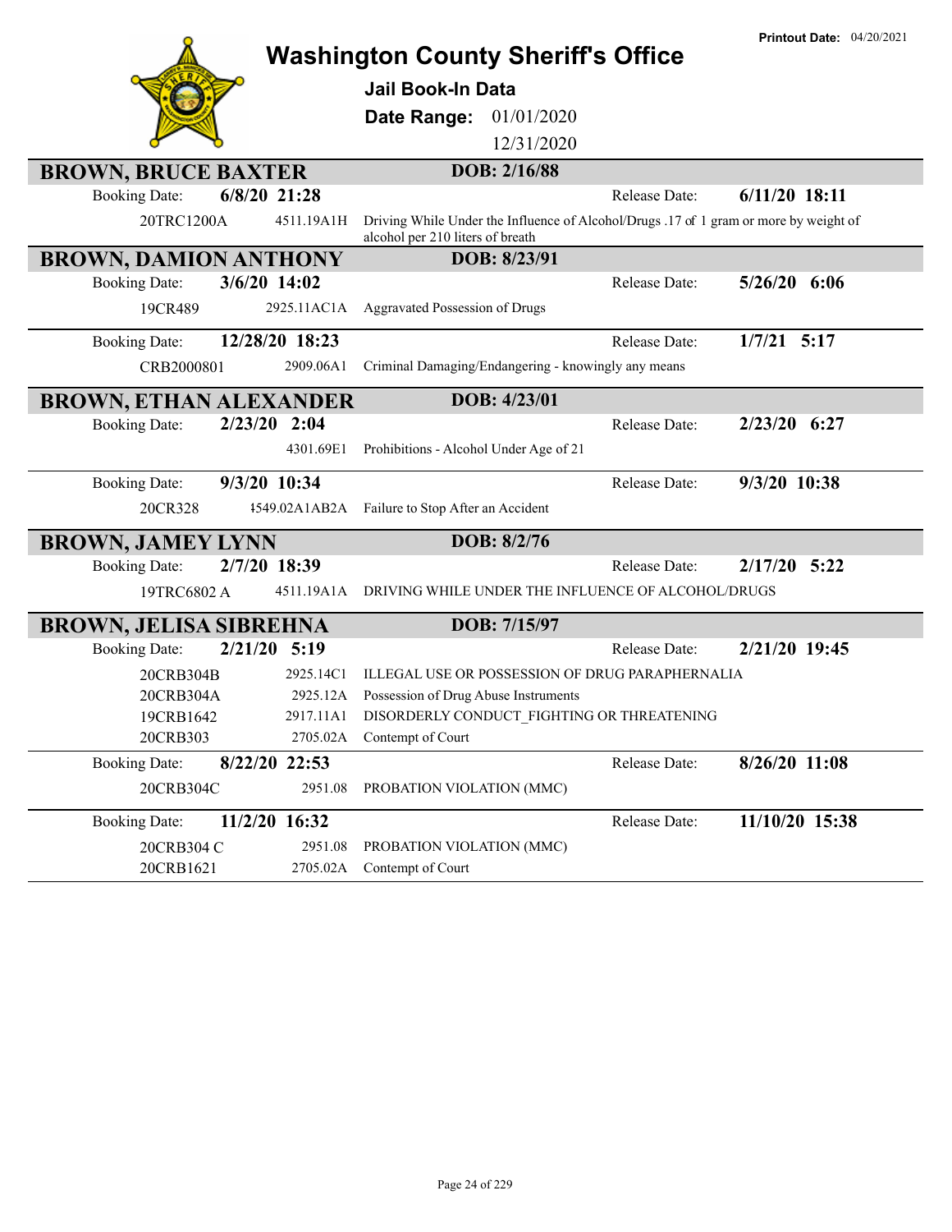# Washington County Sheriff's Office

**Printout Date:** 04/20/2021

## Jail Book-In Data

**Date Range:** 01/01/2020 – 12/31/2020

---

### BROWN, BRUCE BAXTER — DOB: 2/16/88

**Booking Date:** 6/8/20 21:28 | **Release Date:** 6/11/20 18:11

| Case | Statute | Charge |
|---|---|---|
| 20TRC1200A | 4511.19A1H | Driving While Under the Influence of Alcohol/Drugs .17 of 1 gram or more by weight of alcohol per 210 liters of breath |

---

### BROWN, DAMION ANTHONY — DOB: 8/23/91

**Booking Date:** 3/6/20 14:02 | **Release Date:** 5/26/20 6:06

| Case | Statute | Charge |
|---|---|---|
| 19CR489 | 2925.11AC1A | Aggravated Possession of Drugs |

**Booking Date:** 12/28/20 18:23 | **Release Date:** 1/7/21 5:17

| Case | Statute | Charge |
|---|---|---|
| CRB2000801 | 2909.06A1 | Criminal Damaging/Endangering - knowingly any means |

---

### BROWN, ETHAN ALEXANDER — DOB: 4/23/01

**Booking Date:** 2/23/20 2:04 | **Release Date:** 2/23/20 6:27

| Case | Statute | Charge |
|---|---|---|
| | 4301.69E1 | Prohibitions - Alcohol Under Age of 21 |

**Booking Date:** 9/3/20 10:34 | **Release Date:** 9/3/20 10:38

| Case | Statute | Charge |
|---|---|---|
| 20CR328 | 4549.02A1AB2A | Failure to Stop After an Accident |

---

### BROWN, JAMEY LYNN — DOB: 8/2/76

**Booking Date:** 2/7/20 18:39 | **Release Date:** 2/17/20 5:22

| Case | Statute | Charge |
|---|---|---|
| 19TRC6802 A | 4511.19A1A | DRIVING WHILE UNDER THE INFLUENCE OF ALCOHOL/DRUGS |

---

### BROWN, JELISA SIBREHNA — DOB: 7/15/97

**Booking Date:** 2/21/20 5:19 | **Release Date:** 2/21/20 19:45

| Case | Statute | Charge |
|---|---|---|
| 20CRB304B | 2925.14C1 | ILLEGAL USE OR POSSESSION OF DRUG PARAPHERNALIA |
| 20CRB304A | 2925.12A | Possession of Drug Abuse Instruments |
| 19CRB1642 | 2917.11A1 | DISORDERLY CONDUCT_FIGHTING OR THREATENING |
| 20CRB303 | 2705.02A | Contempt of Court |

**Booking Date:** 8/22/20 22:53 | **Release Date:** 8/26/20 11:08

| Case | Statute | Charge |
|---|---|---|
| 20CRB304C | 2951.08 | PROBATION VIOLATION (MMC) |

**Booking Date:** 11/2/20 16:32 | **Release Date:** 11/10/20 15:38

| Case | Statute | Charge |
|---|---|---|
| 20CRB304 C | 2951.08 | PROBATION VIOLATION (MMC) |
| 20CRB1621 | 2705.02A | Contempt of Court |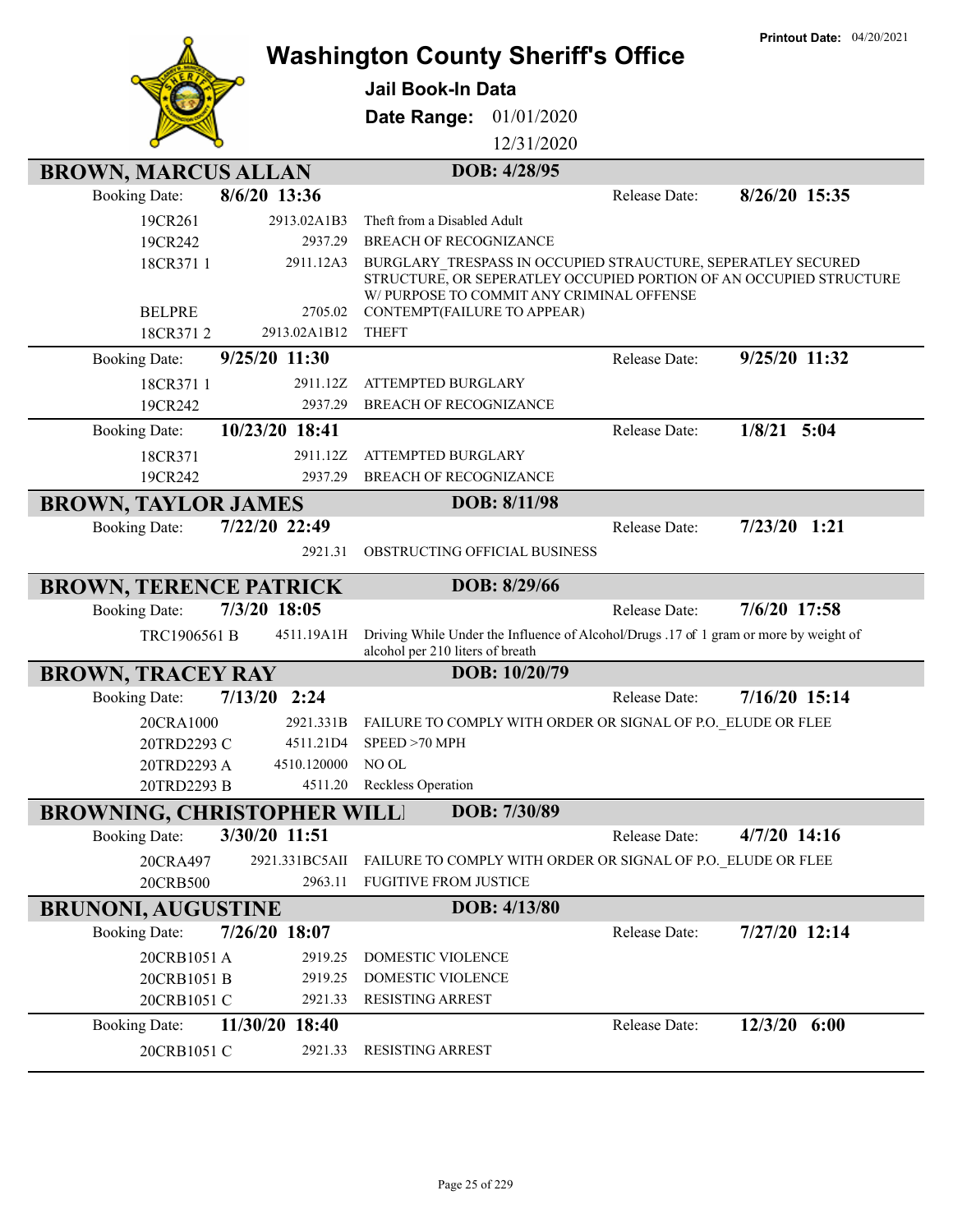**Printout Date:** 04/20/2021

# Washington County Sheriff's Office

**Jail Book-In Data**

**Date Range:** 01/01/2020 - 12/31/2020

## BROWN, MARCUS ALLAN

**DOB: 4/28/95**

**Booking Date:** 8/6/20 13:36 — **Release Date:** 8/26/20 15:35

| Case | Statute | Charge |
|---|---|---|
| 19CR261 | 2913.02A1B3 | Theft from a Disabled Adult |
| 19CR242 | 2937.29 | BREACH OF RECOGNIZANCE |
| 18CR371 1 | 2911.12A3 | BURGLARY_TRESPASS IN OCCUPIED STRAUCTURE, SEPERATLEY SECURED STRUCTURE, OR SEPERATLEY OCCUPIED PORTION OF AN OCCUPIED STRUCTURE W/ PURPOSE TO COMMIT ANY CRIMINAL OFFENSE |
| BELPRE | 2705.02 | CONTEMPT(FAILURE TO APPEAR) |
| 18CR371 2 | 2913.02A1B12 | THEFT |

**Booking Date:** 9/25/20 11:30 — **Release Date:** 9/25/20 11:32

| Case | Statute | Charge |
|---|---|---|
| 18CR371 1 | 2911.12Z | ATTEMPTED BURGLARY |
| 19CR242 | 2937.29 | BREACH OF RECOGNIZANCE |

**Booking Date:** 10/23/20 18:41 — **Release Date:** 1/8/21 5:04

| Case | Statute | Charge |
|---|---|---|
| 18CR371 | 2911.12Z | ATTEMPTED BURGLARY |
| 19CR242 | 2937.29 | BREACH OF RECOGNIZANCE |

## BROWN, TAYLOR JAMES

**DOB: 8/11/98**

**Booking Date:** 7/22/20 22:49 — **Release Date:** 7/23/20 1:21

| Case | Statute | Charge |
|---|---|---|
| | 2921.31 | OBSTRUCTING OFFICIAL BUSINESS |

## BROWN, TERENCE PATRICK

**DOB: 8/29/66**

**Booking Date:** 7/3/20 18:05 — **Release Date:** 7/6/20 17:58

| Case | Statute | Charge |
|---|---|---|
| TRC1906561 B | 4511.19A1H | Driving While Under the Influence of Alcohol/Drugs .17 of 1 gram or more by weight of alcohol per 210 liters of breath |

## BROWN, TRACEY RAY

**DOB: 10/20/79**

**Booking Date:** 7/13/20 2:24 — **Release Date:** 7/16/20 15:14

| Case | Statute | Charge |
|---|---|---|
| 20CRA1000 | 2921.331B | FAILURE TO COMPLY WITH ORDER OR SIGNAL OF P.O._ELUDE OR FLEE |
| 20TRD2293 C | 4511.21D4 | SPEED >70 MPH |
| 20TRD2293 A | 4510.120000 | NO OL |
| 20TRD2293 B | 4511.20 | Reckless Operation |

## BROWNING, CHRISTOPHER WILL

**DOB: 7/30/89**

**Booking Date:** 3/30/20 11:51 — **Release Date:** 4/7/20 14:16

| Case | Statute | Charge |
|---|---|---|
| 20CRA497 | 2921.331BC5AII | FAILURE TO COMPLY WITH ORDER OR SIGNAL OF P.O._ELUDE OR FLEE |
| 20CRB500 | 2963.11 | FUGITIVE FROM JUSTICE |

## BRUNONI, AUGUSTINE

**DOB: 4/13/80**

**Booking Date:** 7/26/20 18:07 — **Release Date:** 7/27/20 12:14

| Case | Statute | Charge |
|---|---|---|
| 20CRB1051 A | 2919.25 | DOMESTIC VIOLENCE |
| 20CRB1051 B | 2919.25 | DOMESTIC VIOLENCE |
| 20CRB1051 C | 2921.33 | RESISTING ARREST |

**Booking Date:** 11/30/20 18:40 — **Release Date:** 12/3/20 6:00

| Case | Statute | Charge |
|---|---|---|
| 20CRB1051 C | 2921.33 | RESISTING ARREST |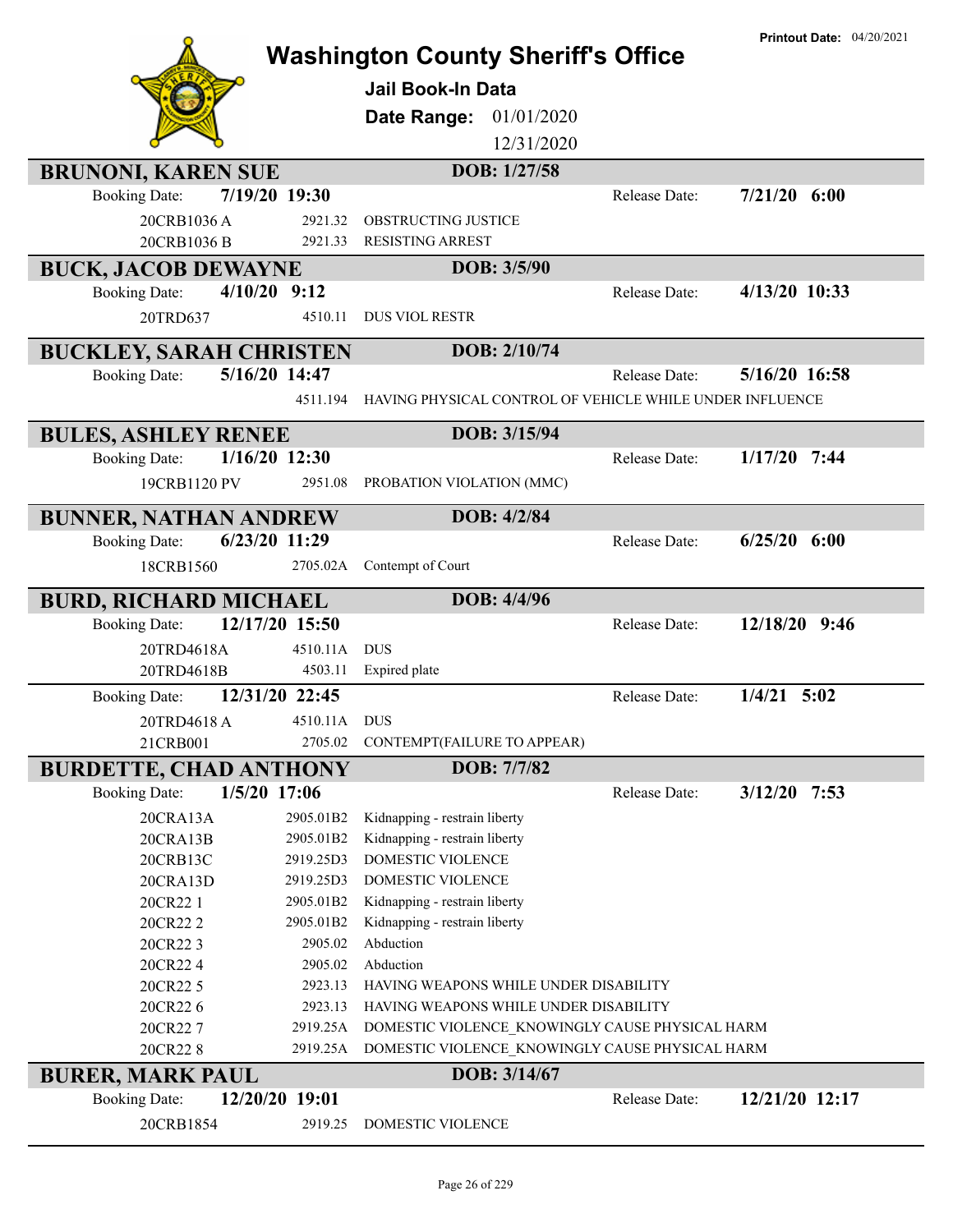# Washington County Sheriff's Office

**Printout Date:** 04/20/2021

## Jail Book-In Data

**Date Range:** 01/01/2020 – 12/31/2020

---

### BRUNONI, KAREN SUE — DOB: 1/27/58

**Booking Date:** 7/19/20 19:30 | **Release Date:** 7/21/20 6:00

| Case | Statute | Charge |
|---|---|---|
| 20CRB1036 A | 2921.32 | OBSTRUCTING JUSTICE |
| 20CRB1036 B | 2921.33 | RESISTING ARREST |

### BUCK, JACOB DEWAYNE — DOB: 3/5/90

**Booking Date:** 4/10/20 9:12 | **Release Date:** 4/13/20 10:33

| Case | Statute | Charge |
|---|---|---|
| 20TRD637 | 4510.11 | DUS VIOL RESTR |

### BUCKLEY, SARAH CHRISTEN — DOB: 2/10/74

**Booking Date:** 5/16/20 14:47 | **Release Date:** 5/16/20 16:58

| Case | Statute | Charge |
|---|---|---|
| | 4511.194 | HAVING PHYSICAL CONTROL OF VEHICLE WHILE UNDER INFLUENCE |

### BULES, ASHLEY RENEE — DOB: 3/15/94

**Booking Date:** 1/16/20 12:30 | **Release Date:** 1/17/20 7:44

| Case | Statute | Charge |
|---|---|---|
| 19CRB1120 PV | 2951.08 | PROBATION VIOLATION (MMC) |

### BUNNER, NATHAN ANDREW — DOB: 4/2/84

**Booking Date:** 6/23/20 11:29 | **Release Date:** 6/25/20 6:00

| Case | Statute | Charge |
|---|---|---|
| 18CRB1560 | 2705.02A | Contempt of Court |

### BURD, RICHARD MICHAEL — DOB: 4/4/96

**Booking Date:** 12/17/20 15:50 | **Release Date:** 12/18/20 9:46

| Case | Statute | Charge |
|---|---|---|
| 20TRD4618A | 4510.11A | DUS |
| 20TRD4618B | 4503.11 | Expired plate |

**Booking Date:** 12/31/20 22:45 | **Release Date:** 1/4/21 5:02

| Case | Statute | Charge |
|---|---|---|
| 20TRD4618 A | 4510.11A | DUS |
| 21CRB001 | 2705.02 | CONTEMPT(FAILURE TO APPEAR) |

### BURDETTE, CHAD ANTHONY — DOB: 7/7/82

**Booking Date:** 1/5/20 17:06 | **Release Date:** 3/12/20 7:53

| Case | Statute | Charge |
|---|---|---|
| 20CRA13A | 2905.01B2 | Kidnapping - restrain liberty |
| 20CRA13B | 2905.01B2 | Kidnapping - restrain liberty |
| 20CRB13C | 2919.25D3 | DOMESTIC VIOLENCE |
| 20CRA13D | 2919.25D3 | DOMESTIC VIOLENCE |
| 20CR22 1 | 2905.01B2 | Kidnapping - restrain liberty |
| 20CR22 2 | 2905.01B2 | Kidnapping - restrain liberty |
| 20CR22 3 | 2905.02 | Abduction |
| 20CR22 4 | 2905.02 | Abduction |
| 20CR22 5 | 2923.13 | HAVING WEAPONS WHILE UNDER DISABILITY |
| 20CR22 6 | 2923.13 | HAVING WEAPONS WHILE UNDER DISABILITY |
| 20CR22 7 | 2919.25A | DOMESTIC VIOLENCE_KNOWINGLY CAUSE PHYSICAL HARM |
| 20CR22 8 | 2919.25A | DOMESTIC VIOLENCE_KNOWINGLY CAUSE PHYSICAL HARM |

### BURER, MARK PAUL — DOB: 3/14/67

**Booking Date:** 12/20/20 19:01 | **Release Date:** 12/21/20 12:17

| Case | Statute | Charge |
|---|---|---|
| 20CRB1854 | 2919.25 | DOMESTIC VIOLENCE |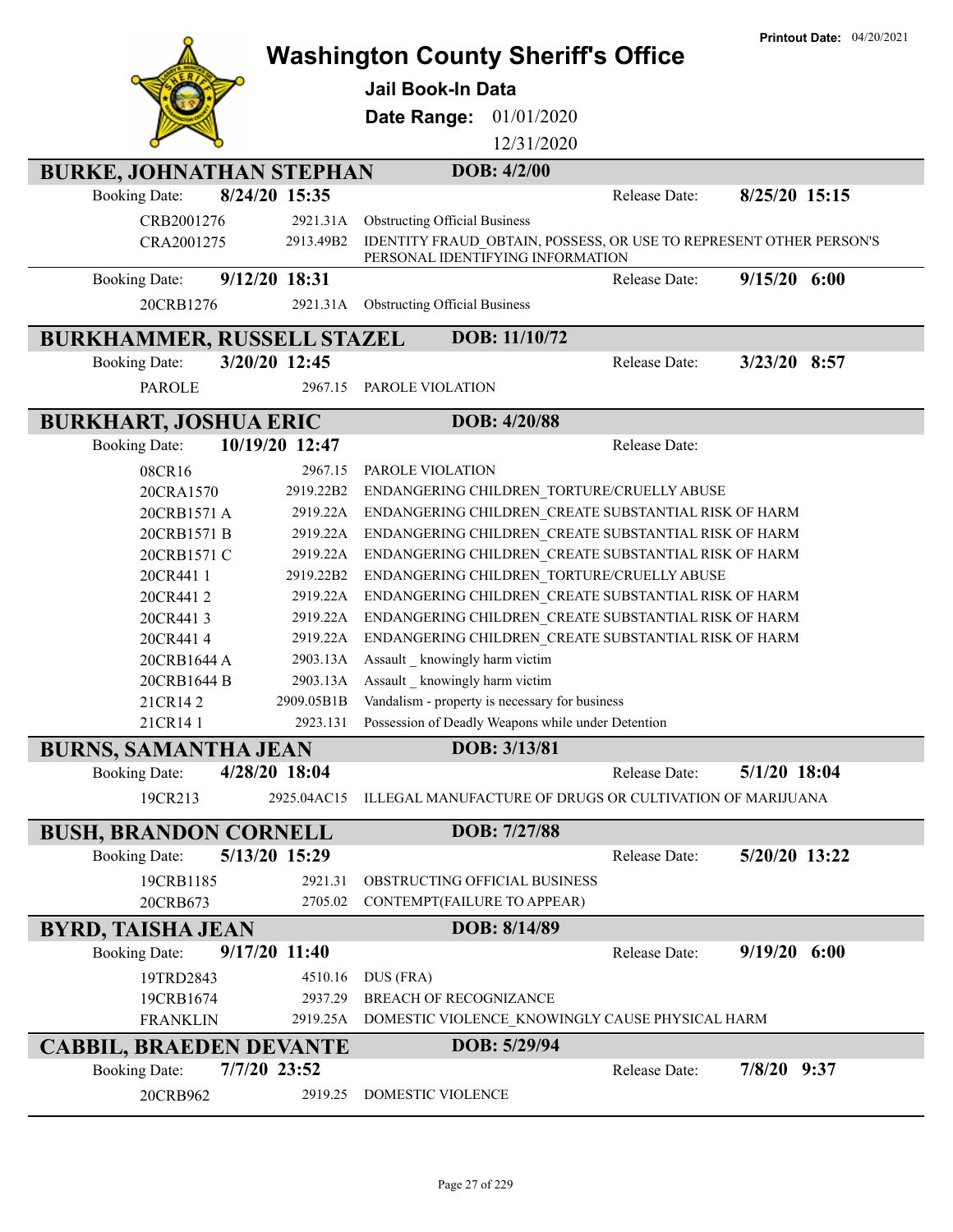**Printout Date:** 04/20/2021

# Washington County Sheriff's Office

## Jail Book-In Data

**Date Range:** 01/01/2020 – 12/31/2020

### BURKE, JOHNATHAN STEPHAN — DOB: 4/2/00

Booking Date: **8/24/20 15:35** — Release Date: **8/25/20 15:15**

| Case | Statute | Charge |
|---|---|---|
| CRB2001276 | 2921.31A | Obstructing Official Business |
| CRA2001275 | 2913.49B2 | IDENTITY FRAUD_OBTAIN, POSSESS, OR USE TO REPRESENT OTHER PERSON'S PERSONAL IDENTIFYING INFORMATION |

Booking Date: **9/12/20 18:31** — Release Date: **9/15/20 6:00**

| Case | Statute | Charge |
|---|---|---|
| 20CRB1276 | 2921.31A | Obstructing Official Business |

### BURKHAMMER, RUSSELL STAZEL — DOB: 11/10/72

Booking Date: **3/20/20 12:45** — Release Date: **3/23/20 8:57**

| Case | Statute | Charge |
|---|---|---|
| PAROLE | 2967.15 | PAROLE VIOLATION |

### BURKHART, JOSHUA ERIC — DOB: 4/20/88

Booking Date: **10/19/20 12:47** — Release Date:

| Case | Statute | Charge |
|---|---|---|
| 08CR16 | 2967.15 | PAROLE VIOLATION |
| 20CRA1570 | 2919.22B2 | ENDANGERING CHILDREN_TORTURE/CRUELLY ABUSE |
| 20CRB1571 A | 2919.22A | ENDANGERING CHILDREN_CREATE SUBSTANTIAL RISK OF HARM |
| 20CRB1571 B | 2919.22A | ENDANGERING CHILDREN_CREATE SUBSTANTIAL RISK OF HARM |
| 20CRB1571 C | 2919.22A | ENDANGERING CHILDREN_CREATE SUBSTANTIAL RISK OF HARM |
| 20CR441 1 | 2919.22B2 | ENDANGERING CHILDREN_TORTURE/CRUELLY ABUSE |
| 20CR441 2 | 2919.22A | ENDANGERING CHILDREN_CREATE SUBSTANTIAL RISK OF HARM |
| 20CR441 3 | 2919.22A | ENDANGERING CHILDREN_CREATE SUBSTANTIAL RISK OF HARM |
| 20CR441 4 | 2919.22A | ENDANGERING CHILDREN_CREATE SUBSTANTIAL RISK OF HARM |
| 20CRB1644 A | 2903.13A | Assault _ knowingly harm victim |
| 20CRB1644 B | 2903.13A | Assault _ knowingly harm victim |
| 21CR14 2 | 2909.05B1B | Vandalism - property is necessary for business |
| 21CR14 1 | 2923.131 | Possession of Deadly Weapons while under Detention |

### BURNS, SAMANTHA JEAN — DOB: 3/13/81

Booking Date: **4/28/20 18:04** — Release Date: **5/1/20 18:04**

| Case | Statute | Charge |
|---|---|---|
| 19CR213 | 2925.04AC15 | ILLEGAL MANUFACTURE OF DRUGS OR CULTIVATION OF MARIJUANA |

### BUSH, BRANDON CORNELL — DOB: 7/27/88

Booking Date: **5/13/20 15:29** — Release Date: **5/20/20 13:22**

| Case | Statute | Charge |
|---|---|---|
| 19CRB1185 | 2921.31 | OBSTRUCTING OFFICIAL BUSINESS |
| 20CRB673 | 2705.02 | CONTEMPT(FAILURE TO APPEAR) |

### BYRD, TAISHA JEAN — DOB: 8/14/89

Booking Date: **9/17/20 11:40** — Release Date: **9/19/20 6:00**

| Case | Statute | Charge |
|---|---|---|
| 19TRD2843 | 4510.16 | DUS (FRA) |
| 19CRB1674 | 2937.29 | BREACH OF RECOGNIZANCE |
| FRANKLIN | 2919.25A | DOMESTIC VIOLENCE_KNOWINGLY CAUSE PHYSICAL HARM |

### CABBIL, BRAEDEN DEVANTE — DOB: 5/29/94

Booking Date: **7/7/20 23:52** — Release Date: **7/8/20 9:37**

| Case | Statute | Charge |
|---|---|---|
| 20CRB962 | 2919.25 | DOMESTIC VIOLENCE |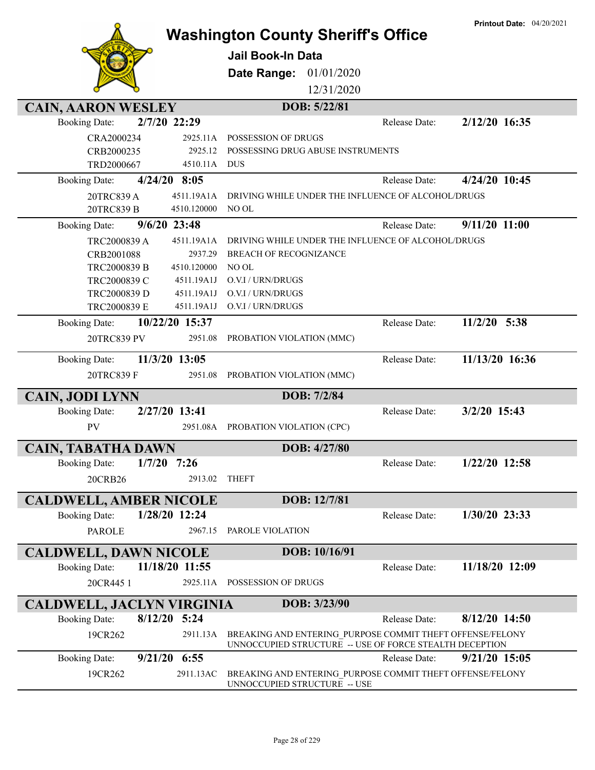# Washington County Sheriff's Office

**Jail Book-In Data**

**Date Range:** 01/01/2020 – 12/31/2020

**Printout Date:** 04/20/2021

## CAIN, AARON WESLEY — DOB: 5/22/81

**Booking Date:** 2/7/20 22:29 — **Release Date:** 2/12/20 16:35

| Case | Statute | Charge |
|---|---|---|
| CRA2000234 | 2925.11A | POSSESSION OF DRUGS |
| CRB2000235 | 2925.12 | POSSESSING DRUG ABUSE INSTRUMENTS |
| TRD2000667 | 4510.11A | DUS |

**Booking Date:** 4/24/20 8:05 — **Release Date:** 4/24/20 10:45

| Case | Statute | Charge |
|---|---|---|
| 20TRC839 A | 4511.19A1A | DRIVING WHILE UNDER THE INFLUENCE OF ALCOHOL/DRUGS |
| 20TRC839 B | 4510.120000 | NO OL |

**Booking Date:** 9/6/20 23:48 — **Release Date:** 9/11/20 11:00

| Case | Statute | Charge |
|---|---|---|
| TRC2000839 A | 4511.19A1A | DRIVING WHILE UNDER THE INFLUENCE OF ALCOHOL/DRUGS |
| CRB2001088 | 2937.29 | BREACH OF RECOGNIZANCE |
| TRC2000839 B | 4510.120000 | NO OL |
| TRC2000839 C | 4511.19A1J | O.V.I / URN/DRUGS |
| TRC2000839 D | 4511.19A1J | O.V.I / URN/DRUGS |
| TRC2000839 E | 4511.19A1J | O.V.I / URN/DRUGS |

**Booking Date:** 10/22/20 15:37 — **Release Date:** 11/2/20 5:38

| Case | Statute | Charge |
|---|---|---|
| 20TRC839 PV | 2951.08 | PROBATION VIOLATION (MMC) |

**Booking Date:** 11/3/20 13:05 — **Release Date:** 11/13/20 16:36

| Case | Statute | Charge |
|---|---|---|
| 20TRC839 F | 2951.08 | PROBATION VIOLATION (MMC) |

## CAIN, JODI LYNN — DOB: 7/2/84

**Booking Date:** 2/27/20 13:41 — **Release Date:** 3/2/20 15:43

| Case | Statute | Charge |
|---|---|---|
| PV | 2951.08A | PROBATION VIOLATION (CPC) |

## CAIN, TABATHA DAWN — DOB: 4/27/80

**Booking Date:** 1/7/20 7:26 — **Release Date:** 1/22/20 12:58

| Case | Statute | Charge |
|---|---|---|
| 20CRB26 | 2913.02 | THEFT |

## CALDWELL, AMBER NICOLE — DOB: 12/7/81

**Booking Date:** 1/28/20 12:24 — **Release Date:** 1/30/20 23:33

| Case | Statute | Charge |
|---|---|---|
| PAROLE | 2967.15 | PAROLE VIOLATION |

## CALDWELL, DAWN NICOLE — DOB: 10/16/91

**Booking Date:** 11/18/20 11:55 — **Release Date:** 11/18/20 12:09

| Case | Statute | Charge |
|---|---|---|
| 20CR445 1 | 2925.11A | POSSESSION OF DRUGS |

## CALDWELL, JACLYN VIRGINIA — DOB: 3/23/90

**Booking Date:** 8/12/20 5:24 — **Release Date:** 8/12/20 14:50

| Case | Statute | Charge |
|---|---|---|
| 19CR262 | 2911.13A | BREAKING AND ENTERING_PURPOSE COMMIT THEFT OFFENSE/FELONY UNNOCCUPIED STRUCTURE -- USE OF FORCE STEALTH DECEPTION |

**Booking Date:** 9/21/20 6:55 — **Release Date:** 9/21/20 15:05

| Case | Statute | Charge |
|---|---|---|
| 19CR262 | 2911.13AC | BREAKING AND ENTERING_PURPOSE COMMIT THEFT OFFENSE/FELONY UNNOCCUPIED STRUCTURE -- USE |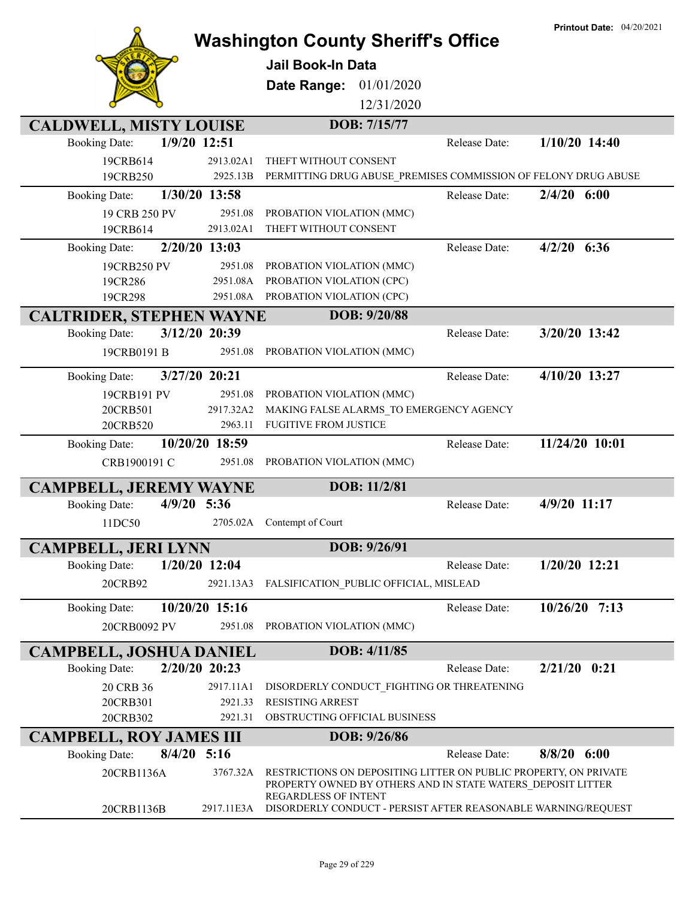# Washington County Sheriff's Office

**Printout Date:** 04/20/2021

## Jail Book-In Data

**Date Range:** 01/01/2020 - 12/31/2020

### CALDWELL, MISTY LOUISE — DOB: 7/15/77

**Booking Date:** 1/9/20 12:51 — **Release Date:** 1/10/20 14:40

| Case | Statute | Charge |
|---|---|---|
| 19CRB614 | 2913.02A1 | THEFT WITHOUT CONSENT |
| 19CRB250 | 2925.13B | PERMITTING DRUG ABUSE_PREMISES COMMISSION OF FELONY DRUG ABUSE |

**Booking Date:** 1/30/20 13:58 — **Release Date:** 2/4/20 6:00

| Case | Statute | Charge |
|---|---|---|
| 19 CRB 250 PV | 2951.08 | PROBATION VIOLATION (MMC) |
| 19CRB614 | 2913.02A1 | THEFT WITHOUT CONSENT |

**Booking Date:** 2/20/20 13:03 — **Release Date:** 4/2/20 6:36

| Case | Statute | Charge |
|---|---|---|
| 19CRB250 PV | 2951.08 | PROBATION VIOLATION (MMC) |
| 19CR286 | 2951.08A | PROBATION VIOLATION (CPC) |
| 19CR298 | 2951.08A | PROBATION VIOLATION (CPC) |

### CALTRIDER, STEPHEN WAYNE — DOB: 9/20/88

**Booking Date:** 3/12/20 20:39 — **Release Date:** 3/20/20 13:42

| Case | Statute | Charge |
|---|---|---|
| 19CRB0191 B | 2951.08 | PROBATION VIOLATION (MMC) |

**Booking Date:** 3/27/20 20:21 — **Release Date:** 4/10/20 13:27

| Case | Statute | Charge |
|---|---|---|
| 19CRB191 PV | 2951.08 | PROBATION VIOLATION (MMC) |
| 20CRB501 | 2917.32A2 | MAKING FALSE ALARMS_TO EMERGENCY AGENCY |
| 20CRB520 | 2963.11 | FUGITIVE FROM JUSTICE |

**Booking Date:** 10/20/20 18:59 — **Release Date:** 11/24/20 10:01

| Case | Statute | Charge |
|---|---|---|
| CRB1900191 C | 2951.08 | PROBATION VIOLATION (MMC) |

### CAMPBELL, JEREMY WAYNE — DOB: 11/2/81

**Booking Date:** 4/9/20 5:36 — **Release Date:** 4/9/20 11:17

| Case | Statute | Charge |
|---|---|---|
| 11DC50 | 2705.02A | Contempt of Court |

### CAMPBELL, JERI LYNN — DOB: 9/26/91

**Booking Date:** 1/20/20 12:04 — **Release Date:** 1/20/20 12:21

| Case | Statute | Charge |
|---|---|---|
| 20CRB92 | 2921.13A3 | FALSIFICATION_PUBLIC OFFICIAL, MISLEAD |

**Booking Date:** 10/20/20 15:16 — **Release Date:** 10/26/20 7:13

| Case | Statute | Charge |
|---|---|---|
| 20CRB0092 PV | 2951.08 | PROBATION VIOLATION (MMC) |

### CAMPBELL, JOSHUA DANIEL — DOB: 4/11/85

**Booking Date:** 2/20/20 20:23 — **Release Date:** 2/21/20 0:21

| Case | Statute | Charge |
|---|---|---|
| 20 CRB 36 | 2917.11A1 | DISORDERLY CONDUCT_FIGHTING OR THREATENING |
| 20CRB301 | 2921.33 | RESISTING ARREST |
| 20CRB302 | 2921.31 | OBSTRUCTING OFFICIAL BUSINESS |

### CAMPBELL, ROY JAMES III — DOB: 9/26/86

**Booking Date:** 8/4/20 5:16 — **Release Date:** 8/8/20 6:00

| Case | Statute | Charge |
|---|---|---|
| 20CRB1136A | 3767.32A | RESTRICTIONS ON DEPOSITING LITTER ON PUBLIC PROPERTY, ON PRIVATE PROPERTY OWNED BY OTHERS AND IN STATE WATERS_DEPOSIT LITTER REGARDLESS OF INTENT |
| 20CRB1136B | 2917.11E3A | DISORDERLY CONDUCT - PERSIST AFTER REASONABLE WARNING/REQUEST |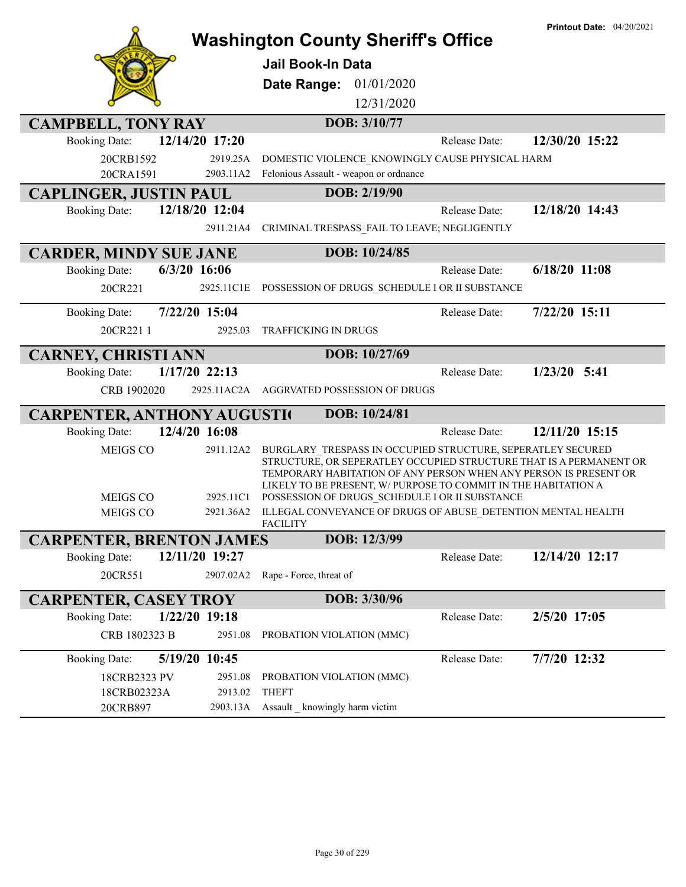# Washington County Sheriff's Office

**Printout Date:** 04/20/2021

**Jail Book-In Data**

**Date Range:** 01/01/2020 12/31/2020

## CAMPBELL, TONY RAY — DOB: 3/10/77

| Booking Date: | 12/14/20 17:20 | | Release Date: | 12/30/20 15:22 |
|---|---|---|---|---|
| 20CRB1592 | 2919.25A | DOMESTIC VIOLENCE_KNOWINGLY CAUSE PHYSICAL HARM | | |
| 20CRA1591 | 2903.11A2 | Felonious Assault - weapon or ordnance | | |

## CAPLINGER, JUSTIN PAUL — DOB: 2/19/90

| Booking Date: | 12/18/20 12:04 | | Release Date: | 12/18/20 14:43 |
|---|---|---|---|---|
| | 2911.21A4 | CRIMINAL TRESPASS_FAIL TO LEAVE; NEGLIGENTLY | | |

## CARDER, MINDY SUE JANE — DOB: 10/24/85

| Booking Date: | 6/3/20 16:06 | | Release Date: | 6/18/20 11:08 |
|---|---|---|---|---|
| 20CR221 | 2925.11C1E | POSSESSION OF DRUGS_SCHEDULE I OR II SUBSTANCE | | |

| Booking Date: | 7/22/20 15:04 | | Release Date: | 7/22/20 15:11 |
|---|---|---|---|---|
| 20CR221 1 | 2925.03 | TRAFFICKING IN DRUGS | | |

## CARNEY, CHRISTI ANN — DOB: 10/27/69

| Booking Date: | 1/17/20 22:13 | | Release Date: | 1/23/20 5:41 |
|---|---|---|---|---|
| CRB 1902020 | 2925.11AC2A | AGGRVATED POSSESSION OF DRUGS | | |

## CARPENTER, ANTHONY AUGUSTI( — DOB: 10/24/81

| Booking Date: | 12/4/20 16:08 | | Release Date: | 12/11/20 15:15 |
|---|---|---|---|---|
| MEIGS CO | 2911.12A2 | BURGLARY_TRESPASS IN OCCUPIED STRUCTURE, SEPERATLEY SECURED STRUCTURE, OR SEPERATLEY OCCUPIED STRUCTURE THAT IS A PERMANENT OR TEMPORARY HABITATION OF ANY PERSON WHEN ANY PERSON IS PRESENT OR LIKELY TO BE PRESENT, W/ PURPOSE TO COMMIT IN THE HABITATION A | | |
| MEIGS CO | 2925.11C1 | POSSESSION OF DRUGS_SCHEDULE I OR II SUBSTANCE | | |
| MEIGS CO | 2921.36A2 | ILLEGAL CONVEYANCE OF DRUGS OF ABUSE_DETENTION MENTAL HEALTH FACILITY | | |

## CARPENTER, BRENTON JAMES — DOB: 12/3/99

| Booking Date: | 12/11/20 19:27 | | Release Date: | 12/14/20 12:17 |
|---|---|---|---|---|
| 20CR551 | 2907.02A2 | Rape - Force, threat of | | |

## CARPENTER, CASEY TROY — DOB: 3/30/96

| Booking Date: | 1/22/20 19:18 | | Release Date: | 2/5/20 17:05 |
|---|---|---|---|---|
| CRB 1802323 B | 2951.08 | PROBATION VIOLATION (MMC) | | |

| Booking Date: | 5/19/20 10:45 | | Release Date: | 7/7/20 12:32 |
|---|---|---|---|---|
| 18CRB2323 PV | 2951.08 | PROBATION VIOLATION (MMC) | | |
| 18CRB02323A | 2913.02 | THEFT | | |
| 20CRB897 | 2903.13A | Assault _ knowingly harm victim | | |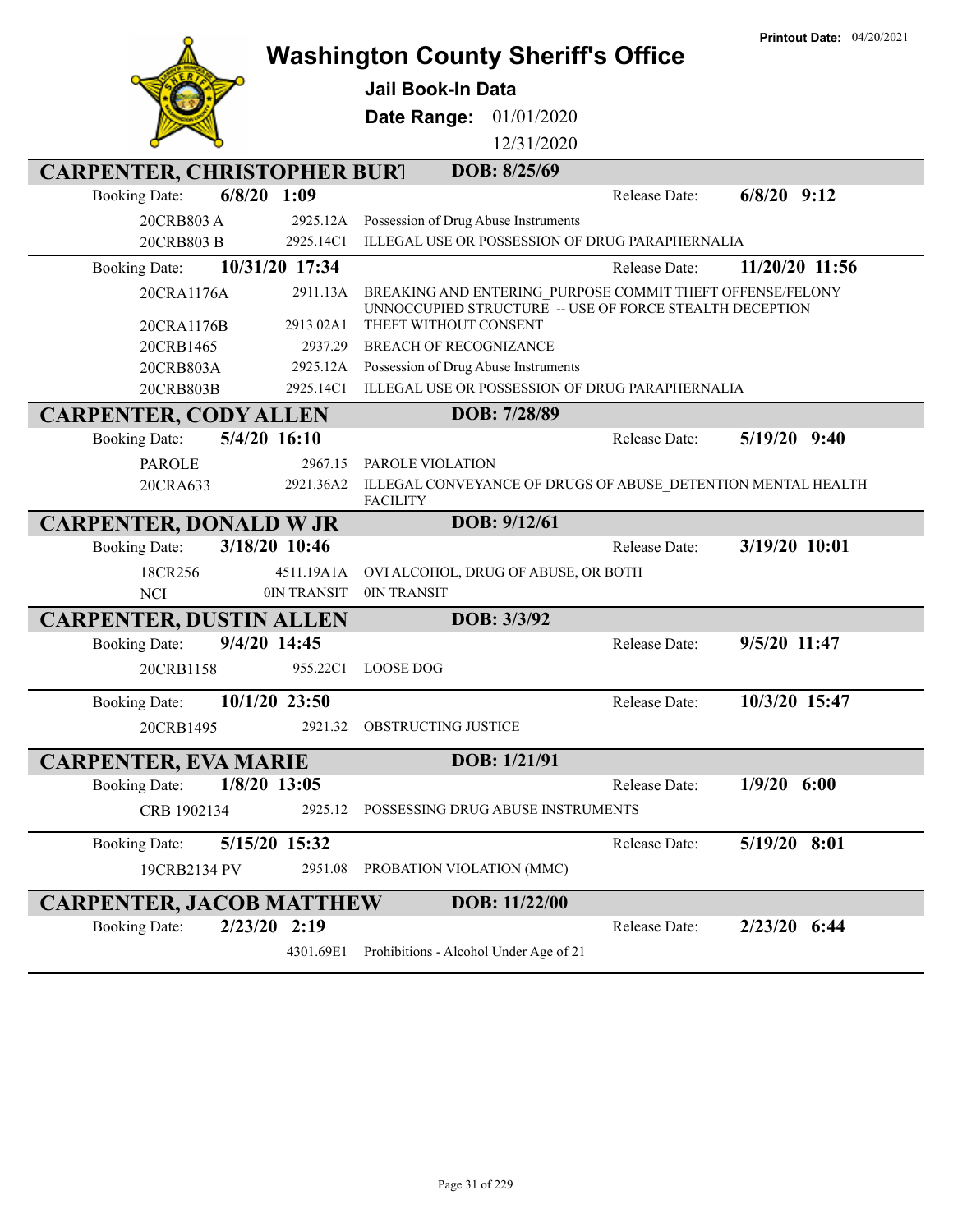# Washington County Sheriff's Office

**Printout Date:** 04/20/2021

**Jail Book-In Data**

**Date Range:** 01/01/2020 – 12/31/2020

## CARPENTER, CHRISTOPHER BURT — DOB: 8/25/69

**Booking Date:** 6/8/20 1:09 — **Release Date:** 6/8/20 9:12

| Case | Statute | Charge |
|---|---|---|
| 20CRB803 A | 2925.12A | Possession of Drug Abuse Instruments |
| 20CRB803 B | 2925.14C1 | ILLEGAL USE OR POSSESSION OF DRUG PARAPHERNALIA |

**Booking Date:** 10/31/20 17:34 — **Release Date:** 11/20/20 11:56

| Case | Statute | Charge |
|---|---|---|
| 20CRA1176A | 2911.13A | BREAKING AND ENTERING_PURPOSE COMMIT THEFT OFFENSE/FELONY UNNOCCUPIED STRUCTURE -- USE OF FORCE STEALTH DECEPTION |
| 20CRA1176B | 2913.02A1 | THEFT WITHOUT CONSENT |
| 20CRB1465 | 2937.29 | BREACH OF RECOGNIZANCE |
| 20CRB803A | 2925.12A | Possession of Drug Abuse Instruments |
| 20CRB803B | 2925.14C1 | ILLEGAL USE OR POSSESSION OF DRUG PARAPHERNALIA |

## CARPENTER, CODY ALLEN — DOB: 7/28/89

**Booking Date:** 5/4/20 16:10 — **Release Date:** 5/19/20 9:40

| Case | Statute | Charge |
|---|---|---|
| PAROLE | 2967.15 | PAROLE VIOLATION |
| 20CRA633 | 2921.36A2 | ILLEGAL CONVEYANCE OF DRUGS OF ABUSE_DETENTION MENTAL HEALTH FACILITY |

## CARPENTER, DONALD W JR — DOB: 9/12/61

**Booking Date:** 3/18/20 10:46 — **Release Date:** 3/19/20 10:01

| Case | Statute | Charge |
|---|---|---|
| 18CR256 | 4511.19A1A | OVI ALCOHOL, DRUG OF ABUSE, OR BOTH |
| NCI | 0IN TRANSIT | 0IN TRANSIT |

## CARPENTER, DUSTIN ALLEN — DOB: 3/3/92

**Booking Date:** 9/4/20 14:45 — **Release Date:** 9/5/20 11:47

| Case | Statute | Charge |
|---|---|---|
| 20CRB1158 | 955.22C1 | LOOSE DOG |

**Booking Date:** 10/1/20 23:50 — **Release Date:** 10/3/20 15:47

| Case | Statute | Charge |
|---|---|---|
| 20CRB1495 | 2921.32 | OBSTRUCTING JUSTICE |

## CARPENTER, EVA MARIE — DOB: 1/21/91

**Booking Date:** 1/8/20 13:05 — **Release Date:** 1/9/20 6:00

| Case | Statute | Charge |
|---|---|---|
| CRB 1902134 | 2925.12 | POSSESSING DRUG ABUSE INSTRUMENTS |

**Booking Date:** 5/15/20 15:32 — **Release Date:** 5/19/20 8:01

| Case | Statute | Charge |
|---|---|---|
| 19CRB2134 PV | 2951.08 | PROBATION VIOLATION (MMC) |

## CARPENTER, JACOB MATTHEW — DOB: 11/22/00

**Booking Date:** 2/23/20 2:19 — **Release Date:** 2/23/20 6:44

| Case | Statute | Charge |
|---|---|---|
| | 4301.69E1 | Prohibitions - Alcohol Under Age of 21 |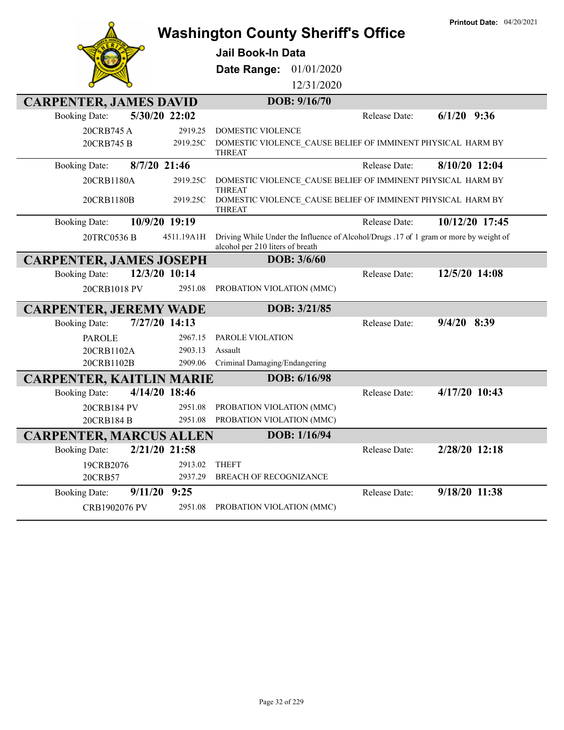Printout Date: 04/20/2021

# Washington County Sheriff's Office

**Jail Book-In Data**

**Date Range:** 01/01/2020 12/31/2020

## CARPENTER, JAMES DAVID — DOB: 9/16/70

**Booking Date:** 5/30/20 22:02 — **Release Date:** 6/1/20 9:36

| Case | Statute | Charge |
|---|---|---|
| 20CRB745 A | 2919.25 | DOMESTIC VIOLENCE |
| 20CRB745 B | 2919.25C | DOMESTIC VIOLENCE_CAUSE BELIEF OF IMMINENT PHYSICAL HARM BY THREAT |

**Booking Date:** 8/7/20 21:46 — **Release Date:** 8/10/20 12:04

| Case | Statute | Charge |
|---|---|---|
| 20CRB1180A | 2919.25C | DOMESTIC VIOLENCE_CAUSE BELIEF OF IMMINENT PHYSICAL HARM BY THREAT |
| 20CRB1180B | 2919.25C | DOMESTIC VIOLENCE_CAUSE BELIEF OF IMMINENT PHYSICAL HARM BY THREAT |

**Booking Date:** 10/9/20 19:19 — **Release Date:** 10/12/20 17:45

| Case | Statute | Charge |
|---|---|---|
| 20TRC0536 B | 4511.19A1H | Driving While Under the Influence of Alcohol/Drugs .17 of 1 gram or more by weight of alcohol per 210 liters of breath |

## CARPENTER, JAMES JOSEPH — DOB: 3/6/60

**Booking Date:** 12/3/20 10:14 — **Release Date:** 12/5/20 14:08

| Case | Statute | Charge |
|---|---|---|
| 20CRB1018 PV | 2951.08 | PROBATION VIOLATION (MMC) |

## CARPENTER, JEREMY WADE — DOB: 3/21/85

**Booking Date:** 7/27/20 14:13 — **Release Date:** 9/4/20 8:39

| Case | Statute | Charge |
|---|---|---|
| PAROLE | 2967.15 | PAROLE VIOLATION |
| 20CRB1102A | 2903.13 | Assault |
| 20CRB1102B | 2909.06 | Criminal Damaging/Endangering |

## CARPENTER, KAITLIN MARIE — DOB: 6/16/98

**Booking Date:** 4/14/20 18:46 — **Release Date:** 4/17/20 10:43

| Case | Statute | Charge |
|---|---|---|
| 20CRB184 PV | 2951.08 | PROBATION VIOLATION (MMC) |
| 20CRB184 B | 2951.08 | PROBATION VIOLATION (MMC) |

## CARPENTER, MARCUS ALLEN — DOB: 1/16/94

**Booking Date:** 2/21/20 21:58 — **Release Date:** 2/28/20 12:18

| Case | Statute | Charge |
|---|---|---|
| 19CRB2076 | 2913.02 | THEFT |
| 20CRB57 | 2937.29 | BREACH OF RECOGNIZANCE |

**Booking Date:** 9/11/20 9:25 — **Release Date:** 9/18/20 11:38

| Case | Statute | Charge |
|---|---|---|
| CRB1902076 PV | 2951.08 | PROBATION VIOLATION (MMC) |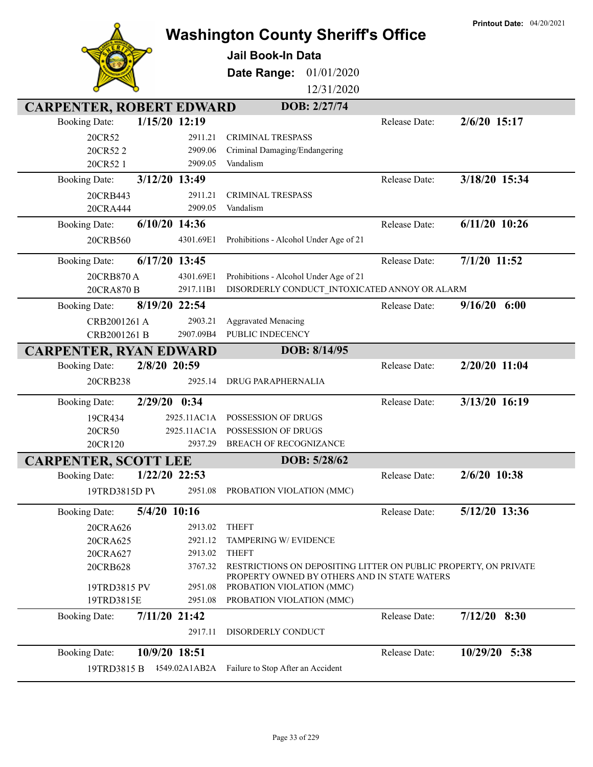# Washington County Sheriff's Office

**Jail Book-In Data**

**Date Range:** 01/01/2020 – 12/31/2020

**Printout Date:** 04/20/2021

## CARPENTER, ROBERT EDWARD — DOB: 2/27/74

**Booking Date:** 1/15/20 12:19 — **Release Date:** 2/6/20 15:17

| Case | Statute | Charge |
|---|---|---|
| 20CR52 | 2911.21 | CRIMINAL TRESPASS |
| 20CR52 2 | 2909.06 | Criminal Damaging/Endangering |
| 20CR52 1 | 2909.05 | Vandalism |

**Booking Date:** 3/12/20 13:49 — **Release Date:** 3/18/20 15:34

| Case | Statute | Charge |
|---|---|---|
| 20CRB443 | 2911.21 | CRIMINAL TRESPASS |
| 20CRA444 | 2909.05 | Vandalism |

**Booking Date:** 6/10/20 14:36 — **Release Date:** 6/11/20 10:26

| Case | Statute | Charge |
|---|---|---|
| 20CRB560 | 4301.69E1 | Prohibitions - Alcohol Under Age of 21 |

**Booking Date:** 6/17/20 13:45 — **Release Date:** 7/1/20 11:52

| Case | Statute | Charge |
|---|---|---|
| 20CRB870 A | 4301.69E1 | Prohibitions - Alcohol Under Age of 21 |
| 20CRA870 B | 2917.11B1 | DISORDERLY CONDUCT_INTOXICATED ANNOY OR ALARM |

**Booking Date:** 8/19/20 22:54 — **Release Date:** 9/16/20 6:00

| Case | Statute | Charge |
|---|---|---|
| CRB2001261 A | 2903.21 | Aggravated Menacing |
| CRB2001261 B | 2907.09B4 | PUBLIC INDECENCY |

## CARPENTER, RYAN EDWARD — DOB: 8/14/95

**Booking Date:** 2/8/20 20:59 — **Release Date:** 2/20/20 11:04

| Case | Statute | Charge |
|---|---|---|
| 20CRB238 | 2925.14 | DRUG PARAPHERNALIA |

**Booking Date:** 2/29/20 0:34 — **Release Date:** 3/13/20 16:19

| Case | Statute | Charge |
|---|---|---|
| 19CR434 | 2925.11AC1A | POSSESSION OF DRUGS |
| 20CR50 | 2925.11AC1A | POSSESSION OF DRUGS |
| 20CR120 | 2937.29 | BREACH OF RECOGNIZANCE |

## CARPENTER, SCOTT LEE — DOB: 5/28/62

**Booking Date:** 1/22/20 22:53 — **Release Date:** 2/6/20 10:38

| Case | Statute | Charge |
|---|---|---|
| 19TRD3815D PV | 2951.08 | PROBATION VIOLATION (MMC) |

**Booking Date:** 5/4/20 10:16 — **Release Date:** 5/12/20 13:36

| Case | Statute | Charge |
|---|---|---|
| 20CRA626 | 2913.02 | THEFT |
| 20CRA625 | 2921.12 | TAMPERING W/ EVIDENCE |
| 20CRA627 | 2913.02 | THEFT |
| 20CRB628 | 3767.32 | RESTRICTIONS ON DEPOSITING LITTER ON PUBLIC PROPERTY, ON PRIVATE PROPERTY OWNED BY OTHERS AND IN STATE WATERS |
| 19TRD3815 PV | 2951.08 | PROBATION VIOLATION (MMC) |
| 19TRD3815E | 2951.08 | PROBATION VIOLATION (MMC) |

**Booking Date:** 7/11/20 21:42 — **Release Date:** 7/12/20 8:30

| Case | Statute | Charge |
|---|---|---|
| | 2917.11 | DISORDERLY CONDUCT |

**Booking Date:** 10/9/20 18:51 — **Release Date:** 10/29/20 5:38

| Case | Statute | Charge |
|---|---|---|
| 19TRD3815 B | 4549.02A1AB2A | Failure to Stop After an Accident |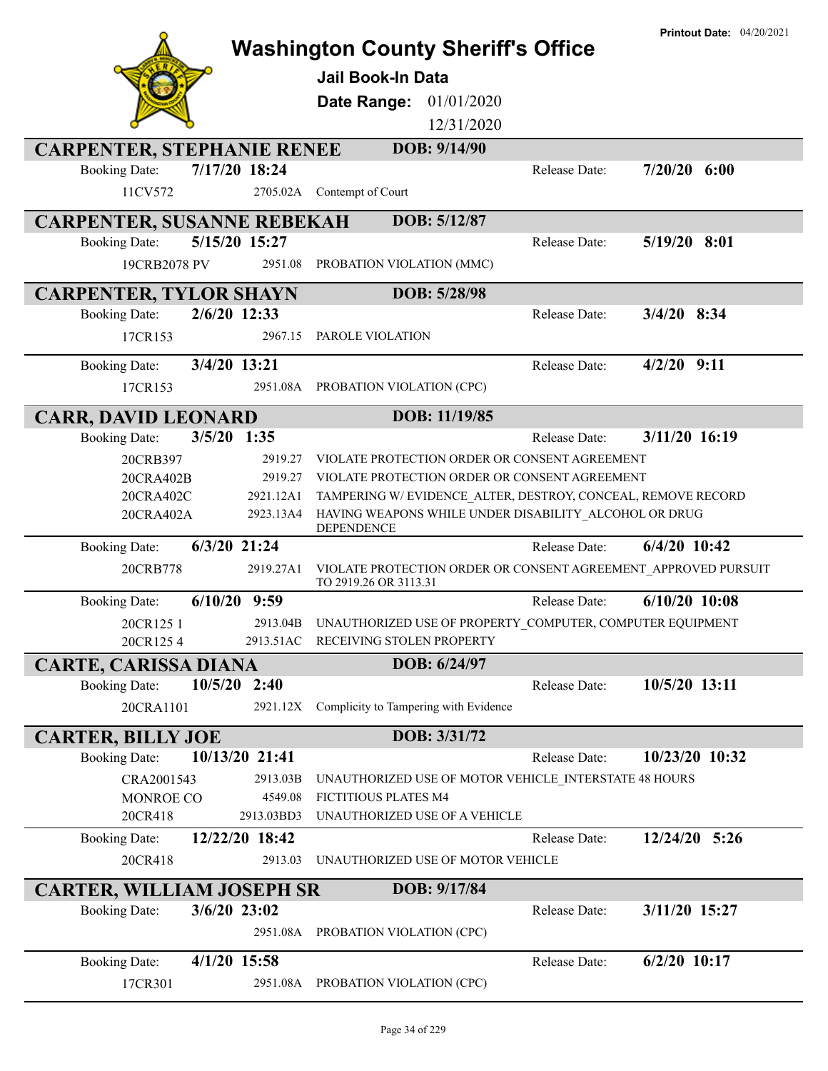# Washington County Sheriff's Office

**Printout Date:** 04/20/2021

## Jail Book-In Data

**Date Range:** 01/01/2020 12/31/2020

## CARPENTER, STEPHANIE RENEE — DOB: 9/14/90

Booking Date: **7/17/20 18:24** — Release Date: **7/20/20 6:00**

| Case | Statute | Charge |
|---|---|---|
| 11CV572 | 2705.02A | Contempt of Court |

## CARPENTER, SUSANNE REBEKAH — DOB: 5/12/87

Booking Date: **5/15/20 15:27** — Release Date: **5/19/20 8:01**

| Case | Statute | Charge |
|---|---|---|
| 19CRB2078 PV | 2951.08 | PROBATION VIOLATION (MMC) |

## CARPENTER, TYLOR SHAYN — DOB: 5/28/98

Booking Date: **2/6/20 12:33** — Release Date: **3/4/20 8:34**

| Case | Statute | Charge |
|---|---|---|
| 17CR153 | 2967.15 | PAROLE VIOLATION |

Booking Date: **3/4/20 13:21** — Release Date: **4/2/20 9:11**

| Case | Statute | Charge |
|---|---|---|
| 17CR153 | 2951.08A | PROBATION VIOLATION (CPC) |

## CARR, DAVID LEONARD — DOB: 11/19/85

Booking Date: **3/5/20 1:35** — Release Date: **3/11/20 16:19**

| Case | Statute | Charge |
|---|---|---|
| 20CRB397 | 2919.27 | VIOLATE PROTECTION ORDER OR CONSENT AGREEMENT |
| 20CRA402B | 2919.27 | VIOLATE PROTECTION ORDER OR CONSENT AGREEMENT |
| 20CRA402C | 2921.12A1 | TAMPERING W/ EVIDENCE_ALTER, DESTROY, CONCEAL, REMOVE RECORD |
| 20CRA402A | 2923.13A4 | HAVING WEAPONS WHILE UNDER DISABILITY_ALCOHOL OR DRUG DEPENDENCE |

Booking Date: **6/3/20 21:24** — Release Date: **6/4/20 10:42**

| Case | Statute | Charge |
|---|---|---|
| 20CRB778 | 2919.27A1 | VIOLATE PROTECTION ORDER OR CONSENT AGREEMENT_APPROVED PURSUIT TO 2919.26 OR 3113.31 |

Booking Date: **6/10/20 9:59** — Release Date: **6/10/20 10:08**

| Case | Statute | Charge |
|---|---|---|
| 20CR125 1 | 2913.04B | UNAUTHORIZED USE OF PROPERTY_COMPUTER, COMPUTER EQUIPMENT |
| 20CR125 4 | 2913.51AC | RECEIVING STOLEN PROPERTY |

## CARTE, CARISSA DIANA — DOB: 6/24/97

Booking Date: **10/5/20 2:40** — Release Date: **10/5/20 13:11**

| Case | Statute | Charge |
|---|---|---|
| 20CRA1101 | 2921.12X | Complicity to Tampering with Evidence |

## CARTER, BILLY JOE — DOB: 3/31/72

Booking Date: **10/13/20 21:41** — Release Date: **10/23/20 10:32**

| Case | Statute | Charge |
|---|---|---|
| CRA2001543 | 2913.03B | UNAUTHORIZED USE OF MOTOR VEHICLE_INTERSTATE 48 HOURS |
| MONROE CO | 4549.08 | FICTITIOUS PLATES M4 |
| 20CR418 | 2913.03BD3 | UNAUTHORIZED USE OF A VEHICLE |

Booking Date: **12/22/20 18:42** — Release Date: **12/24/20 5:26**

| Case | Statute | Charge |
|---|---|---|
| 20CR418 | 2913.03 | UNAUTHORIZED USE OF MOTOR VEHICLE |

## CARTER, WILLIAM JOSEPH SR — DOB: 9/17/84

Booking Date: **3/6/20 23:02** — Release Date: **3/11/20 15:27**

| Case | Statute | Charge |
|---|---|---|
| | 2951.08A | PROBATION VIOLATION (CPC) |

Booking Date: **4/1/20 15:58** — Release Date: **6/2/20 10:17**

| Case | Statute | Charge |
|---|---|---|
| 17CR301 | 2951.08A | PROBATION VIOLATION (CPC) |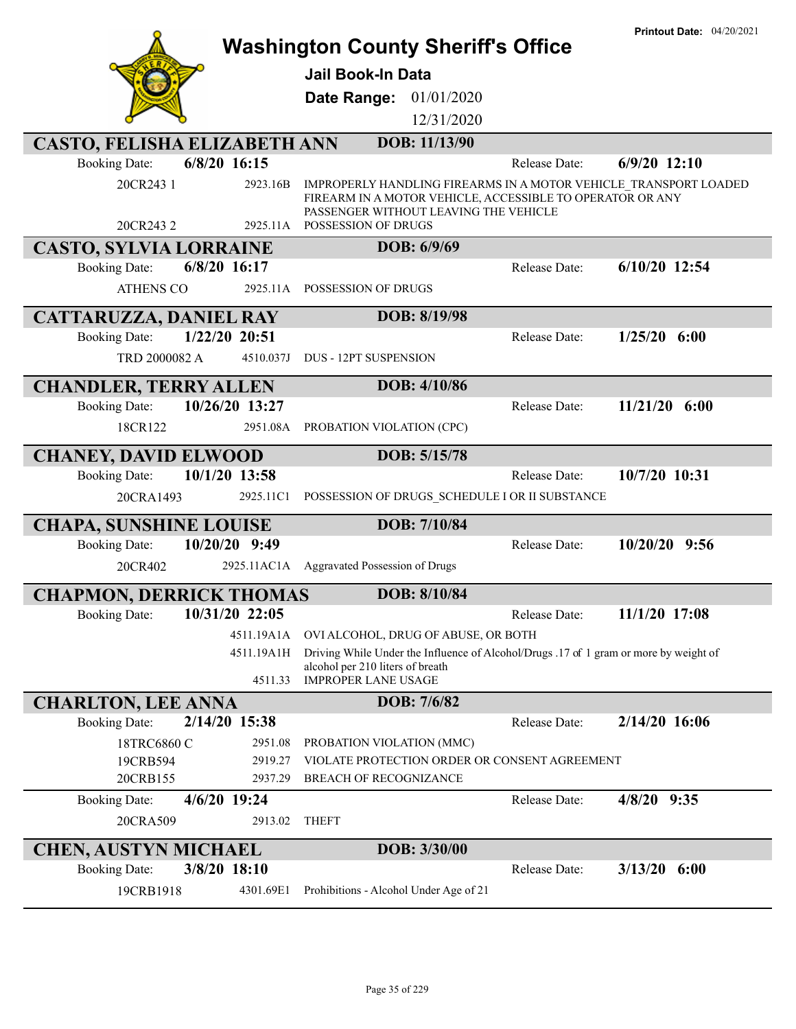# Washington County Sheriff's Office

**Jail Book-In Data**

**Date Range:** 01/01/2020 - 12/31/2020

**Printout Date:** 04/20/2021

## CASTO, FELISHA ELIZABETH ANN — DOB: 11/13/90

**Booking Date:** 6/8/20 16:15 — **Release Date:** 6/9/20 12:10

| Case | Statute | Charge |
|---|---|---|
| 20CR243 1 | 2923.16B | IMPROPERLY HANDLING FIREARMS IN A MOTOR VEHICLE_TRANSPORT LOADED FIREARM IN A MOTOR VEHICLE, ACCESSIBLE TO OPERATOR OR ANY PASSENGER WITHOUT LEAVING THE VEHICLE |
| 20CR243 2 | 2925.11A | POSSESSION OF DRUGS |

## CASTO, SYLVIA LORRAINE — DOB: 6/9/69

**Booking Date:** 6/8/20 16:17 — **Release Date:** 6/10/20 12:54

| Case | Statute | Charge |
|---|---|---|
| ATHENS CO | 2925.11A | POSSESSION OF DRUGS |

## CATTARUZZA, DANIEL RAY — DOB: 8/19/98

**Booking Date:** 1/22/20 20:51 — **Release Date:** 1/25/20 6:00

| Case | Statute | Charge |
|---|---|---|
| TRD 2000082 A | 4510.037J | DUS - 12PT SUSPENSION |

## CHANDLER, TERRY ALLEN — DOB: 4/10/86

**Booking Date:** 10/26/20 13:27 — **Release Date:** 11/21/20 6:00

| Case | Statute | Charge |
|---|---|---|
| 18CR122 | 2951.08A | PROBATION VIOLATION (CPC) |

## CHANEY, DAVID ELWOOD — DOB: 5/15/78

**Booking Date:** 10/1/20 13:58 — **Release Date:** 10/7/20 10:31

| Case | Statute | Charge |
|---|---|---|
| 20CRA1493 | 2925.11C1 | POSSESSION OF DRUGS_SCHEDULE I OR II SUBSTANCE |

## CHAPA, SUNSHINE LOUISE — DOB: 7/10/84

**Booking Date:** 10/20/20 9:49 — **Release Date:** 10/20/20 9:56

| Case | Statute | Charge |
|---|---|---|
| 20CR402 | 2925.11AC1A | Aggravated Possession of Drugs |

## CHAPMON, DERRICK THOMAS — DOB: 8/10/84

**Booking Date:** 10/31/20 22:05 — **Release Date:** 11/1/20 17:08

| Case | Statute | Charge |
|---|---|---|
| | 4511.19A1A | OVI ALCOHOL, DRUG OF ABUSE, OR BOTH |
| | 4511.19A1H | Driving While Under the Influence of Alcohol/Drugs .17 of 1 gram or more by weight of alcohol per 210 liters of breath |
| | 4511.33 | IMPROPER LANE USAGE |

## CHARLTON, LEE ANNA — DOB: 7/6/82

**Booking Date:** 2/14/20 15:38 — **Release Date:** 2/14/20 16:06

| Case | Statute | Charge |
|---|---|---|
| 18TRC6860 C | 2951.08 | PROBATION VIOLATION (MMC) |
| 19CRB594 | 2919.27 | VIOLATE PROTECTION ORDER OR CONSENT AGREEMENT |
| 20CRB155 | 2937.29 | BREACH OF RECOGNIZANCE |

**Booking Date:** 4/6/20 19:24 — **Release Date:** 4/8/20 9:35

| Case | Statute | Charge |
|---|---|---|
| 20CRA509 | 2913.02 | THEFT |

## CHEN, AUSTYN MICHAEL — DOB: 3/30/00

**Booking Date:** 3/8/20 18:10 — **Release Date:** 3/13/20 6:00

| Case | Statute | Charge |
|---|---|---|
| 19CRB1918 | 4301.69E1 | Prohibitions - Alcohol Under Age of 21 |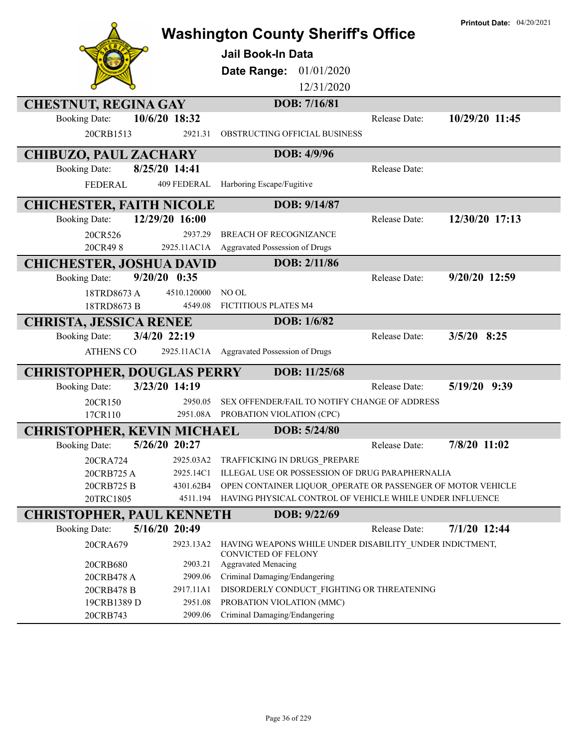# Washington County Sheriff's Office

**Printout Date:** 04/20/2021

## Jail Book-In Data

**Date Range:** 01/01/2020 – 12/31/2020

---

### CHESTNUT, REGINA GAY — DOB: 7/16/81

Booking Date: **10/6/20 18:32** | Release Date: **10/29/20 11:45**

| Case | Statute | Charge |
|---|---|---|
| 20CRB1513 | 2921.31 | OBSTRUCTING OFFICIAL BUSINESS |

### CHIBUZO, PAUL ZACHARY — DOB: 4/9/96

Booking Date: **8/25/20 14:41** | Release Date:

| Case | Statute | Charge |
|---|---|---|
| FEDERAL | 409 FEDERAL | Harboring Escape/Fugitive |

### CHICHESTER, FAITH NICOLE — DOB: 9/14/87

Booking Date: **12/29/20 16:00** | Release Date: **12/30/20 17:13**

| Case | Statute | Charge |
|---|---|---|
| 20CR526 | 2937.29 | BREACH OF RECOGNIZANCE |
| 20CR49 8 | 2925.11AC1A | Aggravated Possession of Drugs |

### CHICHESTER, JOSHUA DAVID — DOB: 2/11/86

Booking Date: **9/20/20 0:35** | Release Date: **9/20/20 12:59**

| Case | Statute | Charge |
|---|---|---|
| 18TRD8673 A | 4510.120000 | NO OL |
| 18TRD8673 B | 4549.08 | FICTITIOUS PLATES M4 |

### CHRISTA, JESSICA RENEE — DOB: 1/6/82

Booking Date: **3/4/20 22:19** | Release Date: **3/5/20 8:25**

| Case | Statute | Charge |
|---|---|---|
| ATHENS CO | 2925.11AC1A | Aggravated Possession of Drugs |

### CHRISTOPHER, DOUGLAS PERRY — DOB: 11/25/68

Booking Date: **3/23/20 14:19** | Release Date: **5/19/20 9:39**

| Case | Statute | Charge |
|---|---|---|
| 20CR150 | 2950.05 | SEX OFFENDER/FAIL TO NOTIFY CHANGE OF ADDRESS |
| 17CR110 | 2951.08A | PROBATION VIOLATION (CPC) |

### CHRISTOPHER, KEVIN MICHAEL — DOB: 5/24/80

Booking Date: **5/26/20 20:27** | Release Date: **7/8/20 11:02**

| Case | Statute | Charge |
|---|---|---|
| 20CRA724 | 2925.03A2 | TRAFFICKING IN DRUGS_PREPARE |
| 20CRB725 A | 2925.14C1 | ILLEGAL USE OR POSSESSION OF DRUG PARAPHERNALIA |
| 20CRB725 B | 4301.62B4 | OPEN CONTAINER LIQUOR_OPERATE OR PASSENGER OF MOTOR VEHICLE |
| 20TRC1805 | 4511.194 | HAVING PHYSICAL CONTROL OF VEHICLE WHILE UNDER INFLUENCE |

### CHRISTOPHER, PAUL KENNETH — DOB: 9/22/69

Booking Date: **5/16/20 20:49** | Release Date: **7/1/20 12:44**

| Case | Statute | Charge |
|---|---|---|
| 20CRA679 | 2923.13A2 | HAVING WEAPONS WHILE UNDER DISABILITY_UNDER INDICTMENT, CONVICTED OF FELONY |
| 20CRB680 | 2903.21 | Aggravated Menacing |
| 20CRB478 A | 2909.06 | Criminal Damaging/Endangering |
| 20CRB478 B | 2917.11A1 | DISORDERLY CONDUCT_FIGHTING OR THREATENING |
| 19CRB1389 D | 2951.08 | PROBATION VIOLATION (MMC) |
| 20CRB743 | 2909.06 | Criminal Damaging/Endangering |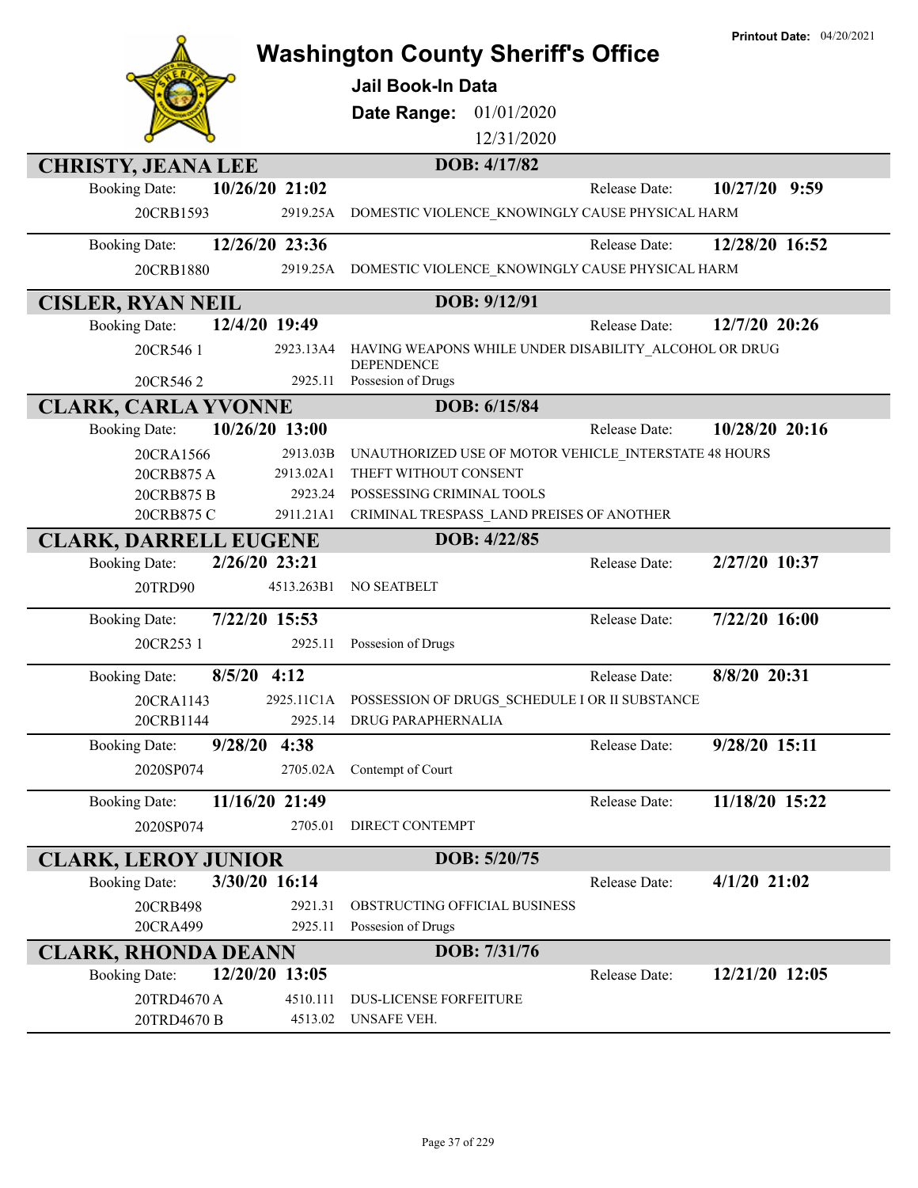# Washington County Sheriff's Office

**Printout Date:** 04/20/2021

## Jail Book-In Data

**Date Range:** 01/01/2020 – 12/31/2020

## CHRISTY, JEANA LEE — DOB: 4/17/82

**Booking Date:** 10/26/20 21:02 — **Release Date:** 10/27/20 9:59

| Case | Statute | Charge |
|---|---|---|
| 20CRB1593 | 2919.25A | DOMESTIC VIOLENCE_KNOWINGLY CAUSE PHYSICAL HARM |

**Booking Date:** 12/26/20 23:36 — **Release Date:** 12/28/20 16:52

| Case | Statute | Charge |
|---|---|---|
| 20CRB1880 | 2919.25A | DOMESTIC VIOLENCE_KNOWINGLY CAUSE PHYSICAL HARM |

## CISLER, RYAN NEIL — DOB: 9/12/91

**Booking Date:** 12/4/20 19:49 — **Release Date:** 12/7/20 20:26

| Case | Statute | Charge |
|---|---|---|
| 20CR546 1 | 2923.13A4 | HAVING WEAPONS WHILE UNDER DISABILITY_ALCOHOL OR DRUG DEPENDENCE |
| 20CR546 2 | 2925.11 | Possesion of Drugs |

## CLARK, CARLA YVONNE — DOB: 6/15/84

**Booking Date:** 10/26/20 13:00 — **Release Date:** 10/28/20 20:16

| Case | Statute | Charge |
|---|---|---|
| 20CRA1566 | 2913.03B | UNAUTHORIZED USE OF MOTOR VEHICLE_INTERSTATE 48 HOURS |
| 20CRB875 A | 2913.02A1 | THEFT WITHOUT CONSENT |
| 20CRB875 B | 2923.24 | POSSESSING CRIMINAL TOOLS |
| 20CRB875 C | 2911.21A1 | CRIMINAL TRESPASS_LAND PREISES OF ANOTHER |

## CLARK, DARRELL EUGENE — DOB: 4/22/85

**Booking Date:** 2/26/20 23:21 — **Release Date:** 2/27/20 10:37

| Case | Statute | Charge |
|---|---|---|
| 20TRD90 | 4513.263B1 | NO SEATBELT |

**Booking Date:** 7/22/20 15:53 — **Release Date:** 7/22/20 16:00

| Case | Statute | Charge |
|---|---|---|
| 20CR253 1 | 2925.11 | Possesion of Drugs |

**Booking Date:** 8/5/20 4:12 — **Release Date:** 8/8/20 20:31

| Case | Statute | Charge |
|---|---|---|
| 20CRA1143 | 2925.11C1A | POSSESSION OF DRUGS_SCHEDULE I OR II SUBSTANCE |
| 20CRB1144 | 2925.14 | DRUG PARAPHERNALIA |

**Booking Date:** 9/28/20 4:38 — **Release Date:** 9/28/20 15:11

| Case | Statute | Charge |
|---|---|---|
| 2020SP074 | 2705.02A | Contempt of Court |

**Booking Date:** 11/16/20 21:49 — **Release Date:** 11/18/20 15:22

| Case | Statute | Charge |
|---|---|---|
| 2020SP074 | 2705.01 | DIRECT CONTEMPT |

## CLARK, LEROY JUNIOR — DOB: 5/20/75

**Booking Date:** 3/30/20 16:14 — **Release Date:** 4/1/20 21:02

| Case | Statute | Charge |
|---|---|---|
| 20CRB498 | 2921.31 | OBSTRUCTING OFFICIAL BUSINESS |
| 20CRA499 | 2925.11 | Possesion of Drugs |

## CLARK, RHONDA DEANN — DOB: 7/31/76

**Booking Date:** 12/20/20 13:05 — **Release Date:** 12/21/20 12:05

| Case | Statute | Charge |
|---|---|---|
| 20TRD4670 A | 4510.111 | DUS-LICENSE FORFEITURE |
| 20TRD4670 B | 4513.02 | UNSAFE VEH. |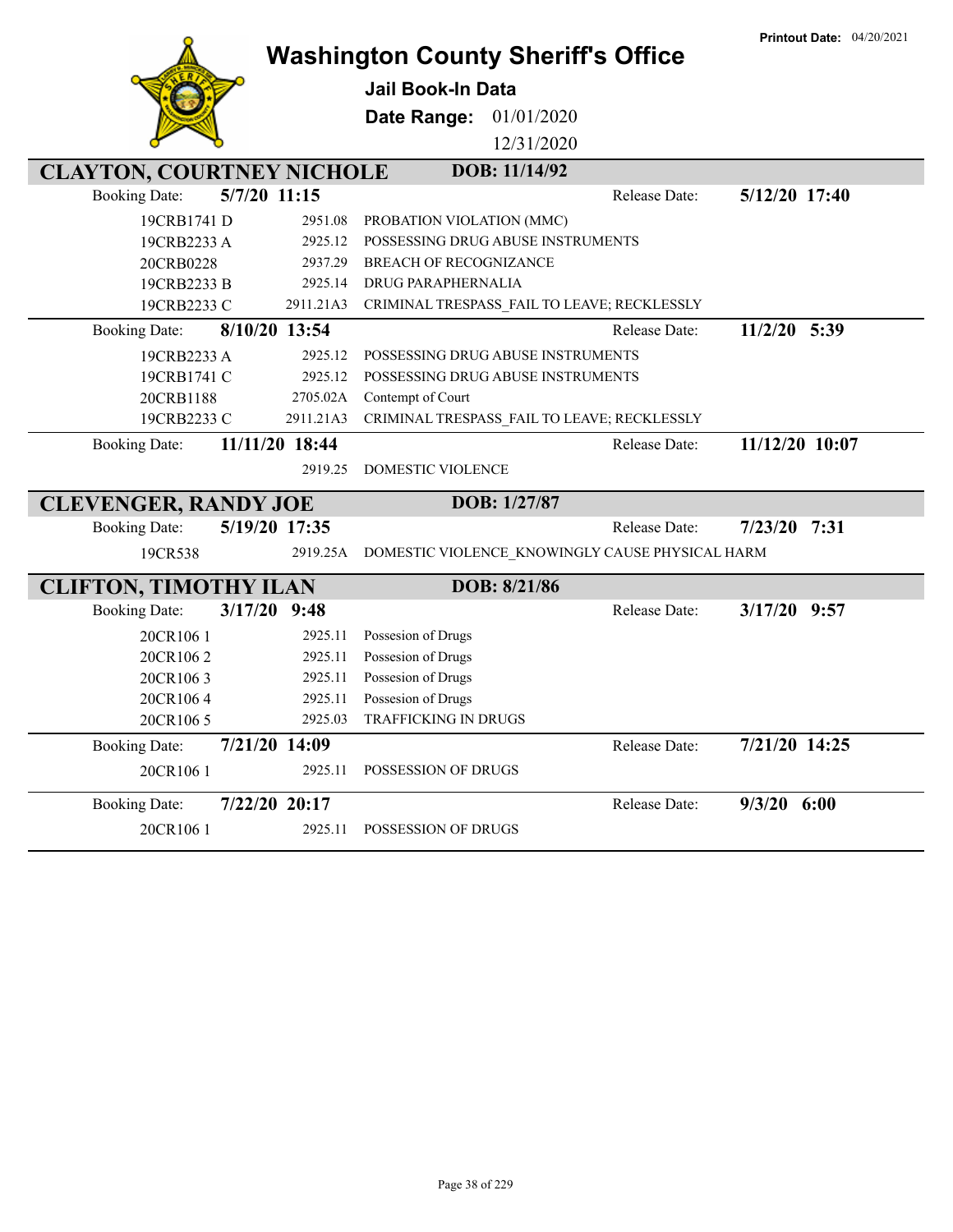# Washington County Sheriff's Office

**Printout Date:** 04/20/2021

**Jail Book-In Data**

**Date Range:** 01/01/2020 12/31/2020

## CLAYTON, COURTNEY NICHOLE — DOB: 11/14/92

**Booking Date:** 5/7/20 11:15 — **Release Date:** 5/12/20 17:40

| Case | Statute | Charge |
|---|---|---|
| 19CRB1741 D | 2951.08 | PROBATION VIOLATION (MMC) |
| 19CRB2233 A | 2925.12 | POSSESSING DRUG ABUSE INSTRUMENTS |
| 20CRB0228 | 2937.29 | BREACH OF RECOGNIZANCE |
| 19CRB2233 B | 2925.14 | DRUG PARAPHERNALIA |
| 19CRB2233 C | 2911.21A3 | CRIMINAL TRESPASS_FAIL TO LEAVE; RECKLESSLY |

**Booking Date:** 8/10/20 13:54 — **Release Date:** 11/2/20 5:39

| Case | Statute | Charge |
|---|---|---|
| 19CRB2233 A | 2925.12 | POSSESSING DRUG ABUSE INSTRUMENTS |
| 19CRB1741 C | 2925.12 | POSSESSING DRUG ABUSE INSTRUMENTS |
| 20CRB1188 | 2705.02A | Contempt of Court |
| 19CRB2233 C | 2911.21A3 | CRIMINAL TRESPASS_FAIL TO LEAVE; RECKLESSLY |

**Booking Date:** 11/11/20 18:44 — **Release Date:** 11/12/20 10:07

| Case | Statute | Charge |
|---|---|---|
| | 2919.25 | DOMESTIC VIOLENCE |

## CLEVENGER, RANDY JOE — DOB: 1/27/87

**Booking Date:** 5/19/20 17:35 — **Release Date:** 7/23/20 7:31

| Case | Statute | Charge |
|---|---|---|
| 19CR538 | 2919.25A | DOMESTIC VIOLENCE_KNOWINGLY CAUSE PHYSICAL HARM |

## CLIFTON, TIMOTHY ILAN — DOB: 8/21/86

**Booking Date:** 3/17/20 9:48 — **Release Date:** 3/17/20 9:57

| Case | Statute | Charge |
|---|---|---|
| 20CR106 1 | 2925.11 | Possesion of Drugs |
| 20CR106 2 | 2925.11 | Possesion of Drugs |
| 20CR106 3 | 2925.11 | Possesion of Drugs |
| 20CR106 4 | 2925.11 | Possesion of Drugs |
| 20CR106 5 | 2925.03 | TRAFFICKING IN DRUGS |

**Booking Date:** 7/21/20 14:09 — **Release Date:** 7/21/20 14:25

| Case | Statute | Charge |
|---|---|---|
| 20CR106 1 | 2925.11 | POSSESSION OF DRUGS |

**Booking Date:** 7/22/20 20:17 — **Release Date:** 9/3/20 6:00

| Case | Statute | Charge |
|---|---|---|
| 20CR106 1 | 2925.11 | POSSESSION OF DRUGS |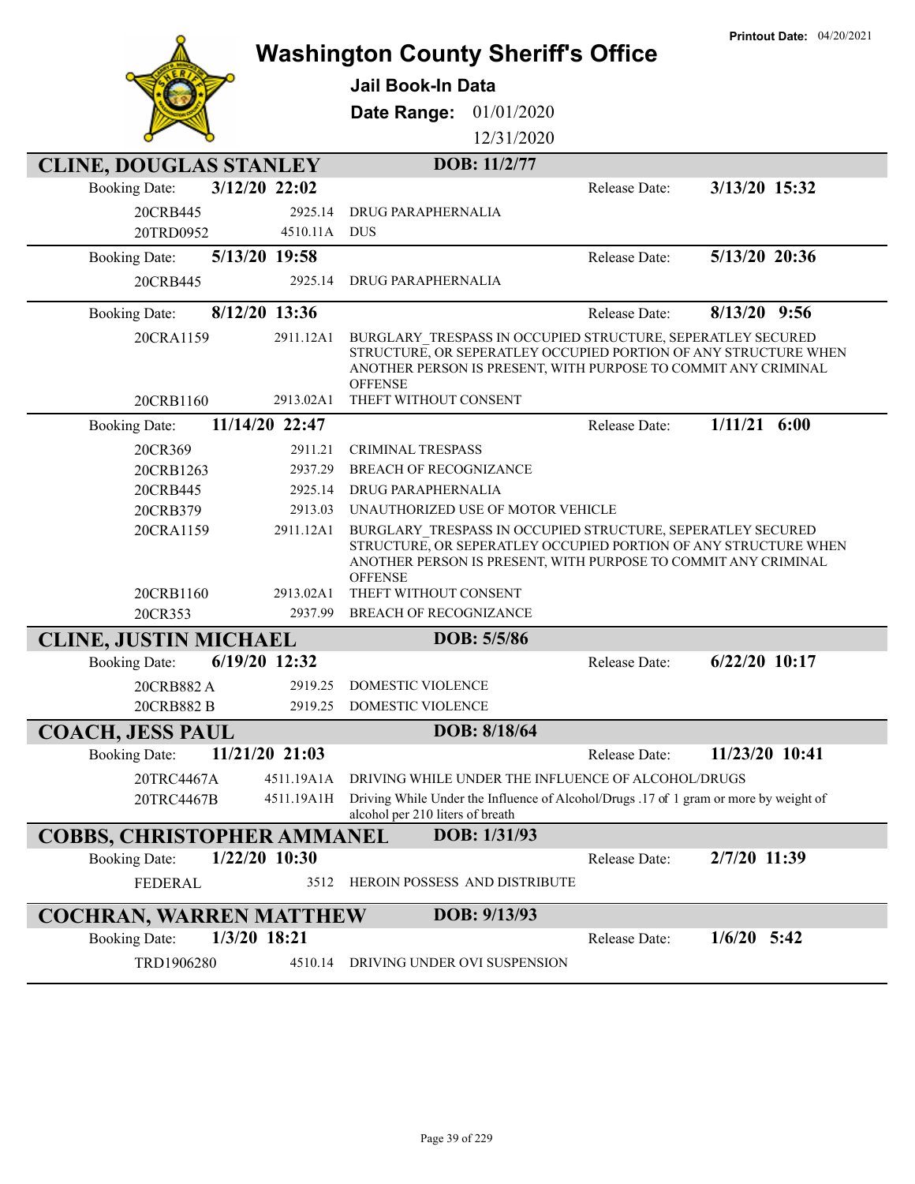# Washington County Sheriff's Office

**Jail Book-In Data**

**Date Range:** 01/01/2020 – 12/31/2020

**Printout Date:** 04/20/2021

## CLINE, DOUGLAS STANLEY — DOB: 11/2/77

**Booking Date:** 3/12/20 22:02 — **Release Date:** 3/13/20 15:32

| Case | Statute | Charge |
|---|---|---|
| 20CRB445 | 2925.14 | DRUG PARAPHERNALIA |
| 20TRD0952 | 4510.11A | DUS |

**Booking Date:** 5/13/20 19:58 — **Release Date:** 5/13/20 20:36

| Case | Statute | Charge |
|---|---|---|
| 20CRB445 | 2925.14 | DRUG PARAPHERNALIA |

**Booking Date:** 8/12/20 13:36 — **Release Date:** 8/13/20 9:56

| Case | Statute | Charge |
|---|---|---|
| 20CRA1159 | 2911.12A1 | BURGLARY_TRESPASS IN OCCUPIED STRUCTURE, SEPERATLEY SECURED STRUCTURE, OR SEPERATLEY OCCUPIED PORTION OF ANY STRUCTURE WHEN ANOTHER PERSON IS PRESENT, WITH PURPOSE TO COMMIT ANY CRIMINAL OFFENSE |
| 20CRB1160 | 2913.02A1 | THEFT WITHOUT CONSENT |

**Booking Date:** 11/14/20 22:47 — **Release Date:** 1/11/21 6:00

| Case | Statute | Charge |
|---|---|---|
| 20CR369 | 2911.21 | CRIMINAL TRESPASS |
| 20CRB1263 | 2937.29 | BREACH OF RECOGNIZANCE |
| 20CRB445 | 2925.14 | DRUG PARAPHERNALIA |
| 20CRB379 | 2913.03 | UNAUTHORIZED USE OF MOTOR VEHICLE |
| 20CRA1159 | 2911.12A1 | BURGLARY_TRESPASS IN OCCUPIED STRUCTURE, SEPERATLEY SECURED STRUCTURE, OR SEPERATLEY OCCUPIED PORTION OF ANY STRUCTURE WHEN ANOTHER PERSON IS PRESENT, WITH PURPOSE TO COMMIT ANY CRIMINAL OFFENSE |
| 20CRB1160 | 2913.02A1 | THEFT WITHOUT CONSENT |
| 20CR353 | 2937.99 | BREACH OF RECOGNIZANCE |

## CLINE, JUSTIN MICHAEL — DOB: 5/5/86

**Booking Date:** 6/19/20 12:32 — **Release Date:** 6/22/20 10:17

| Case | Statute | Charge |
|---|---|---|
| 20CRB882 A | 2919.25 | DOMESTIC VIOLENCE |
| 20CRB882 B | 2919.25 | DOMESTIC VIOLENCE |

## COACH, JESS PAUL — DOB: 8/18/64

**Booking Date:** 11/21/20 21:03 — **Release Date:** 11/23/20 10:41

| Case | Statute | Charge |
|---|---|---|
| 20TRC4467A | 4511.19A1A | DRIVING WHILE UNDER THE INFLUENCE OF ALCOHOL/DRUGS |
| 20TRC4467B | 4511.19A1H | Driving While Under the Influence of Alcohol/Drugs .17 of 1 gram or more by weight of alcohol per 210 liters of breath |

## COBBS, CHRISTOPHER AMMANEL — DOB: 1/31/93

**Booking Date:** 1/22/20 10:30 — **Release Date:** 2/7/20 11:39

| Case | Statute | Charge |
|---|---|---|
| FEDERAL | 3512 | HEROIN POSSESS AND DISTRIBUTE |

## COCHRAN, WARREN MATTHEW — DOB: 9/13/93

**Booking Date:** 1/3/20 18:21 — **Release Date:** 1/6/20 5:42

| Case | Statute | Charge |
|---|---|---|
| TRD1906280 | 4510.14 | DRIVING UNDER OVI SUSPENSION |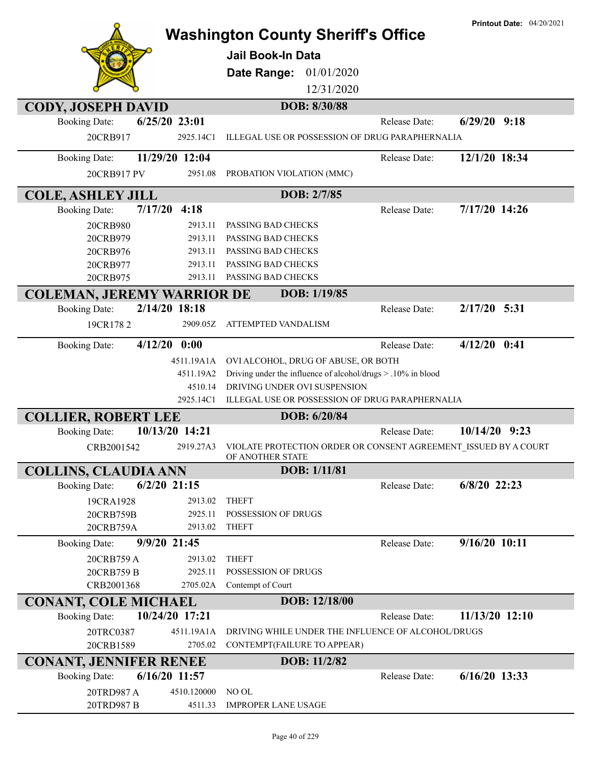# Washington County Sheriff's Office

**Printout Date:** 04/20/2021

## Jail Book-In Data

**Date Range:** 01/01/2020 – 12/31/2020

### CODY, JOSEPH DAVID — DOB: 8/30/88

**Booking Date:** 6/25/20 23:01 — **Release Date:** 6/29/20 9:18

| Case | Statute | Charge |
|---|---|---|
| 20CRB917 | 2925.14C1 | ILLEGAL USE OR POSSESSION OF DRUG PARAPHERNALIA |

**Booking Date:** 11/29/20 12:04 — **Release Date:** 12/1/20 18:34

| Case | Statute | Charge |
|---|---|---|
| 20CRB917 PV | 2951.08 | PROBATION VIOLATION (MMC) |

### COLE, ASHLEY JILL — DOB: 2/7/85

**Booking Date:** 7/17/20 4:18 — **Release Date:** 7/17/20 14:26

| Case | Statute | Charge |
|---|---|---|
| 20CRB980 | 2913.11 | PASSING BAD CHECKS |
| 20CRB979 | 2913.11 | PASSING BAD CHECKS |
| 20CRB976 | 2913.11 | PASSING BAD CHECKS |
| 20CRB977 | 2913.11 | PASSING BAD CHECKS |
| 20CRB975 | 2913.11 | PASSING BAD CHECKS |

### COLEMAN, JEREMY WARRIOR DE — DOB: 1/19/85

**Booking Date:** 2/14/20 18:18 — **Release Date:** 2/17/20 5:31

| Case | Statute | Charge |
|---|---|---|
| 19CR178 2 | 2909.05Z | ATTEMPTED VANDALISM |

**Booking Date:** 4/12/20 0:00 — **Release Date:** 4/12/20 0:41

| Case | Statute | Charge |
|---|---|---|
| | 4511.19A1A | OVI ALCOHOL, DRUG OF ABUSE, OR BOTH |
| | 4511.19A2 | Driving under the influence of alcohol/drugs > .10% in blood |
| | 4510.14 | DRIVING UNDER OVI SUSPENSION |
| | 2925.14C1 | ILLEGAL USE OR POSSESSION OF DRUG PARAPHERNALIA |

### COLLIER, ROBERT LEE — DOB: 6/20/84

**Booking Date:** 10/13/20 14:21 — **Release Date:** 10/14/20 9:23

| Case | Statute | Charge |
|---|---|---|
| CRB2001542 | 2919.27A3 | VIOLATE PROTECTION ORDER OR CONSENT AGREEMENT_ISSUED BY A COURT OF ANOTHER STATE |

### COLLINS, CLAUDIA ANN — DOB: 1/11/81

**Booking Date:** 6/2/20 21:15 — **Release Date:** 6/8/20 22:23

| Case | Statute | Charge |
|---|---|---|
| 19CRA1928 | 2913.02 | THEFT |
| 20CRB759B | 2925.11 | POSSESSION OF DRUGS |
| 20CRB759A | 2913.02 | THEFT |

**Booking Date:** 9/9/20 21:45 — **Release Date:** 9/16/20 10:11

| Case | Statute | Charge |
|---|---|---|
| 20CRB759 A | 2913.02 | THEFT |
| 20CRB759 B | 2925.11 | POSSESSION OF DRUGS |
| CRB2001368 | 2705.02A | Contempt of Court |

### CONANT, COLE MICHAEL — DOB: 12/18/00

**Booking Date:** 10/24/20 17:21 — **Release Date:** 11/13/20 12:10

| Case | Statute | Charge |
|---|---|---|
| 20TRC0387 | 4511.19A1A | DRIVING WHILE UNDER THE INFLUENCE OF ALCOHOL/DRUGS |
| 20CRB1589 | 2705.02 | CONTEMPT(FAILURE TO APPEAR) |

### CONANT, JENNIFER RENEE — DOB: 11/2/82

**Booking Date:** 6/16/20 11:57 — **Release Date:** 6/16/20 13:33

| Case | Statute | Charge |
|---|---|---|
| 20TRD987 A | 4510.120000 | NO OL |
| 20TRD987 B | 4511.33 | IMPROPER LANE USAGE |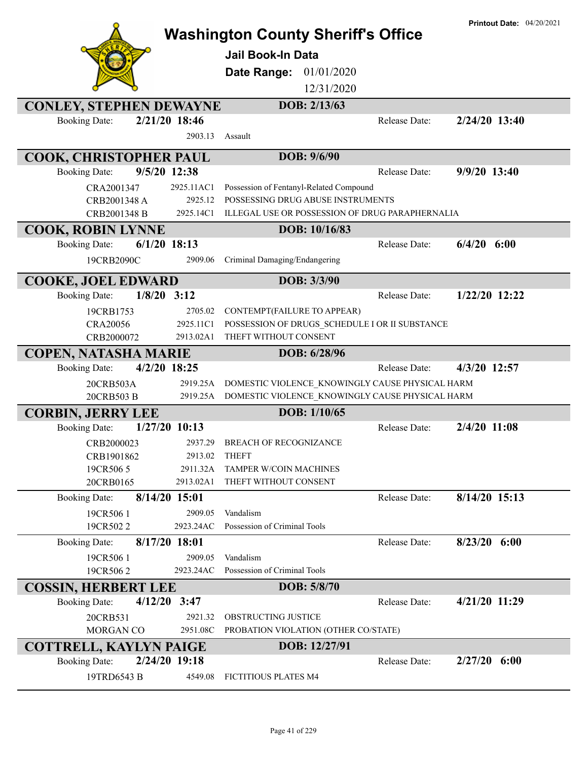**Printout Date:** 04/20/2021

# Washington County Sheriff's Office

## Jail Book-In Data

**Date Range:** 01/01/2020 12/31/2020

## CONLEY, STEPHEN DEWAYNE

**DOB: 2/13/63**

Booking Date: **2/21/20 18:46** Release Date: **2/24/20 13:40**

| Case | Code | Charge |
|---|---|---|
| | 2903.13 | Assault |

## COOK, CHRISTOPHER PAUL

**DOB: 9/6/90**

Booking Date: **9/5/20 12:38** Release Date: **9/9/20 13:40**

| Case | Code | Charge |
|---|---|---|
| CRA2001347 | 2925.11AC1 | Possession of Fentanyl-Related Compound |
| CRB2001348 A | 2925.12 | POSSESSING DRUG ABUSE INSTRUMENTS |
| CRB2001348 B | 2925.14C1 | ILLEGAL USE OR POSSESSION OF DRUG PARAPHERNALIA |

## COOK, ROBIN LYNNE

**DOB: 10/16/83**

Booking Date: **6/1/20 18:13** Release Date: **6/4/20 6:00**

| Case | Code | Charge |
|---|---|---|
| 19CRB2090C | 2909.06 | Criminal Damaging/Endangering |

## COOKE, JOEL EDWARD

**DOB: 3/3/90**

Booking Date: **1/8/20 3:12** Release Date: **1/22/20 12:22**

| Case | Code | Charge |
|---|---|---|
| 19CRB1753 | 2705.02 | CONTEMPT(FAILURE TO APPEAR) |
| CRA20056 | 2925.11C1 | POSSESSION OF DRUGS_SCHEDULE I OR II SUBSTANCE |
| CRB2000072 | 2913.02A1 | THEFT WITHOUT CONSENT |

## COPEN, NATASHA MARIE

**DOB: 6/28/96**

Booking Date: **4/2/20 18:25** Release Date: **4/3/20 12:57**

| Case | Code | Charge |
|---|---|---|
| 20CRB503A | 2919.25A | DOMESTIC VIOLENCE_KNOWINGLY CAUSE PHYSICAL HARM |
| 20CRB503 B | 2919.25A | DOMESTIC VIOLENCE_KNOWINGLY CAUSE PHYSICAL HARM |

## CORBIN, JERRY LEE

**DOB: 1/10/65**

Booking Date: **1/27/20 10:13** Release Date: **2/4/20 11:08**

| Case | Code | Charge |
|---|---|---|
| CRB2000023 | 2937.29 | BREACH OF RECOGNIZANCE |
| CRB1901862 | 2913.02 | THEFT |
| 19CR506 5 | 2911.32A | TAMPER W/COIN MACHINES |
| 20CRB0165 | 2913.02A1 | THEFT WITHOUT CONSENT |

Booking Date: **8/14/20 15:01** Release Date: **8/14/20 15:13**

| Case | Code | Charge |
|---|---|---|
| 19CR506 1 | 2909.05 | Vandalism |
| 19CR502 2 | 2923.24AC | Possession of Criminal Tools |

Booking Date: **8/17/20 18:01** Release Date: **8/23/20 6:00**

| Case | Code | Charge |
|---|---|---|
| 19CR506 1 | 2909.05 | Vandalism |
| 19CR506 2 | 2923.24AC | Possession of Criminal Tools |

## COSSIN, HERBERT LEE

**DOB: 5/8/70**

Booking Date: **4/12/20 3:47** Release Date: **4/21/20 11:29**

| Case | Code | Charge |
|---|---|---|
| 20CRB531 | 2921.32 | OBSTRUCTING JUSTICE |
| MORGAN CO | 2951.08C | PROBATION VIOLATION (OTHER CO/STATE) |

## COTTRELL, KAYLYN PAIGE

**DOB: 12/27/91**

Booking Date: **2/24/20 19:18** Release Date: **2/27/20 6:00**

| Case | Code | Charge |
|---|---|---|
| 19TRD6543 B | 4549.08 | FICTITIOUS PLATES M4 |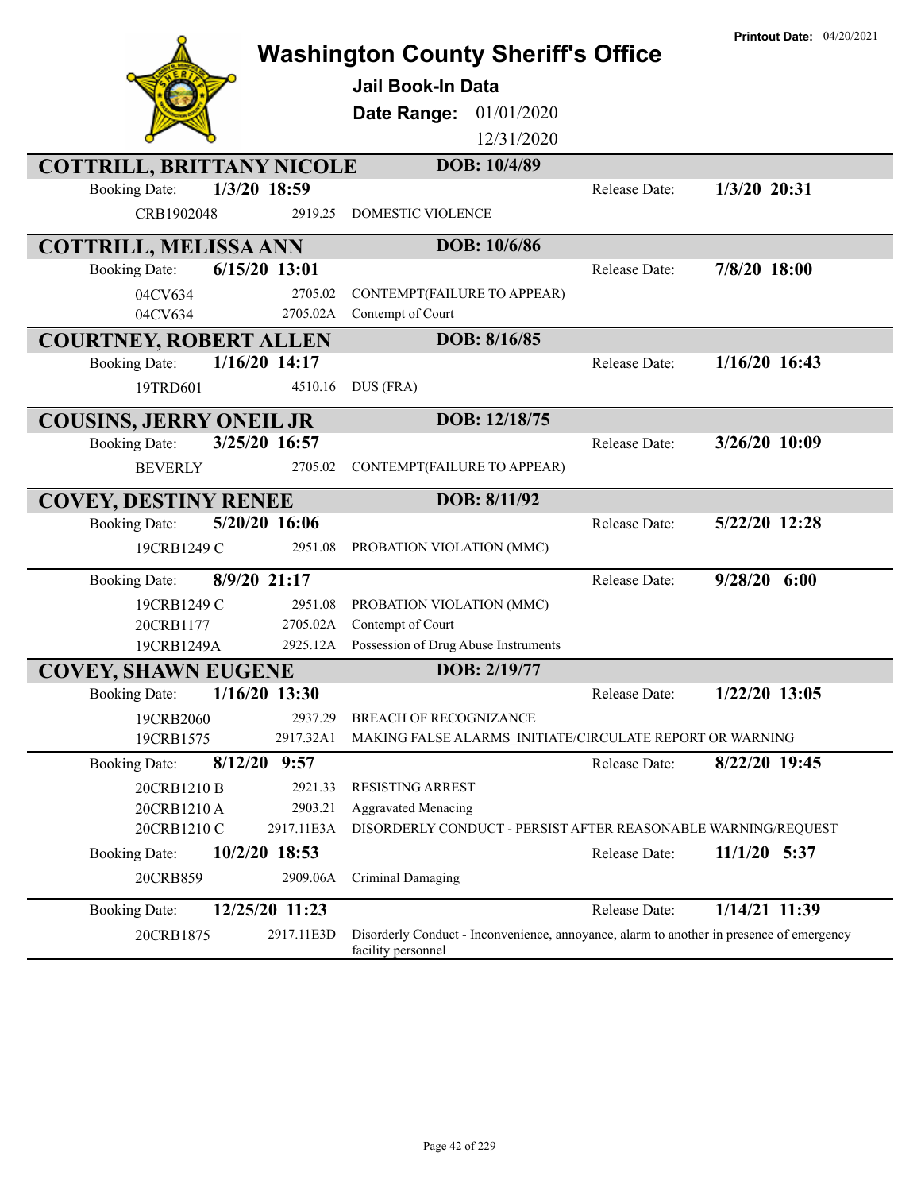# Washington County Sheriff's Office

**Printout Date:** 04/20/2021

### Jail Book-In Data

**Date Range:** 01/01/2020 12/31/2020

## COTTRILL, BRITTANY NICOLE — DOB: 10/4/89

**Booking Date:** 1/3/20 18:59 — **Release Date:** 1/3/20 20:31

| Case | Code | Charge |
| --- | --- | --- |
| CRB1902048 | 2919.25 | DOMESTIC VIOLENCE |

## COTTRILL, MELISSA ANN — DOB: 10/6/86

**Booking Date:** 6/15/20 13:01 — **Release Date:** 7/8/20 18:00

| Case | Code | Charge |
| --- | --- | --- |
| 04CV634 | 2705.02 | CONTEMPT(FAILURE TO APPEAR) |
| 04CV634 | 2705.02A | Contempt of Court |

## COURTNEY, ROBERT ALLEN — DOB: 8/16/85

**Booking Date:** 1/16/20 14:17 — **Release Date:** 1/16/20 16:43

| Case | Code | Charge |
| --- | --- | --- |
| 19TRD601 | 4510.16 | DUS (FRA) |

## COUSINS, JERRY ONEIL JR — DOB: 12/18/75

**Booking Date:** 3/25/20 16:57 — **Release Date:** 3/26/20 10:09

| Case | Code | Charge |
| --- | --- | --- |
| BEVERLY | 2705.02 | CONTEMPT(FAILURE TO APPEAR) |

## COVEY, DESTINY RENEE — DOB: 8/11/92

**Booking Date:** 5/20/20 16:06 — **Release Date:** 5/22/20 12:28

| Case | Code | Charge |
| --- | --- | --- |
| 19CRB1249 C | 2951.08 | PROBATION VIOLATION (MMC) |

**Booking Date:** 8/9/20 21:17 — **Release Date:** 9/28/20 6:00

| Case | Code | Charge |
| --- | --- | --- |
| 19CRB1249 C | 2951.08 | PROBATION VIOLATION (MMC) |
| 20CRB1177 | 2705.02A | Contempt of Court |
| 19CRB1249A | 2925.12A | Possession of Drug Abuse Instruments |

## COVEY, SHAWN EUGENE — DOB: 2/19/77

**Booking Date:** 1/16/20 13:30 — **Release Date:** 1/22/20 13:05

| Case | Code | Charge |
| --- | --- | --- |
| 19CRB2060 | 2937.29 | BREACH OF RECOGNIZANCE |
| 19CRB1575 | 2917.32A1 | MAKING FALSE ALARMS_INITIATE/CIRCULATE REPORT OR WARNING |

**Booking Date:** 8/12/20 9:57 — **Release Date:** 8/22/20 19:45

| Case | Code | Charge |
| --- | --- | --- |
| 20CRB1210 B | 2921.33 | RESISTING ARREST |
| 20CRB1210 A | 2903.21 | Aggravated Menacing |
| 20CRB1210 C | 2917.11E3A | DISORDERLY CONDUCT - PERSIST AFTER REASONABLE WARNING/REQUEST |

**Booking Date:** 10/2/20 18:53 — **Release Date:** 11/1/20 5:37

| Case | Code | Charge |
| --- | --- | --- |
| 20CRB859 | 2909.06A | Criminal Damaging |

**Booking Date:** 12/25/20 11:23 — **Release Date:** 1/14/21 11:39

| Case | Code | Charge |
| --- | --- | --- |
| 20CRB1875 | 2917.11E3D | Disorderly Conduct - Inconvenience, annoyance, alarm to another in presence of emergency facility personnel |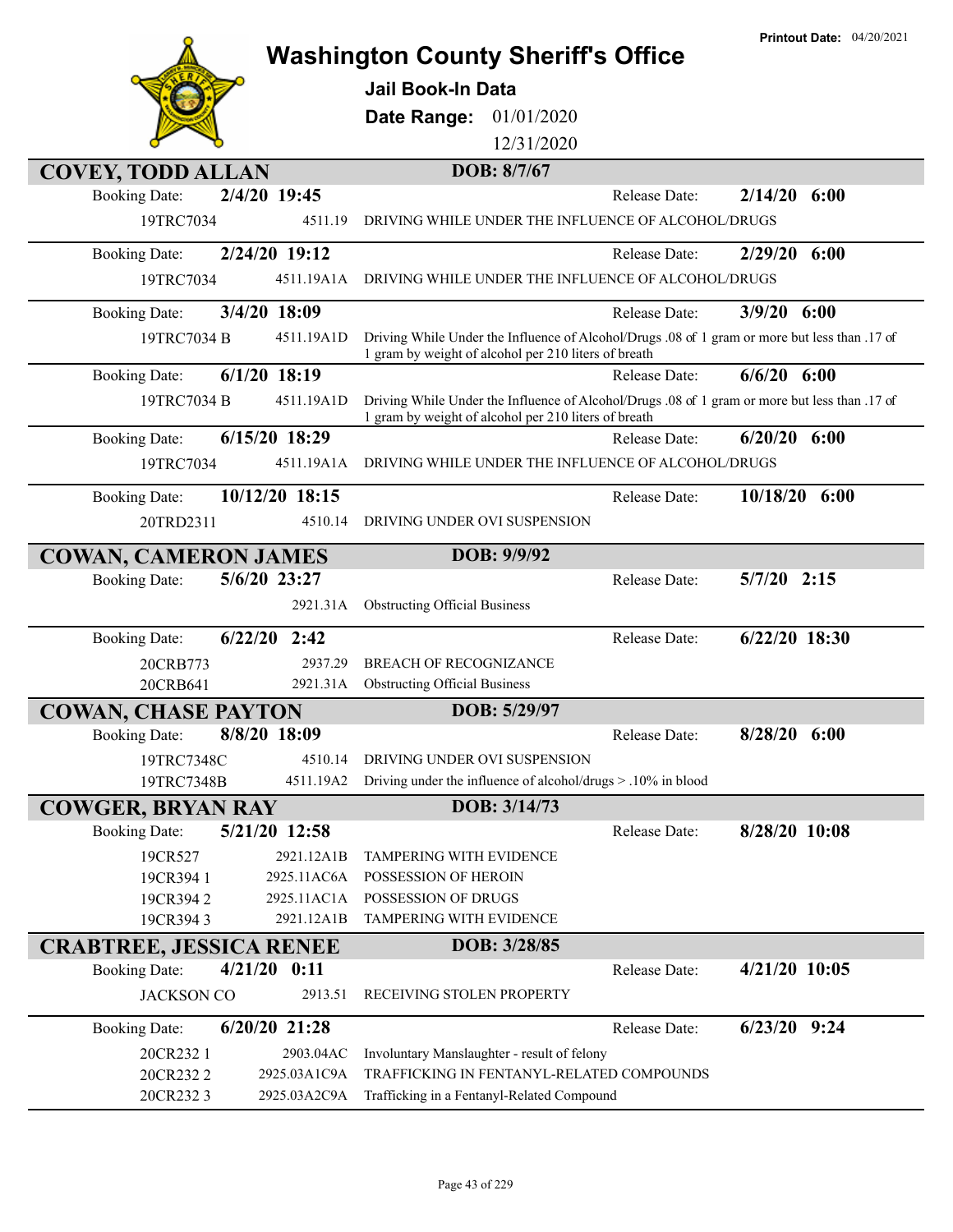# Washington County Sheriff's Office

**Printout Date:** 04/20/2021

**Jail Book-In Data**

**Date Range:** 01/01/2020 – 12/31/2020

## COVEY, TODD ALLAN — DOB: 8/7/67

**Booking Date:** 2/4/20 19:45 — **Release Date:** 2/14/20 6:00

| Case | Statute | Charge |
|---|---|---|
| 19TRC7034 | 4511.19 | DRIVING WHILE UNDER THE INFLUENCE OF ALCOHOL/DRUGS |

**Booking Date:** 2/24/20 19:12 — **Release Date:** 2/29/20 6:00

| Case | Statute | Charge |
|---|---|---|
| 19TRC7034 | 4511.19A1A | DRIVING WHILE UNDER THE INFLUENCE OF ALCOHOL/DRUGS |

**Booking Date:** 3/4/20 18:09 — **Release Date:** 3/9/20 6:00

| Case | Statute | Charge |
|---|---|---|
| 19TRC7034 B | 4511.19A1D | Driving While Under the Influence of Alcohol/Drugs .08 of 1 gram or more but less than .17 of 1 gram by weight of alcohol per 210 liters of breath |

**Booking Date:** 6/1/20 18:19 — **Release Date:** 6/6/20 6:00

| Case | Statute | Charge |
|---|---|---|
| 19TRC7034 B | 4511.19A1D | Driving While Under the Influence of Alcohol/Drugs .08 of 1 gram or more but less than .17 of 1 gram by weight of alcohol per 210 liters of breath |

**Booking Date:** 6/15/20 18:29 — **Release Date:** 6/20/20 6:00

| Case | Statute | Charge |
|---|---|---|
| 19TRC7034 | 4511.19A1A | DRIVING WHILE UNDER THE INFLUENCE OF ALCOHOL/DRUGS |

**Booking Date:** 10/12/20 18:15 — **Release Date:** 10/18/20 6:00

| Case | Statute | Charge |
|---|---|---|
| 20TRD2311 | 4510.14 | DRIVING UNDER OVI SUSPENSION |

## COWAN, CAMERON JAMES — DOB: 9/9/92

**Booking Date:** 5/6/20 23:27 — **Release Date:** 5/7/20 2:15

| Case | Statute | Charge |
|---|---|---|
| | 2921.31A | Obstructing Official Business |

**Booking Date:** 6/22/20 2:42 — **Release Date:** 6/22/20 18:30

| Case | Statute | Charge |
|---|---|---|
| 20CRB773 | 2937.29 | BREACH OF RECOGNIZANCE |
| 20CRB641 | 2921.31A | Obstructing Official Business |

## COWAN, CHASE PAYTON — DOB: 5/29/97

**Booking Date:** 8/8/20 18:09 — **Release Date:** 8/28/20 6:00

| Case | Statute | Charge |
|---|---|---|
| 19TRC7348C | 4510.14 | DRIVING UNDER OVI SUSPENSION |
| 19TRC7348B | 4511.19A2 | Driving under the influence of alcohol/drugs > .10% in blood |

## COWGER, BRYAN RAY — DOB: 3/14/73

**Booking Date:** 5/21/20 12:58 — **Release Date:** 8/28/20 10:08

| Case | Statute | Charge |
|---|---|---|
| 19CR527 | 2921.12A1B | TAMPERING WITH EVIDENCE |
| 19CR394 1 | 2925.11AC6A | POSSESSION OF HEROIN |
| 19CR394 2 | 2925.11AC1A | POSSESSION OF DRUGS |
| 19CR394 3 | 2921.12A1B | TAMPERING WITH EVIDENCE |

## CRABTREE, JESSICA RENEE — DOB: 3/28/85

**Booking Date:** 4/21/20 0:11 — **Release Date:** 4/21/20 10:05

| Case | Statute | Charge |
|---|---|---|
| JACKSON CO | 2913.51 | RECEIVING STOLEN PROPERTY |

**Booking Date:** 6/20/20 21:28 — **Release Date:** 6/23/20 9:24

| Case | Statute | Charge |
|---|---|---|
| 20CR232 1 | 2903.04AC | Involuntary Manslaughter - result of felony |
| 20CR232 2 | 2925.03A1C9A | TRAFFICKING IN FENTANYL-RELATED COMPOUNDS |
| 20CR232 3 | 2925.03A2C9A | Trafficking in a Fentanyl-Related Compound |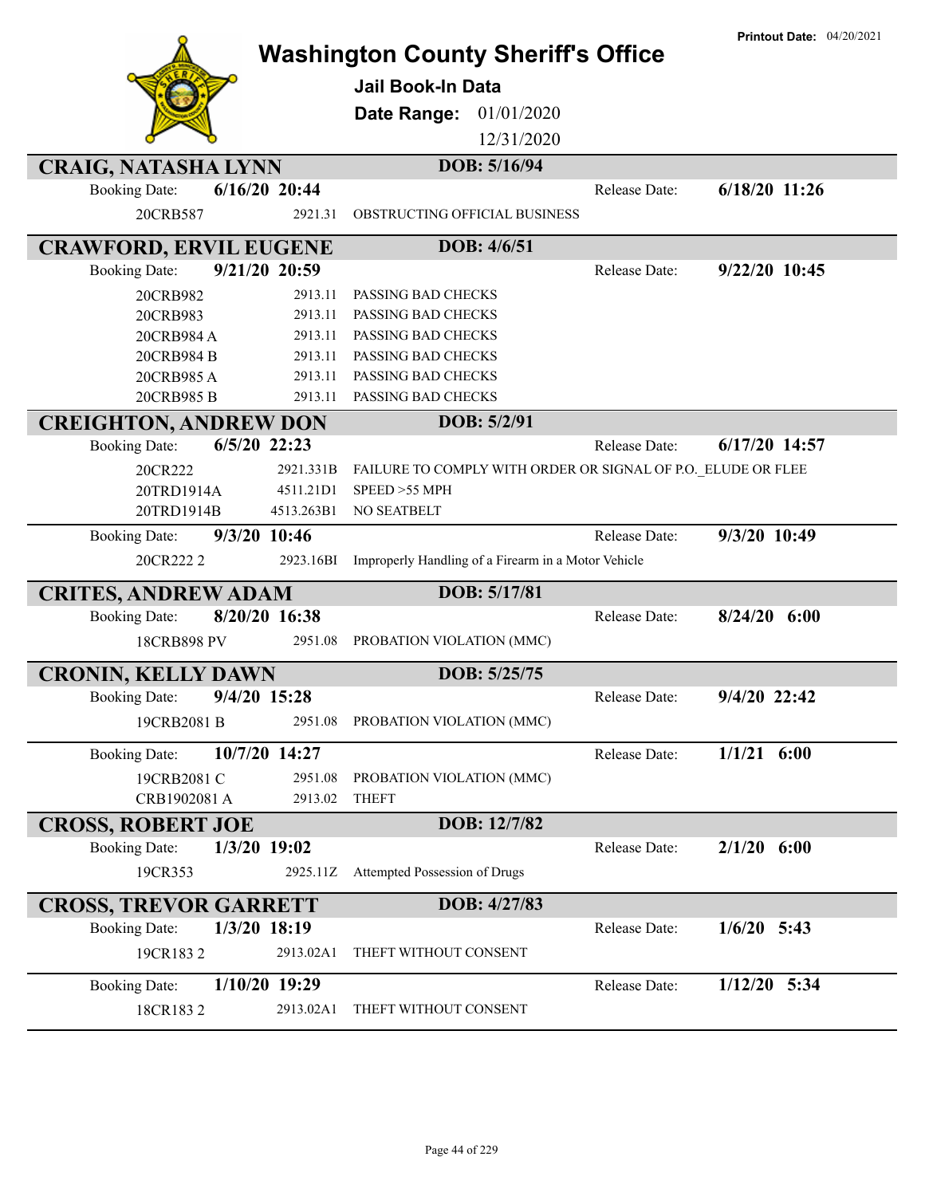# Washington County Sheriff's Office

**Printout Date:** 04/20/2021

## Jail Book-In Data

**Date Range:** 01/01/2020 - 12/31/2020

---

### CRAIG, NATASHA LYNN — DOB: 5/16/94

**Booking Date:** 6/16/20 20:44 — **Release Date:** 6/18/20 11:26

| Case | Statute | Charge |
|---|---|---|
| 20CRB587 | 2921.31 | OBSTRUCTING OFFICIAL BUSINESS |

---

### CRAWFORD, ERVIL EUGENE — DOB: 4/6/51

**Booking Date:** 9/21/20 20:59 — **Release Date:** 9/22/20 10:45

| Case | Statute | Charge |
|---|---|---|
| 20CRB982 | 2913.11 | PASSING BAD CHECKS |
| 20CRB983 | 2913.11 | PASSING BAD CHECKS |
| 20CRB984 A | 2913.11 | PASSING BAD CHECKS |
| 20CRB984 B | 2913.11 | PASSING BAD CHECKS |
| 20CRB985 A | 2913.11 | PASSING BAD CHECKS |
| 20CRB985 B | 2913.11 | PASSING BAD CHECKS |

---

### CREIGHTON, ANDREW DON — DOB: 5/2/91

**Booking Date:** 6/5/20 22:23 — **Release Date:** 6/17/20 14:57

| Case | Statute | Charge |
|---|---|---|
| 20CR222 | 2921.331B | FAILURE TO COMPLY WITH ORDER OR SIGNAL OF P.O._ELUDE OR FLEE |
| 20TRD1914A | 4511.21D1 | SPEED >55 MPH |
| 20TRD1914B | 4513.263B1 | NO SEATBELT |

**Booking Date:** 9/3/20 10:46 — **Release Date:** 9/3/20 10:49

| Case | Statute | Charge |
|---|---|---|
| 20CR222 2 | 2923.16BI | Improperly Handling of a Firearm in a Motor Vehicle |

---

### CRITES, ANDREW ADAM — DOB: 5/17/81

**Booking Date:** 8/20/20 16:38 — **Release Date:** 8/24/20 6:00

| Case | Statute | Charge |
|---|---|---|
| 18CRB898 PV | 2951.08 | PROBATION VIOLATION (MMC) |

---

### CRONIN, KELLY DAWN — DOB: 5/25/75

**Booking Date:** 9/4/20 15:28 — **Release Date:** 9/4/20 22:42

| Case | Statute | Charge |
|---|---|---|
| 19CRB2081 B | 2951.08 | PROBATION VIOLATION (MMC) |

**Booking Date:** 10/7/20 14:27 — **Release Date:** 1/1/21 6:00

| Case | Statute | Charge |
|---|---|---|
| 19CRB2081 C | 2951.08 | PROBATION VIOLATION (MMC) |
| CRB1902081 A | 2913.02 | THEFT |

---

### CROSS, ROBERT JOE — DOB: 12/7/82

**Booking Date:** 1/3/20 19:02 — **Release Date:** 2/1/20 6:00

| Case | Statute | Charge |
|---|---|---|
| 19CR353 | 2925.11Z | Attempted Possession of Drugs |

---

### CROSS, TREVOR GARRETT — DOB: 4/27/83

**Booking Date:** 1/3/20 18:19 — **Release Date:** 1/6/20 5:43

| Case | Statute | Charge |
|---|---|---|
| 19CR183 2 | 2913.02A1 | THEFT WITHOUT CONSENT |

**Booking Date:** 1/10/20 19:29 — **Release Date:** 1/12/20 5:34

| Case | Statute | Charge |
|---|---|---|
| 18CR183 2 | 2913.02A1 | THEFT WITHOUT CONSENT |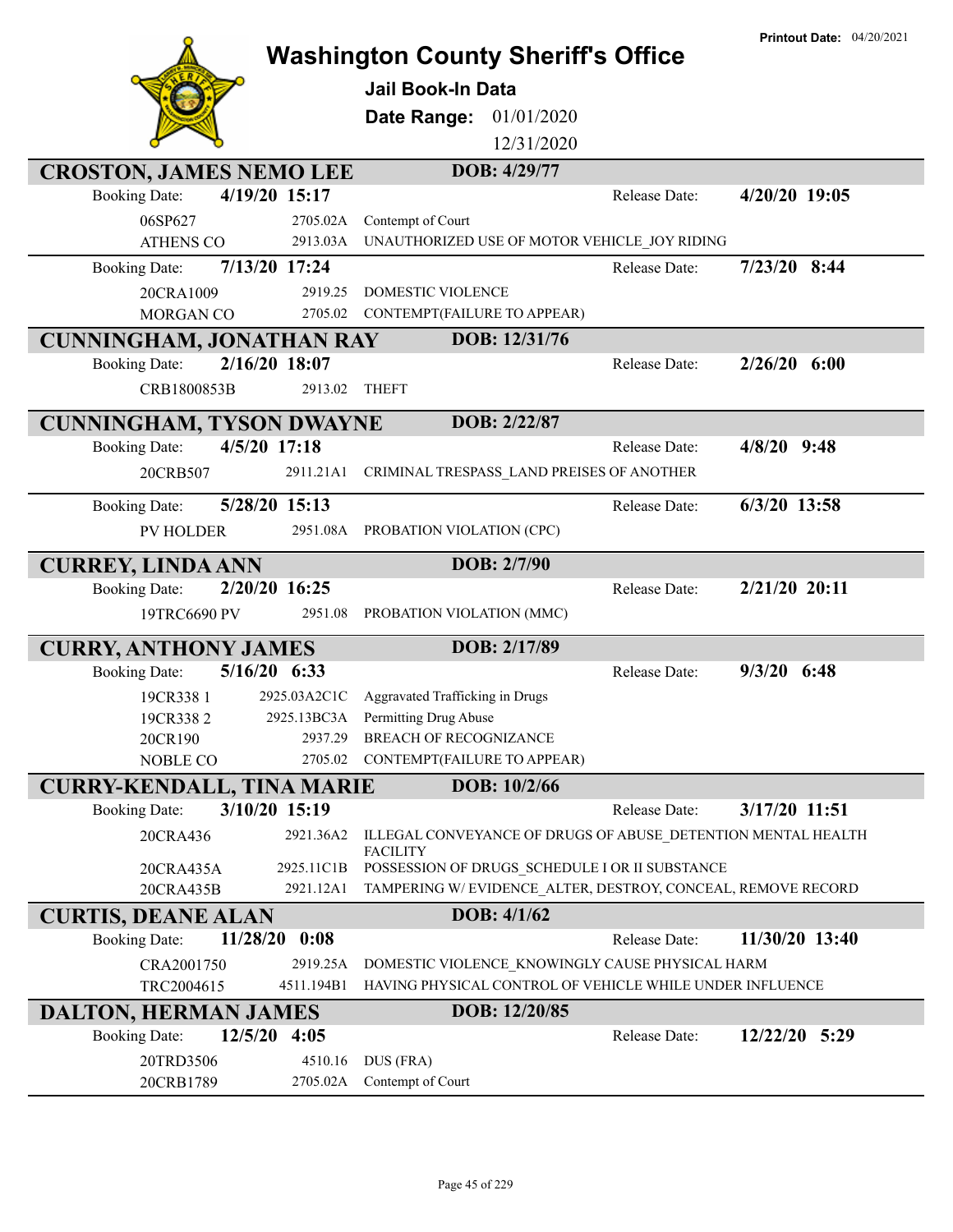Printout Date: 04/20/2021

# Washington County Sheriff's Office

## Jail Book-In Data

**Date Range:** 01/01/2020 12/31/2020

## CROSTON, JAMES NEMO LEE — DOB: 4/29/77

**Booking Date:** 4/19/20 15:17 — **Release Date:** 4/20/20 19:05

| Case | Statute | Charge |
|---|---|---|
| 06SP627 | 2705.02A | Contempt of Court |
| ATHENS CO | 2913.03A | UNAUTHORIZED USE OF MOTOR VEHICLE_JOY RIDING |

**Booking Date:** 7/13/20 17:24 — **Release Date:** 7/23/20 8:44

| Case | Statute | Charge |
|---|---|---|
| 20CRA1009 | 2919.25 | DOMESTIC VIOLENCE |
| MORGAN CO | 2705.02 | CONTEMPT(FAILURE TO APPEAR) |

## CUNNINGHAM, JONATHAN RAY — DOB: 12/31/76

**Booking Date:** 2/16/20 18:07 — **Release Date:** 2/26/20 6:00

| Case | Statute | Charge |
|---|---|---|
| CRB1800853B | 2913.02 | THEFT |

## CUNNINGHAM, TYSON DWAYNE — DOB: 2/22/87

**Booking Date:** 4/5/20 17:18 — **Release Date:** 4/8/20 9:48

| Case | Statute | Charge |
|---|---|---|
| 20CRB507 | 2911.21A1 | CRIMINAL TRESPASS_LAND PREISES OF ANOTHER |

**Booking Date:** 5/28/20 15:13 — **Release Date:** 6/3/20 13:58

| Case | Statute | Charge |
|---|---|---|
| PV HOLDER | 2951.08A | PROBATION VIOLATION (CPC) |

## CURREY, LINDA ANN — DOB: 2/7/90

**Booking Date:** 2/20/20 16:25 — **Release Date:** 2/21/20 20:11

| Case | Statute | Charge |
|---|---|---|
| 19TRC6690 PV | 2951.08 | PROBATION VIOLATION (MMC) |

## CURRY, ANTHONY JAMES — DOB: 2/17/89

**Booking Date:** 5/16/20 6:33 — **Release Date:** 9/3/20 6:48

| Case | Statute | Charge |
|---|---|---|
| 19CR338 1 | 2925.03A2C1C | Aggravated Trafficking in Drugs |
| 19CR338 2 | 2925.13BC3A | Permitting Drug Abuse |
| 20CR190 | 2937.29 | BREACH OF RECOGNIZANCE |
| NOBLE CO | 2705.02 | CONTEMPT(FAILURE TO APPEAR) |

## CURRY-KENDALL, TINA MARIE — DOB: 10/2/66

**Booking Date:** 3/10/20 15:19 — **Release Date:** 3/17/20 11:51

| Case | Statute | Charge |
|---|---|---|
| 20CRA436 | 2921.36A2 | ILLEGAL CONVEYANCE OF DRUGS OF ABUSE_DETENTION MENTAL HEALTH FACILITY |
| 20CRA435A | 2925.11C1B | POSSESSION OF DRUGS_SCHEDULE I OR II SUBSTANCE |
| 20CRA435B | 2921.12A1 | TAMPERING W/ EVIDENCE_ALTER, DESTROY, CONCEAL, REMOVE RECORD |

## CURTIS, DEANE ALAN — DOB: 4/1/62

**Booking Date:** 11/28/20 0:08 — **Release Date:** 11/30/20 13:40

| Case | Statute | Charge |
|---|---|---|
| CRA2001750 | 2919.25A | DOMESTIC VIOLENCE_KNOWINGLY CAUSE PHYSICAL HARM |
| TRC2004615 | 4511.194B1 | HAVING PHYSICAL CONTROL OF VEHICLE WHILE UNDER INFLUENCE |

## DALTON, HERMAN JAMES — DOB: 12/20/85

**Booking Date:** 12/5/20 4:05 — **Release Date:** 12/22/20 5:29

| Case | Statute | Charge |
|---|---|---|
| 20TRD3506 | 4510.16 | DUS (FRA) |
| 20CRB1789 | 2705.02A | Contempt of Court |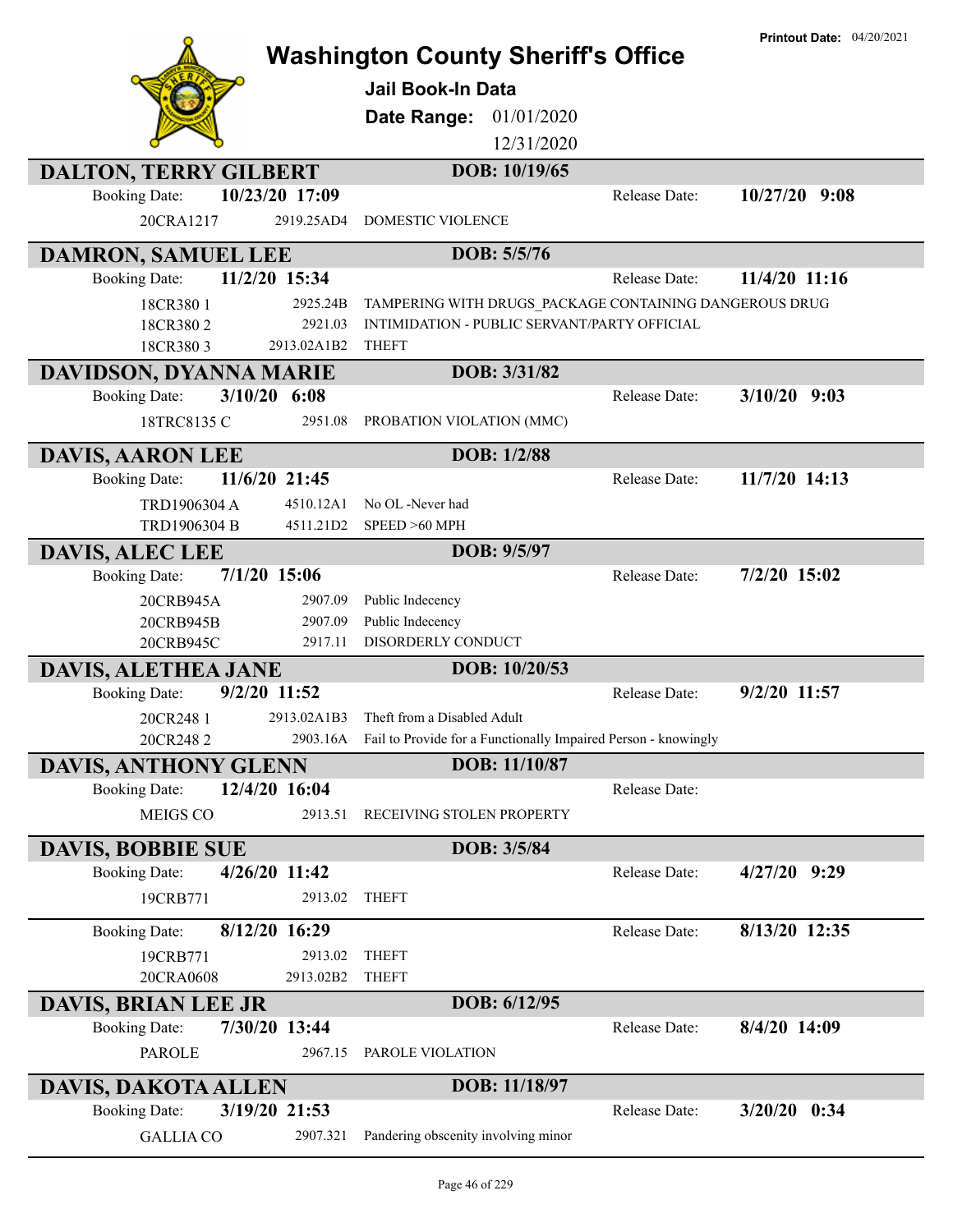# Washington County Sheriff's Office

**Printout Date:** 04/20/2021

**Jail Book-In Data**

**Date Range:** 01/01/2020 12/31/2020

## DALTON, TERRY GILBERT
**DOB:** 10/19/65

**Booking Date:** 10/23/20 17:09 — **Release Date:** 10/27/20 9:08

| Case | Statute | Charge |
|---|---|---|
| 20CRA1217 | 2919.25AD4 | DOMESTIC VIOLENCE |

## DAMRON, SAMUEL LEE
**DOB:** 5/5/76

**Booking Date:** 11/2/20 15:34 — **Release Date:** 11/4/20 11:16

| Case | Statute | Charge |
|---|---|---|
| 18CR380 1 | 2925.24B | TAMPERING WITH DRUGS_PACKAGE CONTAINING DANGEROUS DRUG |
| 18CR380 2 | 2921.03 | INTIMIDATION - PUBLIC SERVANT/PARTY OFFICIAL |
| 18CR380 3 | 2913.02A1B2 | THEFT |

## DAVIDSON, DYANNA MARIE
**DOB:** 3/31/82

**Booking Date:** 3/10/20 6:08 — **Release Date:** 3/10/20 9:03

| Case | Statute | Charge |
|---|---|---|
| 18TRC8135 C | 2951.08 | PROBATION VIOLATION (MMC) |

## DAVIS, AARON LEE
**DOB:** 1/2/88

**Booking Date:** 11/6/20 21:45 — **Release Date:** 11/7/20 14:13

| Case | Statute | Charge |
|---|---|---|
| TRD1906304 A | 4510.12A1 | No OL -Never had |
| TRD1906304 B | 4511.21D2 | SPEED >60 MPH |

## DAVIS, ALEC LEE
**DOB:** 9/5/97

**Booking Date:** 7/1/20 15:06 — **Release Date:** 7/2/20 15:02

| Case | Statute | Charge |
|---|---|---|
| 20CRB945A | 2907.09 | Public Indecency |
| 20CRB945B | 2907.09 | Public Indecency |
| 20CRB945C | 2917.11 | DISORDERLY CONDUCT |

## DAVIS, ALETHEA JANE
**DOB:** 10/20/53

**Booking Date:** 9/2/20 11:52 — **Release Date:** 9/2/20 11:57

| Case | Statute | Charge |
|---|---|---|
| 20CR248 1 | 2913.02A1B3 | Theft from a Disabled Adult |
| 20CR248 2 | 2903.16A | Fail to Provide for a Functionally Impaired Person - knowingly |

## DAVIS, ANTHONY GLENN
**DOB:** 11/10/87

**Booking Date:** 12/4/20 16:04 — **Release Date:**

| Case | Statute | Charge |
|---|---|---|
| MEIGS CO | 2913.51 | RECEIVING STOLEN PROPERTY |

## DAVIS, BOBBIE SUE
**DOB:** 3/5/84

**Booking Date:** 4/26/20 11:42 — **Release Date:** 4/27/20 9:29

| Case | Statute | Charge |
|---|---|---|
| 19CRB771 | 2913.02 | THEFT |

**Booking Date:** 8/12/20 16:29 — **Release Date:** 8/13/20 12:35

| Case | Statute | Charge |
|---|---|---|
| 19CRB771 | 2913.02 | THEFT |
| 20CRA0608 | 2913.02B2 | THEFT |

## DAVIS, BRIAN LEE JR
**DOB:** 6/12/95

**Booking Date:** 7/30/20 13:44 — **Release Date:** 8/4/20 14:09

| Case | Statute | Charge |
|---|---|---|
| PAROLE | 2967.15 | PAROLE VIOLATION |

## DAVIS, DAKOTA ALLEN
**DOB:** 11/18/97

**Booking Date:** 3/19/20 21:53 — **Release Date:** 3/20/20 0:34

| Case | Statute | Charge |
|---|---|---|
| GALLIA CO | 2907.321 | Pandering obscenity involving minor |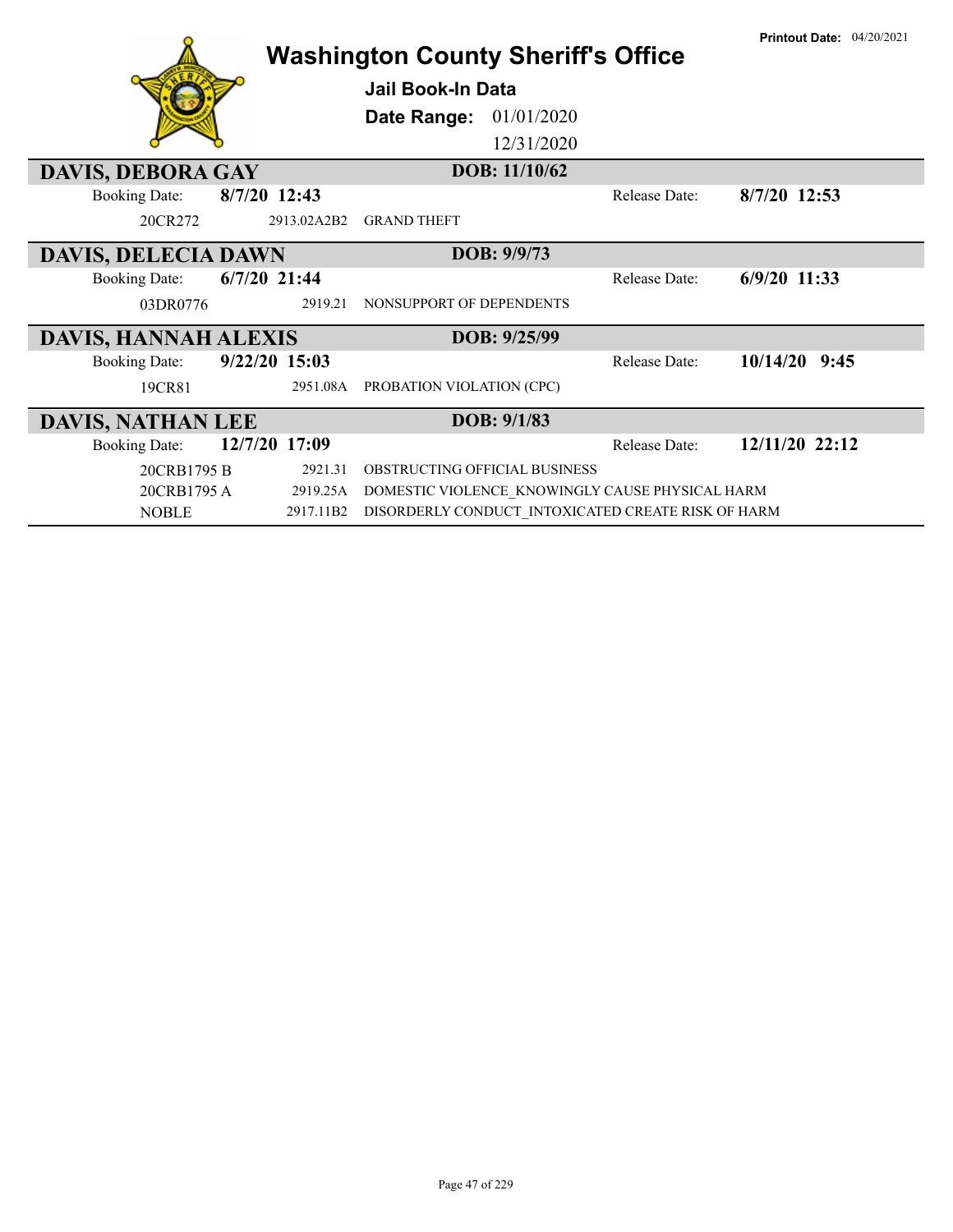Printout Date: 04/20/2021

# Washington County Sheriff's Office

**Jail Book-In Data**

**Date Range:** 01/01/2020 – 12/31/2020

## DAVIS, DEBORA GAY — DOB: 11/10/62

| Booking Date: | 8/7/20 12:43 | | Release Date: | 8/7/20 12:53 |
|---|---|---|---|---|
| 20CR272 | 2913.02A2B2 | GRAND THEFT | | |

## DAVIS, DELECIA DAWN — DOB: 9/9/73

| Booking Date: | 6/7/20 21:44 | | Release Date: | 6/9/20 11:33 |
|---|---|---|---|---|
| 03DR0776 | 2919.21 | NONSUPPORT OF DEPENDENTS | | |

## DAVIS, HANNAH ALEXIS — DOB: 9/25/99

| Booking Date: | 9/22/20 15:03 | | Release Date: | 10/14/20 9:45 |
|---|---|---|---|---|
| 19CR81 | 2951.08A | PROBATION VIOLATION (CPC) | | |

## DAVIS, NATHAN LEE — DOB: 9/1/83

| Booking Date: | 12/7/20 17:09 | | Release Date: | 12/11/20 22:12 |
|---|---|---|---|---|
| 20CRB1795 B | 2921.31 | OBSTRUCTING OFFICIAL BUSINESS | | |
| 20CRB1795 A | 2919.25A | DOMESTIC VIOLENCE_KNOWINGLY CAUSE PHYSICAL HARM | | |
| NOBLE | 2917.11B2 | DISORDERLY CONDUCT_INTOXICATED CREATE RISK OF HARM | | |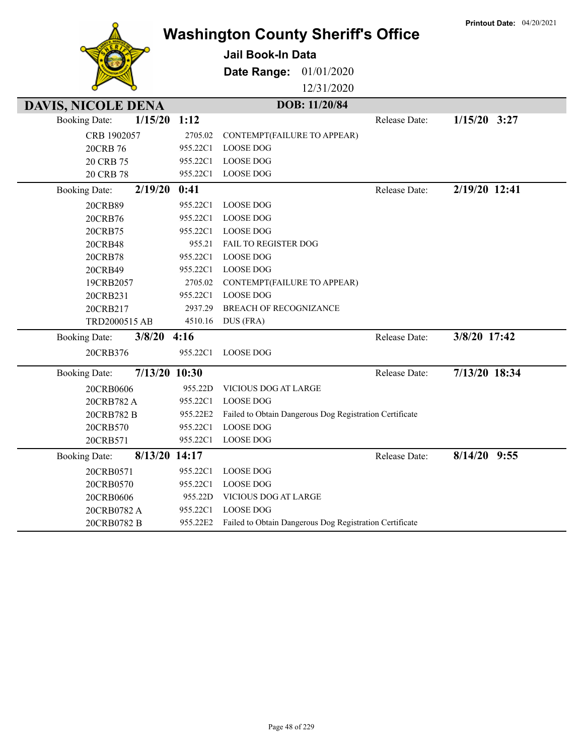Printout Date: 04/20/2021

# Washington County Sheriff's Office

**Jail Book-In Data**

**Date Range:** 01/01/2020 12/31/2020

## DAVIS, NICOLE DENA

**DOB: 11/20/84**

**Booking Date: 1/15/20 1:12** — **Release Date: 1/15/20 3:27**

| Case | Statute | Charge |
|---|---|---|
| CRB 1902057 | 2705.02 | CONTEMPT(FAILURE TO APPEAR) |
| 20CRB 76 | 955.22C1 | LOOSE DOG |
| 20 CRB 75 | 955.22C1 | LOOSE DOG |
| 20 CRB 78 | 955.22C1 | LOOSE DOG |

**Booking Date: 2/19/20 0:41** — **Release Date: 2/19/20 12:41**

| Case | Statute | Charge |
|---|---|---|
| 20CRB89 | 955.22C1 | LOOSE DOG |
| 20CRB76 | 955.22C1 | LOOSE DOG |
| 20CRB75 | 955.22C1 | LOOSE DOG |
| 20CRB48 | 955.21 | FAIL TO REGISTER DOG |
| 20CRB78 | 955.22C1 | LOOSE DOG |
| 20CRB49 | 955.22C1 | LOOSE DOG |
| 19CRB2057 | 2705.02 | CONTEMPT(FAILURE TO APPEAR) |
| 20CRB231 | 955.22C1 | LOOSE DOG |
| 20CRB217 | 2937.29 | BREACH OF RECOGNIZANCE |
| TRD2000515 AB | 4510.16 | DUS (FRA) |

**Booking Date: 3/8/20 4:16** — **Release Date: 3/8/20 17:42**

| Case | Statute | Charge |
|---|---|---|
| 20CRB376 | 955.22C1 | LOOSE DOG |

**Booking Date: 7/13/20 10:30** — **Release Date: 7/13/20 18:34**

| Case | Statute | Charge |
|---|---|---|
| 20CRB0606 | 955.22D | VICIOUS DOG AT LARGE |
| 20CRB782 A | 955.22C1 | LOOSE DOG |
| 20CRB782 B | 955.22E2 | Failed to Obtain Dangerous Dog Registration Certificate |
| 20CRB570 | 955.22C1 | LOOSE DOG |
| 20CRB571 | 955.22C1 | LOOSE DOG |

**Booking Date: 8/13/20 14:17** — **Release Date: 8/14/20 9:55**

| Case | Statute | Charge |
|---|---|---|
| 20CRB0571 | 955.22C1 | LOOSE DOG |
| 20CRB0570 | 955.22C1 | LOOSE DOG |
| 20CRB0606 | 955.22D | VICIOUS DOG AT LARGE |
| 20CRB0782 A | 955.22C1 | LOOSE DOG |
| 20CRB0782 B | 955.22E2 | Failed to Obtain Dangerous Dog Registration Certificate |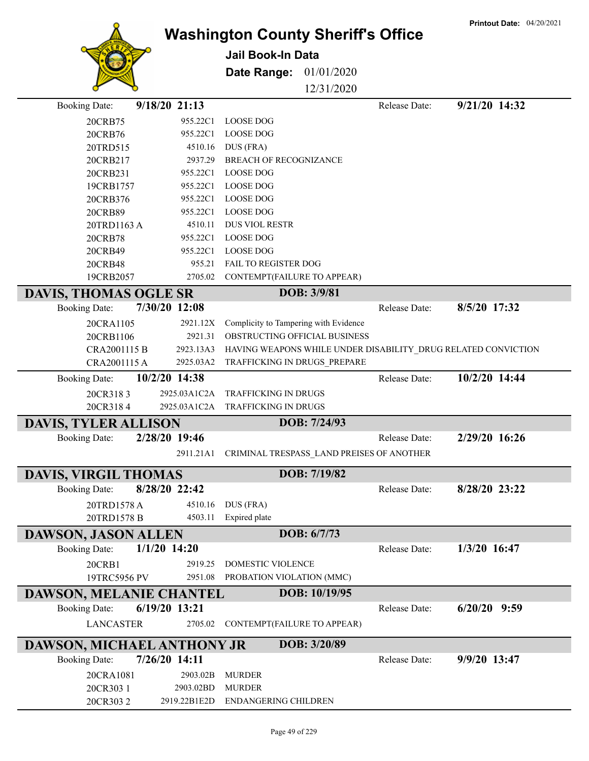# Washington County Sheriff's Office

**Jail Book-In Data**

**Date Range:** 01/01/2020 12/31/2020

**Printout Date:** 04/20/2021

---

Booking Date: **9/18/20 21:13** Release Date: **9/21/20 14:32**

| Case | Statute | Charge |
|---|---|---|
| 20CRB75 | 955.22C1 | LOOSE DOG |
| 20CRB76 | 955.22C1 | LOOSE DOG |
| 20TRD515 | 4510.16 | DUS (FRA) |
| 20CRB217 | 2937.29 | BREACH OF RECOGNIZANCE |
| 20CRB231 | 955.22C1 | LOOSE DOG |
| 19CRB1757 | 955.22C1 | LOOSE DOG |
| 20CRB376 | 955.22C1 | LOOSE DOG |
| 20CRB89 | 955.22C1 | LOOSE DOG |
| 20TRD1163 A | 4510.11 | DUS VIOL RESTR |
| 20CRB78 | 955.22C1 | LOOSE DOG |
| 20CRB49 | 955.22C1 | LOOSE DOG |
| 20CRB48 | 955.21 | FAIL TO REGISTER DOG |
| 19CRB2057 | 2705.02 | CONTEMPT(FAILURE TO APPEAR) |

## DAVIS, THOMAS OGLE SR — DOB: 3/9/81

Booking Date: **7/30/20 12:08** Release Date: **8/5/20 17:32**

| Case | Statute | Charge |
|---|---|---|
| 20CRA1105 | 2921.12X | Complicity to Tampering with Evidence |
| 20CRB1106 | 2921.31 | OBSTRUCTING OFFICIAL BUSINESS |
| CRA2001115 B | 2923.13A3 | HAVING WEAPONS WHILE UNDER DISABILITY_DRUG RELATED CONVICTION |
| CRA2001115 A | 2925.03A2 | TRAFFICKING IN DRUGS_PREPARE |

Booking Date: **10/2/20 14:38** Release Date: **10/2/20 14:44**

| Case | Statute | Charge |
|---|---|---|
| 20CR318 3 | 2925.03A1C2A | TRAFFICKING IN DRUGS |
| 20CR318 4 | 2925.03A1C2A | TRAFFICKING IN DRUGS |

## DAVIS, TYLER ALLISON — DOB: 7/24/93

Booking Date: **2/28/20 19:46** Release Date: **2/29/20 16:26**

| Case | Statute | Charge |
|---|---|---|
| | 2911.21A1 | CRIMINAL TRESPASS_LAND PREISES OF ANOTHER |

## DAVIS, VIRGIL THOMAS — DOB: 7/19/82

Booking Date: **8/28/20 22:42** Release Date: **8/28/20 23:22**

| Case | Statute | Charge |
|---|---|---|
| 20TRD1578 A | 4510.16 | DUS (FRA) |
| 20TRD1578 B | 4503.11 | Expired plate |

## DAWSON, JASON ALLEN — DOB: 6/7/73

Booking Date: **1/1/20 14:20** Release Date: **1/3/20 16:47**

| Case | Statute | Charge |
|---|---|---|
| 20CRB1 | 2919.25 | DOMESTIC VIOLENCE |
| 19TRC5956 PV | 2951.08 | PROBATION VIOLATION (MMC) |

## DAWSON, MELANIE CHANTEL — DOB: 10/19/95

Booking Date: **6/19/20 13:21** Release Date: **6/20/20 9:59**

| Case | Statute | Charge |
|---|---|---|
| LANCASTER | 2705.02 | CONTEMPT(FAILURE TO APPEAR) |

## DAWSON, MICHAEL ANTHONY JR — DOB: 3/20/89

Booking Date: **7/26/20 14:11** Release Date: **9/9/20 13:47**

| Case | Statute | Charge |
|---|---|---|
| 20CRA1081 | 2903.02B | MURDER |
| 20CR303 1 | 2903.02BD | MURDER |
| 20CR303 2 | 2919.22B1E2D | ENDANGERING CHILDREN |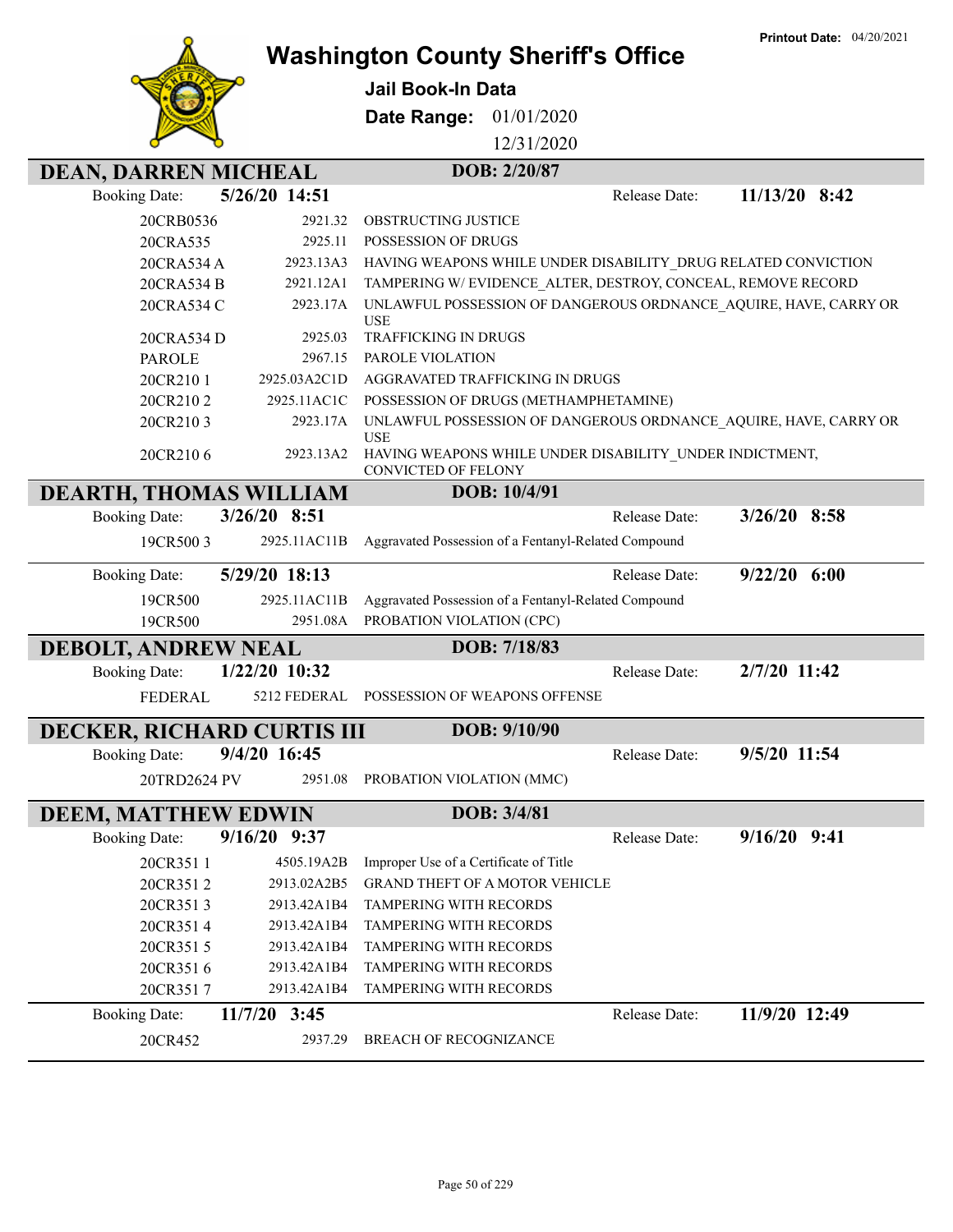# Washington County Sheriff's Office

**Jail Book-In Data**

**Date Range:** 01/01/2020 – 12/31/2020

**Printout Date:** 04/20/2021

## DEAN, DARREN MICHEAL — DOB: 2/20/87

**Booking Date:** 5/26/20 14:51 — **Release Date:** 11/13/20 8:42

| Case | Statute | Charge |
|---|---|---|
| 20CRB0536 | 2921.32 | OBSTRUCTING JUSTICE |
| 20CRA535 | 2925.11 | POSSESSION OF DRUGS |
| 20CRA534 A | 2923.13A3 | HAVING WEAPONS WHILE UNDER DISABILITY_DRUG RELATED CONVICTION |
| 20CRA534 B | 2921.12A1 | TAMPERING W/ EVIDENCE_ALTER, DESTROY, CONCEAL, REMOVE RECORD |
| 20CRA534 C | 2923.17A | UNLAWFUL POSSESSION OF DANGEROUS ORDNANCE_AQUIRE, HAVE, CARRY OR USE |
| 20CRA534 D | 2925.03 | TRAFFICKING IN DRUGS |
| PAROLE | 2967.15 | PAROLE VIOLATION |
| 20CR210 1 | 2925.03A2C1D | AGGRAVATED TRAFFICKING IN DRUGS |
| 20CR210 2 | 2925.11AC1C | POSSESSION OF DRUGS (METHAMPHETAMINE) |
| 20CR210 3 | 2923.17A | UNLAWFUL POSSESSION OF DANGEROUS ORDNANCE_AQUIRE, HAVE, CARRY OR USE |
| 20CR210 6 | 2923.13A2 | HAVING WEAPONS WHILE UNDER DISABILITY_UNDER INDICTMENT, CONVICTED OF FELONY |

## DEARTH, THOMAS WILLIAM — DOB: 10/4/91

**Booking Date:** 3/26/20 8:51 — **Release Date:** 3/26/20 8:58

| Case | Statute | Charge |
|---|---|---|
| 19CR500 3 | 2925.11AC11B | Aggravated Possession of a Fentanyl-Related Compound |

**Booking Date:** 5/29/20 18:13 — **Release Date:** 9/22/20 6:00

| Case | Statute | Charge |
|---|---|---|
| 19CR500 | 2925.11AC11B | Aggravated Possession of a Fentanyl-Related Compound |
| 19CR500 | 2951.08A | PROBATION VIOLATION (CPC) |

## DEBOLT, ANDREW NEAL — DOB: 7/18/83

**Booking Date:** 1/22/20 10:32 — **Release Date:** 2/7/20 11:42

| Case | Statute | Charge |
|---|---|---|
| FEDERAL | 5212 FEDERAL | POSSESSION OF WEAPONS OFFENSE |

## DECKER, RICHARD CURTIS III — DOB: 9/10/90

**Booking Date:** 9/4/20 16:45 — **Release Date:** 9/5/20 11:54

| Case | Statute | Charge |
|---|---|---|
| 20TRD2624 PV | 2951.08 | PROBATION VIOLATION (MMC) |

## DEEM, MATTHEW EDWIN — DOB: 3/4/81

**Booking Date:** 9/16/20 9:37 — **Release Date:** 9/16/20 9:41

| Case | Statute | Charge |
|---|---|---|
| 20CR351 1 | 4505.19A2B | Improper Use of a Certificate of Title |
| 20CR351 2 | 2913.02A2B5 | GRAND THEFT OF A MOTOR VEHICLE |
| 20CR351 3 | 2913.42A1B4 | TAMPERING WITH RECORDS |
| 20CR351 4 | 2913.42A1B4 | TAMPERING WITH RECORDS |
| 20CR351 5 | 2913.42A1B4 | TAMPERING WITH RECORDS |
| 20CR351 6 | 2913.42A1B4 | TAMPERING WITH RECORDS |
| 20CR351 7 | 2913.42A1B4 | TAMPERING WITH RECORDS |

**Booking Date:** 11/7/20 3:45 — **Release Date:** 11/9/20 12:49

| Case | Statute | Charge |
|---|---|---|
| 20CR452 | 2937.29 | BREACH OF RECOGNIZANCE |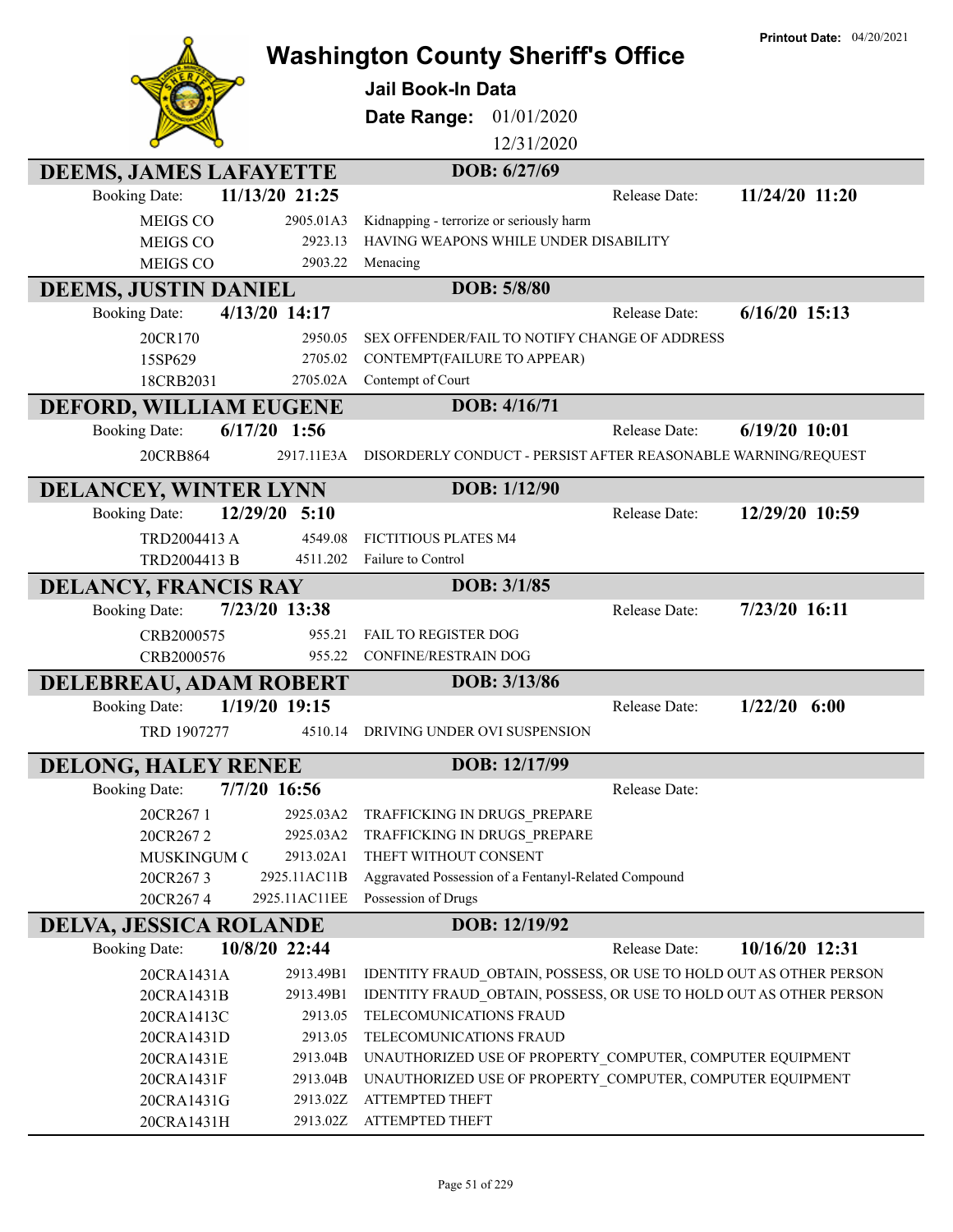**Printout Date:** 04/20/2021

# Washington County Sheriff's Office

## Jail Book-In Data

**Date Range:** 01/01/2020
12/31/2020

### DEEMS, JAMES LAFAYETTE — DOB: 6/27/69

Booking Date: **11/13/20 21:25** — Release Date: **11/24/20 11:20**

| Case | Statute | Charge |
|---|---|---|
| MEIGS CO | 2905.01A3 | Kidnapping - terrorize or seriously harm |
| MEIGS CO | 2923.13 | HAVING WEAPONS WHILE UNDER DISABILITY |
| MEIGS CO | 2903.22 | Menacing |

### DEEMS, JUSTIN DANIEL — DOB: 5/8/80

Booking Date: **4/13/20 14:17** — Release Date: **6/16/20 15:13**

| Case | Statute | Charge |
|---|---|---|
| 20CR170 | 2950.05 | SEX OFFENDER/FAIL TO NOTIFY CHANGE OF ADDRESS |
| 15SP629 | 2705.02 | CONTEMPT(FAILURE TO APPEAR) |
| 18CRB2031 | 2705.02A | Contempt of Court |

### DEFORD, WILLIAM EUGENE — DOB: 4/16/71

Booking Date: **6/17/20 1:56** — Release Date: **6/19/20 10:01**

| Case | Statute | Charge |
|---|---|---|
| 20CRB864 | 2917.11E3A | DISORDERLY CONDUCT - PERSIST AFTER REASONABLE WARNING/REQUEST |

### DELANCEY, WINTER LYNN — DOB: 1/12/90

Booking Date: **12/29/20 5:10** — Release Date: **12/29/20 10:59**

| Case | Statute | Charge |
|---|---|---|
| TRD2004413 A | 4549.08 | FICTITIOUS PLATES M4 |
| TRD2004413 B | 4511.202 | Failure to Control |

### DELANCY, FRANCIS RAY — DOB: 3/1/85

Booking Date: **7/23/20 13:38** — Release Date: **7/23/20 16:11**

| Case | Statute | Charge |
|---|---|---|
| CRB2000575 | 955.21 | FAIL TO REGISTER DOG |
| CRB2000576 | 955.22 | CONFINE/RESTRAIN DOG |

### DELEBREAU, ADAM ROBERT — DOB: 3/13/86

Booking Date: **1/19/20 19:15** — Release Date: **1/22/20 6:00**

| Case | Statute | Charge |
|---|---|---|
| TRD 1907277 | 4510.14 | DRIVING UNDER OVI SUSPENSION |

### DELONG, HALEY RENEE — DOB: 12/17/99

Booking Date: **7/7/20 16:56** — Release Date:

| Case | Statute | Charge |
|---|---|---|
| 20CR267 1 | 2925.03A2 | TRAFFICKING IN DRUGS_PREPARE |
| 20CR267 2 | 2925.03A2 | TRAFFICKING IN DRUGS_PREPARE |
| MUSKINGUM ( | 2913.02A1 | THEFT WITHOUT CONSENT |
| 20CR267 3 | 2925.11AC11B | Aggravated Possession of a Fentanyl-Related Compound |
| 20CR267 4 | 2925.11AC11EE | Possession of Drugs |

### DELVA, JESSICA ROLANDE — DOB: 12/19/92

Booking Date: **10/8/20 22:44** — Release Date: **10/16/20 12:31**

| Case | Statute | Charge |
|---|---|---|
| 20CRA1431A | 2913.49B1 | IDENTITY FRAUD_OBTAIN, POSSESS, OR USE TO HOLD OUT AS OTHER PERSON |
| 20CRA1431B | 2913.49B1 | IDENTITY FRAUD_OBTAIN, POSSESS, OR USE TO HOLD OUT AS OTHER PERSON |
| 20CRA1413C | 2913.05 | TELECOMUNICATIONS FRAUD |
| 20CRA1431D | 2913.05 | TELECOMUNICATIONS FRAUD |
| 20CRA1431E | 2913.04B | UNAUTHORIZED USE OF PROPERTY_COMPUTER, COMPUTER EQUIPMENT |
| 20CRA1431F | 2913.04B | UNAUTHORIZED USE OF PROPERTY_COMPUTER, COMPUTER EQUIPMENT |
| 20CRA1431G | 2913.02Z | ATTEMPTED THEFT |
| 20CRA1431H | 2913.02Z | ATTEMPTED THEFT |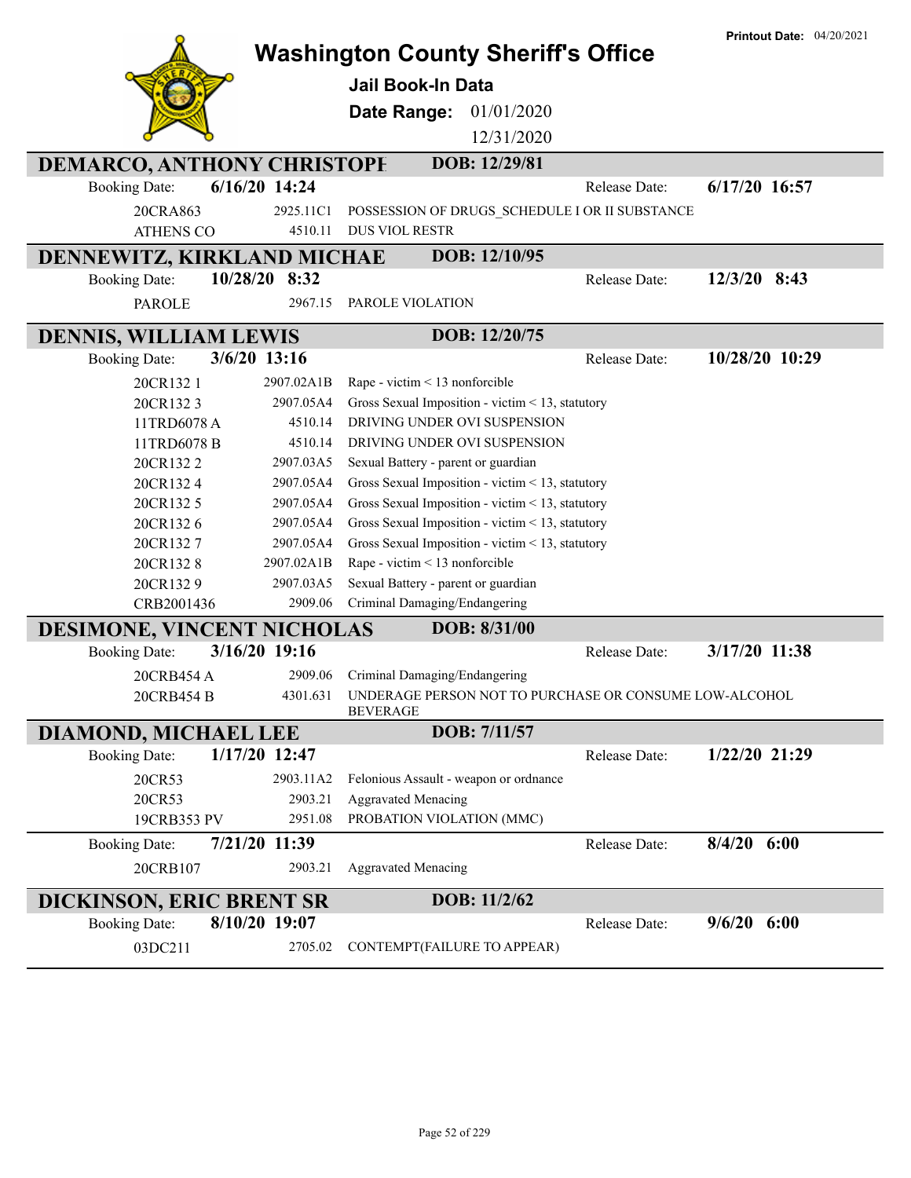# Washington County Sheriff's Office

**Printout Date:** 04/20/2021

## Jail Book-In Data

**Date Range:** 01/01/2020 12/31/2020

### DEMARCO, ANTHONY CHRISTOPH DOB: 12/29/81

**Booking Date:** 6/16/20 14:24 **Release Date:** 6/17/20 16:57

| Case | Statute | Charge |
|---|---|---|
| 20CRA863 | 2925.11C1 | POSSESSION OF DRUGS_SCHEDULE I OR II SUBSTANCE |
| ATHENS CO | 4510.11 | DUS VIOL RESTR |

### DENNEWITZ, KIRKLAND MICHAE DOB: 12/10/95

**Booking Date:** 10/28/20 8:32 **Release Date:** 12/3/20 8:43

| Case | Statute | Charge |
|---|---|---|
| PAROLE | 2967.15 | PAROLE VIOLATION |

### DENNIS, WILLIAM LEWIS DOB: 12/20/75

**Booking Date:** 3/6/20 13:16 **Release Date:** 10/28/20 10:29

| Case | Statute | Charge |
|---|---|---|
| 20CR132 1 | 2907.02A1B | Rape - victim < 13 nonforcible |
| 20CR132 3 | 2907.05A4 | Gross Sexual Imposition - victim < 13, statutory |
| 11TRD6078 A | 4510.14 | DRIVING UNDER OVI SUSPENSION |
| 11TRD6078 B | 4510.14 | DRIVING UNDER OVI SUSPENSION |
| 20CR132 2 | 2907.03A5 | Sexual Battery - parent or guardian |
| 20CR132 4 | 2907.05A4 | Gross Sexual Imposition - victim < 13, statutory |
| 20CR132 5 | 2907.05A4 | Gross Sexual Imposition - victim < 13, statutory |
| 20CR132 6 | 2907.05A4 | Gross Sexual Imposition - victim < 13, statutory |
| 20CR132 7 | 2907.05A4 | Gross Sexual Imposition - victim < 13, statutory |
| 20CR132 8 | 2907.02A1B | Rape - victim < 13 nonforcible |
| 20CR132 9 | 2907.03A5 | Sexual Battery - parent or guardian |
| CRB2001436 | 2909.06 | Criminal Damaging/Endangering |

### DESIMONE, VINCENT NICHOLAS DOB: 8/31/00

**Booking Date:** 3/16/20 19:16 **Release Date:** 3/17/20 11:38

| Case | Statute | Charge |
|---|---|---|
| 20CRB454 A | 2909.06 | Criminal Damaging/Endangering |
| 20CRB454 B | 4301.631 | UNDERAGE PERSON NOT TO PURCHASE OR CONSUME LOW-ALCOHOL BEVERAGE |

### DIAMOND, MICHAEL LEE DOB: 7/11/57

**Booking Date:** 1/17/20 12:47 **Release Date:** 1/22/20 21:29

| Case | Statute | Charge |
|---|---|---|
| 20CR53 | 2903.11A2 | Felonious Assault - weapon or ordnance |
| 20CR53 | 2903.21 | Aggravated Menacing |
| 19CRB353 PV | 2951.08 | PROBATION VIOLATION (MMC) |

**Booking Date:** 7/21/20 11:39 **Release Date:** 8/4/20 6:00

| Case | Statute | Charge |
|---|---|---|
| 20CRB107 | 2903.21 | Aggravated Menacing |

### DICKINSON, ERIC BRENT SR DOB: 11/2/62

**Booking Date:** 8/10/20 19:07 **Release Date:** 9/6/20 6:00

| Case | Statute | Charge |
|---|---|---|
| 03DC211 | 2705.02 | CONTEMPT(FAILURE TO APPEAR) |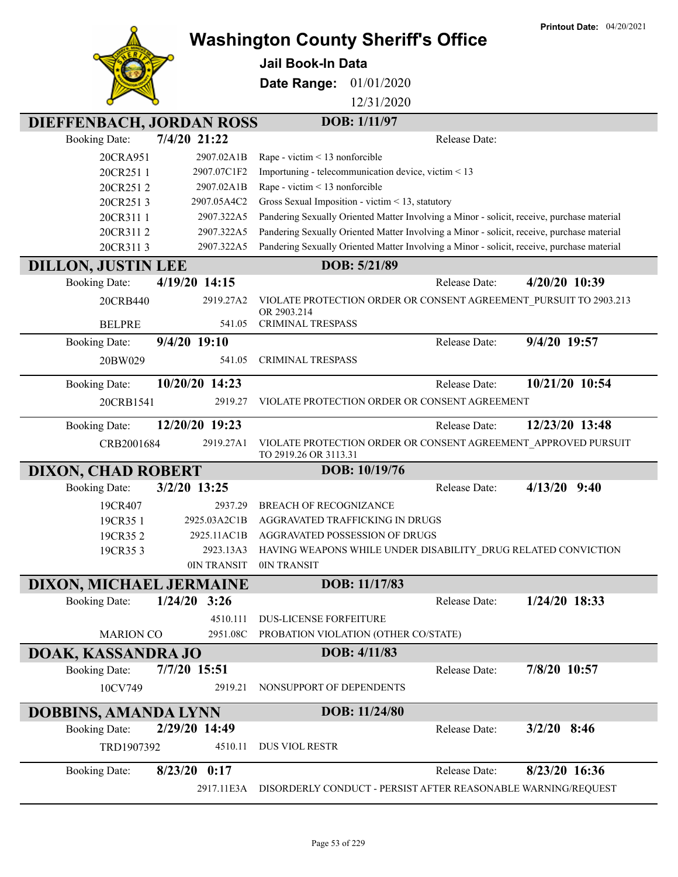# Washington County Sheriff's Office

**Printout Date:** 04/20/2021

**Jail Book-In Data**

**Date Range:** 01/01/2020 – 12/31/2020

## DIEFFENBACH, JORDAN ROSS — DOB: 1/11/97

**Booking Date:** 7/4/20 21:22 — **Release Date:**

| Case | Statute | Charge |
|---|---|---|
| 20CRA951 | 2907.02A1B | Rape - victim < 13 nonforcible |
| 20CR251 1 | 2907.07C1F2 | Importuning - telecommunication device, victim < 13 |
| 20CR251 2 | 2907.02A1B | Rape - victim < 13 nonforcible |
| 20CR251 3 | 2907.05A4C2 | Gross Sexual Imposition - victim < 13, statutory |
| 20CR311 1 | 2907.322A5 | Pandering Sexually Oriented Matter Involving a Minor - solicit, receive, purchase material |
| 20CR311 2 | 2907.322A5 | Pandering Sexually Oriented Matter Involving a Minor - solicit, receive, purchase material |
| 20CR311 3 | 2907.322A5 | Pandering Sexually Oriented Matter Involving a Minor - solicit, receive, purchase material |

## DILLON, JUSTIN LEE — DOB: 5/21/89

**Booking Date:** 4/19/20 14:15 — **Release Date:** 4/20/20 10:39

| Case | Statute | Charge |
|---|---|---|
| 20CRB440 | 2919.27A2 | VIOLATE PROTECTION ORDER OR CONSENT AGREEMENT_PURSUIT TO 2903.213 OR 2903.214 |
| BELPRE | 541.05 | CRIMINAL TRESPASS |

**Booking Date:** 9/4/20 19:10 — **Release Date:** 9/4/20 19:57

| Case | Statute | Charge |
|---|---|---|
| 20BW029 | 541.05 | CRIMINAL TRESPASS |

**Booking Date:** 10/20/20 14:23 — **Release Date:** 10/21/20 10:54

| Case | Statute | Charge |
|---|---|---|
| 20CRB1541 | 2919.27 | VIOLATE PROTECTION ORDER OR CONSENT AGREEMENT |

**Booking Date:** 12/20/20 19:23 — **Release Date:** 12/23/20 13:48

| Case | Statute | Charge |
|---|---|---|
| CRB2001684 | 2919.27A1 | VIOLATE PROTECTION ORDER OR CONSENT AGREEMENT_APPROVED PURSUIT TO 2919.26 OR 3113.31 |

## DIXON, CHAD ROBERT — DOB: 10/19/76

**Booking Date:** 3/2/20 13:25 — **Release Date:** 4/13/20 9:40

| Case | Statute | Charge |
|---|---|---|
| 19CR407 | 2937.29 | BREACH OF RECOGNIZANCE |
| 19CR35 1 | 2925.03A2C1B | AGGRAVATED TRAFFICKING IN DRUGS |
| 19CR35 2 | 2925.11AC1B | AGGRAVATED POSSESSION OF DRUGS |
| 19CR35 3 | 2923.13A3 | HAVING WEAPONS WHILE UNDER DISABILITY_DRUG RELATED CONVICTION |
| | 0IN TRANSIT | 0IN TRANSIT |

## DIXON, MICHAEL JERMAINE — DOB: 11/17/83

**Booking Date:** 1/24/20 3:26 — **Release Date:** 1/24/20 18:33

| Case | Statute | Charge |
|---|---|---|
| | 4510.111 | DUS-LICENSE FORFEITURE |
| MARION CO | 2951.08C | PROBATION VIOLATION (OTHER CO/STATE) |

## DOAK, KASSANDRA JO — DOB: 4/11/83

**Booking Date:** 7/7/20 15:51 — **Release Date:** 7/8/20 10:57

| Case | Statute | Charge |
|---|---|---|
| 10CV749 | 2919.21 | NONSUPPORT OF DEPENDENTS |

## DOBBINS, AMANDA LYNN — DOB: 11/24/80

**Booking Date:** 2/29/20 14:49 — **Release Date:** 3/2/20 8:46

| Case | Statute | Charge |
|---|---|---|
| TRD1907392 | 4510.11 | DUS VIOL RESTR |

**Booking Date:** 8/23/20 0:17 — **Release Date:** 8/23/20 16:36

| Case | Statute | Charge |
|---|---|---|
| | 2917.11E3A | DISORDERLY CONDUCT - PERSIST AFTER REASONABLE WARNING/REQUEST |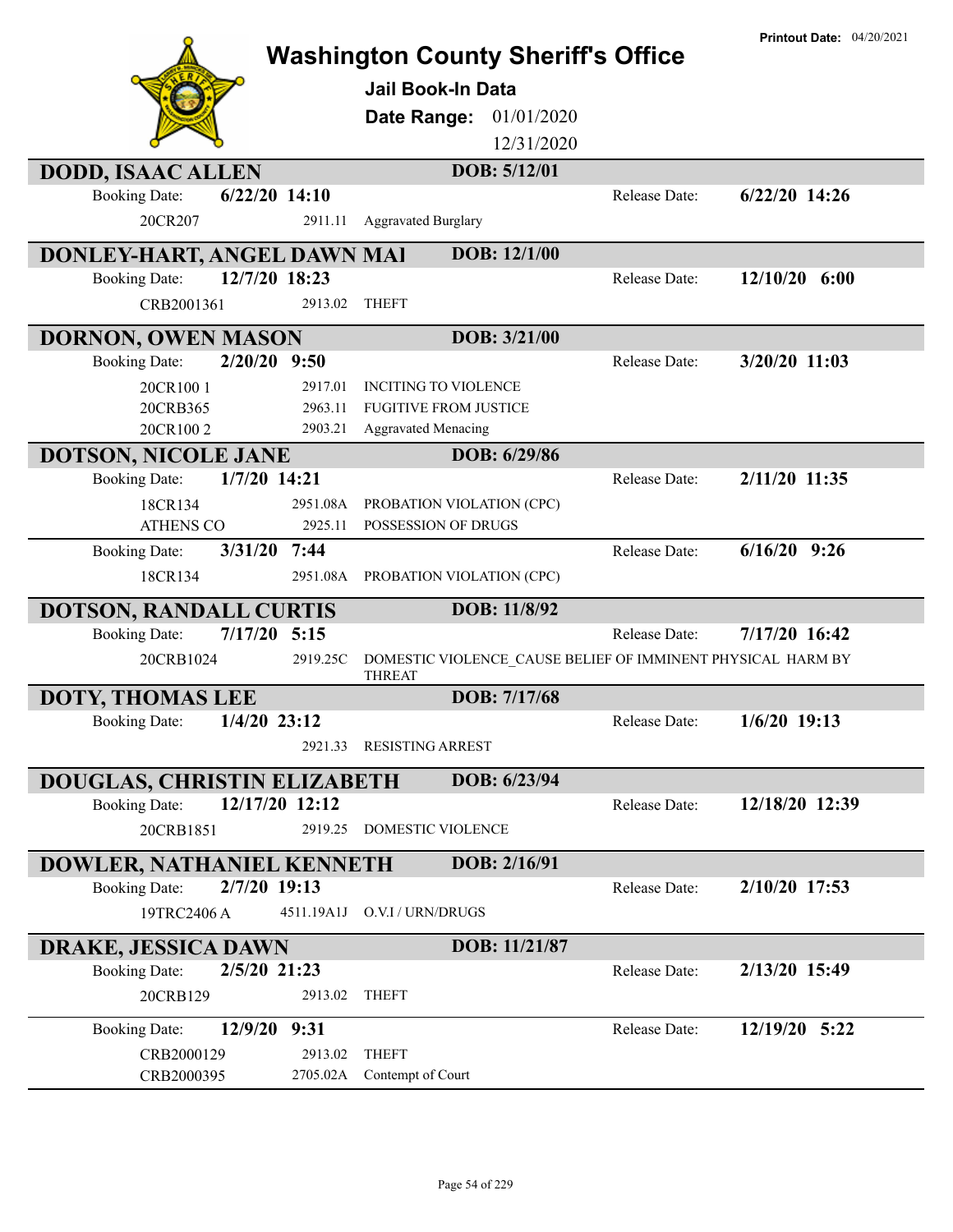# Washington County Sheriff's Office

**Printout Date:** 04/20/2021

## Jail Book-In Data

**Date Range:** 01/01/2020 12/31/2020

### DODD, ISAAC ALLEN — DOB: 5/12/01

Booking Date: **6/22/20 14:10** — Release Date: **6/22/20 14:26**

| Case | Statute | Charge |
|---|---|---|
| 20CR207 | 2911.11 | Aggravated Burglary |

### DONLEY-HART, ANGEL DAWN MAI — DOB: 12/1/00

Booking Date: **12/7/20 18:23** — Release Date: **12/10/20 6:00**

| Case | Statute | Charge |
|---|---|---|
| CRB2001361 | 2913.02 | THEFT |

### DORNON, OWEN MASON — DOB: 3/21/00

Booking Date: **2/20/20 9:50** — Release Date: **3/20/20 11:03**

| Case | Statute | Charge |
|---|---|---|
| 20CR100 1 | 2917.01 | INCITING TO VIOLENCE |
| 20CRB365 | 2963.11 | FUGITIVE FROM JUSTICE |
| 20CR100 2 | 2903.21 | Aggravated Menacing |

### DOTSON, NICOLE JANE — DOB: 6/29/86

Booking Date: **1/7/20 14:21** — Release Date: **2/11/20 11:35**

| Case | Statute | Charge |
|---|---|---|
| 18CR134 | 2951.08A | PROBATION VIOLATION (CPC) |
| ATHENS CO | 2925.11 | POSSESSION OF DRUGS |

Booking Date: **3/31/20 7:44** — Release Date: **6/16/20 9:26**

| Case | Statute | Charge |
|---|---|---|
| 18CR134 | 2951.08A | PROBATION VIOLATION (CPC) |

### DOTSON, RANDALL CURTIS — DOB: 11/8/92

Booking Date: **7/17/20 5:15** — Release Date: **7/17/20 16:42**

| Case | Statute | Charge |
|---|---|---|
| 20CRB1024 | 2919.25C | DOMESTIC VIOLENCE_CAUSE BELIEF OF IMMINENT PHYSICAL HARM BY THREAT |

### DOTY, THOMAS LEE — DOB: 7/17/68

Booking Date: **1/4/20 23:12** — Release Date: **1/6/20 19:13**

| Case | Statute | Charge |
|---|---|---|
| | 2921.33 | RESISTING ARREST |

### DOUGLAS, CHRISTIN ELIZABETH — DOB: 6/23/94

Booking Date: **12/17/20 12:12** — Release Date: **12/18/20 12:39**

| Case | Statute | Charge |
|---|---|---|
| 20CRB1851 | 2919.25 | DOMESTIC VIOLENCE |

### DOWLER, NATHANIEL KENNETH — DOB: 2/16/91

Booking Date: **2/7/20 19:13** — Release Date: **2/10/20 17:53**

| Case | Statute | Charge |
|---|---|---|
| 19TRC2406 A | 4511.19A1J | O.V.I / URN/DRUGS |

### DRAKE, JESSICA DAWN — DOB: 11/21/87

Booking Date: **2/5/20 21:23** — Release Date: **2/13/20 15:49**

| Case | Statute | Charge |
|---|---|---|
| 20CRB129 | 2913.02 | THEFT |

Booking Date: **12/9/20 9:31** — Release Date: **12/19/20 5:22**

| Case | Statute | Charge |
|---|---|---|
| CRB2000129 | 2913.02 | THEFT |
| CRB2000395 | 2705.02A | Contempt of Court |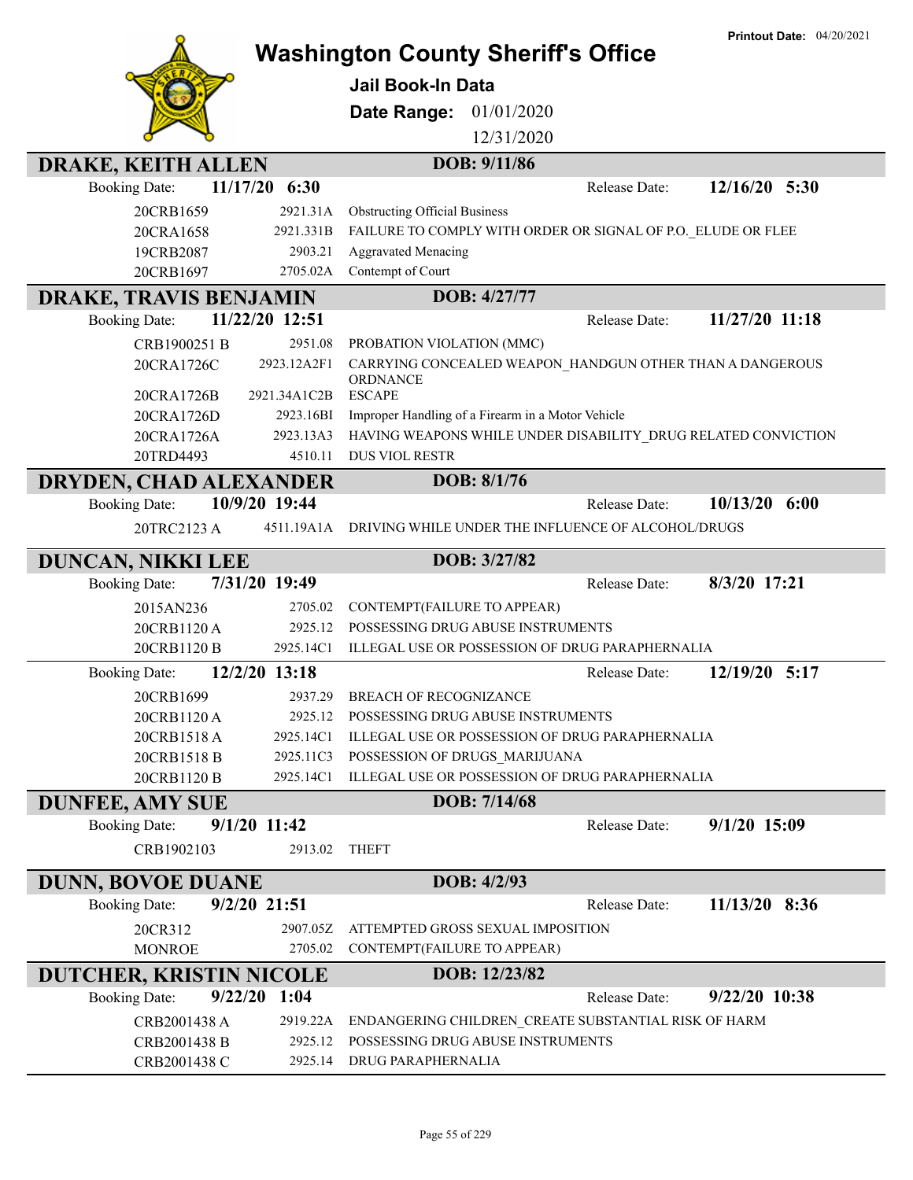# Washington County Sheriff's Office

**Printout Date:** 04/20/2021

**Jail Book-In Data**

**Date Range:** 01/01/2020 12/31/2020

## DRAKE, KEITH ALLEN
**DOB: 9/11/86**

Booking Date: **11/17/20 6:30** — Release Date: **12/16/20 5:30**

| Case | Statute | Charge |
|---|---|---|
| 20CRB1659 | 2921.31A | Obstructing Official Business |
| 20CRA1658 | 2921.331B | FAILURE TO COMPLY WITH ORDER OR SIGNAL OF P.O._ELUDE OR FLEE |
| 19CRB2087 | 2903.21 | Aggravated Menacing |
| 20CRB1697 | 2705.02A | Contempt of Court |

## DRAKE, TRAVIS BENJAMIN
**DOB: 4/27/77**

Booking Date: **11/22/20 12:51** — Release Date: **11/27/20 11:18**

| Case | Statute | Charge |
|---|---|---|
| CRB1900251 B | 2951.08 | PROBATION VIOLATION (MMC) |
| 20CRA1726C | 2923.12A2F1 | CARRYING CONCEALED WEAPON_HANDGUN OTHER THAN A DANGEROUS ORDNANCE |
| 20CRA1726B | 2921.34A1C2B | ESCAPE |
| 20CRA1726D | 2923.16BI | Improper Handling of a Firearm in a Motor Vehicle |
| 20CRA1726A | 2923.13A3 | HAVING WEAPONS WHILE UNDER DISABILITY_DRUG RELATED CONVICTION |
| 20TRD4493 | 4510.11 | DUS VIOL RESTR |

## DRYDEN, CHAD ALEXANDER
**DOB: 8/1/76**

Booking Date: **10/9/20 19:44** — Release Date: **10/13/20 6:00**

| Case | Statute | Charge |
|---|---|---|
| 20TRC2123 A | 4511.19A1A | DRIVING WHILE UNDER THE INFLUENCE OF ALCOHOL/DRUGS |

## DUNCAN, NIKKI LEE
**DOB: 3/27/82**

Booking Date: **7/31/20 19:49** — Release Date: **8/3/20 17:21**

| Case | Statute | Charge |
|---|---|---|
| 2015AN236 | 2705.02 | CONTEMPT(FAILURE TO APPEAR) |
| 20CRB1120 A | 2925.12 | POSSESSING DRUG ABUSE INSTRUMENTS |
| 20CRB1120 B | 2925.14C1 | ILLEGAL USE OR POSSESSION OF DRUG PARAPHERNALIA |

Booking Date: **12/2/20 13:18** — Release Date: **12/19/20 5:17**

| Case | Statute | Charge |
|---|---|---|
| 20CRB1699 | 2937.29 | BREACH OF RECOGNIZANCE |
| 20CRB1120 A | 2925.12 | POSSESSING DRUG ABUSE INSTRUMENTS |
| 20CRB1518 A | 2925.14C1 | ILLEGAL USE OR POSSESSION OF DRUG PARAPHERNALIA |
| 20CRB1518 B | 2925.11C3 | POSSESSION OF DRUGS_MARIJUANA |
| 20CRB1120 B | 2925.14C1 | ILLEGAL USE OR POSSESSION OF DRUG PARAPHERNALIA |

## DUNFEE, AMY SUE
**DOB: 7/14/68**

Booking Date: **9/1/20 11:42** — Release Date: **9/1/20 15:09**

| Case | Statute | Charge |
|---|---|---|
| CRB1902103 | 2913.02 | THEFT |

## DUNN, BOVOE DUANE
**DOB: 4/2/93**

Booking Date: **9/2/20 21:51** — Release Date: **11/13/20 8:36**

| Case | Statute | Charge |
|---|---|---|
| 20CR312 | 2907.05Z | ATTEMPTED GROSS SEXUAL IMPOSITION |
| MONROE | 2705.02 | CONTEMPT(FAILURE TO APPEAR) |

## DUTCHER, KRISTIN NICOLE
**DOB: 12/23/82**

Booking Date: **9/22/20 1:04** — Release Date: **9/22/20 10:38**

| Case | Statute | Charge |
|---|---|---|
| CRB2001438 A | 2919.22A | ENDANGERING CHILDREN_CREATE SUBSTANTIAL RISK OF HARM |
| CRB2001438 B | 2925.12 | POSSESSING DRUG ABUSE INSTRUMENTS |
| CRB2001438 C | 2925.14 | DRUG PARAPHERNALIA |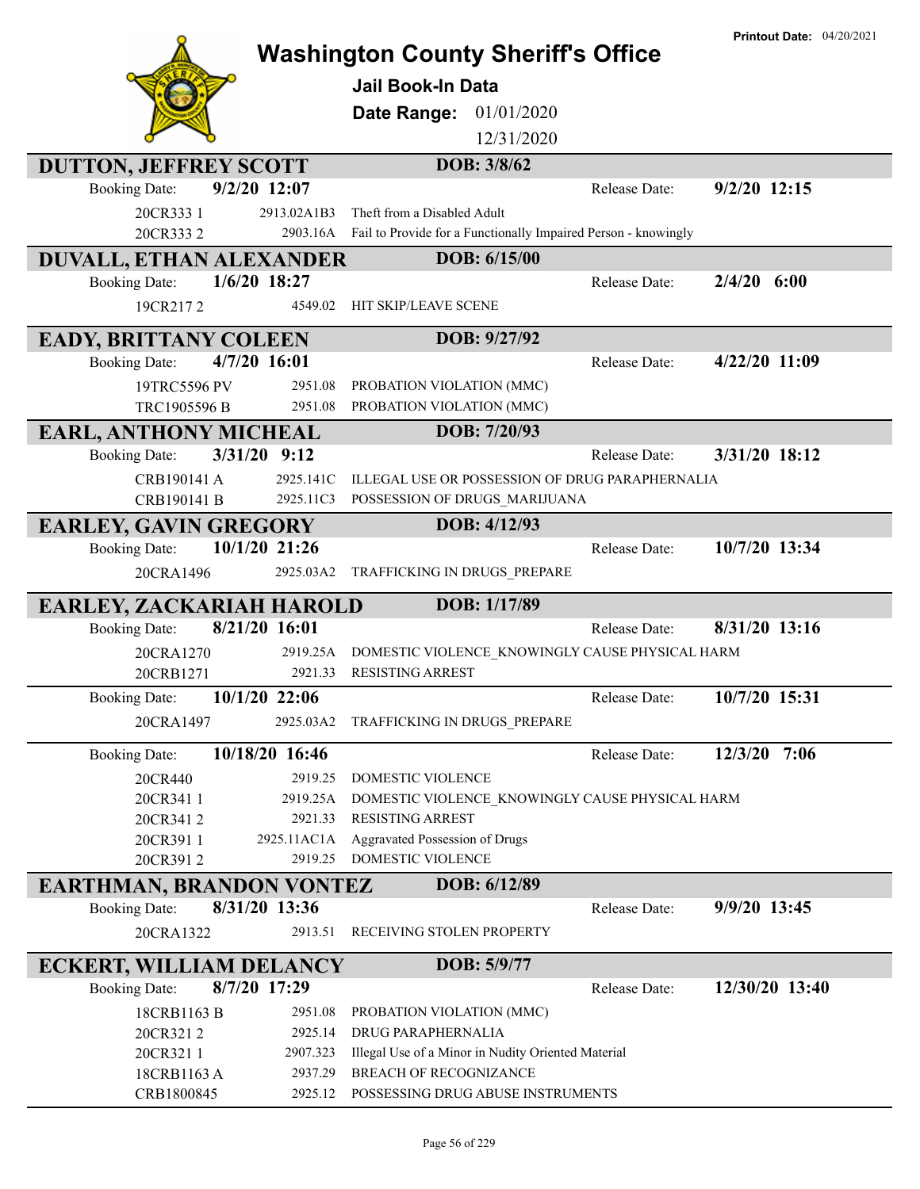# Washington County Sheriff's Office

**Printout Date:** 04/20/2021

## Jail Book-In Data

**Date Range:** 01/01/2020 – 12/31/2020

### DUTTON, JEFFREY SCOTT — DOB: 3/8/62

**Booking Date:** 9/2/20 12:07 | **Release Date:** 9/2/20 12:15

| Case | Statute | Charge |
|---|---|---|
| 20CR333 1 | 2913.02A1B3 | Theft from a Disabled Adult |
| 20CR333 2 | 2903.16A | Fail to Provide for a Functionally Impaired Person - knowingly |

### DUVALL, ETHAN ALEXANDER — DOB: 6/15/00

**Booking Date:** 1/6/20 18:27 | **Release Date:** 2/4/20 6:00

| Case | Statute | Charge |
|---|---|---|
| 19CR217 2 | 4549.02 | HIT SKIP/LEAVE SCENE |

### EADY, BRITTANY COLEEN — DOB: 9/27/92

**Booking Date:** 4/7/20 16:01 | **Release Date:** 4/22/20 11:09

| Case | Statute | Charge |
|---|---|---|
| 19TRC5596 PV | 2951.08 | PROBATION VIOLATION (MMC) |
| TRC1905596 B | 2951.08 | PROBATION VIOLATION (MMC) |

### EARL, ANTHONY MICHEAL — DOB: 7/20/93

**Booking Date:** 3/31/20 9:12 | **Release Date:** 3/31/20 18:12

| Case | Statute | Charge |
|---|---|---|
| CRB190141 A | 2925.141C | ILLEGAL USE OR POSSESSION OF DRUG PARAPHERNALIA |
| CRB190141 B | 2925.11C3 | POSSESSION OF DRUGS_MARIJUANA |

### EARLEY, GAVIN GREGORY — DOB: 4/12/93

**Booking Date:** 10/1/20 21:26 | **Release Date:** 10/7/20 13:34

| Case | Statute | Charge |
|---|---|---|
| 20CRA1496 | 2925.03A2 | TRAFFICKING IN DRUGS_PREPARE |

### EARLEY, ZACKARIAH HAROLD — DOB: 1/17/89

**Booking Date:** 8/21/20 16:01 | **Release Date:** 8/31/20 13:16

| Case | Statute | Charge |
|---|---|---|
| 20CRA1270 | 2919.25A | DOMESTIC VIOLENCE_KNOWINGLY CAUSE PHYSICAL HARM |
| 20CRB1271 | 2921.33 | RESISTING ARREST |

**Booking Date:** 10/1/20 22:06 | **Release Date:** 10/7/20 15:31

| Case | Statute | Charge |
|---|---|---|
| 20CRA1497 | 2925.03A2 | TRAFFICKING IN DRUGS_PREPARE |

**Booking Date:** 10/18/20 16:46 | **Release Date:** 12/3/20 7:06

| Case | Statute | Charge |
|---|---|---|
| 20CR440 | 2919.25 | DOMESTIC VIOLENCE |
| 20CR341 1 | 2919.25A | DOMESTIC VIOLENCE_KNOWINGLY CAUSE PHYSICAL HARM |
| 20CR341 2 | 2921.33 | RESISTING ARREST |
| 20CR391 1 | 2925.11AC1A | Aggravated Possession of Drugs |
| 20CR391 2 | 2919.25 | DOMESTIC VIOLENCE |

### EARTHMAN, BRANDON VONTEZ — DOB: 6/12/89

**Booking Date:** 8/31/20 13:36 | **Release Date:** 9/9/20 13:45

| Case | Statute | Charge |
|---|---|---|
| 20CRA1322 | 2913.51 | RECEIVING STOLEN PROPERTY |

### ECKERT, WILLIAM DELANCY — DOB: 5/9/77

**Booking Date:** 8/7/20 17:29 | **Release Date:** 12/30/20 13:40

| Case | Statute | Charge |
|---|---|---|
| 18CRB1163 B | 2951.08 | PROBATION VIOLATION (MMC) |
| 20CR321 2 | 2925.14 | DRUG PARAPHERNALIA |
| 20CR321 1 | 2907.323 | Illegal Use of a Minor in Nudity Oriented Material |
| 18CRB1163 A | 2937.29 | BREACH OF RECOGNIZANCE |
| CRB1800845 | 2925.12 | POSSESSING DRUG ABUSE INSTRUMENTS |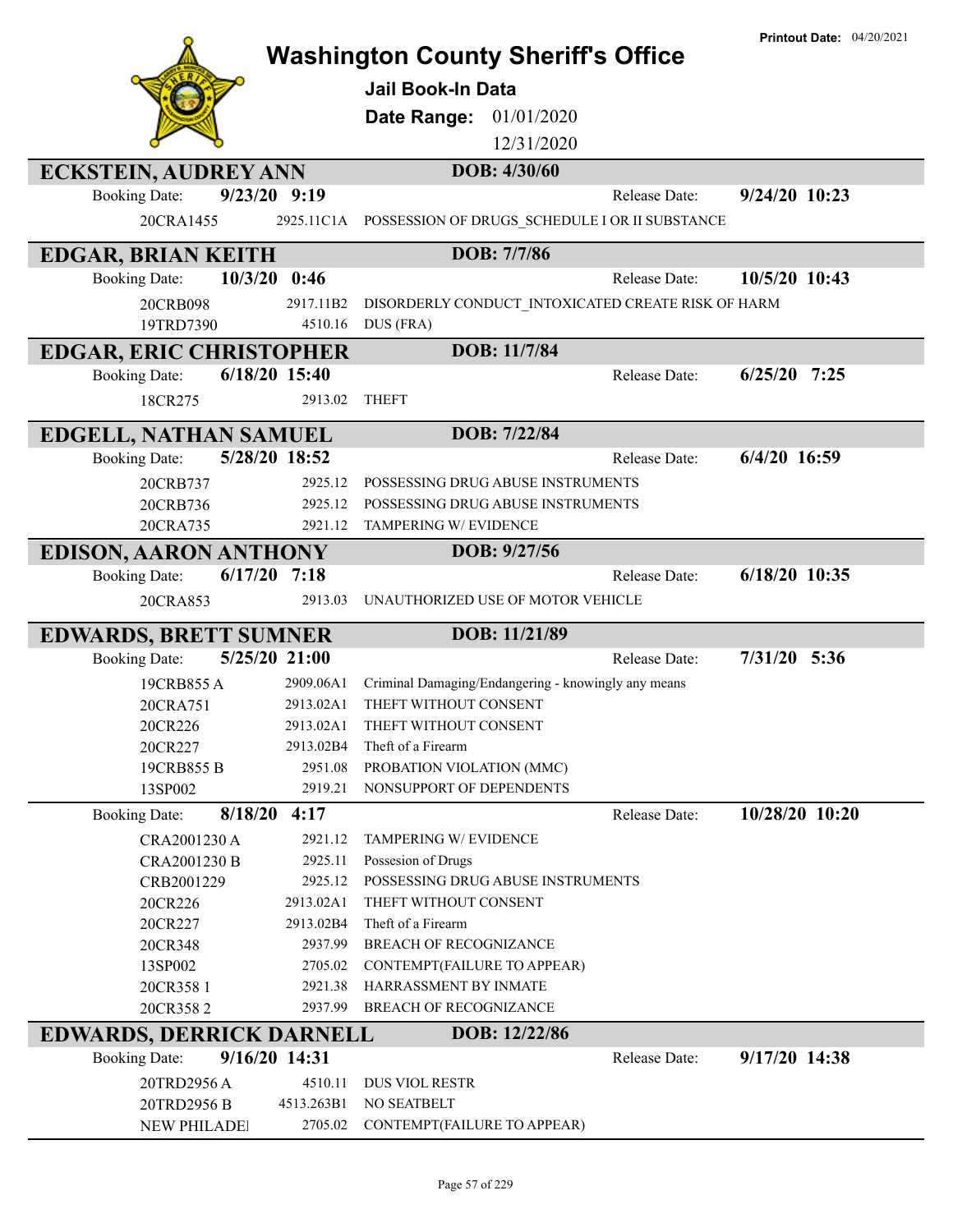Printout Date: 04/20/2021

# Washington County Sheriff's Office

**Jail Book-In Data**

**Date Range:** 01/01/2020 12/31/2020

## ECKSTEIN, AUDREY ANN — DOB: 4/30/60

Booking Date: **9/23/20 9:19** — Release Date: **9/24/20 10:23**

| Case | Code | Charge |
|---|---|---|
| 20CRA1455 | 2925.11C1A | POSSESSION OF DRUGS_SCHEDULE I OR II SUBSTANCE |

## EDGAR, BRIAN KEITH — DOB: 7/7/86

Booking Date: **10/3/20 0:46** — Release Date: **10/5/20 10:43**

| Case | Code | Charge |
|---|---|---|
| 20CRB098 | 2917.11B2 | DISORDERLY CONDUCT_INTOXICATED CREATE RISK OF HARM |
| 19TRD7390 | 4510.16 | DUS (FRA) |

## EDGAR, ERIC CHRISTOPHER — DOB: 11/7/84

Booking Date: **6/18/20 15:40** — Release Date: **6/25/20 7:25**

| Case | Code | Charge |
|---|---|---|
| 18CR275 | 2913.02 | THEFT |

## EDGELL, NATHAN SAMUEL — DOB: 7/22/84

Booking Date: **5/28/20 18:52** — Release Date: **6/4/20 16:59**

| Case | Code | Charge |
|---|---|---|
| 20CRB737 | 2925.12 | POSSESSING DRUG ABUSE INSTRUMENTS |
| 20CRB736 | 2925.12 | POSSESSING DRUG ABUSE INSTRUMENTS |
| 20CRA735 | 2921.12 | TAMPERING W/ EVIDENCE |

## EDISON, AARON ANTHONY — DOB: 9/27/56

Booking Date: **6/17/20 7:18** — Release Date: **6/18/20 10:35**

| Case | Code | Charge |
|---|---|---|
| 20CRA853 | 2913.03 | UNAUTHORIZED USE OF MOTOR VEHICLE |

## EDWARDS, BRETT SUMNER — DOB: 11/21/89

Booking Date: **5/25/20 21:00** — Release Date: **7/31/20 5:36**

| Case | Code | Charge |
|---|---|---|
| 19CRB855 A | 2909.06A1 | Criminal Damaging/Endangering - knowingly any means |
| 20CRA751 | 2913.02A1 | THEFT WITHOUT CONSENT |
| 20CR226 | 2913.02A1 | THEFT WITHOUT CONSENT |
| 20CR227 | 2913.02B4 | Theft of a Firearm |
| 19CRB855 B | 2951.08 | PROBATION VIOLATION (MMC) |
| 13SP002 | 2919.21 | NONSUPPORT OF DEPENDENTS |

Booking Date: **8/18/20 4:17** — Release Date: **10/28/20 10:20**

| Case | Code | Charge |
|---|---|---|
| CRA2001230 A | 2921.12 | TAMPERING W/ EVIDENCE |
| CRA2001230 B | 2925.11 | Possesion of Drugs |
| CRB2001229 | 2925.12 | POSSESSING DRUG ABUSE INSTRUMENTS |
| 20CR226 | 2913.02A1 | THEFT WITHOUT CONSENT |
| 20CR227 | 2913.02B4 | Theft of a Firearm |
| 20CR348 | 2937.99 | BREACH OF RECOGNIZANCE |
| 13SP002 | 2705.02 | CONTEMPT(FAILURE TO APPEAR) |
| 20CR358 1 | 2921.38 | HARRASSMENT BY INMATE |
| 20CR358 2 | 2937.99 | BREACH OF RECOGNIZANCE |

## EDWARDS, DERRICK DARNELL — DOB: 12/22/86

Booking Date: **9/16/20 14:31** — Release Date: **9/17/20 14:38**

| Case | Code | Charge |
|---|---|---|
| 20TRD2956 A | 4510.11 | DUS VIOL RESTR |
| 20TRD2956 B | 4513.263B1 | NO SEATBELT |
| NEW PHILADEI | 2705.02 | CONTEMPT(FAILURE TO APPEAR) |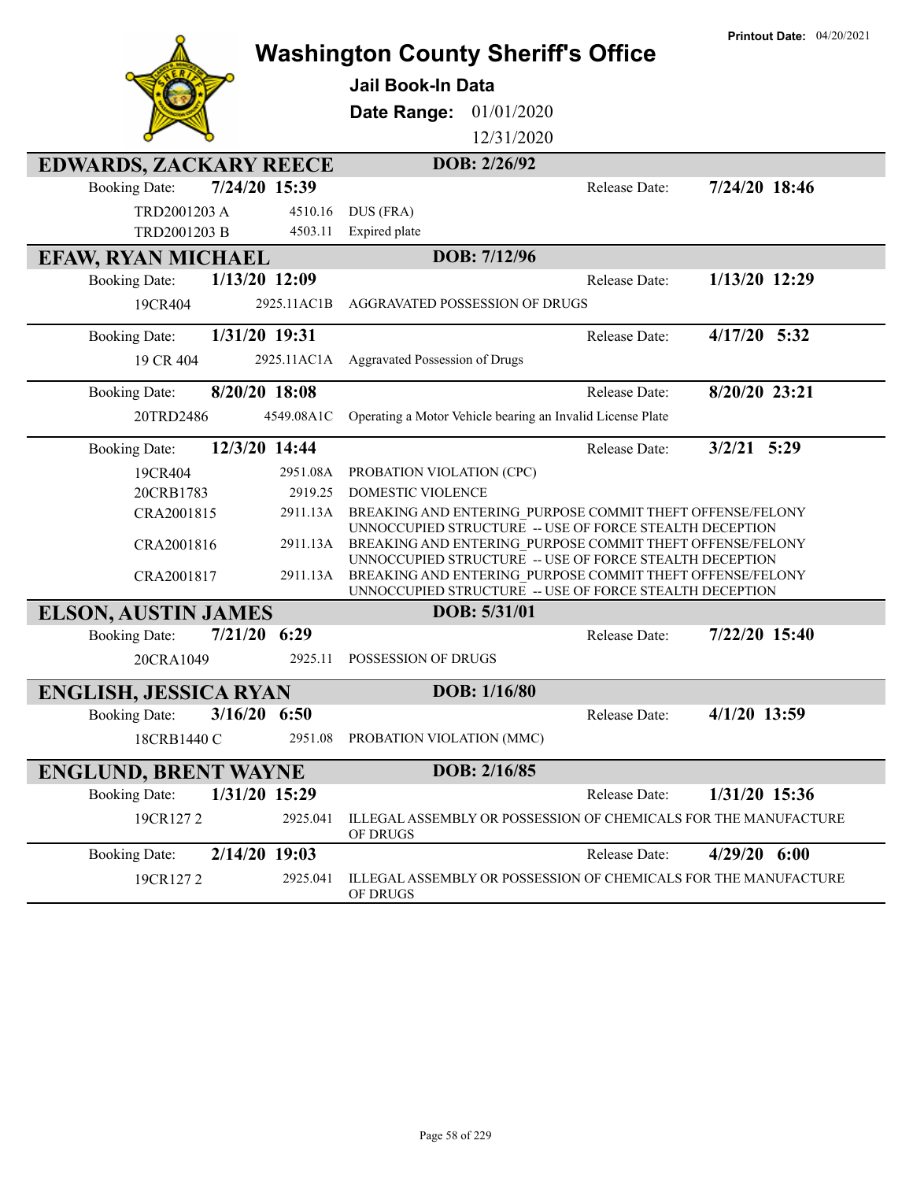Printout Date: 04/20/2021

# Washington County Sheriff's Office

**Jail Book-In Data**

**Date Range:** 01/01/2020 12/31/2020

## EDWARDS, ZACKARY REECE — DOB: 2/26/92

**Booking Date:** 7/24/20 15:39 — **Release Date:** 7/24/20 18:46

| Case | Statute | Charge |
|---|---|---|
| TRD2001203 A | 4510.16 | DUS (FRA) |
| TRD2001203 B | 4503.11 | Expired plate |

## EFAW, RYAN MICHAEL — DOB: 7/12/96

**Booking Date:** 1/13/20 12:09 — **Release Date:** 1/13/20 12:29

| Case | Statute | Charge |
|---|---|---|
| 19CR404 | 2925.11AC1B | AGGRAVATED POSSESSION OF DRUGS |

**Booking Date:** 1/31/20 19:31 — **Release Date:** 4/17/20 5:32

| Case | Statute | Charge |
|---|---|---|
| 19 CR 404 | 2925.11AC1A | Aggravated Possession of Drugs |

**Booking Date:** 8/20/20 18:08 — **Release Date:** 8/20/20 23:21

| Case | Statute | Charge |
|---|---|---|
| 20TRD2486 | 4549.08A1C | Operating a Motor Vehicle bearing an Invalid License Plate |

**Booking Date:** 12/3/20 14:44 — **Release Date:** 3/2/21 5:29

| Case | Statute | Charge |
|---|---|---|
| 19CR404 | 2951.08A | PROBATION VIOLATION (CPC) |
| 20CRB1783 | 2919.25 | DOMESTIC VIOLENCE |
| CRA2001815 | 2911.13A | BREAKING AND ENTERING_PURPOSE COMMIT THEFT OFFENSE/FELONY UNNOCCUPIED STRUCTURE -- USE OF FORCE STEALTH DECEPTION |
| CRA2001816 | 2911.13A | BREAKING AND ENTERING_PURPOSE COMMIT THEFT OFFENSE/FELONY UNNOCCUPIED STRUCTURE -- USE OF FORCE STEALTH DECEPTION |
| CRA2001817 | 2911.13A | BREAKING AND ENTERING_PURPOSE COMMIT THEFT OFFENSE/FELONY UNNOCCUPIED STRUCTURE -- USE OF FORCE STEALTH DECEPTION |

## ELSON, AUSTIN JAMES — DOB: 5/31/01

**Booking Date:** 7/21/20 6:29 — **Release Date:** 7/22/20 15:40

| Case | Statute | Charge |
|---|---|---|
| 20CRA1049 | 2925.11 | POSSESSION OF DRUGS |

## ENGLISH, JESSICA RYAN — DOB: 1/16/80

**Booking Date:** 3/16/20 6:50 — **Release Date:** 4/1/20 13:59

| Case | Statute | Charge |
|---|---|---|
| 18CRB1440 C | 2951.08 | PROBATION VIOLATION (MMC) |

## ENGLUND, BRENT WAYNE — DOB: 2/16/85

**Booking Date:** 1/31/20 15:29 — **Release Date:** 1/31/20 15:36

| Case | Statute | Charge |
|---|---|---|
| 19CR127 2 | 2925.041 | ILLEGAL ASSEMBLY OR POSSESSION OF CHEMICALS FOR THE MANUFACTURE OF DRUGS |

**Booking Date:** 2/14/20 19:03 — **Release Date:** 4/29/20 6:00

| Case | Statute | Charge |
|---|---|---|
| 19CR127 2 | 2925.041 | ILLEGAL ASSEMBLY OR POSSESSION OF CHEMICALS FOR THE MANUFACTURE OF DRUGS |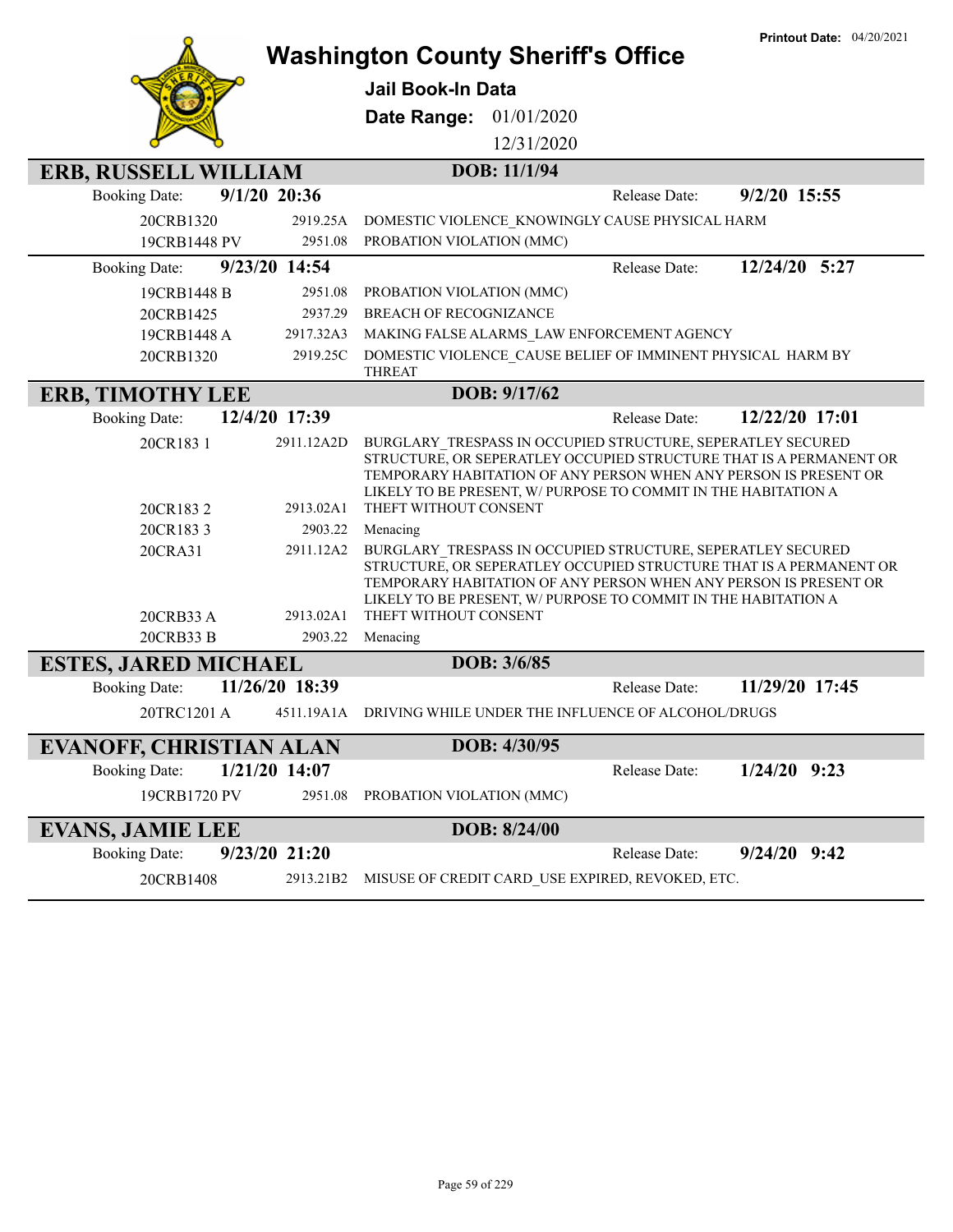# Washington County Sheriff's Office

**Printout Date:** 04/20/2021

**Jail Book-In Data**

**Date Range:** 01/01/2020 12/31/2020

## ERB, RUSSELL WILLIAM — DOB: 11/1/94

**Booking Date:** 9/1/20 20:36 — **Release Date:** 9/2/20 15:55

| Case | Statute | Charge |
|---|---|---|
| 20CRB1320 | 2919.25A | DOMESTIC VIOLENCE_KNOWINGLY CAUSE PHYSICAL HARM |
| 19CRB1448 PV | 2951.08 | PROBATION VIOLATION (MMC) |

**Booking Date:** 9/23/20 14:54 — **Release Date:** 12/24/20 5:27

| Case | Statute | Charge |
|---|---|---|
| 19CRB1448 B | 2951.08 | PROBATION VIOLATION (MMC) |
| 20CRB1425 | 2937.29 | BREACH OF RECOGNIZANCE |
| 19CRB1448 A | 2917.32A3 | MAKING FALSE ALARMS_LAW ENFORCEMENT AGENCY |
| 20CRB1320 | 2919.25C | DOMESTIC VIOLENCE_CAUSE BELIEF OF IMMINENT PHYSICAL HARM BY THREAT |

## ERB, TIMOTHY LEE — DOB: 9/17/62

**Booking Date:** 12/4/20 17:39 — **Release Date:** 12/22/20 17:01

| Case | Statute | Charge |
|---|---|---|
| 20CR183 1 | 2911.12A2D | BURGLARY_TRESPASS IN OCCUPIED STRUCTURE, SEPERATLEY SECURED STRUCTURE, OR SEPERATLEY OCCUPIED STRUCTURE THAT IS A PERMANENT OR TEMPORARY HABITATION OF ANY PERSON WHEN ANY PERSON IS PRESENT OR LIKELY TO BE PRESENT, W/ PURPOSE TO COMMIT IN THE HABITATION A |
| 20CR183 2 | 2913.02A1 | THEFT WITHOUT CONSENT |
| 20CR183 3 | 2903.22 | Menacing |
| 20CRA31 | 2911.12A2 | BURGLARY_TRESPASS IN OCCUPIED STRUCTURE, SEPERATLEY SECURED STRUCTURE, OR SEPERATLEY OCCUPIED STRUCTURE THAT IS A PERMANENT OR TEMPORARY HABITATION OF ANY PERSON WHEN ANY PERSON IS PRESENT OR LIKELY TO BE PRESENT, W/ PURPOSE TO COMMIT IN THE HABITATION A |
| 20CRB33 A | 2913.02A1 | THEFT WITHOUT CONSENT |
| 20CRB33 B | 2903.22 | Menacing |

## ESTES, JARED MICHAEL — DOB: 3/6/85

**Booking Date:** 11/26/20 18:39 — **Release Date:** 11/29/20 17:45

| Case | Statute | Charge |
|---|---|---|
| 20TRC1201 A | 4511.19A1A | DRIVING WHILE UNDER THE INFLUENCE OF ALCOHOL/DRUGS |

## EVANOFF, CHRISTIAN ALAN — DOB: 4/30/95

**Booking Date:** 1/21/20 14:07 — **Release Date:** 1/24/20 9:23

| Case | Statute | Charge |
|---|---|---|
| 19CRB1720 PV | 2951.08 | PROBATION VIOLATION (MMC) |

## EVANS, JAMIE LEE — DOB: 8/24/00

**Booking Date:** 9/23/20 21:20 — **Release Date:** 9/24/20 9:42

| Case | Statute | Charge |
|---|---|---|
| 20CRB1408 | 2913.21B2 | MISUSE OF CREDIT CARD_USE EXPIRED, REVOKED, ETC. |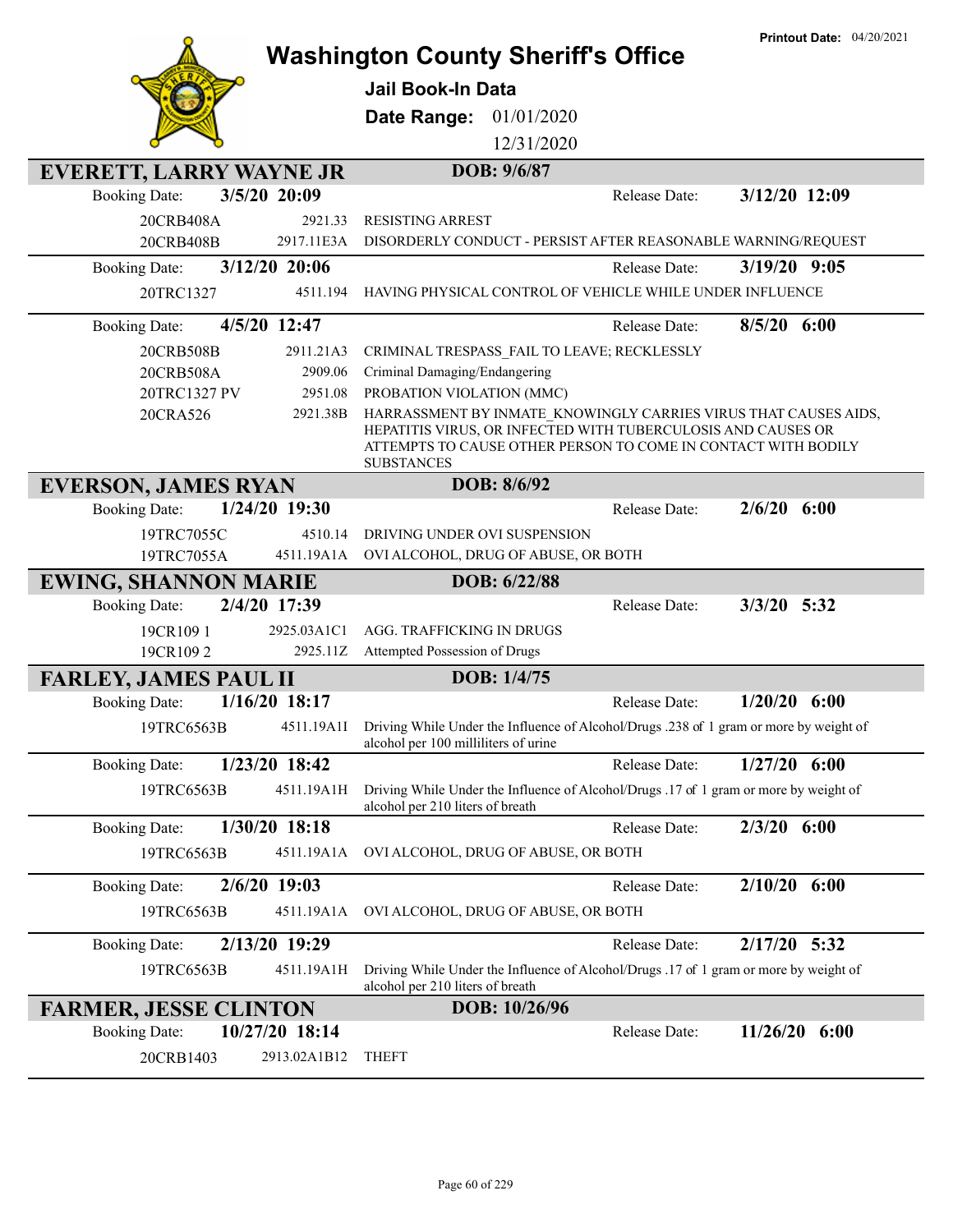# Washington County Sheriff's Office

**Printout Date:** 04/20/2021

## Jail Book-In Data

**Date Range:** 01/01/2020 – 12/31/2020

---

## EVERETT, LARRY WAYNE JR — DOB: 9/6/87

**Booking Date:** 3/5/20 20:09 — **Release Date:** 3/12/20 12:09

| Case | Statute | Charge |
|---|---|---|
| 20CRB408A | 2921.33 | RESISTING ARREST |
| 20CRB408B | 2917.11E3A | DISORDERLY CONDUCT - PERSIST AFTER REASONABLE WARNING/REQUEST |

**Booking Date:** 3/12/20 20:06 — **Release Date:** 3/19/20 9:05

| Case | Statute | Charge |
|---|---|---|
| 20TRC1327 | 4511.194 | HAVING PHYSICAL CONTROL OF VEHICLE WHILE UNDER INFLUENCE |

**Booking Date:** 4/5/20 12:47 — **Release Date:** 8/5/20 6:00

| Case | Statute | Charge |
|---|---|---|
| 20CRB508B | 2911.21A3 | CRIMINAL TRESPASS_FAIL TO LEAVE; RECKLESSLY |
| 20CRB508A | 2909.06 | Criminal Damaging/Endangering |
| 20TRC1327 PV | 2951.08 | PROBATION VIOLATION (MMC) |
| 20CRA526 | 2921.38B | HARRASSMENT BY INMATE_KNOWINGLY CARRIES VIRUS THAT CAUSES AIDS, HEPATITIS VIRUS, OR INFECTED WITH TUBERCULOSIS AND CAUSES OR ATTEMPTS TO CAUSE OTHER PERSON TO COME IN CONTACT WITH BODILY SUBSTANCES |

## EVERSON, JAMES RYAN — DOB: 8/6/92

**Booking Date:** 1/24/20 19:30 — **Release Date:** 2/6/20 6:00

| Case | Statute | Charge |
|---|---|---|
| 19TRC7055C | 4510.14 | DRIVING UNDER OVI SUSPENSION |
| 19TRC7055A | 4511.19A1A | OVI ALCOHOL, DRUG OF ABUSE, OR BOTH |

## EWING, SHANNON MARIE — DOB: 6/22/88

**Booking Date:** 2/4/20 17:39 — **Release Date:** 3/3/20 5:32

| Case | Statute | Charge |
|---|---|---|
| 19CR109 1 | 2925.03A1C1 | AGG. TRAFFICKING IN DRUGS |
| 19CR109 2 | 2925.11Z | Attempted Possession of Drugs |

## FARLEY, JAMES PAUL II — DOB: 1/4/75

**Booking Date:** 1/16/20 18:17 — **Release Date:** 1/20/20 6:00

| Case | Statute | Charge |
|---|---|---|
| 19TRC6563B | 4511.19A1I | Driving While Under the Influence of Alcohol/Drugs .238 of 1 gram or more by weight of alcohol per 100 milliliters of urine |

**Booking Date:** 1/23/20 18:42 — **Release Date:** 1/27/20 6:00

| Case | Statute | Charge |
|---|---|---|
| 19TRC6563B | 4511.19A1H | Driving While Under the Influence of Alcohol/Drugs .17 of 1 gram or more by weight of alcohol per 210 liters of breath |

**Booking Date:** 1/30/20 18:18 — **Release Date:** 2/3/20 6:00

| Case | Statute | Charge |
|---|---|---|
| 19TRC6563B | 4511.19A1A | OVI ALCOHOL, DRUG OF ABUSE, OR BOTH |

**Booking Date:** 2/6/20 19:03 — **Release Date:** 2/10/20 6:00

| Case | Statute | Charge |
|---|---|---|
| 19TRC6563B | 4511.19A1A | OVI ALCOHOL, DRUG OF ABUSE, OR BOTH |

**Booking Date:** 2/13/20 19:29 — **Release Date:** 2/17/20 5:32

| Case | Statute | Charge |
|---|---|---|
| 19TRC6563B | 4511.19A1H | Driving While Under the Influence of Alcohol/Drugs .17 of 1 gram or more by weight of alcohol per 210 liters of breath |

## FARMER, JESSE CLINTON — DOB: 10/26/96

**Booking Date:** 10/27/20 18:14 — **Release Date:** 11/26/20 6:00

| Case | Statute | Charge |
|---|---|---|
| 20CRB1403 | 2913.02A1B12 | THEFT |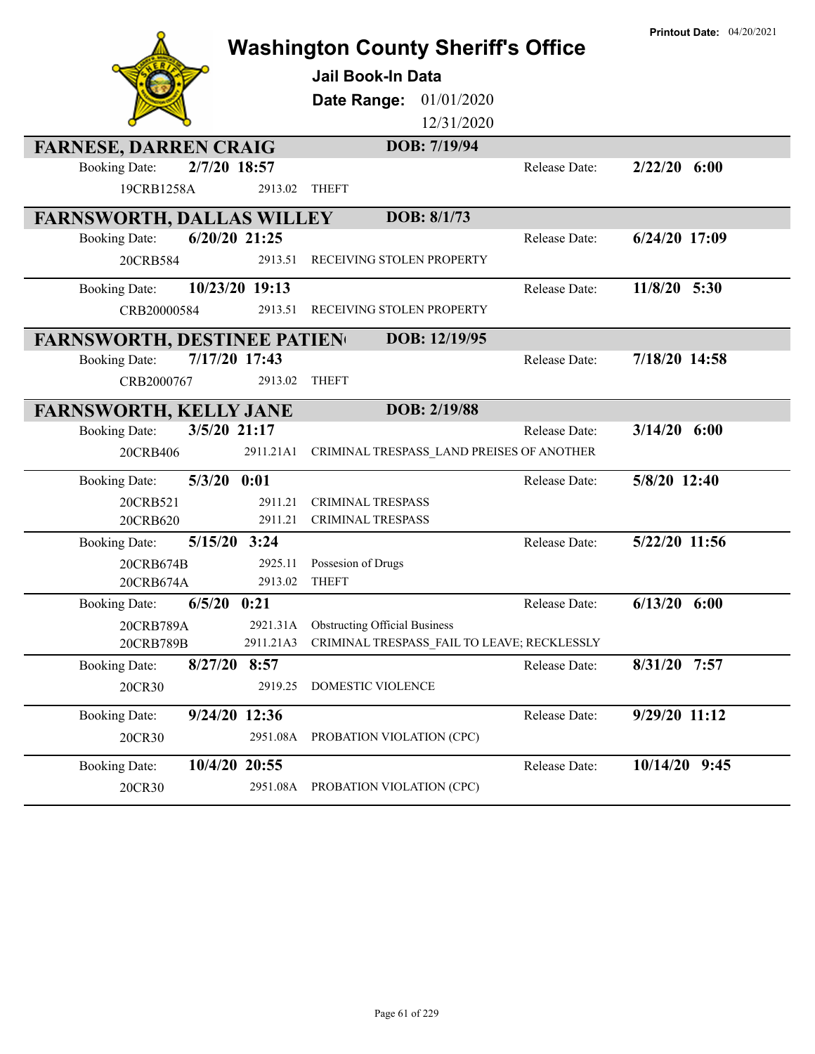# Washington County Sheriff's Office

**Jail Book-In Data**

**Date Range:** 01/01/2020 – 12/31/2020

**Printout Date:** 04/20/2021

## FARNESE, DARREN CRAIG — DOB: 7/19/94

**Booking Date:** 2/7/20 18:57 — **Release Date:** 2/22/20 6:00

| Case | Statute | Charge |
|---|---|---|
| 19CRB1258A | 2913.02 | THEFT |

## FARNSWORTH, DALLAS WILLEY — DOB: 8/1/73

**Booking Date:** 6/20/20 21:25 — **Release Date:** 6/24/20 17:09

| Case | Statute | Charge |
|---|---|---|
| 20CRB584 | 2913.51 | RECEIVING STOLEN PROPERTY |

**Booking Date:** 10/23/20 19:13 — **Release Date:** 11/8/20 5:30

| Case | Statute | Charge |
|---|---|---|
| CRB20000584 | 2913.51 | RECEIVING STOLEN PROPERTY |

## FARNSWORTH, DESTINEE PATIEN( — DOB: 12/19/95

**Booking Date:** 7/17/20 17:43 — **Release Date:** 7/18/20 14:58

| Case | Statute | Charge |
|---|---|---|
| CRB2000767 | 2913.02 | THEFT |

## FARNSWORTH, KELLY JANE — DOB: 2/19/88

**Booking Date:** 3/5/20 21:17 — **Release Date:** 3/14/20 6:00

| Case | Statute | Charge |
|---|---|---|
| 20CRB406 | 2911.21A1 | CRIMINAL TRESPASS_LAND PREISES OF ANOTHER |

**Booking Date:** 5/3/20 0:01 — **Release Date:** 5/8/20 12:40

| Case | Statute | Charge |
|---|---|---|
| 20CRB521 | 2911.21 | CRIMINAL TRESPASS |
| 20CRB620 | 2911.21 | CRIMINAL TRESPASS |

**Booking Date:** 5/15/20 3:24 — **Release Date:** 5/22/20 11:56

| Case | Statute | Charge |
|---|---|---|
| 20CRB674B | 2925.11 | Possesion of Drugs |
| 20CRB674A | 2913.02 | THEFT |

**Booking Date:** 6/5/20 0:21 — **Release Date:** 6/13/20 6:00

| Case | Statute | Charge |
|---|---|---|
| 20CRB789A | 2921.31A | Obstructing Official Business |
| 20CRB789B | 2911.21A3 | CRIMINAL TRESPASS_FAIL TO LEAVE; RECKLESSLY |

**Booking Date:** 8/27/20 8:57 — **Release Date:** 8/31/20 7:57

| Case | Statute | Charge |
|---|---|---|
| 20CR30 | 2919.25 | DOMESTIC VIOLENCE |

**Booking Date:** 9/24/20 12:36 — **Release Date:** 9/29/20 11:12

| Case | Statute | Charge |
|---|---|---|
| 20CR30 | 2951.08A | PROBATION VIOLATION (CPC) |

**Booking Date:** 10/4/20 20:55 — **Release Date:** 10/14/20 9:45

| Case | Statute | Charge |
|---|---|---|
| 20CR30 | 2951.08A | PROBATION VIOLATION (CPC) |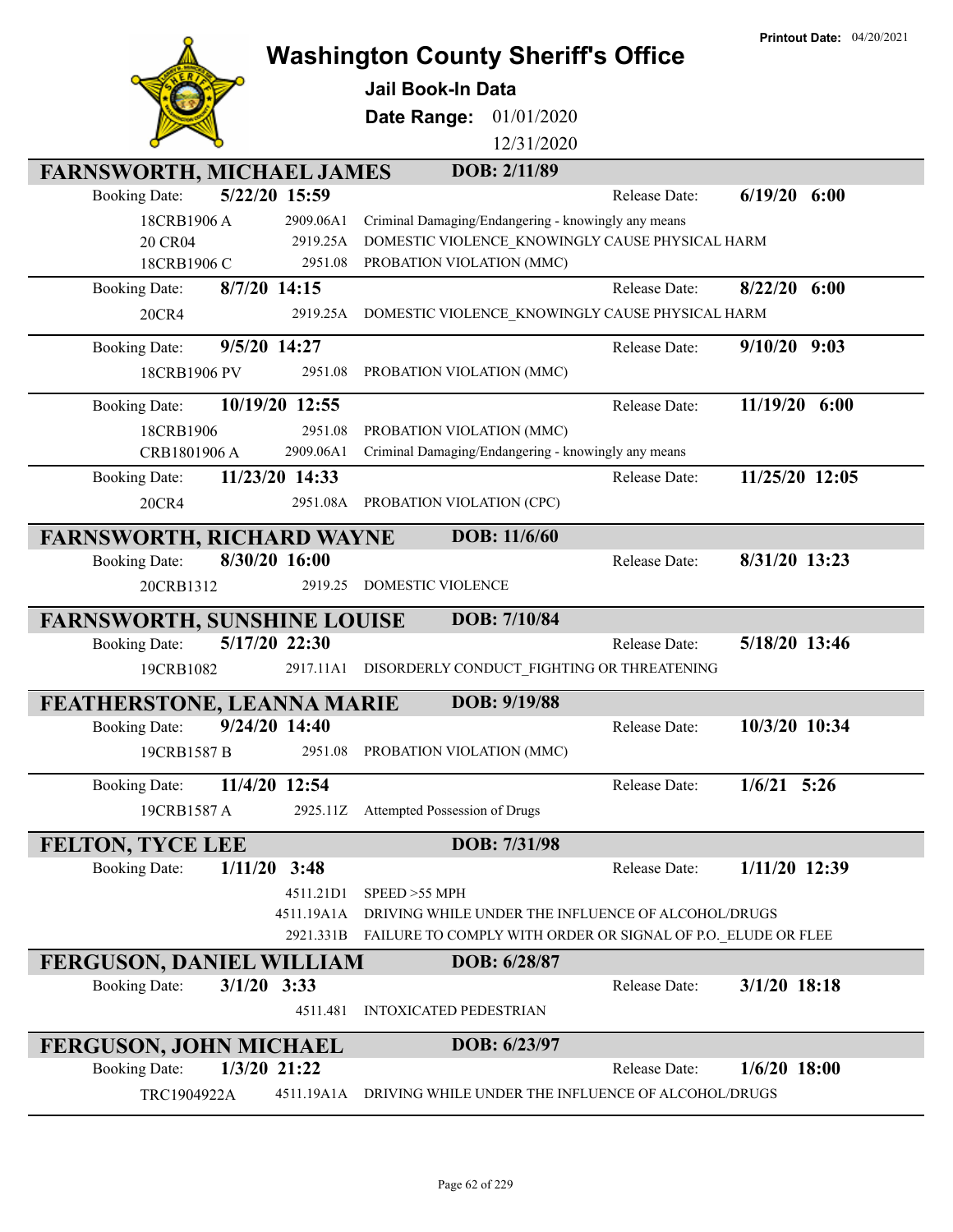Printout Date: 04/20/2021

# Washington County Sheriff's Office

## Jail Book-In Data

**Date Range:** 01/01/2020 – 12/31/2020

## FARNSWORTH, MICHAEL JAMES — DOB: 2/11/89

**Booking Date:** 5/22/20 15:59 — **Release Date:** 6/19/20 6:00

| Case | Statute | Charge |
|---|---|---|
| 18CRB1906 A | 2909.06A1 | Criminal Damaging/Endangering - knowingly any means |
| 20 CR04 | 2919.25A | DOMESTIC VIOLENCE_KNOWINGLY CAUSE PHYSICAL HARM |
| 18CRB1906 C | 2951.08 | PROBATION VIOLATION (MMC) |

**Booking Date:** 8/7/20 14:15 — **Release Date:** 8/22/20 6:00

| Case | Statute | Charge |
|---|---|---|
| 20CR4 | 2919.25A | DOMESTIC VIOLENCE_KNOWINGLY CAUSE PHYSICAL HARM |

**Booking Date:** 9/5/20 14:27 — **Release Date:** 9/10/20 9:03

| Case | Statute | Charge |
|---|---|---|
| 18CRB1906 PV | 2951.08 | PROBATION VIOLATION (MMC) |

**Booking Date:** 10/19/20 12:55 — **Release Date:** 11/19/20 6:00

| Case | Statute | Charge |
|---|---|---|
| 18CRB1906 | 2951.08 | PROBATION VIOLATION (MMC) |
| CRB1801906 A | 2909.06A1 | Criminal Damaging/Endangering - knowingly any means |

**Booking Date:** 11/23/20 14:33 — **Release Date:** 11/25/20 12:05

| Case | Statute | Charge |
|---|---|---|
| 20CR4 | 2951.08A | PROBATION VIOLATION (CPC) |

## FARNSWORTH, RICHARD WAYNE — DOB: 11/6/60

**Booking Date:** 8/30/20 16:00 — **Release Date:** 8/31/20 13:23

| Case | Statute | Charge |
|---|---|---|
| 20CRB1312 | 2919.25 | DOMESTIC VIOLENCE |

## FARNSWORTH, SUNSHINE LOUISE — DOB: 7/10/84

**Booking Date:** 5/17/20 22:30 — **Release Date:** 5/18/20 13:46

| Case | Statute | Charge |
|---|---|---|
| 19CRB1082 | 2917.11A1 | DISORDERLY CONDUCT_FIGHTING OR THREATENING |

## FEATHERSTONE, LEANNA MARIE — DOB: 9/19/88

**Booking Date:** 9/24/20 14:40 — **Release Date:** 10/3/20 10:34

| Case | Statute | Charge |
|---|---|---|
| 19CRB1587 B | 2951.08 | PROBATION VIOLATION (MMC) |

**Booking Date:** 11/4/20 12:54 — **Release Date:** 1/6/21 5:26

| Case | Statute | Charge |
|---|---|---|
| 19CRB1587 A | 2925.11Z | Attempted Possession of Drugs |

## FELTON, TYCE LEE — DOB: 7/31/98

**Booking Date:** 1/11/20 3:48 — **Release Date:** 1/11/20 12:39

| Case | Statute | Charge |
|---|---|---|
| | 4511.21D1 | SPEED >55 MPH |
| | 4511.19A1A | DRIVING WHILE UNDER THE INFLUENCE OF ALCOHOL/DRUGS |
| | 2921.331B | FAILURE TO COMPLY WITH ORDER OR SIGNAL OF P.O._ELUDE OR FLEE |

## FERGUSON, DANIEL WILLIAM — DOB: 6/28/87

**Booking Date:** 3/1/20 3:33 — **Release Date:** 3/1/20 18:18

| Case | Statute | Charge |
|---|---|---|
| | 4511.481 | INTOXICATED PEDESTRIAN |

## FERGUSON, JOHN MICHAEL — DOB: 6/23/97

**Booking Date:** 1/3/20 21:22 — **Release Date:** 1/6/20 18:00

| Case | Statute | Charge |
|---|---|---|
| TRC1904922A | 4511.19A1A | DRIVING WHILE UNDER THE INFLUENCE OF ALCOHOL/DRUGS |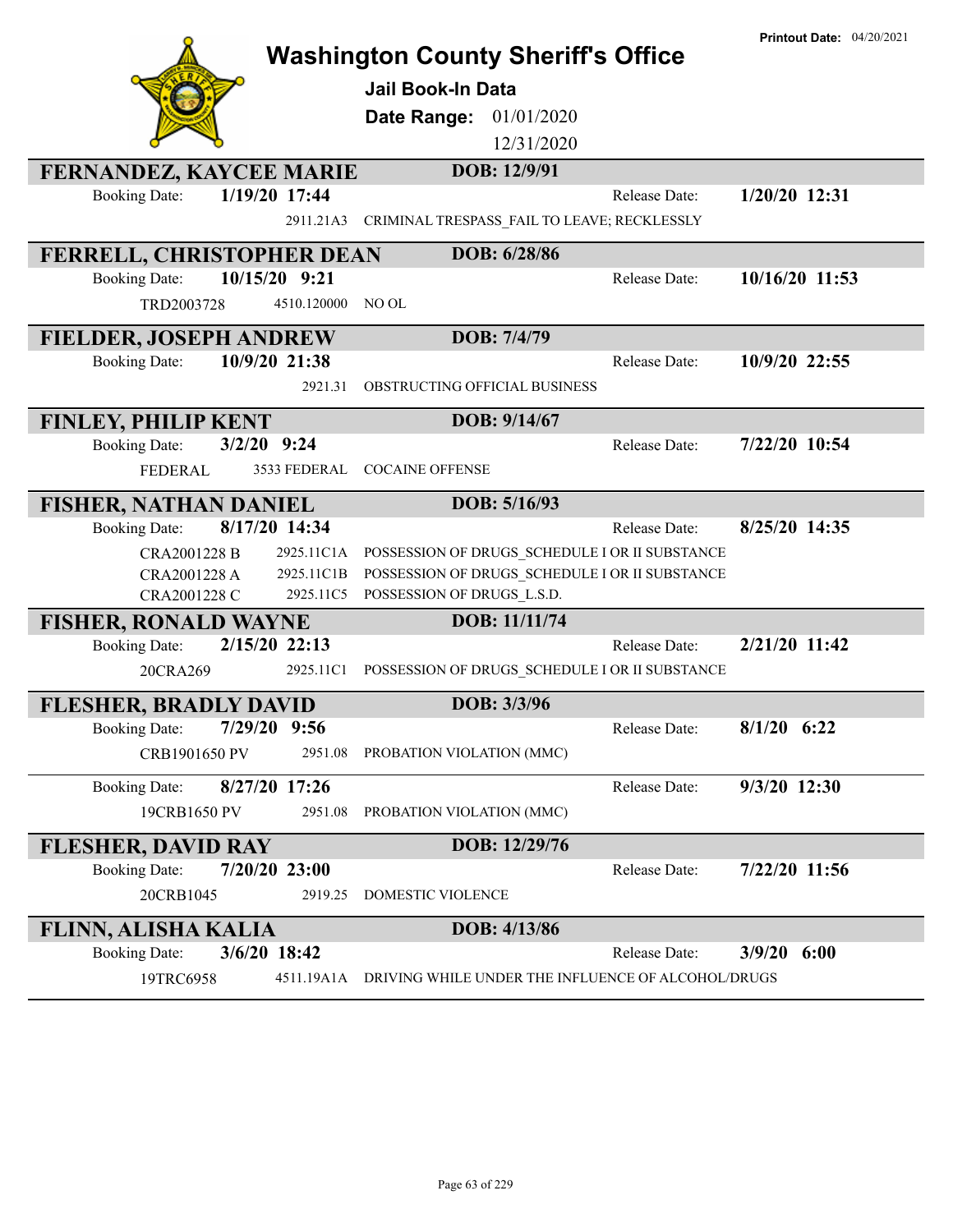# Washington County Sheriff's Office

**Jail Book-In Data**

**Date Range:** 01/01/2020 - 12/31/2020

**Printout Date:** 04/20/2021

## FERNANDEZ, KAYCEE MARIE — DOB: 12/9/91

Booking Date: **1/19/20 17:44** — Release Date: **1/20/20 12:31**

| Case | Statute | Charge |
|---|---|---|
| | 2911.21A3 | CRIMINAL TRESPASS_FAIL TO LEAVE; RECKLESSLY |

## FERRELL, CHRISTOPHER DEAN — DOB: 6/28/86

Booking Date: **10/15/20 9:21** — Release Date: **10/16/20 11:53**

| Case | Statute | Charge |
|---|---|---|
| TRD2003728 | 4510.120000 | NO OL |

## FIELDER, JOSEPH ANDREW — DOB: 7/4/79

Booking Date: **10/9/20 21:38** — Release Date: **10/9/20 22:55**

| Case | Statute | Charge |
|---|---|---|
| | 2921.31 | OBSTRUCTING OFFICIAL BUSINESS |

## FINLEY, PHILIP KENT — DOB: 9/14/67

Booking Date: **3/2/20 9:24** — Release Date: **7/22/20 10:54**

| Case | Statute | Charge |
|---|---|---|
| FEDERAL | 3533 FEDERAL | COCAINE OFFENSE |

## FISHER, NATHAN DANIEL — DOB: 5/16/93

Booking Date: **8/17/20 14:34** — Release Date: **8/25/20 14:35**

| Case | Statute | Charge |
|---|---|---|
| CRA2001228 B | 2925.11C1A | POSSESSION OF DRUGS_SCHEDULE I OR II SUBSTANCE |
| CRA2001228 A | 2925.11C1B | POSSESSION OF DRUGS_SCHEDULE I OR II SUBSTANCE |
| CRA2001228 C | 2925.11C5 | POSSESSION OF DRUGS_L.S.D. |

## FISHER, RONALD WAYNE — DOB: 11/11/74

Booking Date: **2/15/20 22:13** — Release Date: **2/21/20 11:42**

| Case | Statute | Charge |
|---|---|---|
| 20CRA269 | 2925.11C1 | POSSESSION OF DRUGS_SCHEDULE I OR II SUBSTANCE |

## FLESHER, BRADLY DAVID — DOB: 3/3/96

Booking Date: **7/29/20 9:56** — Release Date: **8/1/20 6:22**

| Case | Statute | Charge |
|---|---|---|
| CRB1901650 PV | 2951.08 | PROBATION VIOLATION (MMC) |

Booking Date: **8/27/20 17:26** — Release Date: **9/3/20 12:30**

| Case | Statute | Charge |
|---|---|---|
| 19CRB1650 PV | 2951.08 | PROBATION VIOLATION (MMC) |

## FLESHER, DAVID RAY — DOB: 12/29/76

Booking Date: **7/20/20 23:00** — Release Date: **7/22/20 11:56**

| Case | Statute | Charge |
|---|---|---|
| 20CRB1045 | 2919.25 | DOMESTIC VIOLENCE |

## FLINN, ALISHA KALIA — DOB: 4/13/86

Booking Date: **3/6/20 18:42** — Release Date: **3/9/20 6:00**

| Case | Statute | Charge |
|---|---|---|
| 19TRC6958 | 4511.19A1A | DRIVING WHILE UNDER THE INFLUENCE OF ALCOHOL/DRUGS |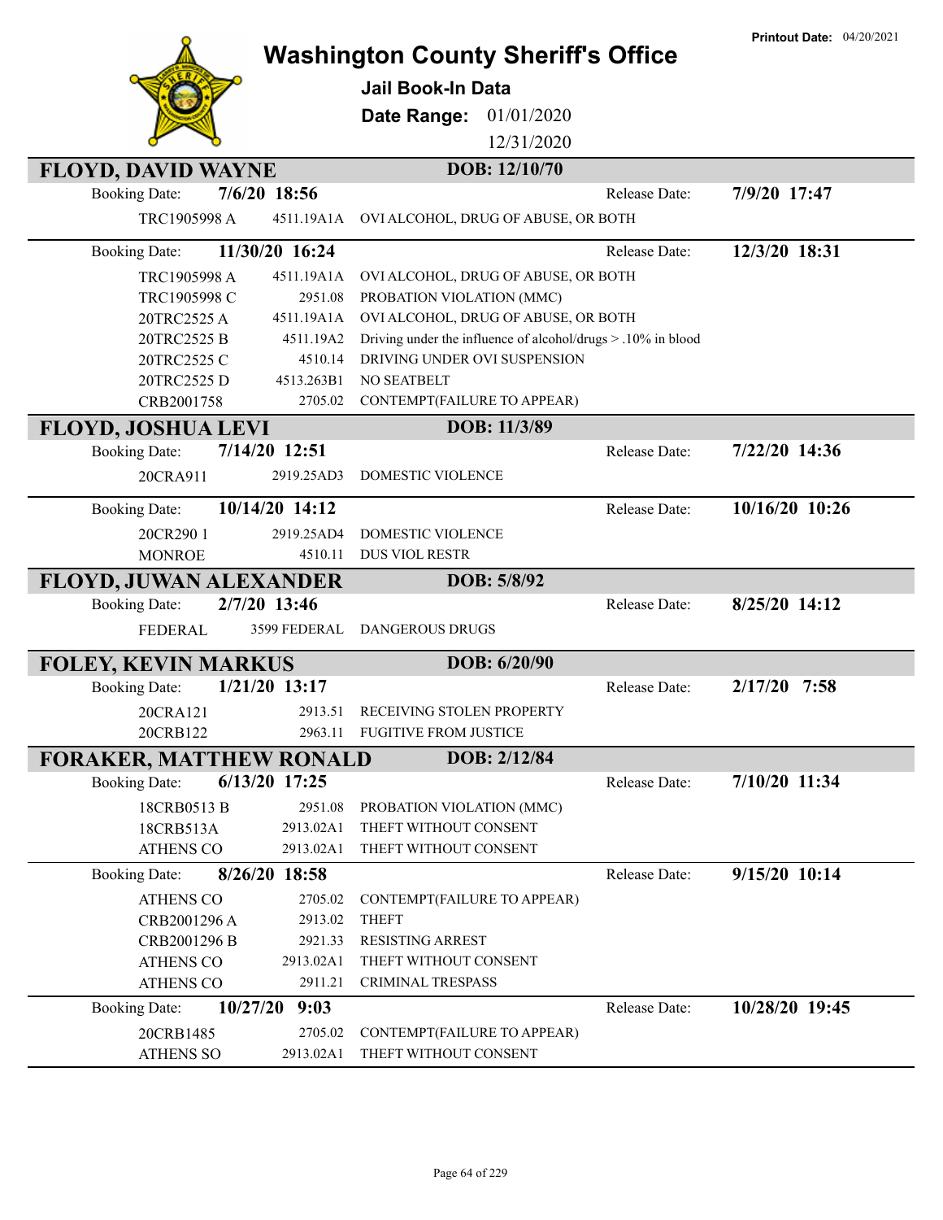# Washington County Sheriff's Office

**Printout Date:** 04/20/2021

## Jail Book-In Data

**Date Range:** 01/01/2020 – 12/31/2020

## FLOYD, DAVID WAYNE — DOB: 12/10/70

**Booking Date:** 7/6/20 18:56 — **Release Date:** 7/9/20 17:47

| Case | Statute | Charge |
|---|---|---|
| TRC1905998 A | 4511.19A1A | OVI ALCOHOL, DRUG OF ABUSE, OR BOTH |

**Booking Date:** 11/30/20 16:24 — **Release Date:** 12/3/20 18:31

| Case | Statute | Charge |
|---|---|---|
| TRC1905998 A | 4511.19A1A | OVI ALCOHOL, DRUG OF ABUSE, OR BOTH |
| TRC1905998 C | 2951.08 | PROBATION VIOLATION (MMC) |
| 20TRC2525 A | 4511.19A1A | OVI ALCOHOL, DRUG OF ABUSE, OR BOTH |
| 20TRC2525 B | 4511.19A2 | Driving under the influence of alcohol/drugs > .10% in blood |
| 20TRC2525 C | 4510.14 | DRIVING UNDER OVI SUSPENSION |
| 20TRC2525 D | 4513.263B1 | NO SEATBELT |
| CRB2001758 | 2705.02 | CONTEMPT(FAILURE TO APPEAR) |

## FLOYD, JOSHUA LEVI — DOB: 11/3/89

**Booking Date:** 7/14/20 12:51 — **Release Date:** 7/22/20 14:36

| Case | Statute | Charge |
|---|---|---|
| 20CRA911 | 2919.25AD3 | DOMESTIC VIOLENCE |

**Booking Date:** 10/14/20 14:12 — **Release Date:** 10/16/20 10:26

| Case | Statute | Charge |
|---|---|---|
| 20CR290 1 | 2919.25AD4 | DOMESTIC VIOLENCE |
| MONROE | 4510.11 | DUS VIOL RESTR |

## FLOYD, JUWAN ALEXANDER — DOB: 5/8/92

**Booking Date:** 2/7/20 13:46 — **Release Date:** 8/25/20 14:12

| Case | Statute | Charge |
|---|---|---|
| FEDERAL | 3599 FEDERAL | DANGEROUS DRUGS |

## FOLEY, KEVIN MARKUS — DOB: 6/20/90

**Booking Date:** 1/21/20 13:17 — **Release Date:** 2/17/20 7:58

| Case | Statute | Charge |
|---|---|---|
| 20CRA121 | 2913.51 | RECEIVING STOLEN PROPERTY |
| 20CRB122 | 2963.11 | FUGITIVE FROM JUSTICE |

## FORAKER, MATTHEW RONALD — DOB: 2/12/84

**Booking Date:** 6/13/20 17:25 — **Release Date:** 7/10/20 11:34

| Case | Statute | Charge |
|---|---|---|
| 18CRB0513 B | 2951.08 | PROBATION VIOLATION (MMC) |
| 18CRB513A | 2913.02A1 | THEFT WITHOUT CONSENT |
| ATHENS CO | 2913.02A1 | THEFT WITHOUT CONSENT |

**Booking Date:** 8/26/20 18:58 — **Release Date:** 9/15/20 10:14

| Case | Statute | Charge |
|---|---|---|
| ATHENS CO | 2705.02 | CONTEMPT(FAILURE TO APPEAR) |
| CRB2001296 A | 2913.02 | THEFT |
| CRB2001296 B | 2921.33 | RESISTING ARREST |
| ATHENS CO | 2913.02A1 | THEFT WITHOUT CONSENT |
| ATHENS CO | 2911.21 | CRIMINAL TRESPASS |

**Booking Date:** 10/27/20 9:03 — **Release Date:** 10/28/20 19:45

| Case | Statute | Charge |
|---|---|---|
| 20CRB1485 | 2705.02 | CONTEMPT(FAILURE TO APPEAR) |
| ATHENS SO | 2913.02A1 | THEFT WITHOUT CONSENT |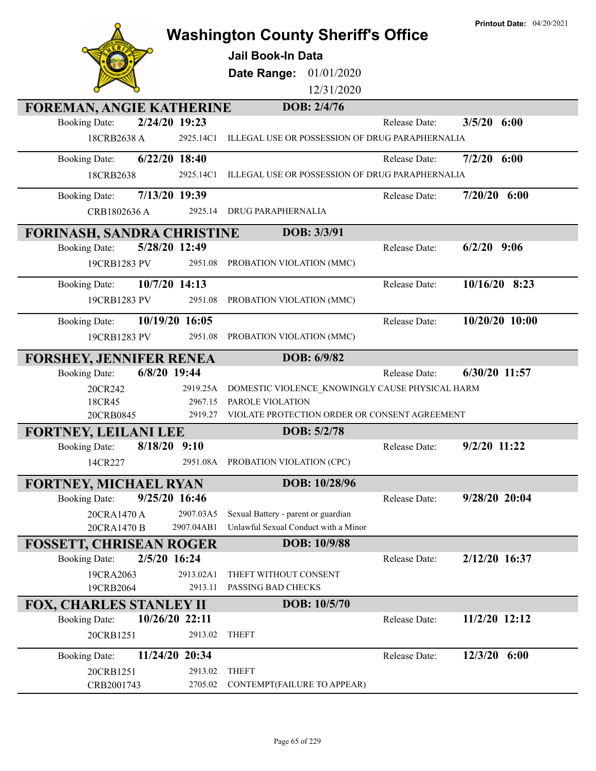Printout Date: 04/20/2021

# Washington County Sheriff's Office

## Jail Book-In Data

**Date Range:** 01/01/2020 12/31/2020

### FOREMAN, ANGIE KATHERINE — DOB: 2/4/76

| Booking Date | Release Date |
|---|---|
| 2/24/20 19:23 | 3/5/20 6:00 |

| Case | Statute | Charge |
|---|---|---|
| 18CRB2638 A | 2925.14C1 | ILLEGAL USE OR POSSESSION OF DRUG PARAPHERNALIA |

| Booking Date | Release Date |
|---|---|
| 6/22/20 18:40 | 7/2/20 6:00 |

| Case | Statute | Charge |
|---|---|---|
| 18CRB2638 | 2925.14C1 | ILLEGAL USE OR POSSESSION OF DRUG PARAPHERNALIA |

| Booking Date | Release Date |
|---|---|
| 7/13/20 19:39 | 7/20/20 6:00 |

| Case | Statute | Charge |
|---|---|---|
| CRB1802636 A | 2925.14 | DRUG PARAPHERNALIA |

### FORINASH, SANDRA CHRISTINE — DOB: 3/3/91

| Booking Date | Release Date |
|---|---|
| 5/28/20 12:49 | 6/2/20 9:06 |

| Case | Statute | Charge |
|---|---|---|
| 19CRB1283 PV | 2951.08 | PROBATION VIOLATION (MMC) |

| Booking Date | Release Date |
|---|---|
| 10/7/20 14:13 | 10/16/20 8:23 |

| Case | Statute | Charge |
|---|---|---|
| 19CRB1283 PV | 2951.08 | PROBATION VIOLATION (MMC) |

| Booking Date | Release Date |
|---|---|
| 10/19/20 16:05 | 10/20/20 10:00 |

| Case | Statute | Charge |
|---|---|---|
| 19CRB1283 PV | 2951.08 | PROBATION VIOLATION (MMC) |

### FORSHEY, JENNIFER RENEA — DOB: 6/9/82

| Booking Date | Release Date |
|---|---|
| 6/8/20 19:44 | 6/30/20 11:57 |

| Case | Statute | Charge |
|---|---|---|
| 20CR242 | 2919.25A | DOMESTIC VIOLENCE_KNOWINGLY CAUSE PHYSICAL HARM |
| 18CR45 | 2967.15 | PAROLE VIOLATION |
| 20CRB0845 | 2919.27 | VIOLATE PROTECTION ORDER OR CONSENT AGREEMENT |

### FORTNEY, LEILANI LEE — DOB: 5/2/78

| Booking Date | Release Date |
|---|---|
| 8/18/20 9:10 | 9/2/20 11:22 |

| Case | Statute | Charge |
|---|---|---|
| 14CR227 | 2951.08A | PROBATION VIOLATION (CPC) |

### FORTNEY, MICHAEL RYAN — DOB: 10/28/96

| Booking Date | Release Date |
|---|---|
| 9/25/20 16:46 | 9/28/20 20:04 |

| Case | Statute | Charge |
|---|---|---|
| 20CRA1470 A | 2907.03A5 | Sexual Battery - parent or guardian |
| 20CRA1470 B | 2907.04AB1 | Unlawful Sexual Conduct with a Minor |

### FOSSETT, CHRISEAN ROGER — DOB: 10/9/88

| Booking Date | Release Date |
|---|---|
| 2/5/20 16:24 | 2/12/20 16:37 |

| Case | Statute | Charge |
|---|---|---|
| 19CRA2063 | 2913.02A1 | THEFT WITHOUT CONSENT |
| 19CRB2064 | 2913.11 | PASSING BAD CHECKS |

### FOX, CHARLES STANLEY II — DOB: 10/5/70

| Booking Date | Release Date |
|---|---|
| 10/26/20 22:11 | 11/2/20 12:12 |

| Case | Statute | Charge |
|---|---|---|
| 20CRB1251 | 2913.02 | THEFT |

| Booking Date | Release Date |
|---|---|
| 11/24/20 20:34 | 12/3/20 6:00 |

| Case | Statute | Charge |
|---|---|---|
| 20CRB1251 | 2913.02 | THEFT |
| CRB2001743 | 2705.02 | CONTEMPT(FAILURE TO APPEAR) |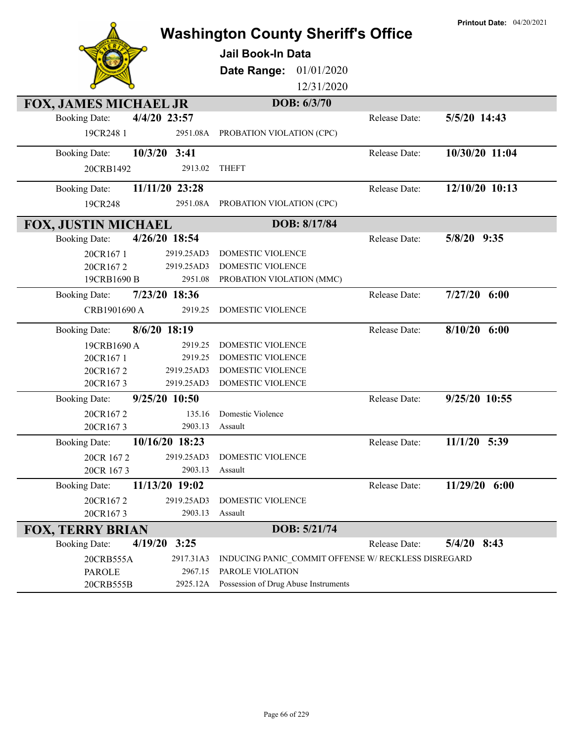Printout Date: 04/20/2021

# Washington County Sheriff's Office

## Jail Book-In Data

**Date Range:** 01/01/2020 12/31/2020

### FOX, JAMES MICHAEL JR — DOB: 6/3/70

**Booking Date:** 4/4/20 23:57 — **Release Date:** 5/5/20 14:43

| Case | Statute | Charge |
|---|---|---|
| 19CR248 1 | 2951.08A | PROBATION VIOLATION (CPC) |

**Booking Date:** 10/3/20 3:41 — **Release Date:** 10/30/20 11:04

| Case | Statute | Charge |
|---|---|---|
| 20CRB1492 | 2913.02 | THEFT |

**Booking Date:** 11/11/20 23:28 — **Release Date:** 12/10/20 10:13

| Case | Statute | Charge |
|---|---|---|
| 19CR248 | 2951.08A | PROBATION VIOLATION (CPC) |

### FOX, JUSTIN MICHAEL — DOB: 8/17/84

**Booking Date:** 4/26/20 18:54 — **Release Date:** 5/8/20 9:35

| Case | Statute | Charge |
|---|---|---|
| 20CR167 1 | 2919.25AD3 | DOMESTIC VIOLENCE |
| 20CR167 2 | 2919.25AD3 | DOMESTIC VIOLENCE |
| 19CRB1690 B | 2951.08 | PROBATION VIOLATION (MMC) |

**Booking Date:** 7/23/20 18:36 — **Release Date:** 7/27/20 6:00

| Case | Statute | Charge |
|---|---|---|
| CRB1901690 A | 2919.25 | DOMESTIC VIOLENCE |

**Booking Date:** 8/6/20 18:19 — **Release Date:** 8/10/20 6:00

| Case | Statute | Charge |
|---|---|---|
| 19CRB1690 A | 2919.25 | DOMESTIC VIOLENCE |
| 20CR167 1 | 2919.25 | DOMESTIC VIOLENCE |
| 20CR167 2 | 2919.25AD3 | DOMESTIC VIOLENCE |
| 20CR167 3 | 2919.25AD3 | DOMESTIC VIOLENCE |

**Booking Date:** 9/25/20 10:50 — **Release Date:** 9/25/20 10:55

| Case | Statute | Charge |
|---|---|---|
| 20CR167 2 | 135.16 | Domestic Violence |
| 20CR167 3 | 2903.13 | Assault |

**Booking Date:** 10/16/20 18:23 — **Release Date:** 11/1/20 5:39

| Case | Statute | Charge |
|---|---|---|
| 20CR 167 2 | 2919.25AD3 | DOMESTIC VIOLENCE |
| 20CR 167 3 | 2903.13 | Assault |

**Booking Date:** 11/13/20 19:02 — **Release Date:** 11/29/20 6:00

| Case | Statute | Charge |
|---|---|---|
| 20CR167 2 | 2919.25AD3 | DOMESTIC VIOLENCE |
| 20CR167 3 | 2903.13 | Assault |

### FOX, TERRY BRIAN — DOB: 5/21/74

**Booking Date:** 4/19/20 3:25 — **Release Date:** 5/4/20 8:43

| Case | Statute | Charge |
|---|---|---|
| 20CRB555A | 2917.31A3 | INDUCING PANIC_COMMIT OFFENSE W/ RECKLESS DISREGARD |
| PAROLE | 2967.15 | PAROLE VIOLATION |
| 20CRB555B | 2925.12A | Possession of Drug Abuse Instruments |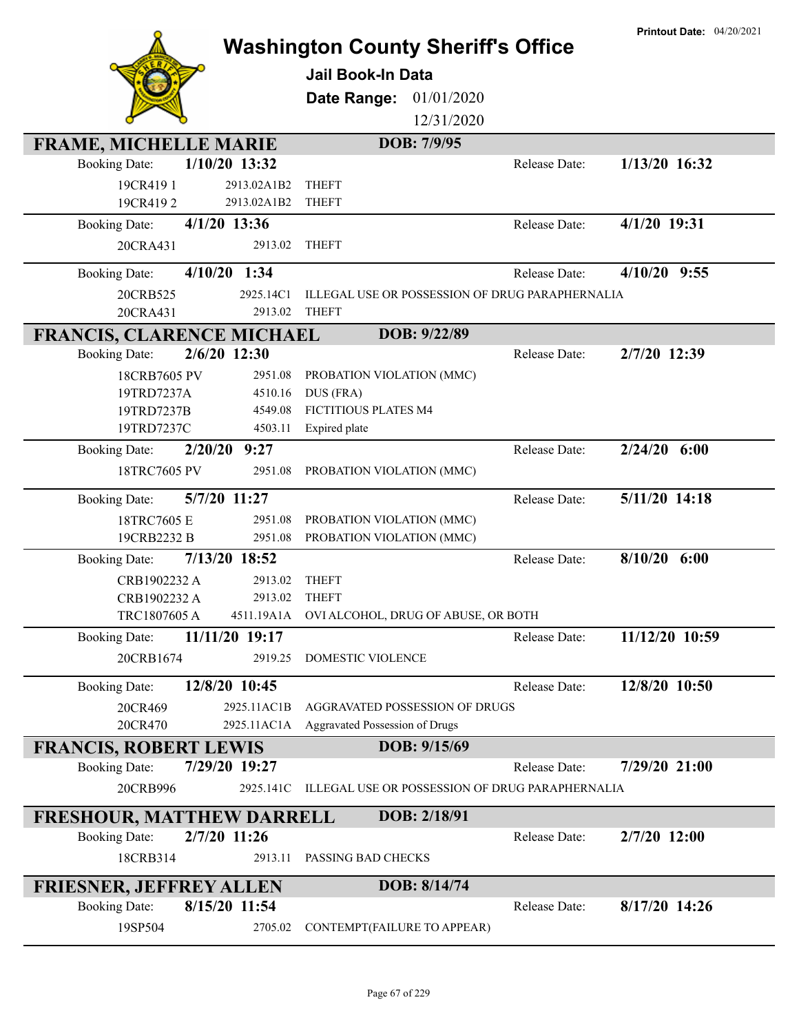Printout Date: 04/20/2021

# Washington County Sheriff's Office

**Jail Book-In Data**

**Date Range:** 01/01/2020 12/31/2020

## FRAME, MICHELLE MARIE — DOB: 7/9/95

**Booking Date:** 1/10/20 13:32 — **Release Date:** 1/13/20 16:32

| Case | Statute | Charge |
|---|---|---|
| 19CR419 1 | 2913.02A1B2 | THEFT |
| 19CR419 2 | 2913.02A1B2 | THEFT |

**Booking Date:** 4/1/20 13:36 — **Release Date:** 4/1/20 19:31

| Case | Statute | Charge |
|---|---|---|
| 20CRA431 | 2913.02 | THEFT |

**Booking Date:** 4/10/20 1:34 — **Release Date:** 4/10/20 9:55

| Case | Statute | Charge |
|---|---|---|
| 20CRB525 | 2925.14C1 | ILLEGAL USE OR POSSESSION OF DRUG PARAPHERNALIA |
| 20CRA431 | 2913.02 | THEFT |

## FRANCIS, CLARENCE MICHAEL — DOB: 9/22/89

**Booking Date:** 2/6/20 12:30 — **Release Date:** 2/7/20 12:39

| Case | Statute | Charge |
|---|---|---|
| 18CRB7605 PV | 2951.08 | PROBATION VIOLATION (MMC) |
| 19TRD7237A | 4510.16 | DUS (FRA) |
| 19TRD7237B | 4549.08 | FICTITIOUS PLATES M4 |
| 19TRD7237C | 4503.11 | Expired plate |

**Booking Date:** 2/20/20 9:27 — **Release Date:** 2/24/20 6:00

| Case | Statute | Charge |
|---|---|---|
| 18TRC7605 PV | 2951.08 | PROBATION VIOLATION (MMC) |

**Booking Date:** 5/7/20 11:27 — **Release Date:** 5/11/20 14:18

| Case | Statute | Charge |
|---|---|---|
| 18TRC7605 E | 2951.08 | PROBATION VIOLATION (MMC) |
| 19CRB2232 B | 2951.08 | PROBATION VIOLATION (MMC) |

**Booking Date:** 7/13/20 18:52 — **Release Date:** 8/10/20 6:00

| Case | Statute | Charge |
|---|---|---|
| CRB1902232 A | 2913.02 | THEFT |
| CRB1902232 A | 2913.02 | THEFT |
| TRC1807605 A | 4511.19A1A | OVI ALCOHOL, DRUG OF ABUSE, OR BOTH |

**Booking Date:** 11/11/20 19:17 — **Release Date:** 11/12/20 10:59

| Case | Statute | Charge |
|---|---|---|
| 20CRB1674 | 2919.25 | DOMESTIC VIOLENCE |

**Booking Date:** 12/8/20 10:45 — **Release Date:** 12/8/20 10:50

| Case | Statute | Charge |
|---|---|---|
| 20CR469 | 2925.11AC1B | AGGRAVATED POSSESSION OF DRUGS |
| 20CR470 | 2925.11AC1A | Aggravated Possession of Drugs |

## FRANCIS, ROBERT LEWIS — DOB: 9/15/69

**Booking Date:** 7/29/20 19:27 — **Release Date:** 7/29/20 21:00

| Case | Statute | Charge |
|---|---|---|
| 20CRB996 | 2925.141C | ILLEGAL USE OR POSSESSION OF DRUG PARAPHERNALIA |

## FRESHOUR, MATTHEW DARRELL — DOB: 2/18/91

**Booking Date:** 2/7/20 11:26 — **Release Date:** 2/7/20 12:00

| Case | Statute | Charge |
|---|---|---|
| 18CRB314 | 2913.11 | PASSING BAD CHECKS |

## FRIESNER, JEFFREY ALLEN — DOB: 8/14/74

**Booking Date:** 8/15/20 11:54 — **Release Date:** 8/17/20 14:26

| Case | Statute | Charge |
|---|---|---|
| 19SP504 | 2705.02 | CONTEMPT(FAILURE TO APPEAR) |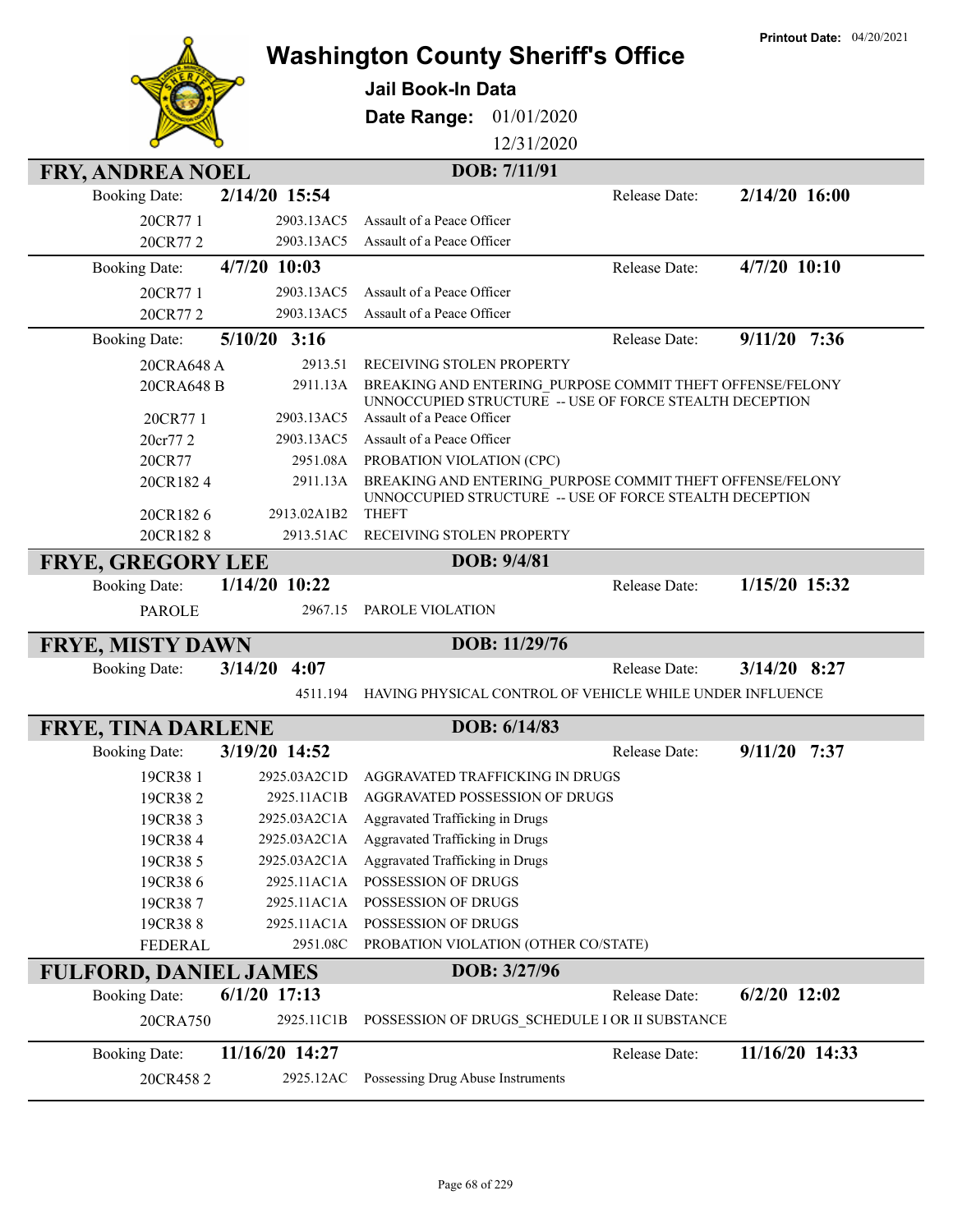# Washington County Sheriff's Office

**Printout Date:** 04/20/2021

## Jail Book-In Data

**Date Range:** 01/01/2020 – 12/31/2020

---

## FRY, ANDREA NOEL
**DOB: 7/11/91**

**Booking Date:** 2/14/20 15:54 — **Release Date:** 2/14/20 16:00

| Case | Statute | Charge |
|---|---|---|
| 20CR77 1 | 2903.13AC5 | Assault of a Peace Officer |
| 20CR77 2 | 2903.13AC5 | Assault of a Peace Officer |

**Booking Date:** 4/7/20 10:03 — **Release Date:** 4/7/20 10:10

| Case | Statute | Charge |
|---|---|---|
| 20CR77 1 | 2903.13AC5 | Assault of a Peace Officer |
| 20CR77 2 | 2903.13AC5 | Assault of a Peace Officer |

**Booking Date:** 5/10/20 3:16 — **Release Date:** 9/11/20 7:36

| Case | Statute | Charge |
|---|---|---|
| 20CRA648 A | 2913.51 | RECEIVING STOLEN PROPERTY |
| 20CRA648 B | 2911.13A | BREAKING AND ENTERING_PURPOSE COMMIT THEFT OFFENSE/FELONY UNNOCCUPIED STRUCTURE -- USE OF FORCE STEALTH DECEPTION |
| 20CR77 1 | 2903.13AC5 | Assault of a Peace Officer |
| 20cr77 2 | 2903.13AC5 | Assault of a Peace Officer |
| 20CR77 | 2951.08A | PROBATION VIOLATION (CPC) |
| 20CR182 4 | 2911.13A | BREAKING AND ENTERING_PURPOSE COMMIT THEFT OFFENSE/FELONY UNNOCCUPIED STRUCTURE -- USE OF FORCE STEALTH DECEPTION |
| 20CR182 6 | 2913.02A1B2 | THEFT |
| 20CR182 8 | 2913.51AC | RECEIVING STOLEN PROPERTY |

## FRYE, GREGORY LEE
**DOB: 9/4/81**

**Booking Date:** 1/14/20 10:22 — **Release Date:** 1/15/20 15:32

| Case | Statute | Charge |
|---|---|---|
| PAROLE | 2967.15 | PAROLE VIOLATION |

## FRYE, MISTY DAWN
**DOB: 11/29/76**

**Booking Date:** 3/14/20 4:07 — **Release Date:** 3/14/20 8:27

| Case | Statute | Charge |
|---|---|---|
| | 4511.194 | HAVING PHYSICAL CONTROL OF VEHICLE WHILE UNDER INFLUENCE |

## FRYE, TINA DARLENE
**DOB: 6/14/83**

**Booking Date:** 3/19/20 14:52 — **Release Date:** 9/11/20 7:37

| Case | Statute | Charge |
|---|---|---|
| 19CR38 1 | 2925.03A2C1D | AGGRAVATED TRAFFICKING IN DRUGS |
| 19CR38 2 | 2925.11AC1B | AGGRAVATED POSSESSION OF DRUGS |
| 19CR38 3 | 2925.03A2C1A | Aggravated Trafficking in Drugs |
| 19CR38 4 | 2925.03A2C1A | Aggravated Trafficking in Drugs |
| 19CR38 5 | 2925.03A2C1A | Aggravated Trafficking in Drugs |
| 19CR38 6 | 2925.11AC1A | POSSESSION OF DRUGS |
| 19CR38 7 | 2925.11AC1A | POSSESSION OF DRUGS |
| 19CR38 8 | 2925.11AC1A | POSSESSION OF DRUGS |
| FEDERAL | 2951.08C | PROBATION VIOLATION (OTHER CO/STATE) |

## FULFORD, DANIEL JAMES
**DOB: 3/27/96**

**Booking Date:** 6/1/20 17:13 — **Release Date:** 6/2/20 12:02

| Case | Statute | Charge |
|---|---|---|
| 20CRA750 | 2925.11C1B | POSSESSION OF DRUGS_SCHEDULE I OR II SUBSTANCE |

**Booking Date:** 11/16/20 14:27 — **Release Date:** 11/16/20 14:33

| Case | Statute | Charge |
|---|---|---|
| 20CR458 2 | 2925.12AC | Possessing Drug Abuse Instruments |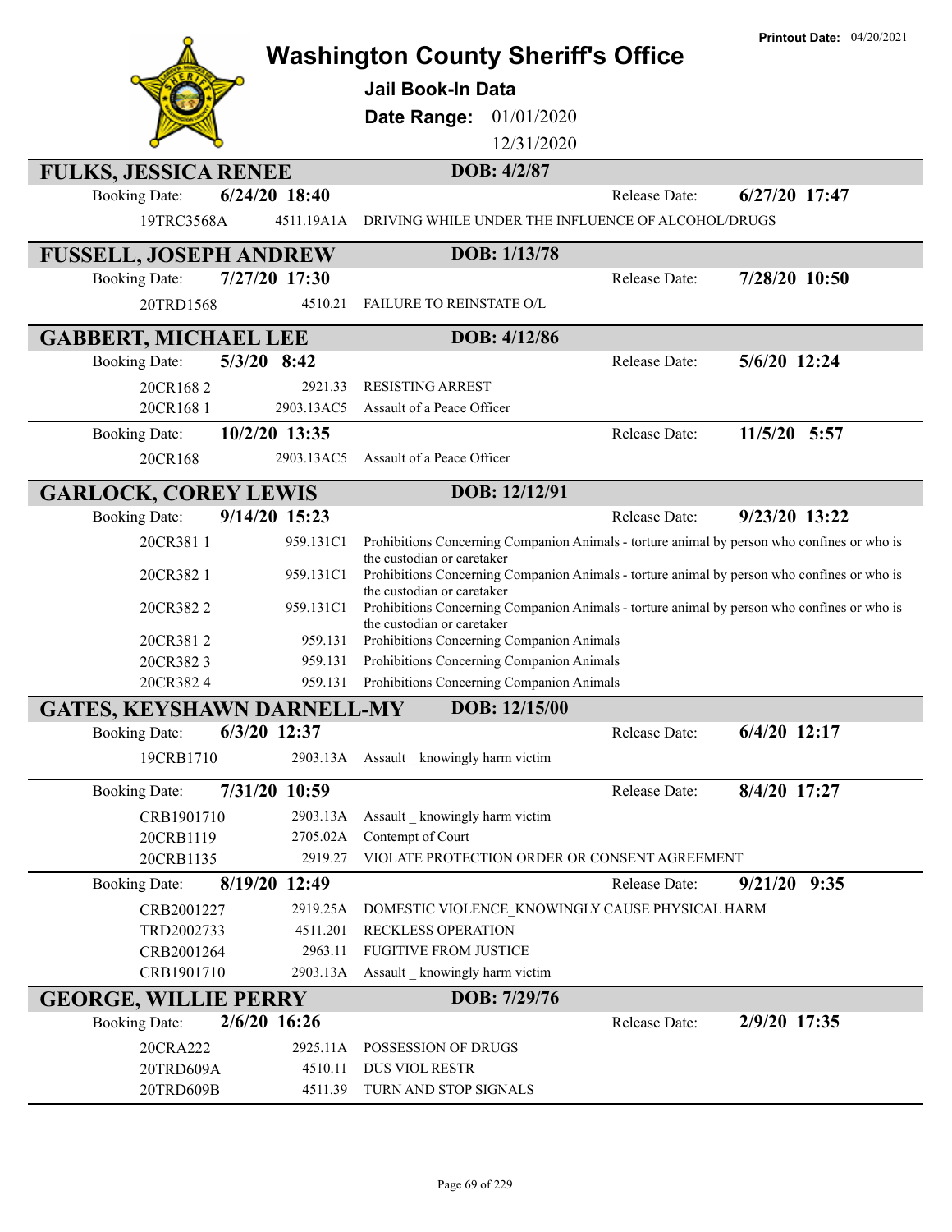# Washington County Sheriff's Office

**Printout Date:** 04/20/2021

## Jail Book-In Data

**Date Range:** 01/01/2020 - 12/31/2020

---

### FULKS, JESSICA RENEE — DOB: 4/2/87

**Booking Date:** 6/24/20 18:40 — **Release Date:** 6/27/20 17:47

| Case | Statute | Charge |
|---|---|---|
| 19TRC3568A | 4511.19A1A | DRIVING WHILE UNDER THE INFLUENCE OF ALCOHOL/DRUGS |

### FUSSELL, JOSEPH ANDREW — DOB: 1/13/78

**Booking Date:** 7/27/20 17:30 — **Release Date:** 7/28/20 10:50

| Case | Statute | Charge |
|---|---|---|
| 20TRD1568 | 4510.21 | FAILURE TO REINSTATE O/L |

### GABBERT, MICHAEL LEE — DOB: 4/12/86

**Booking Date:** 5/3/20 8:42 — **Release Date:** 5/6/20 12:24

| Case | Statute | Charge |
|---|---|---|
| 20CR168 2 | 2921.33 | RESISTING ARREST |
| 20CR168 1 | 2903.13AC5 | Assault of a Peace Officer |

**Booking Date:** 10/2/20 13:35 — **Release Date:** 11/5/20 5:57

| Case | Statute | Charge |
|---|---|---|
| 20CR168 | 2903.13AC5 | Assault of a Peace Officer |

### GARLOCK, COREY LEWIS — DOB: 12/12/91

**Booking Date:** 9/14/20 15:23 — **Release Date:** 9/23/20 13:22

| Case | Statute | Charge |
|---|---|---|
| 20CR381 1 | 959.131C1 | Prohibitions Concerning Companion Animals - torture animal by person who confines or who is the custodian or caretaker |
| 20CR382 1 | 959.131C1 | Prohibitions Concerning Companion Animals - torture animal by person who confines or who is the custodian or caretaker |
| 20CR382 2 | 959.131C1 | Prohibitions Concerning Companion Animals - torture animal by person who confines or who is the custodian or caretaker |
| 20CR381 2 | 959.131 | Prohibitions Concerning Companion Animals |
| 20CR382 3 | 959.131 | Prohibitions Concerning Companion Animals |
| 20CR382 4 | 959.131 | Prohibitions Concerning Companion Animals |

### GATES, KEYSHAWN DARNELL-MY — DOB: 12/15/00

**Booking Date:** 6/3/20 12:37 — **Release Date:** 6/4/20 12:17

| Case | Statute | Charge |
|---|---|---|
| 19CRB1710 | 2903.13A | Assault _ knowingly harm victim |

**Booking Date:** 7/31/20 10:59 — **Release Date:** 8/4/20 17:27

| Case | Statute | Charge |
|---|---|---|
| CRB1901710 | 2903.13A | Assault _ knowingly harm victim |
| 20CRB1119 | 2705.02A | Contempt of Court |
| 20CRB1135 | 2919.27 | VIOLATE PROTECTION ORDER OR CONSENT AGREEMENT |

**Booking Date:** 8/19/20 12:49 — **Release Date:** 9/21/20 9:35

| Case | Statute | Charge |
|---|---|---|
| CRB2001227 | 2919.25A | DOMESTIC VIOLENCE_KNOWINGLY CAUSE PHYSICAL HARM |
| TRD2002733 | 4511.201 | RECKLESS OPERATION |
| CRB2001264 | 2963.11 | FUGITIVE FROM JUSTICE |
| CRB1901710 | 2903.13A | Assault _ knowingly harm victim |

### GEORGE, WILLIE PERRY — DOB: 7/29/76

**Booking Date:** 2/6/20 16:26 — **Release Date:** 2/9/20 17:35

| Case | Statute | Charge |
|---|---|---|
| 20CRA222 | 2925.11A | POSSESSION OF DRUGS |
| 20TRD609A | 4510.11 | DUS VIOL RESTR |
| 20TRD609B | 4511.39 | TURN AND STOP SIGNALS |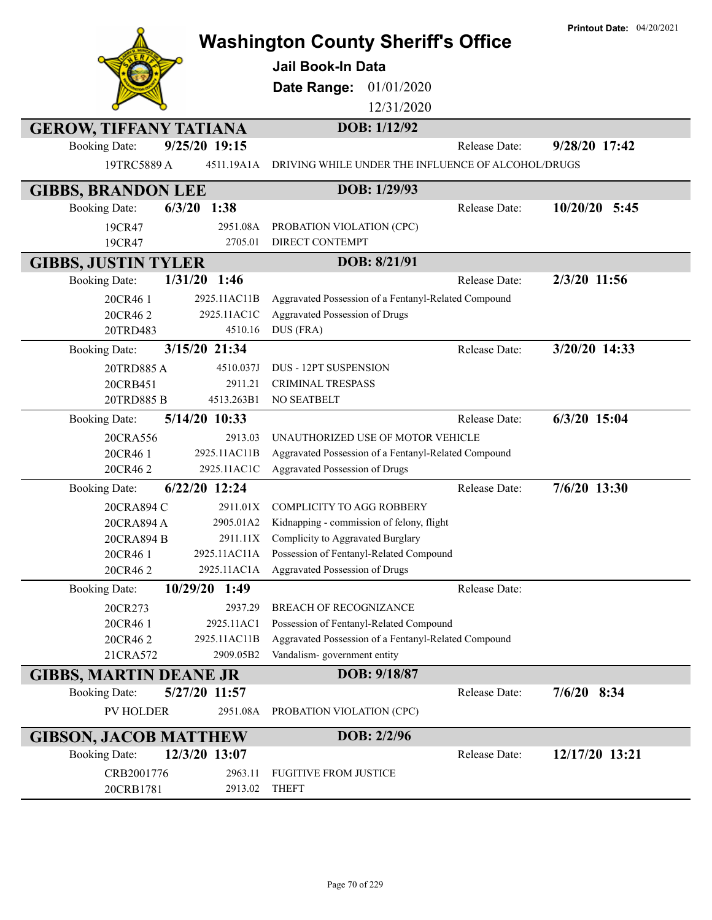# Washington County Sheriff's Office

**Printout Date:** 04/20/2021

**Jail Book-In Data**

**Date Range:** 01/01/2020 12/31/2020

## GEROW, TIFFANY TATIANA — DOB: 1/12/92

**Booking Date:** 9/25/20 19:15 — **Release Date:** 9/28/20 17:42

| Case | Statute | Charge |
|---|---|---|
| 19TRC5889 A | 4511.19A1A | DRIVING WHILE UNDER THE INFLUENCE OF ALCOHOL/DRUGS |

## GIBBS, BRANDON LEE — DOB: 1/29/93

**Booking Date:** 6/3/20 1:38 — **Release Date:** 10/20/20 5:45

| Case | Statute | Charge |
|---|---|---|
| 19CR47 | 2951.08A | PROBATION VIOLATION (CPC) |
| 19CR47 | 2705.01 | DIRECT CONTEMPT |

## GIBBS, JUSTIN TYLER — DOB: 8/21/91

**Booking Date:** 1/31/20 1:46 — **Release Date:** 2/3/20 11:56

| Case | Statute | Charge |
|---|---|---|
| 20CR46 1 | 2925.11AC11B | Aggravated Possession of a Fentanyl-Related Compound |
| 20CR46 2 | 2925.11AC1C | Aggravated Possession of Drugs |
| 20TRD483 | 4510.16 | DUS (FRA) |

**Booking Date:** 3/15/20 21:34 — **Release Date:** 3/20/20 14:33

| Case | Statute | Charge |
|---|---|---|
| 20TRD885 A | 4510.037J | DUS - 12PT SUSPENSION |
| 20CRB451 | 2911.21 | CRIMINAL TRESPASS |
| 20TRD885 B | 4513.263B1 | NO SEATBELT |

**Booking Date:** 5/14/20 10:33 — **Release Date:** 6/3/20 15:04

| Case | Statute | Charge |
|---|---|---|
| 20CRA556 | 2913.03 | UNAUTHORIZED USE OF MOTOR VEHICLE |
| 20CR46 1 | 2925.11AC11B | Aggravated Possession of a Fentanyl-Related Compound |
| 20CR46 2 | 2925.11AC1C | Aggravated Possession of Drugs |

**Booking Date:** 6/22/20 12:24 — **Release Date:** 7/6/20 13:30

| Case | Statute | Charge |
|---|---|---|
| 20CRA894 C | 2911.01X | COMPLICITY TO AGG ROBBERY |
| 20CRA894 A | 2905.01A2 | Kidnapping - commission of felony, flight |
| 20CRA894 B | 2911.11X | Complicity to Aggravated Burglary |
| 20CR46 1 | 2925.11AC11A | Possession of Fentanyl-Related Compound |
| 20CR46 2 | 2925.11AC1A | Aggravated Possession of Drugs |

**Booking Date:** 10/29/20 1:49 — **Release Date:**

| Case | Statute | Charge |
|---|---|---|
| 20CR273 | 2937.29 | BREACH OF RECOGNIZANCE |
| 20CR46 1 | 2925.11AC1 | Possession of Fentanyl-Related Compound |
| 20CR46 2 | 2925.11AC11B | Aggravated Possession of a Fentanyl-Related Compound |
| 21CRA572 | 2909.05B2 | Vandalism- government entity |

## GIBBS, MARTIN DEANE JR — DOB: 9/18/87

**Booking Date:** 5/27/20 11:57 — **Release Date:** 7/6/20 8:34

| Case | Statute | Charge |
|---|---|---|
| PV HOLDER | 2951.08A | PROBATION VIOLATION (CPC) |

## GIBSON, JACOB MATTHEW — DOB: 2/2/96

**Booking Date:** 12/3/20 13:07 — **Release Date:** 12/17/20 13:21

| Case | Statute | Charge |
|---|---|---|
| CRB2001776 | 2963.11 | FUGITIVE FROM JUSTICE |
| 20CRB1781 | 2913.02 | THEFT |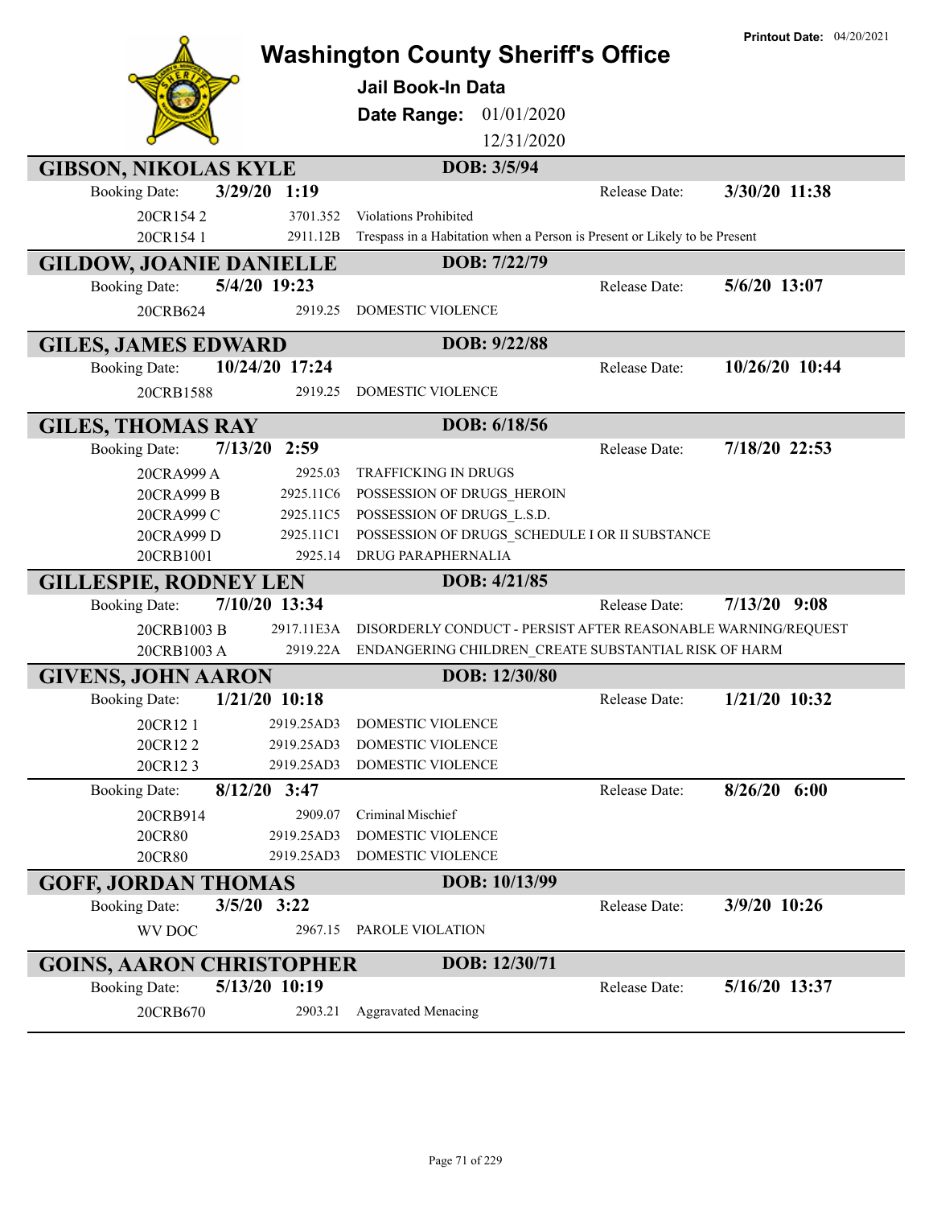Printout Date: 04/20/2021

# Washington County Sheriff's Office

**Jail Book-In Data**

**Date Range:** 01/01/2020 12/31/2020

## GIBSON, NIKOLAS KYLE
**DOB: 3/5/94**

Booking Date: **3/29/20 1:19** Release Date: **3/30/20 11:38**

| Case | Statute | Charge |
|---|---|---|
| 20CR154 2 | 3701.352 | Violations Prohibited |
| 20CR154 1 | 2911.12B | Trespass in a Habitation when a Person is Present or Likely to be Present |

## GILDOW, JOANIE DANIELLE
**DOB: 7/22/79**

Booking Date: **5/4/20 19:23** Release Date: **5/6/20 13:07**

| Case | Statute | Charge |
|---|---|---|
| 20CRB624 | 2919.25 | DOMESTIC VIOLENCE |

## GILES, JAMES EDWARD
**DOB: 9/22/88**

Booking Date: **10/24/20 17:24** Release Date: **10/26/20 10:44**

| Case | Statute | Charge |
|---|---|---|
| 20CRB1588 | 2919.25 | DOMESTIC VIOLENCE |

## GILES, THOMAS RAY
**DOB: 6/18/56**

Booking Date: **7/13/20 2:59** Release Date: **7/18/20 22:53**

| Case | Statute | Charge |
|---|---|---|
| 20CRA999 A | 2925.03 | TRAFFICKING IN DRUGS |
| 20CRA999 B | 2925.11C6 | POSSESSION OF DRUGS_HEROIN |
| 20CRA999 C | 2925.11C5 | POSSESSION OF DRUGS_L.S.D. |
| 20CRA999 D | 2925.11C1 | POSSESSION OF DRUGS_SCHEDULE I OR II SUBSTANCE |
| 20CRB1001 | 2925.14 | DRUG PARAPHERNALIA |

## GILLESPIE, RODNEY LEN
**DOB: 4/21/85**

Booking Date: **7/10/20 13:34** Release Date: **7/13/20 9:08**

| Case | Statute | Charge |
|---|---|---|
| 20CRB1003 B | 2917.11E3A | DISORDERLY CONDUCT - PERSIST AFTER REASONABLE WARNING/REQUEST |
| 20CRB1003 A | 2919.22A | ENDANGERING CHILDREN_CREATE SUBSTANTIAL RISK OF HARM |

## GIVENS, JOHN AARON
**DOB: 12/30/80**

Booking Date: **1/21/20 10:18** Release Date: **1/21/20 10:32**

| Case | Statute | Charge |
|---|---|---|
| 20CR12 1 | 2919.25AD3 | DOMESTIC VIOLENCE |
| 20CR12 2 | 2919.25AD3 | DOMESTIC VIOLENCE |
| 20CR12 3 | 2919.25AD3 | DOMESTIC VIOLENCE |

Booking Date: **8/12/20 3:47** Release Date: **8/26/20 6:00**

| Case | Statute | Charge |
|---|---|---|
| 20CRB914 | 2909.07 | Criminal Mischief |
| 20CR80 | 2919.25AD3 | DOMESTIC VIOLENCE |
| 20CR80 | 2919.25AD3 | DOMESTIC VIOLENCE |

## GOFF, JORDAN THOMAS
**DOB: 10/13/99**

Booking Date: **3/5/20 3:22** Release Date: **3/9/20 10:26**

| Case | Statute | Charge |
|---|---|---|
| WV DOC | 2967.15 | PAROLE VIOLATION |

## GOINS, AARON CHRISTOPHER
**DOB: 12/30/71**

Booking Date: **5/13/20 10:19** Release Date: **5/16/20 13:37**

| Case | Statute | Charge |
|---|---|---|
| 20CRB670 | 2903.21 | Aggravated Menacing |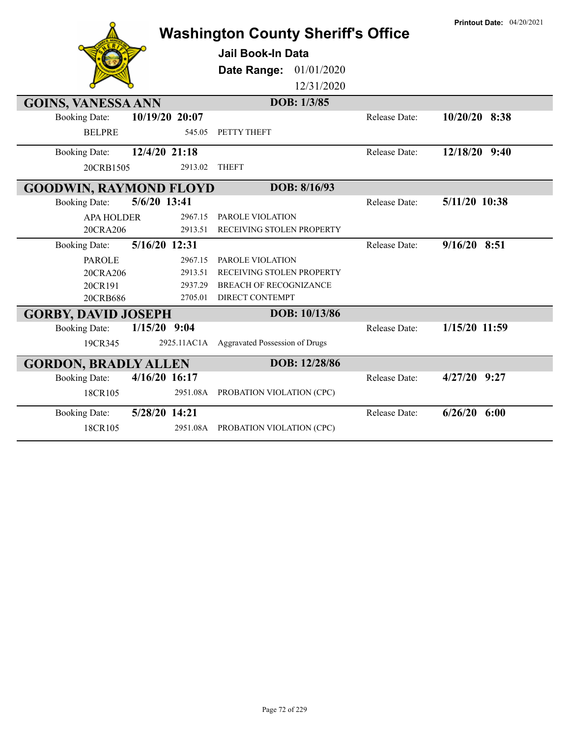Printout Date: 04/20/2021

# Washington County Sheriff's Office

**Jail Book-In Data**

**Date Range:** 01/01/2020 12/31/2020

## GOINS, VANESSA ANN — DOB: 1/3/85

**Booking Date:** 10/19/20 20:07 — **Release Date:** 10/20/20 8:38

| | | |
|---|---|---|
| BELPRE | 545.05 | PETTY THEFT |

**Booking Date:** 12/4/20 21:18 — **Release Date:** 12/18/20 9:40

| | | |
|---|---|---|
| 20CRB1505 | 2913.02 | THEFT |

## GOODWIN, RAYMOND FLOYD — DOB: 8/16/93

**Booking Date:** 5/6/20 13:41 — **Release Date:** 5/11/20 10:38

| | | |
|---|---|---|
| APA HOLDER | 2967.15 | PAROLE VIOLATION |
| 20CRA206 | 2913.51 | RECEIVING STOLEN PROPERTY |

**Booking Date:** 5/16/20 12:31 — **Release Date:** 9/16/20 8:51

| | | |
|---|---|---|
| PAROLE | 2967.15 | PAROLE VIOLATION |
| 20CRA206 | 2913.51 | RECEIVING STOLEN PROPERTY |
| 20CR191 | 2937.29 | BREACH OF RECOGNIZANCE |
| 20CRB686 | 2705.01 | DIRECT CONTEMPT |

## GORBY, DAVID JOSEPH — DOB: 10/13/86

**Booking Date:** 1/15/20 9:04 — **Release Date:** 1/15/20 11:59

| | | |
|---|---|---|
| 19CR345 | 2925.11AC1A | Aggravated Possession of Drugs |

## GORDON, BRADLY ALLEN — DOB: 12/28/86

**Booking Date:** 4/16/20 16:17 — **Release Date:** 4/27/20 9:27

| | | |
|---|---|---|
| 18CR105 | 2951.08A | PROBATION VIOLATION (CPC) |

**Booking Date:** 5/28/20 14:21 — **Release Date:** 6/26/20 6:00

| | | |
|---|---|---|
| 18CR105 | 2951.08A | PROBATION VIOLATION (CPC) |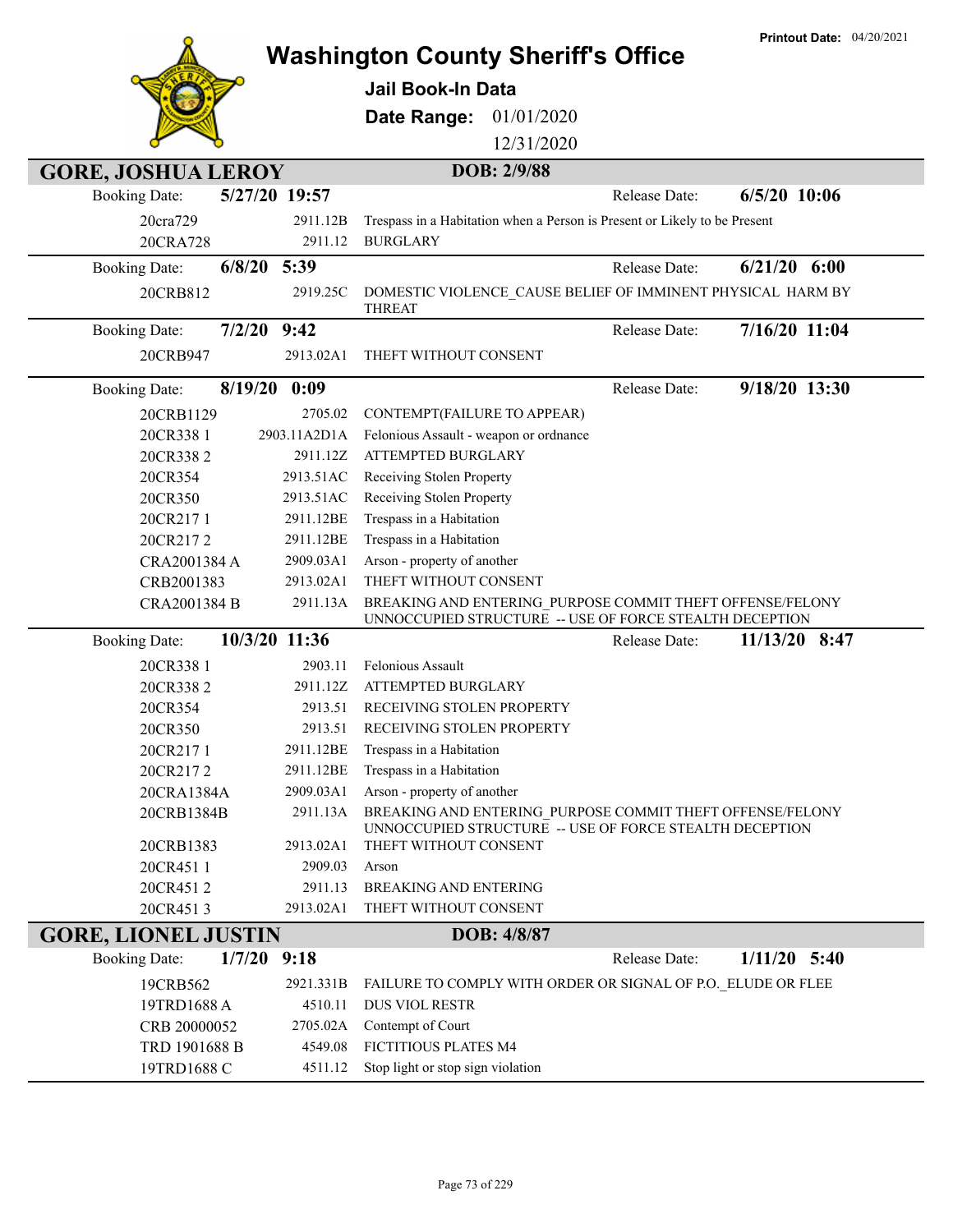Printout Date: 04/20/2021

# Washington County Sheriff's Office

**Jail Book-In Data**

**Date Range:** 01/01/2020 - 12/31/2020

## GORE, JOSHUA LEROY

**DOB: 2/9/88**

**Booking Date:** 5/27/20 19:57 — **Release Date:** 6/5/20 10:06

| Case | Statute | Charge |
|---|---|---|
| 20cra729 | 2911.12B | Trespass in a Habitation when a Person is Present or Likely to be Present |
| 20CRA728 | 2911.12 | BURGLARY |

**Booking Date:** 6/8/20 5:39 — **Release Date:** 6/21/20 6:00

| Case | Statute | Charge |
|---|---|---|
| 20CRB812 | 2919.25C | DOMESTIC VIOLENCE_CAUSE BELIEF OF IMMINENT PHYSICAL HARM BY THREAT |

**Booking Date:** 7/2/20 9:42 — **Release Date:** 7/16/20 11:04

| Case | Statute | Charge |
|---|---|---|
| 20CRB947 | 2913.02A1 | THEFT WITHOUT CONSENT |

**Booking Date:** 8/19/20 0:09 — **Release Date:** 9/18/20 13:30

| Case | Statute | Charge |
|---|---|---|
| 20CRB1129 | 2705.02 | CONTEMPT(FAILURE TO APPEAR) |
| 20CR338 1 | 2903.11A2D1A | Felonious Assault - weapon or ordnance |
| 20CR338 2 | 2911.12Z | ATTEMPTED BURGLARY |
| 20CR354 | 2913.51AC | Receiving Stolen Property |
| 20CR350 | 2913.51AC | Receiving Stolen Property |
| 20CR217 1 | 2911.12BE | Trespass in a Habitation |
| 20CR217 2 | 2911.12BE | Trespass in a Habitation |
| CRA2001384 A | 2909.03A1 | Arson - property of another |
| CRB2001383 | 2913.02A1 | THEFT WITHOUT CONSENT |
| CRA2001384 B | 2911.13A | BREAKING AND ENTERING_PURPOSE COMMIT THEFT OFFENSE/FELONY UNNOCCUPIED STRUCTURE -- USE OF FORCE STEALTH DECEPTION |

**Booking Date:** 10/3/20 11:36 — **Release Date:** 11/13/20 8:47

| Case | Statute | Charge |
|---|---|---|
| 20CR338 1 | 2903.11 | Felonious Assault |
| 20CR338 2 | 2911.12Z | ATTEMPTED BURGLARY |
| 20CR354 | 2913.51 | RECEIVING STOLEN PROPERTY |
| 20CR350 | 2913.51 | RECEIVING STOLEN PROPERTY |
| 20CR217 1 | 2911.12BE | Trespass in a Habitation |
| 20CR217 2 | 2911.12BE | Trespass in a Habitation |
| 20CRA1384A | 2909.03A1 | Arson - property of another |
| 20CRB1384B | 2911.13A | BREAKING AND ENTERING_PURPOSE COMMIT THEFT OFFENSE/FELONY UNNOCCUPIED STRUCTURE -- USE OF FORCE STEALTH DECEPTION |
| 20CRB1383 | 2913.02A1 | THEFT WITHOUT CONSENT |
| 20CR451 1 | 2909.03 | Arson |
| 20CR451 2 | 2911.13 | BREAKING AND ENTERING |
| 20CR451 3 | 2913.02A1 | THEFT WITHOUT CONSENT |

## GORE, LIONEL JUSTIN

**DOB: 4/8/87**

**Booking Date:** 1/7/20 9:18 — **Release Date:** 1/11/20 5:40

| Case | Statute | Charge |
|---|---|---|
| 19CRB562 | 2921.331B | FAILURE TO COMPLY WITH ORDER OR SIGNAL OF P.O._ELUDE OR FLEE |
| 19TRD1688 A | 4510.11 | DUS VIOL RESTR |
| CRB 20000052 | 2705.02A | Contempt of Court |
| TRD 1901688 B | 4549.08 | FICTITIOUS PLATES M4 |
| 19TRD1688 C | 4511.12 | Stop light or stop sign violation |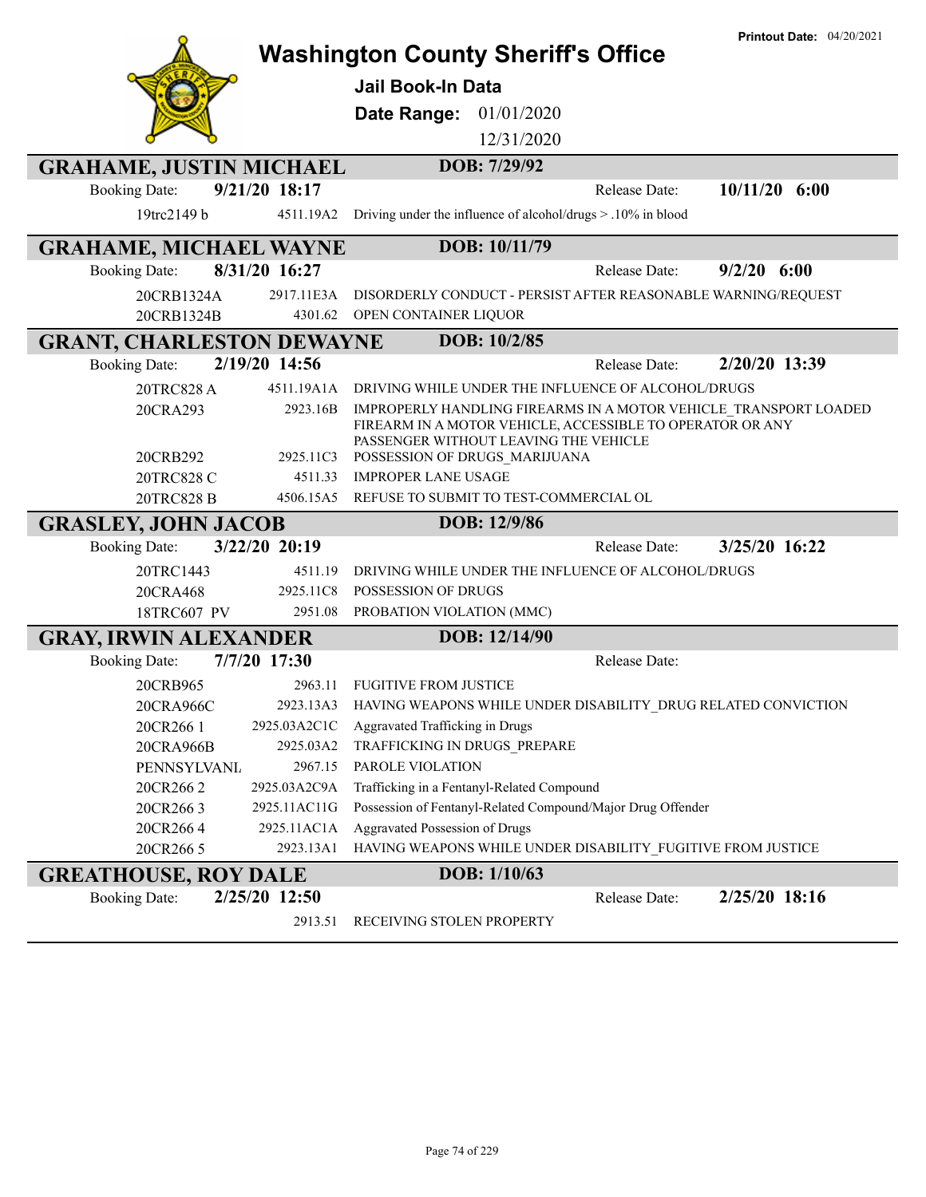# Washington County Sheriff's Office

**Printout Date:** 04/20/2021

**Jail Book-In Data**

**Date Range:** 01/01/2020 12/31/2020

## GRAHAME, JUSTIN MICHAEL

**DOB: 7/29/92**

Booking Date: **9/21/20 18:17** Release Date: **10/11/20 6:00**

| Case | Statute | Charge |
|---|---|---|
| 19trc2149 b | 4511.19A2 | Driving under the influence of alcohol/drugs > .10% in blood |

## GRAHAME, MICHAEL WAYNE

**DOB: 10/11/79**

Booking Date: **8/31/20 16:27** Release Date: **9/2/20 6:00**

| Case | Statute | Charge |
|---|---|---|
| 20CRB1324A | 2917.11E3A | DISORDERLY CONDUCT - PERSIST AFTER REASONABLE WARNING/REQUEST |
| 20CRB1324B | 4301.62 | OPEN CONTAINER LIQUOR |

## GRANT, CHARLESTON DEWAYNE

**DOB: 10/2/85**

Booking Date: **2/19/20 14:56** Release Date: **2/20/20 13:39**

| Case | Statute | Charge |
|---|---|---|
| 20TRC828 A | 4511.19A1A | DRIVING WHILE UNDER THE INFLUENCE OF ALCOHOL/DRUGS |
| 20CRA293 | 2923.16B | IMPROPERLY HANDLING FIREARMS IN A MOTOR VEHICLE_TRANSPORT LOADED FIREARM IN A MOTOR VEHICLE, ACCESSIBLE TO OPERATOR OR ANY PASSENGER WITHOUT LEAVING THE VEHICLE |
| 20CRB292 | 2925.11C3 | POSSESSION OF DRUGS_MARIJUANA |
| 20TRC828 C | 4511.33 | IMPROPER LANE USAGE |
| 20TRC828 B | 4506.15A5 | REFUSE TO SUBMIT TO TEST-COMMERCIAL OL |

## GRASLEY, JOHN JACOB

**DOB: 12/9/86**

Booking Date: **3/22/20 20:19** Release Date: **3/25/20 16:22**

| Case | Statute | Charge |
|---|---|---|
| 20TRC1443 | 4511.19 | DRIVING WHILE UNDER THE INFLUENCE OF ALCOHOL/DRUGS |
| 20CRA468 | 2925.11C8 | POSSESSION OF DRUGS |
| 18TRC607 PV | 2951.08 | PROBATION VIOLATION (MMC) |

## GRAY, IRWIN ALEXANDER

**DOB: 12/14/90**

Booking Date: **7/7/20 17:30** Release Date:

| Case | Statute | Charge |
|---|---|---|
| 20CRB965 | 2963.11 | FUGITIVE FROM JUSTICE |
| 20CRA966C | 2923.13A3 | HAVING WEAPONS WHILE UNDER DISABILITY_DRUG RELATED CONVICTION |
| 20CR266 1 | 2925.03A2C1C | Aggravated Trafficking in Drugs |
| 20CRA966B | 2925.03A2 | TRAFFICKING IN DRUGS_PREPARE |
| PENNSYLVANL | 2967.15 | PAROLE VIOLATION |
| 20CR266 2 | 2925.03A2C9A | Trafficking in a Fentanyl-Related Compound |
| 20CR266 3 | 2925.11AC11G | Possession of Fentanyl-Related Compound/Major Drug Offender |
| 20CR266 4 | 2925.11AC1A | Aggravated Possession of Drugs |
| 20CR266 5 | 2923.13A1 | HAVING WEAPONS WHILE UNDER DISABILITY_FUGITIVE FROM JUSTICE |

## GREATHOUSE, ROY DALE

**DOB: 1/10/63**

Booking Date: **2/25/20 12:50** Release Date: **2/25/20 18:16**

| Case | Statute | Charge |
|---|---|---|
| | 2913.51 | RECEIVING STOLEN PROPERTY |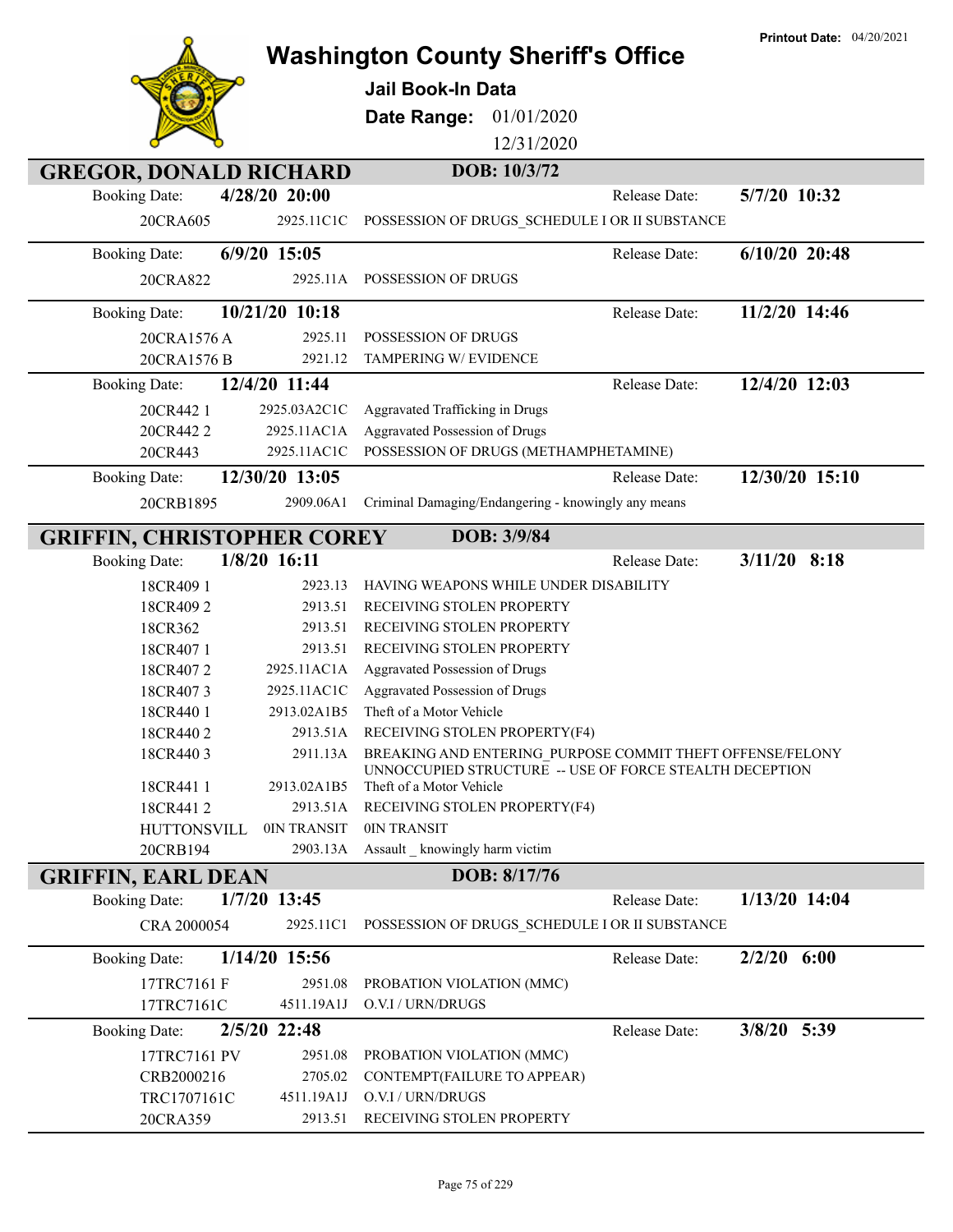# Washington County Sheriff's Office

**Jail Book-In Data**

**Date Range:** 01/01/2020 – 12/31/2020

**Printout Date:** 04/20/2021

## GREGOR, DONALD RICHARD — DOB: 10/3/72

**Booking Date:** 4/28/20 20:00 — **Release Date:** 5/7/20 10:32

| Case | Statute | Charge |
|---|---|---|
| 20CRA605 | 2925.11C1C | POSSESSION OF DRUGS_SCHEDULE I OR II SUBSTANCE |

**Booking Date:** 6/9/20 15:05 — **Release Date:** 6/10/20 20:48

| Case | Statute | Charge |
|---|---|---|
| 20CRA822 | 2925.11A | POSSESSION OF DRUGS |

**Booking Date:** 10/21/20 10:18 — **Release Date:** 11/2/20 14:46

| Case | Statute | Charge |
|---|---|---|
| 20CRA1576 A | 2925.11 | POSSESSION OF DRUGS |
| 20CRA1576 B | 2921.12 | TAMPERING W/ EVIDENCE |

**Booking Date:** 12/4/20 11:44 — **Release Date:** 12/4/20 12:03

| Case | Statute | Charge |
|---|---|---|
| 20CR442 1 | 2925.03A2C1C | Aggravated Trafficking in Drugs |
| 20CR442 2 | 2925.11AC1A | Aggravated Possession of Drugs |
| 20CR443 | 2925.11AC1C | POSSESSION OF DRUGS (METHAMPHETAMINE) |

**Booking Date:** 12/30/20 13:05 — **Release Date:** 12/30/20 15:10

| Case | Statute | Charge |
|---|---|---|
| 20CRB1895 | 2909.06A1 | Criminal Damaging/Endangering - knowingly any means |

## GRIFFIN, CHRISTOPHER COREY — DOB: 3/9/84

**Booking Date:** 1/8/20 16:11 — **Release Date:** 3/11/20 8:18

| Case | Statute | Charge |
|---|---|---|
| 18CR409 1 | 2923.13 | HAVING WEAPONS WHILE UNDER DISABILITY |
| 18CR409 2 | 2913.51 | RECEIVING STOLEN PROPERTY |
| 18CR362 | 2913.51 | RECEIVING STOLEN PROPERTY |
| 18CR407 1 | 2913.51 | RECEIVING STOLEN PROPERTY |
| 18CR407 2 | 2925.11AC1A | Aggravated Possession of Drugs |
| 18CR407 3 | 2925.11AC1C | Aggravated Possession of Drugs |
| 18CR440 1 | 2913.02A1B5 | Theft of a Motor Vehicle |
| 18CR440 2 | 2913.51A | RECEIVING STOLEN PROPERTY(F4) |
| 18CR440 3 | 2911.13A | BREAKING AND ENTERING_PURPOSE COMMIT THEFT OFFENSE/FELONY UNNOCCUPIED STRUCTURE -- USE OF FORCE STEALTH DECEPTION |
| 18CR441 1 | 2913.02A1B5 | Theft of a Motor Vehicle |
| 18CR441 2 | 2913.51A | RECEIVING STOLEN PROPERTY(F4) |
| HUTTONSVILL | 0IN TRANSIT | 0IN TRANSIT |
| 20CRB194 | 2903.13A | Assault _ knowingly harm victim |

## GRIFFIN, EARL DEAN — DOB: 8/17/76

**Booking Date:** 1/7/20 13:45 — **Release Date:** 1/13/20 14:04

| Case | Statute | Charge |
|---|---|---|
| CRA 2000054 | 2925.11C1 | POSSESSION OF DRUGS_SCHEDULE I OR II SUBSTANCE |

**Booking Date:** 1/14/20 15:56 — **Release Date:** 2/2/20 6:00

| Case | Statute | Charge |
|---|---|---|
| 17TRC7161 F | 2951.08 | PROBATION VIOLATION (MMC) |
| 17TRC7161C | 4511.19A1J | O.V.I / URN/DRUGS |

**Booking Date:** 2/5/20 22:48 — **Release Date:** 3/8/20 5:39

| Case | Statute | Charge |
|---|---|---|
| 17TRC7161 PV | 2951.08 | PROBATION VIOLATION (MMC) |
| CRB2000216 | 2705.02 | CONTEMPT(FAILURE TO APPEAR) |
| TRC1707161C | 4511.19A1J | O.V.I / URN/DRUGS |
| 20CRA359 | 2913.51 | RECEIVING STOLEN PROPERTY |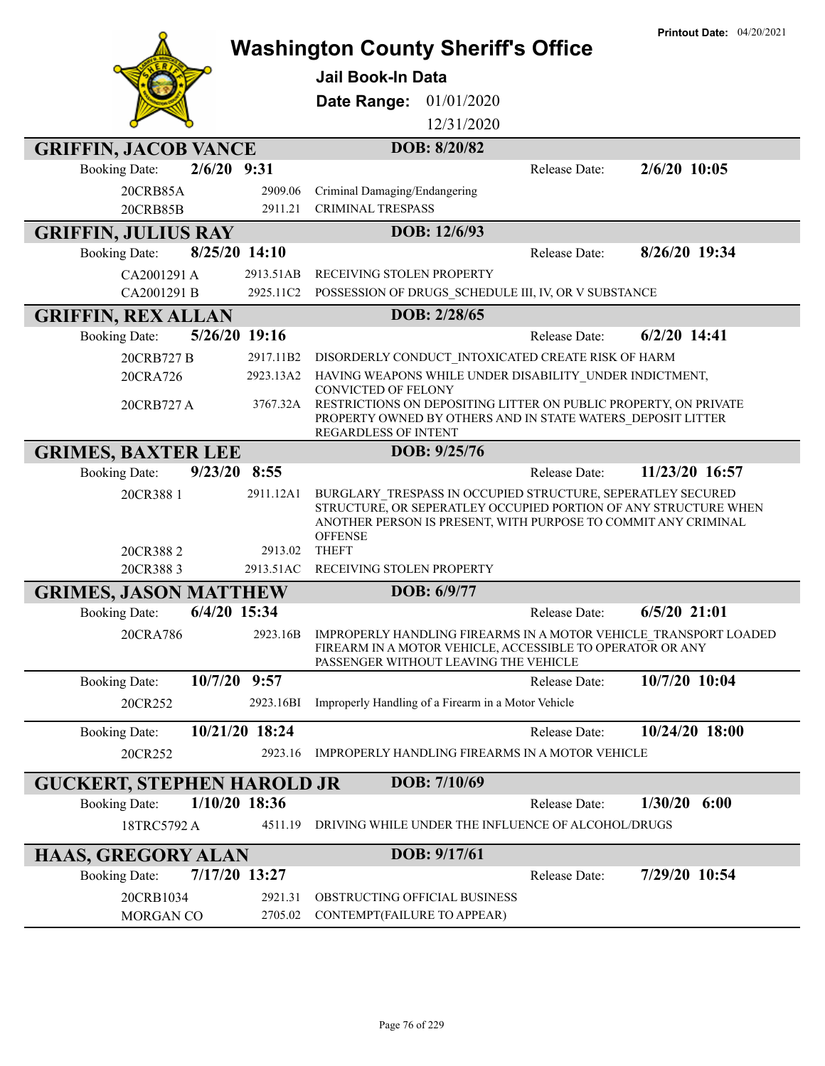Printout Date: 04/20/2021

# Washington County Sheriff's Office

## Jail Book-In Data

**Date Range:** 01/01/2020 – 12/31/2020

---

### GRIFFIN, JACOB VANCE — DOB: 8/20/82

**Booking Date:** 2/6/20 9:31 — **Release Date:** 2/6/20 10:05

| Case | Statute | Charge |
|---|---|---|
| 20CRB85A | 2909.06 | Criminal Damaging/Endangering |
| 20CRB85B | 2911.21 | CRIMINAL TRESPASS |

### GRIFFIN, JULIUS RAY — DOB: 12/6/93

**Booking Date:** 8/25/20 14:10 — **Release Date:** 8/26/20 19:34

| Case | Statute | Charge |
|---|---|---|
| CA2001291 A | 2913.51AB | RECEIVING STOLEN PROPERTY |
| CA2001291 B | 2925.11C2 | POSSESSION OF DRUGS_SCHEDULE III, IV, OR V SUBSTANCE |

### GRIFFIN, REX ALLAN — DOB: 2/28/65

**Booking Date:** 5/26/20 19:16 — **Release Date:** 6/2/20 14:41

| Case | Statute | Charge |
|---|---|---|
| 20CRB727 B | 2917.11B2 | DISORDERLY CONDUCT_INTOXICATED CREATE RISK OF HARM |
| 20CRA726 | 2923.13A2 | HAVING WEAPONS WHILE UNDER DISABILITY_UNDER INDICTMENT, CONVICTED OF FELONY |
| 20CRB727 A | 3767.32A | RESTRICTIONS ON DEPOSITING LITTER ON PUBLIC PROPERTY, ON PRIVATE PROPERTY OWNED BY OTHERS AND IN STATE WATERS_DEPOSIT LITTER REGARDLESS OF INTENT |

### GRIMES, BAXTER LEE — DOB: 9/25/76

**Booking Date:** 9/23/20 8:55 — **Release Date:** 11/23/20 16:57

| Case | Statute | Charge |
|---|---|---|
| 20CR388 1 | 2911.12A1 | BURGLARY_TRESPASS IN OCCUPIED STRUCTURE, SEPERATLEY SECURED STRUCTURE, OR SEPERATLEY OCCUPIED PORTION OF ANY STRUCTURE WHEN ANOTHER PERSON IS PRESENT, WITH PURPOSE TO COMMIT ANY CRIMINAL OFFENSE |
| 20CR388 2 | 2913.02 | THEFT |
| 20CR388 3 | 2913.51AC | RECEIVING STOLEN PROPERTY |

### GRIMES, JASON MATTHEW — DOB: 6/9/77

**Booking Date:** 6/4/20 15:34 — **Release Date:** 6/5/20 21:01

| Case | Statute | Charge |
|---|---|---|
| 20CRA786 | 2923.16B | IMPROPERLY HANDLING FIREARMS IN A MOTOR VEHICLE_TRANSPORT LOADED FIREARM IN A MOTOR VEHICLE, ACCESSIBLE TO OPERATOR OR ANY PASSENGER WITHOUT LEAVING THE VEHICLE |

**Booking Date:** 10/7/20 9:57 — **Release Date:** 10/7/20 10:04

| Case | Statute | Charge |
|---|---|---|
| 20CR252 | 2923.16BI | Improperly Handling of a Firearm in a Motor Vehicle |

**Booking Date:** 10/21/20 18:24 — **Release Date:** 10/24/20 18:00

| Case | Statute | Charge |
|---|---|---|
| 20CR252 | 2923.16 | IMPROPERLY HANDLING FIREARMS IN A MOTOR VEHICLE |

### GUCKERT, STEPHEN HAROLD JR — DOB: 7/10/69

**Booking Date:** 1/10/20 18:36 — **Release Date:** 1/30/20 6:00

| Case | Statute | Charge |
|---|---|---|
| 18TRC5792 A | 4511.19 | DRIVING WHILE UNDER THE INFLUENCE OF ALCOHOL/DRUGS |

### HAAS, GREGORY ALAN — DOB: 9/17/61

**Booking Date:** 7/17/20 13:27 — **Release Date:** 7/29/20 10:54

| Case | Statute | Charge |
|---|---|---|
| 20CRB1034 | 2921.31 | OBSTRUCTING OFFICIAL BUSINESS |
| MORGAN CO | 2705.02 | CONTEMPT(FAILURE TO APPEAR) |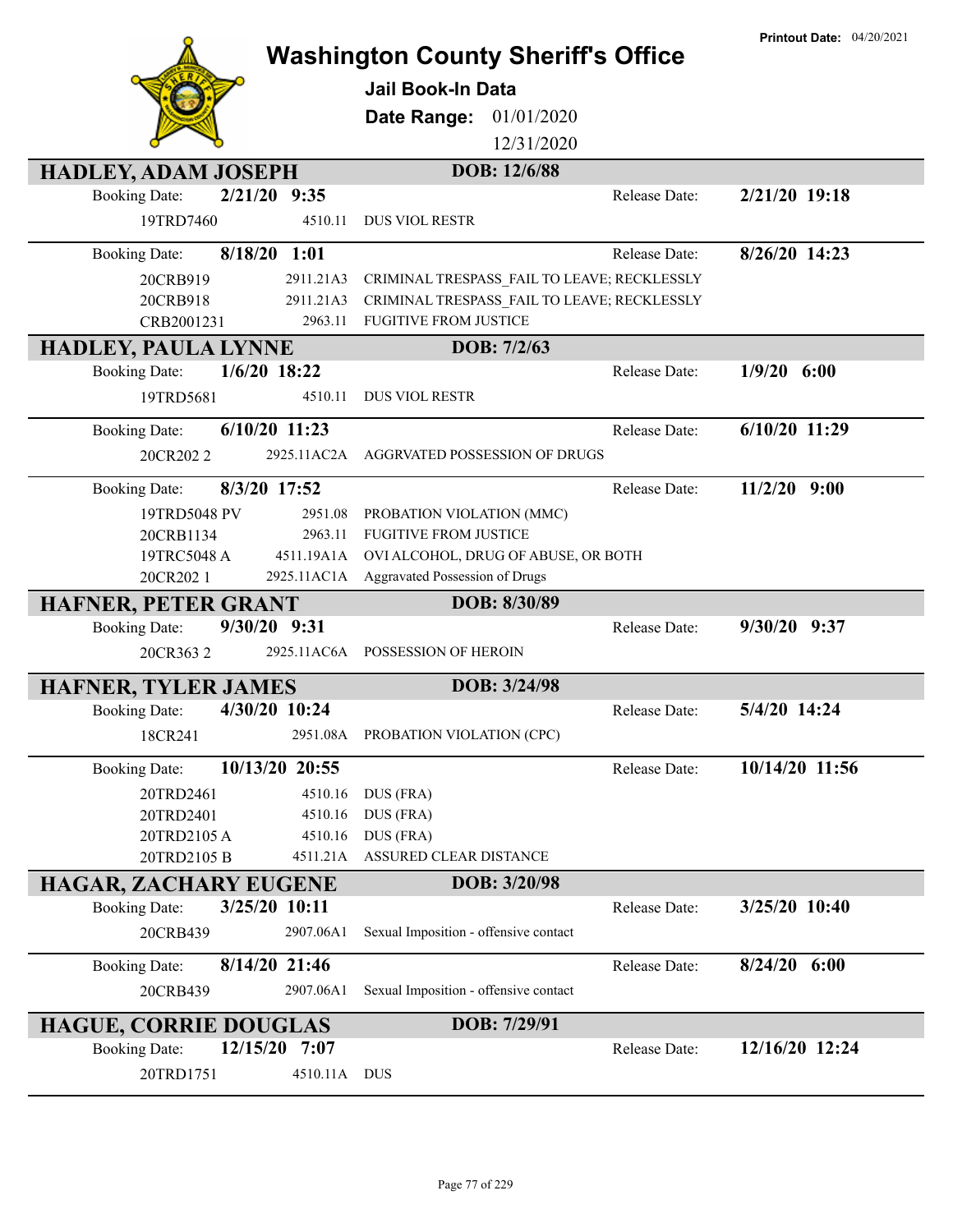Printout Date: 04/20/2021

# Washington County Sheriff's Office

**Jail Book-In Data**

**Date Range:** 01/01/2020 12/31/2020

## HADLEY, ADAM JOSEPH — DOB: 12/6/88

**Booking Date:** 2/21/20 9:35 — **Release Date:** 2/21/20 19:18

| Case | Statute | Charge |
|---|---|---|
| 19TRD7460 | 4510.11 | DUS VIOL RESTR |

**Booking Date:** 8/18/20 1:01 — **Release Date:** 8/26/20 14:23

| Case | Statute | Charge |
|---|---|---|
| 20CRB919 | 2911.21A3 | CRIMINAL TRESPASS_FAIL TO LEAVE; RECKLESSLY |
| 20CRB918 | 2911.21A3 | CRIMINAL TRESPASS_FAIL TO LEAVE; RECKLESSLY |
| CRB2001231 | 2963.11 | FUGITIVE FROM JUSTICE |

## HADLEY, PAULA LYNNE — DOB: 7/2/63

**Booking Date:** 1/6/20 18:22 — **Release Date:** 1/9/20 6:00

| Case | Statute | Charge |
|---|---|---|
| 19TRD5681 | 4510.11 | DUS VIOL RESTR |

**Booking Date:** 6/10/20 11:23 — **Release Date:** 6/10/20 11:29

| Case | Statute | Charge |
|---|---|---|
| 20CR202 2 | 2925.11AC2A | AGGRVATED POSSESSION OF DRUGS |

**Booking Date:** 8/3/20 17:52 — **Release Date:** 11/2/20 9:00

| Case | Statute | Charge |
|---|---|---|
| 19TRD5048 PV | 2951.08 | PROBATION VIOLATION (MMC) |
| 20CRB1134 | 2963.11 | FUGITIVE FROM JUSTICE |
| 19TRC5048 A | 4511.19A1A | OVI ALCOHOL, DRUG OF ABUSE, OR BOTH |
| 20CR202 1 | 2925.11AC1A | Aggravated Possession of Drugs |

## HAFNER, PETER GRANT — DOB: 8/30/89

**Booking Date:** 9/30/20 9:31 — **Release Date:** 9/30/20 9:37

| Case | Statute | Charge |
|---|---|---|
| 20CR363 2 | 2925.11AC6A | POSSESSION OF HEROIN |

## HAFNER, TYLER JAMES — DOB: 3/24/98

**Booking Date:** 4/30/20 10:24 — **Release Date:** 5/4/20 14:24

| Case | Statute | Charge |
|---|---|---|
| 18CR241 | 2951.08A | PROBATION VIOLATION (CPC) |

**Booking Date:** 10/13/20 20:55 — **Release Date:** 10/14/20 11:56

| Case | Statute | Charge |
|---|---|---|
| 20TRD2461 | 4510.16 | DUS (FRA) |
| 20TRD2401 | 4510.16 | DUS (FRA) |
| 20TRD2105 A | 4510.16 | DUS (FRA) |
| 20TRD2105 B | 4511.21A | ASSURED CLEAR DISTANCE |

## HAGAR, ZACHARY EUGENE — DOB: 3/20/98

**Booking Date:** 3/25/20 10:11 — **Release Date:** 3/25/20 10:40

| Case | Statute | Charge |
|---|---|---|
| 20CRB439 | 2907.06A1 | Sexual Imposition - offensive contact |

**Booking Date:** 8/14/20 21:46 — **Release Date:** 8/24/20 6:00

| Case | Statute | Charge |
|---|---|---|
| 20CRB439 | 2907.06A1 | Sexual Imposition - offensive contact |

## HAGUE, CORRIE DOUGLAS — DOB: 7/29/91

**Booking Date:** 12/15/20 7:07 — **Release Date:** 12/16/20 12:24

| Case | Statute | Charge |
|---|---|---|
| 20TRD1751 | 4510.11A | DUS |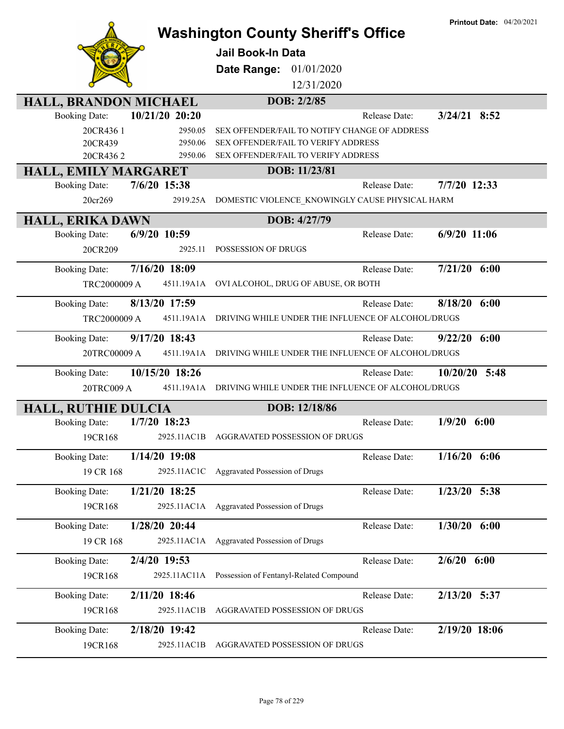# Washington County Sheriff's Office

**Printout Date:** 04/20/2021

### Jail Book-In Data

**Date Range:** 01/01/2020 12/31/2020

## HALL, BRANDON MICHAEL — DOB: 2/2/85

| Booking Date: | 10/21/20 20:20 | | Release Date: | 3/24/21 8:52 |
|---|---|---|---|---|
| 20CR436 1 | 2950.05 | SEX OFFENDER/FAIL TO NOTIFY CHANGE OF ADDRESS | | |
| 20CR439 | 2950.06 | SEX OFFENDER/FAIL TO VERIFY ADDRESS | | |
| 20CR436 2 | 2950.06 | SEX OFFENDER/FAIL TO VERIFY ADDRESS | | |

## HALL, EMILY MARGARET — DOB: 11/23/81

| Booking Date: | 7/6/20 15:38 | | Release Date: | 7/7/20 12:33 |
|---|---|---|---|---|
| 20cr269 | 2919.25A | DOMESTIC VIOLENCE_KNOWINGLY CAUSE PHYSICAL HARM | | |

## HALL, ERIKA DAWN — DOB: 4/27/79

| Booking Date: | 6/9/20 10:59 | | Release Date: | 6/9/20 11:06 |
|---|---|---|---|---|
| 20CR209 | 2925.11 | POSSESSION OF DRUGS | | |

| Booking Date: | 7/16/20 18:09 | | Release Date: | 7/21/20 6:00 |
|---|---|---|---|---|
| TRC2000009 A | 4511.19A1A | OVI ALCOHOL, DRUG OF ABUSE, OR BOTH | | |

| Booking Date: | 8/13/20 17:59 | | Release Date: | 8/18/20 6:00 |
|---|---|---|---|---|
| TRC2000009 A | 4511.19A1A | DRIVING WHILE UNDER THE INFLUENCE OF ALCOHOL/DRUGS | | |

| Booking Date: | 9/17/20 18:43 | | Release Date: | 9/22/20 6:00 |
|---|---|---|---|---|
| 20TRC00009 A | 4511.19A1A | DRIVING WHILE UNDER THE INFLUENCE OF ALCOHOL/DRUGS | | |

| Booking Date: | 10/15/20 18:26 | | Release Date: | 10/20/20 5:48 |
|---|---|---|---|---|
| 20TRC009 A | 4511.19A1A | DRIVING WHILE UNDER THE INFLUENCE OF ALCOHOL/DRUGS | | |

## HALL, RUTHIE DULCIA — DOB: 12/18/86

| Booking Date: | 1/7/20 18:23 | | Release Date: | 1/9/20 6:00 |
|---|---|---|---|---|
| 19CR168 | 2925.11AC1B | AGGRAVATED POSSESSION OF DRUGS | | |

| Booking Date: | 1/14/20 19:08 | | Release Date: | 1/16/20 6:06 |
|---|---|---|---|---|
| 19 CR 168 | 2925.11AC1C | Aggravated Possession of Drugs | | |

| Booking Date: | 1/21/20 18:25 | | Release Date: | 1/23/20 5:38 |
|---|---|---|---|---|
| 19CR168 | 2925.11AC1A | Aggravated Possession of Drugs | | |

| Booking Date: | 1/28/20 20:44 | | Release Date: | 1/30/20 6:00 |
|---|---|---|---|---|
| 19 CR 168 | 2925.11AC1A | Aggravated Possession of Drugs | | |

| Booking Date: | 2/4/20 19:53 | | Release Date: | 2/6/20 6:00 |
|---|---|---|---|---|
| 19CR168 | 2925.11AC11A | Possession of Fentanyl-Related Compound | | |

| Booking Date: | 2/11/20 18:46 | | Release Date: | 2/13/20 5:37 |
|---|---|---|---|---|
| 19CR168 | 2925.11AC1B | AGGRAVATED POSSESSION OF DRUGS | | |

| Booking Date: | 2/18/20 19:42 | | Release Date: | 2/19/20 18:06 |
|---|---|---|---|---|
| 19CR168 | 2925.11AC1B | AGGRAVATED POSSESSION OF DRUGS | | |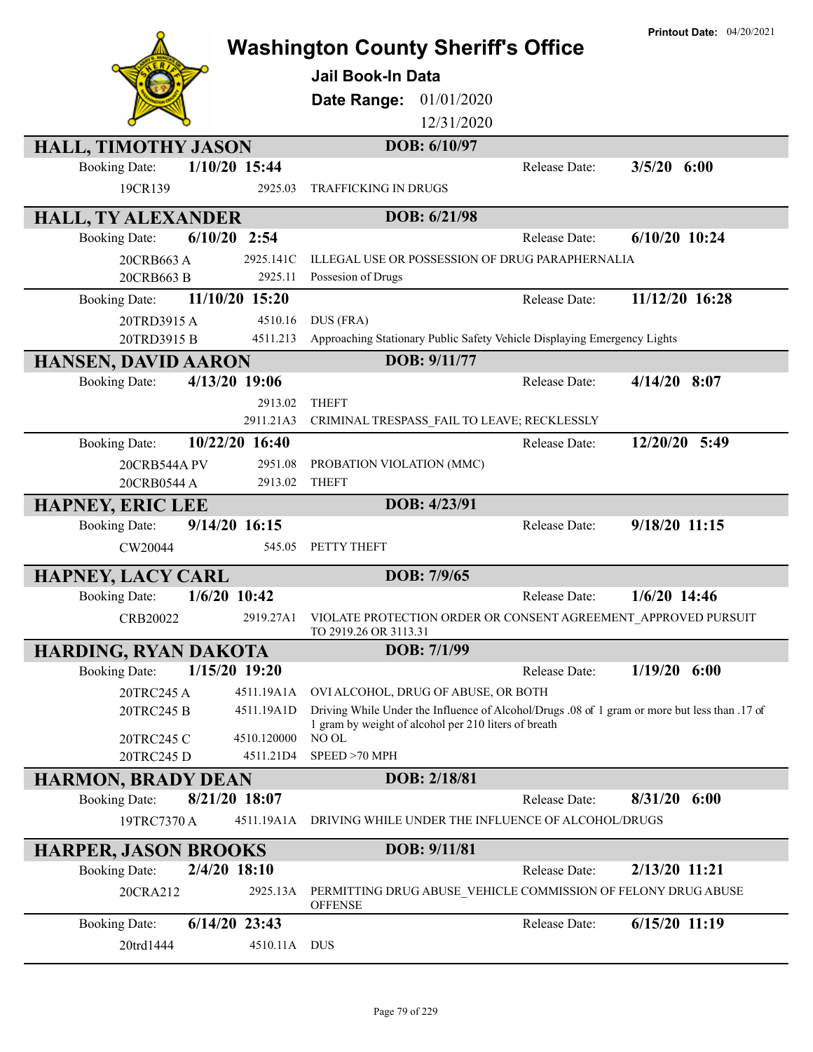# Washington County Sheriff's Office

**Printout Date:** 04/20/2021

## Jail Book-In Data

**Date Range:** 01/01/2020 12/31/2020

### HALL, TIMOTHY JASON — DOB: 6/10/97

**Booking Date:** 1/10/20 15:44 — **Release Date:** 3/5/20 6:00

| Case | Statute | Charge |
|---|---|---|
| 19CR139 | 2925.03 | TRAFFICKING IN DRUGS |

### HALL, TY ALEXANDER — DOB: 6/21/98

**Booking Date:** 6/10/20 2:54 — **Release Date:** 6/10/20 10:24

| Case | Statute | Charge |
|---|---|---|
| 20CRB663 A | 2925.141C | ILLEGAL USE OR POSSESSION OF DRUG PARAPHERNALIA |
| 20CRB663 B | 2925.11 | Possesion of Drugs |

**Booking Date:** 11/10/20 15:20 — **Release Date:** 11/12/20 16:28

| Case | Statute | Charge |
|---|---|---|
| 20TRD3915 A | 4510.16 | DUS (FRA) |
| 20TRD3915 B | 4511.213 | Approaching Stationary Public Safety Vehicle Displaying Emergency Lights |

### HANSEN, DAVID AARON — DOB: 9/11/77

**Booking Date:** 4/13/20 19:06 — **Release Date:** 4/14/20 8:07

| Case | Statute | Charge |
|---|---|---|
| | 2913.02 | THEFT |
| | 2911.21A3 | CRIMINAL TRESPASS_FAIL TO LEAVE; RECKLESSLY |

**Booking Date:** 10/22/20 16:40 — **Release Date:** 12/20/20 5:49

| Case | Statute | Charge |
|---|---|---|
| 20CRB544A PV | 2951.08 | PROBATION VIOLATION (MMC) |
| 20CRB0544 A | 2913.02 | THEFT |

### HAPNEY, ERIC LEE — DOB: 4/23/91

**Booking Date:** 9/14/20 16:15 — **Release Date:** 9/18/20 11:15

| Case | Statute | Charge |
|---|---|---|
| CW20044 | 545.05 | PETTY THEFT |

### HAPNEY, LACY CARL — DOB: 7/9/65

**Booking Date:** 1/6/20 10:42 — **Release Date:** 1/6/20 14:46

| Case | Statute | Charge |
|---|---|---|
| CRB20022 | 2919.27A1 | VIOLATE PROTECTION ORDER OR CONSENT AGREEMENT_APPROVED PURSUIT TO 2919.26 OR 3113.31 |

### HARDING, RYAN DAKOTA — DOB: 7/1/99

**Booking Date:** 1/15/20 19:20 — **Release Date:** 1/19/20 6:00

| Case | Statute | Charge |
|---|---|---|
| 20TRC245 A | 4511.19A1A | OVI ALCOHOL, DRUG OF ABUSE, OR BOTH |
| 20TRC245 B | 4511.19A1D | Driving While Under the Influence of Alcohol/Drugs .08 of 1 gram or more but less than .17 of 1 gram by weight of alcohol per 210 liters of breath |
| 20TRC245 C | 4510.120000 | NO OL |
| 20TRC245 D | 4511.21D4 | SPEED >70 MPH |

### HARMON, BRADY DEAN — DOB: 2/18/81

**Booking Date:** 8/21/20 18:07 — **Release Date:** 8/31/20 6:00

| Case | Statute | Charge |
|---|---|---|
| 19TRC7370 A | 4511.19A1A | DRIVING WHILE UNDER THE INFLUENCE OF ALCOHOL/DRUGS |

### HARPER, JASON BROOKS — DOB: 9/11/81

**Booking Date:** 2/4/20 18:10 — **Release Date:** 2/13/20 11:21

| Case | Statute | Charge |
|---|---|---|
| 20CRA212 | 2925.13A | PERMITTING DRUG ABUSE_VEHICLE COMMISSION OF FELONY DRUG ABUSE OFFENSE |

**Booking Date:** 6/14/20 23:43 — **Release Date:** 6/15/20 11:19

| Case | Statute | Charge |
|---|---|---|
| 20trd1444 | 4510.11A | DUS |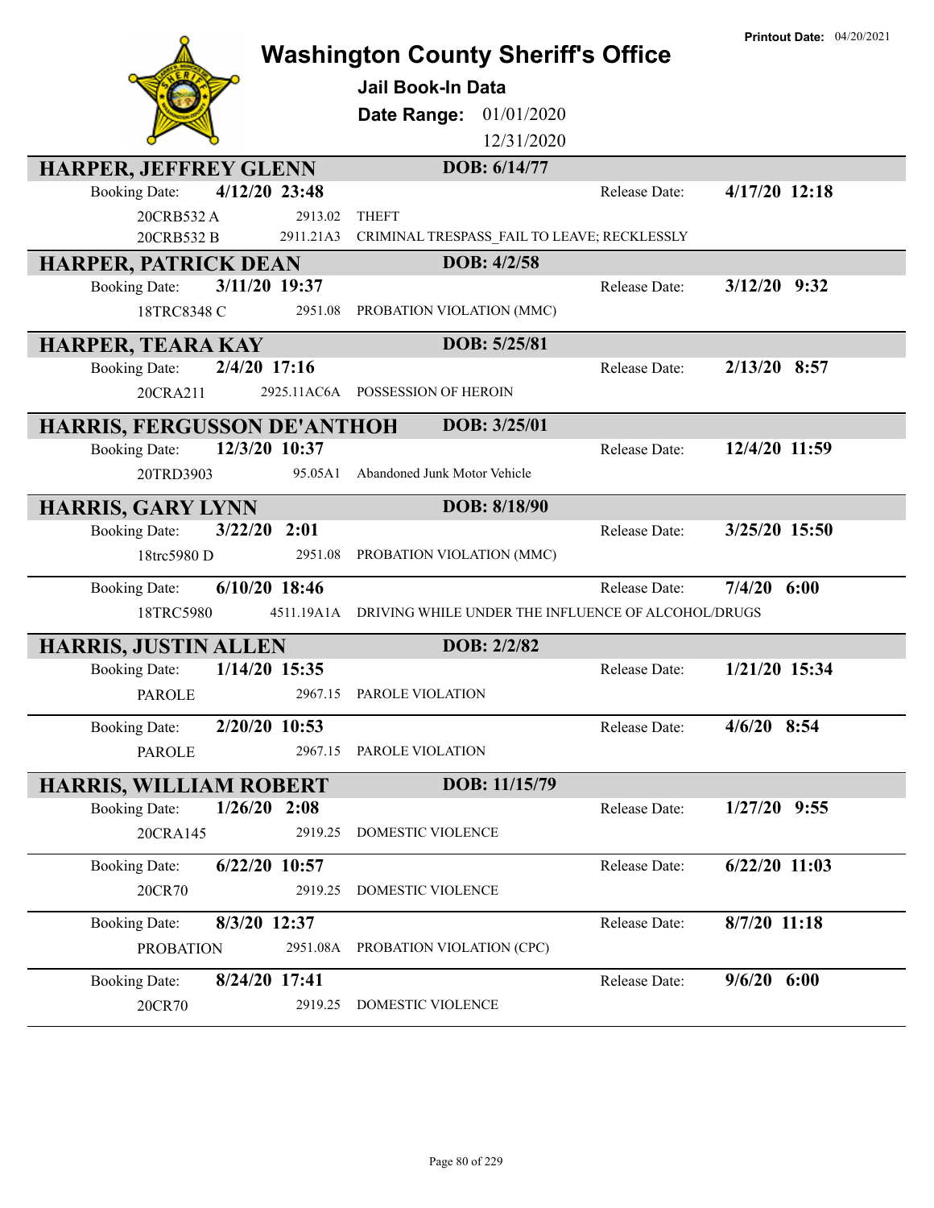# Washington County Sheriff's Office

**Printout Date:** 04/20/2021

**Jail Book-In Data**

**Date Range:** 01/01/2020 12/31/2020

## HARPER, JEFFREY GLENN — DOB: 6/14/77

| Booking Date: | 4/12/20 23:48 | | Release Date: | 4/17/20 12:18 |
|---|---|---|---|---|
| 20CRB532 A | 2913.02 | THEFT | | |
| 20CRB532 B | 2911.21A3 | CRIMINAL TRESPASS_FAIL TO LEAVE; RECKLESSLY | | |

## HARPER, PATRICK DEAN — DOB: 4/2/58

| Booking Date: | 3/11/20 19:37 | | Release Date: | 3/12/20 9:32 |
|---|---|---|---|---|
| 18TRC8348 C | 2951.08 | PROBATION VIOLATION (MMC) | | |

## HARPER, TEARA KAY — DOB: 5/25/81

| Booking Date: | 2/4/20 17:16 | | Release Date: | 2/13/20 8:57 |
|---|---|---|---|---|
| 20CRA211 | 2925.11AC6A | POSSESSION OF HEROIN | | |

## HARRIS, FERGUSSON DE'ANTHOH — DOB: 3/25/01

| Booking Date: | 12/3/20 10:37 | | Release Date: | 12/4/20 11:59 |
|---|---|---|---|---|
| 20TRD3903 | 95.05A1 | Abandoned Junk Motor Vehicle | | |

## HARRIS, GARY LYNN — DOB: 8/18/90

| Booking Date: | 3/22/20 2:01 | | Release Date: | 3/25/20 15:50 |
|---|---|---|---|---|
| 18trc5980 D | 2951.08 | PROBATION VIOLATION (MMC) | | |

| Booking Date: | 6/10/20 18:46 | | Release Date: | 7/4/20 6:00 |
|---|---|---|---|---|
| 18TRC5980 | 4511.19A1A | DRIVING WHILE UNDER THE INFLUENCE OF ALCOHOL/DRUGS | | |

## HARRIS, JUSTIN ALLEN — DOB: 2/2/82

| Booking Date: | 1/14/20 15:35 | | Release Date: | 1/21/20 15:34 |
|---|---|---|---|---|
| PAROLE | 2967.15 | PAROLE VIOLATION | | |

| Booking Date: | 2/20/20 10:53 | | Release Date: | 4/6/20 8:54 |
|---|---|---|---|---|
| PAROLE | 2967.15 | PAROLE VIOLATION | | |

## HARRIS, WILLIAM ROBERT — DOB: 11/15/79

| Booking Date: | 1/26/20 2:08 | | Release Date: | 1/27/20 9:55 |
|---|---|---|---|---|
| 20CRA145 | 2919.25 | DOMESTIC VIOLENCE | | |

| Booking Date: | 6/22/20 10:57 | | Release Date: | 6/22/20 11:03 |
|---|---|---|---|---|
| 20CR70 | 2919.25 | DOMESTIC VIOLENCE | | |

| Booking Date: | 8/3/20 12:37 | | Release Date: | 8/7/20 11:18 |
|---|---|---|---|---|
| PROBATION | 2951.08A | PROBATION VIOLATION (CPC) | | |

| Booking Date: | 8/24/20 17:41 | | Release Date: | 9/6/20 6:00 |
|---|---|---|---|---|
| 20CR70 | 2919.25 | DOMESTIC VIOLENCE | | |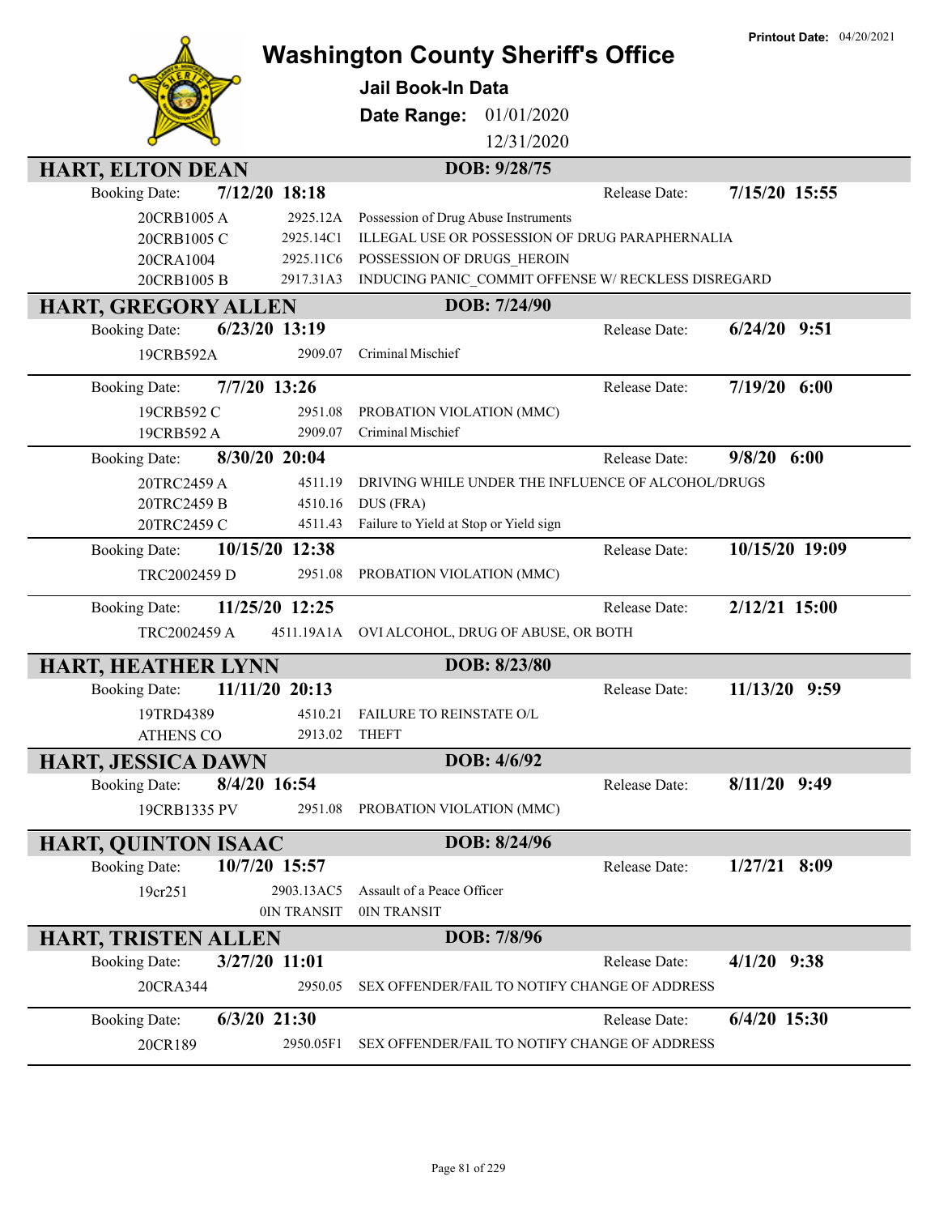Printout Date: 04/20/2021

# Washington County Sheriff's Office

**Jail Book-In Data**

**Date Range:** 01/01/2020 – 12/31/2020

## HART, ELTON DEAN — DOB: 9/28/75

**Booking Date:** 7/12/20 18:18 — **Release Date:** 7/15/20 15:55

| Case | Statute | Charge |
|---|---|---|
| 20CRB1005 A | 2925.12A | Possession of Drug Abuse Instruments |
| 20CRB1005 C | 2925.14C1 | ILLEGAL USE OR POSSESSION OF DRUG PARAPHERNALIA |
| 20CRA1004 | 2925.11C6 | POSSESSION OF DRUGS_HEROIN |
| 20CRB1005 B | 2917.31A3 | INDUCING PANIC_COMMIT OFFENSE W/ RECKLESS DISREGARD |

## HART, GREGORY ALLEN — DOB: 7/24/90

**Booking Date:** 6/23/20 13:19 — **Release Date:** 6/24/20 9:51

| Case | Statute | Charge |
|---|---|---|
| 19CRB592A | 2909.07 | Criminal Mischief |

**Booking Date:** 7/7/20 13:26 — **Release Date:** 7/19/20 6:00

| Case | Statute | Charge |
|---|---|---|
| 19CRB592 C | 2951.08 | PROBATION VIOLATION (MMC) |
| 19CRB592 A | 2909.07 | Criminal Mischief |

**Booking Date:** 8/30/20 20:04 — **Release Date:** 9/8/20 6:00

| Case | Statute | Charge |
|---|---|---|
| 20TRC2459 A | 4511.19 | DRIVING WHILE UNDER THE INFLUENCE OF ALCOHOL/DRUGS |
| 20TRC2459 B | 4510.16 | DUS (FRA) |
| 20TRC2459 C | 4511.43 | Failure to Yield at Stop or Yield sign |

**Booking Date:** 10/15/20 12:38 — **Release Date:** 10/15/20 19:09

| Case | Statute | Charge |
|---|---|---|
| TRC2002459 D | 2951.08 | PROBATION VIOLATION (MMC) |

**Booking Date:** 11/25/20 12:25 — **Release Date:** 2/12/21 15:00

| Case | Statute | Charge |
|---|---|---|
| TRC2002459 A | 4511.19A1A | OVI ALCOHOL, DRUG OF ABUSE, OR BOTH |

## HART, HEATHER LYNN — DOB: 8/23/80

**Booking Date:** 11/11/20 20:13 — **Release Date:** 11/13/20 9:59

| Case | Statute | Charge |
|---|---|---|
| 19TRD4389 | 4510.21 | FAILURE TO REINSTATE O/L |
| ATHENS CO | 2913.02 | THEFT |

## HART, JESSICA DAWN — DOB: 4/6/92

**Booking Date:** 8/4/20 16:54 — **Release Date:** 8/11/20 9:49

| Case | Statute | Charge |
|---|---|---|
| 19CRB1335 PV | 2951.08 | PROBATION VIOLATION (MMC) |

## HART, QUINTON ISAAC — DOB: 8/24/96

**Booking Date:** 10/7/20 15:57 — **Release Date:** 1/27/21 8:09

| Case | Statute | Charge |
|---|---|---|
| 19cr251 | 2903.13AC5 | Assault of a Peace Officer |
| | 0IN TRANSIT | 0IN TRANSIT |

## HART, TRISTEN ALLEN — DOB: 7/8/96

**Booking Date:** 3/27/20 11:01 — **Release Date:** 4/1/20 9:38

| Case | Statute | Charge |
|---|---|---|
| 20CRA344 | 2950.05 | SEX OFFENDER/FAIL TO NOTIFY CHANGE OF ADDRESS |

**Booking Date:** 6/3/20 21:30 — **Release Date:** 6/4/20 15:30

| Case | Statute | Charge |
|---|---|---|
| 20CR189 | 2950.05F1 | SEX OFFENDER/FAIL TO NOTIFY CHANGE OF ADDRESS |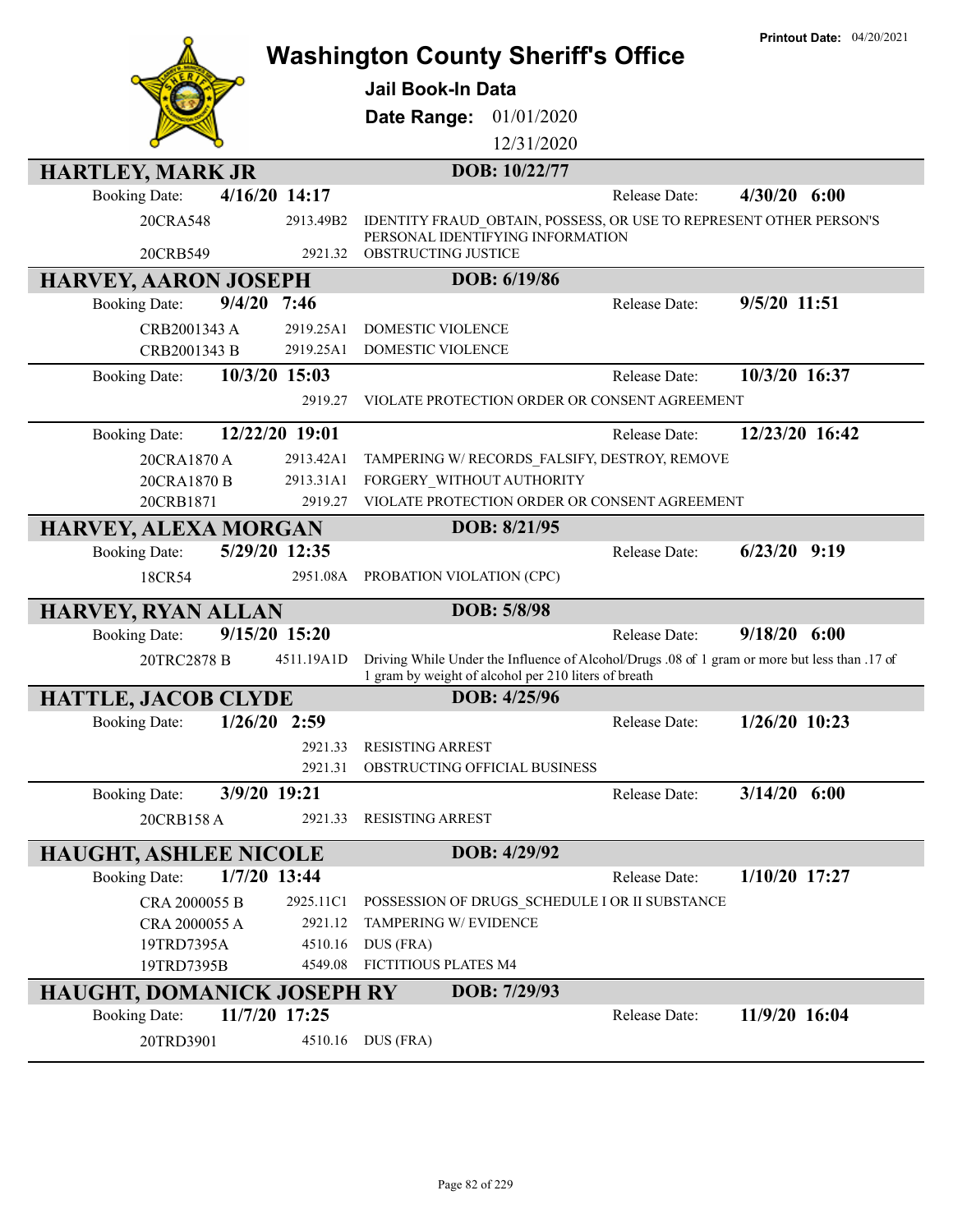# Washington County Sheriff's Office

**Printout Date:** 04/20/2021

**Jail Book-In Data**

**Date Range:** 01/01/2020 – 12/31/2020

## HARTLEY, MARK JR — DOB: 10/22/77

**Booking Date:** 4/16/20 14:17 — **Release Date:** 4/30/20 6:00

| Case | Statute | Charge |
|---|---|---|
| 20CRA548 | 2913.49B2 | IDENTITY FRAUD_OBTAIN, POSSESS, OR USE TO REPRESENT OTHER PERSON'S PERSONAL IDENTIFYING INFORMATION |
| 20CRB549 | 2921.32 | OBSTRUCTING JUSTICE |

## HARVEY, AARON JOSEPH — DOB: 6/19/86

**Booking Date:** 9/4/20 7:46 — **Release Date:** 9/5/20 11:51

| Case | Statute | Charge |
|---|---|---|
| CRB2001343 A | 2919.25A1 | DOMESTIC VIOLENCE |
| CRB2001343 B | 2919.25A1 | DOMESTIC VIOLENCE |

**Booking Date:** 10/3/20 15:03 — **Release Date:** 10/3/20 16:37

| Case | Statute | Charge |
|---|---|---|
| | 2919.27 | VIOLATE PROTECTION ORDER OR CONSENT AGREEMENT |

**Booking Date:** 12/22/20 19:01 — **Release Date:** 12/23/20 16:42

| Case | Statute | Charge |
|---|---|---|
| 20CRA1870 A | 2913.42A1 | TAMPERING W/ RECORDS_FALSIFY, DESTROY, REMOVE |
| 20CRA1870 B | 2913.31A1 | FORGERY_WITHOUT AUTHORITY |
| 20CRB1871 | 2919.27 | VIOLATE PROTECTION ORDER OR CONSENT AGREEMENT |

## HARVEY, ALEXA MORGAN — DOB: 8/21/95

**Booking Date:** 5/29/20 12:35 — **Release Date:** 6/23/20 9:19

| Case | Statute | Charge |
|---|---|---|
| 18CR54 | 2951.08A | PROBATION VIOLATION (CPC) |

## HARVEY, RYAN ALLAN — DOB: 5/8/98

**Booking Date:** 9/15/20 15:20 — **Release Date:** 9/18/20 6:00

| Case | Statute | Charge |
|---|---|---|
| 20TRC2878 B | 4511.19A1D | Driving While Under the Influence of Alcohol/Drugs .08 of 1 gram or more but less than .17 of 1 gram by weight of alcohol per 210 liters of breath |

## HATTLE, JACOB CLYDE — DOB: 4/25/96

**Booking Date:** 1/26/20 2:59 — **Release Date:** 1/26/20 10:23

| Case | Statute | Charge |
|---|---|---|
| | 2921.33 | RESISTING ARREST |
| | 2921.31 | OBSTRUCTING OFFICIAL BUSINESS |

**Booking Date:** 3/9/20 19:21 — **Release Date:** 3/14/20 6:00

| Case | Statute | Charge |
|---|---|---|
| 20CRB158 A | 2921.33 | RESISTING ARREST |

## HAUGHT, ASHLEE NICOLE — DOB: 4/29/92

**Booking Date:** 1/7/20 13:44 — **Release Date:** 1/10/20 17:27

| Case | Statute | Charge |
|---|---|---|
| CRA 2000055 B | 2925.11C1 | POSSESSION OF DRUGS_SCHEDULE I OR II SUBSTANCE |
| CRA 2000055 A | 2921.12 | TAMPERING W/ EVIDENCE |
| 19TRD7395A | 4510.16 | DUS (FRA) |
| 19TRD7395B | 4549.08 | FICTITIOUS PLATES M4 |

## HAUGHT, DOMANICK JOSEPH RY — DOB: 7/29/93

**Booking Date:** 11/7/20 17:25 — **Release Date:** 11/9/20 16:04

| Case | Statute | Charge |
|---|---|---|
| 20TRD3901 | 4510.16 | DUS (FRA) |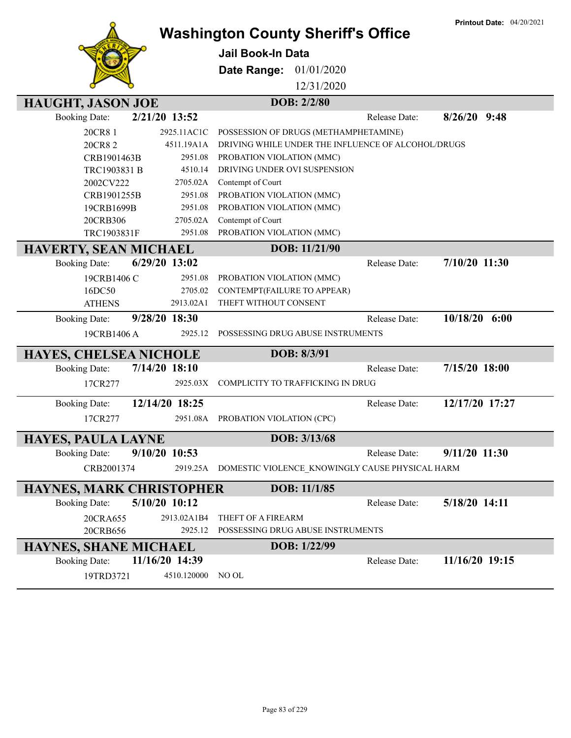Printout Date: 04/20/2021

# Washington County Sheriff's Office

## Jail Book-In Data

**Date Range:** 01/01/2020 12/31/2020

---

### HAUGHT, JASON JOE — DOB: 2/2/80

**Booking Date:** 2/21/20 13:52 — **Release Date:** 8/26/20 9:48

| Case | Statute | Charge |
|---|---|---|
| 20CR8 1 | 2925.11AC1C | POSSESSION OF DRUGS (METHAMPHETAMINE) |
| 20CR8 2 | 4511.19A1A | DRIVING WHILE UNDER THE INFLUENCE OF ALCOHOL/DRUGS |
| CRB1901463B | 2951.08 | PROBATION VIOLATION (MMC) |
| TRC1903831 B | 4510.14 | DRIVING UNDER OVI SUSPENSION |
| 2002CV222 | 2705.02A | Contempt of Court |
| CRB1901255B | 2951.08 | PROBATION VIOLATION (MMC) |
| 19CRB1699B | 2951.08 | PROBATION VIOLATION (MMC) |
| 20CRB306 | 2705.02A | Contempt of Court |
| TRC1903831F | 2951.08 | PROBATION VIOLATION (MMC) |

### HAVERTY, SEAN MICHAEL — DOB: 11/21/90

**Booking Date:** 6/29/20 13:02 — **Release Date:** 7/10/20 11:30

| Case | Statute | Charge |
|---|---|---|
| 19CRB1406 C | 2951.08 | PROBATION VIOLATION (MMC) |
| 16DC50 | 2705.02 | CONTEMPT(FAILURE TO APPEAR) |
| ATHENS | 2913.02A1 | THEFT WITHOUT CONSENT |

**Booking Date:** 9/28/20 18:30 — **Release Date:** 10/18/20 6:00

| Case | Statute | Charge |
|---|---|---|
| 19CRB1406 A | 2925.12 | POSSESSING DRUG ABUSE INSTRUMENTS |

### HAYES, CHELSEA NICHOLE — DOB: 8/3/91

**Booking Date:** 7/14/20 18:10 — **Release Date:** 7/15/20 18:00

| Case | Statute | Charge |
|---|---|---|
| 17CR277 | 2925.03X | COMPLICITY TO TRAFFICKING IN DRUG |

**Booking Date:** 12/14/20 18:25 — **Release Date:** 12/17/20 17:27

| Case | Statute | Charge |
|---|---|---|
| 17CR277 | 2951.08A | PROBATION VIOLATION (CPC) |

### HAYES, PAULA LAYNE — DOB: 3/13/68

**Booking Date:** 9/10/20 10:53 — **Release Date:** 9/11/20 11:30

| Case | Statute | Charge |
|---|---|---|
| CRB2001374 | 2919.25A | DOMESTIC VIOLENCE_KNOWINGLY CAUSE PHYSICAL HARM |

### HAYNES, MARK CHRISTOPHER — DOB: 11/1/85

**Booking Date:** 5/10/20 10:12 — **Release Date:** 5/18/20 14:11

| Case | Statute | Charge |
|---|---|---|
| 20CRA655 | 2913.02A1B4 | THEFT OF A FIREARM |
| 20CRB656 | 2925.12 | POSSESSING DRUG ABUSE INSTRUMENTS |

### HAYNES, SHANE MICHAEL — DOB: 1/22/99

**Booking Date:** 11/16/20 14:39 — **Release Date:** 11/16/20 19:15

| Case | Statute | Charge |
|---|---|---|
| 19TRD3721 | 4510.120000 | NO OL |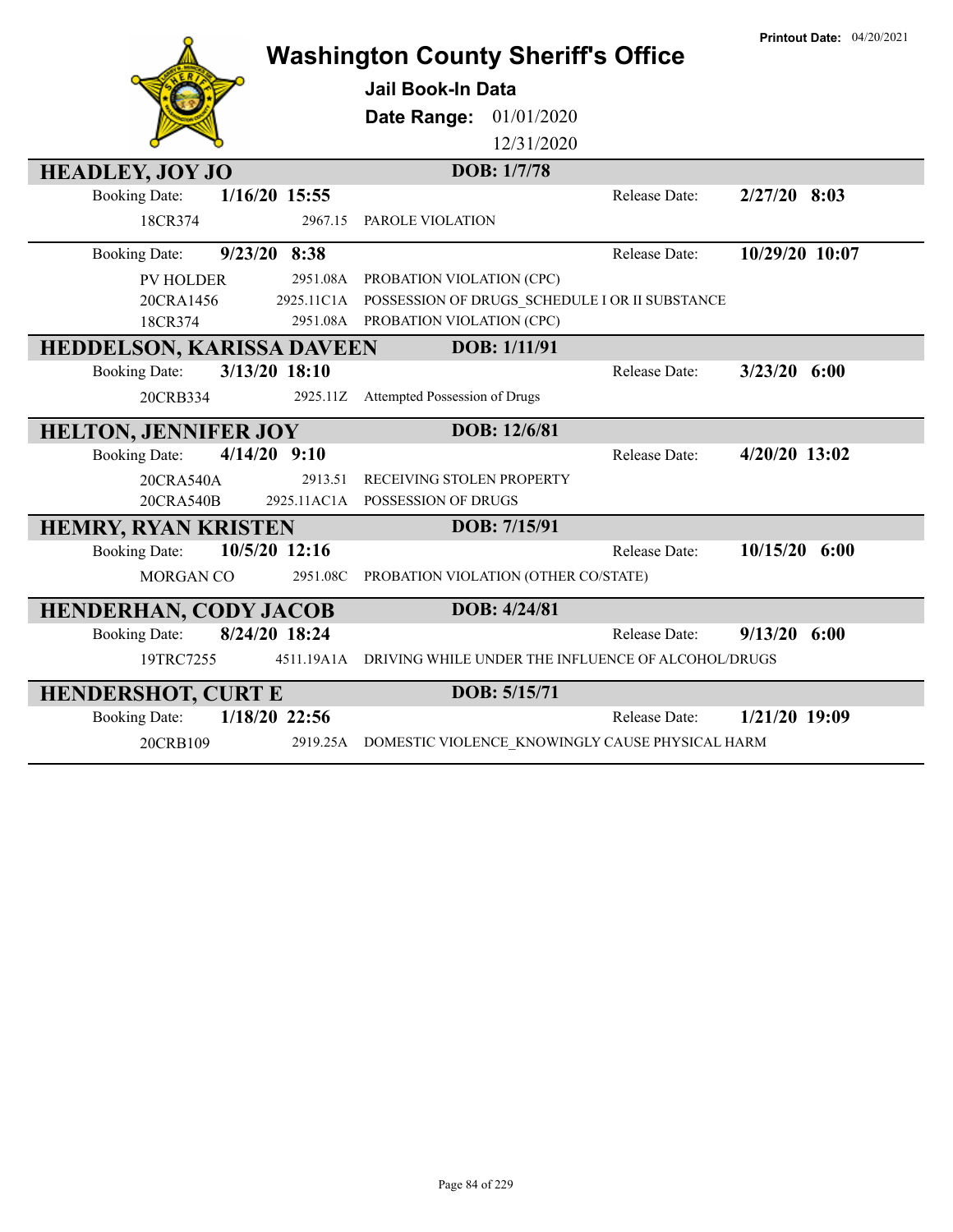Printout Date: 04/20/2021

# Washington County Sheriff's Office

**Jail Book-In Data**

**Date Range:** 01/01/2020 – 12/31/2020

## HEADLEY, JOY JO — DOB: 1/7/78

Booking Date: **1/16/20 15:55** — Release Date: **2/27/20 8:03**

| Case | Statute | Charge |
|---|---|---|
| 18CR374 | 2967.15 | PAROLE VIOLATION |

Booking Date: **9/23/20 8:38** — Release Date: **10/29/20 10:07**

| Case | Statute | Charge |
|---|---|---|
| PV HOLDER | 2951.08A | PROBATION VIOLATION (CPC) |
| 20CRA1456 | 2925.11C1A | POSSESSION OF DRUGS_SCHEDULE I OR II SUBSTANCE |
| 18CR374 | 2951.08A | PROBATION VIOLATION (CPC) |

## HEDDELSON, KARISSA DAVEEN — DOB: 1/11/91

Booking Date: **3/13/20 18:10** — Release Date: **3/23/20 6:00**

| Case | Statute | Charge |
|---|---|---|
| 20CRB334 | 2925.11Z | Attempted Possession of Drugs |

## HELTON, JENNIFER JOY — DOB: 12/6/81

Booking Date: **4/14/20 9:10** — Release Date: **4/20/20 13:02**

| Case | Statute | Charge |
|---|---|---|
| 20CRA540A | 2913.51 | RECEIVING STOLEN PROPERTY |
| 20CRA540B | 2925.11AC1A | POSSESSION OF DRUGS |

## HEMRY, RYAN KRISTEN — DOB: 7/15/91

Booking Date: **10/5/20 12:16** — Release Date: **10/15/20 6:00**

| Case | Statute | Charge |
|---|---|---|
| MORGAN CO | 2951.08C | PROBATION VIOLATION (OTHER CO/STATE) |

## HENDERHAN, CODY JACOB — DOB: 4/24/81

Booking Date: **8/24/20 18:24** — Release Date: **9/13/20 6:00**

| Case | Statute | Charge |
|---|---|---|
| 19TRC7255 | 4511.19A1A | DRIVING WHILE UNDER THE INFLUENCE OF ALCOHOL/DRUGS |

## HENDERSHOT, CURT E — DOB: 5/15/71

Booking Date: **1/18/20 22:56** — Release Date: **1/21/20 19:09**

| Case | Statute | Charge |
|---|---|---|
| 20CRB109 | 2919.25A | DOMESTIC VIOLENCE_KNOWINGLY CAUSE PHYSICAL HARM |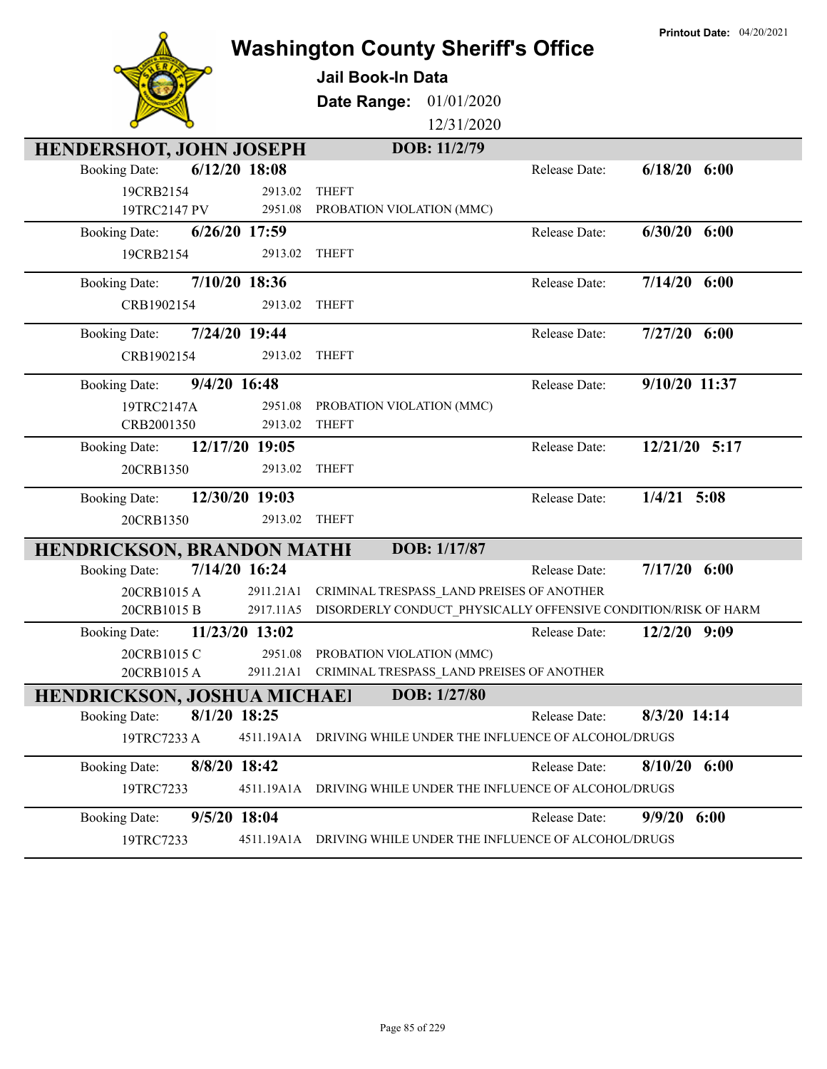# Washington County Sheriff's Office

**Jail Book-In Data**

**Date Range:** 01/01/2020 12/31/2020

**Printout Date:** 04/20/2021

## HENDERSHOT, JOHN JOSEPH — DOB: 11/2/79

**Booking Date:** 6/12/20 18:08 — **Release Date:** 6/18/20 6:00

| Case | Statute | Charge |
|---|---|---|
| 19CRB2154 | 2913.02 | THEFT |
| 19TRC2147 PV | 2951.08 | PROBATION VIOLATION (MMC) |

**Booking Date:** 6/26/20 17:59 — **Release Date:** 6/30/20 6:00

| Case | Statute | Charge |
|---|---|---|
| 19CRB2154 | 2913.02 | THEFT |

**Booking Date:** 7/10/20 18:36 — **Release Date:** 7/14/20 6:00

| Case | Statute | Charge |
|---|---|---|
| CRB1902154 | 2913.02 | THEFT |

**Booking Date:** 7/24/20 19:44 — **Release Date:** 7/27/20 6:00

| Case | Statute | Charge |
|---|---|---|
| CRB1902154 | 2913.02 | THEFT |

**Booking Date:** 9/4/20 16:48 — **Release Date:** 9/10/20 11:37

| Case | Statute | Charge |
|---|---|---|
| 19TRC2147A | 2951.08 | PROBATION VIOLATION (MMC) |
| CRB2001350 | 2913.02 | THEFT |

**Booking Date:** 12/17/20 19:05 — **Release Date:** 12/21/20 5:17

| Case | Statute | Charge |
|---|---|---|
| 20CRB1350 | 2913.02 | THEFT |

**Booking Date:** 12/30/20 19:03 — **Release Date:** 1/4/21 5:08

| Case | Statute | Charge |
|---|---|---|
| 20CRB1350 | 2913.02 | THEFT |

## HENDRICKSON, BRANDON MATHI — DOB: 1/17/87

**Booking Date:** 7/14/20 16:24 — **Release Date:** 7/17/20 6:00

| Case | Statute | Charge |
|---|---|---|
| 20CRB1015 A | 2911.21A1 | CRIMINAL TRESPASS_LAND PREISES OF ANOTHER |
| 20CRB1015 B | 2917.11A5 | DISORDERLY CONDUCT_PHYSICALLY OFFENSIVE CONDITION/RISK OF HARM |

**Booking Date:** 11/23/20 13:02 — **Release Date:** 12/2/20 9:09

| Case | Statute | Charge |
|---|---|---|
| 20CRB1015 C | 2951.08 | PROBATION VIOLATION (MMC) |
| 20CRB1015 A | 2911.21A1 | CRIMINAL TRESPASS_LAND PREISES OF ANOTHER |

## HENDRICKSON, JOSHUA MICHAEL — DOB: 1/27/80

**Booking Date:** 8/1/20 18:25 — **Release Date:** 8/3/20 14:14

| Case | Statute | Charge |
|---|---|---|
| 19TRC7233 A | 4511.19A1A | DRIVING WHILE UNDER THE INFLUENCE OF ALCOHOL/DRUGS |

**Booking Date:** 8/8/20 18:42 — **Release Date:** 8/10/20 6:00

| Case | Statute | Charge |
|---|---|---|
| 19TRC7233 | 4511.19A1A | DRIVING WHILE UNDER THE INFLUENCE OF ALCOHOL/DRUGS |

**Booking Date:** 9/5/20 18:04 — **Release Date:** 9/9/20 6:00

| Case | Statute | Charge |
|---|---|---|
| 19TRC7233 | 4511.19A1A | DRIVING WHILE UNDER THE INFLUENCE OF ALCOHOL/DRUGS |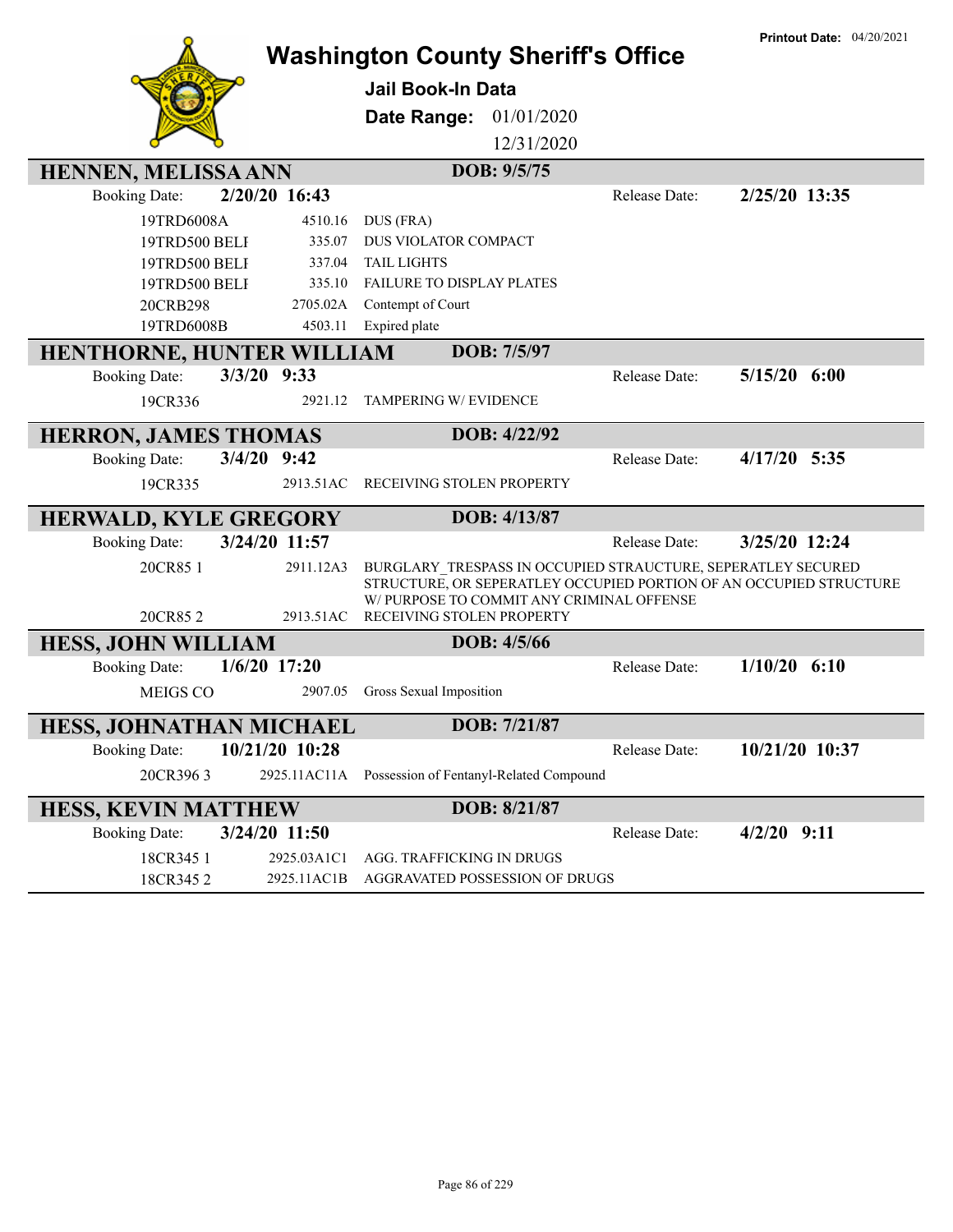# Washington County Sheriff's Office

**Printout Date:** 04/20/2021

## Jail Book-In Data

**Date Range:** 01/01/2020 12/31/2020

## HENNEN, MELISSA ANN — DOB: 9/5/75

Booking Date: **2/20/20 16:43** Release Date: **2/25/20 13:35**

| Case | Statute | Charge |
|---|---|---|
| 19TRD6008A | 4510.16 | DUS (FRA) |
| 19TRD500 BELI | 335.07 | DUS VIOLATOR COMPACT |
| 19TRD500 BELI | 337.04 | TAIL LIGHTS |
| 19TRD500 BELI | 335.10 | FAILURE TO DISPLAY PLATES |
| 20CRB298 | 2705.02A | Contempt of Court |
| 19TRD6008B | 4503.11 | Expired plate |

## HENTHORNE, HUNTER WILLIAM — DOB: 7/5/97

Booking Date: **3/3/20 9:33** Release Date: **5/15/20 6:00**

| Case | Statute | Charge |
|---|---|---|
| 19CR336 | 2921.12 | TAMPERING W/ EVIDENCE |

## HERRON, JAMES THOMAS — DOB: 4/22/92

Booking Date: **3/4/20 9:42** Release Date: **4/17/20 5:35**

| Case | Statute | Charge |
|---|---|---|
| 19CR335 | 2913.51AC | RECEIVING STOLEN PROPERTY |

## HERWALD, KYLE GREGORY — DOB: 4/13/87

Booking Date: **3/24/20 11:57** Release Date: **3/25/20 12:24**

| Case | Statute | Charge |
|---|---|---|
| 20CR85 1 | 2911.12A3 | BURGLARY_TRESPASS IN OCCUPIED STRAUCTURE, SEPERATLEY SECURED STRUCTURE, OR SEPERATLEY OCCUPIED PORTION OF AN OCCUPIED STRUCTURE W/ PURPOSE TO COMMIT ANY CRIMINAL OFFENSE |
| 20CR85 2 | 2913.51AC | RECEIVING STOLEN PROPERTY |

## HESS, JOHN WILLIAM — DOB: 4/5/66

Booking Date: **1/6/20 17:20** Release Date: **1/10/20 6:10**

| Case | Statute | Charge |
|---|---|---|
| MEIGS CO | 2907.05 | Gross Sexual Imposition |

## HESS, JOHNATHAN MICHAEL — DOB: 7/21/87

Booking Date: **10/21/20 10:28** Release Date: **10/21/20 10:37**

| Case | Statute | Charge |
|---|---|---|
| 20CR396 3 | 2925.11AC11A | Possession of Fentanyl-Related Compound |

## HESS, KEVIN MATTHEW — DOB: 8/21/87

Booking Date: **3/24/20 11:50** Release Date: **4/2/20 9:11**

| Case | Statute | Charge |
|---|---|---|
| 18CR345 1 | 2925.03A1C1 | AGG. TRAFFICKING IN DRUGS |
| 18CR345 2 | 2925.11AC1B | AGGRAVATED POSSESSION OF DRUGS |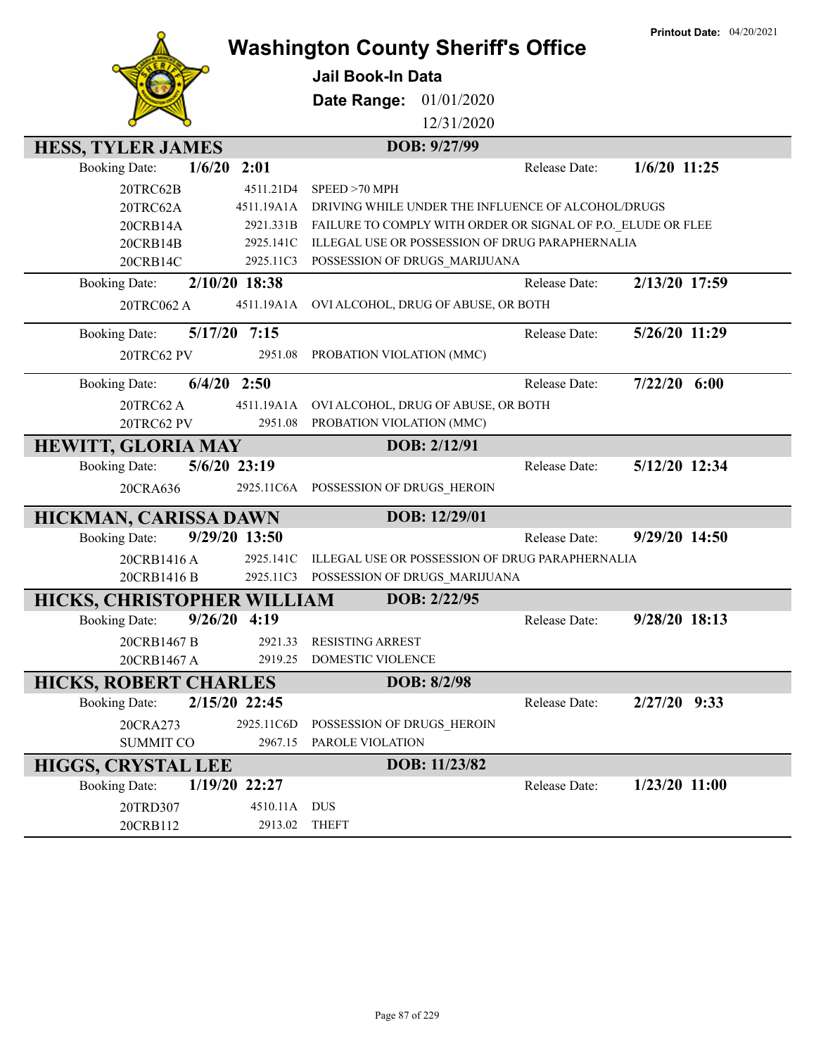Printout Date: 04/20/2021

# Washington County Sheriff's Office

**Jail Book-In Data**

**Date Range:** 01/01/2020 12/31/2020

## HESS, TYLER JAMES — DOB: 9/27/99

**Booking Date:** 1/6/20 2:01 — **Release Date:** 1/6/20 11:25

| Case | Statute | Charge |
|---|---|---|
| 20TRC62B | 4511.21D4 | SPEED >70 MPH |
| 20TRC62A | 4511.19A1A | DRIVING WHILE UNDER THE INFLUENCE OF ALCOHOL/DRUGS |
| 20CRB14A | 2921.331B | FAILURE TO COMPLY WITH ORDER OR SIGNAL OF P.O._ELUDE OR FLEE |
| 20CRB14B | 2925.141C | ILLEGAL USE OR POSSESSION OF DRUG PARAPHERNALIA |
| 20CRB14C | 2925.11C3 | POSSESSION OF DRUGS_MARIJUANA |

**Booking Date:** 2/10/20 18:38 — **Release Date:** 2/13/20 17:59

| Case | Statute | Charge |
|---|---|---|
| 20TRC062 A | 4511.19A1A | OVI ALCOHOL, DRUG OF ABUSE, OR BOTH |

**Booking Date:** 5/17/20 7:15 — **Release Date:** 5/26/20 11:29

| Case | Statute | Charge |
|---|---|---|
| 20TRC62 PV | 2951.08 | PROBATION VIOLATION (MMC) |

**Booking Date:** 6/4/20 2:50 — **Release Date:** 7/22/20 6:00

| Case | Statute | Charge |
|---|---|---|
| 20TRC62 A | 4511.19A1A | OVI ALCOHOL, DRUG OF ABUSE, OR BOTH |
| 20TRC62 PV | 2951.08 | PROBATION VIOLATION (MMC) |

## HEWITT, GLORIA MAY — DOB: 2/12/91

**Booking Date:** 5/6/20 23:19 — **Release Date:** 5/12/20 12:34

| Case | Statute | Charge |
|---|---|---|
| 20CRA636 | 2925.11C6A | POSSESSION OF DRUGS_HEROIN |

## HICKMAN, CARISSA DAWN — DOB: 12/29/01

**Booking Date:** 9/29/20 13:50 — **Release Date:** 9/29/20 14:50

| Case | Statute | Charge |
|---|---|---|
| 20CRB1416 A | 2925.141C | ILLEGAL USE OR POSSESSION OF DRUG PARAPHERNALIA |
| 20CRB1416 B | 2925.11C3 | POSSESSION OF DRUGS_MARIJUANA |

## HICKS, CHRISTOPHER WILLIAM — DOB: 2/22/95

**Booking Date:** 9/26/20 4:19 — **Release Date:** 9/28/20 18:13

| Case | Statute | Charge |
|---|---|---|
| 20CRB1467 B | 2921.33 | RESISTING ARREST |
| 20CRB1467 A | 2919.25 | DOMESTIC VIOLENCE |

## HICKS, ROBERT CHARLES — DOB: 8/2/98

**Booking Date:** 2/15/20 22:45 — **Release Date:** 2/27/20 9:33

| Case | Statute | Charge |
|---|---|---|
| 20CRA273 | 2925.11C6D | POSSESSION OF DRUGS_HEROIN |
| SUMMIT CO | 2967.15 | PAROLE VIOLATION |

## HIGGS, CRYSTAL LEE — DOB: 11/23/82

**Booking Date:** 1/19/20 22:27 — **Release Date:** 1/23/20 11:00

| Case | Statute | Charge |
|---|---|---|
| 20TRD307 | 4510.11A | DUS |
| 20CRB112 | 2913.02 | THEFT |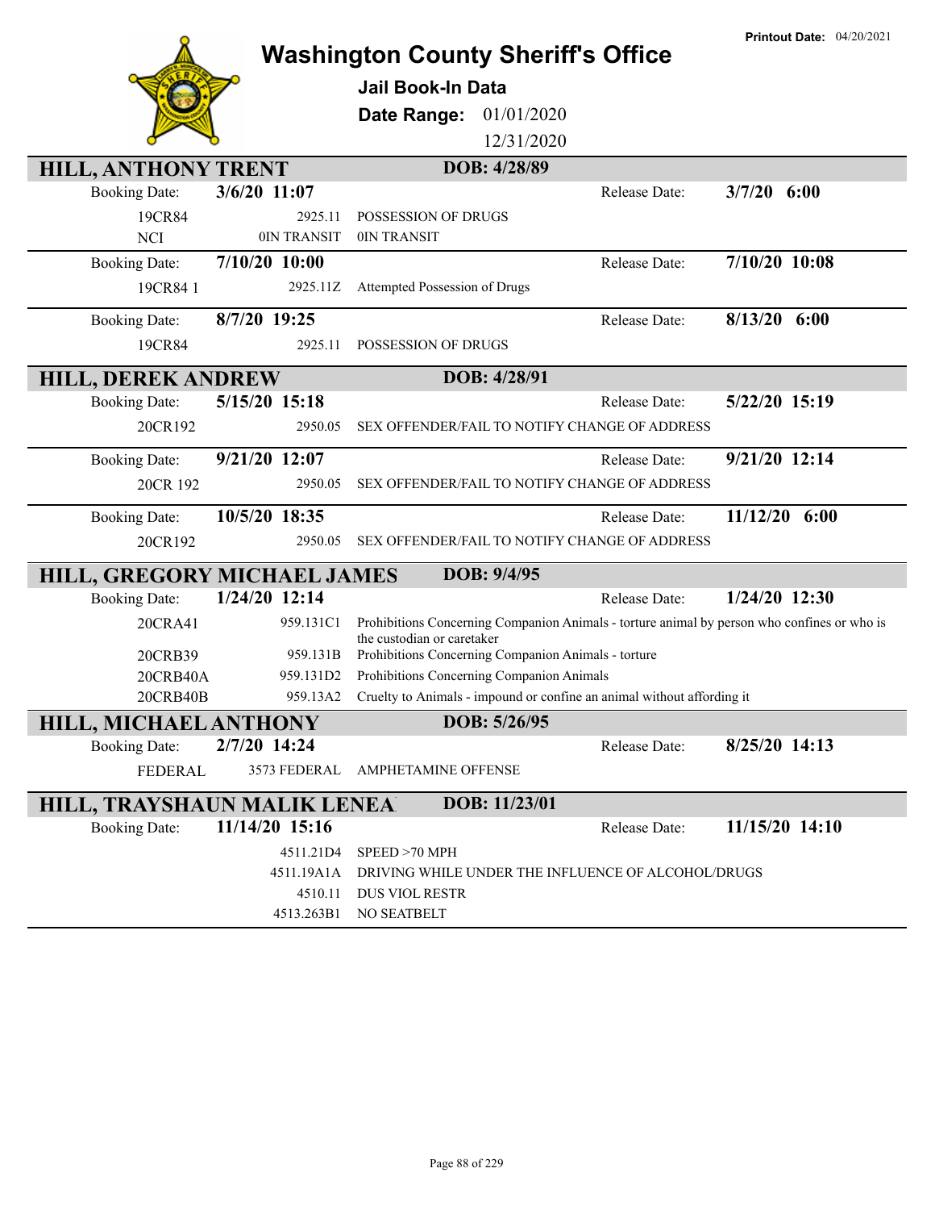**Printout Date:** 04/20/2021

# Washington County Sheriff's Office

## Jail Book-In Data

**Date Range:** 01/01/2020 – 12/31/2020

### HILL, ANTHONY TRENT — DOB: 4/28/89

| | | | |
|---|---|---|---|
| Booking Date: | 3/6/20 11:07 | Release Date: | 3/7/20 6:00 |
| 19CR84 | 2925.11 | POSSESSION OF DRUGS | |
| NCI | 0IN TRANSIT | 0IN TRANSIT | |
| Booking Date: | 7/10/20 10:00 | Release Date: | 7/10/20 10:08 |
| 19CR84 1 | 2925.11Z | Attempted Possession of Drugs | |
| Booking Date: | 8/7/20 19:25 | Release Date: | 8/13/20 6:00 |
| 19CR84 | 2925.11 | POSSESSION OF DRUGS | |

### HILL, DEREK ANDREW — DOB: 4/28/91

| | | | |
|---|---|---|---|
| Booking Date: | 5/15/20 15:18 | Release Date: | 5/22/20 15:19 |
| 20CR192 | 2950.05 | SEX OFFENDER/FAIL TO NOTIFY CHANGE OF ADDRESS | |
| Booking Date: | 9/21/20 12:07 | Release Date: | 9/21/20 12:14 |
| 20CR 192 | 2950.05 | SEX OFFENDER/FAIL TO NOTIFY CHANGE OF ADDRESS | |
| Booking Date: | 10/5/20 18:35 | Release Date: | 11/12/20 6:00 |
| 20CR192 | 2950.05 | SEX OFFENDER/FAIL TO NOTIFY CHANGE OF ADDRESS | |

### HILL, GREGORY MICHAEL JAMES — DOB: 9/4/95

| | | | |
|---|---|---|---|
| Booking Date: | 1/24/20 12:14 | Release Date: | 1/24/20 12:30 |
| 20CRA41 | 959.131C1 | Prohibitions Concerning Companion Animals - torture animal by person who confines or who is the custodian or caretaker | |
| 20CRB39 | 959.131B | Prohibitions Concerning Companion Animals - torture | |
| 20CRB40A | 959.131D2 | Prohibitions Concerning Companion Animals | |
| 20CRB40B | 959.13A2 | Cruelty to Animals - impound or confine an animal without affording it | |

### HILL, MICHAEL ANTHONY — DOB: 5/26/95

| | | | |
|---|---|---|---|
| Booking Date: | 2/7/20 14:24 | Release Date: | 8/25/20 14:13 |
| FEDERAL | 3573 FEDERAL | AMPHETAMINE OFFENSE | |

### HILL, TRAYSHAUN MALIK LENEA — DOB: 11/23/01

| | | | |
|---|---|---|---|
| Booking Date: | 11/14/20 15:16 | Release Date: | 11/15/20 14:10 |
| | 4511.21D4 | SPEED >70 MPH | |
| | 4511.19A1A | DRIVING WHILE UNDER THE INFLUENCE OF ALCOHOL/DRUGS | |
| | 4510.11 | DUS VIOL RESTR | |
| | 4513.263B1 | NO SEATBELT | |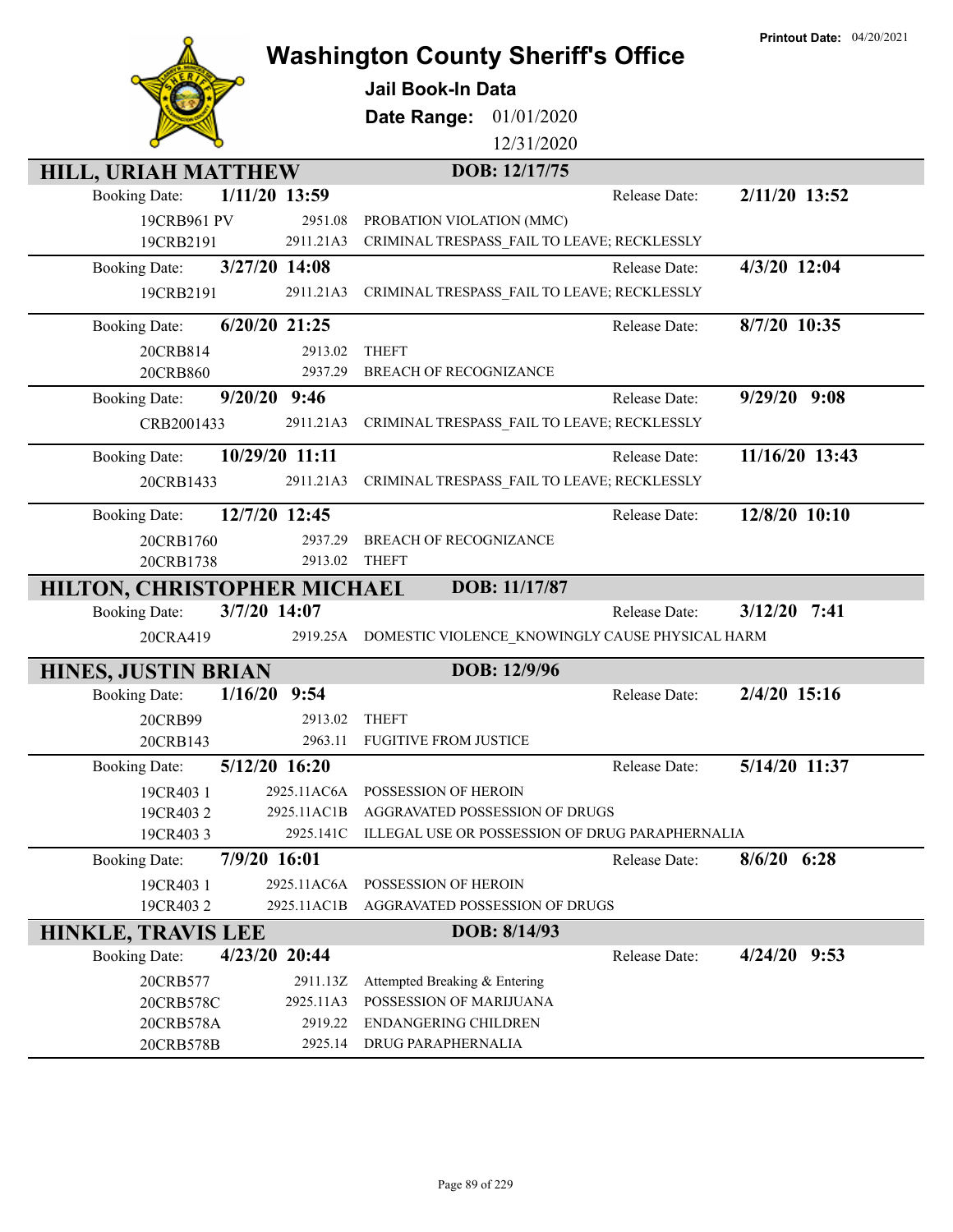# Washington County Sheriff's Office

**Jail Book-In Data**

**Date Range:** 01/01/2020 12/31/2020

**Printout Date:** 04/20/2021

## HILL, URIAH MATTHEW — DOB: 12/17/75

**Booking Date:** 1/11/20 13:59 — **Release Date:** 2/11/20 13:52

| Case | Statute | Charge |
|---|---|---|
| 19CRB961 PV | 2951.08 | PROBATION VIOLATION (MMC) |
| 19CRB2191 | 2911.21A3 | CRIMINAL TRESPASS_FAIL TO LEAVE; RECKLESSLY |

**Booking Date:** 3/27/20 14:08 — **Release Date:** 4/3/20 12:04

| Case | Statute | Charge |
|---|---|---|
| 19CRB2191 | 2911.21A3 | CRIMINAL TRESPASS_FAIL TO LEAVE; RECKLESSLY |

**Booking Date:** 6/20/20 21:25 — **Release Date:** 8/7/20 10:35

| Case | Statute | Charge |
|---|---|---|
| 20CRB814 | 2913.02 | THEFT |
| 20CRB860 | 2937.29 | BREACH OF RECOGNIZANCE |

**Booking Date:** 9/20/20 9:46 — **Release Date:** 9/29/20 9:08

| Case | Statute | Charge |
|---|---|---|
| CRB2001433 | 2911.21A3 | CRIMINAL TRESPASS_FAIL TO LEAVE; RECKLESSLY |

**Booking Date:** 10/29/20 11:11 — **Release Date:** 11/16/20 13:43

| Case | Statute | Charge |
|---|---|---|
| 20CRB1433 | 2911.21A3 | CRIMINAL TRESPASS_FAIL TO LEAVE; RECKLESSLY |

**Booking Date:** 12/7/20 12:45 — **Release Date:** 12/8/20 10:10

| Case | Statute | Charge |
|---|---|---|
| 20CRB1760 | 2937.29 | BREACH OF RECOGNIZANCE |
| 20CRB1738 | 2913.02 | THEFT |

## HILTON, CHRISTOPHER MICHAEL — DOB: 11/17/87

**Booking Date:** 3/7/20 14:07 — **Release Date:** 3/12/20 7:41

| Case | Statute | Charge |
|---|---|---|
| 20CRA419 | 2919.25A | DOMESTIC VIOLENCE_KNOWINGLY CAUSE PHYSICAL HARM |

## HINES, JUSTIN BRIAN — DOB: 12/9/96

**Booking Date:** 1/16/20 9:54 — **Release Date:** 2/4/20 15:16

| Case | Statute | Charge |
|---|---|---|
| 20CRB99 | 2913.02 | THEFT |
| 20CRB143 | 2963.11 | FUGITIVE FROM JUSTICE |

**Booking Date:** 5/12/20 16:20 — **Release Date:** 5/14/20 11:37

| Case | Statute | Charge |
|---|---|---|
| 19CR403 1 | 2925.11AC6A | POSSESSION OF HEROIN |
| 19CR403 2 | 2925.11AC1B | AGGRAVATED POSSESSION OF DRUGS |
| 19CR403 3 | 2925.141C | ILLEGAL USE OR POSSESSION OF DRUG PARAPHERNALIA |

**Booking Date:** 7/9/20 16:01 — **Release Date:** 8/6/20 6:28

| Case | Statute | Charge |
|---|---|---|
| 19CR403 1 | 2925.11AC6A | POSSESSION OF HEROIN |
| 19CR403 2 | 2925.11AC1B | AGGRAVATED POSSESSION OF DRUGS |

## HINKLE, TRAVIS LEE — DOB: 8/14/93

**Booking Date:** 4/23/20 20:44 — **Release Date:** 4/24/20 9:53

| Case | Statute | Charge |
|---|---|---|
| 20CRB577 | 2911.13Z | Attempted Breaking & Entering |
| 20CRB578C | 2925.11A3 | POSSESSION OF MARIJUANA |
| 20CRB578A | 2919.22 | ENDANGERING CHILDREN |
| 20CRB578B | 2925.14 | DRUG PARAPHERNALIA |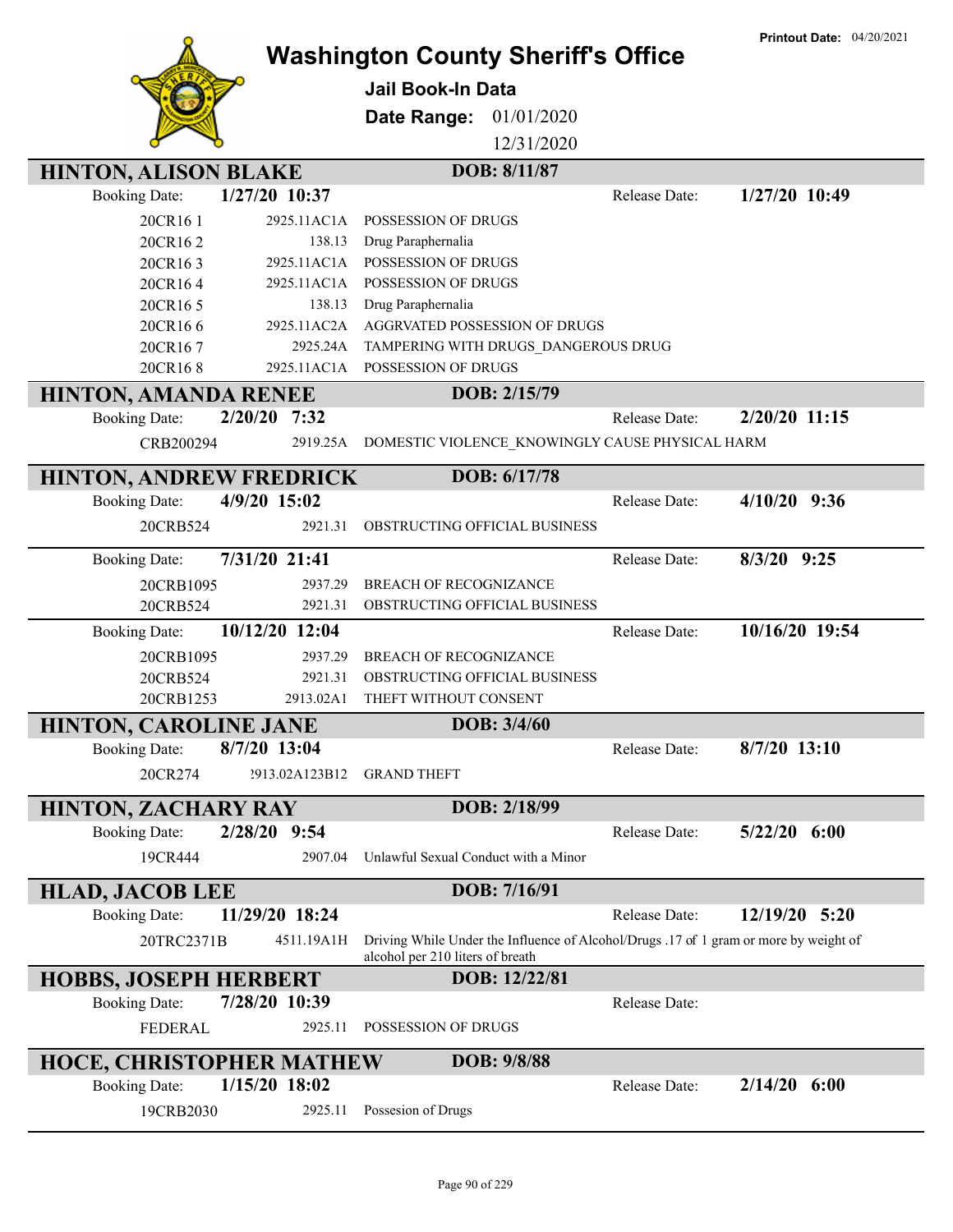# Washington County Sheriff's Office

**Jail Book-In Data**

**Date Range:** 01/01/2020 12/31/2020

**Printout Date:** 04/20/2021

## HINTON, ALISON BLAKE — DOB: 8/11/87

Booking Date: **1/27/20 10:37** — Release Date: **1/27/20 10:49**

| Case | Statute | Charge |
|---|---|---|
| 20CR16 1 | 2925.11AC1A | POSSESSION OF DRUGS |
| 20CR16 2 | 138.13 | Drug Paraphernalia |
| 20CR16 3 | 2925.11AC1A | POSSESSION OF DRUGS |
| 20CR16 4 | 2925.11AC1A | POSSESSION OF DRUGS |
| 20CR16 5 | 138.13 | Drug Paraphernalia |
| 20CR16 6 | 2925.11AC2A | AGGRVATED POSSESSION OF DRUGS |
| 20CR16 7 | 2925.24A | TAMPERING WITH DRUGS_DANGEROUS DRUG |
| 20CR16 8 | 2925.11AC1A | POSSESSION OF DRUGS |

## HINTON, AMANDA RENEE — DOB: 2/15/79

Booking Date: **2/20/20 7:32** — Release Date: **2/20/20 11:15**

| Case | Statute | Charge |
|---|---|---|
| CRB200294 | 2919.25A | DOMESTIC VIOLENCE_KNOWINGLY CAUSE PHYSICAL HARM |

## HINTON, ANDREW FREDRICK — DOB: 6/17/78

Booking Date: **4/9/20 15:02** — Release Date: **4/10/20 9:36**

| Case | Statute | Charge |
|---|---|---|
| 20CRB524 | 2921.31 | OBSTRUCTING OFFICIAL BUSINESS |

Booking Date: **7/31/20 21:41** — Release Date: **8/3/20 9:25**

| Case | Statute | Charge |
|---|---|---|
| 20CRB1095 | 2937.29 | BREACH OF RECOGNIZANCE |
| 20CRB524 | 2921.31 | OBSTRUCTING OFFICIAL BUSINESS |

Booking Date: **10/12/20 12:04** — Release Date: **10/16/20 19:54**

| Case | Statute | Charge |
|---|---|---|
| 20CRB1095 | 2937.29 | BREACH OF RECOGNIZANCE |
| 20CRB524 | 2921.31 | OBSTRUCTING OFFICIAL BUSINESS |
| 20CRB1253 | 2913.02A1 | THEFT WITHOUT CONSENT |

## HINTON, CAROLINE JANE — DOB: 3/4/60

Booking Date: **8/7/20 13:04** — Release Date: **8/7/20 13:10**

| Case | Statute | Charge |
|---|---|---|
| 20CR274 | 2913.02A123B12 | GRAND THEFT |

## HINTON, ZACHARY RAY — DOB: 2/18/99

Booking Date: **2/28/20 9:54** — Release Date: **5/22/20 6:00**

| Case | Statute | Charge |
|---|---|---|
| 19CR444 | 2907.04 | Unlawful Sexual Conduct with a Minor |

## HLAD, JACOB LEE — DOB: 7/16/91

Booking Date: **11/29/20 18:24** — Release Date: **12/19/20 5:20**

| Case | Statute | Charge |
|---|---|---|
| 20TRC2371B | 4511.19A1H | Driving While Under the Influence of Alcohol/Drugs .17 of 1 gram or more by weight of alcohol per 210 liters of breath |

## HOBBS, JOSEPH HERBERT — DOB: 12/22/81

Booking Date: **7/28/20 10:39** — Release Date:

| Case | Statute | Charge |
|---|---|---|
| FEDERAL | 2925.11 | POSSESSION OF DRUGS |

## HOCE, CHRISTOPHER MATHEW — DOB: 9/8/88

Booking Date: **1/15/20 18:02** — Release Date: **2/14/20 6:00**

| Case | Statute | Charge |
|---|---|---|
| 19CRB2030 | 2925.11 | Possesion of Drugs |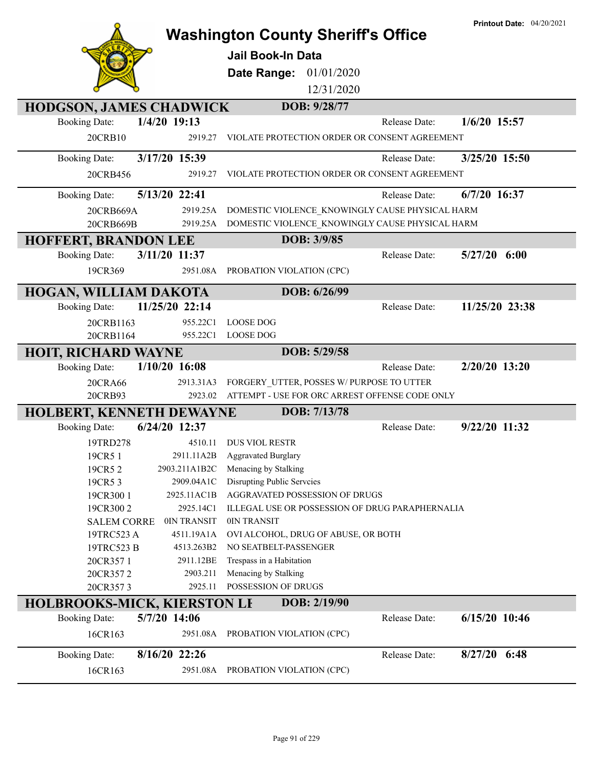Printout Date: 04/20/2021

# Washington County Sheriff's Office

**Jail Book-In Data**

**Date Range:** 01/01/2020 - 12/31/2020

## HODGSON, JAMES CHADWICK — DOB: 9/28/77

**Booking Date:** 1/4/20 19:13 — **Release Date:** 1/6/20 15:57

| Case | Code | Description |
|---|---|---|
| 20CRB10 | 2919.27 | VIOLATE PROTECTION ORDER OR CONSENT AGREEMENT |

**Booking Date:** 3/17/20 15:39 — **Release Date:** 3/25/20 15:50

| Case | Code | Description |
|---|---|---|
| 20CRB456 | 2919.27 | VIOLATE PROTECTION ORDER OR CONSENT AGREEMENT |

**Booking Date:** 5/13/20 22:41 — **Release Date:** 6/7/20 16:37

| Case | Code | Description |
|---|---|---|
| 20CRB669A | 2919.25A | DOMESTIC VIOLENCE_KNOWINGLY CAUSE PHYSICAL HARM |
| 20CRB669B | 2919.25A | DOMESTIC VIOLENCE_KNOWINGLY CAUSE PHYSICAL HARM |

## HOFFERT, BRANDON LEE — DOB: 3/9/85

**Booking Date:** 3/11/20 11:37 — **Release Date:** 5/27/20 6:00

| Case | Code | Description |
|---|---|---|
| 19CR369 | 2951.08A | PROBATION VIOLATION (CPC) |

## HOGAN, WILLIAM DAKOTA — DOB: 6/26/99

**Booking Date:** 11/25/20 22:14 — **Release Date:** 11/25/20 23:38

| Case | Code | Description |
|---|---|---|
| 20CRB1163 | 955.22C1 | LOOSE DOG |
| 20CRB1164 | 955.22C1 | LOOSE DOG |

## HOIT, RICHARD WAYNE — DOB: 5/29/58

**Booking Date:** 1/10/20 16:08 — **Release Date:** 2/20/20 13:20

| Case | Code | Description |
|---|---|---|
| 20CRA66 | 2913.31A3 | FORGERY_UTTER, POSSES W/ PURPOSE TO UTTER |
| 20CRB93 | 2923.02 | ATTEMPT - USE FOR ORC ARREST OFFENSE CODE ONLY |

## HOLBERT, KENNETH DEWAYNE — DOB: 7/13/78

**Booking Date:** 6/24/20 12:37 — **Release Date:** 9/22/20 11:32

| Case | Code | Description |
|---|---|---|
| 19TRD278 | 4510.11 | DUS VIOL RESTR |
| 19CR5 1 | 2911.11A2B | Aggravated Burglary |
| 19CR5 2 | 2903.211A1B2C | Menacing by Stalking |
| 19CR5 3 | 2909.04A1C | Disrupting Public Servcies |
| 19CR300 1 | 2925.11AC1B | AGGRAVATED POSSESSION OF DRUGS |
| 19CR300 2 | 2925.14C1 | ILLEGAL USE OR POSSESSION OF DRUG PARAPHERNALIA |
| SALEM CORRE | 0IN TRANSIT | 0IN TRANSIT |
| 19TRC523 A | 4511.19A1A | OVI ALCOHOL, DRUG OF ABUSE, OR BOTH |
| 19TRC523 B | 4513.263B2 | NO SEATBELT-PASSENGER |
| 20CR357 1 | 2911.12BE | Trespass in a Habitation |
| 20CR357 2 | 2903.211 | Menacing by Stalking |
| 20CR357 3 | 2925.11 | POSSESSION OF DRUGS |

## HOLBROOKS-MICK, KIERSTON LI — DOB: 2/19/90

**Booking Date:** 5/7/20 14:06 — **Release Date:** 6/15/20 10:46

| Case | Code | Description |
|---|---|---|
| 16CR163 | 2951.08A | PROBATION VIOLATION (CPC) |

**Booking Date:** 8/16/20 22:26 — **Release Date:** 8/27/20 6:48

| Case | Code | Description |
|---|---|---|
| 16CR163 | 2951.08A | PROBATION VIOLATION (CPC) |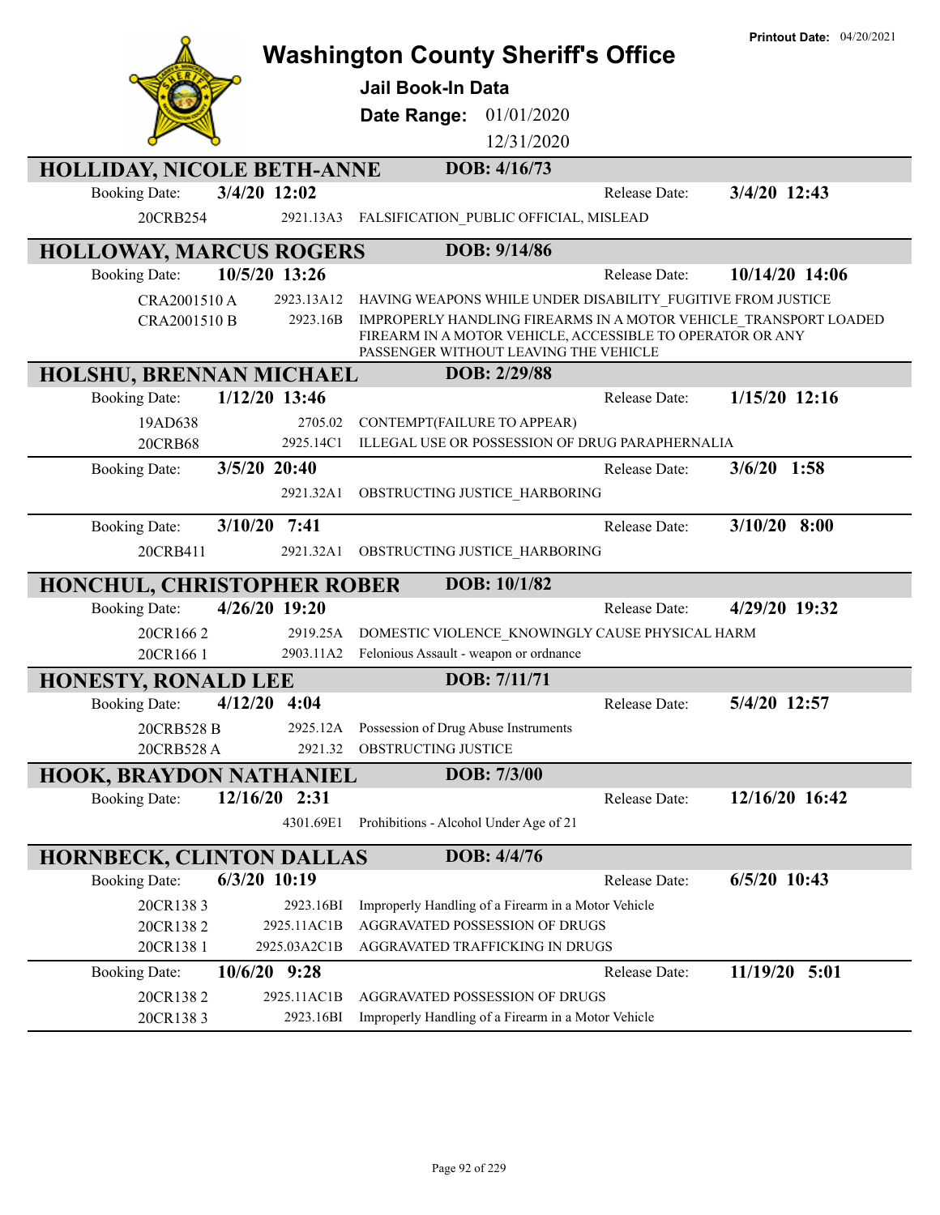**Printout Date:** 04/20/2021

# Washington County Sheriff's Office

**Jail Book-In Data**

**Date Range:** 01/01/2020 – 12/31/2020

## HOLLIDAY, NICOLE BETH-ANNE — DOB: 4/16/73

| Booking Date: | 3/4/20 12:02 | | Release Date: | 3/4/20 12:43 |
|---|---|---|---|---|
| 20CRB254 | 2921.13A3 | FALSIFICATION_PUBLIC OFFICIAL, MISLEAD | | |

## HOLLOWAY, MARCUS ROGERS — DOB: 9/14/86

| Booking Date: | 10/5/20 13:26 | | Release Date: | 10/14/20 14:06 |
|---|---|---|---|---|
| CRA2001510 A | 2923.13A12 | HAVING WEAPONS WHILE UNDER DISABILITY_FUGITIVE FROM JUSTICE | | |
| CRA2001510 B | 2923.16B | IMPROPERLY HANDLING FIREARMS IN A MOTOR VEHICLE_TRANSPORT LOADED FIREARM IN A MOTOR VEHICLE, ACCESSIBLE TO OPERATOR OR ANY PASSENGER WITHOUT LEAVING THE VEHICLE | | |

## HOLSHU, BRENNAN MICHAEL — DOB: 2/29/88

| Booking Date: | 1/12/20 13:46 | | Release Date: | 1/15/20 12:16 |
|---|---|---|---|---|
| 19AD638 | 2705.02 | CONTEMPT(FAILURE TO APPEAR) | | |
| 20CRB68 | 2925.14C1 | ILLEGAL USE OR POSSESSION OF DRUG PARAPHERNALIA | | |

| Booking Date: | 3/5/20 20:40 | | Release Date: | 3/6/20 1:58 |
|---|---|---|---|---|
| | 2921.32A1 | OBSTRUCTING JUSTICE_HARBORING | | |

| Booking Date: | 3/10/20 7:41 | | Release Date: | 3/10/20 8:00 |
|---|---|---|---|---|
| 20CRB411 | 2921.32A1 | OBSTRUCTING JUSTICE_HARBORING | | |

## HONCHUL, CHRISTOPHER ROBER — DOB: 10/1/82

| Booking Date: | 4/26/20 19:20 | | Release Date: | 4/29/20 19:32 |
|---|---|---|---|---|
| 20CR166 2 | 2919.25A | DOMESTIC VIOLENCE_KNOWINGLY CAUSE PHYSICAL HARM | | |
| 20CR166 1 | 2903.11A2 | Felonious Assault - weapon or ordnance | | |

## HONESTY, RONALD LEE — DOB: 7/11/71

| Booking Date: | 4/12/20 4:04 | | Release Date: | 5/4/20 12:57 |
|---|---|---|---|---|
| 20CRB528 B | 2925.12A | Possession of Drug Abuse Instruments | | |
| 20CRB528 A | 2921.32 | OBSTRUCTING JUSTICE | | |

## HOOK, BRAYDON NATHANIEL — DOB: 7/3/00

| Booking Date: | 12/16/20 2:31 | | Release Date: | 12/16/20 16:42 |
|---|---|---|---|---|
| | 4301.69E1 | Prohibitions - Alcohol Under Age of 21 | | |

## HORNBECK, CLINTON DALLAS — DOB: 4/4/76

| Booking Date: | 6/3/20 10:19 | | Release Date: | 6/5/20 10:43 |
|---|---|---|---|---|
| 20CR138 3 | 2923.16BI | Improperly Handling of a Firearm in a Motor Vehicle | | |
| 20CR138 2 | 2925.11AC1B | AGGRAVATED POSSESSION OF DRUGS | | |
| 20CR138 1 | 2925.03A2C1B | AGGRAVATED TRAFFICKING IN DRUGS | | |

| Booking Date: | 10/6/20 9:28 | | Release Date: | 11/19/20 5:01 |
|---|---|---|---|---|
| 20CR138 2 | 2925.11AC1B | AGGRAVATED POSSESSION OF DRUGS | | |
| 20CR138 3 | 2923.16BI | Improperly Handling of a Firearm in a Motor Vehicle | | |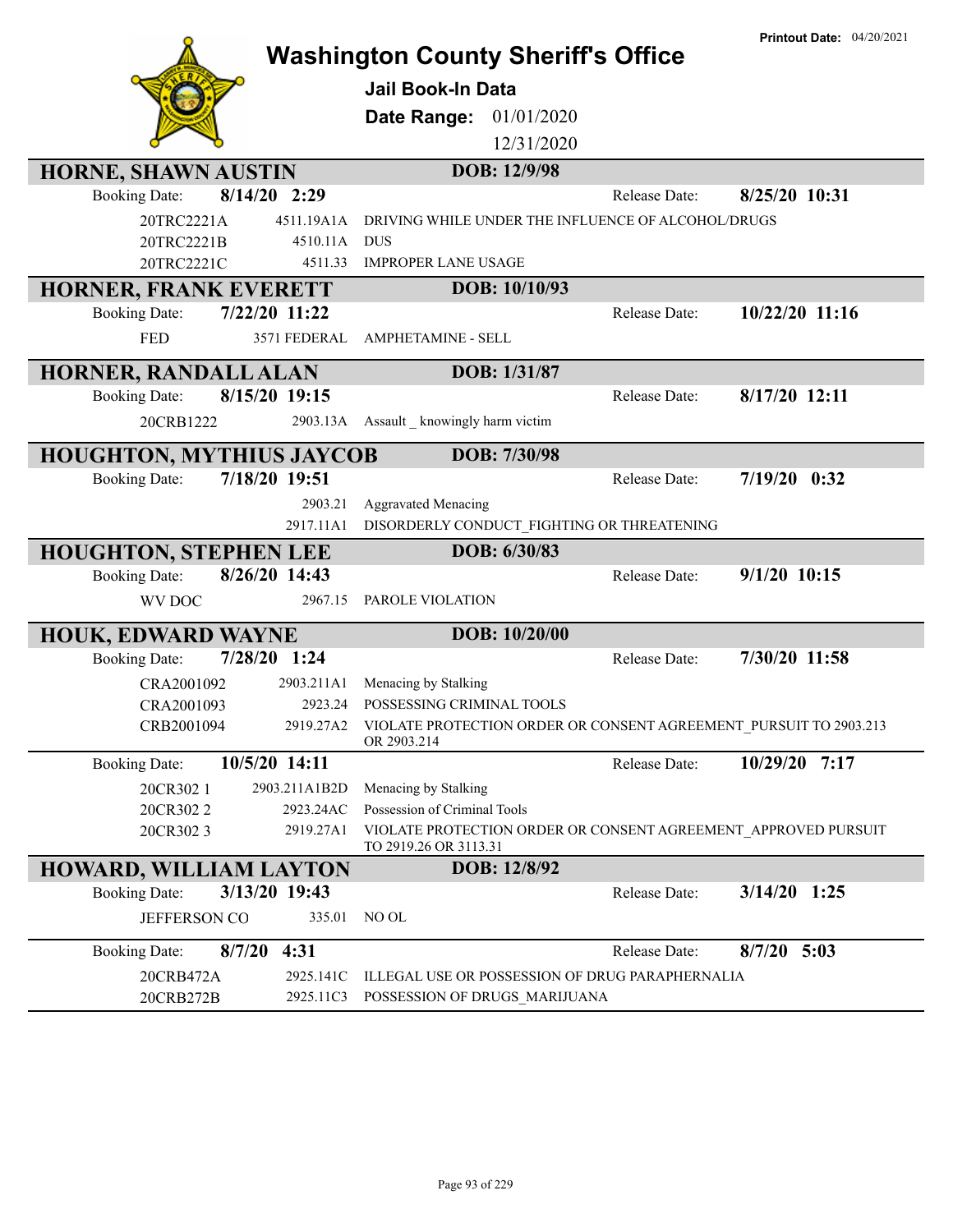# Washington County Sheriff's Office

**Printout Date:** 04/20/2021

## Jail Book-In Data

**Date Range:** 01/01/2020 – 12/31/2020

### HORNE, SHAWN AUSTIN — DOB: 12/9/98

**Booking Date:** 8/14/20 2:29 — **Release Date:** 8/25/20 10:31

| Case | Statute | Charge |
|---|---|---|
| 20TRC2221A | 4511.19A1A | DRIVING WHILE UNDER THE INFLUENCE OF ALCOHOL/DRUGS |
| 20TRC2221B | 4510.11A | DUS |
| 20TRC2221C | 4511.33 | IMPROPER LANE USAGE |

### HORNER, FRANK EVERETT — DOB: 10/10/93

**Booking Date:** 7/22/20 11:22 — **Release Date:** 10/22/20 11:16

| Case | Statute | Charge |
|---|---|---|
| FED | 3571 FEDERAL | AMPHETAMINE - SELL |

### HORNER, RANDALL ALAN — DOB: 1/31/87

**Booking Date:** 8/15/20 19:15 — **Release Date:** 8/17/20 12:11

| Case | Statute | Charge |
|---|---|---|
| 20CRB1222 | 2903.13A | Assault _ knowingly harm victim |

### HOUGHTON, MYTHIUS JAYCOB — DOB: 7/30/98

**Booking Date:** 7/18/20 19:51 — **Release Date:** 7/19/20 0:32

| Case | Statute | Charge |
|---|---|---|
| | 2903.21 | Aggravated Menacing |
| | 2917.11A1 | DISORDERLY CONDUCT_FIGHTING OR THREATENING |

### HOUGHTON, STEPHEN LEE — DOB: 6/30/83

**Booking Date:** 8/26/20 14:43 — **Release Date:** 9/1/20 10:15

| Case | Statute | Charge |
|---|---|---|
| WV DOC | 2967.15 | PAROLE VIOLATION |

### HOUK, EDWARD WAYNE — DOB: 10/20/00

**Booking Date:** 7/28/20 1:24 — **Release Date:** 7/30/20 11:58

| Case | Statute | Charge |
|---|---|---|
| CRA2001092 | 2903.211A1 | Menacing by Stalking |
| CRA2001093 | 2923.24 | POSSESSING CRIMINAL TOOLS |
| CRB2001094 | 2919.27A2 | VIOLATE PROTECTION ORDER OR CONSENT AGREEMENT_PURSUIT TO 2903.213 OR 2903.214 |

**Booking Date:** 10/5/20 14:11 — **Release Date:** 10/29/20 7:17

| Case | Statute | Charge |
|---|---|---|
| 20CR302 1 | 2903.211A1B2D | Menacing by Stalking |
| 20CR302 2 | 2923.24AC | Possession of Criminal Tools |
| 20CR302 3 | 2919.27A1 | VIOLATE PROTECTION ORDER OR CONSENT AGREEMENT_APPROVED PURSUIT TO 2919.26 OR 3113.31 |

### HOWARD, WILLIAM LAYTON — DOB: 12/8/92

**Booking Date:** 3/13/20 19:43 — **Release Date:** 3/14/20 1:25

| Case | Statute | Charge |
|---|---|---|
| JEFFERSON CO | 335.01 | NO OL |

**Booking Date:** 8/7/20 4:31 — **Release Date:** 8/7/20 5:03

| Case | Statute | Charge |
|---|---|---|
| 20CRB472A | 2925.141C | ILLEGAL USE OR POSSESSION OF DRUG PARAPHERNALIA |
| 20CRB272B | 2925.11C3 | POSSESSION OF DRUGS_MARIJUANA |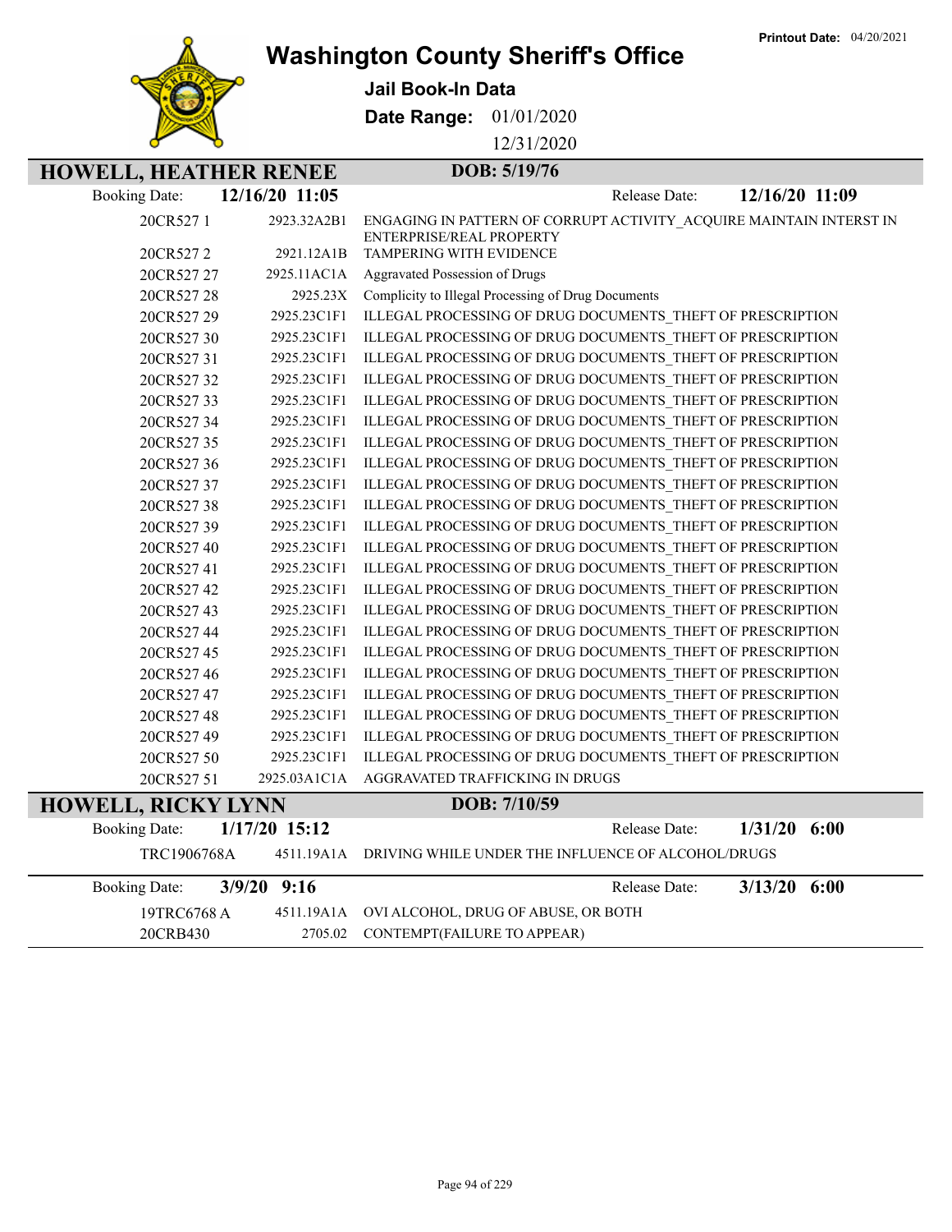Printout Date: 04/20/2021

# Washington County Sheriff's Office

**Jail Book-In Data**

**Date Range:** 01/01/2020 12/31/2020

## HOWELL, HEATHER RENEE — DOB: 5/19/76

Booking Date: **12/16/20 11:05** Release Date: **12/16/20 11:09**

| Case | Statute | Charge |
|---|---|---|
| 20CR527 1 | 2923.32A2B1 | ENGAGING IN PATTERN OF CORRUPT ACTIVITY_ACQUIRE MAINTAIN INTERST IN ENTERPRISE/REAL PROPERTY |
| 20CR527 2 | 2921.12A1B | TAMPERING WITH EVIDENCE |
| 20CR527 27 | 2925.11AC1A | Aggravated Possession of Drugs |
| 20CR527 28 | 2925.23X | Complicity to Illegal Processing of Drug Documents |
| 20CR527 29 | 2925.23C1F1 | ILLEGAL PROCESSING OF DRUG DOCUMENTS_THEFT OF PRESCRIPTION |
| 20CR527 30 | 2925.23C1F1 | ILLEGAL PROCESSING OF DRUG DOCUMENTS_THEFT OF PRESCRIPTION |
| 20CR527 31 | 2925.23C1F1 | ILLEGAL PROCESSING OF DRUG DOCUMENTS_THEFT OF PRESCRIPTION |
| 20CR527 32 | 2925.23C1F1 | ILLEGAL PROCESSING OF DRUG DOCUMENTS_THEFT OF PRESCRIPTION |
| 20CR527 33 | 2925.23C1F1 | ILLEGAL PROCESSING OF DRUG DOCUMENTS_THEFT OF PRESCRIPTION |
| 20CR527 34 | 2925.23C1F1 | ILLEGAL PROCESSING OF DRUG DOCUMENTS_THEFT OF PRESCRIPTION |
| 20CR527 35 | 2925.23C1F1 | ILLEGAL PROCESSING OF DRUG DOCUMENTS_THEFT OF PRESCRIPTION |
| 20CR527 36 | 2925.23C1F1 | ILLEGAL PROCESSING OF DRUG DOCUMENTS_THEFT OF PRESCRIPTION |
| 20CR527 37 | 2925.23C1F1 | ILLEGAL PROCESSING OF DRUG DOCUMENTS_THEFT OF PRESCRIPTION |
| 20CR527 38 | 2925.23C1F1 | ILLEGAL PROCESSING OF DRUG DOCUMENTS_THEFT OF PRESCRIPTION |
| 20CR527 39 | 2925.23C1F1 | ILLEGAL PROCESSING OF DRUG DOCUMENTS_THEFT OF PRESCRIPTION |
| 20CR527 40 | 2925.23C1F1 | ILLEGAL PROCESSING OF DRUG DOCUMENTS_THEFT OF PRESCRIPTION |
| 20CR527 41 | 2925.23C1F1 | ILLEGAL PROCESSING OF DRUG DOCUMENTS_THEFT OF PRESCRIPTION |
| 20CR527 42 | 2925.23C1F1 | ILLEGAL PROCESSING OF DRUG DOCUMENTS_THEFT OF PRESCRIPTION |
| 20CR527 43 | 2925.23C1F1 | ILLEGAL PROCESSING OF DRUG DOCUMENTS_THEFT OF PRESCRIPTION |
| 20CR527 44 | 2925.23C1F1 | ILLEGAL PROCESSING OF DRUG DOCUMENTS_THEFT OF PRESCRIPTION |
| 20CR527 45 | 2925.23C1F1 | ILLEGAL PROCESSING OF DRUG DOCUMENTS_THEFT OF PRESCRIPTION |
| 20CR527 46 | 2925.23C1F1 | ILLEGAL PROCESSING OF DRUG DOCUMENTS_THEFT OF PRESCRIPTION |
| 20CR527 47 | 2925.23C1F1 | ILLEGAL PROCESSING OF DRUG DOCUMENTS_THEFT OF PRESCRIPTION |
| 20CR527 48 | 2925.23C1F1 | ILLEGAL PROCESSING OF DRUG DOCUMENTS_THEFT OF PRESCRIPTION |
| 20CR527 49 | 2925.23C1F1 | ILLEGAL PROCESSING OF DRUG DOCUMENTS_THEFT OF PRESCRIPTION |
| 20CR527 50 | 2925.23C1F1 | ILLEGAL PROCESSING OF DRUG DOCUMENTS_THEFT OF PRESCRIPTION |
| 20CR527 51 | 2925.03A1C1A | AGGRAVATED TRAFFICKING IN DRUGS |

## HOWELL, RICKY LYNN — DOB: 7/10/59

Booking Date: **1/17/20 15:12** Release Date: **1/31/20 6:00**

| Case | Statute | Charge |
|---|---|---|
| TRC1906768A | 4511.19A1A | DRIVING WHILE UNDER THE INFLUENCE OF ALCOHOL/DRUGS |

Booking Date: **3/9/20 9:16** Release Date: **3/13/20 6:00**

| Case | Statute | Charge |
|---|---|---|
| 19TRC6768 A | 4511.19A1A | OVI ALCOHOL, DRUG OF ABUSE, OR BOTH |
| 20CRB430 | 2705.02 | CONTEMPT(FAILURE TO APPEAR) |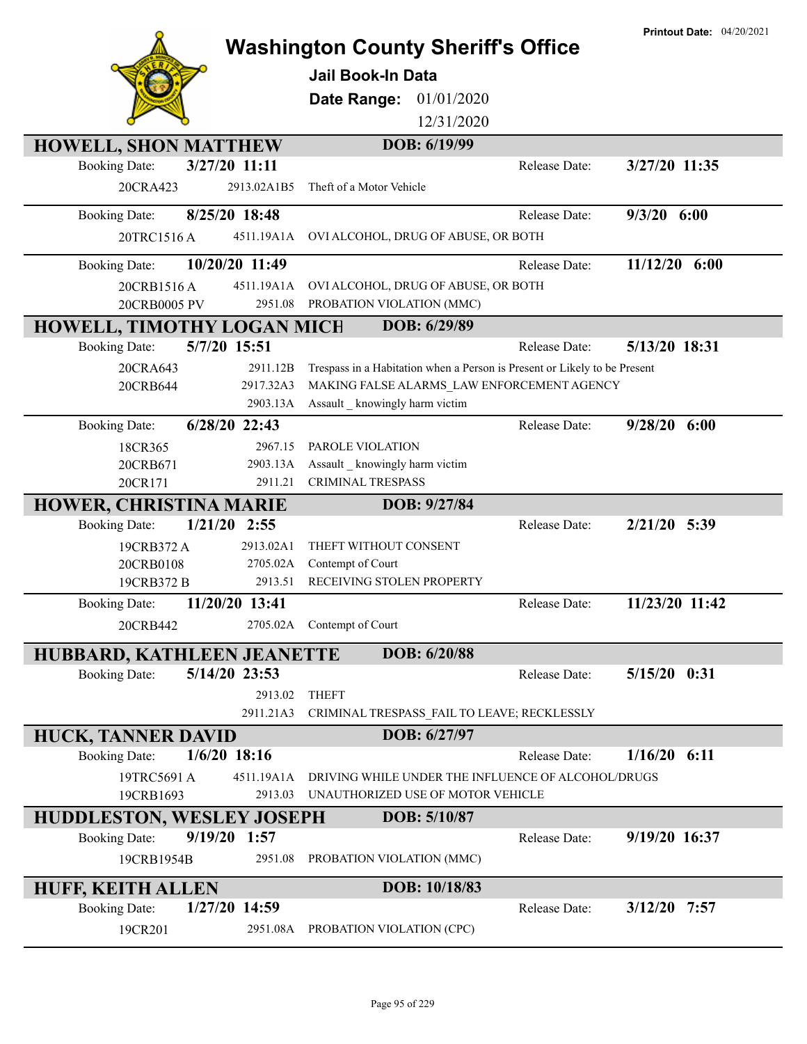# Washington County Sheriff's Office

**Printout Date:** 04/20/2021

**Jail Book-In Data**

**Date Range:** 01/01/2020 – 12/31/2020

## HOWELL, SHON MATTHEW — DOB: 6/19/99

**Booking Date:** 3/27/20 11:11 — **Release Date:** 3/27/20 11:35

| Case | Statute | Charge |
|---|---|---|
| 20CRA423 | 2913.02A1B5 | Theft of a Motor Vehicle |

**Booking Date:** 8/25/20 18:48 — **Release Date:** 9/3/20 6:00

| Case | Statute | Charge |
|---|---|---|
| 20TRC1516 A | 4511.19A1A | OVI ALCOHOL, DRUG OF ABUSE, OR BOTH |

**Booking Date:** 10/20/20 11:49 — **Release Date:** 11/12/20 6:00

| Case | Statute | Charge |
|---|---|---|
| 20CRB1516 A | 4511.19A1A | OVI ALCOHOL, DRUG OF ABUSE, OR BOTH |
| 20CRB0005 PV | 2951.08 | PROBATION VIOLATION (MMC) |

## HOWELL, TIMOTHY LOGAN MICH — DOB: 6/29/89

**Booking Date:** 5/7/20 15:51 — **Release Date:** 5/13/20 18:31

| Case | Statute | Charge |
|---|---|---|
| 20CRA643 | 2911.12B | Trespass in a Habitation when a Person is Present or Likely to be Present |
| 20CRB644 | 2917.32A3 | MAKING FALSE ALARMS_LAW ENFORCEMENT AGENCY |
| | 2903.13A | Assault _ knowingly harm victim |

**Booking Date:** 6/28/20 22:43 — **Release Date:** 9/28/20 6:00

| Case | Statute | Charge |
|---|---|---|
| 18CR365 | 2967.15 | PAROLE VIOLATION |
| 20CRB671 | 2903.13A | Assault _ knowingly harm victim |
| 20CR171 | 2911.21 | CRIMINAL TRESPASS |

## HOWER, CHRISTINA MARIE — DOB: 9/27/84

**Booking Date:** 1/21/20 2:55 — **Release Date:** 2/21/20 5:39

| Case | Statute | Charge |
|---|---|---|
| 19CRB372 A | 2913.02A1 | THEFT WITHOUT CONSENT |
| 20CRB0108 | 2705.02A | Contempt of Court |
| 19CRB372 B | 2913.51 | RECEIVING STOLEN PROPERTY |

**Booking Date:** 11/20/20 13:41 — **Release Date:** 11/23/20 11:42

| Case | Statute | Charge |
|---|---|---|
| 20CRB442 | 2705.02A | Contempt of Court |

## HUBBARD, KATHLEEN JEANETTE — DOB: 6/20/88

**Booking Date:** 5/14/20 23:53 — **Release Date:** 5/15/20 0:31

| Case | Statute | Charge |
|---|---|---|
| | 2913.02 | THEFT |
| | 2911.21A3 | CRIMINAL TRESPASS_FAIL TO LEAVE; RECKLESSLY |

## HUCK, TANNER DAVID — DOB: 6/27/97

**Booking Date:** 1/6/20 18:16 — **Release Date:** 1/16/20 6:11

| Case | Statute | Charge |
|---|---|---|
| 19TRC5691 A | 4511.19A1A | DRIVING WHILE UNDER THE INFLUENCE OF ALCOHOL/DRUGS |
| 19CRB1693 | 2913.03 | UNAUTHORIZED USE OF MOTOR VEHICLE |

## HUDDLESTON, WESLEY JOSEPH — DOB: 5/10/87

**Booking Date:** 9/19/20 1:57 — **Release Date:** 9/19/20 16:37

| Case | Statute | Charge |
|---|---|---|
| 19CRB1954B | 2951.08 | PROBATION VIOLATION (MMC) |

## HUFF, KEITH ALLEN — DOB: 10/18/83

**Booking Date:** 1/27/20 14:59 — **Release Date:** 3/12/20 7:57

| Case | Statute | Charge |
|---|---|---|
| 19CR201 | 2951.08A | PROBATION VIOLATION (CPC) |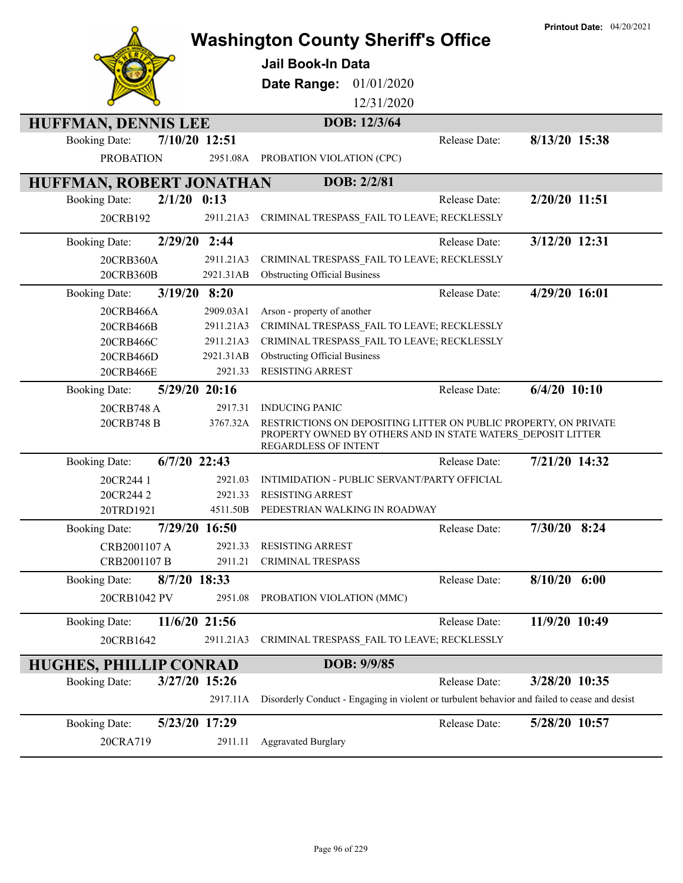Printout Date: 04/20/2021

# Washington County Sheriff's Office

**Jail Book-In Data**

**Date Range:** 01/01/2020 - 12/31/2020

## HUFFMAN, DENNIS LEE — DOB: 12/3/64

**Booking Date:** 7/10/20 12:51 — **Release Date:** 8/13/20 15:38

| Case | Statute | Charge |
|---|---|---|
| PROBATION | 2951.08A | PROBATION VIOLATION (CPC) |

## HUFFMAN, ROBERT JONATHAN — DOB: 2/2/81

**Booking Date:** 2/1/20 0:13 — **Release Date:** 2/20/20 11:51

| Case | Statute | Charge |
|---|---|---|
| 20CRB192 | 2911.21A3 | CRIMINAL TRESPASS_FAIL TO LEAVE; RECKLESSLY |

**Booking Date:** 2/29/20 2:44 — **Release Date:** 3/12/20 12:31

| Case | Statute | Charge |
|---|---|---|
| 20CRB360A | 2911.21A3 | CRIMINAL TRESPASS_FAIL TO LEAVE; RECKLESSLY |
| 20CRB360B | 2921.31AB | Obstructing Official Business |

**Booking Date:** 3/19/20 8:20 — **Release Date:** 4/29/20 16:01

| Case | Statute | Charge |
|---|---|---|
| 20CRB466A | 2909.03A1 | Arson - property of another |
| 20CRB466B | 2911.21A3 | CRIMINAL TRESPASS_FAIL TO LEAVE; RECKLESSLY |
| 20CRB466C | 2911.21A3 | CRIMINAL TRESPASS_FAIL TO LEAVE; RECKLESSLY |
| 20CRB466D | 2921.31AB | Obstructing Official Business |
| 20CRB466E | 2921.33 | RESISTING ARREST |

**Booking Date:** 5/29/20 20:16 — **Release Date:** 6/4/20 10:10

| Case | Statute | Charge |
|---|---|---|
| 20CRB748 A | 2917.31 | INDUCING PANIC |
| 20CRB748 B | 3767.32A | RESTRICTIONS ON DEPOSITING LITTER ON PUBLIC PROPERTY, ON PRIVATE PROPERTY OWNED BY OTHERS AND IN STATE WATERS_DEPOSIT LITTER REGARDLESS OF INTENT |

**Booking Date:** 6/7/20 22:43 — **Release Date:** 7/21/20 14:32

| Case | Statute | Charge |
|---|---|---|
| 20CR244 1 | 2921.03 | INTIMIDATION - PUBLIC SERVANT/PARTY OFFICIAL |
| 20CR244 2 | 2921.33 | RESISTING ARREST |
| 20TRD1921 | 4511.50B | PEDESTRIAN WALKING IN ROADWAY |

**Booking Date:** 7/29/20 16:50 — **Release Date:** 7/30/20 8:24

| Case | Statute | Charge |
|---|---|---|
| CRB2001107 A | 2921.33 | RESISTING ARREST |
| CRB2001107 B | 2911.21 | CRIMINAL TRESPASS |

**Booking Date:** 8/7/20 18:33 — **Release Date:** 8/10/20 6:00

| Case | Statute | Charge |
|---|---|---|
| 20CRB1042 PV | 2951.08 | PROBATION VIOLATION (MMC) |

**Booking Date:** 11/6/20 21:56 — **Release Date:** 11/9/20 10:49

| Case | Statute | Charge |
|---|---|---|
| 20CRB1642 | 2911.21A3 | CRIMINAL TRESPASS_FAIL TO LEAVE; RECKLESSLY |

## HUGHES, PHILLIP CONRAD — DOB: 9/9/85

**Booking Date:** 3/27/20 15:26 — **Release Date:** 3/28/20 10:35

| Case | Statute | Charge |
|---|---|---|
| | 2917.11A | Disorderly Conduct - Engaging in violent or turbulent behavior and failed to cease and desist |

**Booking Date:** 5/23/20 17:29 — **Release Date:** 5/28/20 10:57

| Case | Statute | Charge |
|---|---|---|
| 20CRA719 | 2911.11 | Aggravated Burglary |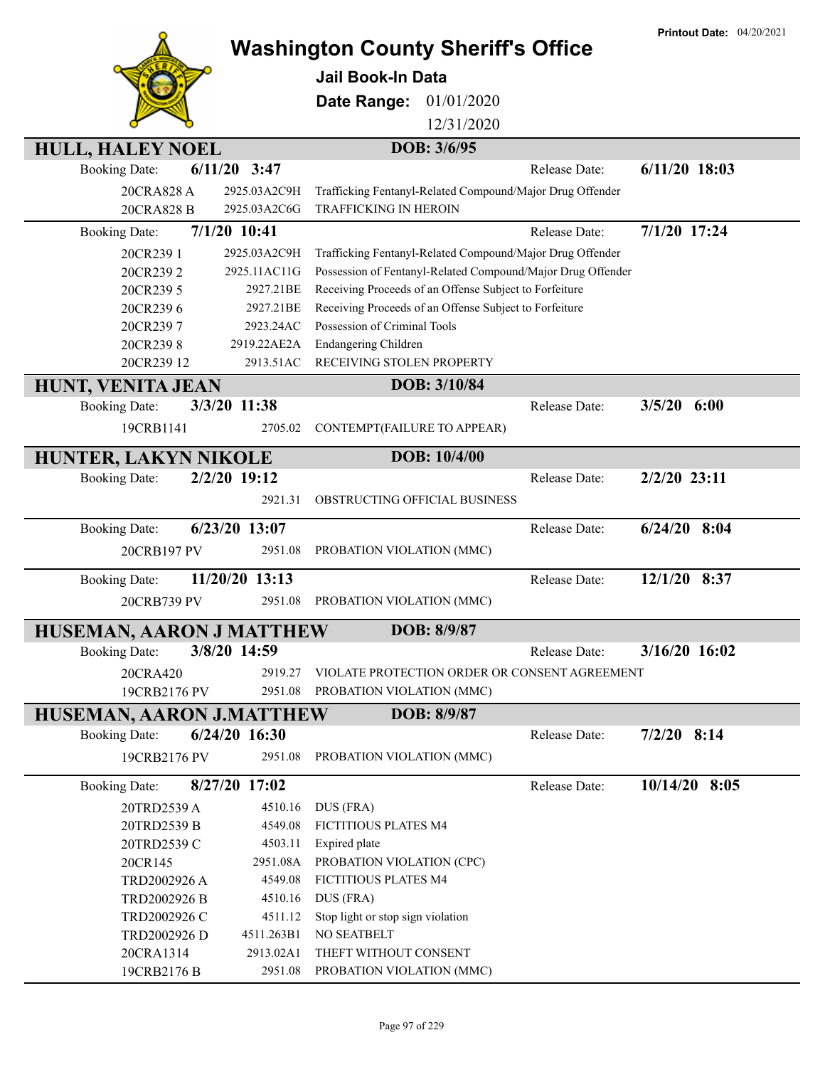# Washington County Sheriff's Office

**Printout Date:** 04/20/2021

**Jail Book-In Data**

**Date Range:** 01/01/2020 – 12/31/2020

## HULL, HALEY NOEL — DOB: 3/6/95

**Booking Date:** 6/11/20 3:47 — **Release Date:** 6/11/20 18:03

| Case | Statute | Charge |
|---|---|---|
| 20CRA828 A | 2925.03A2C9H | Trafficking Fentanyl-Related Compound/Major Drug Offender |
| 20CRA828 B | 2925.03A2C6G | TRAFFICKING IN HEROIN |

**Booking Date:** 7/1/20 10:41 — **Release Date:** 7/1/20 17:24

| Case | Statute | Charge |
|---|---|---|
| 20CR239 1 | 2925.03A2C9H | Trafficking Fentanyl-Related Compound/Major Drug Offender |
| 20CR239 2 | 2925.11AC11G | Possession of Fentanyl-Related Compound/Major Drug Offender |
| 20CR239 5 | 2927.21BE | Receiving Proceeds of an Offense Subject to Forfeiture |
| 20CR239 6 | 2927.21BE | Receiving Proceeds of an Offense Subject to Forfeiture |
| 20CR239 7 | 2923.24AC | Possession of Criminal Tools |
| 20CR239 8 | 2919.22AE2A | Endangering Children |
| 20CR239 12 | 2913.51AC | RECEIVING STOLEN PROPERTY |

## HUNT, VENITA JEAN — DOB: 3/10/84

**Booking Date:** 3/3/20 11:38 — **Release Date:** 3/5/20 6:00

| Case | Statute | Charge |
|---|---|---|
| 19CRB1141 | 2705.02 | CONTEMPT(FAILURE TO APPEAR) |

## HUNTER, LAKYN NIKOLE — DOB: 10/4/00

**Booking Date:** 2/2/20 19:12 — **Release Date:** 2/2/20 23:11

| Case | Statute | Charge |
|---|---|---|
| | 2921.31 | OBSTRUCTING OFFICIAL BUSINESS |

**Booking Date:** 6/23/20 13:07 — **Release Date:** 6/24/20 8:04

| Case | Statute | Charge |
|---|---|---|
| 20CRB197 PV | 2951.08 | PROBATION VIOLATION (MMC) |

**Booking Date:** 11/20/20 13:13 — **Release Date:** 12/1/20 8:37

| Case | Statute | Charge |
|---|---|---|
| 20CRB739 PV | 2951.08 | PROBATION VIOLATION (MMC) |

## HUSEMAN, AARON J MATTHEW — DOB: 8/9/87

**Booking Date:** 3/8/20 14:59 — **Release Date:** 3/16/20 16:02

| Case | Statute | Charge |
|---|---|---|
| 20CRA420 | 2919.27 | VIOLATE PROTECTION ORDER OR CONSENT AGREEMENT |
| 19CRB2176 PV | 2951.08 | PROBATION VIOLATION (MMC) |

## HUSEMAN, AARON J.MATTHEW — DOB: 8/9/87

**Booking Date:** 6/24/20 16:30 — **Release Date:** 7/2/20 8:14

| Case | Statute | Charge |
|---|---|---|
| 19CRB2176 PV | 2951.08 | PROBATION VIOLATION (MMC) |

**Booking Date:** 8/27/20 17:02 — **Release Date:** 10/14/20 8:05

| Case | Statute | Charge |
|---|---|---|
| 20TRD2539 A | 4510.16 | DUS (FRA) |
| 20TRD2539 B | 4549.08 | FICTITIOUS PLATES M4 |
| 20TRD2539 C | 4503.11 | Expired plate |
| 20CR145 | 2951.08A | PROBATION VIOLATION (CPC) |
| TRD2002926 A | 4549.08 | FICTITIOUS PLATES M4 |
| TRD2002926 B | 4510.16 | DUS (FRA) |
| TRD2002926 C | 4511.12 | Stop light or stop sign violation |
| TRD2002926 D | 4511.263B1 | NO SEATBELT |
| 20CRA1314 | 2913.02A1 | THEFT WITHOUT CONSENT |
| 19CRB2176 B | 2951.08 | PROBATION VIOLATION (MMC) |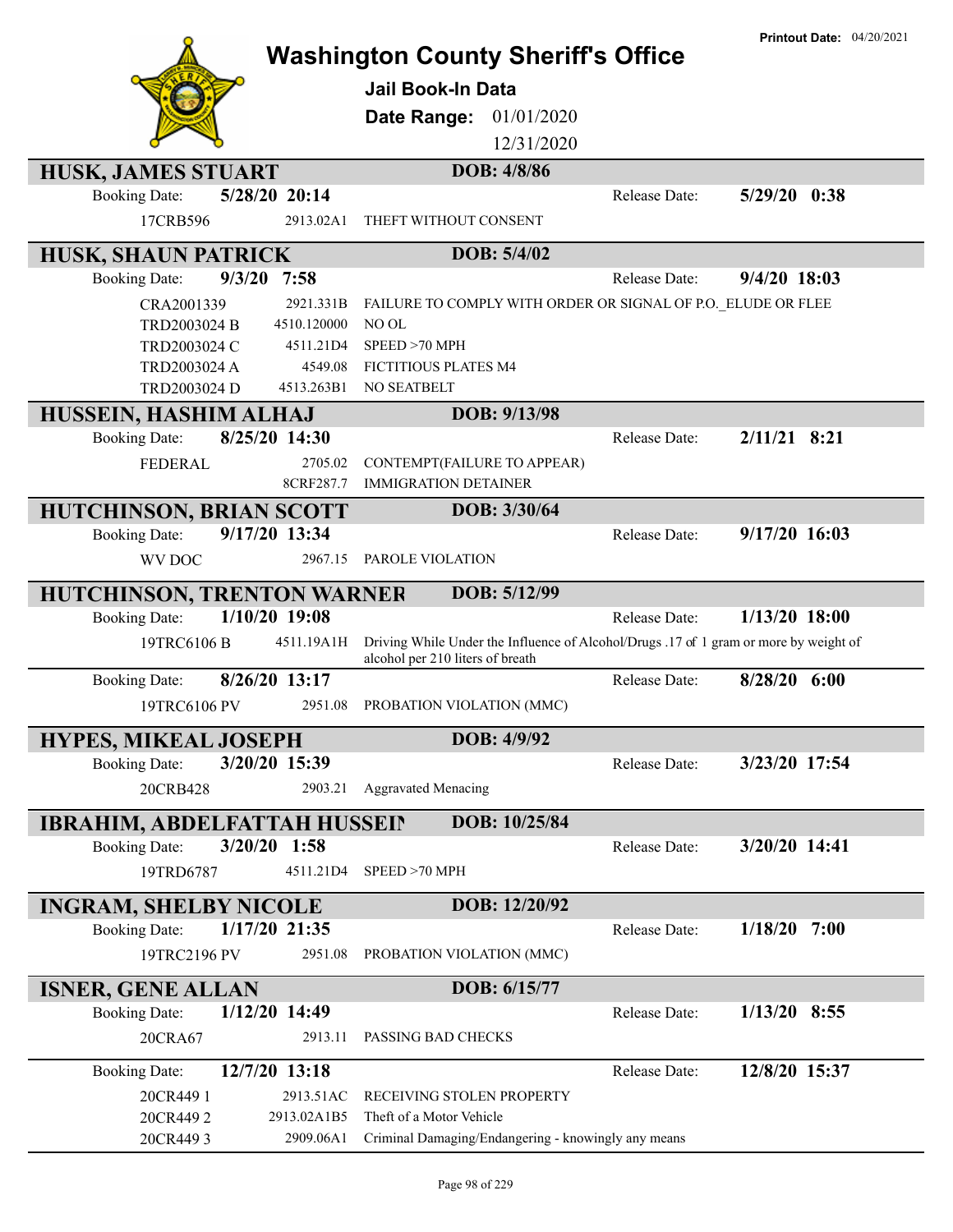# Washington County Sheriff's Office

**Printout Date:** 04/20/2021

## Jail Book-In Data

**Date Range:** 01/01/2020 – 12/31/2020

---

### HUSK, JAMES STUART — DOB: 4/8/86

**Booking Date:** 5/28/20 20:14 | **Release Date:** 5/29/20 0:38

| Case | Statute | Charge |
|---|---|---|
| 17CRB596 | 2913.02A1 | THEFT WITHOUT CONSENT |

### HUSK, SHAUN PATRICK — DOB: 5/4/02

**Booking Date:** 9/3/20 7:58 | **Release Date:** 9/4/20 18:03

| Case | Statute | Charge |
|---|---|---|
| CRA2001339 | 2921.331B | FAILURE TO COMPLY WITH ORDER OR SIGNAL OF P.O._ELUDE OR FLEE |
| TRD2003024 B | 4510.120000 | NO OL |
| TRD2003024 C | 4511.21D4 | SPEED >70 MPH |
| TRD2003024 A | 4549.08 | FICTITIOUS PLATES M4 |
| TRD2003024 D | 4513.263B1 | NO SEATBELT |

### HUSSEIN, HASHIM ALHAJ — DOB: 9/13/98

**Booking Date:** 8/25/20 14:30 | **Release Date:** 2/11/21 8:21

| Case | Statute | Charge |
|---|---|---|
| FEDERAL | 2705.02 | CONTEMPT(FAILURE TO APPEAR) |
| | 8CRF287.7 | IMMIGRATION DETAINER |

### HUTCHINSON, BRIAN SCOTT — DOB: 3/30/64

**Booking Date:** 9/17/20 13:34 | **Release Date:** 9/17/20 16:03

| Case | Statute | Charge |
|---|---|---|
| WV DOC | 2967.15 | PAROLE VIOLATION |

### HUTCHINSON, TRENTON WARNER — DOB: 5/12/99

**Booking Date:** 1/10/20 19:08 | **Release Date:** 1/13/20 18:00

| Case | Statute | Charge |
|---|---|---|
| 19TRC6106 B | 4511.19A1H | Driving While Under the Influence of Alcohol/Drugs .17 of 1 gram or more by weight of alcohol per 210 liters of breath |

**Booking Date:** 8/26/20 13:17 | **Release Date:** 8/28/20 6:00

| Case | Statute | Charge |
|---|---|---|
| 19TRC6106 PV | 2951.08 | PROBATION VIOLATION (MMC) |

### HYPES, MIKEAL JOSEPH — DOB: 4/9/92

**Booking Date:** 3/20/20 15:39 | **Release Date:** 3/23/20 17:54

| Case | Statute | Charge |
|---|---|---|
| 20CRB428 | 2903.21 | Aggravated Menacing |

### IBRAHIM, ABDELFATTAH HUSSEIN — DOB: 10/25/84

**Booking Date:** 3/20/20 1:58 | **Release Date:** 3/20/20 14:41

| Case | Statute | Charge |
|---|---|---|
| 19TRD6787 | 4511.21D4 | SPEED >70 MPH |

### INGRAM, SHELBY NICOLE — DOB: 12/20/92

**Booking Date:** 1/17/20 21:35 | **Release Date:** 1/18/20 7:00

| Case | Statute | Charge |
|---|---|---|
| 19TRC2196 PV | 2951.08 | PROBATION VIOLATION (MMC) |

### ISNER, GENE ALLAN — DOB: 6/15/77

**Booking Date:** 1/12/20 14:49 | **Release Date:** 1/13/20 8:55

| Case | Statute | Charge |
|---|---|---|
| 20CRA67 | 2913.11 | PASSING BAD CHECKS |

**Booking Date:** 12/7/20 13:18 | **Release Date:** 12/8/20 15:37

| Case | Statute | Charge |
|---|---|---|
| 20CR449 1 | 2913.51AC | RECEIVING STOLEN PROPERTY |
| 20CR449 2 | 2913.02A1B5 | Theft of a Motor Vehicle |
| 20CR449 3 | 2909.06A1 | Criminal Damaging/Endangering - knowingly any means |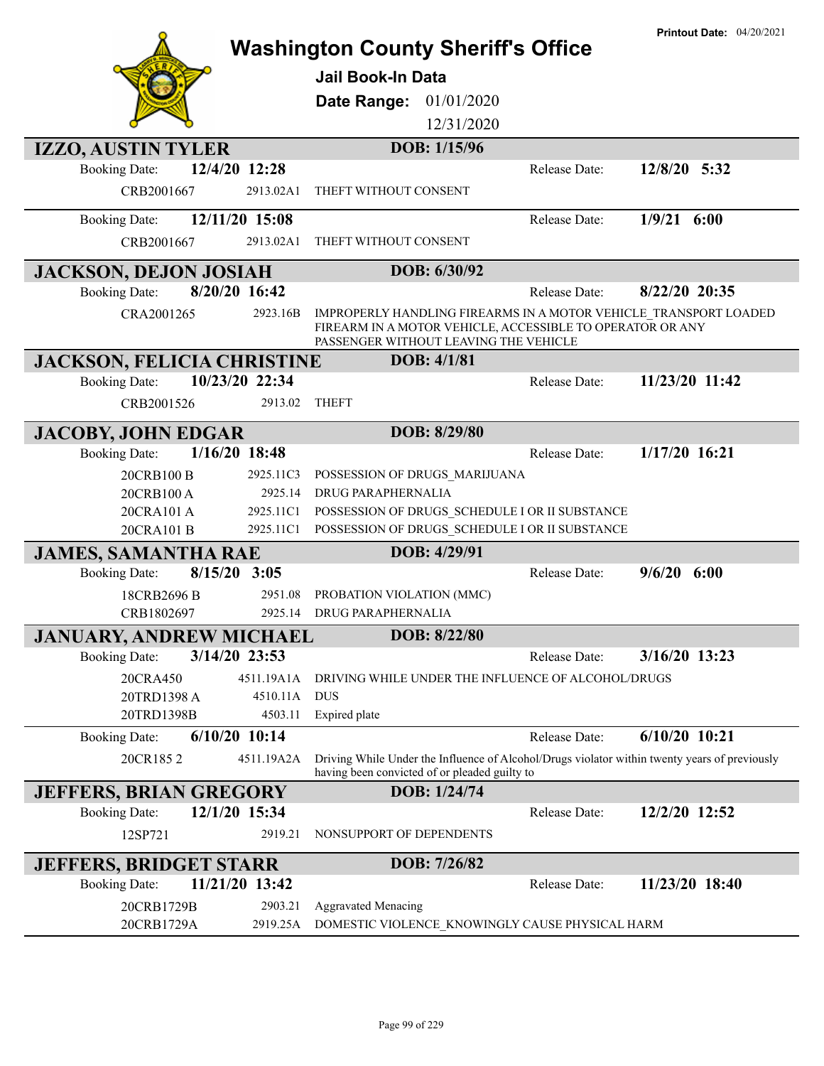# Washington County Sheriff's Office

**Printout Date:** 04/20/2021

## Jail Book-In Data

**Date Range:** 01/01/2020 12/31/2020

---

### IZZO, AUSTIN TYLER
**DOB: 1/15/96**

**Booking Date:** 12/4/20 12:28 **Release Date:** 12/8/20 5:32

| Case | Statute | Charge |
|---|---|---|
| CRB2001667 | 2913.02A1 | THEFT WITHOUT CONSENT |

**Booking Date:** 12/11/20 15:08 **Release Date:** 1/9/21 6:00

| Case | Statute | Charge |
|---|---|---|
| CRB2001667 | 2913.02A1 | THEFT WITHOUT CONSENT |

### JACKSON, DEJON JOSIAH
**DOB: 6/30/92**

**Booking Date:** 8/20/20 16:42 **Release Date:** 8/22/20 20:35

| Case | Statute | Charge |
|---|---|---|
| CRA2001265 | 2923.16B | IMPROPERLY HANDLING FIREARMS IN A MOTOR VEHICLE_TRANSPORT LOADED FIREARM IN A MOTOR VEHICLE, ACCESSIBLE TO OPERATOR OR ANY PASSENGER WITHOUT LEAVING THE VEHICLE |

### JACKSON, FELICIA CHRISTINE
**DOB: 4/1/81**

**Booking Date:** 10/23/20 22:34 **Release Date:** 11/23/20 11:42

| Case | Statute | Charge |
|---|---|---|
| CRB2001526 | 2913.02 | THEFT |

### JACOBY, JOHN EDGAR
**DOB: 8/29/80**

**Booking Date:** 1/16/20 18:48 **Release Date:** 1/17/20 16:21

| Case | Statute | Charge |
|---|---|---|
| 20CRB100 B | 2925.11C3 | POSSESSION OF DRUGS_MARIJUANA |
| 20CRB100 A | 2925.14 | DRUG PARAPHERNALIA |
| 20CRA101 A | 2925.11C1 | POSSESSION OF DRUGS_SCHEDULE I OR II SUBSTANCE |
| 20CRA101 B | 2925.11C1 | POSSESSION OF DRUGS_SCHEDULE I OR II SUBSTANCE |

### JAMES, SAMANTHA RAE
**DOB: 4/29/91**

**Booking Date:** 8/15/20 3:05 **Release Date:** 9/6/20 6:00

| Case | Statute | Charge |
|---|---|---|
| 18CRB2696 B | 2951.08 | PROBATION VIOLATION (MMC) |
| CRB1802697 | 2925.14 | DRUG PARAPHERNALIA |

### JANUARY, ANDREW MICHAEL
**DOB: 8/22/80**

**Booking Date:** 3/14/20 23:53 **Release Date:** 3/16/20 13:23

| Case | Statute | Charge |
|---|---|---|
| 20CRA450 | 4511.19A1A | DRIVING WHILE UNDER THE INFLUENCE OF ALCOHOL/DRUGS |
| 20TRD1398 A | 4510.11A | DUS |
| 20TRD1398B | 4503.11 | Expired plate |

**Booking Date:** 6/10/20 10:14 **Release Date:** 6/10/20 10:21

| Case | Statute | Charge |
|---|---|---|
| 20CR185 2 | 4511.19A2A | Driving While Under the Influence of Alcohol/Drugs violator within twenty years of previously having been convicted of or pleaded guilty to |

### JEFFERS, BRIAN GREGORY
**DOB: 1/24/74**

**Booking Date:** 12/1/20 15:34 **Release Date:** 12/2/20 12:52

| Case | Statute | Charge |
|---|---|---|
| 12SP721 | 2919.21 | NONSUPPORT OF DEPENDENTS |

### JEFFERS, BRIDGET STARR
**DOB: 7/26/82**

**Booking Date:** 11/21/20 13:42 **Release Date:** 11/23/20 18:40

| Case | Statute | Charge |
|---|---|---|
| 20CRB1729B | 2903.21 | Aggravated Menacing |
| 20CRB1729A | 2919.25A | DOMESTIC VIOLENCE_KNOWINGLY CAUSE PHYSICAL HARM |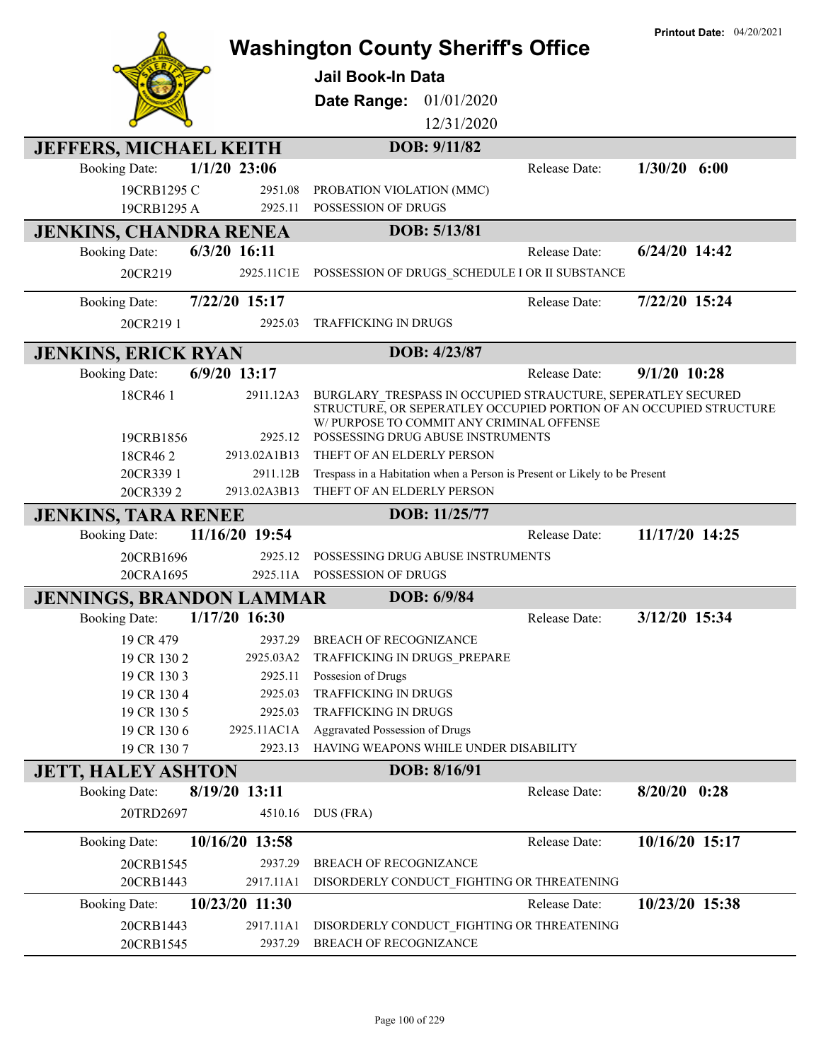# Washington County Sheriff's Office

**Printout Date:** 04/20/2021

## Jail Book-In Data

**Date Range:** 01/01/2020 – 12/31/2020

---

### JEFFERS, MICHAEL KEITH — DOB: 9/11/82

**Booking Date:** 1/1/20 23:06 — **Release Date:** 1/30/20 6:00

| Case | Statute | Charge |
|---|---|---|
| 19CRB1295 C | 2951.08 | PROBATION VIOLATION (MMC) |
| 19CRB1295 A | 2925.11 | POSSESSION OF DRUGS |

### JENKINS, CHANDRA RENEA — DOB: 5/13/81

**Booking Date:** 6/3/20 16:11 — **Release Date:** 6/24/20 14:42

| Case | Statute | Charge |
|---|---|---|
| 20CR219 | 2925.11C1E | POSSESSION OF DRUGS_SCHEDULE I OR II SUBSTANCE |

**Booking Date:** 7/22/20 15:17 — **Release Date:** 7/22/20 15:24

| Case | Statute | Charge |
|---|---|---|
| 20CR219 1 | 2925.03 | TRAFFICKING IN DRUGS |

### JENKINS, ERICK RYAN — DOB: 4/23/87

**Booking Date:** 6/9/20 13:17 — **Release Date:** 9/1/20 10:28

| Case | Statute | Charge |
|---|---|---|
| 18CR46 1 | 2911.12A3 | BURGLARY_TRESPASS IN OCCUPIED STRAUCTURE, SEPERATLEY SECURED STRUCTURE, OR SEPERATLEY OCCUPIED PORTION OF AN OCCUPIED STRUCTURE W/ PURPOSE TO COMMIT ANY CRIMINAL OFFENSE |
| 19CRB1856 | 2925.12 | POSSESSING DRUG ABUSE INSTRUMENTS |
| 18CR46 2 | 2913.02A1B13 | THEFT OF AN ELDERLY PERSON |
| 20CR339 1 | 2911.12B | Trespass in a Habitation when a Person is Present or Likely to be Present |
| 20CR339 2 | 2913.02A3B13 | THEFT OF AN ELDERLY PERSON |

### JENKINS, TARA RENEE — DOB: 11/25/77

**Booking Date:** 11/16/20 19:54 — **Release Date:** 11/17/20 14:25

| Case | Statute | Charge |
|---|---|---|
| 20CRB1696 | 2925.12 | POSSESSING DRUG ABUSE INSTRUMENTS |
| 20CRA1695 | 2925.11A | POSSESSION OF DRUGS |

### JENNINGS, BRANDON LAMMAR — DOB: 6/9/84

**Booking Date:** 1/17/20 16:30 — **Release Date:** 3/12/20 15:34

| Case | Statute | Charge |
|---|---|---|
| 19 CR 479 | 2937.29 | BREACH OF RECOGNIZANCE |
| 19 CR 130 2 | 2925.03A2 | TRAFFICKING IN DRUGS_PREPARE |
| 19 CR 130 3 | 2925.11 | Possesion of Drugs |
| 19 CR 130 4 | 2925.03 | TRAFFICKING IN DRUGS |
| 19 CR 130 5 | 2925.03 | TRAFFICKING IN DRUGS |
| 19 CR 130 6 | 2925.11AC1A | Aggravated Possession of Drugs |
| 19 CR 130 7 | 2923.13 | HAVING WEAPONS WHILE UNDER DISABILITY |

### JETT, HALEY ASHTON — DOB: 8/16/91

**Booking Date:** 8/19/20 13:11 — **Release Date:** 8/20/20 0:28

| Case | Statute | Charge |
|---|---|---|
| 20TRD2697 | 4510.16 | DUS (FRA) |

**Booking Date:** 10/16/20 13:58 — **Release Date:** 10/16/20 15:17

| Case | Statute | Charge |
|---|---|---|
| 20CRB1545 | 2937.29 | BREACH OF RECOGNIZANCE |
| 20CRB1443 | 2917.11A1 | DISORDERLY CONDUCT_FIGHTING OR THREATENING |

**Booking Date:** 10/23/20 11:30 — **Release Date:** 10/23/20 15:38

| Case | Statute | Charge |
|---|---|---|
| 20CRB1443 | 2917.11A1 | DISORDERLY CONDUCT_FIGHTING OR THREATENING |
| 20CRB1545 | 2937.29 | BREACH OF RECOGNIZANCE |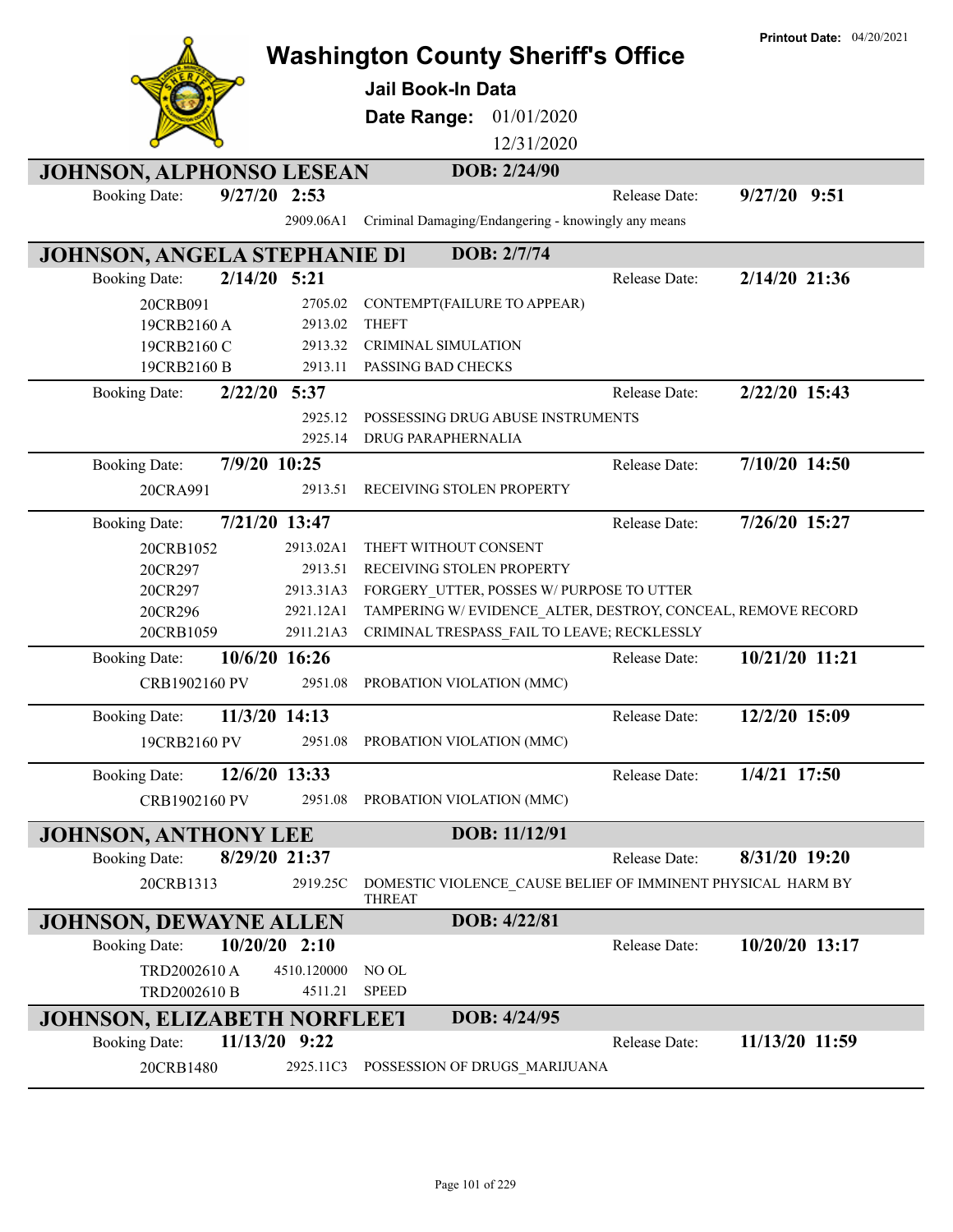# Washington County Sheriff's Office

**Jail Book-In Data**

**Date Range:** 01/01/2020 – 12/31/2020

**Printout Date:** 04/20/2021

## JOHNSON, ALPHONSO LESEAN — DOB: 2/24/90

**Booking Date:** 9/27/20 2:53 — **Release Date:** 9/27/20 9:51

| Case | Statute | Charge |
|---|---|---|
| | 2909.06A1 | Criminal Damaging/Endangering - knowingly any means |

## JOHNSON, ANGELA STEPHANIE DI — DOB: 2/7/74

**Booking Date:** 2/14/20 5:21 — **Release Date:** 2/14/20 21:36

| Case | Statute | Charge |
|---|---|---|
| 20CRB091 | 2705.02 | CONTEMPT(FAILURE TO APPEAR) |
| 19CRB2160 A | 2913.02 | THEFT |
| 19CRB2160 C | 2913.32 | CRIMINAL SIMULATION |
| 19CRB2160 B | 2913.11 | PASSING BAD CHECKS |

**Booking Date:** 2/22/20 5:37 — **Release Date:** 2/22/20 15:43

| Case | Statute | Charge |
|---|---|---|
| | 2925.12 | POSSESSING DRUG ABUSE INSTRUMENTS |
| | 2925.14 | DRUG PARAPHERNALIA |

**Booking Date:** 7/9/20 10:25 — **Release Date:** 7/10/20 14:50

| Case | Statute | Charge |
|---|---|---|
| 20CRA991 | 2913.51 | RECEIVING STOLEN PROPERTY |

**Booking Date:** 7/21/20 13:47 — **Release Date:** 7/26/20 15:27

| Case | Statute | Charge |
|---|---|---|
| 20CRB1052 | 2913.02A1 | THEFT WITHOUT CONSENT |
| 20CR297 | 2913.51 | RECEIVING STOLEN PROPERTY |
| 20CR297 | 2913.31A3 | FORGERY_UTTER, POSSES W/ PURPOSE TO UTTER |
| 20CR296 | 2921.12A1 | TAMPERING W/ EVIDENCE_ALTER, DESTROY, CONCEAL, REMOVE RECORD |
| 20CRB1059 | 2911.21A3 | CRIMINAL TRESPASS_FAIL TO LEAVE; RECKLESSLY |

**Booking Date:** 10/6/20 16:26 — **Release Date:** 10/21/20 11:21

| Case | Statute | Charge |
|---|---|---|
| CRB1902160 PV | 2951.08 | PROBATION VIOLATION (MMC) |

**Booking Date:** 11/3/20 14:13 — **Release Date:** 12/2/20 15:09

| Case | Statute | Charge |
|---|---|---|
| 19CRB2160 PV | 2951.08 | PROBATION VIOLATION (MMC) |

**Booking Date:** 12/6/20 13:33 — **Release Date:** 1/4/21 17:50

| Case | Statute | Charge |
|---|---|---|
| CRB1902160 PV | 2951.08 | PROBATION VIOLATION (MMC) |

## JOHNSON, ANTHONY LEE — DOB: 11/12/91

**Booking Date:** 8/29/20 21:37 — **Release Date:** 8/31/20 19:20

| Case | Statute | Charge |
|---|---|---|
| 20CRB1313 | 2919.25C | DOMESTIC VIOLENCE_CAUSE BELIEF OF IMMINENT PHYSICAL HARM BY THREAT |

## JOHNSON, DEWAYNE ALLEN — DOB: 4/22/81

**Booking Date:** 10/20/20 2:10 — **Release Date:** 10/20/20 13:17

| Case | Statute | Charge |
|---|---|---|
| TRD2002610 A | 4510.120000 | NO OL |
| TRD2002610 B | 4511.21 | SPEED |

## JOHNSON, ELIZABETH NORFLEET — DOB: 4/24/95

**Booking Date:** 11/13/20 9:22 — **Release Date:** 11/13/20 11:59

| Case | Statute | Charge |
|---|---|---|
| 20CRB1480 | 2925.11C3 | POSSESSION OF DRUGS_MARIJUANA |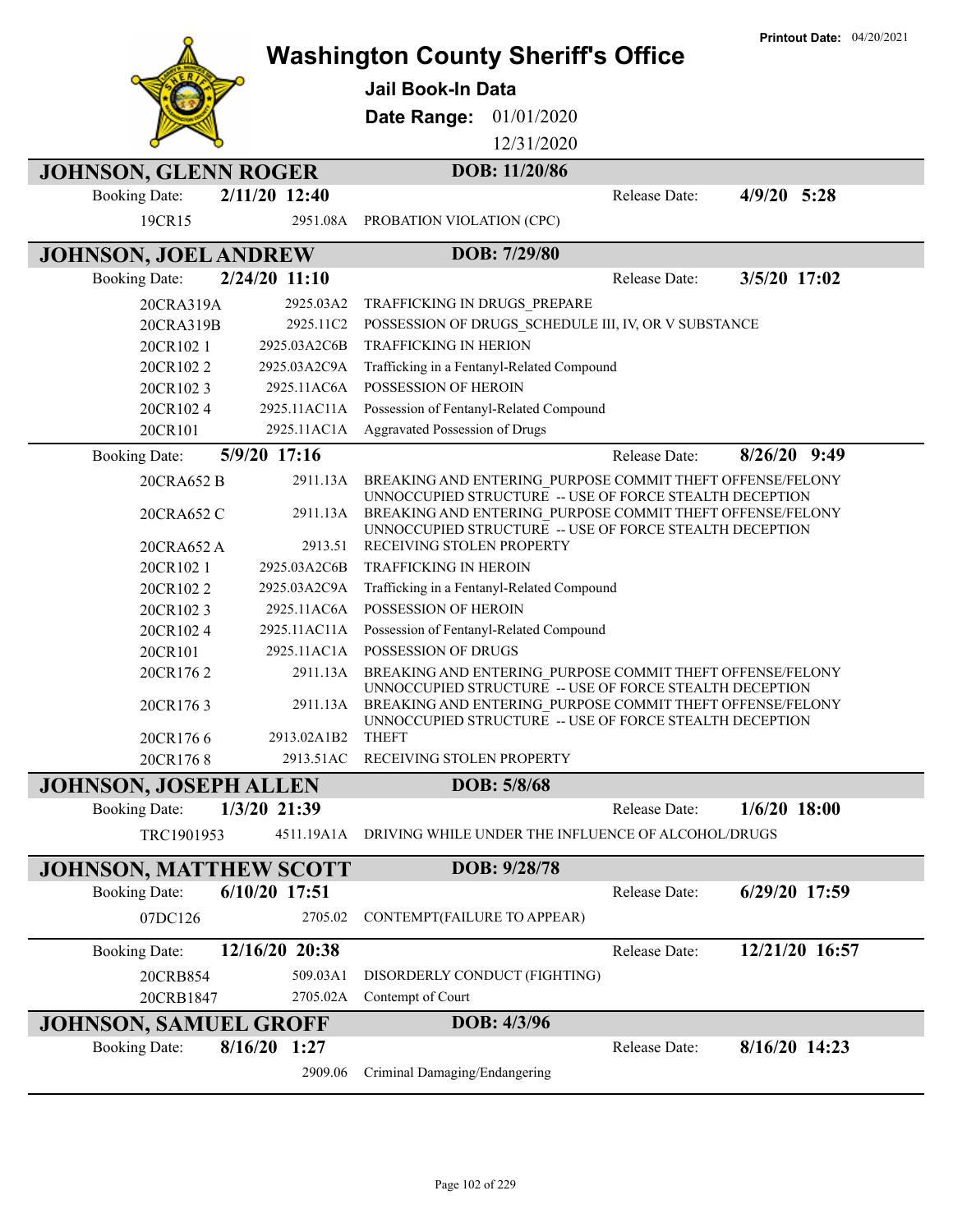# Washington County Sheriff's Office

**Printout Date:** 04/20/2021

**Jail Book-In Data**

**Date Range:** 01/01/2020 12/31/2020

## JOHNSON, GLENN ROGER

**DOB: 11/20/86**

Booking Date: **2/11/20 12:40** Release Date: **4/9/20 5:28**

| Case | Statute | Charge |
|---|---|---|
| 19CR15 | 2951.08A | PROBATION VIOLATION (CPC) |

## JOHNSON, JOEL ANDREW

**DOB: 7/29/80**

Booking Date: **2/24/20 11:10** Release Date: **3/5/20 17:02**

| Case | Statute | Charge |
|---|---|---|
| 20CRA319A | 2925.03A2 | TRAFFICKING IN DRUGS_PREPARE |
| 20CRA319B | 2925.11C2 | POSSESSION OF DRUGS_SCHEDULE III, IV, OR V SUBSTANCE |
| 20CR102 1 | 2925.03A2C6B | TRAFFICKING IN HERION |
| 20CR102 2 | 2925.03A2C9A | Trafficking in a Fentanyl-Related Compound |
| 20CR102 3 | 2925.11AC6A | POSSESSION OF HEROIN |
| 20CR102 4 | 2925.11AC11A | Possession of Fentanyl-Related Compound |
| 20CR101 | 2925.11AC1A | Aggravated Possession of Drugs |

Booking Date: **5/9/20 17:16** Release Date: **8/26/20 9:49**

| Case | Statute | Charge |
|---|---|---|
| 20CRA652 B | 2911.13A | BREAKING AND ENTERING_PURPOSE COMMIT THEFT OFFENSE/FELONY UNNOCCUPIED STRUCTURE -- USE OF FORCE STEALTH DECEPTION |
| 20CRA652 C | 2911.13A | BREAKING AND ENTERING_PURPOSE COMMIT THEFT OFFENSE/FELONY UNNOCCUPIED STRUCTURE -- USE OF FORCE STEALTH DECEPTION |
| 20CRA652 A | 2913.51 | RECEIVING STOLEN PROPERTY |
| 20CR102 1 | 2925.03A2C6B | TRAFFICKING IN HEROIN |
| 20CR102 2 | 2925.03A2C9A | Trafficking in a Fentanyl-Related Compound |
| 20CR102 3 | 2925.11AC6A | POSSESSION OF HEROIN |
| 20CR102 4 | 2925.11AC11A | Possession of Fentanyl-Related Compound |
| 20CR101 | 2925.11AC1A | POSSESSION OF DRUGS |
| 20CR176 2 | 2911.13A | BREAKING AND ENTERING_PURPOSE COMMIT THEFT OFFENSE/FELONY UNNOCCUPIED STRUCTURE -- USE OF FORCE STEALTH DECEPTION |
| 20CR176 3 | 2911.13A | BREAKING AND ENTERING_PURPOSE COMMIT THEFT OFFENSE/FELONY UNNOCCUPIED STRUCTURE -- USE OF FORCE STEALTH DECEPTION |
| 20CR176 6 | 2913.02A1B2 | THEFT |
| 20CR176 8 | 2913.51AC | RECEIVING STOLEN PROPERTY |

## JOHNSON, JOSEPH ALLEN

**DOB: 5/8/68**

Booking Date: **1/3/20 21:39** Release Date: **1/6/20 18:00**

| Case | Statute | Charge |
|---|---|---|
| TRC1901953 | 4511.19A1A | DRIVING WHILE UNDER THE INFLUENCE OF ALCOHOL/DRUGS |

## JOHNSON, MATTHEW SCOTT

**DOB: 9/28/78**

Booking Date: **6/10/20 17:51** Release Date: **6/29/20 17:59**

| Case | Statute | Charge |
|---|---|---|
| 07DC126 | 2705.02 | CONTEMPT(FAILURE TO APPEAR) |

Booking Date: **12/16/20 20:38** Release Date: **12/21/20 16:57**

| Case | Statute | Charge |
|---|---|---|
| 20CRB854 | 509.03A1 | DISORDERLY CONDUCT (FIGHTING) |
| 20CRB1847 | 2705.02A | Contempt of Court |

## JOHNSON, SAMUEL GROFF

**DOB: 4/3/96**

Booking Date: **8/16/20 1:27** Release Date: **8/16/20 14:23**

| Case | Statute | Charge |
|---|---|---|
| | 2909.06 | Criminal Damaging/Endangering |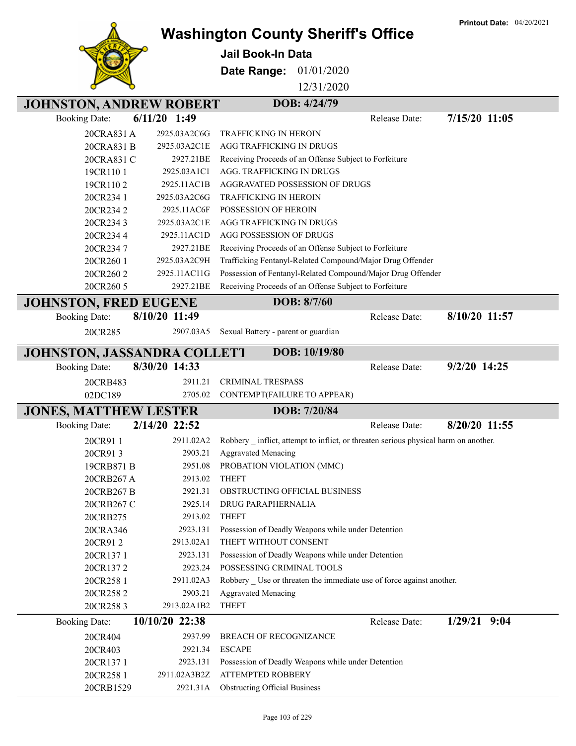# Washington County Sheriff's Office

**Jail Book-In Data**

**Date Range:** 01/01/2020 – 12/31/2020

**Printout Date:** 04/20/2021

## JOHNSTON, ANDREW ROBERT — DOB: 4/24/79

**Booking Date:** 6/11/20 1:49 — **Release Date:** 7/15/20 11:05

| Case | Statute | Charge |
|---|---|---|
| 20CRA831 A | 2925.03A2C6G | TRAFFICKING IN HEROIN |
| 20CRA831 B | 2925.03A2C1E | AGG TRAFFICKING IN DRUGS |
| 20CRA831 C | 2927.21BE | Receiving Proceeds of an Offense Subject to Forfeiture |
| 19CR110 1 | 2925.03A1C1 | AGG. TRAFFICKING IN DRUGS |
| 19CR110 2 | 2925.11AC1B | AGGRAVATED POSSESSION OF DRUGS |
| 20CR234 1 | 2925.03A2C6G | TRAFFICKING IN HEROIN |
| 20CR234 2 | 2925.11AC6F | POSSESSION OF HEROIN |
| 20CR234 3 | 2925.03A2C1E | AGG TRAFFICKING IN DRUGS |
| 20CR234 4 | 2925.11AC1D | AGG POSSESSION OF DRUGS |
| 20CR234 7 | 2927.21BE | Receiving Proceeds of an Offense Subject to Forfeiture |
| 20CR260 1 | 2925.03A2C9H | Trafficking Fentanyl-Related Compound/Major Drug Offender |
| 20CR260 2 | 2925.11AC11G | Possession of Fentanyl-Related Compound/Major Drug Offender |
| 20CR260 5 | 2927.21BE | Receiving Proceeds of an Offense Subject to Forfeiture |

## JOHNSTON, FRED EUGENE — DOB: 8/7/60

**Booking Date:** 8/10/20 11:49 — **Release Date:** 8/10/20 11:57

| Case | Statute | Charge |
|---|---|---|
| 20CR285 | 2907.03A5 | Sexual Battery - parent or guardian |

## JOHNSTON, JASSANDRA COLLETT1 — DOB: 10/19/80

**Booking Date:** 8/30/20 14:33 — **Release Date:** 9/2/20 14:25

| Case | Statute | Charge |
|---|---|---|
| 20CRB483 | 2911.21 | CRIMINAL TRESPASS |
| 02DC189 | 2705.02 | CONTEMPT(FAILURE TO APPEAR) |

## JONES, MATTHEW LESTER — DOB: 7/20/84

**Booking Date:** 2/14/20 22:52 — **Release Date:** 8/20/20 11:55

| Case | Statute | Charge |
|---|---|---|
| 20CR91 1 | 2911.02A2 | Robbery _ inflict, attempt to inflict, or threaten serious physical harm on another. |
| 20CR91 3 | 2903.21 | Aggravated Menacing |
| 19CRB871 B | 2951.08 | PROBATION VIOLATION (MMC) |
| 20CRB267 A | 2913.02 | THEFT |
| 20CRB267 B | 2921.31 | OBSTRUCTING OFFICIAL BUSINESS |
| 20CRB267 C | 2925.14 | DRUG PARAPHERNALIA |
| 20CRB275 | 2913.02 | THEFT |
| 20CRA346 | 2923.131 | Possession of Deadly Weapons while under Detention |
| 20CR91 2 | 2913.02A1 | THEFT WITHOUT CONSENT |
| 20CR137 1 | 2923.131 | Possession of Deadly Weapons while under Detention |
| 20CR137 2 | 2923.24 | POSSESSING CRIMINAL TOOLS |
| 20CR258 1 | 2911.02A3 | Robbery _ Use or threaten the immediate use of force against another. |
| 20CR258 2 | 2903.21 | Aggravated Menacing |
| 20CR258 3 | 2913.02A1B2 | THEFT |

**Booking Date:** 10/10/20 22:38 — **Release Date:** 1/29/21 9:04

| Case | Statute | Charge |
|---|---|---|
| 20CR404 | 2937.99 | BREACH OF RECOGNIZANCE |
| 20CR403 | 2921.34 | ESCAPE |
| 20CR137 1 | 2923.131 | Possession of Deadly Weapons while under Detention |
| 20CR258 1 | 2911.02A3B2Z | ATTEMPTED ROBBERY |
| 20CRB1529 | 2921.31A | Obstructing Official Business |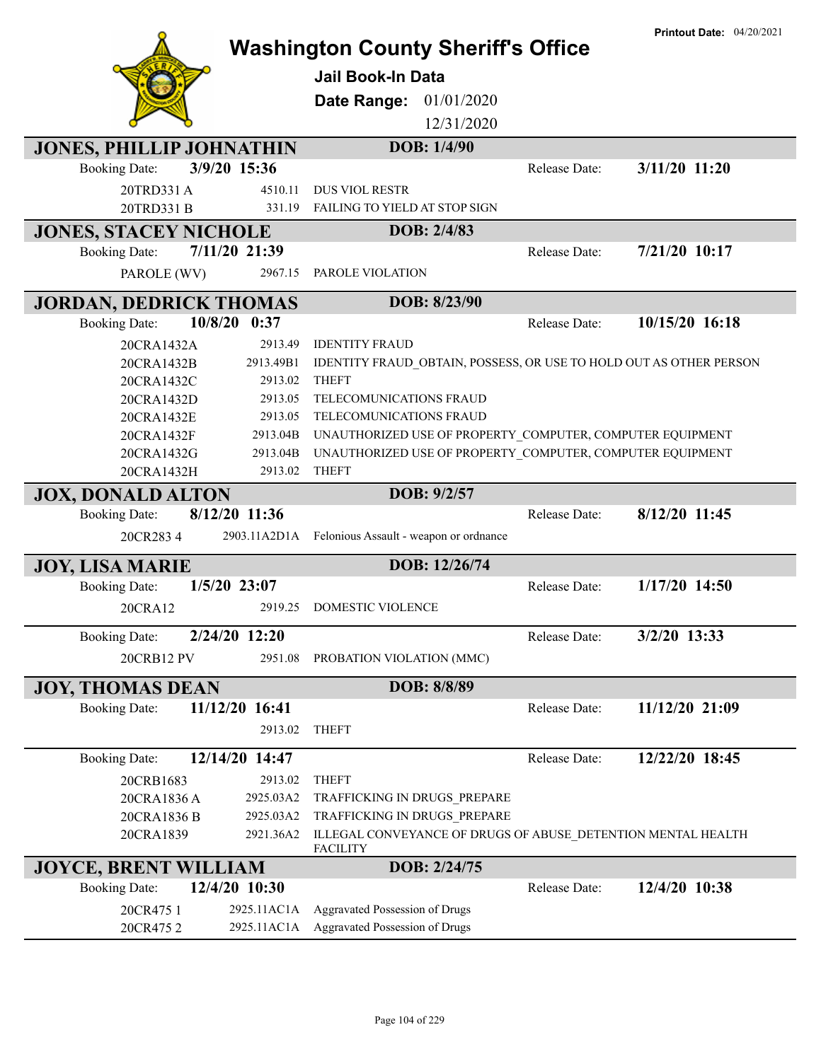# Washington County Sheriff's Office

**Printout Date:** 04/20/2021

**Jail Book-In Data**

**Date Range:** 01/01/2020 12/31/2020

## JONES, PHILLIP JOHNATHIN — DOB: 1/4/90

**Booking Date:** 3/9/20 15:36 — **Release Date:** 3/11/20 11:20

| Case | Statute | Charge |
|---|---|---|
| 20TRD331 A | 4510.11 | DUS VIOL RESTR |
| 20TRD331 B | 331.19 | FAILING TO YIELD AT STOP SIGN |

## JONES, STACEY NICHOLE — DOB: 2/4/83

**Booking Date:** 7/11/20 21:39 — **Release Date:** 7/21/20 10:17

| Case | Statute | Charge |
|---|---|---|
| PAROLE (WV) | 2967.15 | PAROLE VIOLATION |

## JORDAN, DEDRICK THOMAS — DOB: 8/23/90

**Booking Date:** 10/8/20 0:37 — **Release Date:** 10/15/20 16:18

| Case | Statute | Charge |
|---|---|---|
| 20CRA1432A | 2913.49 | IDENTITY FRAUD |
| 20CRA1432B | 2913.49B1 | IDENTITY FRAUD_OBTAIN, POSSESS, OR USE TO HOLD OUT AS OTHER PERSON |
| 20CRA1432C | 2913.02 | THEFT |
| 20CRA1432D | 2913.05 | TELECOMUNICATIONS FRAUD |
| 20CRA1432E | 2913.05 | TELECOMUNICATIONS FRAUD |
| 20CRA1432F | 2913.04B | UNAUTHORIZED USE OF PROPERTY_COMPUTER, COMPUTER EQUIPMENT |
| 20CRA1432G | 2913.04B | UNAUTHORIZED USE OF PROPERTY_COMPUTER, COMPUTER EQUIPMENT |
| 20CRA1432H | 2913.02 | THEFT |

## JOX, DONALD ALTON — DOB: 9/2/57

**Booking Date:** 8/12/20 11:36 — **Release Date:** 8/12/20 11:45

| Case | Statute | Charge |
|---|---|---|
| 20CR283 4 | 2903.11A2D1A | Felonious Assault - weapon or ordnance |

## JOY, LISA MARIE — DOB: 12/26/74

**Booking Date:** 1/5/20 23:07 — **Release Date:** 1/17/20 14:50

| Case | Statute | Charge |
|---|---|---|
| 20CRA12 | 2919.25 | DOMESTIC VIOLENCE |

**Booking Date:** 2/24/20 12:20 — **Release Date:** 3/2/20 13:33

| Case | Statute | Charge |
|---|---|---|
| 20CRB12 PV | 2951.08 | PROBATION VIOLATION (MMC) |

## JOY, THOMAS DEAN — DOB: 8/8/89

**Booking Date:** 11/12/20 16:41 — **Release Date:** 11/12/20 21:09

| Case | Statute | Charge |
|---|---|---|
| | 2913.02 | THEFT |

**Booking Date:** 12/14/20 14:47 — **Release Date:** 12/22/20 18:45

| Case | Statute | Charge |
|---|---|---|
| 20CRB1683 | 2913.02 | THEFT |
| 20CRA1836 A | 2925.03A2 | TRAFFICKING IN DRUGS_PREPARE |
| 20CRA1836 B | 2925.03A2 | TRAFFICKING IN DRUGS_PREPARE |
| 20CRA1839 | 2921.36A2 | ILLEGAL CONVEYANCE OF DRUGS OF ABUSE_DETENTION MENTAL HEALTH FACILITY |

## JOYCE, BRENT WILLIAM — DOB: 2/24/75

**Booking Date:** 12/4/20 10:30 — **Release Date:** 12/4/20 10:38

| Case | Statute | Charge |
|---|---|---|
| 20CR475 1 | 2925.11AC1A | Aggravated Possession of Drugs |
| 20CR475 2 | 2925.11AC1A | Aggravated Possession of Drugs |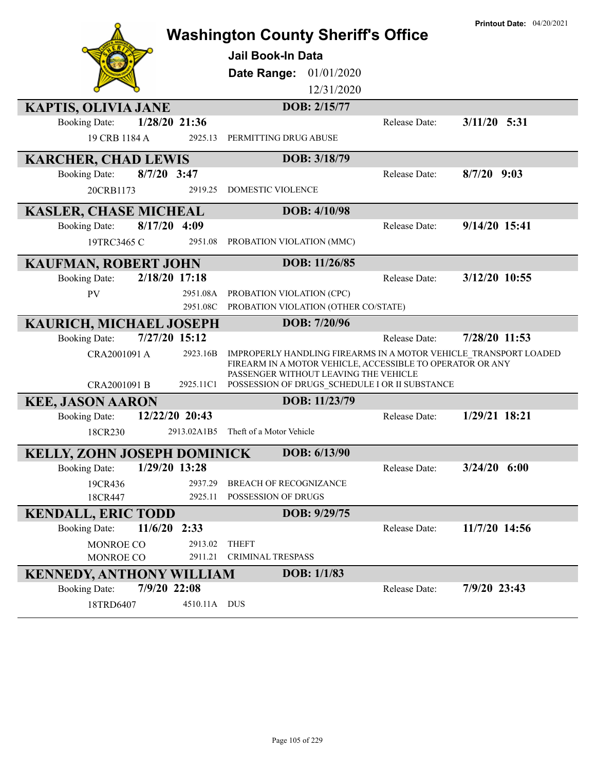# Washington County Sheriff's Office

**Printout Date:** 04/20/2021

## Jail Book-In Data

**Date Range:** 01/01/2020 12/31/2020

---

### KAPTIS, OLIVIA JANE
**DOB:** 2/15/77

Booking Date: **1/28/20 21:36** Release Date: **3/11/20 5:31**

| Case | Statute | Charge |
|---|---|---|
| 19 CRB 1184 A | 2925.13 | PERMITTING DRUG ABUSE |

### KARCHER, CHAD LEWIS
**DOB:** 3/18/79

Booking Date: **8/7/20 3:47** Release Date: **8/7/20 9:03**

| Case | Statute | Charge |
|---|---|---|
| 20CRB1173 | 2919.25 | DOMESTIC VIOLENCE |

### KASLER, CHASE MICHEAL
**DOB:** 4/10/98

Booking Date: **8/17/20 4:09** Release Date: **9/14/20 15:41**

| Case | Statute | Charge |
|---|---|---|
| 19TRC3465 C | 2951.08 | PROBATION VIOLATION (MMC) |

### KAUFMAN, ROBERT JOHN
**DOB:** 11/26/85

Booking Date: **2/18/20 17:18** Release Date: **3/12/20 10:55**

| Case | Statute | Charge |
|---|---|---|
| PV | 2951.08A | PROBATION VIOLATION (CPC) |
| | 2951.08C | PROBATION VIOLATION (OTHER CO/STATE) |

### KAURICH, MICHAEL JOSEPH
**DOB:** 7/20/96

Booking Date: **7/27/20 15:12** Release Date: **7/28/20 11:53**

| Case | Statute | Charge |
|---|---|---|
| CRA2001091 A | 2923.16B | IMPROPERLY HANDLING FIREARMS IN A MOTOR VEHICLE_TRANSPORT LOADED FIREARM IN A MOTOR VEHICLE, ACCESSIBLE TO OPERATOR OR ANY PASSENGER WITHOUT LEAVING THE VEHICLE |
| CRA2001091 B | 2925.11C1 | POSSESSION OF DRUGS_SCHEDULE I OR II SUBSTANCE |

### KEE, JASON AARON
**DOB:** 11/23/79

Booking Date: **12/22/20 20:43** Release Date: **1/29/21 18:21**

| Case | Statute | Charge |
|---|---|---|
| 18CR230 | 2913.02A1B5 | Theft of a Motor Vehicle |

### KELLY, ZOHN JOSEPH DOMINICK
**DOB:** 6/13/90

Booking Date: **1/29/20 13:28** Release Date: **3/24/20 6:00**

| Case | Statute | Charge |
|---|---|---|
| 19CR436 | 2937.29 | BREACH OF RECOGNIZANCE |
| 18CR447 | 2925.11 | POSSESSION OF DRUGS |

### KENDALL, ERIC TODD
**DOB:** 9/29/75

Booking Date: **11/6/20 2:33** Release Date: **11/7/20 14:56**

| Case | Statute | Charge |
|---|---|---|
| MONROE CO | 2913.02 | THEFT |
| MONROE CO | 2911.21 | CRIMINAL TRESPASS |

### KENNEDY, ANTHONY WILLIAM
**DOB:** 1/1/83

Booking Date: **7/9/20 22:08** Release Date: **7/9/20 23:43**

| Case | Statute | Charge |
|---|---|---|
| 18TRD6407 | 4510.11A | DUS |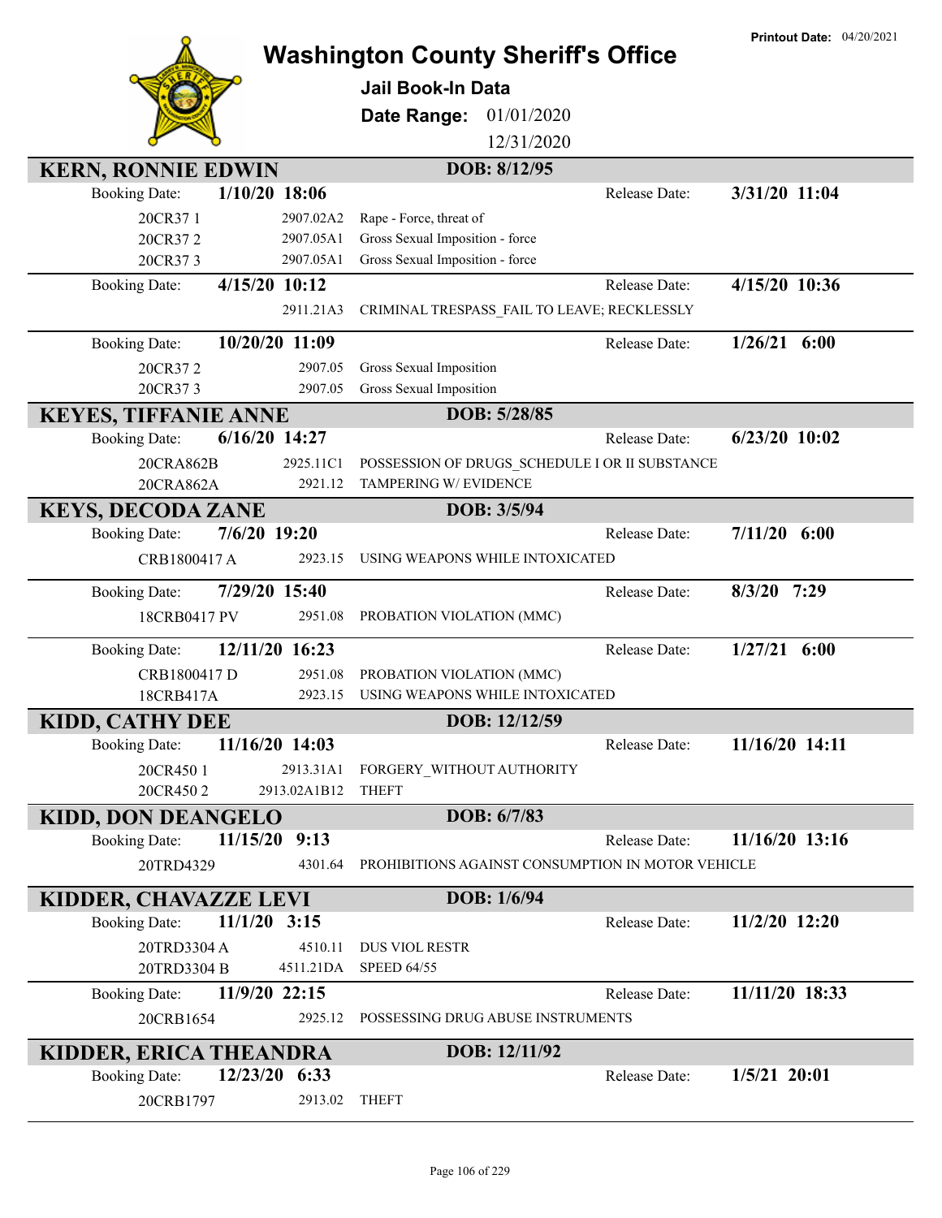Printout Date: 04/20/2021

# Washington County Sheriff's Office

## Jail Book-In Data

**Date Range:** 01/01/2020 12/31/2020

---

### KERN, RONNIE EDWIN — DOB: 8/12/95

**Booking Date:** 1/10/20 18:06 — **Release Date:** 3/31/20 11:04

| Case | Statute | Charge |
|---|---|---|
| 20CR37 1 | 2907.02A2 | Rape - Force, threat of |
| 20CR37 2 | 2907.05A1 | Gross Sexual Imposition - force |
| 20CR37 3 | 2907.05A1 | Gross Sexual Imposition - force |

**Booking Date:** 4/15/20 10:12 — **Release Date:** 4/15/20 10:36

| Case | Statute | Charge |
|---|---|---|
| | 2911.21A3 | CRIMINAL TRESPASS_FAIL TO LEAVE; RECKLESSLY |

**Booking Date:** 10/20/20 11:09 — **Release Date:** 1/26/21 6:00

| Case | Statute | Charge |
|---|---|---|
| 20CR37 2 | 2907.05 | Gross Sexual Imposition |
| 20CR37 3 | 2907.05 | Gross Sexual Imposition |

### KEYES, TIFFANIE ANNE — DOB: 5/28/85

**Booking Date:** 6/16/20 14:27 — **Release Date:** 6/23/20 10:02

| Case | Statute | Charge |
|---|---|---|
| 20CRA862B | 2925.11C1 | POSSESSION OF DRUGS_SCHEDULE I OR II SUBSTANCE |
| 20CRA862A | 2921.12 | TAMPERING W/ EVIDENCE |

### KEYS, DECODA ZANE — DOB: 3/5/94

**Booking Date:** 7/6/20 19:20 — **Release Date:** 7/11/20 6:00

| Case | Statute | Charge |
|---|---|---|
| CRB1800417 A | 2923.15 | USING WEAPONS WHILE INTOXICATED |

**Booking Date:** 7/29/20 15:40 — **Release Date:** 8/3/20 7:29

| Case | Statute | Charge |
|---|---|---|
| 18CRB0417 PV | 2951.08 | PROBATION VIOLATION (MMC) |

**Booking Date:** 12/11/20 16:23 — **Release Date:** 1/27/21 6:00

| Case | Statute | Charge |
|---|---|---|
| CRB1800417 D | 2951.08 | PROBATION VIOLATION (MMC) |
| 18CRB417A | 2923.15 | USING WEAPONS WHILE INTOXICATED |

### KIDD, CATHY DEE — DOB: 12/12/59

**Booking Date:** 11/16/20 14:03 — **Release Date:** 11/16/20 14:11

| Case | Statute | Charge |
|---|---|---|
| 20CR450 1 | 2913.31A1 | FORGERY_WITHOUT AUTHORITY |
| 20CR450 2 | 2913.02A1B12 | THEFT |

### KIDD, DON DEANGELO — DOB: 6/7/83

**Booking Date:** 11/15/20 9:13 — **Release Date:** 11/16/20 13:16

| Case | Statute | Charge |
|---|---|---|
| 20TRD4329 | 4301.64 | PROHIBITIONS AGAINST CONSUMPTION IN MOTOR VEHICLE |

### KIDDER, CHAVAZZE LEVI — DOB: 1/6/94

**Booking Date:** 11/1/20 3:15 — **Release Date:** 11/2/20 12:20

| Case | Statute | Charge |
|---|---|---|
| 20TRD3304 A | 4510.11 | DUS VIOL RESTR |
| 20TRD3304 B | 4511.21DA | SPEED 64/55 |

**Booking Date:** 11/9/20 22:15 — **Release Date:** 11/11/20 18:33

| Case | Statute | Charge |
|---|---|---|
| 20CRB1654 | 2925.12 | POSSESSING DRUG ABUSE INSTRUMENTS |

### KIDDER, ERICA THEANDRA — DOB: 12/11/92

**Booking Date:** 12/23/20 6:33 — **Release Date:** 1/5/21 20:01

| Case | Statute | Charge |
|---|---|---|
| 20CRB1797 | 2913.02 | THEFT |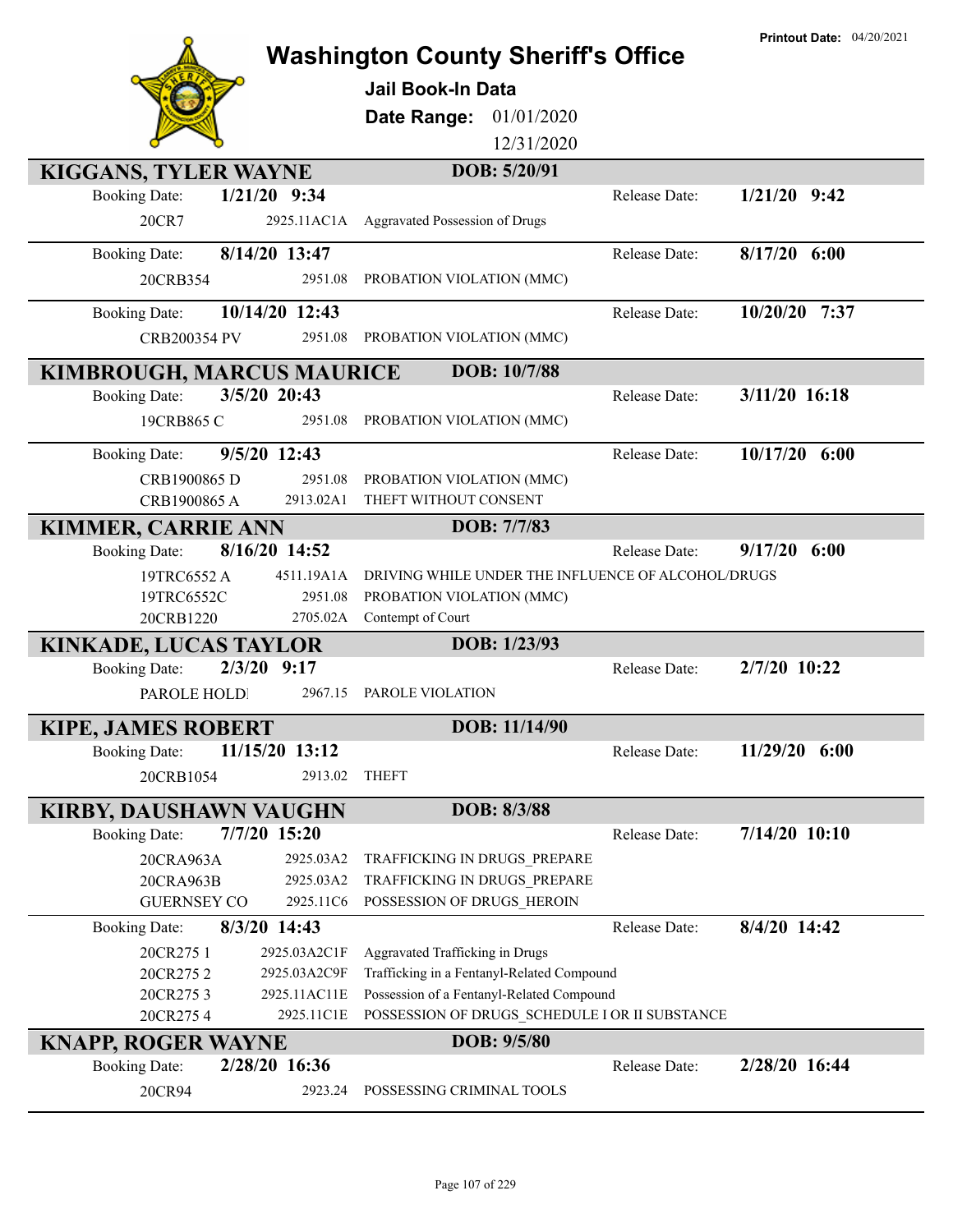Printout Date: 04/20/2021

# Washington County Sheriff's Office

## Jail Book-In Data

**Date Range:** 01/01/2020 12/31/2020

### KIGGANS, TYLER WAYNE — DOB: 5/20/91

| Booking Date: | 1/21/20 9:34 | | Release Date: | 1/21/20 9:42 |
|---|---|---|---|---|
| 20CR7 | 2925.11AC1A | Aggravated Possession of Drugs | | |

| Booking Date: | 8/14/20 13:47 | | Release Date: | 8/17/20 6:00 |
|---|---|---|---|---|
| 20CRB354 | 2951.08 | PROBATION VIOLATION (MMC) | | |

| Booking Date: | 10/14/20 12:43 | | Release Date: | 10/20/20 7:37 |
|---|---|---|---|---|
| CRB200354 PV | 2951.08 | PROBATION VIOLATION (MMC) | | |

### KIMBROUGH, MARCUS MAURICE — DOB: 10/7/88

| Booking Date: | 3/5/20 20:43 | | Release Date: | 3/11/20 16:18 |
|---|---|---|---|---|
| 19CRB865 C | 2951.08 | PROBATION VIOLATION (MMC) | | |

| Booking Date: | 9/5/20 12:43 | | Release Date: | 10/17/20 6:00 |
|---|---|---|---|---|
| CRB1900865 D | 2951.08 | PROBATION VIOLATION (MMC) | | |
| CRB1900865 A | 2913.02A1 | THEFT WITHOUT CONSENT | | |

### KIMMER, CARRIE ANN — DOB: 7/7/83

| Booking Date: | 8/16/20 14:52 | | Release Date: | 9/17/20 6:00 |
|---|---|---|---|---|
| 19TRC6552 A | 4511.19A1A | DRIVING WHILE UNDER THE INFLUENCE OF ALCOHOL/DRUGS | | |
| 19TRC6552C | 2951.08 | PROBATION VIOLATION (MMC) | | |
| 20CRB1220 | 2705.02A | Contempt of Court | | |

### KINKADE, LUCAS TAYLOR — DOB: 1/23/93

| Booking Date: | 2/3/20 9:17 | | Release Date: | 2/7/20 10:22 |
|---|---|---|---|---|
| PAROLE HOLD | 2967.15 | PAROLE VIOLATION | | |

### KIPE, JAMES ROBERT — DOB: 11/14/90

| Booking Date: | 11/15/20 13:12 | | Release Date: | 11/29/20 6:00 |
|---|---|---|---|---|
| 20CRB1054 | 2913.02 | THEFT | | |

### KIRBY, DAUSHAWN VAUGHN — DOB: 8/3/88

| Booking Date: | 7/7/20 15:20 | | Release Date: | 7/14/20 10:10 |
|---|---|---|---|---|
| 20CRA963A | 2925.03A2 | TRAFFICKING IN DRUGS_PREPARE | | |
| 20CRA963B | 2925.03A2 | TRAFFICKING IN DRUGS_PREPARE | | |
| GUERNSEY CO | 2925.11C6 | POSSESSION OF DRUGS_HEROIN | | |

| Booking Date: | 8/3/20 14:43 | | Release Date: | 8/4/20 14:42 |
|---|---|---|---|---|
| 20CR275 1 | 2925.03A2C1F | Aggravated Trafficking in Drugs | | |
| 20CR275 2 | 2925.03A2C9F | Trafficking in a Fentanyl-Related Compound | | |
| 20CR275 3 | 2925.11AC11E | Possession of a Fentanyl-Related Compound | | |
| 20CR275 4 | 2925.11C1E | POSSESSION OF DRUGS_SCHEDULE I OR II SUBSTANCE | | |

### KNAPP, ROGER WAYNE — DOB: 9/5/80

| Booking Date: | 2/28/20 16:36 | | Release Date: | 2/28/20 16:44 |
|---|---|---|---|---|
| 20CR94 | 2923.24 | POSSESSING CRIMINAL TOOLS | | |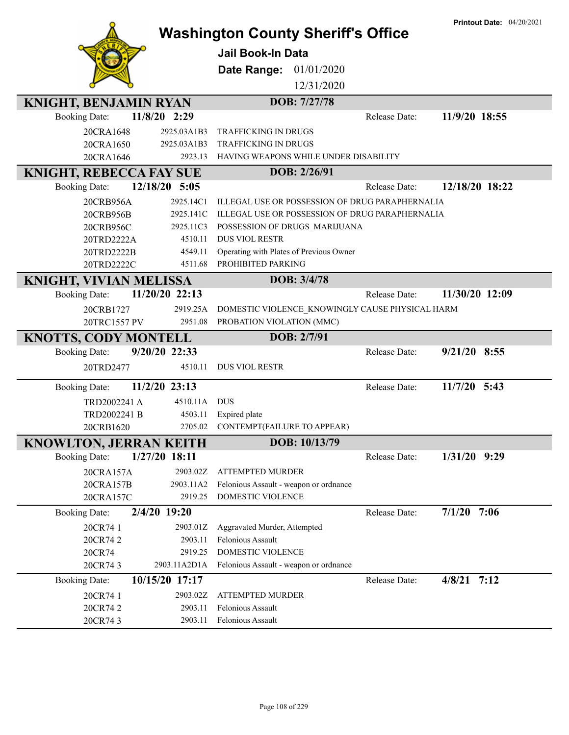# Washington County Sheriff's Office

**Printout Date:** 04/20/2021

## Jail Book-In Data

**Date Range:** 01/01/2020 – 12/31/2020

### KNIGHT, BENJAMIN RYAN — DOB: 7/27/78

**Booking Date:** 11/8/20 2:29 — **Release Date:** 11/9/20 18:55

| Case | Statute | Charge |
|---|---|---|
| 20CRA1648 | 2925.03A1B3 | TRAFFICKING IN DRUGS |
| 20CRA1650 | 2925.03A1B3 | TRAFFICKING IN DRUGS |
| 20CRA1646 | 2923.13 | HAVING WEAPONS WHILE UNDER DISABILITY |

### KNIGHT, REBECCA FAY SUE — DOB: 2/26/91

**Booking Date:** 12/18/20 5:05 — **Release Date:** 12/18/20 18:22

| Case | Statute | Charge |
|---|---|---|
| 20CRB956A | 2925.14C1 | ILLEGAL USE OR POSSESSION OF DRUG PARAPHERNALIA |
| 20CRB956B | 2925.141C | ILLEGAL USE OR POSSESSION OF DRUG PARAPHERNALIA |
| 20CRB956C | 2925.11C3 | POSSESSION OF DRUGS_MARIJUANA |
| 20TRD2222A | 4510.11 | DUS VIOL RESTR |
| 20TRD2222B | 4549.11 | Operating with Plates of Previous Owner |
| 20TRD2222C | 4511.68 | PROHIBITED PARKING |

### KNIGHT, VIVIAN MELISSA — DOB: 3/4/78

**Booking Date:** 11/20/20 22:13 — **Release Date:** 11/30/20 12:09

| Case | Statute | Charge |
|---|---|---|
| 20CRB1727 | 2919.25A | DOMESTIC VIOLENCE_KNOWINGLY CAUSE PHYSICAL HARM |
| 20TRC1557 PV | 2951.08 | PROBATION VIOLATION (MMC) |

### KNOTTS, CODY MONTELL — DOB: 2/7/91

**Booking Date:** 9/20/20 22:33 — **Release Date:** 9/21/20 8:55

| Case | Statute | Charge |
|---|---|---|
| 20TRD2477 | 4510.11 | DUS VIOL RESTR |

**Booking Date:** 11/2/20 23:13 — **Release Date:** 11/7/20 5:43

| Case | Statute | Charge |
|---|---|---|
| TRD2002241 A | 4510.11A | DUS |
| TRD2002241 B | 4503.11 | Expired plate |
| 20CRB1620 | 2705.02 | CONTEMPT(FAILURE TO APPEAR) |

### KNOWLTON, JERRAN KEITH — DOB: 10/13/79

**Booking Date:** 1/27/20 18:11 — **Release Date:** 1/31/20 9:29

| Case | Statute | Charge |
|---|---|---|
| 20CRA157A | 2903.02Z | ATTEMPTED MURDER |
| 20CRA157B | 2903.11A2 | Felonious Assault - weapon or ordnance |
| 20CRA157C | 2919.25 | DOMESTIC VIOLENCE |

**Booking Date:** 2/4/20 19:20 — **Release Date:** 7/1/20 7:06

| Case | Statute | Charge |
|---|---|---|
| 20CR74 1 | 2903.01Z | Aggravated Murder, Attempted |
| 20CR74 2 | 2903.11 | Felonious Assault |
| 20CR74 | 2919.25 | DOMESTIC VIOLENCE |
| 20CR74 3 | 2903.11A2D1A | Felonious Assault - weapon or ordnance |

**Booking Date:** 10/15/20 17:17 — **Release Date:** 4/8/21 7:12

| Case | Statute | Charge |
|---|---|---|
| 20CR74 1 | 2903.02Z | ATTEMPTED MURDER |
| 20CR74 2 | 2903.11 | Felonious Assault |
| 20CR74 3 | 2903.11 | Felonious Assault |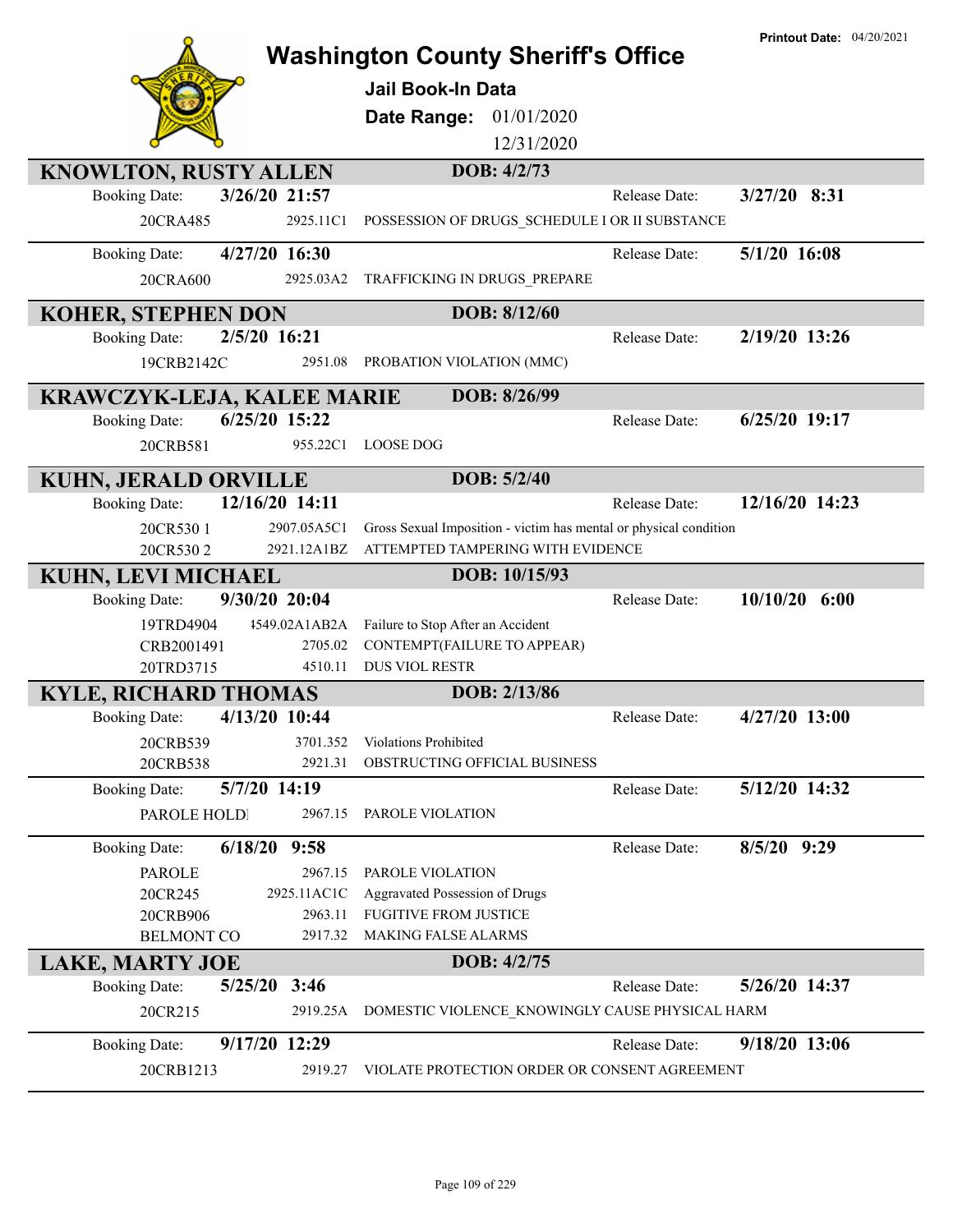# Washington County Sheriff's Office

**Printout Date:** 04/20/2021

**Jail Book-In Data**

**Date Range:** 01/01/2020 12/31/2020

## KNOWLTON, RUSTY ALLEN — DOB: 4/2/73

| Booking Date: | 3/26/20 21:57 | | Release Date: | 3/27/20 8:31 |
|---|---|---|---|---|
| 20CRA485 | 2925.11C1 | POSSESSION OF DRUGS_SCHEDULE I OR II SUBSTANCE | | |

| Booking Date: | 4/27/20 16:30 | | Release Date: | 5/1/20 16:08 |
|---|---|---|---|---|
| 20CRA600 | 2925.03A2 | TRAFFICKING IN DRUGS_PREPARE | | |

## KOHER, STEPHEN DON — DOB: 8/12/60

| Booking Date: | 2/5/20 16:21 | | Release Date: | 2/19/20 13:26 |
|---|---|---|---|---|
| 19CRB2142C | 2951.08 | PROBATION VIOLATION (MMC) | | |

## KRAWCZYK-LEJA, KALEE MARIE — DOB: 8/26/99

| Booking Date: | 6/25/20 15:22 | | Release Date: | 6/25/20 19:17 |
|---|---|---|---|---|
| 20CRB581 | 955.22C1 | LOOSE DOG | | |

## KUHN, JERALD ORVILLE — DOB: 5/2/40

| Booking Date: | 12/16/20 14:11 | | Release Date: | 12/16/20 14:23 |
|---|---|---|---|---|
| 20CR530 1 | 2907.05A5C1 | Gross Sexual Imposition - victim has mental or physical condition | | |
| 20CR530 2 | 2921.12A1BZ | ATTEMPTED TAMPERING WITH EVIDENCE | | |

## KUHN, LEVI MICHAEL — DOB: 10/15/93

| Booking Date: | 9/30/20 20:04 | | Release Date: | 10/10/20 6:00 |
|---|---|---|---|---|
| 19TRD4904 | 4549.02A1AB2A | Failure to Stop After an Accident | | |
| CRB2001491 | 2705.02 | CONTEMPT(FAILURE TO APPEAR) | | |
| 20TRD3715 | 4510.11 | DUS VIOL RESTR | | |

## KYLE, RICHARD THOMAS — DOB: 2/13/86

| Booking Date: | 4/13/20 10:44 | | Release Date: | 4/27/20 13:00 |
|---|---|---|---|---|
| 20CRB539 | 3701.352 | Violations Prohibited | | |
| 20CRB538 | 2921.31 | OBSTRUCTING OFFICIAL BUSINESS | | |

| Booking Date: | 5/7/20 14:19 | | Release Date: | 5/12/20 14:32 |
|---|---|---|---|---|
| PAROLE HOLD | 2967.15 | PAROLE VIOLATION | | |

| Booking Date: | 6/18/20 9:58 | | Release Date: | 8/5/20 9:29 |
|---|---|---|---|---|
| PAROLE | 2967.15 | PAROLE VIOLATION | | |
| 20CR245 | 2925.11AC1C | Aggravated Possession of Drugs | | |
| 20CRB906 | 2963.11 | FUGITIVE FROM JUSTICE | | |
| BELMONT CO | 2917.32 | MAKING FALSE ALARMS | | |

## LAKE, MARTY JOE — DOB: 4/2/75

| Booking Date: | 5/25/20 3:46 | | Release Date: | 5/26/20 14:37 |
|---|---|---|---|---|
| 20CR215 | 2919.25A | DOMESTIC VIOLENCE_KNOWINGLY CAUSE PHYSICAL HARM | | |

| Booking Date: | 9/17/20 12:29 | | Release Date: | 9/18/20 13:06 |
|---|---|---|---|---|
| 20CRB1213 | 2919.27 | VIOLATE PROTECTION ORDER OR CONSENT AGREEMENT | | |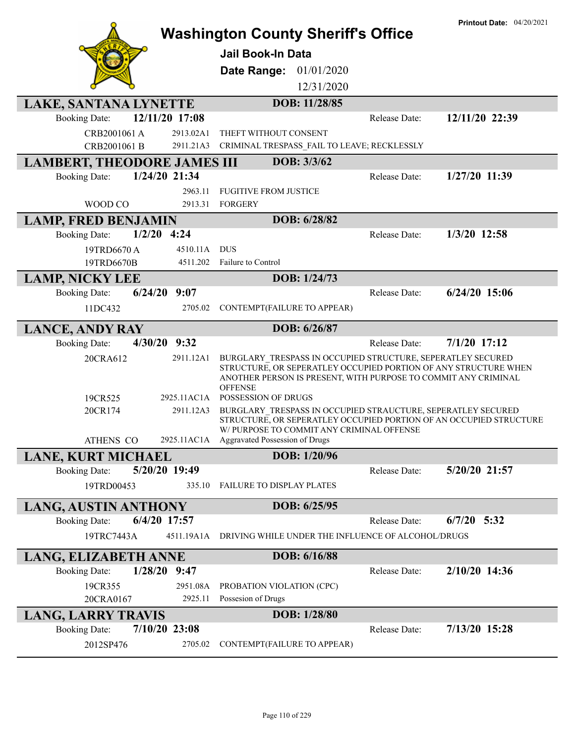# Washington County Sheriff's Office

**Printout Date:** 04/20/2021

## Jail Book-In Data

**Date Range:** 01/01/2020 – 12/31/2020

---

### LAKE, SANTANA LYNETTE — DOB: 11/28/85

**Booking Date:** 12/11/20 17:08 | **Release Date:** 12/11/20 22:39

| Case | Statute | Charge |
|---|---|---|
| CRB2001061 A | 2913.02A1 | THEFT WITHOUT CONSENT |
| CRB2001061 B | 2911.21A3 | CRIMINAL TRESPASS_FAIL TO LEAVE; RECKLESSLY |

### LAMBERT, THEODORE JAMES III — DOB: 3/3/62

**Booking Date:** 1/24/20 21:34 | **Release Date:** 1/27/20 11:39

| Case | Statute | Charge |
|---|---|---|
| | 2963.11 | FUGITIVE FROM JUSTICE |
| WOOD CO | 2913.31 | FORGERY |

### LAMP, FRED BENJAMIN — DOB: 6/28/82

**Booking Date:** 1/2/20 4:24 | **Release Date:** 1/3/20 12:58

| Case | Statute | Charge |
|---|---|---|
| 19TRD6670 A | 4510.11A | DUS |
| 19TRD6670B | 4511.202 | Failure to Control |

### LAMP, NICKY LEE — DOB: 1/24/73

**Booking Date:** 6/24/20 9:07 | **Release Date:** 6/24/20 15:06

| Case | Statute | Charge |
|---|---|---|
| 11DC432 | 2705.02 | CONTEMPT(FAILURE TO APPEAR) |

### LANCE, ANDY RAY — DOB: 6/26/87

**Booking Date:** 4/30/20 9:32 | **Release Date:** 7/1/20 17:12

| Case | Statute | Charge |
|---|---|---|
| 20CRA612 | 2911.12A1 | BURGLARY_TRESPASS IN OCCUPIED STRUCTURE, SEPERATLEY SECURED STRUCTURE, OR SEPERATLEY OCCUPIED PORTION OF ANY STRUCTURE WHEN ANOTHER PERSON IS PRESENT, WITH PURPOSE TO COMMIT ANY CRIMINAL OFFENSE |
| 19CR525 | 2925.11AC1A | POSSESSION OF DRUGS |
| 20CR174 | 2911.12A3 | BURGLARY_TRESPASS IN OCCUPIED STRAUCTURE, SEPERATLEY SECURED STRUCTURE, OR SEPERATLEY OCCUPIED PORTION OF AN OCCUPIED STRUCTURE W/ PURPOSE TO COMMIT ANY CRIMINAL OFFENSE |
| ATHENS CO | 2925.11AC1A | Aggravated Possession of Drugs |

### LANE, KURT MICHAEL — DOB: 1/20/96

**Booking Date:** 5/20/20 19:49 | **Release Date:** 5/20/20 21:57

| Case | Statute | Charge |
|---|---|---|
| 19TRD00453 | 335.10 | FAILURE TO DISPLAY PLATES |

### LANG, AUSTIN ANTHONY — DOB: 6/25/95

**Booking Date:** 6/4/20 17:57 | **Release Date:** 6/7/20 5:32

| Case | Statute | Charge |
|---|---|---|
| 19TRC7443A | 4511.19A1A | DRIVING WHILE UNDER THE INFLUENCE OF ALCOHOL/DRUGS |

### LANG, ELIZABETH ANNE — DOB: 6/16/88

**Booking Date:** 1/28/20 9:47 | **Release Date:** 2/10/20 14:36

| Case | Statute | Charge |
|---|---|---|
| 19CR355 | 2951.08A | PROBATION VIOLATION (CPC) |
| 20CRA0167 | 2925.11 | Possesion of Drugs |

### LANG, LARRY TRAVIS — DOB: 1/28/80

**Booking Date:** 7/10/20 23:08 | **Release Date:** 7/13/20 15:28

| Case | Statute | Charge |
|---|---|---|
| 2012SP476 | 2705.02 | CONTEMPT(FAILURE TO APPEAR) |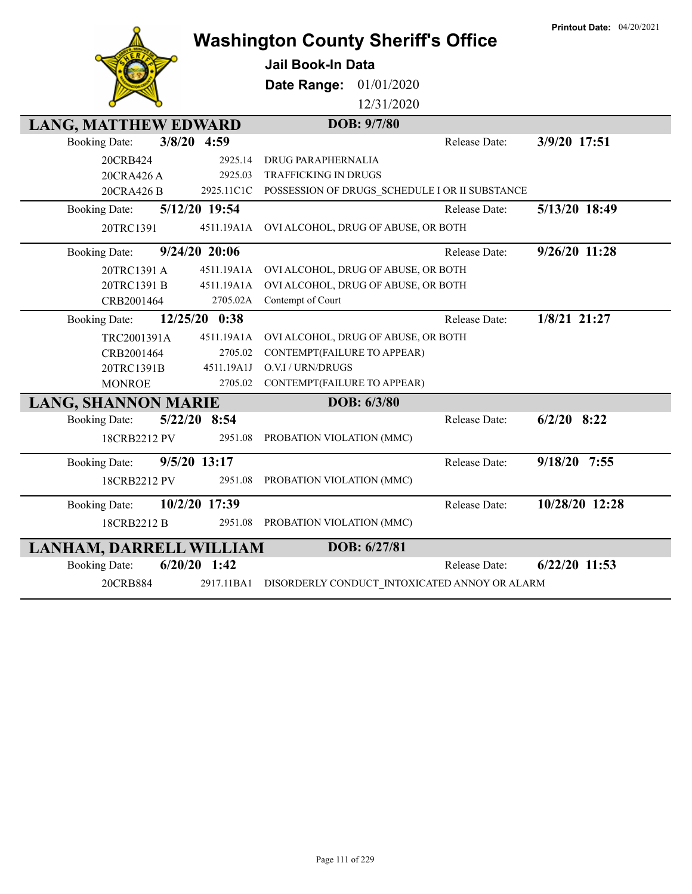Printout Date: 04/20/2021

# Washington County Sheriff's Office

**Jail Book-In Data**

**Date Range:** 01/01/2020 12/31/2020

## LANG, MATTHEW EDWARD — DOB: 9/7/80

**Booking Date:** 3/8/20 4:59 — **Release Date:** 3/9/20 17:51

| Case | Statute | Charge |
|---|---|---|
| 20CRB424 | 2925.14 | DRUG PARAPHERNALIA |
| 20CRA426 A | 2925.03 | TRAFFICKING IN DRUGS |
| 20CRA426 B | 2925.11C1C | POSSESSION OF DRUGS_SCHEDULE I OR II SUBSTANCE |

**Booking Date:** 5/12/20 19:54 — **Release Date:** 5/13/20 18:49

| Case | Statute | Charge |
|---|---|---|
| 20TRC1391 | 4511.19A1A | OVI ALCOHOL, DRUG OF ABUSE, OR BOTH |

**Booking Date:** 9/24/20 20:06 — **Release Date:** 9/26/20 11:28

| Case | Statute | Charge |
|---|---|---|
| 20TRC1391 A | 4511.19A1A | OVI ALCOHOL, DRUG OF ABUSE, OR BOTH |
| 20TRC1391 B | 4511.19A1A | OVI ALCOHOL, DRUG OF ABUSE, OR BOTH |
| CRB2001464 | 2705.02A | Contempt of Court |

**Booking Date:** 12/25/20 0:38 — **Release Date:** 1/8/21 21:27

| Case | Statute | Charge |
|---|---|---|
| TRC2001391A | 4511.19A1A | OVI ALCOHOL, DRUG OF ABUSE, OR BOTH |
| CRB2001464 | 2705.02 | CONTEMPT(FAILURE TO APPEAR) |
| 20TRC1391B | 4511.19A1J | O.V.I / URN/DRUGS |
| MONROE | 2705.02 | CONTEMPT(FAILURE TO APPEAR) |

## LANG, SHANNON MARIE — DOB: 6/3/80

**Booking Date:** 5/22/20 8:54 — **Release Date:** 6/2/20 8:22

| Case | Statute | Charge |
|---|---|---|
| 18CRB2212 PV | 2951.08 | PROBATION VIOLATION (MMC) |

**Booking Date:** 9/5/20 13:17 — **Release Date:** 9/18/20 7:55

| Case | Statute | Charge |
|---|---|---|
| 18CRB2212 PV | 2951.08 | PROBATION VIOLATION (MMC) |

**Booking Date:** 10/2/20 17:39 — **Release Date:** 10/28/20 12:28

| Case | Statute | Charge |
|---|---|---|
| 18CRB2212 B | 2951.08 | PROBATION VIOLATION (MMC) |

## LANHAM, DARRELL WILLIAM — DOB: 6/27/81

**Booking Date:** 6/20/20 1:42 — **Release Date:** 6/22/20 11:53

| Case | Statute | Charge |
|---|---|---|
| 20CRB884 | 2917.11BA1 | DISORDERLY CONDUCT_INTOXICATED ANNOY OR ALARM |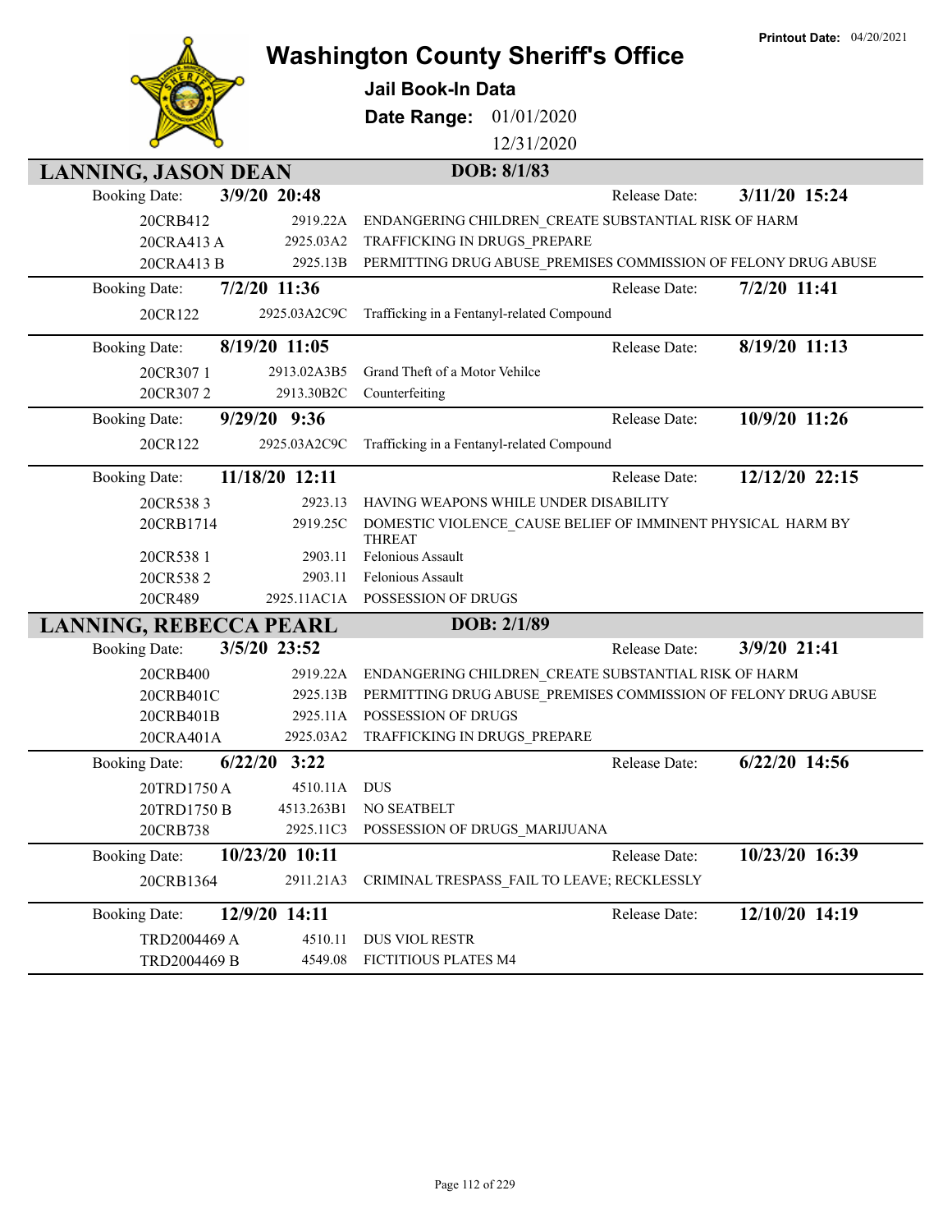Printout Date: 04/20/2021

# Washington County Sheriff's Office

**Jail Book-In Data**

**Date Range:** 01/01/2020 12/31/2020

## LANNING, JASON DEAN

**DOB: 8/1/83**

**Booking Date:** 3/9/20 20:48 **Release Date:** 3/11/20 15:24

| Case | Statute | Charge |
|---|---|---|
| 20CRB412 | 2919.22A | ENDANGERING CHILDREN_CREATE SUBSTANTIAL RISK OF HARM |
| 20CRA413 A | 2925.03A2 | TRAFFICKING IN DRUGS_PREPARE |
| 20CRA413 B | 2925.13B | PERMITTING DRUG ABUSE_PREMISES COMMISSION OF FELONY DRUG ABUSE |

**Booking Date:** 7/2/20 11:36 **Release Date:** 7/2/20 11:41

| Case | Statute | Charge |
|---|---|---|
| 20CR122 | 2925.03A2C9C | Trafficking in a Fentanyl-related Compound |

**Booking Date:** 8/19/20 11:05 **Release Date:** 8/19/20 11:13

| Case | Statute | Charge |
|---|---|---|
| 20CR307 1 | 2913.02A3B5 | Grand Theft of a Motor Vehilce |
| 20CR307 2 | 2913.30B2C | Counterfeiting |

**Booking Date:** 9/29/20 9:36 **Release Date:** 10/9/20 11:26

| Case | Statute | Charge |
|---|---|---|
| 20CR122 | 2925.03A2C9C | Trafficking in a Fentanyl-related Compound |

**Booking Date:** 11/18/20 12:11 **Release Date:** 12/12/20 22:15

| Case | Statute | Charge |
|---|---|---|
| 20CR538 3 | 2923.13 | HAVING WEAPONS WHILE UNDER DISABILITY |
| 20CRB1714 | 2919.25C | DOMESTIC VIOLENCE_CAUSE BELIEF OF IMMINENT PHYSICAL HARM BY THREAT |
| 20CR538 1 | 2903.11 | Felonious Assault |
| 20CR538 2 | 2903.11 | Felonious Assault |
| 20CR489 | 2925.11AC1A | POSSESSION OF DRUGS |

## LANNING, REBECCA PEARL

**DOB: 2/1/89**

**Booking Date:** 3/5/20 23:52 **Release Date:** 3/9/20 21:41

| Case | Statute | Charge |
|---|---|---|
| 20CRB400 | 2919.22A | ENDANGERING CHILDREN_CREATE SUBSTANTIAL RISK OF HARM |
| 20CRB401C | 2925.13B | PERMITTING DRUG ABUSE_PREMISES COMMISSION OF FELONY DRUG ABUSE |
| 20CRB401B | 2925.11A | POSSESSION OF DRUGS |
| 20CRA401A | 2925.03A2 | TRAFFICKING IN DRUGS_PREPARE |

**Booking Date:** 6/22/20 3:22 **Release Date:** 6/22/20 14:56

| Case | Statute | Charge |
|---|---|---|
| 20TRD1750 A | 4510.11A | DUS |
| 20TRD1750 B | 4513.263B1 | NO SEATBELT |
| 20CRB738 | 2925.11C3 | POSSESSION OF DRUGS_MARIJUANA |

**Booking Date:** 10/23/20 10:11 **Release Date:** 10/23/20 16:39

| Case | Statute | Charge |
|---|---|---|
| 20CRB1364 | 2911.21A3 | CRIMINAL TRESPASS_FAIL TO LEAVE; RECKLESSLY |

**Booking Date:** 12/9/20 14:11 **Release Date:** 12/10/20 14:19

| Case | Statute | Charge |
|---|---|---|
| TRD2004469 A | 4510.11 | DUS VIOL RESTR |
| TRD2004469 B | 4549.08 | FICTITIOUS PLATES M4 |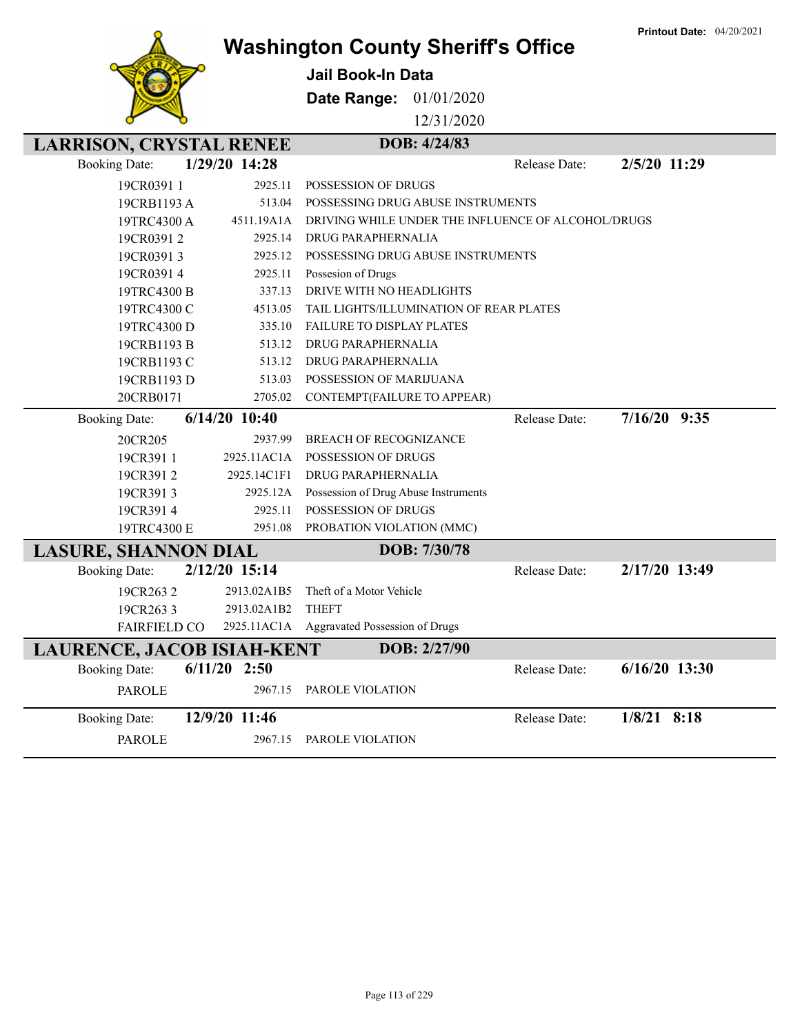# Washington County Sheriff's Office

**Jail Book-In Data**

**Date Range:** 01/01/2020 – 12/31/2020

**Printout Date:** 04/20/2021

## LARRISON, CRYSTAL RENEE — DOB: 4/24/83

**Booking Date:** 1/29/20 14:28 — **Release Date:** 2/5/20 11:29

| Case | Statute | Charge |
|---|---|---|
| 19CR0391 1 | 2925.11 | POSSESSION OF DRUGS |
| 19CRB1193 A | 513.04 | POSSESSING DRUG ABUSE INSTRUMENTS |
| 19TRC4300 A | 4511.19A1A | DRIVING WHILE UNDER THE INFLUENCE OF ALCOHOL/DRUGS |
| 19CR0391 2 | 2925.14 | DRUG PARAPHERNALIA |
| 19CR0391 3 | 2925.12 | POSSESSING DRUG ABUSE INSTRUMENTS |
| 19CR0391 4 | 2925.11 | Possesion of Drugs |
| 19TRC4300 B | 337.13 | DRIVE WITH NO HEADLIGHTS |
| 19TRC4300 C | 4513.05 | TAIL LIGHTS/ILLUMINATION OF REAR PLATES |
| 19TRC4300 D | 335.10 | FAILURE TO DISPLAY PLATES |
| 19CRB1193 B | 513.12 | DRUG PARAPHERNALIA |
| 19CRB1193 C | 513.12 | DRUG PARAPHERNALIA |
| 19CRB1193 D | 513.03 | POSSESSION OF MARIJUANA |
| 20CRB0171 | 2705.02 | CONTEMPT(FAILURE TO APPEAR) |

**Booking Date:** 6/14/20 10:40 — **Release Date:** 7/16/20 9:35

| Case | Statute | Charge |
|---|---|---|
| 20CR205 | 2937.99 | BREACH OF RECOGNIZANCE |
| 19CR391 1 | 2925.11AC1A | POSSESSION OF DRUGS |
| 19CR391 2 | 2925.14C1F1 | DRUG PARAPHERNALIA |
| 19CR391 3 | 2925.12A | Possession of Drug Abuse Instruments |
| 19CR391 4 | 2925.11 | POSSESSION OF DRUGS |
| 19TRC4300 E | 2951.08 | PROBATION VIOLATION (MMC) |

## LASURE, SHANNON DIAL — DOB: 7/30/78

**Booking Date:** 2/12/20 15:14 — **Release Date:** 2/17/20 13:49

| Case | Statute | Charge |
|---|---|---|
| 19CR263 2 | 2913.02A1B5 | Theft of a Motor Vehicle |
| 19CR263 3 | 2913.02A1B2 | THEFT |
| FAIRFIELD CO | 2925.11AC1A | Aggravated Possession of Drugs |

## LAURENCE, JACOB ISIAH-KENT — DOB: 2/27/90

**Booking Date:** 6/11/20 2:50 — **Release Date:** 6/16/20 13:30

| Case | Statute | Charge |
|---|---|---|
| PAROLE | 2967.15 | PAROLE VIOLATION |

**Booking Date:** 12/9/20 11:46 — **Release Date:** 1/8/21 8:18

| Case | Statute | Charge |
|---|---|---|
| PAROLE | 2967.15 | PAROLE VIOLATION |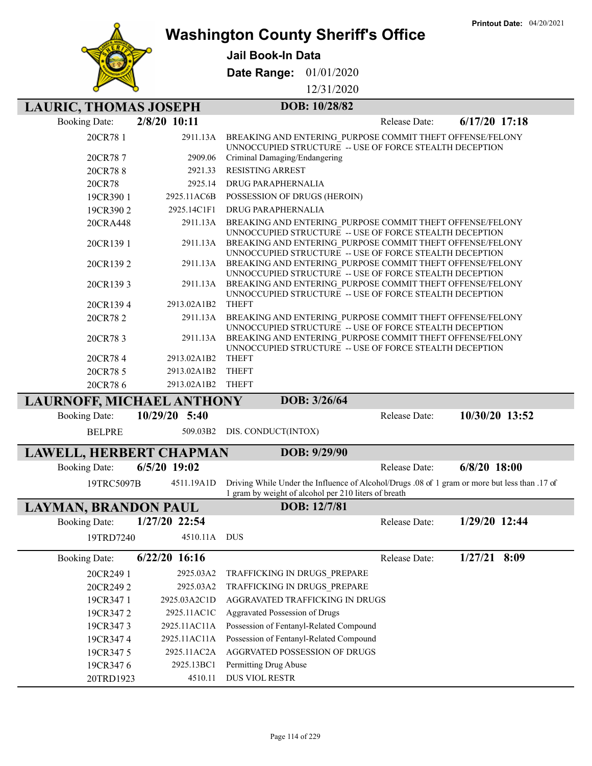Printout Date: 04/20/2021

# Washington County Sheriff's Office

## Jail Book-In Data

**Date Range:** 01/01/2020 12/31/2020

## LAURIC, THOMAS JOSEPH

**DOB:** 10/28/82

**Booking Date:** 2/8/20 10:11 **Release Date:** 6/17/20 17:18

| Case | Statute | Charge |
|---|---|---|
| 20CR78 1 | 2911.13A | BREAKING AND ENTERING_PURPOSE COMMIT THEFT OFFENSE/FELONY UNNOCCUPIED STRUCTURE -- USE OF FORCE STEALTH DECEPTION |
| 20CR78 7 | 2909.06 | Criminal Damaging/Endangering |
| 20CR78 8 | 2921.33 | RESISTING ARREST |
| 20CR78 | 2925.14 | DRUG PARAPHERNALIA |
| 19CR390 1 | 2925.11AC6B | POSSESSION OF DRUGS (HEROIN) |
| 19CR390 2 | 2925.14C1F1 | DRUG PARAPHERNALIA |
| 20CRA448 | 2911.13A | BREAKING AND ENTERING_PURPOSE COMMIT THEFT OFFENSE/FELONY UNNOCCUPIED STRUCTURE -- USE OF FORCE STEALTH DECEPTION |
| 20CR139 1 | 2911.13A | BREAKING AND ENTERING_PURPOSE COMMIT THEFT OFFENSE/FELONY UNNOCCUPIED STRUCTURE -- USE OF FORCE STEALTH DECEPTION |
| 20CR139 2 | 2911.13A | BREAKING AND ENTERING_PURPOSE COMMIT THEFT OFFENSE/FELONY UNNOCCUPIED STRUCTURE -- USE OF FORCE STEALTH DECEPTION |
| 20CR139 3 | 2911.13A | BREAKING AND ENTERING_PURPOSE COMMIT THEFT OFFENSE/FELONY UNNOCCUPIED STRUCTURE -- USE OF FORCE STEALTH DECEPTION |
| 20CR139 4 | 2913.02A1B2 | THEFT |
| 20CR78 2 | 2911.13A | BREAKING AND ENTERING_PURPOSE COMMIT THEFT OFFENSE/FELONY UNNOCCUPIED STRUCTURE -- USE OF FORCE STEALTH DECEPTION |
| 20CR78 3 | 2911.13A | BREAKING AND ENTERING_PURPOSE COMMIT THEFT OFFENSE/FELONY UNNOCCUPIED STRUCTURE -- USE OF FORCE STEALTH DECEPTION |
| 20CR78 4 | 2913.02A1B2 | THEFT |
| 20CR78 5 | 2913.02A1B2 | THEFT |
| 20CR78 6 | 2913.02A1B2 | THEFT |

## LAURNOFF, MICHAEL ANTHONY

**DOB:** 3/26/64

**Booking Date:** 10/29/20 5:40 **Release Date:** 10/30/20 13:52

| Case | Statute | Charge |
|---|---|---|
| BELPRE | 509.03B2 | DIS. CONDUCT(INTOX) |

## LAWELL, HERBERT CHAPMAN

**DOB:** 9/29/90

**Booking Date:** 6/5/20 19:02 **Release Date:** 6/8/20 18:00

| Case | Statute | Charge |
|---|---|---|
| 19TRC5097B | 4511.19A1D | Driving While Under the Influence of Alcohol/Drugs .08 of 1 gram or more but less than .17 of 1 gram by weight of alcohol per 210 liters of breath |

## LAYMAN, BRANDON PAUL

**DOB:** 12/7/81

**Booking Date:** 1/27/20 22:54 **Release Date:** 1/29/20 12:44

| Case | Statute | Charge |
|---|---|---|
| 19TRD7240 | 4510.11A | DUS |

**Booking Date:** 6/22/20 16:16 **Release Date:** 1/27/21 8:09

| Case | Statute | Charge |
|---|---|---|
| 20CR249 1 | 2925.03A2 | TRAFFICKING IN DRUGS_PREPARE |
| 20CR249 2 | 2925.03A2 | TRAFFICKING IN DRUGS_PREPARE |
| 19CR347 1 | 2925.03A2C1D | AGGRAVATED TRAFFICKING IN DRUGS |
| 19CR347 2 | 2925.11AC1C | Aggravated Possession of Drugs |
| 19CR347 3 | 2925.11AC11A | Possession of Fentanyl-Related Compound |
| 19CR347 4 | 2925.11AC11A | Possession of Fentanyl-Related Compound |
| 19CR347 5 | 2925.11AC2A | AGGRVATED POSSESSION OF DRUGS |
| 19CR347 6 | 2925.13BC1 | Permitting Drug Abuse |
| 20TRD1923 | 4510.11 | DUS VIOL RESTR |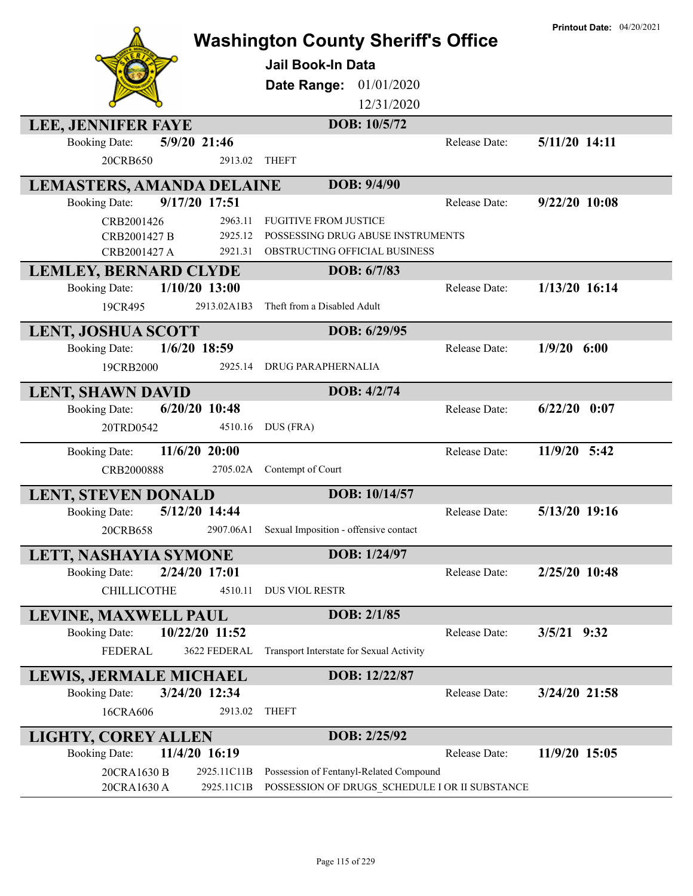# Washington County Sheriff's Office

**Printout Date:** 04/20/2021

## Jail Book-In Data

**Date Range:** 01/01/2020 12/31/2020

### LEE, JENNIFER FAYE
**DOB:** 10/5/72

Booking Date: **5/9/20 21:46** Release Date: **5/11/20 14:11**

| Case | Statute | Charge |
|---|---|---|
| 20CRB650 | 2913.02 | THEFT |

### LEMASTERS, AMANDA DELAINE
**DOB:** 9/4/90

Booking Date: **9/17/20 17:51** Release Date: **9/22/20 10:08**

| Case | Statute | Charge |
|---|---|---|
| CRB2001426 | 2963.11 | FUGITIVE FROM JUSTICE |
| CRB2001427 B | 2925.12 | POSSESSING DRUG ABUSE INSTRUMENTS |
| CRB2001427 A | 2921.31 | OBSTRUCTING OFFICIAL BUSINESS |

### LEMLEY, BERNARD CLYDE
**DOB:** 6/7/83

Booking Date: **1/10/20 13:00** Release Date: **1/13/20 16:14**

| Case | Statute | Charge |
|---|---|---|
| 19CR495 | 2913.02A1B3 | Theft from a Disabled Adult |

### LENT, JOSHUA SCOTT
**DOB:** 6/29/95

Booking Date: **1/6/20 18:59** Release Date: **1/9/20 6:00**

| Case | Statute | Charge |
|---|---|---|
| 19CRB2000 | 2925.14 | DRUG PARAPHERNALIA |

### LENT, SHAWN DAVID
**DOB:** 4/2/74

Booking Date: **6/20/20 10:48** Release Date: **6/22/20 0:07**

| Case | Statute | Charge |
|---|---|---|
| 20TRD0542 | 4510.16 | DUS (FRA) |

Booking Date: **11/6/20 20:00** Release Date: **11/9/20 5:42**

| Case | Statute | Charge |
|---|---|---|
| CRB2000888 | 2705.02A | Contempt of Court |

### LENT, STEVEN DONALD
**DOB:** 10/14/57

Booking Date: **5/12/20 14:44** Release Date: **5/13/20 19:16**

| Case | Statute | Charge |
|---|---|---|
| 20CRB658 | 2907.06A1 | Sexual Imposition - offensive contact |

### LETT, NASHAYIA SYMONE
**DOB:** 1/24/97

Booking Date: **2/24/20 17:01** Release Date: **2/25/20 10:48**

| Case | Statute | Charge |
|---|---|---|
| CHILLICOTHE | 4510.11 | DUS VIOL RESTR |

### LEVINE, MAXWELL PAUL
**DOB:** 2/1/85

Booking Date: **10/22/20 11:52** Release Date: **3/5/21 9:32**

| Case | Statute | Charge |
|---|---|---|
| FEDERAL | 3622 FEDERAL | Transport Interstate for Sexual Activity |

### LEWIS, JERMALE MICHAEL
**DOB:** 12/22/87

Booking Date: **3/24/20 12:34** Release Date: **3/24/20 21:58**

| Case | Statute | Charge |
|---|---|---|
| 16CRA606 | 2913.02 | THEFT |

### LIGHTY, COREY ALLEN
**DOB:** 2/25/92

Booking Date: **11/4/20 16:19** Release Date: **11/9/20 15:05**

| Case | Statute | Charge |
|---|---|---|
| 20CRA1630 B | 2925.11C11B | Possession of Fentanyl-Related Compound |
| 20CRA1630 A | 2925.11C1B | POSSESSION OF DRUGS_SCHEDULE I OR II SUBSTANCE |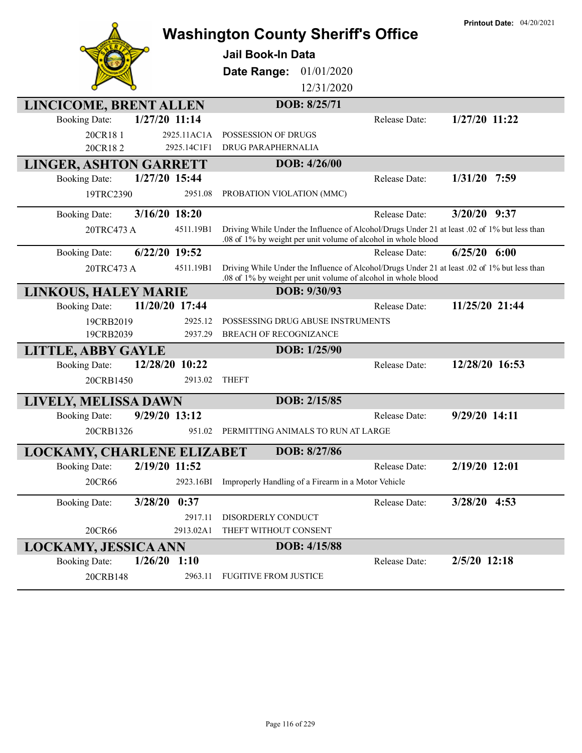Printout Date: 04/20/2021

# Washington County Sheriff's Office

**Jail Book-In Data**

**Date Range:** 01/01/2020 12/31/2020

## LINCICOME, BRENT ALLEN — DOB: 8/25/71

| Booking Date: | 1/27/20 11:14 | | Release Date: | 1/27/20 11:22 |
|---|---|---|---|---|
| 20CR18 1 | 2925.11AC1A | POSSESSION OF DRUGS | | |
| 20CR18 2 | 2925.14C1F1 | DRUG PARAPHERNALIA | | |

## LINGER, ASHTON GARRETT — DOB: 4/26/00

| Booking Date: | 1/27/20 15:44 | | Release Date: | 1/31/20 7:59 |
|---|---|---|---|---|
| 19TRC2390 | 2951.08 | PROBATION VIOLATION (MMC) | | |

| Booking Date: | 3/16/20 18:20 | | Release Date: | 3/20/20 9:37 |
|---|---|---|---|---|
| 20TRC473 A | 4511.19B1 | Driving While Under the Influence of Alcohol/Drugs Under 21 at least .02 of 1% but less than .08 of 1% by weight per unit volume of alcohol in whole blood | | |

| Booking Date: | 6/22/20 19:52 | | Release Date: | 6/25/20 6:00 |
|---|---|---|---|---|
| 20TRC473 A | 4511.19B1 | Driving While Under the Influence of Alcohol/Drugs Under 21 at least .02 of 1% but less than .08 of 1% by weight per unit volume of alcohol in whole blood | | |

## LINKOUS, HALEY MARIE — DOB: 9/30/93

| Booking Date: | 11/20/20 17:44 | | Release Date: | 11/25/20 21:44 |
|---|---|---|---|---|
| 19CRB2019 | 2925.12 | POSSESSING DRUG ABUSE INSTRUMENTS | | |
| 19CRB2039 | 2937.29 | BREACH OF RECOGNIZANCE | | |

## LITTLE, ABBY GAYLE — DOB: 1/25/90

| Booking Date: | 12/28/20 10:22 | | Release Date: | 12/28/20 16:53 |
|---|---|---|---|---|
| 20CRB1450 | 2913.02 | THEFT | | |

## LIVELY, MELISSA DAWN — DOB: 2/15/85

| Booking Date: | 9/29/20 13:12 | | Release Date: | 9/29/20 14:11 |
|---|---|---|---|---|
| 20CRB1326 | 951.02 | PERMITTING ANIMALS TO RUN AT LARGE | | |

## LOCKAMY, CHARLENE ELIZABET — DOB: 8/27/86

| Booking Date: | 2/19/20 11:52 | | Release Date: | 2/19/20 12:01 |
|---|---|---|---|---|
| 20CR66 | 2923.16BI | Improperly Handling of a Firearm in a Motor Vehicle | | |

| Booking Date: | 3/28/20 0:37 | | Release Date: | 3/28/20 4:53 |
|---|---|---|---|---|
| | 2917.11 | DISORDERLY CONDUCT | | |
| 20CR66 | 2913.02A1 | THEFT WITHOUT CONSENT | | |

## LOCKAMY, JESSICA ANN — DOB: 4/15/88

| Booking Date: | 1/26/20 1:10 | | Release Date: | 2/5/20 12:18 |
|---|---|---|---|---|
| 20CRB148 | 2963.11 | FUGITIVE FROM JUSTICE | | |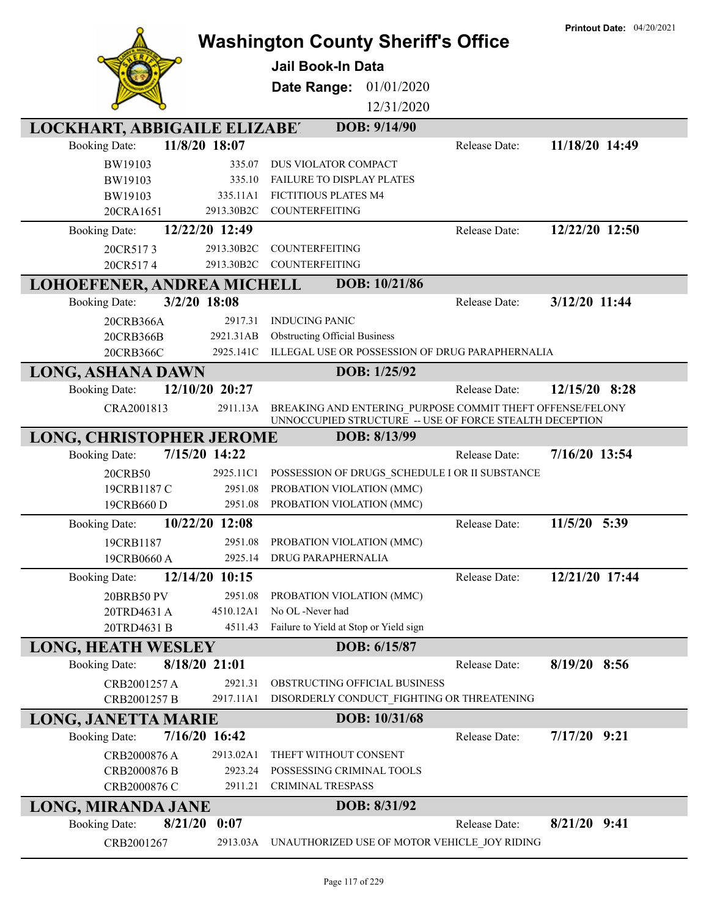Printout Date: 04/20/2021

# Washington County Sheriff's Office

**Jail Book-In Data**

**Date Range:** 01/01/2020 – 12/31/2020

## LOCKHART, ABBIGAILE ELIZABET — DOB: 9/14/90

**Booking Date:** 11/8/20 18:07 — **Release Date:** 11/18/20 14:49

| Case | Statute | Charge |
|---|---|---|
| BW19103 | 335.07 | DUS VIOLATOR COMPACT |
| BW19103 | 335.10 | FAILURE TO DISPLAY PLATES |
| BW19103 | 335.11A1 | FICTITIOUS PLATES M4 |
| 20CRA1651 | 2913.30B2C | COUNTERFEITING |

**Booking Date:** 12/22/20 12:49 — **Release Date:** 12/22/20 12:50

| Case | Statute | Charge |
|---|---|---|
| 20CR517 3 | 2913.30B2C | COUNTERFEITING |
| 20CR517 4 | 2913.30B2C | COUNTERFEITING |

## LOHOEFENER, ANDREA MICHELL — DOB: 10/21/86

**Booking Date:** 3/2/20 18:08 — **Release Date:** 3/12/20 11:44

| Case | Statute | Charge |
|---|---|---|
| 20CRB366A | 2917.31 | INDUCING PANIC |
| 20CRB366B | 2921.31AB | Obstructing Official Business |
| 20CRB366C | 2925.141C | ILLEGAL USE OR POSSESSION OF DRUG PARAPHERNALIA |

## LONG, ASHANA DAWN — DOB: 1/25/92

**Booking Date:** 12/10/20 20:27 — **Release Date:** 12/15/20 8:28

| Case | Statute | Charge |
|---|---|---|
| CRA2001813 | 2911.13A | BREAKING AND ENTERING_PURPOSE COMMIT THEFT OFFENSE/FELONY UNNOCCUPIED STRUCTURE -- USE OF FORCE STEALTH DECEPTION |

## LONG, CHRISTOPHER JEROME — DOB: 8/13/99

**Booking Date:** 7/15/20 14:22 — **Release Date:** 7/16/20 13:54

| Case | Statute | Charge |
|---|---|---|
| 20CRB50 | 2925.11C1 | POSSESSION OF DRUGS_SCHEDULE I OR II SUBSTANCE |
| 19CRB1187 C | 2951.08 | PROBATION VIOLATION (MMC) |
| 19CRB660 D | 2951.08 | PROBATION VIOLATION (MMC) |

**Booking Date:** 10/22/20 12:08 — **Release Date:** 11/5/20 5:39

| Case | Statute | Charge |
|---|---|---|
| 19CRB1187 | 2951.08 | PROBATION VIOLATION (MMC) |
| 19CRB0660 A | 2925.14 | DRUG PARAPHERNALIA |

**Booking Date:** 12/14/20 10:15 — **Release Date:** 12/21/20 17:44

| Case | Statute | Charge |
|---|---|---|
| 20BRB50 PV | 2951.08 | PROBATION VIOLATION (MMC) |
| 20TRD4631 A | 4510.12A1 | No OL -Never had |
| 20TRD4631 B | 4511.43 | Failure to Yield at Stop or Yield sign |

## LONG, HEATH WESLEY — DOB: 6/15/87

**Booking Date:** 8/18/20 21:01 — **Release Date:** 8/19/20 8:56

| Case | Statute | Charge |
|---|---|---|
| CRB2001257 A | 2921.31 | OBSTRUCTING OFFICIAL BUSINESS |
| CRB2001257 B | 2917.11A1 | DISORDERLY CONDUCT_FIGHTING OR THREATENING |

## LONG, JANETTA MARIE — DOB: 10/31/68

**Booking Date:** 7/16/20 16:42 — **Release Date:** 7/17/20 9:21

| Case | Statute | Charge |
|---|---|---|
| CRB2000876 A | 2913.02A1 | THEFT WITHOUT CONSENT |
| CRB2000876 B | 2923.24 | POSSESSING CRIMINAL TOOLS |
| CRB2000876 C | 2911.21 | CRIMINAL TRESPASS |

## LONG, MIRANDA JANE — DOB: 8/31/92

**Booking Date:** 8/21/20 0:07 — **Release Date:** 8/21/20 9:41

| Case | Statute | Charge |
|---|---|---|
| CRB2001267 | 2913.03A | UNAUTHORIZED USE OF MOTOR VEHICLE_JOY RIDING |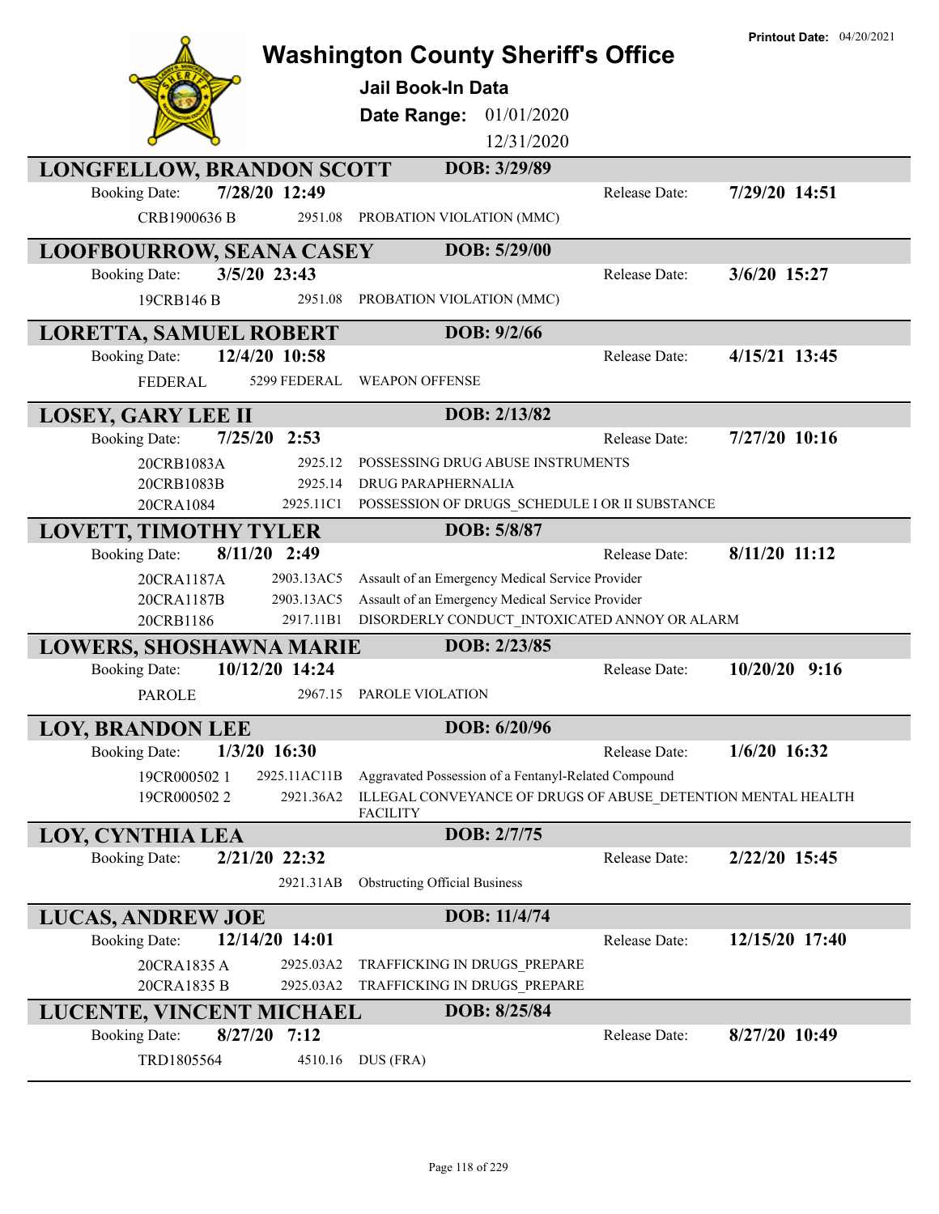# Washington County Sheriff's Office

**Printout Date:** 04/20/2021

## Jail Book-In Data

**Date Range:** 01/01/2020 12/31/2020

---

### LONGFELLOW, BRANDON SCOTT — DOB: 3/29/89

Booking Date: **7/28/20 12:49** — Release Date: **7/29/20 14:51**

| Case | Statute | Charge |
|---|---|---|
| CRB1900636 B | 2951.08 | PROBATION VIOLATION (MMC) |

### LOOFBOURROW, SEANA CASEY — DOB: 5/29/00

Booking Date: **3/5/20 23:43** — Release Date: **3/6/20 15:27**

| Case | Statute | Charge |
|---|---|---|
| 19CRB146 B | 2951.08 | PROBATION VIOLATION (MMC) |

### LORETTA, SAMUEL ROBERT — DOB: 9/2/66

Booking Date: **12/4/20 10:58** — Release Date: **4/15/21 13:45**

| Case | Statute | Charge |
|---|---|---|
| FEDERAL | 5299 FEDERAL | WEAPON OFFENSE |

### LOSEY, GARY LEE II — DOB: 2/13/82

Booking Date: **7/25/20 2:53** — Release Date: **7/27/20 10:16**

| Case | Statute | Charge |
|---|---|---|
| 20CRB1083A | 2925.12 | POSSESSING DRUG ABUSE INSTRUMENTS |
| 20CRB1083B | 2925.14 | DRUG PARAPHERNALIA |
| 20CRA1084 | 2925.11C1 | POSSESSION OF DRUGS_SCHEDULE I OR II SUBSTANCE |

### LOVETT, TIMOTHY TYLER — DOB: 5/8/87

Booking Date: **8/11/20 2:49** — Release Date: **8/11/20 11:12**

| Case | Statute | Charge |
|---|---|---|
| 20CRA1187A | 2903.13AC5 | Assault of an Emergency Medical Service Provider |
| 20CRA1187B | 2903.13AC5 | Assault of an Emergency Medical Service Provider |
| 20CRB1186 | 2917.11B1 | DISORDERLY CONDUCT_INTOXICATED ANNOY OR ALARM |

### LOWERS, SHOSHAWNA MARIE — DOB: 2/23/85

Booking Date: **10/12/20 14:24** — Release Date: **10/20/20 9:16**

| Case | Statute | Charge |
|---|---|---|
| PAROLE | 2967.15 | PAROLE VIOLATION |

### LOY, BRANDON LEE — DOB: 6/20/96

Booking Date: **1/3/20 16:30** — Release Date: **1/6/20 16:32**

| Case | Statute | Charge |
|---|---|---|
| 19CR000502 1 | 2925.11AC11B | Aggravated Possession of a Fentanyl-Related Compound |
| 19CR000502 2 | 2921.36A2 | ILLEGAL CONVEYANCE OF DRUGS OF ABUSE_DETENTION MENTAL HEALTH FACILITY |

### LOY, CYNTHIA LEA — DOB: 2/7/75

Booking Date: **2/21/20 22:32** — Release Date: **2/22/20 15:45**

| Case | Statute | Charge |
|---|---|---|
| | 2921.31AB | Obstructing Official Business |

### LUCAS, ANDREW JOE — DOB: 11/4/74

Booking Date: **12/14/20 14:01** — Release Date: **12/15/20 17:40**

| Case | Statute | Charge |
|---|---|---|
| 20CRA1835 A | 2925.03A2 | TRAFFICKING IN DRUGS_PREPARE |
| 20CRA1835 B | 2925.03A2 | TRAFFICKING IN DRUGS_PREPARE |

### LUCENTE, VINCENT MICHAEL — DOB: 8/25/84

Booking Date: **8/27/20 7:12** — Release Date: **8/27/20 10:49**

| Case | Statute | Charge |
|---|---|---|
| TRD1805564 | 4510.16 | DUS (FRA) |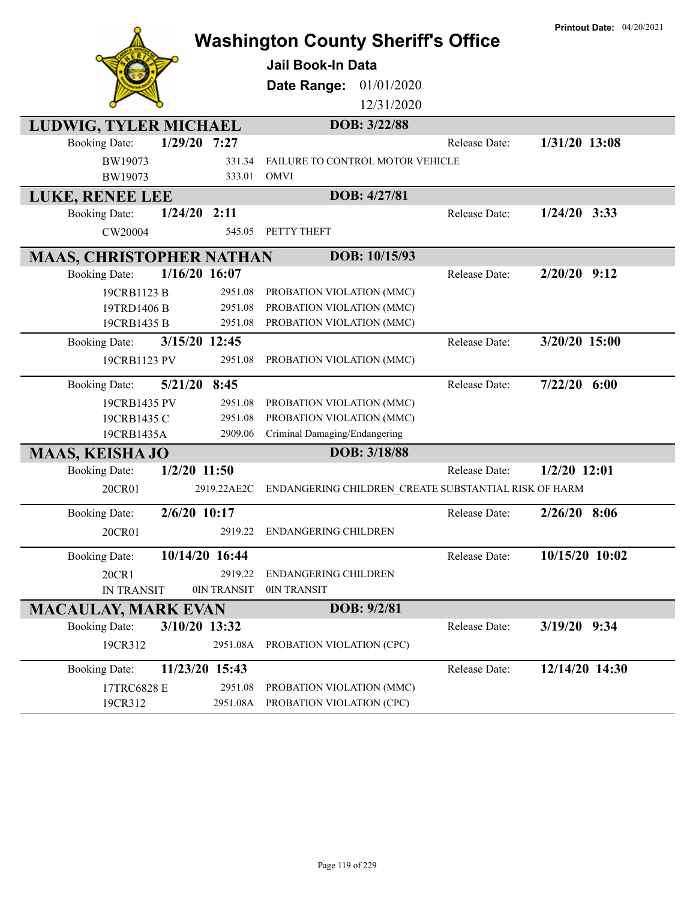# Washington County Sheriff's Office

**Printout Date:** 04/20/2021

## Jail Book-In Data

**Date Range:** 01/01/2020 12/31/2020

## LUDWIG, TYLER MICHAEL

**DOB: 3/22/88**

**Booking Date:** 1/29/20 7:27 **Release Date:** 1/31/20 13:08

| Case | Statute | Charge |
|---|---|---|
| BW19073 | 331.34 | FAILURE TO CONTROL MOTOR VEHICLE |
| BW19073 | 333.01 | OMVI |

## LUKE, RENEE LEE

**DOB: 4/27/81**

**Booking Date:** 1/24/20 2:11 **Release Date:** 1/24/20 3:33

| Case | Statute | Charge |
|---|---|---|
| CW20004 | 545.05 | PETTY THEFT |

## MAAS, CHRISTOPHER NATHAN

**DOB: 10/15/93**

**Booking Date:** 1/16/20 16:07 **Release Date:** 2/20/20 9:12

| Case | Statute | Charge |
|---|---|---|
| 19CRB1123 B | 2951.08 | PROBATION VIOLATION (MMC) |
| 19TRD1406 B | 2951.08 | PROBATION VIOLATION (MMC) |
| 19CRB1435 B | 2951.08 | PROBATION VIOLATION (MMC) |

**Booking Date:** 3/15/20 12:45 **Release Date:** 3/20/20 15:00

| Case | Statute | Charge |
|---|---|---|
| 19CRB1123 PV | 2951.08 | PROBATION VIOLATION (MMC) |

**Booking Date:** 5/21/20 8:45 **Release Date:** 7/22/20 6:00

| Case | Statute | Charge |
|---|---|---|
| 19CRB1435 PV | 2951.08 | PROBATION VIOLATION (MMC) |
| 19CRB1435 C | 2951.08 | PROBATION VIOLATION (MMC) |
| 19CRB1435A | 2909.06 | Criminal Damaging/Endangering |

## MAAS, KEISHA JO

**DOB: 3/18/88**

**Booking Date:** 1/2/20 11:50 **Release Date:** 1/2/20 12:01

| Case | Statute | Charge |
|---|---|---|
| 20CR01 | 2919.22AE2C | ENDANGERING CHILDREN_CREATE SUBSTANTIAL RISK OF HARM |

**Booking Date:** 2/6/20 10:17 **Release Date:** 2/26/20 8:06

| Case | Statute | Charge |
|---|---|---|
| 20CR01 | 2919.22 | ENDANGERING CHILDREN |

**Booking Date:** 10/14/20 16:44 **Release Date:** 10/15/20 10:02

| Case | Statute | Charge |
|---|---|---|
| 20CR1 | 2919.22 | ENDANGERING CHILDREN |
| IN TRANSIT | 0IN TRANSIT | 0IN TRANSIT |

## MACAULAY, MARK EVAN

**DOB: 9/2/81**

**Booking Date:** 3/10/20 13:32 **Release Date:** 3/19/20 9:34

| Case | Statute | Charge |
|---|---|---|
| 19CR312 | 2951.08A | PROBATION VIOLATION (CPC) |

**Booking Date:** 11/23/20 15:43 **Release Date:** 12/14/20 14:30

| Case | Statute | Charge |
|---|---|---|
| 17TRC6828 E | 2951.08 | PROBATION VIOLATION (MMC) |
| 19CR312 | 2951.08A | PROBATION VIOLATION (CPC) |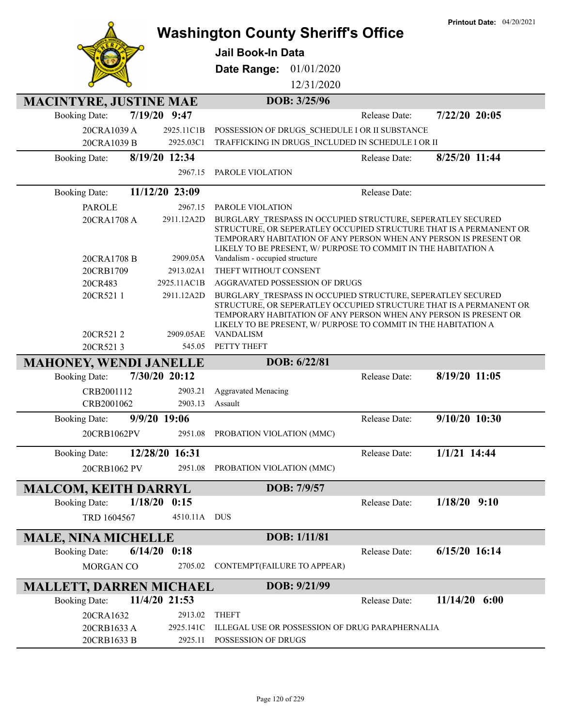# Washington County Sheriff's Office

**Jail Book-In Data**

**Date Range:** 01/01/2020 - 12/31/2020

**Printout Date:** 04/20/2021

## MACINTYRE, JUSTINE MAE — DOB: 3/25/96

**Booking Date:** 7/19/20 9:47 — **Release Date:** 7/22/20 20:05

| Case | Statute | Charge |
|---|---|---|
| 20CRA1039 A | 2925.11C1B | POSSESSION OF DRUGS_SCHEDULE I OR II SUBSTANCE |
| 20CRA1039 B | 2925.03C1 | TRAFFICKING IN DRUGS_INCLUDED IN SCHEDULE I OR II |

**Booking Date:** 8/19/20 12:34 — **Release Date:** 8/25/20 11:44

| Case | Statute | Charge |
|---|---|---|
| | 2967.15 | PAROLE VIOLATION |

**Booking Date:** 11/12/20 23:09 — **Release Date:**

| Case | Statute | Charge |
|---|---|---|
| PAROLE | 2967.15 | PAROLE VIOLATION |
| 20CRA1708 A | 2911.12A2D | BURGLARY_TRESPASS IN OCCUPIED STRUCTURE, SEPERATLEY SECURED STRUCTURE, OR SEPERATLEY OCCUPIED STRUCTURE THAT IS A PERMANENT OR TEMPORARY HABITATION OF ANY PERSON WHEN ANY PERSON IS PRESENT OR LIKELY TO BE PRESENT, W/ PURPOSE TO COMMIT IN THE HABITATION A |
| 20CRA1708 B | 2909.05A | Vandalism - occupied structure |
| 20CRB1709 | 2913.02A1 | THEFT WITHOUT CONSENT |
| 20CR483 | 2925.11AC1B | AGGRAVATED POSSESSION OF DRUGS |
| 20CR521 1 | 2911.12A2D | BURGLARY_TRESPASS IN OCCUPIED STRUCTURE, SEPERATLEY SECURED STRUCTURE, OR SEPERATLEY OCCUPIED STRUCTURE THAT IS A PERMANENT OR TEMPORARY HABITATION OF ANY PERSON WHEN ANY PERSON IS PRESENT OR LIKELY TO BE PRESENT, W/ PURPOSE TO COMMIT IN THE HABITATION A |
| 20CR521 2 | 2909.05AE | VANDALISM |
| 20CR521 3 | 545.05 | PETTY THEFT |

## MAHONEY, WENDI JANELLE — DOB: 6/22/81

**Booking Date:** 7/30/20 20:12 — **Release Date:** 8/19/20 11:05

| Case | Statute | Charge |
|---|---|---|
| CRB2001112 | 2903.21 | Aggravated Menacing |
| CRB2001062 | 2903.13 | Assault |

**Booking Date:** 9/9/20 19:06 — **Release Date:** 9/10/20 10:30

| Case | Statute | Charge |
|---|---|---|
| 20CRB1062PV | 2951.08 | PROBATION VIOLATION (MMC) |

**Booking Date:** 12/28/20 16:31 — **Release Date:** 1/1/21 14:44

| Case | Statute | Charge |
|---|---|---|
| 20CRB1062 PV | 2951.08 | PROBATION VIOLATION (MMC) |

## MALCOM, KEITH DARRYL — DOB: 7/9/57

**Booking Date:** 1/18/20 0:15 — **Release Date:** 1/18/20 9:10

| Case | Statute | Charge |
|---|---|---|
| TRD 1604567 | 4510.11A | DUS |

## MALE, NINA MICHELLE — DOB: 1/11/81

**Booking Date:** 6/14/20 0:18 — **Release Date:** 6/15/20 16:14

| Case | Statute | Charge |
|---|---|---|
| MORGAN CO | 2705.02 | CONTEMPT(FAILURE TO APPEAR) |

## MALLETT, DARREN MICHAEL — DOB: 9/21/99

**Booking Date:** 11/4/20 21:53 — **Release Date:** 11/14/20 6:00

| Case | Statute | Charge |
|---|---|---|
| 20CRA1632 | 2913.02 | THEFT |
| 20CRB1633 A | 2925.141C | ILLEGAL USE OR POSSESSION OF DRUG PARAPHERNALIA |
| 20CRB1633 B | 2925.11 | POSSESSION OF DRUGS |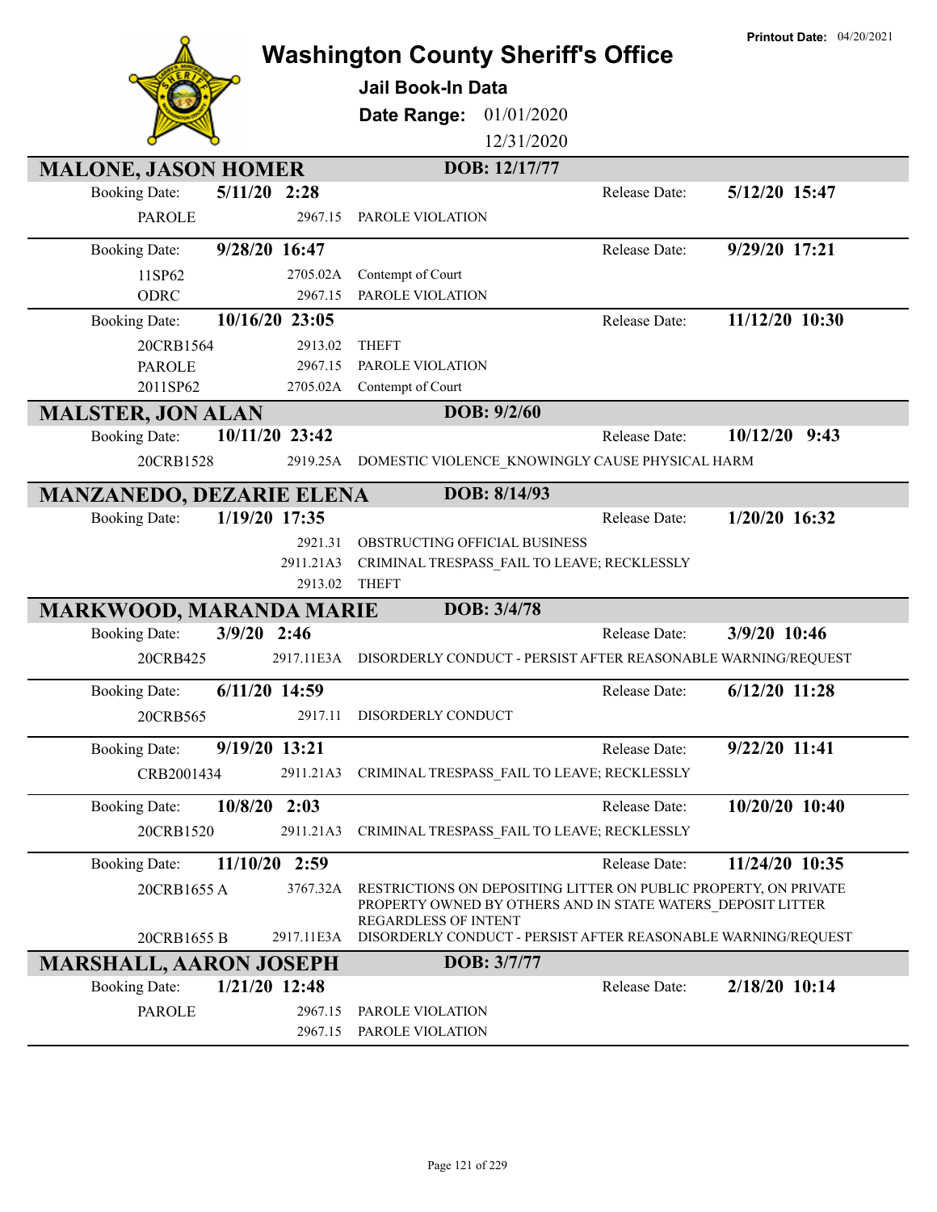# Washington County Sheriff's Office

**Jail Book-In Data**

**Date Range:** 01/01/2020 – 12/31/2020

**Printout Date:** 04/20/2021

## MALONE, JASON HOMER — DOB: 12/17/77

**Booking Date:** 5/11/20 2:28 — **Release Date:** 5/12/20 15:47

| Case | Statute | Charge |
|---|---|---|
| PAROLE | 2967.15 | PAROLE VIOLATION |

**Booking Date:** 9/28/20 16:47 — **Release Date:** 9/29/20 17:21

| Case | Statute | Charge |
|---|---|---|
| 11SP62 | 2705.02A | Contempt of Court |
| ODRC | 2967.15 | PAROLE VIOLATION |

**Booking Date:** 10/16/20 23:05 — **Release Date:** 11/12/20 10:30

| Case | Statute | Charge |
|---|---|---|
| 20CRB1564 | 2913.02 | THEFT |
| PAROLE | 2967.15 | PAROLE VIOLATION |
| 2011SP62 | 2705.02A | Contempt of Court |

## MALSTER, JON ALAN — DOB: 9/2/60

**Booking Date:** 10/11/20 23:42 — **Release Date:** 10/12/20 9:43

| Case | Statute | Charge |
|---|---|---|
| 20CRB1528 | 2919.25A | DOMESTIC VIOLENCE_KNOWINGLY CAUSE PHYSICAL HARM |

## MANZANEDO, DEZARIE ELENA — DOB: 8/14/93

**Booking Date:** 1/19/20 17:35 — **Release Date:** 1/20/20 16:32

| Case | Statute | Charge |
|---|---|---|
| | 2921.31 | OBSTRUCTING OFFICIAL BUSINESS |
| | 2911.21A3 | CRIMINAL TRESPASS_FAIL TO LEAVE; RECKLESSLY |
| | 2913.02 | THEFT |

## MARKWOOD, MARANDA MARIE — DOB: 3/4/78

**Booking Date:** 3/9/20 2:46 — **Release Date:** 3/9/20 10:46

| Case | Statute | Charge |
|---|---|---|
| 20CRB425 | 2917.11E3A | DISORDERLY CONDUCT - PERSIST AFTER REASONABLE WARNING/REQUEST |

**Booking Date:** 6/11/20 14:59 — **Release Date:** 6/12/20 11:28

| Case | Statute | Charge |
|---|---|---|
| 20CRB565 | 2917.11 | DISORDERLY CONDUCT |

**Booking Date:** 9/19/20 13:21 — **Release Date:** 9/22/20 11:41

| Case | Statute | Charge |
|---|---|---|
| CRB2001434 | 2911.21A3 | CRIMINAL TRESPASS_FAIL TO LEAVE; RECKLESSLY |

**Booking Date:** 10/8/20 2:03 — **Release Date:** 10/20/20 10:40

| Case | Statute | Charge |
|---|---|---|
| 20CRB1520 | 2911.21A3 | CRIMINAL TRESPASS_FAIL TO LEAVE; RECKLESSLY |

**Booking Date:** 11/10/20 2:59 — **Release Date:** 11/24/20 10:35

| Case | Statute | Charge |
|---|---|---|
| 20CRB1655 A | 3767.32A | RESTRICTIONS ON DEPOSITING LITTER ON PUBLIC PROPERTY, ON PRIVATE PROPERTY OWNED BY OTHERS AND IN STATE WATERS_DEPOSIT LITTER REGARDLESS OF INTENT |
| 20CRB1655 B | 2917.11E3A | DISORDERLY CONDUCT - PERSIST AFTER REASONABLE WARNING/REQUEST |

## MARSHALL, AARON JOSEPH — DOB: 3/7/77

**Booking Date:** 1/21/20 12:48 — **Release Date:** 2/18/20 10:14

| Case | Statute | Charge |
|---|---|---|
| PAROLE | 2967.15 | PAROLE VIOLATION |
| | 2967.15 | PAROLE VIOLATION |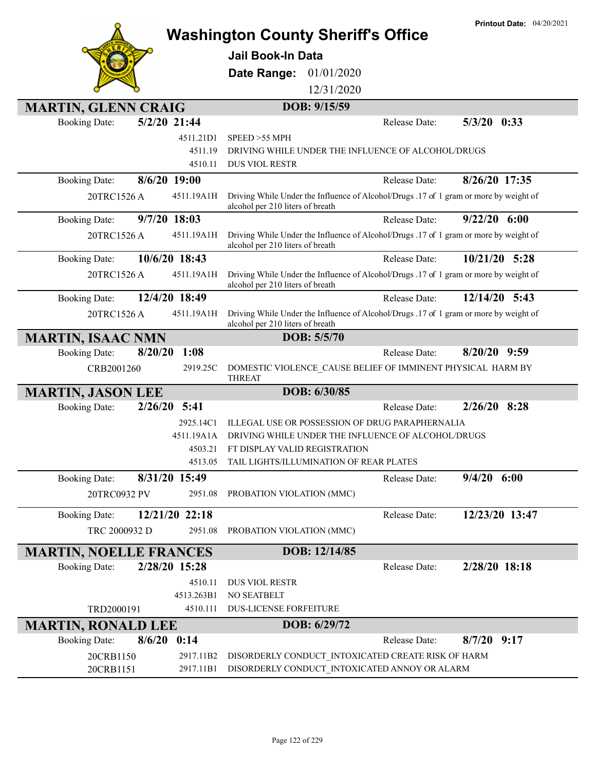Printout Date: 04/20/2021

# Washington County Sheriff's Office

**Jail Book-In Data**

**Date Range:** 01/01/2020 12/31/2020

## MARTIN, GLENN CRAIG — DOB: 9/15/59

| Booking Date: | 5/2/20 21:44 | | Release Date: | 5/3/20 0:33 |
|---|---|---|---|---|
| | 4511.21D1 | SPEED >55 MPH | | |
| | 4511.19 | DRIVING WHILE UNDER THE INFLUENCE OF ALCOHOL/DRUGS | | |
| | 4510.11 | DUS VIOL RESTR | | |

| Booking Date: | 8/6/20 19:00 | | Release Date: | 8/26/20 17:35 |
|---|---|---|---|---|
| 20TRC1526 A | 4511.19A1H | Driving While Under the Influence of Alcohol/Drugs .17 of 1 gram or more by weight of alcohol per 210 liters of breath | | |

| Booking Date: | 9/7/20 18:03 | | Release Date: | 9/22/20 6:00 |
|---|---|---|---|---|
| 20TRC1526 A | 4511.19A1H | Driving While Under the Influence of Alcohol/Drugs .17 of 1 gram or more by weight of alcohol per 210 liters of breath | | |

| Booking Date: | 10/6/20 18:43 | | Release Date: | 10/21/20 5:28 |
|---|---|---|---|---|
| 20TRC1526 A | 4511.19A1H | Driving While Under the Influence of Alcohol/Drugs .17 of 1 gram or more by weight of alcohol per 210 liters of breath | | |

| Booking Date: | 12/4/20 18:49 | | Release Date: | 12/14/20 5:43 |
|---|---|---|---|---|
| 20TRC1526 A | 4511.19A1H | Driving While Under the Influence of Alcohol/Drugs .17 of 1 gram or more by weight of alcohol per 210 liters of breath | | |

## MARTIN, ISAAC NMN — DOB: 5/5/70

| Booking Date: | 8/20/20 1:08 | | Release Date: | 8/20/20 9:59 |
|---|---|---|---|---|
| CRB2001260 | 2919.25C | DOMESTIC VIOLENCE_CAUSE BELIEF OF IMMINENT PHYSICAL HARM BY THREAT | | |

## MARTIN, JASON LEE — DOB: 6/30/85

| Booking Date: | 2/26/20 5:41 | | Release Date: | 2/26/20 8:28 |
|---|---|---|---|---|
| | 2925.14C1 | ILLEGAL USE OR POSSESSION OF DRUG PARAPHERNALIA | | |
| | 4511.19A1A | DRIVING WHILE UNDER THE INFLUENCE OF ALCOHOL/DRUGS | | |
| | 4503.21 | FT DISPLAY VALID REGISTRATION | | |
| | 4513.05 | TAIL LIGHTS/ILLUMINATION OF REAR PLATES | | |

| Booking Date: | 8/31/20 15:49 | | Release Date: | 9/4/20 6:00 |
|---|---|---|---|---|
| 20TRC0932 PV | 2951.08 | PROBATION VIOLATION (MMC) | | |

| Booking Date: | 12/21/20 22:18 | | Release Date: | 12/23/20 13:47 |
|---|---|---|---|---|
| TRC 2000932 D | 2951.08 | PROBATION VIOLATION (MMC) | | |

## MARTIN, NOELLE FRANCES — DOB: 12/14/85

| Booking Date: | 2/28/20 15:28 | | Release Date: | 2/28/20 18:18 |
|---|---|---|---|---|
| | 4510.11 | DUS VIOL RESTR | | |
| | 4513.263B1 | NO SEATBELT | | |
| TRD2000191 | 4510.111 | DUS-LICENSE FORFEITURE | | |

## MARTIN, RONALD LEE — DOB: 6/29/72

| Booking Date: | 8/6/20 0:14 | | Release Date: | 8/7/20 9:17 |
|---|---|---|---|---|
| 20CRB1150 | 2917.11B2 | DISORDERLY CONDUCT_INTOXICATED CREATE RISK OF HARM | | |
| 20CRB1151 | 2917.11B1 | DISORDERLY CONDUCT_INTOXICATED ANNOY OR ALARM | | |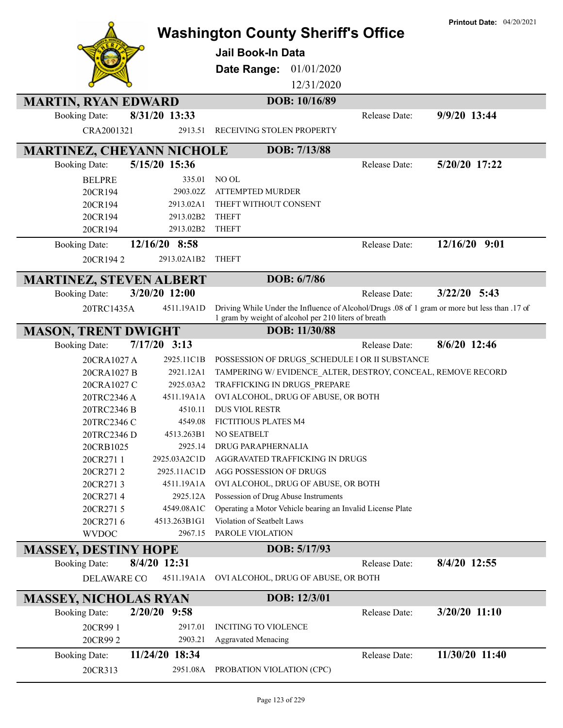Printout Date: 04/20/2021

# Washington County Sheriff's Office

## Jail Book-In Data

**Date Range:** 01/01/2020 – 12/31/2020

## MARTIN, RYAN EDWARD

DOB: 10/16/89

Booking Date: **8/31/20 13:33** — Release Date: **9/9/20 13:44**

| Case | Statute | Charge |
|---|---|---|
| CRA2001321 | 2913.51 | RECEIVING STOLEN PROPERTY |

## MARTINEZ, CHEYANN NICHOLE

DOB: 7/13/88

Booking Date: **5/15/20 15:36** — Release Date: **5/20/20 17:22**

| Case | Statute | Charge |
|---|---|---|
| BELPRE | 335.01 | NO OL |
| 20CR194 | 2903.02Z | ATTEMPTED MURDER |
| 20CR194 | 2913.02A1 | THEFT WITHOUT CONSENT |
| 20CR194 | 2913.02B2 | THEFT |
| 20CR194 | 2913.02B2 | THEFT |

Booking Date: **12/16/20 8:58** — Release Date: **12/16/20 9:01**

| Case | Statute | Charge |
|---|---|---|
| 20CR194 2 | 2913.02A1B2 | THEFT |

## MARTINEZ, STEVEN ALBERT

DOB: 6/7/86

Booking Date: **3/20/20 12:00** — Release Date: **3/22/20 5:43**

| Case | Statute | Charge |
|---|---|---|
| 20TRC1435A | 4511.19A1D | Driving While Under the Influence of Alcohol/Drugs .08 of 1 gram or more but less than .17 of 1 gram by weight of alcohol per 210 liters of breath |

## MASON, TRENT DWIGHT

DOB: 11/30/88

Booking Date: **7/17/20 3:13** — Release Date: **8/6/20 12:46**

| Case | Statute | Charge |
|---|---|---|
| 20CRA1027 A | 2925.11C1B | POSSESSION OF DRUGS_SCHEDULE I OR II SUBSTANCE |
| 20CRA1027 B | 2921.12A1 | TAMPERING W/ EVIDENCE_ALTER, DESTROY, CONCEAL, REMOVE RECORD |
| 20CRA1027 C | 2925.03A2 | TRAFFICKING IN DRUGS_PREPARE |
| 20TRC2346 A | 4511.19A1A | OVI ALCOHOL, DRUG OF ABUSE, OR BOTH |
| 20TRC2346 B | 4510.11 | DUS VIOL RESTR |
| 20TRC2346 C | 4549.08 | FICTITIOUS PLATES M4 |
| 20TRC2346 D | 4513.263B1 | NO SEATBELT |
| 20CRB1025 | 2925.14 | DRUG PARAPHERNALIA |
| 20CR271 1 | 2925.03A2C1D | AGGRAVATED TRAFFICKING IN DRUGS |
| 20CR271 2 | 2925.11AC1D | AGG POSSESSION OF DRUGS |
| 20CR271 3 | 4511.19A1A | OVI ALCOHOL, DRUG OF ABUSE, OR BOTH |
| 20CR271 4 | 2925.12A | Possession of Drug Abuse Instruments |
| 20CR271 5 | 4549.08A1C | Operating a Motor Vehicle bearing an Invalid License Plate |
| 20CR271 6 | 4513.263B1G1 | Violation of Seatbelt Laws |
| WVDOC | 2967.15 | PAROLE VIOLATION |

## MASSEY, DESTINY HOPE

DOB: 5/17/93

Booking Date: **8/4/20 12:31** — Release Date: **8/4/20 12:55**

| Case | Statute | Charge |
|---|---|---|
| DELAWARE CO | 4511.19A1A | OVI ALCOHOL, DRUG OF ABUSE, OR BOTH |

## MASSEY, NICHOLAS RYAN

DOB: 12/3/01

Booking Date: **2/20/20 9:58** — Release Date: **3/20/20 11:10**

| Case | Statute | Charge |
|---|---|---|
| 20CR99 1 | 2917.01 | INCITING TO VIOLENCE |
| 20CR99 2 | 2903.21 | Aggravated Menacing |

Booking Date: **11/24/20 18:34** — Release Date: **11/30/20 11:40**

| Case | Statute | Charge |
|---|---|---|
| 20CR313 | 2951.08A | PROBATION VIOLATION (CPC) |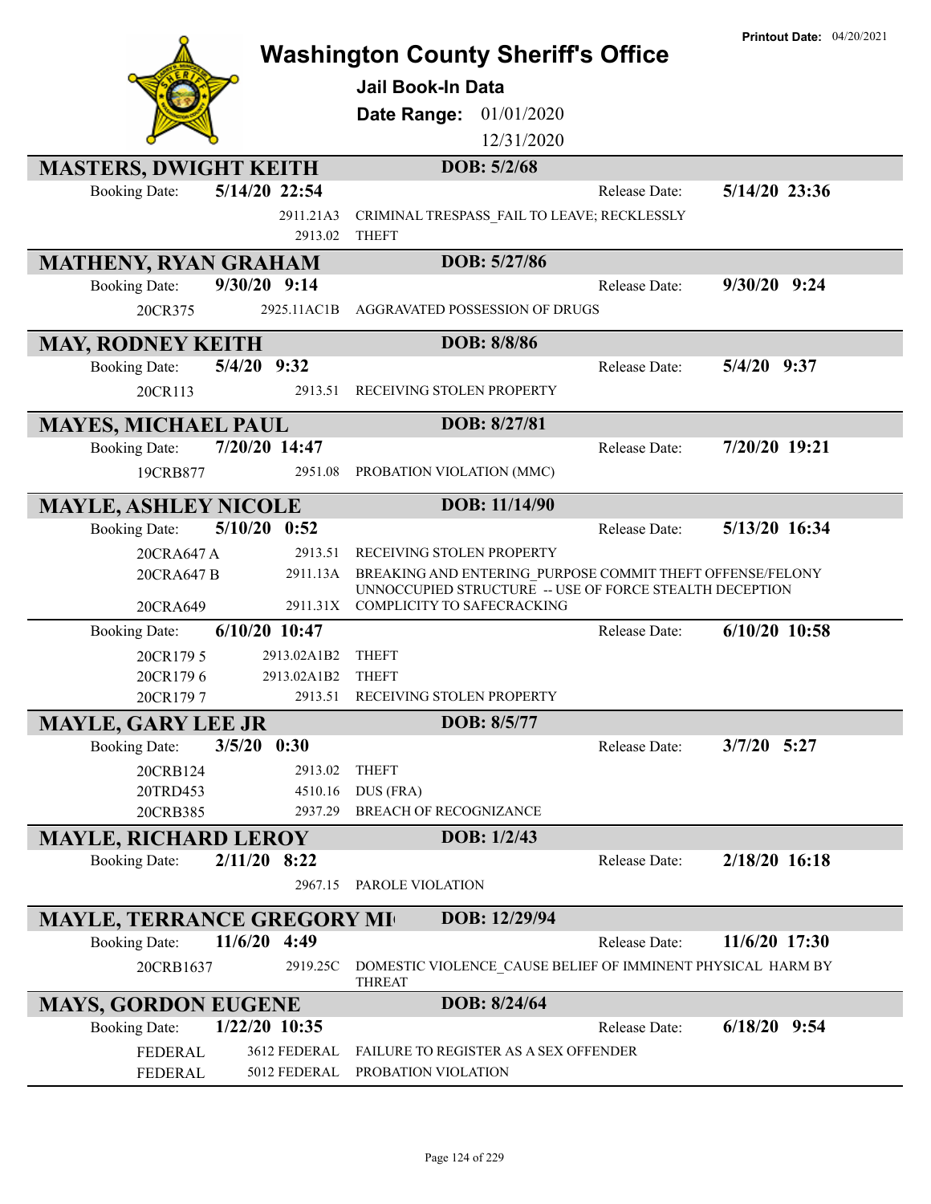# Washington County Sheriff's Office

**Printout Date:** 04/20/2021

## Jail Book-In Data

**Date Range:** 01/01/2020 12/31/2020

---

### MASTERS, DWIGHT KEITH — DOB: 5/2/68

**Booking Date:** 5/14/20 22:54 — **Release Date:** 5/14/20 23:36

| Case | Code | Charge |
|---|---|---|
| | 2911.21A3 | CRIMINAL TRESPASS_FAIL TO LEAVE; RECKLESSLY |
| | 2913.02 | THEFT |

### MATHENY, RYAN GRAHAM — DOB: 5/27/86

**Booking Date:** 9/30/20 9:14 — **Release Date:** 9/30/20 9:24

| Case | Code | Charge |
|---|---|---|
| 20CR375 | 2925.11AC1B | AGGRAVATED POSSESSION OF DRUGS |

### MAY, RODNEY KEITH — DOB: 8/8/86

**Booking Date:** 5/4/20 9:32 — **Release Date:** 5/4/20 9:37

| Case | Code | Charge |
|---|---|---|
| 20CR113 | 2913.51 | RECEIVING STOLEN PROPERTY |

### MAYES, MICHAEL PAUL — DOB: 8/27/81

**Booking Date:** 7/20/20 14:47 — **Release Date:** 7/20/20 19:21

| Case | Code | Charge |
|---|---|---|
| 19CRB877 | 2951.08 | PROBATION VIOLATION (MMC) |

### MAYLE, ASHLEY NICOLE — DOB: 11/14/90

**Booking Date:** 5/10/20 0:52 — **Release Date:** 5/13/20 16:34

| Case | Code | Charge |
|---|---|---|
| 20CRA647 A | 2913.51 | RECEIVING STOLEN PROPERTY |
| 20CRA647 B | 2911.13A | BREAKING AND ENTERING_PURPOSE COMMIT THEFT OFFENSE/FELONY UNNOCCUPIED STRUCTURE -- USE OF FORCE STEALTH DECEPTION |
| 20CRA649 | 2911.31X | COMPLICITY TO SAFECRACKING |

**Booking Date:** 6/10/20 10:47 — **Release Date:** 6/10/20 10:58

| Case | Code | Charge |
|---|---|---|
| 20CR179 5 | 2913.02A1B2 | THEFT |
| 20CR179 6 | 2913.02A1B2 | THEFT |
| 20CR179 7 | 2913.51 | RECEIVING STOLEN PROPERTY |

### MAYLE, GARY LEE JR — DOB: 8/5/77

**Booking Date:** 3/5/20 0:30 — **Release Date:** 3/7/20 5:27

| Case | Code | Charge |
|---|---|---|
| 20CRB124 | 2913.02 | THEFT |
| 20TRD453 | 4510.16 | DUS (FRA) |
| 20CRB385 | 2937.29 | BREACH OF RECOGNIZANCE |

### MAYLE, RICHARD LEROY — DOB: 1/2/43

**Booking Date:** 2/11/20 8:22 — **Release Date:** 2/18/20 16:18

| Case | Code | Charge |
|---|---|---|
| | 2967.15 | PAROLE VIOLATION |

### MAYLE, TERRANCE GREGORY MI — DOB: 12/29/94

**Booking Date:** 11/6/20 4:49 — **Release Date:** 11/6/20 17:30

| Case | Code | Charge |
|---|---|---|
| 20CRB1637 | 2919.25C | DOMESTIC VIOLENCE_CAUSE BELIEF OF IMMINENT PHYSICAL HARM BY THREAT |

### MAYS, GORDON EUGENE — DOB: 8/24/64

**Booking Date:** 1/22/20 10:35 — **Release Date:** 6/18/20 9:54

| Case | Code | Charge |
|---|---|---|
| FEDERAL | 3612 FEDERAL | FAILURE TO REGISTER AS A SEX OFFENDER |
| FEDERAL | 5012 FEDERAL | PROBATION VIOLATION |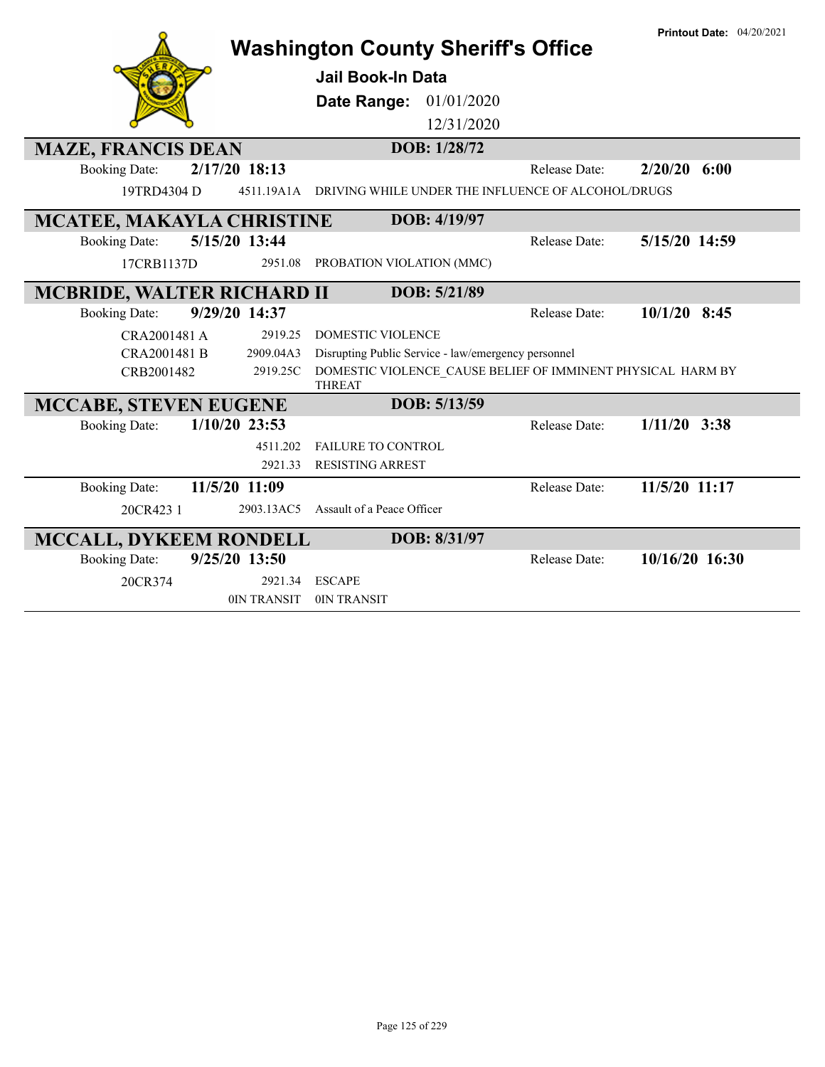# Washington County Sheriff's Office

**Printout Date:** 04/20/2021

## Jail Book-In Data

**Date Range:** 01/01/2020 – 12/31/2020

---

### MAZE, FRANCIS DEAN — DOB: 1/28/72

**Booking Date:** 2/17/20 18:13 — **Release Date:** 2/20/20 6:00

| Case | Statute | Charge |
|---|---|---|
| 19TRD4304 D | 4511.19A1A | DRIVING WHILE UNDER THE INFLUENCE OF ALCOHOL/DRUGS |

### MCATEE, MAKAYLA CHRISTINE — DOB: 4/19/97

**Booking Date:** 5/15/20 13:44 — **Release Date:** 5/15/20 14:59

| Case | Statute | Charge |
|---|---|---|
| 17CRB1137D | 2951.08 | PROBATION VIOLATION (MMC) |

### MCBRIDE, WALTER RICHARD II — DOB: 5/21/89

**Booking Date:** 9/29/20 14:37 — **Release Date:** 10/1/20 8:45

| Case | Statute | Charge |
|---|---|---|
| CRA2001481 A | 2919.25 | DOMESTIC VIOLENCE |
| CRA2001481 B | 2909.04A3 | Disrupting Public Service - law/emergency personnel |
| CRB2001482 | 2919.25C | DOMESTIC VIOLENCE_CAUSE BELIEF OF IMMINENT PHYSICAL HARM BY THREAT |

### MCCABE, STEVEN EUGENE — DOB: 5/13/59

**Booking Date:** 1/10/20 23:53 — **Release Date:** 1/11/20 3:38

| Case | Statute | Charge |
|---|---|---|
| | 4511.202 | FAILURE TO CONTROL |
| | 2921.33 | RESISTING ARREST |

**Booking Date:** 11/5/20 11:09 — **Release Date:** 11/5/20 11:17

| Case | Statute | Charge |
|---|---|---|
| 20CR423 1 | 2903.13AC5 | Assault of a Peace Officer |

### MCCALL, DYKEEM RONDELL — DOB: 8/31/97

**Booking Date:** 9/25/20 13:50 — **Release Date:** 10/16/20 16:30

| Case | Statute | Charge |
|---|---|---|
| 20CR374 | 2921.34 | ESCAPE |
| | 0IN TRANSIT | 0IN TRANSIT |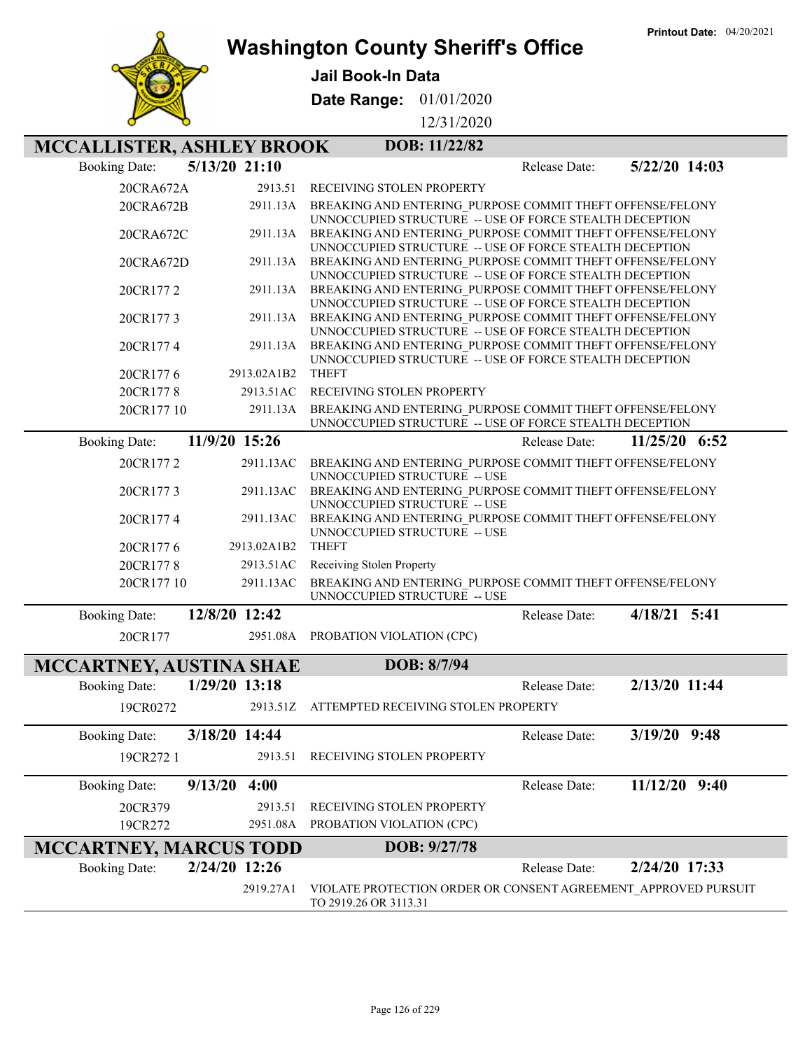Printout Date: 04/20/2021

# Washington County Sheriff's Office

**Jail Book-In Data**

**Date Range:** 01/01/2020 12/31/2020

## MCCALLISTER, ASHLEY BROOK

**DOB: 11/22/82**

**Booking Date:** 5/13/20 21:10 **Release Date:** 5/22/20 14:03

| Case | Statute | Description |
|---|---|---|
| 20CRA672A | 2913.51 | RECEIVING STOLEN PROPERTY |
| 20CRA672B | 2911.13A | BREAKING AND ENTERING_PURPOSE COMMIT THEFT OFFENSE/FELONY UNNOCCUPIED STRUCTURE -- USE OF FORCE STEALTH DECEPTION |
| 20CRA672C | 2911.13A | BREAKING AND ENTERING_PURPOSE COMMIT THEFT OFFENSE/FELONY UNNOCCUPIED STRUCTURE -- USE OF FORCE STEALTH DECEPTION |
| 20CRA672D | 2911.13A | BREAKING AND ENTERING_PURPOSE COMMIT THEFT OFFENSE/FELONY UNNOCCUPIED STRUCTURE -- USE OF FORCE STEALTH DECEPTION |
| 20CR177 2 | 2911.13A | BREAKING AND ENTERING_PURPOSE COMMIT THEFT OFFENSE/FELONY UNNOCCUPIED STRUCTURE -- USE OF FORCE STEALTH DECEPTION |
| 20CR177 3 | 2911.13A | BREAKING AND ENTERING_PURPOSE COMMIT THEFT OFFENSE/FELONY UNNOCCUPIED STRUCTURE -- USE OF FORCE STEALTH DECEPTION |
| 20CR177 4 | 2911.13A | BREAKING AND ENTERING_PURPOSE COMMIT THEFT OFFENSE/FELONY UNNOCCUPIED STRUCTURE -- USE OF FORCE STEALTH DECEPTION |
| 20CR177 6 | 2913.02A1B2 | THEFT |
| 20CR177 8 | 2913.51AC | RECEIVING STOLEN PROPERTY |
| 20CR177 10 | 2911.13A | BREAKING AND ENTERING_PURPOSE COMMIT THEFT OFFENSE/FELONY UNNOCCUPIED STRUCTURE -- USE OF FORCE STEALTH DECEPTION |

**Booking Date:** 11/9/20 15:26 **Release Date:** 11/25/20 6:52

| Case | Statute | Description |
|---|---|---|
| 20CR177 2 | 2911.13AC | BREAKING AND ENTERING_PURPOSE COMMIT THEFT OFFENSE/FELONY UNNOCCUPIED STRUCTURE -- USE |
| 20CR177 3 | 2911.13AC | BREAKING AND ENTERING_PURPOSE COMMIT THEFT OFFENSE/FELONY UNNOCCUPIED STRUCTURE -- USE |
| 20CR177 4 | 2911.13AC | BREAKING AND ENTERING_PURPOSE COMMIT THEFT OFFENSE/FELONY UNNOCCUPIED STRUCTURE -- USE |
| 20CR177 6 | 2913.02A1B2 | THEFT |
| 20CR177 8 | 2913.51AC | Receiving Stolen Property |
| 20CR177 10 | 2911.13AC | BREAKING AND ENTERING_PURPOSE COMMIT THEFT OFFENSE/FELONY UNNOCCUPIED STRUCTURE -- USE |

**Booking Date:** 12/8/20 12:42 **Release Date:** 4/18/21 5:41

| Case | Statute | Description |
|---|---|---|
| 20CR177 | 2951.08A | PROBATION VIOLATION (CPC) |

## MCCARTNEY, AUSTINA SHAE

**DOB: 8/7/94**

**Booking Date:** 1/29/20 13:18 **Release Date:** 2/13/20 11:44

| Case | Statute | Description |
|---|---|---|
| 19CR0272 | 2913.51Z | ATTEMPTED RECEIVING STOLEN PROPERTY |

**Booking Date:** 3/18/20 14:44 **Release Date:** 3/19/20 9:48

| Case | Statute | Description |
|---|---|---|
| 19CR272 1 | 2913.51 | RECEIVING STOLEN PROPERTY |

**Booking Date:** 9/13/20 4:00 **Release Date:** 11/12/20 9:40

| Case | Statute | Description |
|---|---|---|
| 20CR379 | 2913.51 | RECEIVING STOLEN PROPERTY |
| 19CR272 | 2951.08A | PROBATION VIOLATION (CPC) |

## MCCARTNEY, MARCUS TODD

**DOB: 9/27/78**

**Booking Date:** 2/24/20 12:26 **Release Date:** 2/24/20 17:33

| Case | Statute | Description |
|---|---|---|
| | 2919.27A1 | VIOLATE PROTECTION ORDER OR CONSENT AGREEMENT_APPROVED PURSUIT TO 2919.26 OR 3113.31 |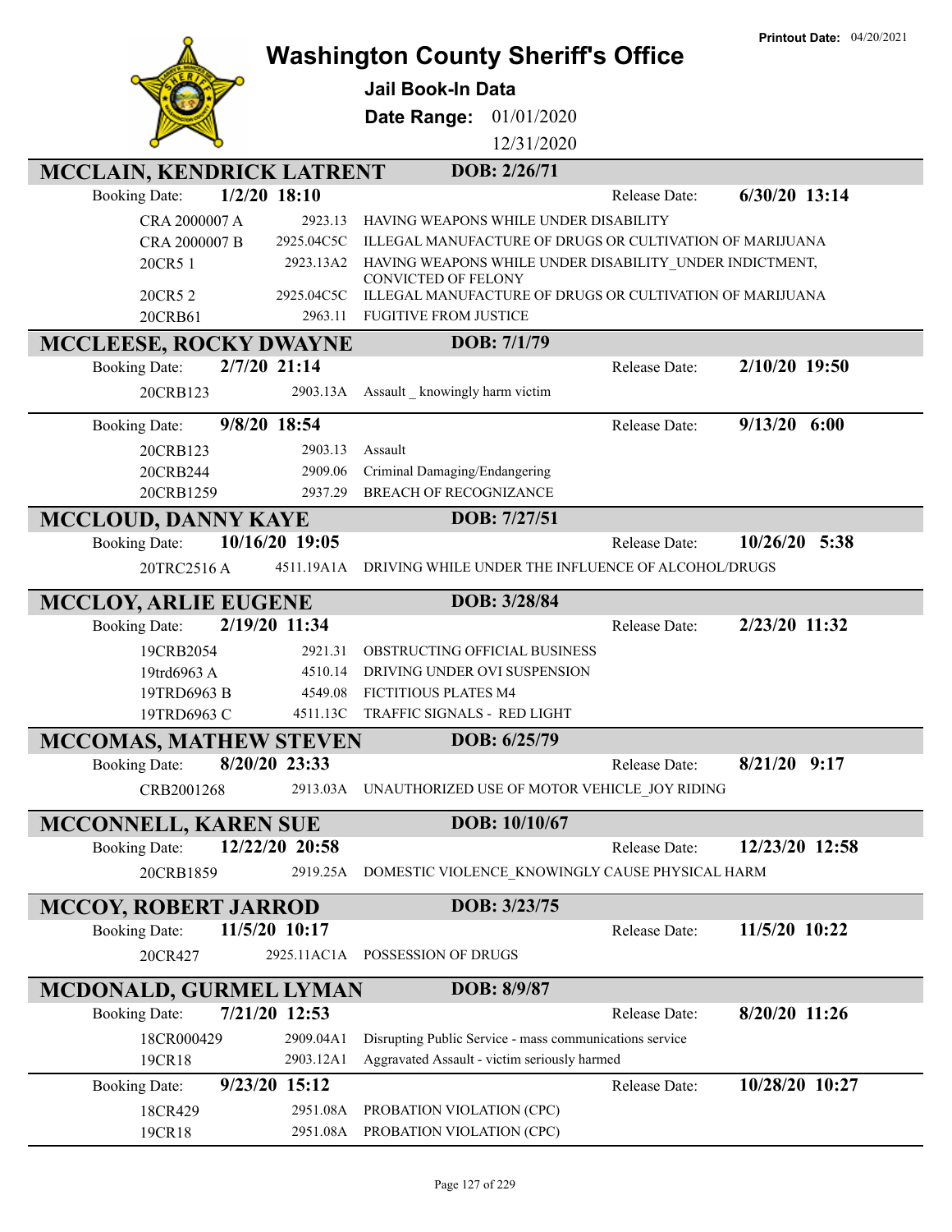**Printout Date:** 04/20/2021

# Washington County Sheriff's Office

## Jail Book-In Data

**Date Range:** 01/01/2020 12/31/2020

## MCCLAIN, KENDRICK LATRENT

**DOB:** 2/26/71

**Booking Date:** 1/2/20 18:10 **Release Date:** 6/30/20 13:14

| Case | Statute | Charge |
| --- | --- | --- |
| CRA 2000007 A | 2923.13 | HAVING WEAPONS WHILE UNDER DISABILITY |
| CRA 2000007 B | 2925.04C5C | ILLEGAL MANUFACTURE OF DRUGS OR CULTIVATION OF MARIJUANA |
| 20CR5 1 | 2923.13A2 | HAVING WEAPONS WHILE UNDER DISABILITY_UNDER INDICTMENT, CONVICTED OF FELONY |
| 20CR5 2 | 2925.04C5C | ILLEGAL MANUFACTURE OF DRUGS OR CULTIVATION OF MARIJUANA |
| 20CRB61 | 2963.11 | FUGITIVE FROM JUSTICE |

## MCCLEESE, ROCKY DWAYNE

**DOB:** 7/1/79

**Booking Date:** 2/7/20 21:14 **Release Date:** 2/10/20 19:50

| Case | Statute | Charge |
| --- | --- | --- |
| 20CRB123 | 2903.13A | Assault _ knowingly harm victim |

**Booking Date:** 9/8/20 18:54 **Release Date:** 9/13/20 6:00

| Case | Statute | Charge |
| --- | --- | --- |
| 20CRB123 | 2903.13 | Assault |
| 20CRB244 | 2909.06 | Criminal Damaging/Endangering |
| 20CRB1259 | 2937.29 | BREACH OF RECOGNIZANCE |

## MCCLOUD, DANNY KAYE

**DOB:** 7/27/51

**Booking Date:** 10/16/20 19:05 **Release Date:** 10/26/20 5:38

| Case | Statute | Charge |
| --- | --- | --- |
| 20TRC2516 A | 4511.19A1A | DRIVING WHILE UNDER THE INFLUENCE OF ALCOHOL/DRUGS |

## MCCLOY, ARLIE EUGENE

**DOB:** 3/28/84

**Booking Date:** 2/19/20 11:34 **Release Date:** 2/23/20 11:32

| Case | Statute | Charge |
| --- | --- | --- |
| 19CRB2054 | 2921.31 | OBSTRUCTING OFFICIAL BUSINESS |
| 19trd6963 A | 4510.14 | DRIVING UNDER OVI SUSPENSION |
| 19TRD6963 B | 4549.08 | FICTITIOUS PLATES M4 |
| 19TRD6963 C | 4511.13C | TRAFFIC SIGNALS - RED LIGHT |

## MCCOMAS, MATHEW STEVEN

**DOB:** 6/25/79

**Booking Date:** 8/20/20 23:33 **Release Date:** 8/21/20 9:17

| Case | Statute | Charge |
| --- | --- | --- |
| CRB2001268 | 2913.03A | UNAUTHORIZED USE OF MOTOR VEHICLE_JOY RIDING |

## MCCONNELL, KAREN SUE

**DOB:** 10/10/67

**Booking Date:** 12/22/20 20:58 **Release Date:** 12/23/20 12:58

| Case | Statute | Charge |
| --- | --- | --- |
| 20CRB1859 | 2919.25A | DOMESTIC VIOLENCE_KNOWINGLY CAUSE PHYSICAL HARM |

## MCCOY, ROBERT JARROD

**DOB:** 3/23/75

**Booking Date:** 11/5/20 10:17 **Release Date:** 11/5/20 10:22

| Case | Statute | Charge |
| --- | --- | --- |
| 20CR427 | 2925.11AC1A | POSSESSION OF DRUGS |

## MCDONALD, GURMEL LYMAN

**DOB:** 8/9/87

**Booking Date:** 7/21/20 12:53 **Release Date:** 8/20/20 11:26

| Case | Statute | Charge |
| --- | --- | --- |
| 18CR000429 | 2909.04A1 | Disrupting Public Service - mass communications service |
| 19CR18 | 2903.12A1 | Aggravated Assault - victim seriously harmed |

**Booking Date:** 9/23/20 15:12 **Release Date:** 10/28/20 10:27

| Case | Statute | Charge |
| --- | --- | --- |
| 18CR429 | 2951.08A | PROBATION VIOLATION (CPC) |
| 19CR18 | 2951.08A | PROBATION VIOLATION (CPC) |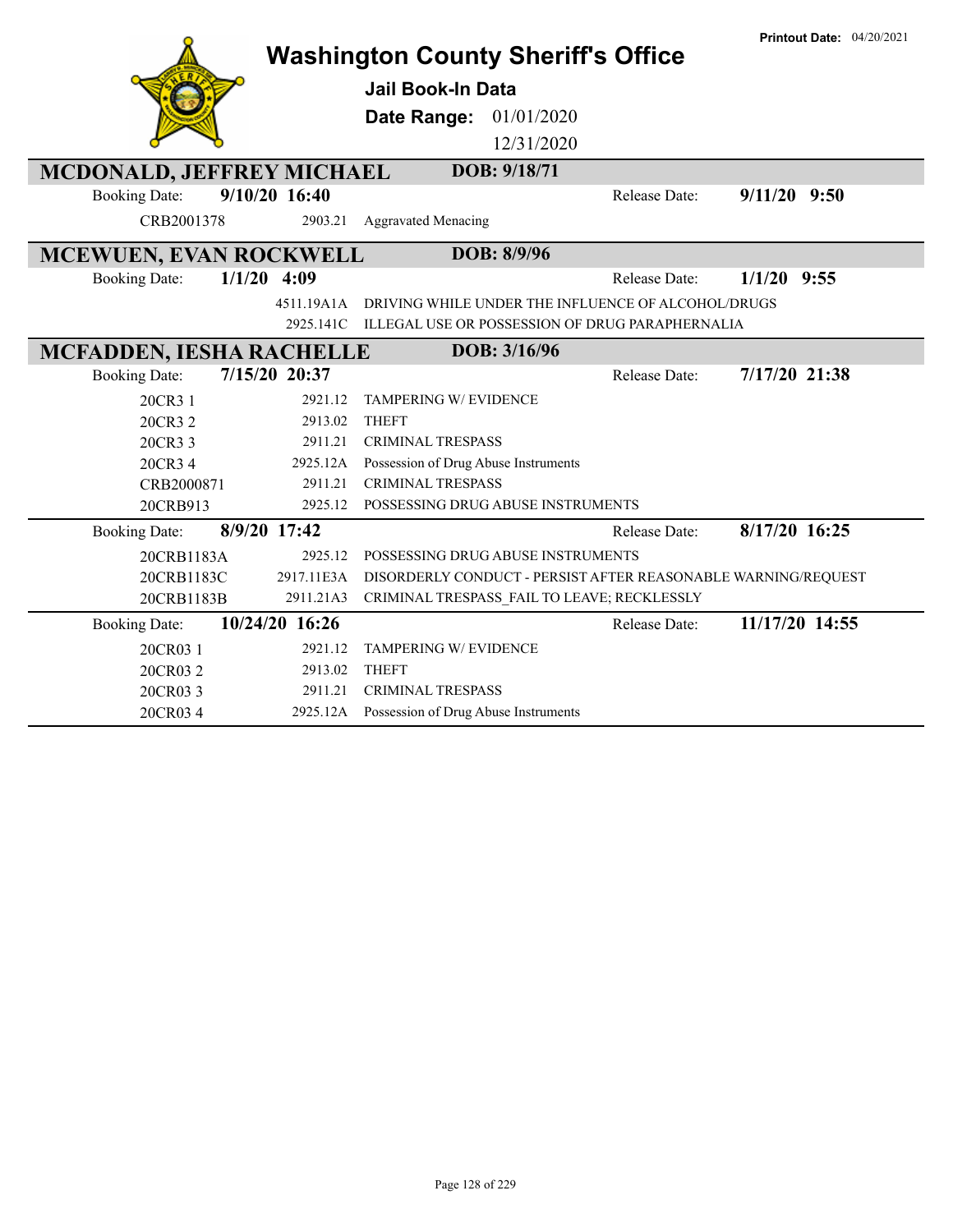**Printout Date:** 04/20/2021

# Washington County Sheriff's Office

**Jail Book-In Data**

**Date Range:** 01/01/2020 12/31/2020

## MCDONALD, JEFFREY MICHAEL — DOB: 9/18/71

**Booking Date:** 9/10/20 16:40 — **Release Date:** 9/11/20 9:50

| Case | Statute | Charge |
|---|---|---|
| CRB2001378 | 2903.21 | Aggravated Menacing |

## MCEWUEN, EVAN ROCKWELL — DOB: 8/9/96

**Booking Date:** 1/1/20 4:09 — **Release Date:** 1/1/20 9:55

| Case | Statute | Charge |
|---|---|---|
| | 4511.19A1A | DRIVING WHILE UNDER THE INFLUENCE OF ALCOHOL/DRUGS |
| | 2925.141C | ILLEGAL USE OR POSSESSION OF DRUG PARAPHERNALIA |

## MCFADDEN, IESHA RACHELLE — DOB: 3/16/96

**Booking Date:** 7/15/20 20:37 — **Release Date:** 7/17/20 21:38

| Case | Statute | Charge |
|---|---|---|
| 20CR3 1 | 2921.12 | TAMPERING W/ EVIDENCE |
| 20CR3 2 | 2913.02 | THEFT |
| 20CR3 3 | 2911.21 | CRIMINAL TRESPASS |
| 20CR3 4 | 2925.12A | Possession of Drug Abuse Instruments |
| CRB2000871 | 2911.21 | CRIMINAL TRESPASS |
| 20CRB913 | 2925.12 | POSSESSING DRUG ABUSE INSTRUMENTS |

**Booking Date:** 8/9/20 17:42 — **Release Date:** 8/17/20 16:25

| Case | Statute | Charge |
|---|---|---|
| 20CRB1183A | 2925.12 | POSSESSING DRUG ABUSE INSTRUMENTS |
| 20CRB1183C | 2917.11E3A | DISORDERLY CONDUCT - PERSIST AFTER REASONABLE WARNING/REQUEST |
| 20CRB1183B | 2911.21A3 | CRIMINAL TRESPASS_FAIL TO LEAVE; RECKLESSLY |

**Booking Date:** 10/24/20 16:26 — **Release Date:** 11/17/20 14:55

| Case | Statute | Charge |
|---|---|---|
| 20CR03 1 | 2921.12 | TAMPERING W/ EVIDENCE |
| 20CR03 2 | 2913.02 | THEFT |
| 20CR03 3 | 2911.21 | CRIMINAL TRESPASS |
| 20CR03 4 | 2925.12A | Possession of Drug Abuse Instruments |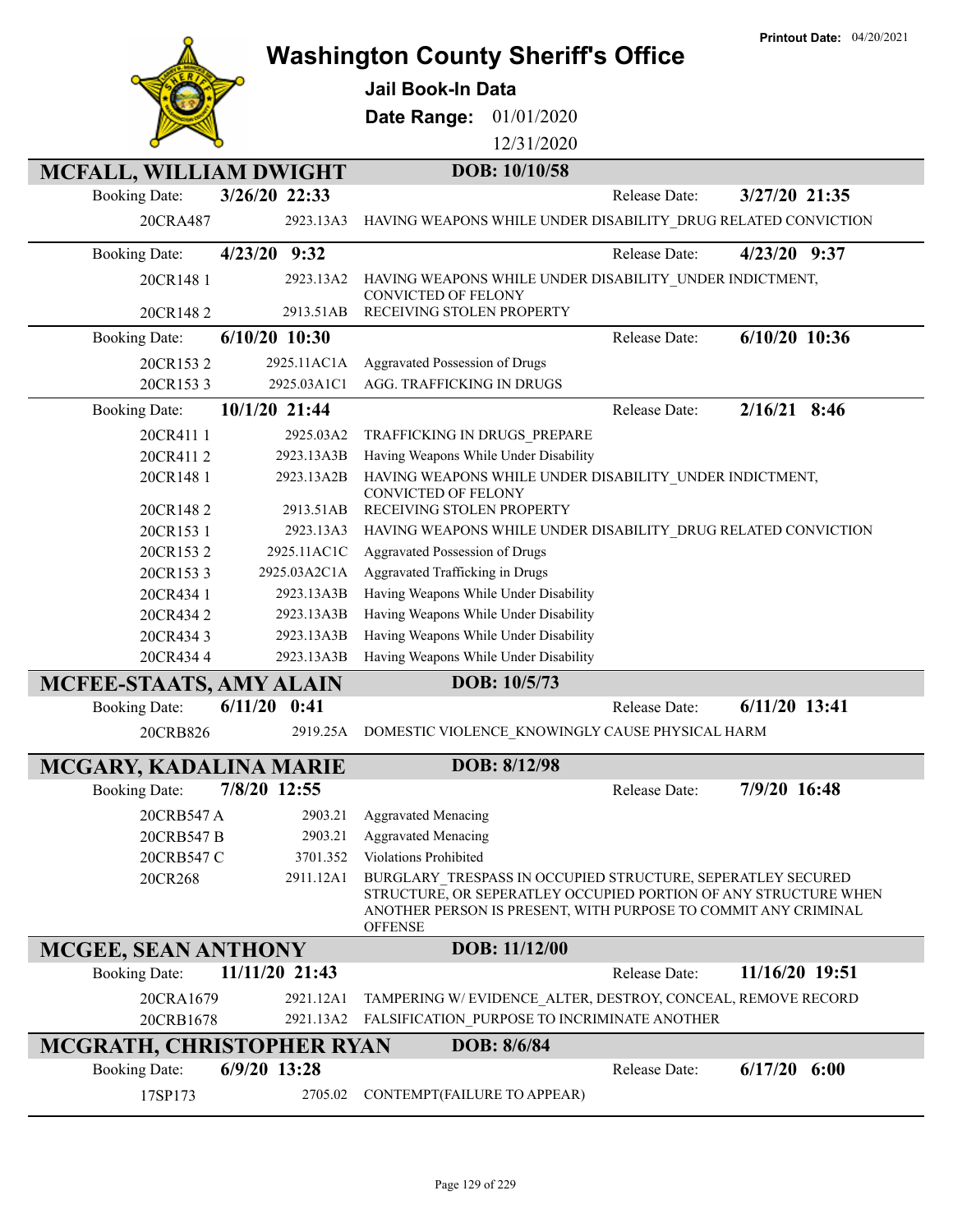Printout Date: 04/20/2021

# Washington County Sheriff's Office

**Jail Book-In Data**

**Date Range:** 01/01/2020 – 12/31/2020

## MCFALL, WILLIAM DWIGHT — DOB: 10/10/58

**Booking Date:** 3/26/20 22:33 — **Release Date:** 3/27/20 21:35

| Case | Statute | Charge |
|---|---|---|
| 20CRA487 | 2923.13A3 | HAVING WEAPONS WHILE UNDER DISABILITY_DRUG RELATED CONVICTION |

**Booking Date:** 4/23/20 9:32 — **Release Date:** 4/23/20 9:37

| Case | Statute | Charge |
|---|---|---|
| 20CR148 1 | 2923.13A2 | HAVING WEAPONS WHILE UNDER DISABILITY_UNDER INDICTMENT, CONVICTED OF FELONY |
| 20CR148 2 | 2913.51AB | RECEIVING STOLEN PROPERTY |

**Booking Date:** 6/10/20 10:30 — **Release Date:** 6/10/20 10:36

| Case | Statute | Charge |
|---|---|---|
| 20CR153 2 | 2925.11AC1A | Aggravated Possession of Drugs |
| 20CR153 3 | 2925.03A1C1 | AGG. TRAFFICKING IN DRUGS |

**Booking Date:** 10/1/20 21:44 — **Release Date:** 2/16/21 8:46

| Case | Statute | Charge |
|---|---|---|
| 20CR411 1 | 2925.03A2 | TRAFFICKING IN DRUGS_PREPARE |
| 20CR411 2 | 2923.13A3B | Having Weapons While Under Disability |
| 20CR148 1 | 2923.13A2B | HAVING WEAPONS WHILE UNDER DISABILITY_UNDER INDICTMENT, CONVICTED OF FELONY |
| 20CR148 2 | 2913.51AB | RECEIVING STOLEN PROPERTY |
| 20CR153 1 | 2923.13A3 | HAVING WEAPONS WHILE UNDER DISABILITY_DRUG RELATED CONVICTION |
| 20CR153 2 | 2925.11AC1C | Aggravated Possession of Drugs |
| 20CR153 3 | 2925.03A2C1A | Aggravated Trafficking in Drugs |
| 20CR434 1 | 2923.13A3B | Having Weapons While Under Disability |
| 20CR434 2 | 2923.13A3B | Having Weapons While Under Disability |
| 20CR434 3 | 2923.13A3B | Having Weapons While Under Disability |
| 20CR434 4 | 2923.13A3B | Having Weapons While Under Disability |

## MCFEE-STAATS, AMY ALAIN — DOB: 10/5/73

**Booking Date:** 6/11/20 0:41 — **Release Date:** 6/11/20 13:41

| Case | Statute | Charge |
|---|---|---|
| 20CRB826 | 2919.25A | DOMESTIC VIOLENCE_KNOWINGLY CAUSE PHYSICAL HARM |

## MCGARY, KADALINA MARIE — DOB: 8/12/98

**Booking Date:** 7/8/20 12:55 — **Release Date:** 7/9/20 16:48

| Case | Statute | Charge |
|---|---|---|
| 20CRB547 A | 2903.21 | Aggravated Menacing |
| 20CRB547 B | 2903.21 | Aggravated Menacing |
| 20CRB547 C | 3701.352 | Violations Prohibited |
| 20CR268 | 2911.12A1 | BURGLARY_TRESPASS IN OCCUPIED STRUCTURE, SEPERATLEY SECURED STRUCTURE, OR SEPERATLEY OCCUPIED PORTION OF ANY STRUCTURE WHEN ANOTHER PERSON IS PRESENT, WITH PURPOSE TO COMMIT ANY CRIMINAL OFFENSE |

## MCGEE, SEAN ANTHONY — DOB: 11/12/00

**Booking Date:** 11/11/20 21:43 — **Release Date:** 11/16/20 19:51

| Case | Statute | Charge |
|---|---|---|
| 20CRA1679 | 2921.12A1 | TAMPERING W/ EVIDENCE_ALTER, DESTROY, CONCEAL, REMOVE RECORD |
| 20CRB1678 | 2921.13A2 | FALSIFICATION_PURPOSE TO INCRIMINATE ANOTHER |

## MCGRATH, CHRISTOPHER RYAN — DOB: 8/6/84

**Booking Date:** 6/9/20 13:28 — **Release Date:** 6/17/20 6:00

| Case | Statute | Charge |
|---|---|---|
| 17SP173 | 2705.02 | CONTEMPT(FAILURE TO APPEAR) |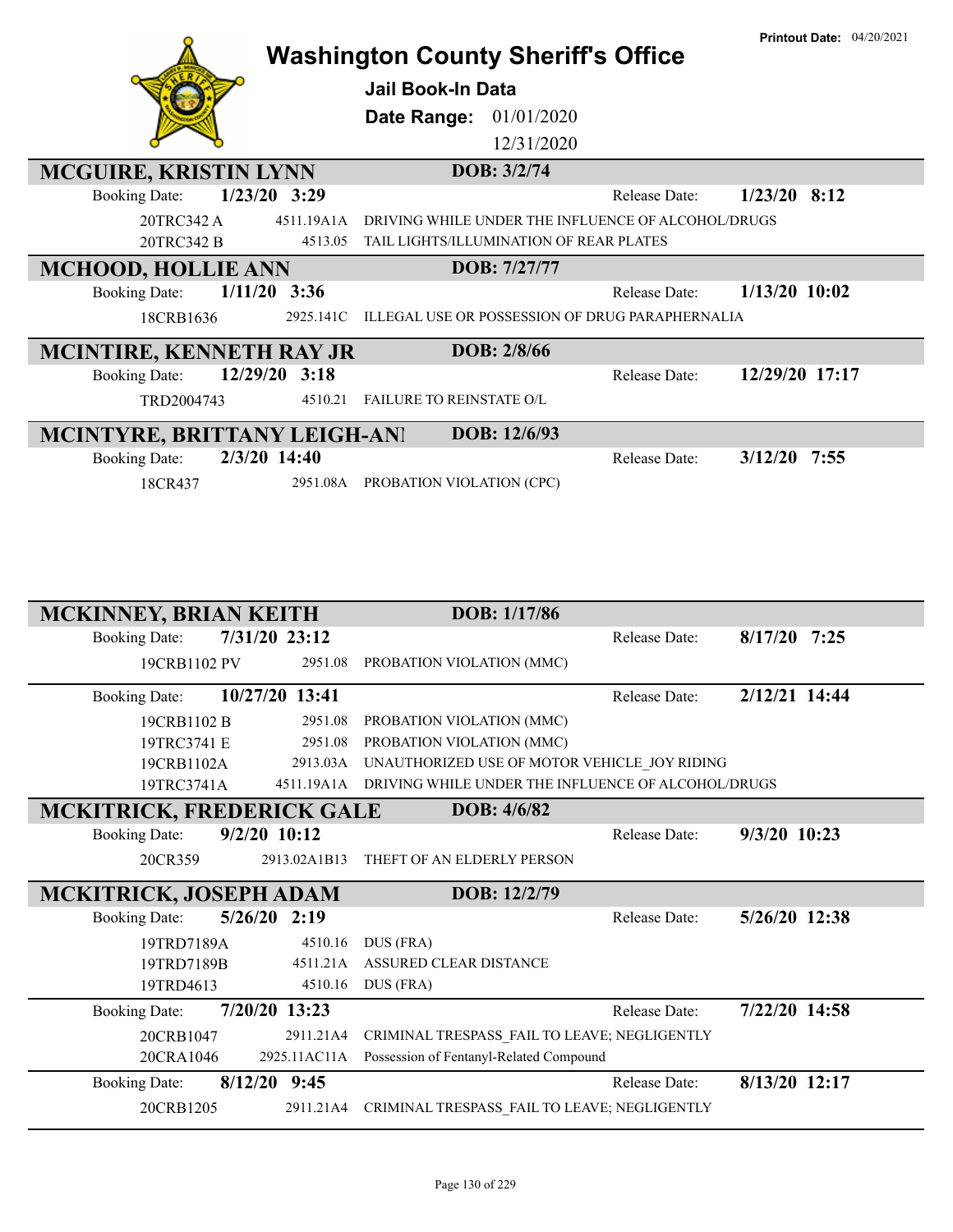# Washington County Sheriff's Office

**Jail Book-In Data**

**Date Range:** 01/01/2020 – 12/31/2020

**Printout Date:** 04/20/2021

## MCGUIRE, KRISTIN LYNN — DOB: 3/2/74

**Booking Date:** 1/23/20 3:29 — **Release Date:** 1/23/20 8:12

| Case | Statute | Charge |
|---|---|---|
| 20TRC342 A | 4511.19A1A | DRIVING WHILE UNDER THE INFLUENCE OF ALCOHOL/DRUGS |
| 20TRC342 B | 4513.05 | TAIL LIGHTS/ILLUMINATION OF REAR PLATES |

## MCHOOD, HOLLIE ANN — DOB: 7/27/77

**Booking Date:** 1/11/20 3:36 — **Release Date:** 1/13/20 10:02

| Case | Statute | Charge |
|---|---|---|
| 18CRB1636 | 2925.141C | ILLEGAL USE OR POSSESSION OF DRUG PARAPHERNALIA |

## MCINTIRE, KENNETH RAY JR — DOB: 2/8/66

**Booking Date:** 12/29/20 3:18 — **Release Date:** 12/29/20 17:17

| Case | Statute | Charge |
|---|---|---|
| TRD2004743 | 4510.21 | FAILURE TO REINSTATE O/L |

## MCINTYRE, BRITTANY LEIGH-ANI — DOB: 12/6/93

**Booking Date:** 2/3/20 14:40 — **Release Date:** 3/12/20 7:55

| Case | Statute | Charge |
|---|---|---|
| 18CR437 | 2951.08A | PROBATION VIOLATION (CPC) |

## MCKINNEY, BRIAN KEITH — DOB: 1/17/86

**Booking Date:** 7/31/20 23:12 — **Release Date:** 8/17/20 7:25

| Case | Statute | Charge |
|---|---|---|
| 19CRB1102 PV | 2951.08 | PROBATION VIOLATION (MMC) |

**Booking Date:** 10/27/20 13:41 — **Release Date:** 2/12/21 14:44

| Case | Statute | Charge |
|---|---|---|
| 19CRB1102 B | 2951.08 | PROBATION VIOLATION (MMC) |
| 19TRC3741 E | 2951.08 | PROBATION VIOLATION (MMC) |
| 19CRB1102A | 2913.03A | UNAUTHORIZED USE OF MOTOR VEHICLE_JOY RIDING |
| 19TRC3741A | 4511.19A1A | DRIVING WHILE UNDER THE INFLUENCE OF ALCOHOL/DRUGS |

## MCKITRICK, FREDERICK GALE — DOB: 4/6/82

**Booking Date:** 9/2/20 10:12 — **Release Date:** 9/3/20 10:23

| Case | Statute | Charge |
|---|---|---|
| 20CR359 | 2913.02A1B13 | THEFT OF AN ELDERLY PERSON |

## MCKITRICK, JOSEPH ADAM — DOB: 12/2/79

**Booking Date:** 5/26/20 2:19 — **Release Date:** 5/26/20 12:38

| Case | Statute | Charge |
|---|---|---|
| 19TRD7189A | 4510.16 | DUS (FRA) |
| 19TRD7189B | 4511.21A | ASSURED CLEAR DISTANCE |
| 19TRD4613 | 4510.16 | DUS (FRA) |

**Booking Date:** 7/20/20 13:23 — **Release Date:** 7/22/20 14:58

| Case | Statute | Charge |
|---|---|---|
| 20CRB1047 | 2911.21A4 | CRIMINAL TRESPASS_FAIL TO LEAVE; NEGLIGENTLY |
| 20CRA1046 | 2925.11AC11A | Possession of Fentanyl-Related Compound |

**Booking Date:** 8/12/20 9:45 — **Release Date:** 8/13/20 12:17

| Case | Statute | Charge |
|---|---|---|
| 20CRB1205 | 2911.21A4 | CRIMINAL TRESPASS_FAIL TO LEAVE; NEGLIGENTLY |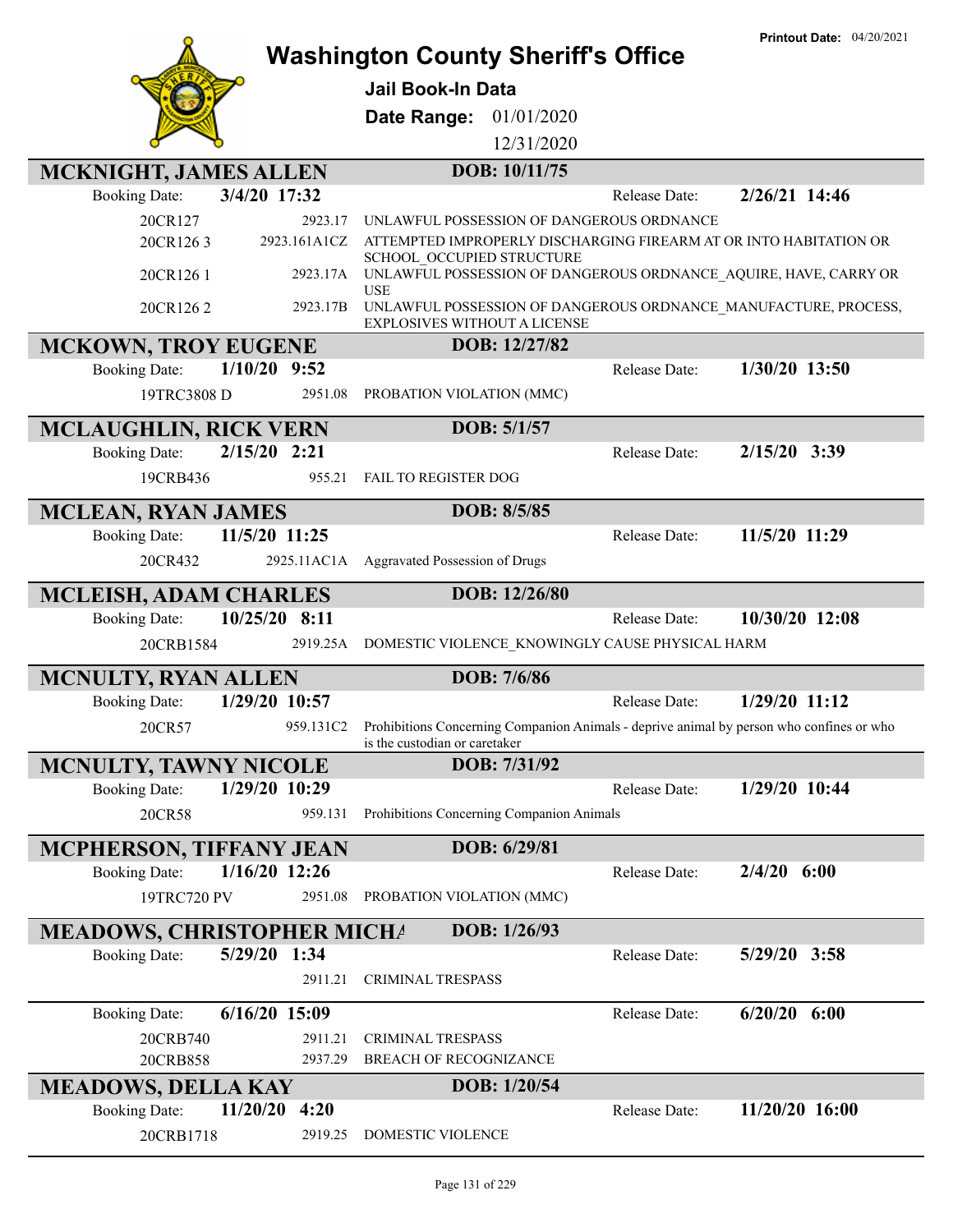# Washington County Sheriff's Office

**Printout Date:** 04/20/2021

## Jail Book-In Data

**Date Range:** 01/01/2020 – 12/31/2020

### MCKNIGHT, JAMES ALLEN — DOB: 10/11/75

**Booking Date:** 3/4/20 17:32 — **Release Date:** 2/26/21 14:46

| Case | Statute | Charge |
|---|---|---|
| 20CR127 | 2923.17 | UNLAWFUL POSSESSION OF DANGEROUS ORDNANCE |
| 20CR126 3 | 2923.161A1CZ | ATTEMPTED IMPROPERLY DISCHARGING FIREARM AT OR INTO HABITATION OR SCHOOL_OCCUPIED STRUCTURE |
| 20CR126 1 | 2923.17A | UNLAWFUL POSSESSION OF DANGEROUS ORDNANCE_AQUIRE, HAVE, CARRY OR USE |
| 20CR126 2 | 2923.17B | UNLAWFUL POSSESSION OF DANGEROUS ORDNANCE_MANUFACTURE, PROCESS, EXPLOSIVES WITHOUT A LICENSE |

### MCKOWN, TROY EUGENE — DOB: 12/27/82

**Booking Date:** 1/10/20 9:52 — **Release Date:** 1/30/20 13:50

| Case | Statute | Charge |
|---|---|---|
| 19TRC3808 D | 2951.08 | PROBATION VIOLATION (MMC) |

### MCLAUGHLIN, RICK VERN — DOB: 5/1/57

**Booking Date:** 2/15/20 2:21 — **Release Date:** 2/15/20 3:39

| Case | Statute | Charge |
|---|---|---|
| 19CRB436 | 955.21 | FAIL TO REGISTER DOG |

### MCLEAN, RYAN JAMES — DOB: 8/5/85

**Booking Date:** 11/5/20 11:25 — **Release Date:** 11/5/20 11:29

| Case | Statute | Charge |
|---|---|---|
| 20CR432 | 2925.11AC1A | Aggravated Possession of Drugs |

### MCLEISH, ADAM CHARLES — DOB: 12/26/80

**Booking Date:** 10/25/20 8:11 — **Release Date:** 10/30/20 12:08

| Case | Statute | Charge |
|---|---|---|
| 20CRB1584 | 2919.25A | DOMESTIC VIOLENCE_KNOWINGLY CAUSE PHYSICAL HARM |

### MCNULTY, RYAN ALLEN — DOB: 7/6/86

**Booking Date:** 1/29/20 10:57 — **Release Date:** 1/29/20 11:12

| Case | Statute | Charge |
|---|---|---|
| 20CR57 | 959.131C2 | Prohibitions Concerning Companion Animals - deprive animal by person who confines or who is the custodian or caretaker |

### MCNULTY, TAWNY NICOLE — DOB: 7/31/92

**Booking Date:** 1/29/20 10:29 — **Release Date:** 1/29/20 10:44

| Case | Statute | Charge |
|---|---|---|
| 20CR58 | 959.131 | Prohibitions Concerning Companion Animals |

### MCPHERSON, TIFFANY JEAN — DOB: 6/29/81

**Booking Date:** 1/16/20 12:26 — **Release Date:** 2/4/20 6:00

| Case | Statute | Charge |
|---|---|---|
| 19TRC720 PV | 2951.08 | PROBATION VIOLATION (MMC) |

### MEADOWS, CHRISTOPHER MICHA — DOB: 1/26/93

**Booking Date:** 5/29/20 1:34 — **Release Date:** 5/29/20 3:58

| Case | Statute | Charge |
|---|---|---|
| | 2911.21 | CRIMINAL TRESPASS |

**Booking Date:** 6/16/20 15:09 — **Release Date:** 6/20/20 6:00

| Case | Statute | Charge |
|---|---|---|
| 20CRB740 | 2911.21 | CRIMINAL TRESPASS |
| 20CRB858 | 2937.29 | BREACH OF RECOGNIZANCE |

### MEADOWS, DELLA KAY — DOB: 1/20/54

**Booking Date:** 11/20/20 4:20 — **Release Date:** 11/20/20 16:00

| Case | Statute | Charge |
|---|---|---|
| 20CRB1718 | 2919.25 | DOMESTIC VIOLENCE |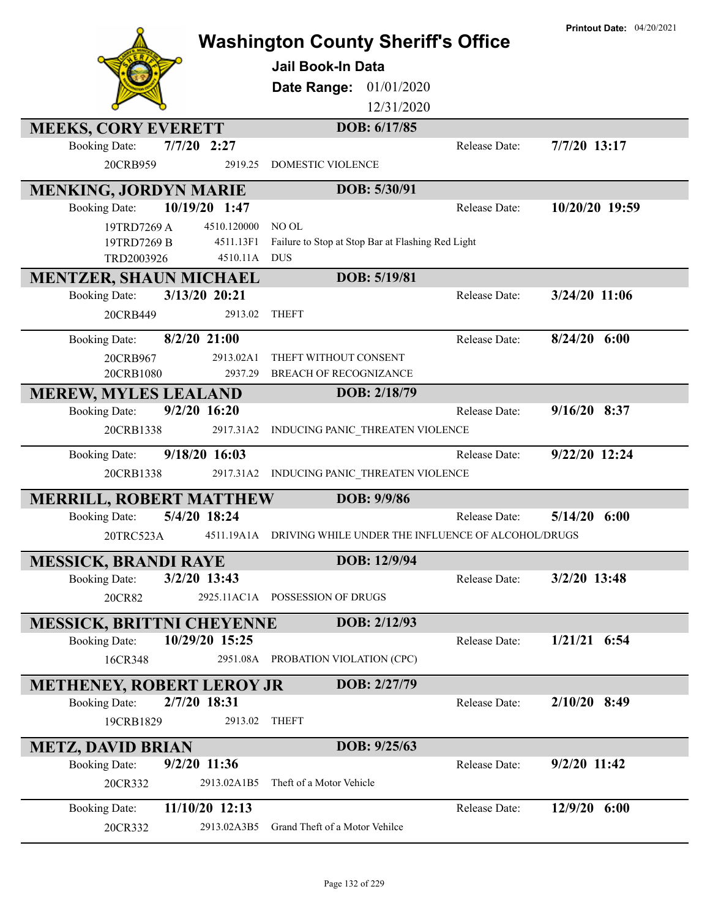# Washington County Sheriff's Office

**Printout Date:** 04/20/2021

## Jail Book-In Data

**Date Range:** 01/01/2020 – 12/31/2020

---

### MEEKS, CORY EVERETT — DOB: 6/17/85

**Booking Date:** 7/7/20 2:27 | **Release Date:** 7/7/20 13:17

| Case | Statute | Charge |
|---|---|---|
| 20CRB959 | 2919.25 | DOMESTIC VIOLENCE |

---

### MENKING, JORDYN MARIE — DOB: 5/30/91

**Booking Date:** 10/19/20 1:47 | **Release Date:** 10/20/20 19:59

| Case | Statute | Charge |
|---|---|---|
| 19TRD7269 A | 4510.120000 | NO OL |
| 19TRD7269 B | 4511.13F1 | Failure to Stop at Stop Bar at Flashing Red Light |
| TRD2003926 | 4510.11A | DUS |

---

### MENTZER, SHAUN MICHAEL — DOB: 5/19/81

**Booking Date:** 3/13/20 20:21 | **Release Date:** 3/24/20 11:06

| Case | Statute | Charge |
|---|---|---|
| 20CRB449 | 2913.02 | THEFT |

**Booking Date:** 8/2/20 21:00 | **Release Date:** 8/24/20 6:00

| Case | Statute | Charge |
|---|---|---|
| 20CRB967 | 2913.02A1 | THEFT WITHOUT CONSENT |
| 20CRB1080 | 2937.29 | BREACH OF RECOGNIZANCE |

---

### MEREW, MYLES LEALAND — DOB: 2/18/79

**Booking Date:** 9/2/20 16:20 | **Release Date:** 9/16/20 8:37

| Case | Statute | Charge |
|---|---|---|
| 20CRB1338 | 2917.31A2 | INDUCING PANIC_THREATEN VIOLENCE |

**Booking Date:** 9/18/20 16:03 | **Release Date:** 9/22/20 12:24

| Case | Statute | Charge |
|---|---|---|
| 20CRB1338 | 2917.31A2 | INDUCING PANIC_THREATEN VIOLENCE |

---

### MERRILL, ROBERT MATTHEW — DOB: 9/9/86

**Booking Date:** 5/4/20 18:24 | **Release Date:** 5/14/20 6:00

| Case | Statute | Charge |
|---|---|---|
| 20TRC523A | 4511.19A1A | DRIVING WHILE UNDER THE INFLUENCE OF ALCOHOL/DRUGS |

---

### MESSICK, BRANDI RAYE — DOB: 12/9/94

**Booking Date:** 3/2/20 13:43 | **Release Date:** 3/2/20 13:48

| Case | Statute | Charge |
|---|---|---|
| 20CR82 | 2925.11AC1A | POSSESSION OF DRUGS |

---

### MESSICK, BRITTNI CHEYENNE — DOB: 2/12/93

**Booking Date:** 10/29/20 15:25 | **Release Date:** 1/21/21 6:54

| Case | Statute | Charge |
|---|---|---|
| 16CR348 | 2951.08A | PROBATION VIOLATION (CPC) |

---

### METHENEY, ROBERT LEROY JR — DOB: 2/27/79

**Booking Date:** 2/7/20 18:31 | **Release Date:** 2/10/20 8:49

| Case | Statute | Charge |
|---|---|---|
| 19CRB1829 | 2913.02 | THEFT |

---

### METZ, DAVID BRIAN — DOB: 9/25/63

**Booking Date:** 9/2/20 11:36 | **Release Date:** 9/2/20 11:42

| Case | Statute | Charge |
|---|---|---|
| 20CR332 | 2913.02A1B5 | Theft of a Motor Vehicle |

**Booking Date:** 11/10/20 12:13 | **Release Date:** 12/9/20 6:00

| Case | Statute | Charge |
|---|---|---|
| 20CR332 | 2913.02A3B5 | Grand Theft of a Motor Vehilce |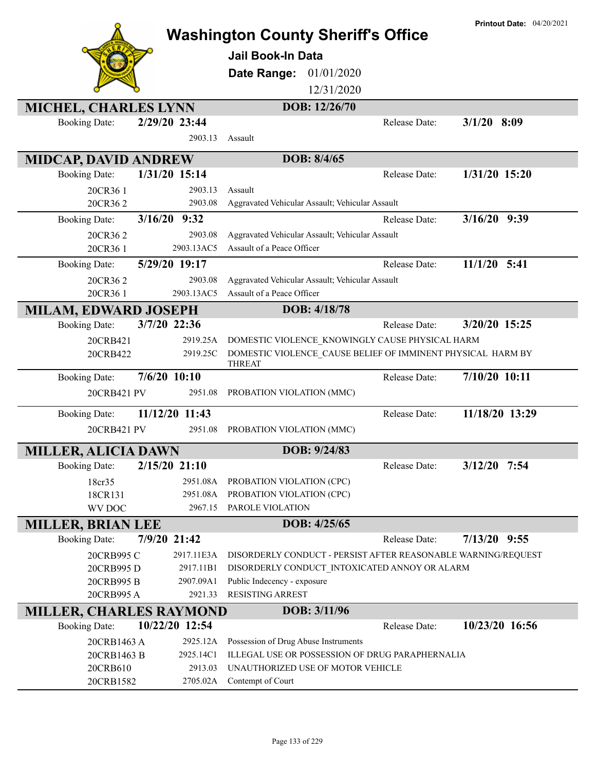# Washington County Sheriff's Office

**Printout Date:** 04/20/2021

## Jail Book-In Data

**Date Range:** 01/01/2020 – 12/31/2020

---

### MICHEL, CHARLES LYNN — DOB: 12/26/70

**Booking Date:** 2/29/20 23:44 — **Release Date:** 3/1/20 8:09

| Case | Statute | Charge |
|---|---|---|
| | 2903.13 | Assault |

---

### MIDCAP, DAVID ANDREW — DOB: 8/4/65

**Booking Date:** 1/31/20 15:14 — **Release Date:** 1/31/20 15:20

| Case | Statute | Charge |
|---|---|---|
| 20CR36 1 | 2903.13 | Assault |
| 20CR36 2 | 2903.08 | Aggravated Vehicular Assault; Vehicular Assault |

**Booking Date:** 3/16/20 9:32 — **Release Date:** 3/16/20 9:39

| Case | Statute | Charge |
|---|---|---|
| 20CR36 2 | 2903.08 | Aggravated Vehicular Assault; Vehicular Assault |
| 20CR36 1 | 2903.13AC5 | Assault of a Peace Officer |

**Booking Date:** 5/29/20 19:17 — **Release Date:** 11/1/20 5:41

| Case | Statute | Charge |
|---|---|---|
| 20CR36 2 | 2903.08 | Aggravated Vehicular Assault; Vehicular Assault |
| 20CR36 1 | 2903.13AC5 | Assault of a Peace Officer |

---

### MILAM, EDWARD JOSEPH — DOB: 4/18/78

**Booking Date:** 3/7/20 22:36 — **Release Date:** 3/20/20 15:25

| Case | Statute | Charge |
|---|---|---|
| 20CRB421 | 2919.25A | DOMESTIC VIOLENCE_KNOWINGLY CAUSE PHYSICAL HARM |
| 20CRB422 | 2919.25C | DOMESTIC VIOLENCE_CAUSE BELIEF OF IMMINENT PHYSICAL HARM BY THREAT |

**Booking Date:** 7/6/20 10:10 — **Release Date:** 7/10/20 10:11

| Case | Statute | Charge |
|---|---|---|
| 20CRB421 PV | 2951.08 | PROBATION VIOLATION (MMC) |

**Booking Date:** 11/12/20 11:43 — **Release Date:** 11/18/20 13:29

| Case | Statute | Charge |
|---|---|---|
| 20CRB421 PV | 2951.08 | PROBATION VIOLATION (MMC) |

---

### MILLER, ALICIA DAWN — DOB: 9/24/83

**Booking Date:** 2/15/20 21:10 — **Release Date:** 3/12/20 7:54

| Case | Statute | Charge |
|---|---|---|
| 18cr35 | 2951.08A | PROBATION VIOLATION (CPC) |
| 18CR131 | 2951.08A | PROBATION VIOLATION (CPC) |
| WV DOC | 2967.15 | PAROLE VIOLATION |

---

### MILLER, BRIAN LEE — DOB: 4/25/65

**Booking Date:** 7/9/20 21:42 — **Release Date:** 7/13/20 9:55

| Case | Statute | Charge |
|---|---|---|
| 20CRB995 C | 2917.11E3A | DISORDERLY CONDUCT - PERSIST AFTER REASONABLE WARNING/REQUEST |
| 20CRB995 D | 2917.11B1 | DISORDERLY CONDUCT_INTOXICATED ANNOY OR ALARM |
| 20CRB995 B | 2907.09A1 | Public Indecency - exposure |
| 20CRB995 A | 2921.33 | RESISTING ARREST |

---

### MILLER, CHARLES RAYMOND — DOB: 3/11/96

**Booking Date:** 10/22/20 12:54 — **Release Date:** 10/23/20 16:56

| Case | Statute | Charge |
|---|---|---|
| 20CRB1463 A | 2925.12A | Possession of Drug Abuse Instruments |
| 20CRB1463 B | 2925.14C1 | ILLEGAL USE OR POSSESSION OF DRUG PARAPHERNALIA |
| 20CRB610 | 2913.03 | UNAUTHORIZED USE OF MOTOR VEHICLE |
| 20CRB1582 | 2705.02A | Contempt of Court |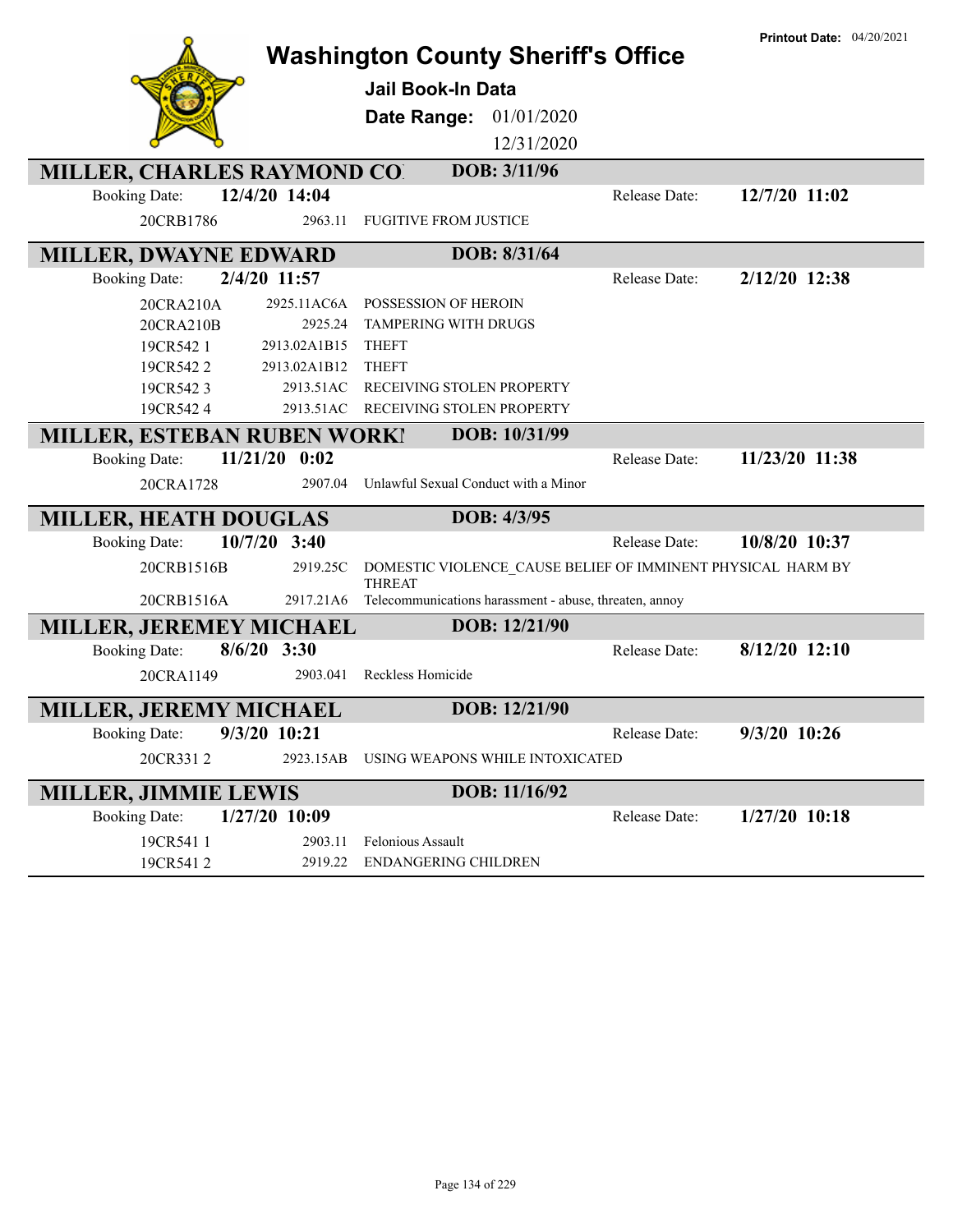# Washington County Sheriff's Office

**Printout Date:** 04/20/2021

## Jail Book-In Data

**Date Range:** 01/01/2020 12/31/2020

### MILLER, CHARLES RAYMOND CO — DOB: 3/11/96

Booking Date: **12/4/20 14:04** — Release Date: **12/7/20 11:02**

| Case | Statute | Charge |
|---|---|---|
| 20CRB1786 | 2963.11 | FUGITIVE FROM JUSTICE |

### MILLER, DWAYNE EDWARD — DOB: 8/31/64

Booking Date: **2/4/20 11:57** — Release Date: **2/12/20 12:38**

| Case | Statute | Charge |
|---|---|---|
| 20CRA210A | 2925.11AC6A | POSSESSION OF HEROIN |
| 20CRA210B | 2925.24 | TAMPERING WITH DRUGS |
| 19CR542 1 | 2913.02A1B15 | THEFT |
| 19CR542 2 | 2913.02A1B12 | THEFT |
| 19CR542 3 | 2913.51AC | RECEIVING STOLEN PROPERTY |
| 19CR542 4 | 2913.51AC | RECEIVING STOLEN PROPERTY |

### MILLER, ESTEBAN RUBEN WORKI — DOB: 10/31/99

Booking Date: **11/21/20 0:02** — Release Date: **11/23/20 11:38**

| Case | Statute | Charge |
|---|---|---|
| 20CRA1728 | 2907.04 | Unlawful Sexual Conduct with a Minor |

### MILLER, HEATH DOUGLAS — DOB: 4/3/95

Booking Date: **10/7/20 3:40** — Release Date: **10/8/20 10:37**

| Case | Statute | Charge |
|---|---|---|
| 20CRB1516B | 2919.25C | DOMESTIC VIOLENCE_CAUSE BELIEF OF IMMINENT PHYSICAL HARM BY THREAT |
| 20CRB1516A | 2917.21A6 | Telecommunications harassment - abuse, threaten, annoy |

### MILLER, JEREMEY MICHAEL — DOB: 12/21/90

Booking Date: **8/6/20 3:30** — Release Date: **8/12/20 12:10**

| Case | Statute | Charge |
|---|---|---|
| 20CRA1149 | 2903.041 | Reckless Homicide |

### MILLER, JEREMY MICHAEL — DOB: 12/21/90

Booking Date: **9/3/20 10:21** — Release Date: **9/3/20 10:26**

| Case | Statute | Charge |
|---|---|---|
| 20CR331 2 | 2923.15AB | USING WEAPONS WHILE INTOXICATED |

### MILLER, JIMMIE LEWIS — DOB: 11/16/92

Booking Date: **1/27/20 10:09** — Release Date: **1/27/20 10:18**

| Case | Statute | Charge |
|---|---|---|
| 19CR541 1 | 2903.11 | Felonious Assault |
| 19CR541 2 | 2919.22 | ENDANGERING CHILDREN |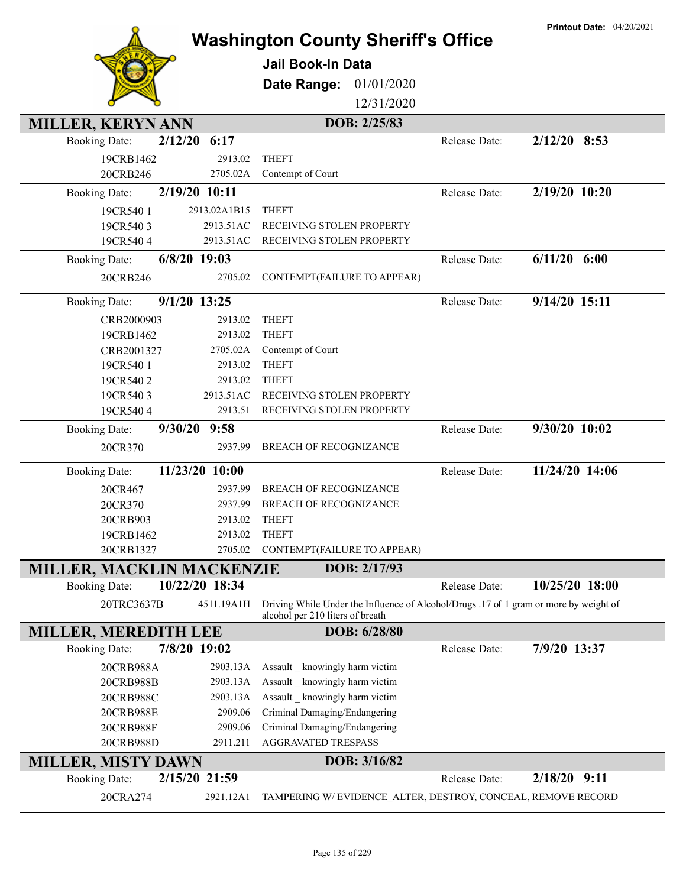# Washington County Sheriff's Office

**Printout Date:** 04/20/2021

## Jail Book-In Data

**Date Range:** 01/01/2020 12/31/2020

## MILLER, KERYN ANN — DOB: 2/25/83

**Booking Date:** 2/12/20 6:17 — **Release Date:** 2/12/20 8:53

| Case | Statute | Charge |
|---|---|---|
| 19CRB1462 | 2913.02 | THEFT |
| 20CRB246 | 2705.02A | Contempt of Court |

**Booking Date:** 2/19/20 10:11 — **Release Date:** 2/19/20 10:20

| Case | Statute | Charge |
|---|---|---|
| 19CR540 1 | 2913.02A1B15 | THEFT |
| 19CR540 3 | 2913.51AC | RECEIVING STOLEN PROPERTY |
| 19CR540 4 | 2913.51AC | RECEIVING STOLEN PROPERTY |

**Booking Date:** 6/8/20 19:03 — **Release Date:** 6/11/20 6:00

| Case | Statute | Charge |
|---|---|---|
| 20CRB246 | 2705.02 | CONTEMPT(FAILURE TO APPEAR) |

**Booking Date:** 9/1/20 13:25 — **Release Date:** 9/14/20 15:11

| Case | Statute | Charge |
|---|---|---|
| CRB2000903 | 2913.02 | THEFT |
| 19CRB1462 | 2913.02 | THEFT |
| CRB2001327 | 2705.02A | Contempt of Court |
| 19CR540 1 | 2913.02 | THEFT |
| 19CR540 2 | 2913.02 | THEFT |
| 19CR540 3 | 2913.51AC | RECEIVING STOLEN PROPERTY |
| 19CR540 4 | 2913.51 | RECEIVING STOLEN PROPERTY |

**Booking Date:** 9/30/20 9:58 — **Release Date:** 9/30/20 10:02

| Case | Statute | Charge |
|---|---|---|
| 20CR370 | 2937.99 | BREACH OF RECOGNIZANCE |

**Booking Date:** 11/23/20 10:00 — **Release Date:** 11/24/20 14:06

| Case | Statute | Charge |
|---|---|---|
| 20CR467 | 2937.99 | BREACH OF RECOGNIZANCE |
| 20CR370 | 2937.99 | BREACH OF RECOGNIZANCE |
| 20CRB903 | 2913.02 | THEFT |
| 19CRB1462 | 2913.02 | THEFT |
| 20CRB1327 | 2705.02 | CONTEMPT(FAILURE TO APPEAR) |

## MILLER, MACKLIN MACKENZIE — DOB: 2/17/93

**Booking Date:** 10/22/20 18:34 — **Release Date:** 10/25/20 18:00

| Case | Statute | Charge |
|---|---|---|
| 20TRC3637B | 4511.19A1H | Driving While Under the Influence of Alcohol/Drugs .17 of 1 gram or more by weight of alcohol per 210 liters of breath |

## MILLER, MEREDITH LEE — DOB: 6/28/80

**Booking Date:** 7/8/20 19:02 — **Release Date:** 7/9/20 13:37

| Case | Statute | Charge |
|---|---|---|
| 20CRB988A | 2903.13A | Assault _ knowingly harm victim |
| 20CRB988B | 2903.13A | Assault _ knowingly harm victim |
| 20CRB988C | 2903.13A | Assault _ knowingly harm victim |
| 20CRB988E | 2909.06 | Criminal Damaging/Endangering |
| 20CRB988F | 2909.06 | Criminal Damaging/Endangering |
| 20CRB988D | 2911.211 | AGGRAVATED TRESPASS |

## MILLER, MISTY DAWN — DOB: 3/16/82

**Booking Date:** 2/15/20 21:59 — **Release Date:** 2/18/20 9:11

| Case | Statute | Charge |
|---|---|---|
| 20CRA274 | 2921.12A1 | TAMPERING W/ EVIDENCE_ALTER, DESTROY, CONCEAL, REMOVE RECORD |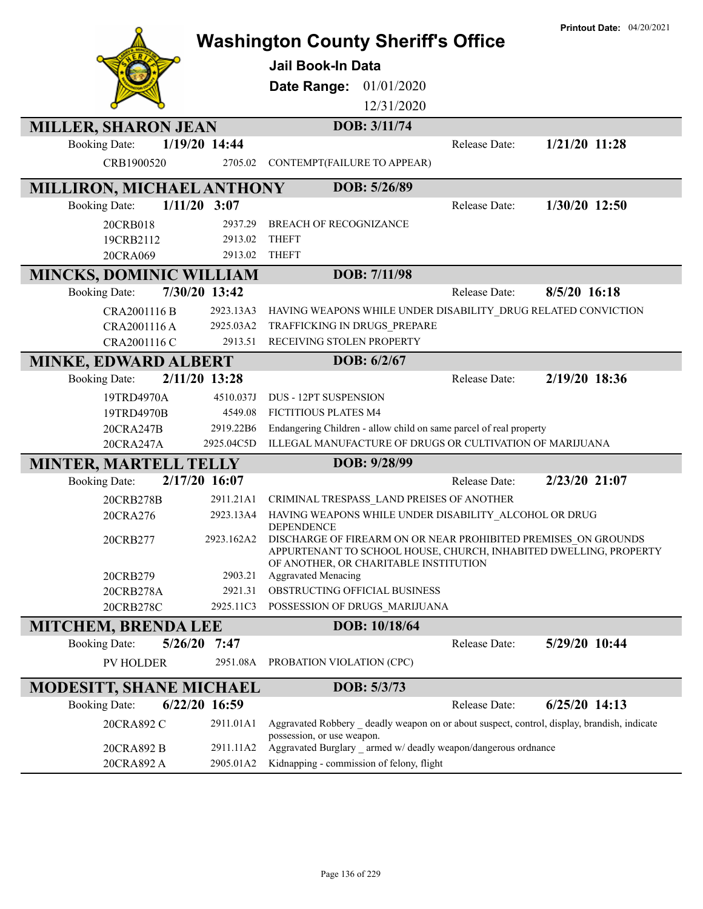# Washington County Sheriff's Office

**Printout Date:** 04/20/2021

## Jail Book-In Data

**Date Range:** 01/01/2020 12/31/2020

### MILLER, SHARON JEAN — DOB: 3/11/74

Booking Date: **1/19/20 14:44** Release Date: **1/21/20 11:28**

| Case | Statute | Charge |
|---|---|---|
| CRB1900520 | 2705.02 | CONTEMPT(FAILURE TO APPEAR) |

### MILLIRON, MICHAEL ANTHONY — DOB: 5/26/89

Booking Date: **1/11/20 3:07** Release Date: **1/30/20 12:50**

| Case | Statute | Charge |
|---|---|---|
| 20CRB018 | 2937.29 | BREACH OF RECOGNIZANCE |
| 19CRB2112 | 2913.02 | THEFT |
| 20CRA069 | 2913.02 | THEFT |

### MINCKS, DOMINIC WILLIAM — DOB: 7/11/98

Booking Date: **7/30/20 13:42** Release Date: **8/5/20 16:18**

| Case | Statute | Charge |
|---|---|---|
| CRA2001116 B | 2923.13A3 | HAVING WEAPONS WHILE UNDER DISABILITY_DRUG RELATED CONVICTION |
| CRA2001116 A | 2925.03A2 | TRAFFICKING IN DRUGS_PREPARE |
| CRA2001116 C | 2913.51 | RECEIVING STOLEN PROPERTY |

### MINKE, EDWARD ALBERT — DOB: 6/2/67

Booking Date: **2/11/20 13:28** Release Date: **2/19/20 18:36**

| Case | Statute | Charge |
|---|---|---|
| 19TRD4970A | 4510.037J | DUS - 12PT SUSPENSION |
| 19TRD4970B | 4549.08 | FICTITIOUS PLATES M4 |
| 20CRA247B | 2919.22B6 | Endangering Children - allow child on same parcel of real property |
| 20CRA247A | 2925.04C5D | ILLEGAL MANUFACTURE OF DRUGS OR CULTIVATION OF MARIJUANA |

### MINTER, MARTELL TELLY — DOB: 9/28/99

Booking Date: **2/17/20 16:07** Release Date: **2/23/20 21:07**

| Case | Statute | Charge |
|---|---|---|
| 20CRB278B | 2911.21A1 | CRIMINAL TRESPASS_LAND PREISES OF ANOTHER |
| 20CRA276 | 2923.13A4 | HAVING WEAPONS WHILE UNDER DISABILITY_ALCOHOL OR DRUG DEPENDENCE |
| 20CRB277 | 2923.162A2 | DISCHARGE OF FIREARM ON OR NEAR PROHIBITED PREMISES_ON GROUNDS APPURTENANT TO SCHOOL HOUSE, CHURCH, INHABITED DWELLING, PROPERTY OF ANOTHER, OR CHARITABLE INSTITUTION |
| 20CRB279 | 2903.21 | Aggravated Menacing |
| 20CRB278A | 2921.31 | OBSTRUCTING OFFICIAL BUSINESS |
| 20CRB278C | 2925.11C3 | POSSESSION OF DRUGS_MARIJUANA |

### MITCHEM, BRENDA LEE — DOB: 10/18/64

Booking Date: **5/26/20 7:47** Release Date: **5/29/20 10:44**

| Case | Statute | Charge |
|---|---|---|
| PV HOLDER | 2951.08A | PROBATION VIOLATION (CPC) |

### MODESITT, SHANE MICHAEL — DOB: 5/3/73

Booking Date: **6/22/20 16:59** Release Date: **6/25/20 14:13**

| Case | Statute | Charge |
|---|---|---|
| 20CRA892 C | 2911.01A1 | Aggravated Robbery _ deadly weapon on or about suspect, control, display, brandish, indicate possession, or use weapon. |
| 20CRA892 B | 2911.11A2 | Aggravated Burglary _ armed w/ deadly weapon/dangerous ordnance |
| 20CRA892 A | 2905.01A2 | Kidnapping - commission of felony, flight |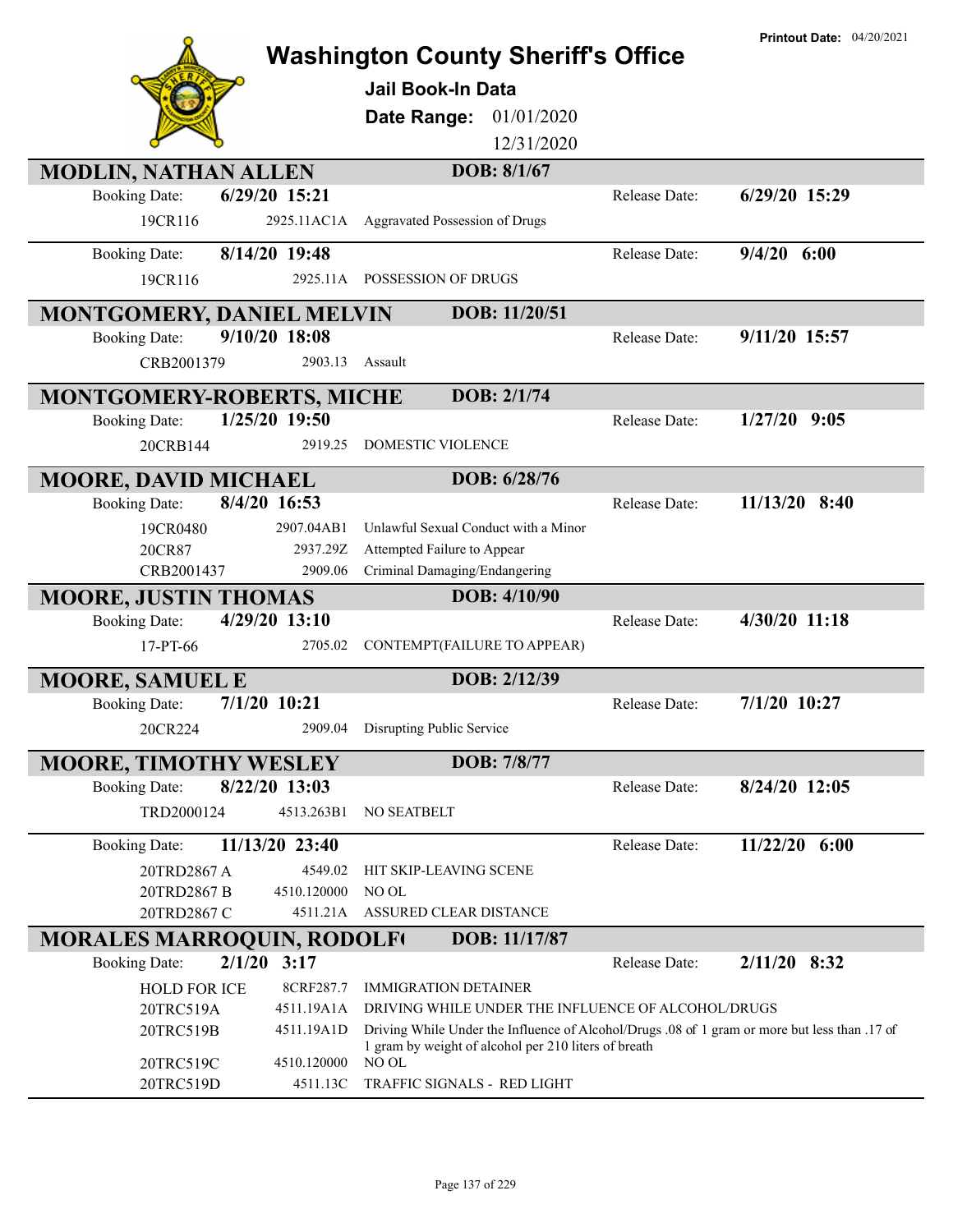**Printout Date:** 04/20/2021

# Washington County Sheriff's Office

## Jail Book-In Data

**Date Range:** 01/01/2020 12/31/2020

## MODLIN, NATHAN ALLEN — DOB: 8/1/67

**Booking Date:** 6/29/20 15:21 — **Release Date:** 6/29/20 15:29

| Case | Code | Charge |
|---|---|---|
| 19CR116 | 2925.11AC1A | Aggravated Possession of Drugs |

**Booking Date:** 8/14/20 19:48 — **Release Date:** 9/4/20 6:00

| Case | Code | Charge |
|---|---|---|
| 19CR116 | 2925.11A | POSSESSION OF DRUGS |

## MONTGOMERY, DANIEL MELVIN — DOB: 11/20/51

**Booking Date:** 9/10/20 18:08 — **Release Date:** 9/11/20 15:57

| Case | Code | Charge |
|---|---|---|
| CRB2001379 | 2903.13 | Assault |

## MONTGOMERY-ROBERTS, MICHE — DOB: 2/1/74

**Booking Date:** 1/25/20 19:50 — **Release Date:** 1/27/20 9:05

| Case | Code | Charge |
|---|---|---|
| 20CRB144 | 2919.25 | DOMESTIC VIOLENCE |

## MOORE, DAVID MICHAEL — DOB: 6/28/76

**Booking Date:** 8/4/20 16:53 — **Release Date:** 11/13/20 8:40

| Case | Code | Charge |
|---|---|---|
| 19CR0480 | 2907.04AB1 | Unlawful Sexual Conduct with a Minor |
| 20CR87 | 2937.29Z | Attempted Failure to Appear |
| CRB2001437 | 2909.06 | Criminal Damaging/Endangering |

## MOORE, JUSTIN THOMAS — DOB: 4/10/90

**Booking Date:** 4/29/20 13:10 — **Release Date:** 4/30/20 11:18

| Case | Code | Charge |
|---|---|---|
| 17-PT-66 | 2705.02 | CONTEMPT(FAILURE TO APPEAR) |

## MOORE, SAMUEL E — DOB: 2/12/39

**Booking Date:** 7/1/20 10:21 — **Release Date:** 7/1/20 10:27

| Case | Code | Charge |
|---|---|---|
| 20CR224 | 2909.04 | Disrupting Public Service |

## MOORE, TIMOTHY WESLEY — DOB: 7/8/77

**Booking Date:** 8/22/20 13:03 — **Release Date:** 8/24/20 12:05

| Case | Code | Charge |
|---|---|---|
| TRD2000124 | 4513.263B1 | NO SEATBELT |

**Booking Date:** 11/13/20 23:40 — **Release Date:** 11/22/20 6:00

| Case | Code | Charge |
|---|---|---|
| 20TRD2867 A | 4549.02 | HIT SKIP-LEAVING SCENE |
| 20TRD2867 B | 4510.120000 | NO OL |
| 20TRD2867 C | 4511.21A | ASSURED CLEAR DISTANCE |

## MORALES MARROQUIN, RODOLF( — DOB: 11/17/87

**Booking Date:** 2/1/20 3:17 — **Release Date:** 2/11/20 8:32

| Case | Code | Charge |
|---|---|---|
| HOLD FOR ICE | 8CRF287.7 | IMMIGRATION DETAINER |
| 20TRC519A | 4511.19A1A | DRIVING WHILE UNDER THE INFLUENCE OF ALCOHOL/DRUGS |
| 20TRC519B | 4511.19A1D | Driving While Under the Influence of Alcohol/Drugs .08 of 1 gram or more but less than .17 of 1 gram by weight of alcohol per 210 liters of breath |
| 20TRC519C | 4510.120000 | NO OL |
| 20TRC519D | 4511.13C | TRAFFIC SIGNALS - RED LIGHT |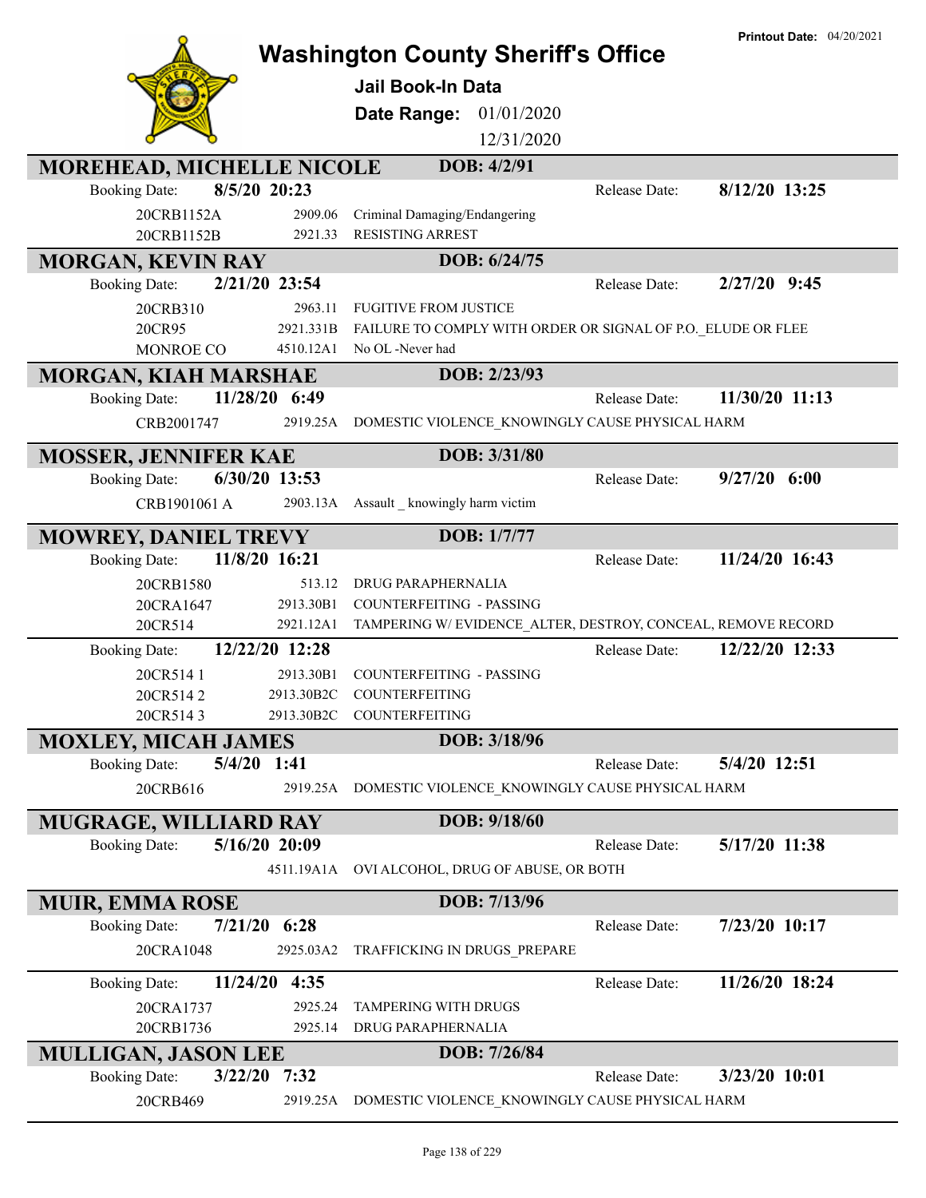Printout Date: 04/20/2021

# Washington County Sheriff's Office

**Jail Book-In Data**

**Date Range:** 01/01/2020 – 12/31/2020

## MOREHEAD, MICHELLE NICOLE — DOB: 4/2/91

Booking Date: **8/5/20 20:23** — Release Date: **8/12/20 13:25**

| Case | Statute | Charge |
|---|---|---|
| 20CRB1152A | 2909.06 | Criminal Damaging/Endangering |
| 20CRB1152B | 2921.33 | RESISTING ARREST |

## MORGAN, KEVIN RAY — DOB: 6/24/75

Booking Date: **2/21/20 23:54** — Release Date: **2/27/20 9:45**

| Case | Statute | Charge |
|---|---|---|
| 20CRB310 | 2963.11 | FUGITIVE FROM JUSTICE |
| 20CR95 | 2921.331B | FAILURE TO COMPLY WITH ORDER OR SIGNAL OF P.O._ELUDE OR FLEE |
| MONROE CO | 4510.12A1 | No OL -Never had |

## MORGAN, KIAH MARSHAE — DOB: 2/23/93

Booking Date: **11/28/20 6:49** — Release Date: **11/30/20 11:13**

| Case | Statute | Charge |
|---|---|---|
| CRB2001747 | 2919.25A | DOMESTIC VIOLENCE_KNOWINGLY CAUSE PHYSICAL HARM |

## MOSSER, JENNIFER KAE — DOB: 3/31/80

Booking Date: **6/30/20 13:53** — Release Date: **9/27/20 6:00**

| Case | Statute | Charge |
|---|---|---|
| CRB1901061 A | 2903.13A | Assault _ knowingly harm victim |

## MOWREY, DANIEL TREVY — DOB: 1/7/77

Booking Date: **11/8/20 16:21** — Release Date: **11/24/20 16:43**

| Case | Statute | Charge |
|---|---|---|
| 20CRB1580 | 513.12 | DRUG PARAPHERNALIA |
| 20CRA1647 | 2913.30B1 | COUNTERFEITING - PASSING |
| 20CR514 | 2921.12A1 | TAMPERING W/ EVIDENCE_ALTER, DESTROY, CONCEAL, REMOVE RECORD |

Booking Date: **12/22/20 12:28** — Release Date: **12/22/20 12:33**

| Case | Statute | Charge |
|---|---|---|
| 20CR514 1 | 2913.30B1 | COUNTERFEITING - PASSING |
| 20CR514 2 | 2913.30B2C | COUNTERFEITING |
| 20CR514 3 | 2913.30B2C | COUNTERFEITING |

## MOXLEY, MICAH JAMES — DOB: 3/18/96

Booking Date: **5/4/20 1:41** — Release Date: **5/4/20 12:51**

| Case | Statute | Charge |
|---|---|---|
| 20CRB616 | 2919.25A | DOMESTIC VIOLENCE_KNOWINGLY CAUSE PHYSICAL HARM |

## MUGRAGE, WILLIARD RAY — DOB: 9/18/60

Booking Date: **5/16/20 20:09** — Release Date: **5/17/20 11:38**

| Case | Statute | Charge |
|---|---|---|
| | 4511.19A1A | OVI ALCOHOL, DRUG OF ABUSE, OR BOTH |

## MUIR, EMMA ROSE — DOB: 7/13/96

Booking Date: **7/21/20 6:28** — Release Date: **7/23/20 10:17**

| Case | Statute | Charge |
|---|---|---|
| 20CRA1048 | 2925.03A2 | TRAFFICKING IN DRUGS_PREPARE |

Booking Date: **11/24/20 4:35** — Release Date: **11/26/20 18:24**

| Case | Statute | Charge |
|---|---|---|
| 20CRA1737 | 2925.24 | TAMPERING WITH DRUGS |
| 20CRB1736 | 2925.14 | DRUG PARAPHERNALIA |

## MULLIGAN, JASON LEE — DOB: 7/26/84

Booking Date: **3/22/20 7:32** — Release Date: **3/23/20 10:01**

| Case | Statute | Charge |
|---|---|---|
| 20CRB469 | 2919.25A | DOMESTIC VIOLENCE_KNOWINGLY CAUSE PHYSICAL HARM |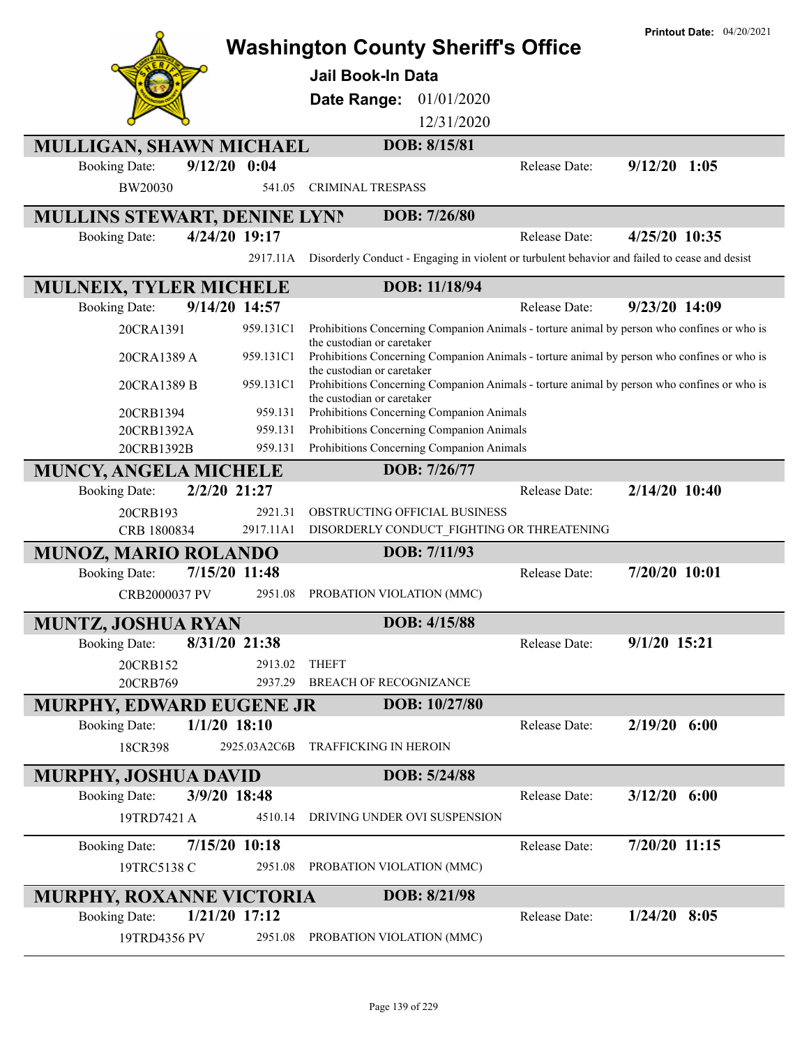# Washington County Sheriff's Office

**Printout Date:** 04/20/2021

## Jail Book-In Data

**Date Range:** 01/01/2020 – 12/31/2020

---

### MULLIGAN, SHAWN MICHAEL
**DOB:** 8/15/81

**Booking Date:** 9/12/20 0:04 — **Release Date:** 9/12/20 1:05

| Case | Statute | Charge |
|---|---|---|
| BW20030 | 541.05 | CRIMINAL TRESPASS |

---

### MULLINS STEWART, DENINE LYNN
**DOB:** 7/26/80

**Booking Date:** 4/24/20 19:17 — **Release Date:** 4/25/20 10:35

| Case | Statute | Charge |
|---|---|---|
| | 2917.11A | Disorderly Conduct - Engaging in violent or turbulent behavior and failed to cease and desist |

---

### MULNEIX, TYLER MICHELE
**DOB:** 11/18/94

**Booking Date:** 9/14/20 14:57 — **Release Date:** 9/23/20 14:09

| Case | Statute | Charge |
|---|---|---|
| 20CRA1391 | 959.131C1 | Prohibitions Concerning Companion Animals - torture animal by person who confines or who is the custodian or caretaker |
| 20CRA1389 A | 959.131C1 | Prohibitions Concerning Companion Animals - torture animal by person who confines or who is the custodian or caretaker |
| 20CRA1389 B | 959.131C1 | Prohibitions Concerning Companion Animals - torture animal by person who confines or who is the custodian or caretaker |
| 20CRB1394 | 959.131 | Prohibitions Concerning Companion Animals |
| 20CRB1392A | 959.131 | Prohibitions Concerning Companion Animals |
| 20CRB1392B | 959.131 | Prohibitions Concerning Companion Animals |

---

### MUNCY, ANGELA MICHELE
**DOB:** 7/26/77

**Booking Date:** 2/2/20 21:27 — **Release Date:** 2/14/20 10:40

| Case | Statute | Charge |
|---|---|---|
| 20CRB193 | 2921.31 | OBSTRUCTING OFFICIAL BUSINESS |
| CRB 1800834 | 2917.11A1 | DISORDERLY CONDUCT_FIGHTING OR THREATENING |

---

### MUNOZ, MARIO ROLANDO
**DOB:** 7/11/93

**Booking Date:** 7/15/20 11:48 — **Release Date:** 7/20/20 10:01

| Case | Statute | Charge |
|---|---|---|
| CRB2000037 PV | 2951.08 | PROBATION VIOLATION (MMC) |

---

### MUNTZ, JOSHUA RYAN
**DOB:** 4/15/88

**Booking Date:** 8/31/20 21:38 — **Release Date:** 9/1/20 15:21

| Case | Statute | Charge |
|---|---|---|
| 20CRB152 | 2913.02 | THEFT |
| 20CRB769 | 2937.29 | BREACH OF RECOGNIZANCE |

---

### MURPHY, EDWARD EUGENE JR
**DOB:** 10/27/80

**Booking Date:** 1/1/20 18:10 — **Release Date:** 2/19/20 6:00

| Case | Statute | Charge |
|---|---|---|
| 18CR398 | 2925.03A2C6B | TRAFFICKING IN HEROIN |

---

### MURPHY, JOSHUA DAVID
**DOB:** 5/24/88

**Booking Date:** 3/9/20 18:48 — **Release Date:** 3/12/20 6:00

| Case | Statute | Charge |
|---|---|---|
| 19TRD7421 A | 4510.14 | DRIVING UNDER OVI SUSPENSION |

**Booking Date:** 7/15/20 10:18 — **Release Date:** 7/20/20 11:15

| Case | Statute | Charge |
|---|---|---|
| 19TRC5138 C | 2951.08 | PROBATION VIOLATION (MMC) |

---

### MURPHY, ROXANNE VICTORIA
**DOB:** 8/21/98

**Booking Date:** 1/21/20 17:12 — **Release Date:** 1/24/20 8:05

| Case | Statute | Charge |
|---|---|---|
| 19TRD4356 PV | 2951.08 | PROBATION VIOLATION (MMC) |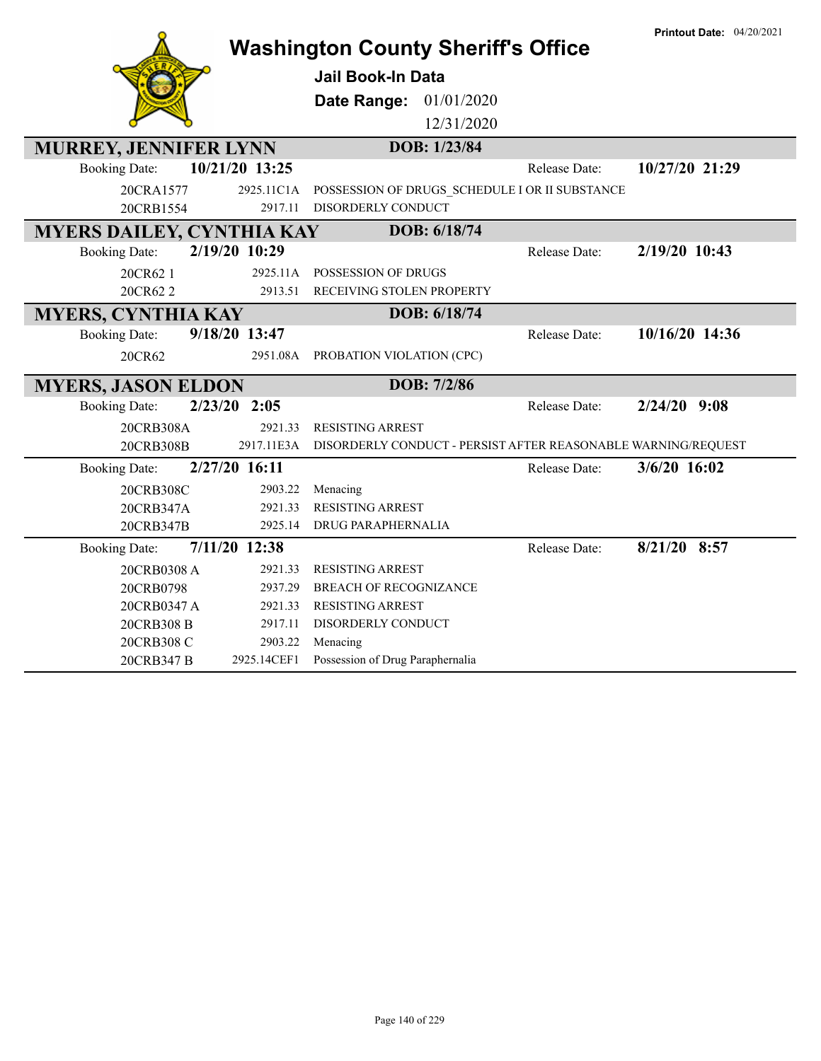# Washington County Sheriff's Office

**Printout Date:** 04/20/2021

## Jail Book-In Data

**Date Range:** 01/01/2020 12/31/2020

### MURREY, JENNIFER LYNN — DOB: 1/23/84

**Booking Date:** 10/21/20 13:25 — **Release Date:** 10/27/20 21:29

| Case | Statute | Charge |
|---|---|---|
| 20CRA1577 | 2925.11C1A | POSSESSION OF DRUGS_SCHEDULE I OR II SUBSTANCE |
| 20CRB1554 | 2917.11 | DISORDERLY CONDUCT |

### MYERS DAILEY, CYNTHIA KAY — DOB: 6/18/74

**Booking Date:** 2/19/20 10:29 — **Release Date:** 2/19/20 10:43

| Case | Statute | Charge |
|---|---|---|
| 20CR62 1 | 2925.11A | POSSESSION OF DRUGS |
| 20CR62 2 | 2913.51 | RECEIVING STOLEN PROPERTY |

### MYERS, CYNTHIA KAY — DOB: 6/18/74

**Booking Date:** 9/18/20 13:47 — **Release Date:** 10/16/20 14:36

| Case | Statute | Charge |
|---|---|---|
| 20CR62 | 2951.08A | PROBATION VIOLATION (CPC) |

### MYERS, JASON ELDON — DOB: 7/2/86

**Booking Date:** 2/23/20 2:05 — **Release Date:** 2/24/20 9:08

| Case | Statute | Charge |
|---|---|---|
| 20CRB308A | 2921.33 | RESISTING ARREST |
| 20CRB308B | 2917.11E3A | DISORDERLY CONDUCT - PERSIST AFTER REASONABLE WARNING/REQUEST |

**Booking Date:** 2/27/20 16:11 — **Release Date:** 3/6/20 16:02

| Case | Statute | Charge |
|---|---|---|
| 20CRB308C | 2903.22 | Menacing |
| 20CRB347A | 2921.33 | RESISTING ARREST |
| 20CRB347B | 2925.14 | DRUG PARAPHERNALIA |

**Booking Date:** 7/11/20 12:38 — **Release Date:** 8/21/20 8:57

| Case | Statute | Charge |
|---|---|---|
| 20CRB0308 A | 2921.33 | RESISTING ARREST |
| 20CRB0798 | 2937.29 | BREACH OF RECOGNIZANCE |
| 20CRB0347 A | 2921.33 | RESISTING ARREST |
| 20CRB308 B | 2917.11 | DISORDERLY CONDUCT |
| 20CRB308 C | 2903.22 | Menacing |
| 20CRB347 B | 2925.14CEF1 | Possession of Drug Paraphernalia |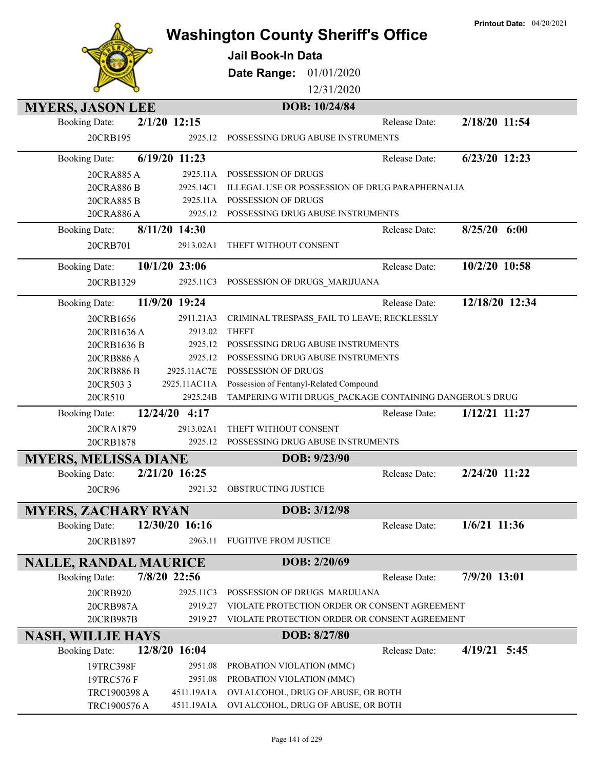# Washington County Sheriff's Office

**Printout Date:** 04/20/2021

**Jail Book-In Data**

**Date Range:** 01/01/2020 12/31/2020

## MYERS, JASON LEE — DOB: 10/24/84

**Booking Date:** 2/1/20 12:15 — **Release Date:** 2/18/20 11:54

| Case | Statute | Charge |
|---|---|---|
| 20CRB195 | 2925.12 | POSSESSING DRUG ABUSE INSTRUMENTS |

**Booking Date:** 6/19/20 11:23 — **Release Date:** 6/23/20 12:23

| Case | Statute | Charge |
|---|---|---|
| 20CRA885 A | 2925.11A | POSSESSION OF DRUGS |
| 20CRA886 B | 2925.14C1 | ILLEGAL USE OR POSSESSION OF DRUG PARAPHERNALIA |
| 20CRA885 B | 2925.11A | POSSESSION OF DRUGS |
| 20CRA886 A | 2925.12 | POSSESSING DRUG ABUSE INSTRUMENTS |

**Booking Date:** 8/11/20 14:30 — **Release Date:** 8/25/20 6:00

| Case | Statute | Charge |
|---|---|---|
| 20CRB701 | 2913.02A1 | THEFT WITHOUT CONSENT |

**Booking Date:** 10/1/20 23:06 — **Release Date:** 10/2/20 10:58

| Case | Statute | Charge |
|---|---|---|
| 20CRB1329 | 2925.11C3 | POSSESSION OF DRUGS_MARIJUANA |

**Booking Date:** 11/9/20 19:24 — **Release Date:** 12/18/20 12:34

| Case | Statute | Charge |
|---|---|---|
| 20CRB1656 | 2911.21A3 | CRIMINAL TRESPASS_FAIL TO LEAVE; RECKLESSLY |
| 20CRB1636 A | 2913.02 | THEFT |
| 20CRB1636 B | 2925.12 | POSSESSING DRUG ABUSE INSTRUMENTS |
| 20CRB886 A | 2925.12 | POSSESSING DRUG ABUSE INSTRUMENTS |
| 20CRB886 B | 2925.11AC7E | POSSESSION OF DRUGS |
| 20CR503 3 | 2925.11AC11A | Possession of Fentanyl-Related Compound |
| 20CR510 | 2925.24B | TAMPERING WITH DRUGS_PACKAGE CONTAINING DANGEROUS DRUG |

**Booking Date:** 12/24/20 4:17 — **Release Date:** 1/12/21 11:27

| Case | Statute | Charge |
|---|---|---|
| 20CRA1879 | 2913.02A1 | THEFT WITHOUT CONSENT |
| 20CRB1878 | 2925.12 | POSSESSING DRUG ABUSE INSTRUMENTS |

## MYERS, MELISSA DIANE — DOB: 9/23/90

**Booking Date:** 2/21/20 16:25 — **Release Date:** 2/24/20 11:22

| Case | Statute | Charge |
|---|---|---|
| 20CR96 | 2921.32 | OBSTRUCTING JUSTICE |

## MYERS, ZACHARY RYAN — DOB: 3/12/98

**Booking Date:** 12/30/20 16:16 — **Release Date:** 1/6/21 11:36

| Case | Statute | Charge |
|---|---|---|
| 20CRB1897 | 2963.11 | FUGITIVE FROM JUSTICE |

## NALLE, RANDAL MAURICE — DOB: 2/20/69

**Booking Date:** 7/8/20 22:56 — **Release Date:** 7/9/20 13:01

| Case | Statute | Charge |
|---|---|---|
| 20CRB920 | 2925.11C3 | POSSESSION OF DRUGS_MARIJUANA |
| 20CRB987A | 2919.27 | VIOLATE PROTECTION ORDER OR CONSENT AGREEMENT |
| 20CRB987B | 2919.27 | VIOLATE PROTECTION ORDER OR CONSENT AGREEMENT |

## NASH, WILLIE HAYS — DOB: 8/27/80

**Booking Date:** 12/8/20 16:04 — **Release Date:** 4/19/21 5:45

| Case | Statute | Charge |
|---|---|---|
| 19TRC398F | 2951.08 | PROBATION VIOLATION (MMC) |
| 19TRC576 F | 2951.08 | PROBATION VIOLATION (MMC) |
| TRC1900398 A | 4511.19A1A | OVI ALCOHOL, DRUG OF ABUSE, OR BOTH |
| TRC1900576 A | 4511.19A1A | OVI ALCOHOL, DRUG OF ABUSE, OR BOTH |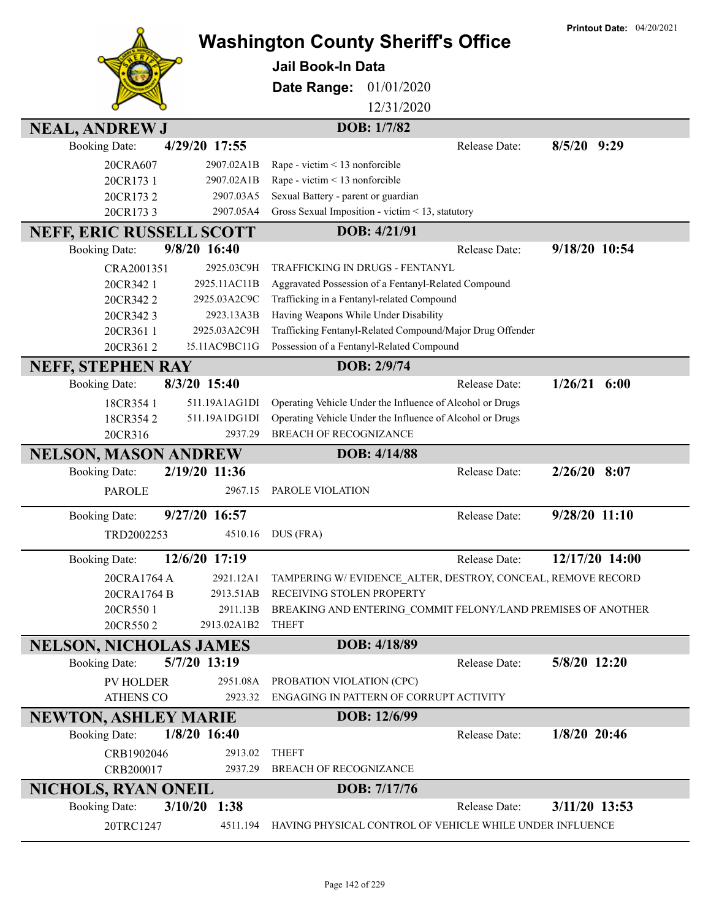# Washington County Sheriff's Office

**Jail Book-In Data**

**Date Range:** 01/01/2020 - 12/31/2020

**Printout Date:** 04/20/2021

## NEAL, ANDREW J
**DOB:** 1/7/82

**Booking Date:** 4/29/20 17:55 — **Release Date:** 8/5/20 9:29

| Case | Statute | Charge |
|---|---|---|
| 20CRA607 | 2907.02A1B | Rape - victim < 13 nonforcible |
| 20CR173 1 | 2907.02A1B | Rape - victim < 13 nonforcible |
| 20CR173 2 | 2907.03A5 | Sexual Battery - parent or guardian |
| 20CR173 3 | 2907.05A4 | Gross Sexual Imposition - victim < 13, statutory |

## NEFF, ERIC RUSSELL SCOTT
**DOB:** 4/21/91

**Booking Date:** 9/8/20 16:40 — **Release Date:** 9/18/20 10:54

| Case | Statute | Charge |
|---|---|---|
| CRA2001351 | 2925.03C9H | TRAFFICKING IN DRUGS - FENTANYL |
| 20CR342 1 | 2925.11AC11B | Aggravated Possession of a Fentanyl-Related Compound |
| 20CR342 2 | 2925.03A2C9C | Trafficking in a Fentanyl-related Compound |
| 20CR342 3 | 2923.13A3B | Having Weapons While Under Disability |
| 20CR361 1 | 2925.03A2C9H | Trafficking Fentanyl-Related Compound/Major Drug Offender |
| 20CR361 2 | !5.11AC9BC11G | Possession of a Fentanyl-Related Compound |

## NEFF, STEPHEN RAY
**DOB:** 2/9/74

**Booking Date:** 8/3/20 15:40 — **Release Date:** 1/26/21 6:00

| Case | Statute | Charge |
|---|---|---|
| 18CR354 1 | 511.19A1AG1DI | Operating Vehicle Under the Influence of Alcohol or Drugs |
| 18CR354 2 | 511.19A1DG1DI | Operating Vehicle Under the Influence of Alcohol or Drugs |
| 20CR316 | 2937.29 | BREACH OF RECOGNIZANCE |

## NELSON, MASON ANDREW
**DOB:** 4/14/88

**Booking Date:** 2/19/20 11:36 — **Release Date:** 2/26/20 8:07

| Case | Statute | Charge |
|---|---|---|
| PAROLE | 2967.15 | PAROLE VIOLATION |

**Booking Date:** 9/27/20 16:57 — **Release Date:** 9/28/20 11:10

| Case | Statute | Charge |
|---|---|---|
| TRD2002253 | 4510.16 | DUS (FRA) |

**Booking Date:** 12/6/20 17:19 — **Release Date:** 12/17/20 14:00

| Case | Statute | Charge |
|---|---|---|
| 20CRA1764 A | 2921.12A1 | TAMPERING W/ EVIDENCE_ALTER, DESTROY, CONCEAL, REMOVE RECORD |
| 20CRA1764 B | 2913.51AB | RECEIVING STOLEN PROPERTY |
| 20CR550 1 | 2911.13B | BREAKING AND ENTERING_COMMIT FELONY/LAND PREMISES OF ANOTHER |
| 20CR550 2 | 2913.02A1B2 | THEFT |

## NELSON, NICHOLAS JAMES
**DOB:** 4/18/89

**Booking Date:** 5/7/20 13:19 — **Release Date:** 5/8/20 12:20

| Case | Statute | Charge |
|---|---|---|
| PV HOLDER | 2951.08A | PROBATION VIOLATION (CPC) |
| ATHENS CO | 2923.32 | ENGAGING IN PATTERN OF CORRUPT ACTIVITY |

## NEWTON, ASHLEY MARIE
**DOB:** 12/6/99

**Booking Date:** 1/8/20 16:40 — **Release Date:** 1/8/20 20:46

| Case | Statute | Charge |
|---|---|---|
| CRB1902046 | 2913.02 | THEFT |
| CRB200017 | 2937.29 | BREACH OF RECOGNIZANCE |

## NICHOLS, RYAN ONEIL
**DOB:** 7/17/76

**Booking Date:** 3/10/20 1:38 — **Release Date:** 3/11/20 13:53

| Case | Statute | Charge |
|---|---|---|
| 20TRC1247 | 4511.194 | HAVING PHYSICAL CONTROL OF VEHICLE WHILE UNDER INFLUENCE |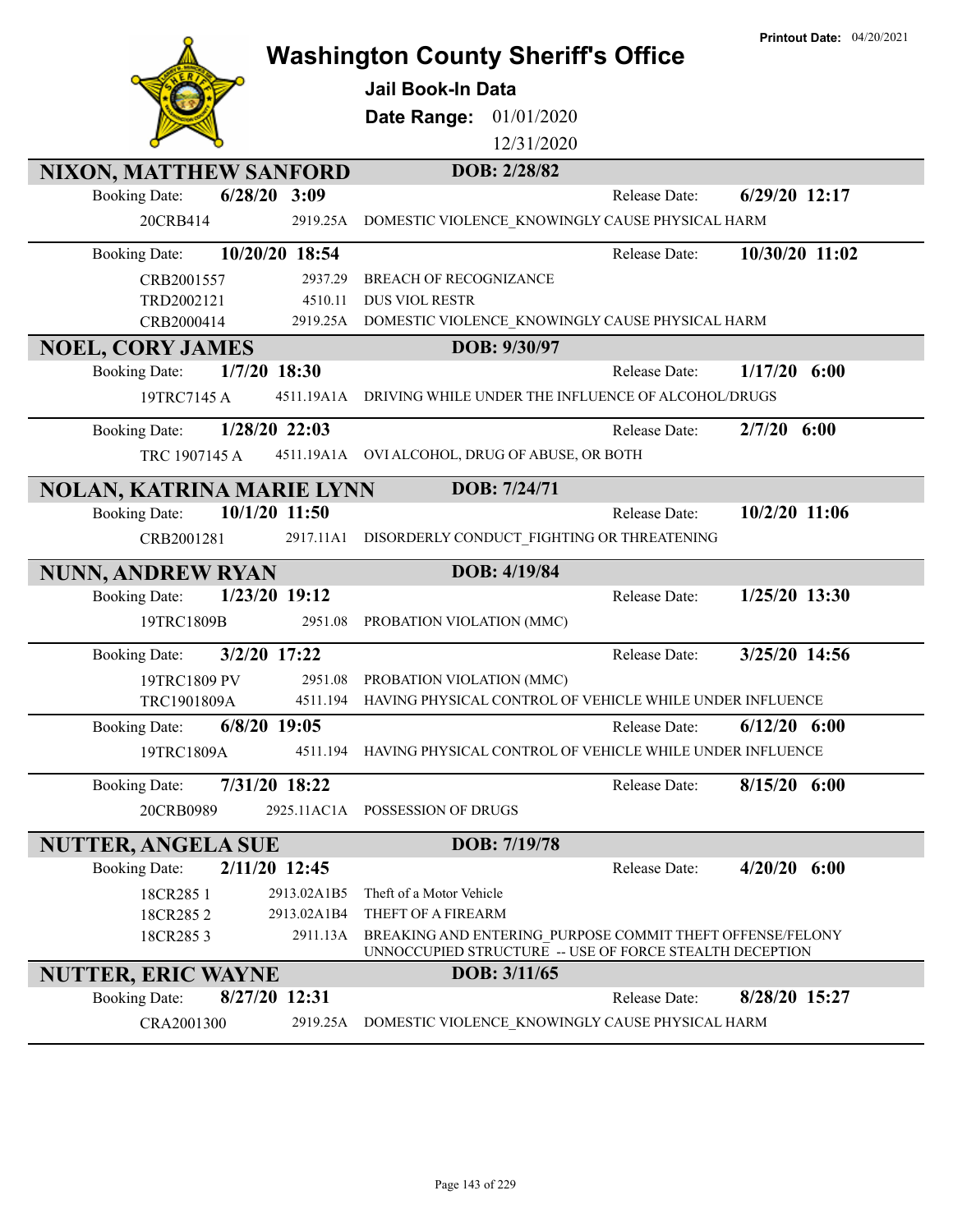# Washington County Sheriff's Office

**Printout Date:** 04/20/2021

## Jail Book-In Data

**Date Range:** 01/01/2020 – 12/31/2020

---

### NIXON, MATTHEW SANFORD — DOB: 2/28/82

**Booking Date:** 6/28/20 3:09 — **Release Date:** 6/29/20 12:17

| Case | Statute | Charge |
|---|---|---|
| 20CRB414 | 2919.25A | DOMESTIC VIOLENCE_KNOWINGLY CAUSE PHYSICAL HARM |

**Booking Date:** 10/20/20 18:54 — **Release Date:** 10/30/20 11:02

| Case | Statute | Charge |
|---|---|---|
| CRB2001557 | 2937.29 | BREACH OF RECOGNIZANCE |
| TRD2002121 | 4510.11 | DUS VIOL RESTR |
| CRB2000414 | 2919.25A | DOMESTIC VIOLENCE_KNOWINGLY CAUSE PHYSICAL HARM |

### NOEL, CORY JAMES — DOB: 9/30/97

**Booking Date:** 1/7/20 18:30 — **Release Date:** 1/17/20 6:00

| Case | Statute | Charge |
|---|---|---|
| 19TRC7145 A | 4511.19A1A | DRIVING WHILE UNDER THE INFLUENCE OF ALCOHOL/DRUGS |

**Booking Date:** 1/28/20 22:03 — **Release Date:** 2/7/20 6:00

| Case | Statute | Charge |
|---|---|---|
| TRC 1907145 A | 4511.19A1A | OVI ALCOHOL, DRUG OF ABUSE, OR BOTH |

### NOLAN, KATRINA MARIE LYNN — DOB: 7/24/71

**Booking Date:** 10/1/20 11:50 — **Release Date:** 10/2/20 11:06

| Case | Statute | Charge |
|---|---|---|
| CRB2001281 | 2917.11A1 | DISORDERLY CONDUCT_FIGHTING OR THREATENING |

### NUNN, ANDREW RYAN — DOB: 4/19/84

**Booking Date:** 1/23/20 19:12 — **Release Date:** 1/25/20 13:30

| Case | Statute | Charge |
|---|---|---|
| 19TRC1809B | 2951.08 | PROBATION VIOLATION (MMC) |

**Booking Date:** 3/2/20 17:22 — **Release Date:** 3/25/20 14:56

| Case | Statute | Charge |
|---|---|---|
| 19TRC1809 PV | 2951.08 | PROBATION VIOLATION (MMC) |
| TRC1901809A | 4511.194 | HAVING PHYSICAL CONTROL OF VEHICLE WHILE UNDER INFLUENCE |

**Booking Date:** 6/8/20 19:05 — **Release Date:** 6/12/20 6:00

| Case | Statute | Charge |
|---|---|---|
| 19TRC1809A | 4511.194 | HAVING PHYSICAL CONTROL OF VEHICLE WHILE UNDER INFLUENCE |

**Booking Date:** 7/31/20 18:22 — **Release Date:** 8/15/20 6:00

| Case | Statute | Charge |
|---|---|---|
| 20CRB0989 | 2925.11AC1A | POSSESSION OF DRUGS |

### NUTTER, ANGELA SUE — DOB: 7/19/78

**Booking Date:** 2/11/20 12:45 — **Release Date:** 4/20/20 6:00

| Case | Statute | Charge |
|---|---|---|
| 18CR285 1 | 2913.02A1B5 | Theft of a Motor Vehicle |
| 18CR285 2 | 2913.02A1B4 | THEFT OF A FIREARM |
| 18CR285 3 | 2911.13A | BREAKING AND ENTERING_PURPOSE COMMIT THEFT OFFENSE/FELONY UNNOCCUPIED STRUCTURE -- USE OF FORCE STEALTH DECEPTION |

### NUTTER, ERIC WAYNE — DOB: 3/11/65

**Booking Date:** 8/27/20 12:31 — **Release Date:** 8/28/20 15:27

| Case | Statute | Charge |
|---|---|---|
| CRA2001300 | 2919.25A | DOMESTIC VIOLENCE_KNOWINGLY CAUSE PHYSICAL HARM |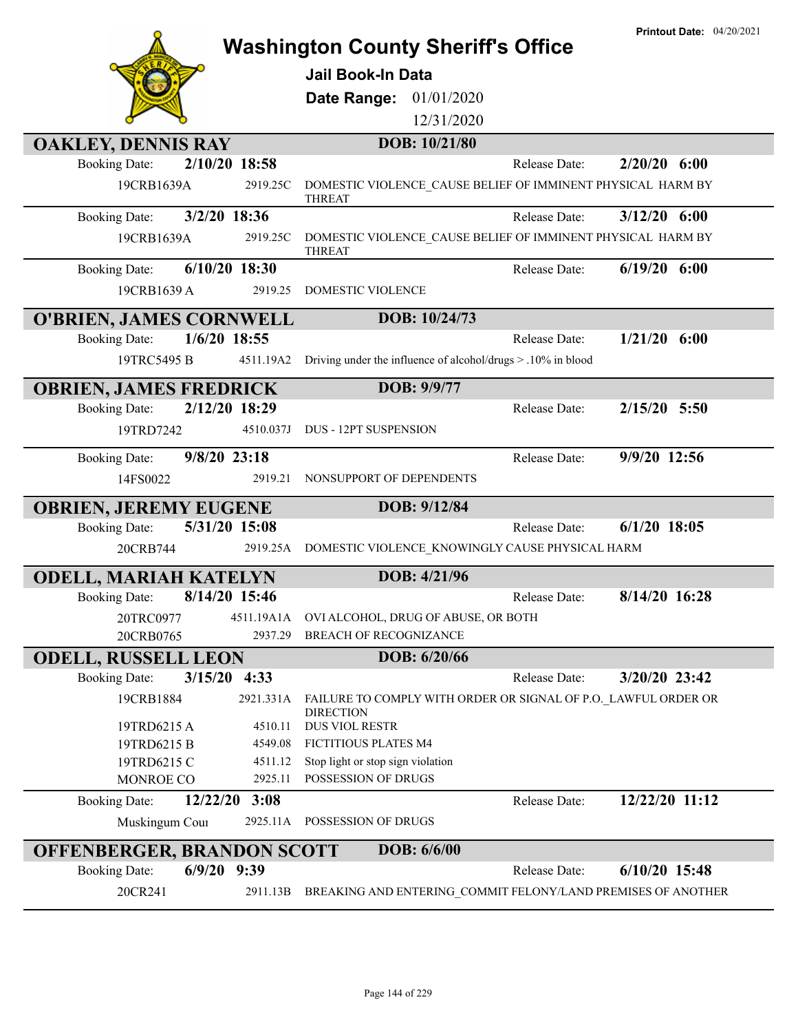# Washington County Sheriff's Office

**Printout Date:** 04/20/2021

**Jail Book-In Data**

**Date Range:** 01/01/2020 – 12/31/2020

## OAKLEY, DENNIS RAY — DOB: 10/21/80

**Booking Date:** 2/10/20 18:58 — **Release Date:** 2/20/20 6:00

| Case | Statute | Charge |
|---|---|---|
| 19CRB1639A | 2919.25C | DOMESTIC VIOLENCE_CAUSE BELIEF OF IMMINENT PHYSICAL HARM BY THREAT |

**Booking Date:** 3/2/20 18:36 — **Release Date:** 3/12/20 6:00

| Case | Statute | Charge |
|---|---|---|
| 19CRB1639A | 2919.25C | DOMESTIC VIOLENCE_CAUSE BELIEF OF IMMINENT PHYSICAL HARM BY THREAT |

**Booking Date:** 6/10/20 18:30 — **Release Date:** 6/19/20 6:00

| Case | Statute | Charge |
|---|---|---|
| 19CRB1639 A | 2919.25 | DOMESTIC VIOLENCE |

## O'BRIEN, JAMES CORNWELL — DOB: 10/24/73

**Booking Date:** 1/6/20 18:55 — **Release Date:** 1/21/20 6:00

| Case | Statute | Charge |
|---|---|---|
| 19TRC5495 B | 4511.19A2 | Driving under the influence of alcohol/drugs > .10% in blood |

## OBRIEN, JAMES FREDRICK — DOB: 9/9/77

**Booking Date:** 2/12/20 18:29 — **Release Date:** 2/15/20 5:50

| Case | Statute | Charge |
|---|---|---|
| 19TRD7242 | 4510.037J | DUS - 12PT SUSPENSION |

**Booking Date:** 9/8/20 23:18 — **Release Date:** 9/9/20 12:56

| Case | Statute | Charge |
|---|---|---|
| 14FS0022 | 2919.21 | NONSUPPORT OF DEPENDENTS |

## OBRIEN, JEREMY EUGENE — DOB: 9/12/84

**Booking Date:** 5/31/20 15:08 — **Release Date:** 6/1/20 18:05

| Case | Statute | Charge |
|---|---|---|
| 20CRB744 | 2919.25A | DOMESTIC VIOLENCE_KNOWINGLY CAUSE PHYSICAL HARM |

## ODELL, MARIAH KATELYN — DOB: 4/21/96

**Booking Date:** 8/14/20 15:46 — **Release Date:** 8/14/20 16:28

| Case | Statute | Charge |
|---|---|---|
| 20TRC0977 | 4511.19A1A | OVI ALCOHOL, DRUG OF ABUSE, OR BOTH |
| 20CRB0765 | 2937.29 | BREACH OF RECOGNIZANCE |

## ODELL, RUSSELL LEON — DOB: 6/20/66

**Booking Date:** 3/15/20 4:33 — **Release Date:** 3/20/20 23:42

| Case | Statute | Charge |
|---|---|---|
| 19CRB1884 | 2921.331A | FAILURE TO COMPLY WITH ORDER OR SIGNAL OF P.O._LAWFUL ORDER OR DIRECTION |
| 19TRD6215 A | 4510.11 | DUS VIOL RESTR |
| 19TRD6215 B | 4549.08 | FICTITIOUS PLATES M4 |
| 19TRD6215 C | 4511.12 | Stop light or stop sign violation |
| MONROE CO | 2925.11 | POSSESSION OF DRUGS |

**Booking Date:** 12/22/20 3:08 — **Release Date:** 12/22/20 11:12

| Case | Statute | Charge |
|---|---|---|
| Muskingum Cour | 2925.11A | POSSESSION OF DRUGS |

## OFFENBERGER, BRANDON SCOTT — DOB: 6/6/00

**Booking Date:** 6/9/20 9:39 — **Release Date:** 6/10/20 15:48

| Case | Statute | Charge |
|---|---|---|
| 20CR241 | 2911.13B | BREAKING AND ENTERING_COMMIT FELONY/LAND PREMISES OF ANOTHER |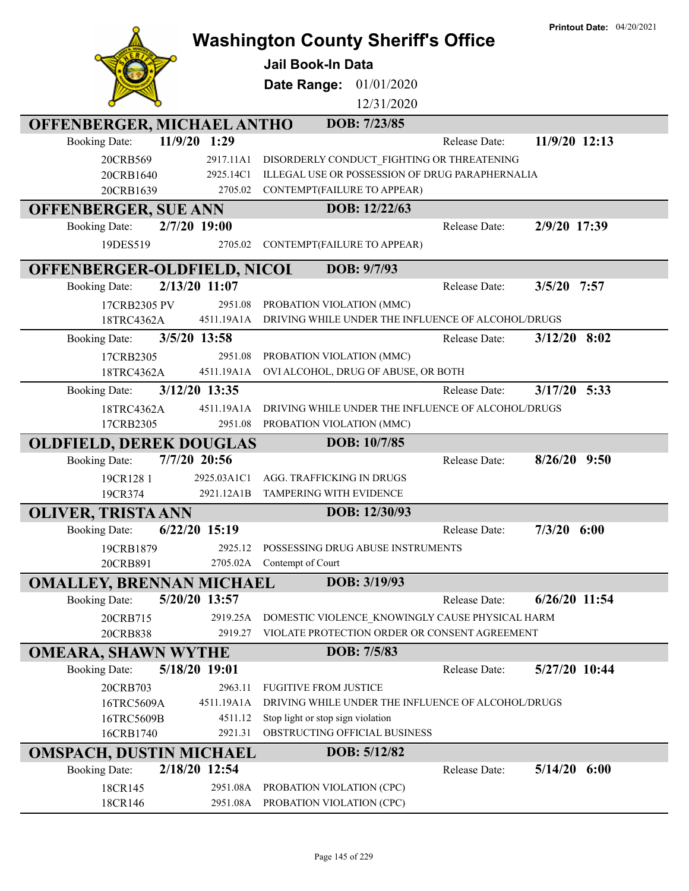# Washington County Sheriff's Office

**Printout Date:** 04/20/2021

## Jail Book-In Data

**Date Range:** 01/01/2020 - 12/31/2020

### OFFENBERGER, MICHAEL ANTHO — DOB: 7/23/85

Booking Date: **11/9/20 1:29** — Release Date: **11/9/20 12:13**

| Case | Statute | Charge |
|---|---|---|
| 20CRB569 | 2917.11A1 | DISORDERLY CONDUCT_FIGHTING OR THREATENING |
| 20CRB1640 | 2925.14C1 | ILLEGAL USE OR POSSESSION OF DRUG PARAPHERNALIA |
| 20CRB1639 | 2705.02 | CONTEMPT(FAILURE TO APPEAR) |

### OFFENBERGER, SUE ANN — DOB: 12/22/63

Booking Date: **2/7/20 19:00** — Release Date: **2/9/20 17:39**

| Case | Statute | Charge |
|---|---|---|
| 19DES519 | 2705.02 | CONTEMPT(FAILURE TO APPEAR) |

### OFFENBERGER-OLDFIELD, NICOL — DOB: 9/7/93

Booking Date: **2/13/20 11:07** — Release Date: **3/5/20 7:57**

| Case | Statute | Charge |
|---|---|---|
| 17CRB2305 PV | 2951.08 | PROBATION VIOLATION (MMC) |
| 18TRC4362A | 4511.19A1A | DRIVING WHILE UNDER THE INFLUENCE OF ALCOHOL/DRUGS |

Booking Date: **3/5/20 13:58** — Release Date: **3/12/20 8:02**

| Case | Statute | Charge |
|---|---|---|
| 17CRB2305 | 2951.08 | PROBATION VIOLATION (MMC) |
| 18TRC4362A | 4511.19A1A | OVI ALCOHOL, DRUG OF ABUSE, OR BOTH |

Booking Date: **3/12/20 13:35** — Release Date: **3/17/20 5:33**

| Case | Statute | Charge |
|---|---|---|
| 18TRC4362A | 4511.19A1A | DRIVING WHILE UNDER THE INFLUENCE OF ALCOHOL/DRUGS |
| 17CRB2305 | 2951.08 | PROBATION VIOLATION (MMC) |

### OLDFIELD, DEREK DOUGLAS — DOB: 10/7/85

Booking Date: **7/7/20 20:56** — Release Date: **8/26/20 9:50**

| Case | Statute | Charge |
|---|---|---|
| 19CR128 1 | 2925.03A1C1 | AGG. TRAFFICKING IN DRUGS |
| 19CR374 | 2921.12A1B | TAMPERING WITH EVIDENCE |

### OLIVER, TRISTA ANN — DOB: 12/30/93

Booking Date: **6/22/20 15:19** — Release Date: **7/3/20 6:00**

| Case | Statute | Charge |
|---|---|---|
| 19CRB1879 | 2925.12 | POSSESSING DRUG ABUSE INSTRUMENTS |
| 20CRB891 | 2705.02A | Contempt of Court |

### OMALLEY, BRENNAN MICHAEL — DOB: 3/19/93

Booking Date: **5/20/20 13:57** — Release Date: **6/26/20 11:54**

| Case | Statute | Charge |
|---|---|---|
| 20CRB715 | 2919.25A | DOMESTIC VIOLENCE_KNOWINGLY CAUSE PHYSICAL HARM |
| 20CRB838 | 2919.27 | VIOLATE PROTECTION ORDER OR CONSENT AGREEMENT |

### OMEARA, SHAWN WYTHE — DOB: 7/5/83

Booking Date: **5/18/20 19:01** — Release Date: **5/27/20 10:44**

| Case | Statute | Charge |
|---|---|---|
| 20CRB703 | 2963.11 | FUGITIVE FROM JUSTICE |
| 16TRC5609A | 4511.19A1A | DRIVING WHILE UNDER THE INFLUENCE OF ALCOHOL/DRUGS |
| 16TRC5609B | 4511.12 | Stop light or stop sign violation |
| 16CRB1740 | 2921.31 | OBSTRUCTING OFFICIAL BUSINESS |

### OMSPACH, DUSTIN MICHAEL — DOB: 5/12/82

Booking Date: **2/18/20 12:54** — Release Date: **5/14/20 6:00**

| Case | Statute | Charge |
|---|---|---|
| 18CR145 | 2951.08A | PROBATION VIOLATION (CPC) |
| 18CR146 | 2951.08A | PROBATION VIOLATION (CPC) |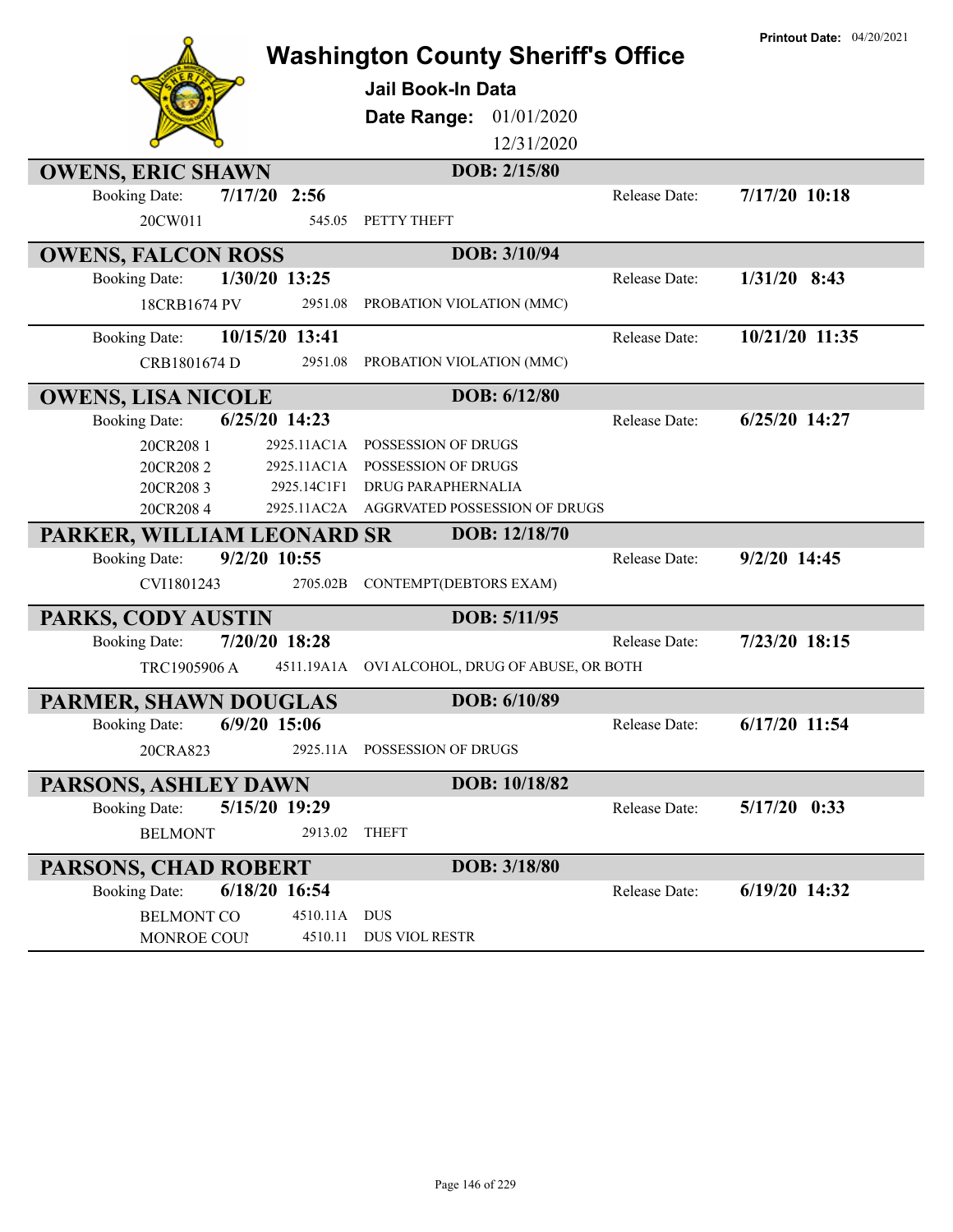# Washington County Sheriff's Office

**Printout Date:** 04/20/2021

## Jail Book-In Data

**Date Range:** 01/01/2020 12/31/2020

### OWENS, ERIC SHAWN
**DOB:** 2/15/80

Booking Date: **7/17/20 2:56** Release Date: **7/17/20 10:18**

| Case | Statute | Charge |
|---|---|---|
| 20CW011 | 545.05 | PETTY THEFT |

### OWENS, FALCON ROSS
**DOB:** 3/10/94

Booking Date: **1/30/20 13:25** Release Date: **1/31/20 8:43**

| Case | Statute | Charge |
|---|---|---|
| 18CRB1674 PV | 2951.08 | PROBATION VIOLATION (MMC) |

Booking Date: **10/15/20 13:41** Release Date: **10/21/20 11:35**

| Case | Statute | Charge |
|---|---|---|
| CRB1801674 D | 2951.08 | PROBATION VIOLATION (MMC) |

### OWENS, LISA NICOLE
**DOB:** 6/12/80

Booking Date: **6/25/20 14:23** Release Date: **6/25/20 14:27**

| Case | Statute | Charge |
|---|---|---|
| 20CR208 1 | 2925.11AC1A | POSSESSION OF DRUGS |
| 20CR208 2 | 2925.11AC1A | POSSESSION OF DRUGS |
| 20CR208 3 | 2925.14C1F1 | DRUG PARAPHERNALIA |
| 20CR208 4 | 2925.11AC2A | AGGRVATED POSSESSION OF DRUGS |

### PARKER, WILLIAM LEONARD SR
**DOB:** 12/18/70

Booking Date: **9/2/20 10:55** Release Date: **9/2/20 14:45**

| Case | Statute | Charge |
|---|---|---|
| CVI1801243 | 2705.02B | CONTEMPT(DEBTORS EXAM) |

### PARKS, CODY AUSTIN
**DOB:** 5/11/95

Booking Date: **7/20/20 18:28** Release Date: **7/23/20 18:15**

| Case | Statute | Charge |
|---|---|---|
| TRC1905906 A | 4511.19A1A | OVI ALCOHOL, DRUG OF ABUSE, OR BOTH |

### PARMER, SHAWN DOUGLAS
**DOB:** 6/10/89

Booking Date: **6/9/20 15:06** Release Date: **6/17/20 11:54**

| Case | Statute | Charge |
|---|---|---|
| 20CRA823 | 2925.11A | POSSESSION OF DRUGS |

### PARSONS, ASHLEY DAWN
**DOB:** 10/18/82

Booking Date: **5/15/20 19:29** Release Date: **5/17/20 0:33**

| Case | Statute | Charge |
|---|---|---|
| BELMONT | 2913.02 | THEFT |

### PARSONS, CHAD ROBERT
**DOB:** 3/18/80

Booking Date: **6/18/20 16:54** Release Date: **6/19/20 14:32**

| Case | Statute | Charge |
|---|---|---|
| BELMONT CO | 4510.11A | DUS |
| MONROE COUI | 4510.11 | DUS VIOL RESTR |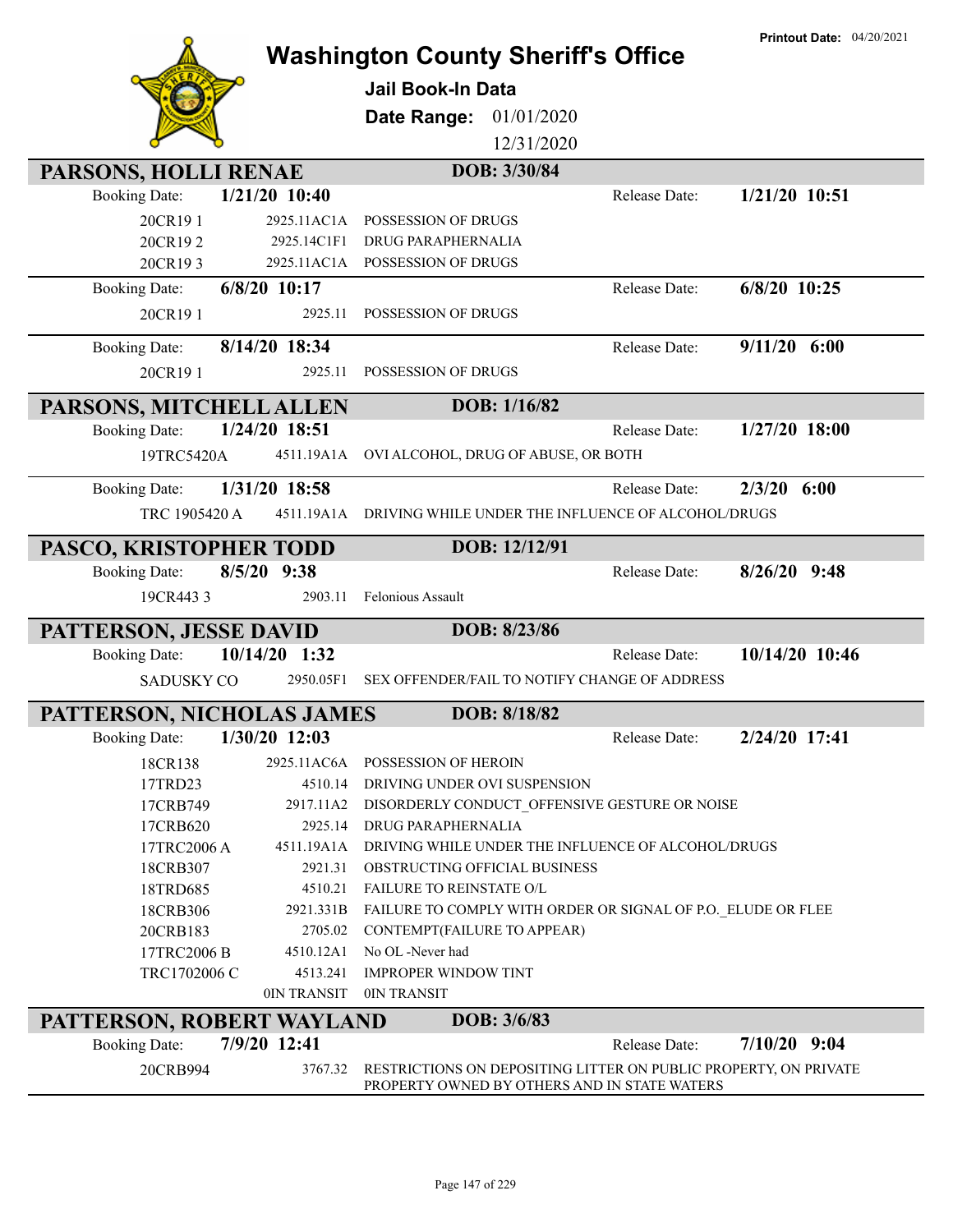# Washington County Sheriff's Office

**Printout Date:** 04/20/2021

**Jail Book-In Data**

**Date Range:** 01/01/2020 12/31/2020

## PARSONS, HOLLI RENAE — DOB: 3/30/84

**Booking Date:** 1/21/20 10:40 — **Release Date:** 1/21/20 10:51

| Case | Statute | Charge |
|---|---|---|
| 20CR19 1 | 2925.11AC1A | POSSESSION OF DRUGS |
| 20CR19 2 | 2925.14C1F1 | DRUG PARAPHERNALIA |
| 20CR19 3 | 2925.11AC1A | POSSESSION OF DRUGS |

**Booking Date:** 6/8/20 10:17 — **Release Date:** 6/8/20 10:25

| Case | Statute | Charge |
|---|---|---|
| 20CR19 1 | 2925.11 | POSSESSION OF DRUGS |

**Booking Date:** 8/14/20 18:34 — **Release Date:** 9/11/20 6:00

| Case | Statute | Charge |
|---|---|---|
| 20CR19 1 | 2925.11 | POSSESSION OF DRUGS |

## PARSONS, MITCHELL ALLEN — DOB: 1/16/82

**Booking Date:** 1/24/20 18:51 — **Release Date:** 1/27/20 18:00

| Case | Statute | Charge |
|---|---|---|
| 19TRC5420A | 4511.19A1A | OVI ALCOHOL, DRUG OF ABUSE, OR BOTH |

**Booking Date:** 1/31/20 18:58 — **Release Date:** 2/3/20 6:00

| Case | Statute | Charge |
|---|---|---|
| TRC 1905420 A | 4511.19A1A | DRIVING WHILE UNDER THE INFLUENCE OF ALCOHOL/DRUGS |

## PASCO, KRISTOPHER TODD — DOB: 12/12/91

**Booking Date:** 8/5/20 9:38 — **Release Date:** 8/26/20 9:48

| Case | Statute | Charge |
|---|---|---|
| 19CR443 3 | 2903.11 | Felonious Assault |

## PATTERSON, JESSE DAVID — DOB: 8/23/86

**Booking Date:** 10/14/20 1:32 — **Release Date:** 10/14/20 10:46

| Case | Statute | Charge |
|---|---|---|
| SADUSKY CO | 2950.05F1 | SEX OFFENDER/FAIL TO NOTIFY CHANGE OF ADDRESS |

## PATTERSON, NICHOLAS JAMES — DOB: 8/18/82

**Booking Date:** 1/30/20 12:03 — **Release Date:** 2/24/20 17:41

| Case | Statute | Charge |
|---|---|---|
| 18CR138 | 2925.11AC6A | POSSESSION OF HEROIN |
| 17TRD23 | 4510.14 | DRIVING UNDER OVI SUSPENSION |
| 17CRB749 | 2917.11A2 | DISORDERLY CONDUCT_OFFENSIVE GESTURE OR NOISE |
| 17CRB620 | 2925.14 | DRUG PARAPHERNALIA |
| 17TRC2006 A | 4511.19A1A | DRIVING WHILE UNDER THE INFLUENCE OF ALCOHOL/DRUGS |
| 18CRB307 | 2921.31 | OBSTRUCTING OFFICIAL BUSINESS |
| 18TRD685 | 4510.21 | FAILURE TO REINSTATE O/L |
| 18CRB306 | 2921.331B | FAILURE TO COMPLY WITH ORDER OR SIGNAL OF P.O._ELUDE OR FLEE |
| 20CRB183 | 2705.02 | CONTEMPT(FAILURE TO APPEAR) |
| 17TRC2006 B | 4510.12A1 | No OL -Never had |
| TRC1702006 C | 4513.241 | IMPROPER WINDOW TINT |
| | 0IN TRANSIT | 0IN TRANSIT |

## PATTERSON, ROBERT WAYLAND — DOB: 3/6/83

**Booking Date:** 7/9/20 12:41 — **Release Date:** 7/10/20 9:04

| Case | Statute | Charge |
|---|---|---|
| 20CRB994 | 3767.32 | RESTRICTIONS ON DEPOSITING LITTER ON PUBLIC PROPERTY, ON PRIVATE PROPERTY OWNED BY OTHERS AND IN STATE WATERS |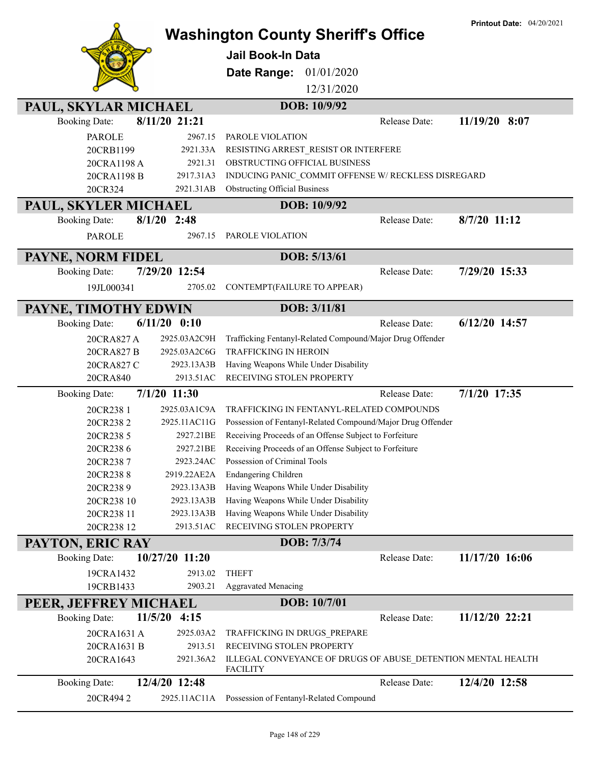# Washington County Sheriff's Office

**Printout Date:** 04/20/2021

## Jail Book-In Data

**Date Range:** 01/01/2020 12/31/2020

## PAUL, SKYLAR MICHAEL

**DOB:** 10/9/92

**Booking Date:** 8/11/20 21:21 | **Release Date:** 11/19/20 8:07

| Case | Statute | Charge |
|---|---|---|
| PAROLE | 2967.15 | PAROLE VIOLATION |
| 20CRB1199 | 2921.33A | RESISTING ARREST_RESIST OR INTERFERE |
| 20CRA1198 A | 2921.31 | OBSTRUCTING OFFICIAL BUSINESS |
| 20CRA1198 B | 2917.31A3 | INDUCING PANIC_COMMIT OFFENSE W/ RECKLESS DISREGARD |
| 20CR324 | 2921.31AB | Obstructing Official Business |

## PAUL, SKYLER MICHAEL

**DOB:** 10/9/92

**Booking Date:** 8/1/20 2:48 | **Release Date:** 8/7/20 11:12

| Case | Statute | Charge |
|---|---|---|
| PAROLE | 2967.15 | PAROLE VIOLATION |

## PAYNE, NORM FIDEL

**DOB:** 5/13/61

**Booking Date:** 7/29/20 12:54 | **Release Date:** 7/29/20 15:33

| Case | Statute | Charge |
|---|---|---|
| 19JL000341 | 2705.02 | CONTEMPT(FAILURE TO APPEAR) |

## PAYNE, TIMOTHY EDWIN

**DOB:** 3/11/81

**Booking Date:** 6/11/20 0:10 | **Release Date:** 6/12/20 14:57

| Case | Statute | Charge |
|---|---|---|
| 20CRA827 A | 2925.03A2C9H | Trafficking Fentanyl-Related Compound/Major Drug Offender |
| 20CRA827 B | 2925.03A2C6G | TRAFFICKING IN HEROIN |
| 20CRA827 C | 2923.13A3B | Having Weapons While Under Disability |
| 20CRA840 | 2913.51AC | RECEIVING STOLEN PROPERTY |

**Booking Date:** 7/1/20 11:30 | **Release Date:** 7/1/20 17:35

| Case | Statute | Charge |
|---|---|---|
| 20CR238 1 | 2925.03A1C9A | TRAFFICKING IN FENTANYL-RELATED COMPOUNDS |
| 20CR238 2 | 2925.11AC11G | Possession of Fentanyl-Related Compound/Major Drug Offender |
| 20CR238 5 | 2927.21BE | Receiving Proceeds of an Offense Subject to Forfeiture |
| 20CR238 6 | 2927.21BE | Receiving Proceeds of an Offense Subject to Forfeiture |
| 20CR238 7 | 2923.24AC | Possession of Criminal Tools |
| 20CR238 8 | 2919.22AE2A | Endangering Children |
| 20CR238 9 | 2923.13A3B | Having Weapons While Under Disability |
| 20CR238 10 | 2923.13A3B | Having Weapons While Under Disability |
| 20CR238 11 | 2923.13A3B | Having Weapons While Under Disability |
| 20CR238 12 | 2913.51AC | RECEIVING STOLEN PROPERTY |

## PAYTON, ERIC RAY

**DOB:** 7/3/74

**Booking Date:** 10/27/20 11:20 | **Release Date:** 11/17/20 16:06

| Case | Statute | Charge |
|---|---|---|
| 19CRA1432 | 2913.02 | THEFT |
| 19CRB1433 | 2903.21 | Aggravated Menacing |

## PEER, JEFFREY MICHAEL

**DOB:** 10/7/01

**Booking Date:** 11/5/20 4:15 | **Release Date:** 11/12/20 22:21

| Case | Statute | Charge |
|---|---|---|
| 20CRA1631 A | 2925.03A2 | TRAFFICKING IN DRUGS_PREPARE |
| 20CRA1631 B | 2913.51 | RECEIVING STOLEN PROPERTY |
| 20CRA1643 | 2921.36A2 | ILLEGAL CONVEYANCE OF DRUGS OF ABUSE_DETENTION MENTAL HEALTH FACILITY |

**Booking Date:** 12/4/20 12:48 | **Release Date:** 12/4/20 12:58

| Case | Statute | Charge |
|---|---|---|
| 20CR494 2 | 2925.11AC11A | Possession of Fentanyl-Related Compound |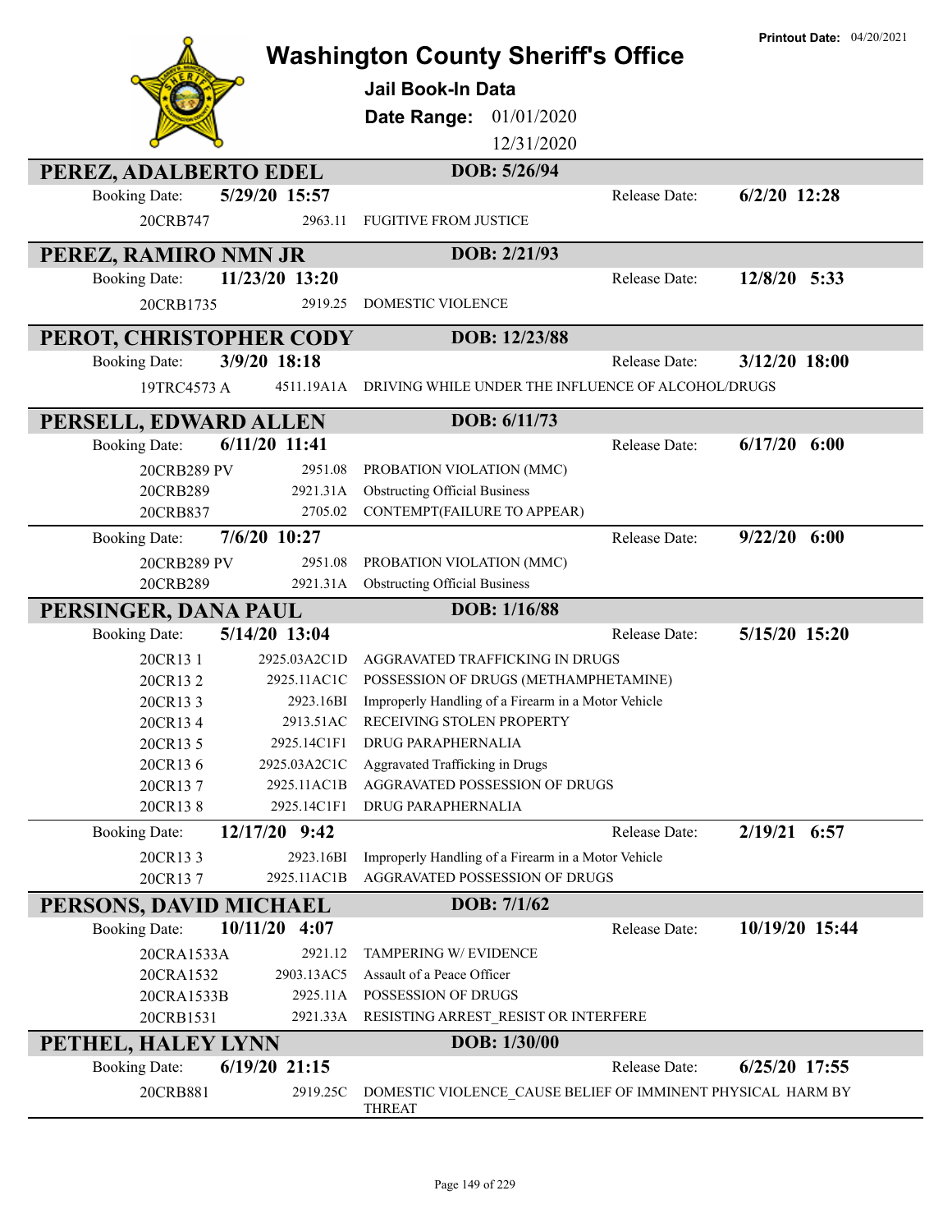# Washington County Sheriff's Office

**Printout Date:** 04/20/2021

**Jail Book-In Data**

**Date Range:** 01/01/2020 – 12/31/2020

## PEREZ, ADALBERTO EDEL
**DOB: 5/26/94**

**Booking Date:** 5/29/20 15:57 — **Release Date:** 6/2/20 12:28

| Case | Statute | Charge |
|---|---|---|
| 20CRB747 | 2963.11 | FUGITIVE FROM JUSTICE |

## PEREZ, RAMIRO NMN JR
**DOB: 2/21/93**

**Booking Date:** 11/23/20 13:20 — **Release Date:** 12/8/20 5:33

| Case | Statute | Charge |
|---|---|---|
| 20CRB1735 | 2919.25 | DOMESTIC VIOLENCE |

## PEROT, CHRISTOPHER CODY
**DOB: 12/23/88**

**Booking Date:** 3/9/20 18:18 — **Release Date:** 3/12/20 18:00

| Case | Statute | Charge |
|---|---|---|
| 19TRC4573 A | 4511.19A1A | DRIVING WHILE UNDER THE INFLUENCE OF ALCOHOL/DRUGS |

## PERSELL, EDWARD ALLEN
**DOB: 6/11/73**

**Booking Date:** 6/11/20 11:41 — **Release Date:** 6/17/20 6:00

| Case | Statute | Charge |
|---|---|---|
| 20CRB289 PV | 2951.08 | PROBATION VIOLATION (MMC) |
| 20CRB289 | 2921.31A | Obstructing Official Business |
| 20CRB837 | 2705.02 | CONTEMPT(FAILURE TO APPEAR) |

**Booking Date:** 7/6/20 10:27 — **Release Date:** 9/22/20 6:00

| Case | Statute | Charge |
|---|---|---|
| 20CRB289 PV | 2951.08 | PROBATION VIOLATION (MMC) |
| 20CRB289 | 2921.31A | Obstructing Official Business |

## PERSINGER, DANA PAUL
**DOB: 1/16/88**

**Booking Date:** 5/14/20 13:04 — **Release Date:** 5/15/20 15:20

| Case | Statute | Charge |
|---|---|---|
| 20CR13 1 | 2925.03A2C1D | AGGRAVATED TRAFFICKING IN DRUGS |
| 20CR13 2 | 2925.11AC1C | POSSESSION OF DRUGS (METHAMPHETAMINE) |
| 20CR13 3 | 2923.16BI | Improperly Handling of a Firearm in a Motor Vehicle |
| 20CR13 4 | 2913.51AC | RECEIVING STOLEN PROPERTY |
| 20CR13 5 | 2925.14C1F1 | DRUG PARAPHERNALIA |
| 20CR13 6 | 2925.03A2C1C | Aggravated Trafficking in Drugs |
| 20CR13 7 | 2925.11AC1B | AGGRAVATED POSSESSION OF DRUGS |
| 20CR13 8 | 2925.14C1F1 | DRUG PARAPHERNALIA |

**Booking Date:** 12/17/20 9:42 — **Release Date:** 2/19/21 6:57

| Case | Statute | Charge |
|---|---|---|
| 20CR13 3 | 2923.16BI | Improperly Handling of a Firearm in a Motor Vehicle |
| 20CR13 7 | 2925.11AC1B | AGGRAVATED POSSESSION OF DRUGS |

## PERSONS, DAVID MICHAEL
**DOB: 7/1/62**

**Booking Date:** 10/11/20 4:07 — **Release Date:** 10/19/20 15:44

| Case | Statute | Charge |
|---|---|---|
| 20CRA1533A | 2921.12 | TAMPERING W/ EVIDENCE |
| 20CRA1532 | 2903.13AC5 | Assault of a Peace Officer |
| 20CRA1533B | 2925.11A | POSSESSION OF DRUGS |
| 20CRB1531 | 2921.33A | RESISTING ARREST_RESIST OR INTERFERE |

## PETHEL, HALEY LYNN
**DOB: 1/30/00**

**Booking Date:** 6/19/20 21:15 — **Release Date:** 6/25/20 17:55

| Case | Statute | Charge |
|---|---|---|
| 20CRB881 | 2919.25C | DOMESTIC VIOLENCE_CAUSE BELIEF OF IMMINENT PHYSICAL HARM BY THREAT |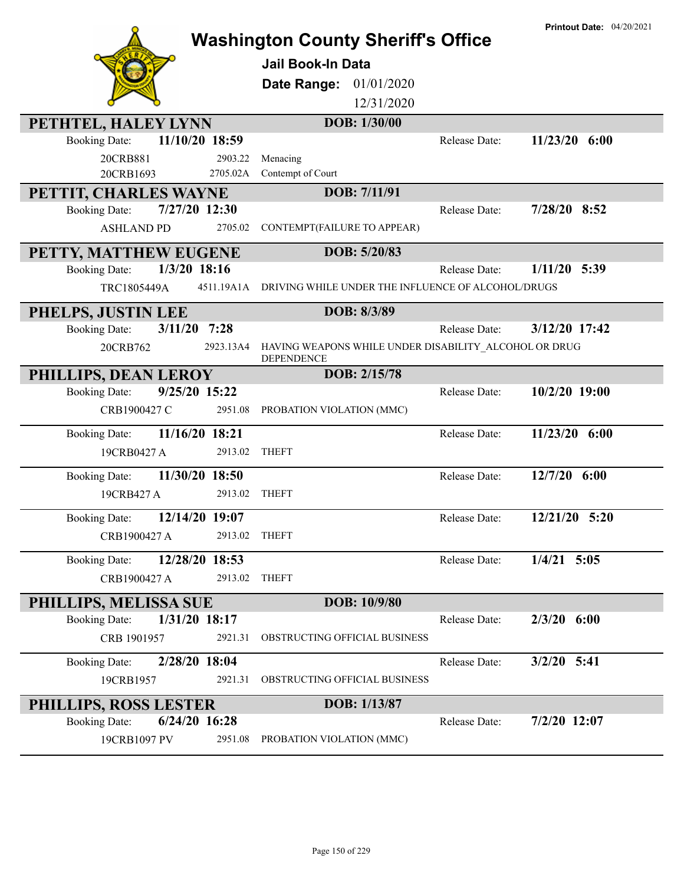Printout Date: 04/20/2021

# Washington County Sheriff's Office

**Jail Book-In Data**

**Date Range:** 01/01/2020 12/31/2020

## PETHTEL, HALEY LYNN — DOB: 1/30/00

Booking Date: **11/10/20 18:59** — Release Date: **11/23/20 6:00**

| Case | Statute | Charge |
|---|---|---|
| 20CRB881 | 2903.22 | Menacing |
| 20CRB1693 | 2705.02A | Contempt of Court |

## PETTIT, CHARLES WAYNE — DOB: 7/11/91

Booking Date: **7/27/20 12:30** — Release Date: **7/28/20 8:52**

| Case | Statute | Charge |
|---|---|---|
| ASHLAND PD | 2705.02 | CONTEMPT(FAILURE TO APPEAR) |

## PETTY, MATTHEW EUGENE — DOB: 5/20/83

Booking Date: **1/3/20 18:16** — Release Date: **1/11/20 5:39**

| Case | Statute | Charge |
|---|---|---|
| TRC1805449A | 4511.19A1A | DRIVING WHILE UNDER THE INFLUENCE OF ALCOHOL/DRUGS |

## PHELPS, JUSTIN LEE — DOB: 8/3/89

Booking Date: **3/11/20 7:28** — Release Date: **3/12/20 17:42**

| Case | Statute | Charge |
|---|---|---|
| 20CRB762 | 2923.13A4 | HAVING WEAPONS WHILE UNDER DISABILITY_ALCOHOL OR DRUG DEPENDENCE |

## PHILLIPS, DEAN LEROY — DOB: 2/15/78

Booking Date: **9/25/20 15:22** — Release Date: **10/2/20 19:00**

| Case | Statute | Charge |
|---|---|---|
| CRB1900427 C | 2951.08 | PROBATION VIOLATION (MMC) |

Booking Date: **11/16/20 18:21** — Release Date: **11/23/20 6:00**

| Case | Statute | Charge |
|---|---|---|
| 19CRB0427 A | 2913.02 | THEFT |

Booking Date: **11/30/20 18:50** — Release Date: **12/7/20 6:00**

| Case | Statute | Charge |
|---|---|---|
| 19CRB427 A | 2913.02 | THEFT |

Booking Date: **12/14/20 19:07** — Release Date: **12/21/20 5:20**

| Case | Statute | Charge |
|---|---|---|
| CRB1900427 A | 2913.02 | THEFT |

Booking Date: **12/28/20 18:53** — Release Date: **1/4/21 5:05**

| Case | Statute | Charge |
|---|---|---|
| CRB1900427 A | 2913.02 | THEFT |

## PHILLIPS, MELISSA SUE — DOB: 10/9/80

Booking Date: **1/31/20 18:17** — Release Date: **2/3/20 6:00**

| Case | Statute | Charge |
|---|---|---|
| CRB 1901957 | 2921.31 | OBSTRUCTING OFFICIAL BUSINESS |

Booking Date: **2/28/20 18:04** — Release Date: **3/2/20 5:41**

| Case | Statute | Charge |
|---|---|---|
| 19CRB1957 | 2921.31 | OBSTRUCTING OFFICIAL BUSINESS |

## PHILLIPS, ROSS LESTER — DOB: 1/13/87

Booking Date: **6/24/20 16:28** — Release Date: **7/2/20 12:07**

| Case | Statute | Charge |
|---|---|---|
| 19CRB1097 PV | 2951.08 | PROBATION VIOLATION (MMC) |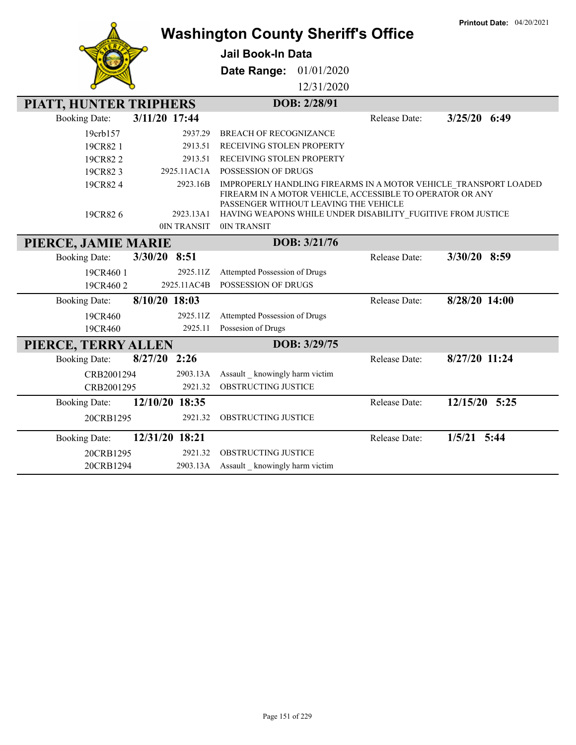Printout Date: 04/20/2021

# Washington County Sheriff's Office

**Jail Book-In Data**

**Date Range:** 01/01/2020 12/31/2020

## PIATT, HUNTER TRIPHERS — DOB: 2/28/91

**Booking Date:** 3/11/20 17:44 — **Release Date:** 3/25/20 6:49

| Case | Code | Charge |
|---|---|---|
| 19crb157 | 2937.29 | BREACH OF RECOGNIZANCE |
| 19CR82 1 | 2913.51 | RECEIVING STOLEN PROPERTY |
| 19CR82 2 | 2913.51 | RECEIVING STOLEN PROPERTY |
| 19CR82 3 | 2925.11AC1A | POSSESSION OF DRUGS |
| 19CR82 4 | 2923.16B | IMPROPERLY HANDLING FIREARMS IN A MOTOR VEHICLE_TRANSPORT LOADED FIREARM IN A MOTOR VEHICLE, ACCESSIBLE TO OPERATOR OR ANY PASSENGER WITHOUT LEAVING THE VEHICLE |
| 19CR82 6 | 2923.13A1 | HAVING WEAPONS WHILE UNDER DISABILITY_FUGITIVE FROM JUSTICE |
| | 0IN TRANSIT | 0IN TRANSIT |

## PIERCE, JAMIE MARIE — DOB: 3/21/76

**Booking Date:** 3/30/20 8:51 — **Release Date:** 3/30/20 8:59

| Case | Code | Charge |
|---|---|---|
| 19CR460 1 | 2925.11Z | Attempted Possession of Drugs |
| 19CR460 2 | 2925.11AC4B | POSSESSION OF DRUGS |

**Booking Date:** 8/10/20 18:03 — **Release Date:** 8/28/20 14:00

| Case | Code | Charge |
|---|---|---|
| 19CR460 | 2925.11Z | Attempted Possession of Drugs |
| 19CR460 | 2925.11 | Possesion of Drugs |

## PIERCE, TERRY ALLEN — DOB: 3/29/75

**Booking Date:** 8/27/20 2:26 — **Release Date:** 8/27/20 11:24

| Case | Code | Charge |
|---|---|---|
| CRB2001294 | 2903.13A | Assault _ knowingly harm victim |
| CRB2001295 | 2921.32 | OBSTRUCTING JUSTICE |

**Booking Date:** 12/10/20 18:35 — **Release Date:** 12/15/20 5:25

| Case | Code | Charge |
|---|---|---|
| 20CRB1295 | 2921.32 | OBSTRUCTING JUSTICE |

**Booking Date:** 12/31/20 18:21 — **Release Date:** 1/5/21 5:44

| Case | Code | Charge |
|---|---|---|
| 20CRB1295 | 2921.32 | OBSTRUCTING JUSTICE |
| 20CRB1294 | 2903.13A | Assault _ knowingly harm victim |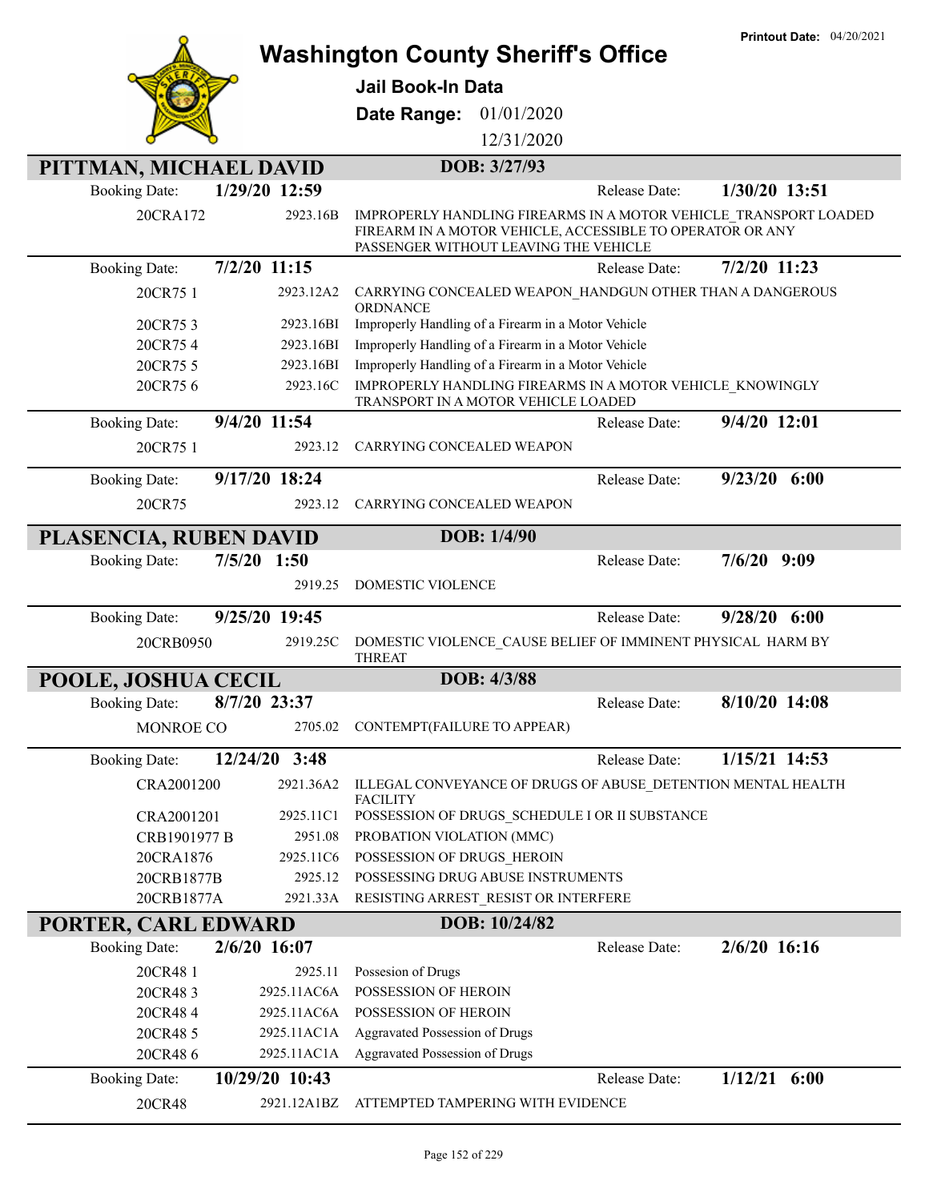# Washington County Sheriff's Office

**Jail Book-In Data**

**Date Range:** 01/01/2020 12/31/2020

**Printout Date:** 04/20/2021

## PITTMAN, MICHAEL DAVID — DOB: 3/27/93

**Booking Date:** 1/29/20 12:59 — **Release Date:** 1/30/20 13:51

| Case | Statute | Charge |
|---|---|---|
| 20CRA172 | 2923.16B | IMPROPERLY HANDLING FIREARMS IN A MOTOR VEHICLE_TRANSPORT LOADED FIREARM IN A MOTOR VEHICLE, ACCESSIBLE TO OPERATOR OR ANY PASSENGER WITHOUT LEAVING THE VEHICLE |

**Booking Date:** 7/2/20 11:15 — **Release Date:** 7/2/20 11:23

| Case | Statute | Charge |
|---|---|---|
| 20CR75 1 | 2923.12A2 | CARRYING CONCEALED WEAPON_HANDGUN OTHER THAN A DANGEROUS ORDNANCE |
| 20CR75 3 | 2923.16BI | Improperly Handling of a Firearm in a Motor Vehicle |
| 20CR75 4 | 2923.16BI | Improperly Handling of a Firearm in a Motor Vehicle |
| 20CR75 5 | 2923.16BI | Improperly Handling of a Firearm in a Motor Vehicle |
| 20CR75 6 | 2923.16C | IMPROPERLY HANDLING FIREARMS IN A MOTOR VEHICLE_KNOWINGLY TRANSPORT IN A MOTOR VEHICLE LOADED |

**Booking Date:** 9/4/20 11:54 — **Release Date:** 9/4/20 12:01

| Case | Statute | Charge |
|---|---|---|
| 20CR75 1 | 2923.12 | CARRYING CONCEALED WEAPON |

**Booking Date:** 9/17/20 18:24 — **Release Date:** 9/23/20 6:00

| Case | Statute | Charge |
|---|---|---|
| 20CR75 | 2923.12 | CARRYING CONCEALED WEAPON |

## PLASENCIA, RUBEN DAVID — DOB: 1/4/90

**Booking Date:** 7/5/20 1:50 — **Release Date:** 7/6/20 9:09

| Case | Statute | Charge |
|---|---|---|
| | 2919.25 | DOMESTIC VIOLENCE |

**Booking Date:** 9/25/20 19:45 — **Release Date:** 9/28/20 6:00

| Case | Statute | Charge |
|---|---|---|
| 20CRB0950 | 2919.25C | DOMESTIC VIOLENCE_CAUSE BELIEF OF IMMINENT PHYSICAL HARM BY THREAT |

## POOLE, JOSHUA CECIL — DOB: 4/3/88

**Booking Date:** 8/7/20 23:37 — **Release Date:** 8/10/20 14:08

| Case | Statute | Charge |
|---|---|---|
| MONROE CO | 2705.02 | CONTEMPT(FAILURE TO APPEAR) |

**Booking Date:** 12/24/20 3:48 — **Release Date:** 1/15/21 14:53

| Case | Statute | Charge |
|---|---|---|
| CRA2001200 | 2921.36A2 | ILLEGAL CONVEYANCE OF DRUGS OF ABUSE_DETENTION MENTAL HEALTH FACILITY |
| CRA2001201 | 2925.11C1 | POSSESSION OF DRUGS_SCHEDULE I OR II SUBSTANCE |
| CRB1901977 B | 2951.08 | PROBATION VIOLATION (MMC) |
| 20CRA1876 | 2925.11C6 | POSSESSION OF DRUGS_HEROIN |
| 20CRB1877B | 2925.12 | POSSESSING DRUG ABUSE INSTRUMENTS |
| 20CRB1877A | 2921.33A | RESISTING ARREST_RESIST OR INTERFERE |

## PORTER, CARL EDWARD — DOB: 10/24/82

**Booking Date:** 2/6/20 16:07 — **Release Date:** 2/6/20 16:16

| Case | Statute | Charge |
|---|---|---|
| 20CR48 1 | 2925.11 | Possesion of Drugs |
| 20CR48 3 | 2925.11AC6A | POSSESSION OF HEROIN |
| 20CR48 4 | 2925.11AC6A | POSSESSION OF HEROIN |
| 20CR48 5 | 2925.11AC1A | Aggravated Possession of Drugs |
| 20CR48 6 | 2925.11AC1A | Aggravated Possession of Drugs |

**Booking Date:** 10/29/20 10:43 — **Release Date:** 1/12/21 6:00

| Case | Statute | Charge |
|---|---|---|
| 20CR48 | 2921.12A1BZ | ATTEMPTED TAMPERING WITH EVIDENCE |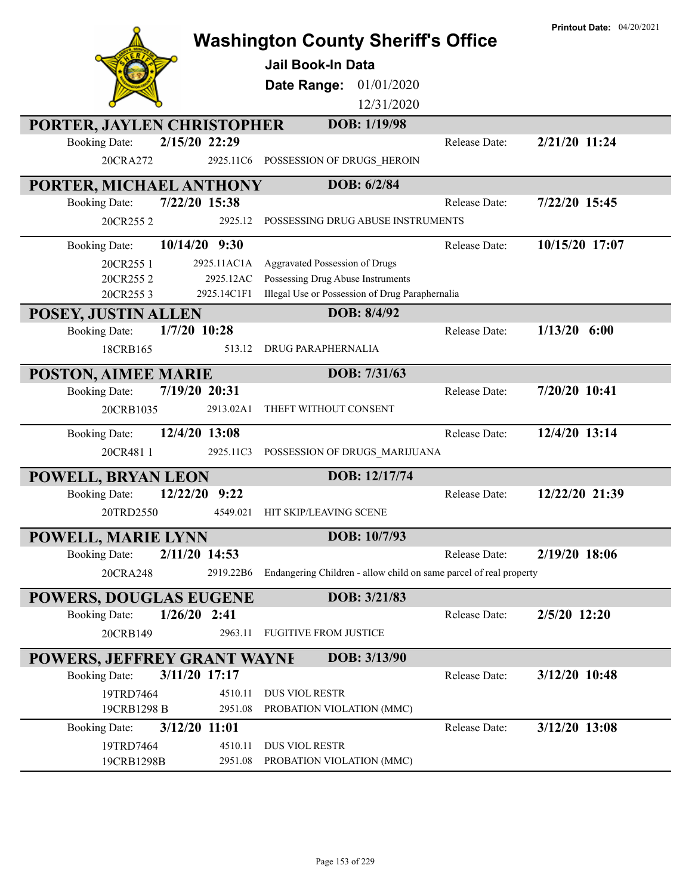Printout Date: 04/20/2021

# Washington County Sheriff's Office

**Jail Book-In Data**

**Date Range:** 01/01/2020 12/31/2020

## PORTER, JAYLEN CHRISTOPHER — DOB: 1/19/98

| Booking Date: | 2/15/20 22:29 | | Release Date: | 2/21/20 11:24 |
|---|---|---|---|---|
| 20CRA272 | 2925.11C6 | POSSESSION OF DRUGS_HEROIN | | |

## PORTER, MICHAEL ANTHONY — DOB: 6/2/84

| Booking Date: | 7/22/20 15:38 | | Release Date: | 7/22/20 15:45 |
|---|---|---|---|---|
| 20CR255 2 | 2925.12 | POSSESSING DRUG ABUSE INSTRUMENTS | | |

| Booking Date: | 10/14/20 9:30 | | Release Date: | 10/15/20 17:07 |
|---|---|---|---|---|
| 20CR255 1 | 2925.11AC1A | Aggravated Possession of Drugs | | |
| 20CR255 2 | 2925.12AC | Possessing Drug Abuse Instruments | | |
| 20CR255 3 | 2925.14C1F1 | Illegal Use or Possession of Drug Paraphernalia | | |

## POSEY, JUSTIN ALLEN — DOB: 8/4/92

| Booking Date: | 1/7/20 10:28 | | Release Date: | 1/13/20 6:00 |
|---|---|---|---|---|
| 18CRB165 | 513.12 | DRUG PARAPHERNALIA | | |

## POSTON, AIMEE MARIE — DOB: 7/31/63

| Booking Date: | 7/19/20 20:31 | | Release Date: | 7/20/20 10:41 |
|---|---|---|---|---|
| 20CRB1035 | 2913.02A1 | THEFT WITHOUT CONSENT | | |

| Booking Date: | 12/4/20 13:08 | | Release Date: | 12/4/20 13:14 |
|---|---|---|---|---|
| 20CR481 1 | 2925.11C3 | POSSESSION OF DRUGS_MARIJUANA | | |

## POWELL, BRYAN LEON — DOB: 12/17/74

| Booking Date: | 12/22/20 9:22 | | Release Date: | 12/22/20 21:39 |
|---|---|---|---|---|
| 20TRD2550 | 4549.021 | HIT SKIP/LEAVING SCENE | | |

## POWELL, MARIE LYNN — DOB: 10/7/93

| Booking Date: | 2/11/20 14:53 | | Release Date: | 2/19/20 18:06 |
|---|---|---|---|---|
| 20CRA248 | 2919.22B6 | Endangering Children - allow child on same parcel of real property | | |

## POWERS, DOUGLAS EUGENE — DOB: 3/21/83

| Booking Date: | 1/26/20 2:41 | | Release Date: | 2/5/20 12:20 |
|---|---|---|---|---|
| 20CRB149 | 2963.11 | FUGITIVE FROM JUSTICE | | |

## POWERS, JEFFREY GRANT WAYNE — DOB: 3/13/90

| Booking Date: | 3/11/20 17:17 | | Release Date: | 3/12/20 10:48 |
|---|---|---|---|---|
| 19TRD7464 | 4510.11 | DUS VIOL RESTR | | |
| 19CRB1298 B | 2951.08 | PROBATION VIOLATION (MMC) | | |

| Booking Date: | 3/12/20 11:01 | | Release Date: | 3/12/20 13:08 |
|---|---|---|---|---|
| 19TRD7464 | 4510.11 | DUS VIOL RESTR | | |
| 19CRB1298B | 2951.08 | PROBATION VIOLATION (MMC) | | |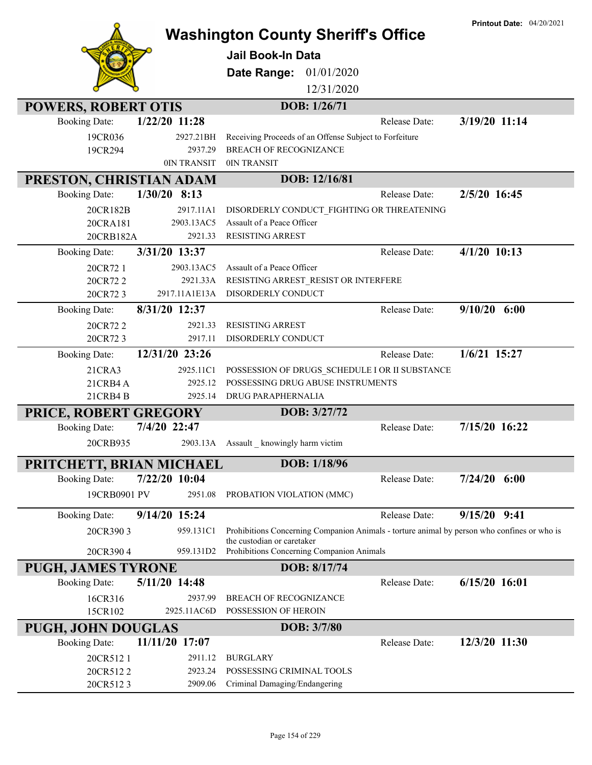# Washington County Sheriff's Office

**Printout Date:** 04/20/2021

**Jail Book-In Data**

**Date Range:** 01/01/2020 – 12/31/2020

## POWERS, ROBERT OTIS
**DOB: 1/26/71**

**Booking Date:** 1/22/20 11:28 — **Release Date:** 3/19/20 11:14

| Case | Statute | Charge |
|---|---|---|
| 19CR036 | 2927.21BH | Receiving Proceeds of an Offense Subject to Forfeiture |
| 19CR294 | 2937.29 | BREACH OF RECOGNIZANCE |
| | 0IN TRANSIT | 0IN TRANSIT |

## PRESTON, CHRISTIAN ADAM
**DOB: 12/16/81**

**Booking Date:** 1/30/20 8:13 — **Release Date:** 2/5/20 16:45

| Case | Statute | Charge |
|---|---|---|
| 20CR182B | 2917.11A1 | DISORDERLY CONDUCT_FIGHTING OR THREATENING |
| 20CRA181 | 2903.13AC5 | Assault of a Peace Officer |
| 20CRB182A | 2921.33 | RESISTING ARREST |

**Booking Date:** 3/31/20 13:37 — **Release Date:** 4/1/20 10:13

| Case | Statute | Charge |
|---|---|---|
| 20CR72 1 | 2903.13AC5 | Assault of a Peace Officer |
| 20CR72 2 | 2921.33A | RESISTING ARREST_RESIST OR INTERFERE |
| 20CR72 3 | 2917.11A1E13A | DISORDERLY CONDUCT |

**Booking Date:** 8/31/20 12:37 — **Release Date:** 9/10/20 6:00

| Case | Statute | Charge |
|---|---|---|
| 20CR72 2 | 2921.33 | RESISTING ARREST |
| 20CR72 3 | 2917.11 | DISORDERLY CONDUCT |

**Booking Date:** 12/31/20 23:26 — **Release Date:** 1/6/21 15:27

| Case | Statute | Charge |
|---|---|---|
| 21CRA3 | 2925.11C1 | POSSESSION OF DRUGS_SCHEDULE I OR II SUBSTANCE |
| 21CRB4 A | 2925.12 | POSSESSING DRUG ABUSE INSTRUMENTS |
| 21CRB4 B | 2925.14 | DRUG PARAPHERNALIA |

## PRICE, ROBERT GREGORY
**DOB: 3/27/72**

**Booking Date:** 7/4/20 22:47 — **Release Date:** 7/15/20 16:22

| Case | Statute | Charge |
|---|---|---|
| 20CRB935 | 2903.13A | Assault _ knowingly harm victim |

## PRITCHETT, BRIAN MICHAEL
**DOB: 1/18/96**

**Booking Date:** 7/22/20 10:04 — **Release Date:** 7/24/20 6:00

| Case | Statute | Charge |
|---|---|---|
| 19CRB0901 PV | 2951.08 | PROBATION VIOLATION (MMC) |

**Booking Date:** 9/14/20 15:24 — **Release Date:** 9/15/20 9:41

| Case | Statute | Charge |
|---|---|---|
| 20CR390 3 | 959.131C1 | Prohibitions Concerning Companion Animals - torture animal by person who confines or who is the custodian or caretaker |
| 20CR390 4 | 959.131D2 | Prohibitions Concerning Companion Animals |

## PUGH, JAMES TYRONE
**DOB: 8/17/74**

**Booking Date:** 5/11/20 14:48 — **Release Date:** 6/15/20 16:01

| Case | Statute | Charge |
|---|---|---|
| 16CR316 | 2937.99 | BREACH OF RECOGNIZANCE |
| 15CR102 | 2925.11AC6D | POSSESSION OF HEROIN |

## PUGH, JOHN DOUGLAS
**DOB: 3/7/80**

**Booking Date:** 11/11/20 17:07 — **Release Date:** 12/3/20 11:30

| Case | Statute | Charge |
|---|---|---|
| 20CR512 1 | 2911.12 | BURGLARY |
| 20CR512 2 | 2923.24 | POSSESSING CRIMINAL TOOLS |
| 20CR512 3 | 2909.06 | Criminal Damaging/Endangering |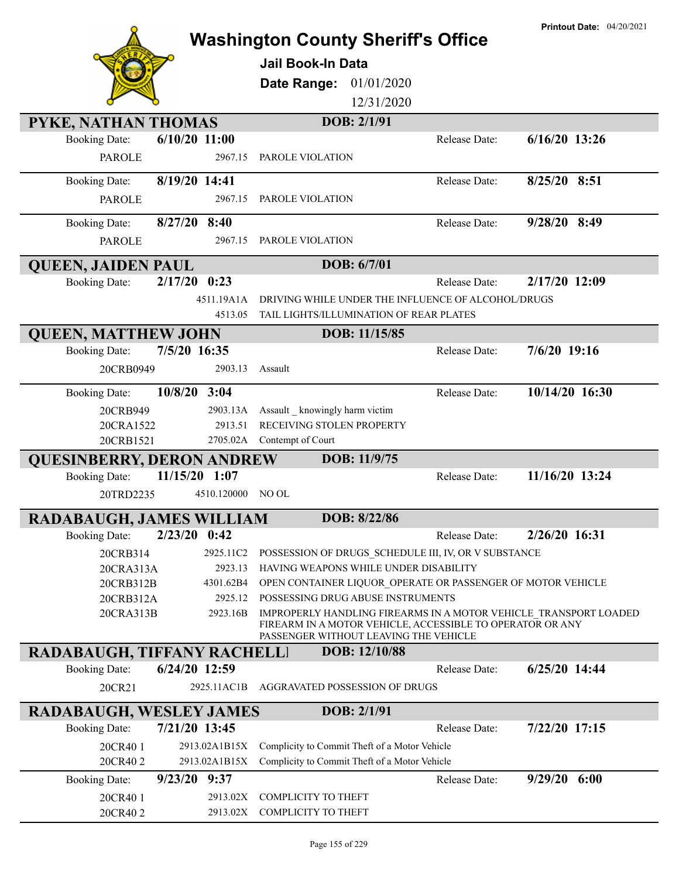# Washington County Sheriff's Office

**Jail Book-In Data**

**Date Range:** 01/01/2020 – 12/31/2020

Printout Date: 04/20/2021

## PYKE, NATHAN THOMAS — DOB: 2/1/91

**Booking Date:** 6/10/20 11:00 — **Release Date:** 6/16/20 13:26

| Case | Statute | Charge |
|---|---|---|
| PAROLE | 2967.15 | PAROLE VIOLATION |

**Booking Date:** 8/19/20 14:41 — **Release Date:** 8/25/20 8:51

| Case | Statute | Charge |
|---|---|---|
| PAROLE | 2967.15 | PAROLE VIOLATION |

**Booking Date:** 8/27/20 8:40 — **Release Date:** 9/28/20 8:49

| Case | Statute | Charge |
|---|---|---|
| PAROLE | 2967.15 | PAROLE VIOLATION |

## QUEEN, JAIDEN PAUL — DOB: 6/7/01

**Booking Date:** 2/17/20 0:23 — **Release Date:** 2/17/20 12:09

| Case | Statute | Charge |
|---|---|---|
| | 4511.19A1A | DRIVING WHILE UNDER THE INFLUENCE OF ALCOHOL/DRUGS |
| | 4513.05 | TAIL LIGHTS/ILLUMINATION OF REAR PLATES |

## QUEEN, MATTHEW JOHN — DOB: 11/15/85

**Booking Date:** 7/5/20 16:35 — **Release Date:** 7/6/20 19:16

| Case | Statute | Charge |
|---|---|---|
| 20CRB0949 | 2903.13 | Assault |

**Booking Date:** 10/8/20 3:04 — **Release Date:** 10/14/20 16:30

| Case | Statute | Charge |
|---|---|---|
| 20CRB949 | 2903.13A | Assault _ knowingly harm victim |
| 20CRA1522 | 2913.51 | RECEIVING STOLEN PROPERTY |
| 20CRB1521 | 2705.02A | Contempt of Court |

## QUESINBERRY, DERON ANDREW — DOB: 11/9/75

**Booking Date:** 11/15/20 1:07 — **Release Date:** 11/16/20 13:24

| Case | Statute | Charge |
|---|---|---|
| 20TRD2235 | 4510.120000 | NO OL |

## RADABAUGH, JAMES WILLIAM — DOB: 8/22/86

**Booking Date:** 2/23/20 0:42 — **Release Date:** 2/26/20 16:31

| Case | Statute | Charge |
|---|---|---|
| 20CRB314 | 2925.11C2 | POSSESSION OF DRUGS_SCHEDULE III, IV, OR V SUBSTANCE |
| 20CRA313A | 2923.13 | HAVING WEAPONS WHILE UNDER DISABILITY |
| 20CRB312B | 4301.62B4 | OPEN CONTAINER LIQUOR_OPERATE OR PASSENGER OF MOTOR VEHICLE |
| 20CRB312A | 2925.12 | POSSESSING DRUG ABUSE INSTRUMENTS |
| 20CRA313B | 2923.16B | IMPROPERLY HANDLING FIREARMS IN A MOTOR VEHICLE_TRANSPORT LOADED FIREARM IN A MOTOR VEHICLE, ACCESSIBLE TO OPERATOR OR ANY PASSENGER WITHOUT LEAVING THE VEHICLE |

## RADABAUGH, TIFFANY RACHELL — DOB: 12/10/88

**Booking Date:** 6/24/20 12:59 — **Release Date:** 6/25/20 14:44

| Case | Statute | Charge |
|---|---|---|
| 20CR21 | 2925.11AC1B | AGGRAVATED POSSESSION OF DRUGS |

## RADABAUGH, WESLEY JAMES — DOB: 2/1/91

**Booking Date:** 7/21/20 13:45 — **Release Date:** 7/22/20 17:15

| Case | Statute | Charge |
|---|---|---|
| 20CR40 1 | 2913.02A1B15X | Complicity to Commit Theft of a Motor Vehicle |
| 20CR40 2 | 2913.02A1B15X | Complicity to Commit Theft of a Motor Vehicle |

**Booking Date:** 9/23/20 9:37 — **Release Date:** 9/29/20 6:00

| Case | Statute | Charge |
|---|---|---|
| 20CR40 1 | 2913.02X | COMPLICITY TO THEFT |
| 20CR40 2 | 2913.02X | COMPLICITY TO THEFT |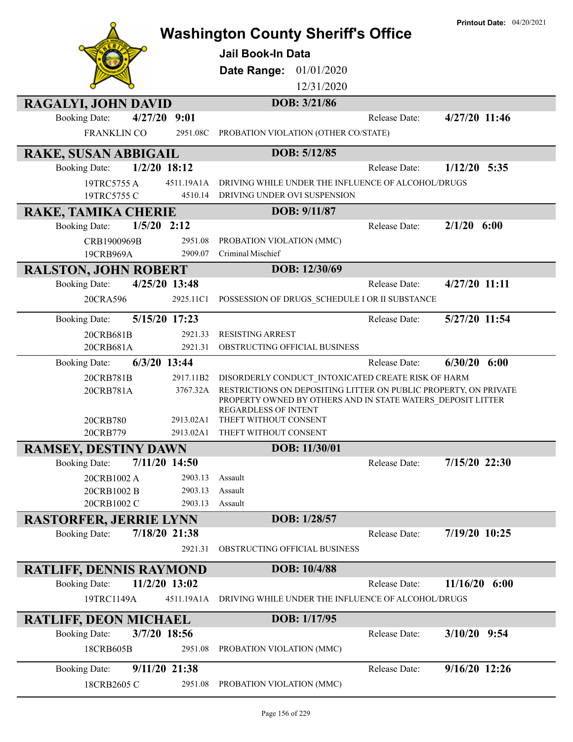# Washington County Sheriff's Office

**Printout Date:** 04/20/2021

**Jail Book-In Data**

**Date Range:** 01/01/2020 - 12/31/2020

## RAGALYI, JOHN DAVID

**DOB: 3/21/86**

**Booking Date:** 4/27/20 9:01 | **Release Date:** 4/27/20 11:46

| Case | Statute | Charge |
|---|---|---|
| FRANKLIN CO | 2951.08C | PROBATION VIOLATION (OTHER CO/STATE) |

## RAKE, SUSAN ABBIGAIL

**DOB: 5/12/85**

**Booking Date:** 1/2/20 18:12 | **Release Date:** 1/12/20 5:35

| Case | Statute | Charge |
|---|---|---|
| 19TRC5755 A | 4511.19A1A | DRIVING WHILE UNDER THE INFLUENCE OF ALCOHOL/DRUGS |
| 19TRC5755 C | 4510.14 | DRIVING UNDER OVI SUSPENSION |

## RAKE, TAMIKA CHERIE

**DOB: 9/11/87**

**Booking Date:** 1/5/20 2:12 | **Release Date:** 2/1/20 6:00

| Case | Statute | Charge |
|---|---|---|
| CRB1900969B | 2951.08 | PROBATION VIOLATION (MMC) |
| 19CRB969A | 2909.07 | Criminal Mischief |

## RALSTON, JOHN ROBERT

**DOB: 12/30/69**

**Booking Date:** 4/25/20 13:48 | **Release Date:** 4/27/20 11:11

| Case | Statute | Charge |
|---|---|---|
| 20CRA596 | 2925.11C1 | POSSESSION OF DRUGS_SCHEDULE I OR II SUBSTANCE |

**Booking Date:** 5/15/20 17:23 | **Release Date:** 5/27/20 11:54

| Case | Statute | Charge |
|---|---|---|
| 20CRB681B | 2921.33 | RESISTING ARREST |
| 20CRB681A | 2921.31 | OBSTRUCTING OFFICIAL BUSINESS |

**Booking Date:** 6/3/20 13:44 | **Release Date:** 6/30/20 6:00

| Case | Statute | Charge |
|---|---|---|
| 20CRB781B | 2917.11B2 | DISORDERLY CONDUCT_INTOXICATED CREATE RISK OF HARM |
| 20CRB781A | 3767.32A | RESTRICTIONS ON DEPOSITING LITTER ON PUBLIC PROPERTY, ON PRIVATE PROPERTY OWNED BY OTHERS AND IN STATE WATERS_DEPOSIT LITTER REGARDLESS OF INTENT |
| 20CRB780 | 2913.02A1 | THEFT WITHOUT CONSENT |
| 20CRB779 | 2913.02A1 | THEFT WITHOUT CONSENT |

## RAMSEY, DESTINY DAWN

**DOB: 11/30/01**

**Booking Date:** 7/11/20 14:50 | **Release Date:** 7/15/20 22:30

| Case | Statute | Charge |
|---|---|---|
| 20CRB1002 A | 2903.13 | Assault |
| 20CRB1002 B | 2903.13 | Assault |
| 20CRB1002 C | 2903.13 | Assault |

## RASTORFER, JERRIE LYNN

**DOB: 1/28/57**

**Booking Date:** 7/18/20 21:38 | **Release Date:** 7/19/20 10:25

| Case | Statute | Charge |
|---|---|---|
| | 2921.31 | OBSTRUCTING OFFICIAL BUSINESS |

## RATLIFF, DENNIS RAYMOND

**DOB: 10/4/88**

**Booking Date:** 11/2/20 13:02 | **Release Date:** 11/16/20 6:00

| Case | Statute | Charge |
|---|---|---|
| 19TRC1149A | 4511.19A1A | DRIVING WHILE UNDER THE INFLUENCE OF ALCOHOL/DRUGS |

## RATLIFF, DEON MICHAEL

**DOB: 1/17/95**

**Booking Date:** 3/7/20 18:56 | **Release Date:** 3/10/20 9:54

| Case | Statute | Charge |
|---|---|---|
| 18CRB605B | 2951.08 | PROBATION VIOLATION (MMC) |

**Booking Date:** 9/11/20 21:38 | **Release Date:** 9/16/20 12:26

| Case | Statute | Charge |
|---|---|---|
| 18CRB2605 C | 2951.08 | PROBATION VIOLATION (MMC) |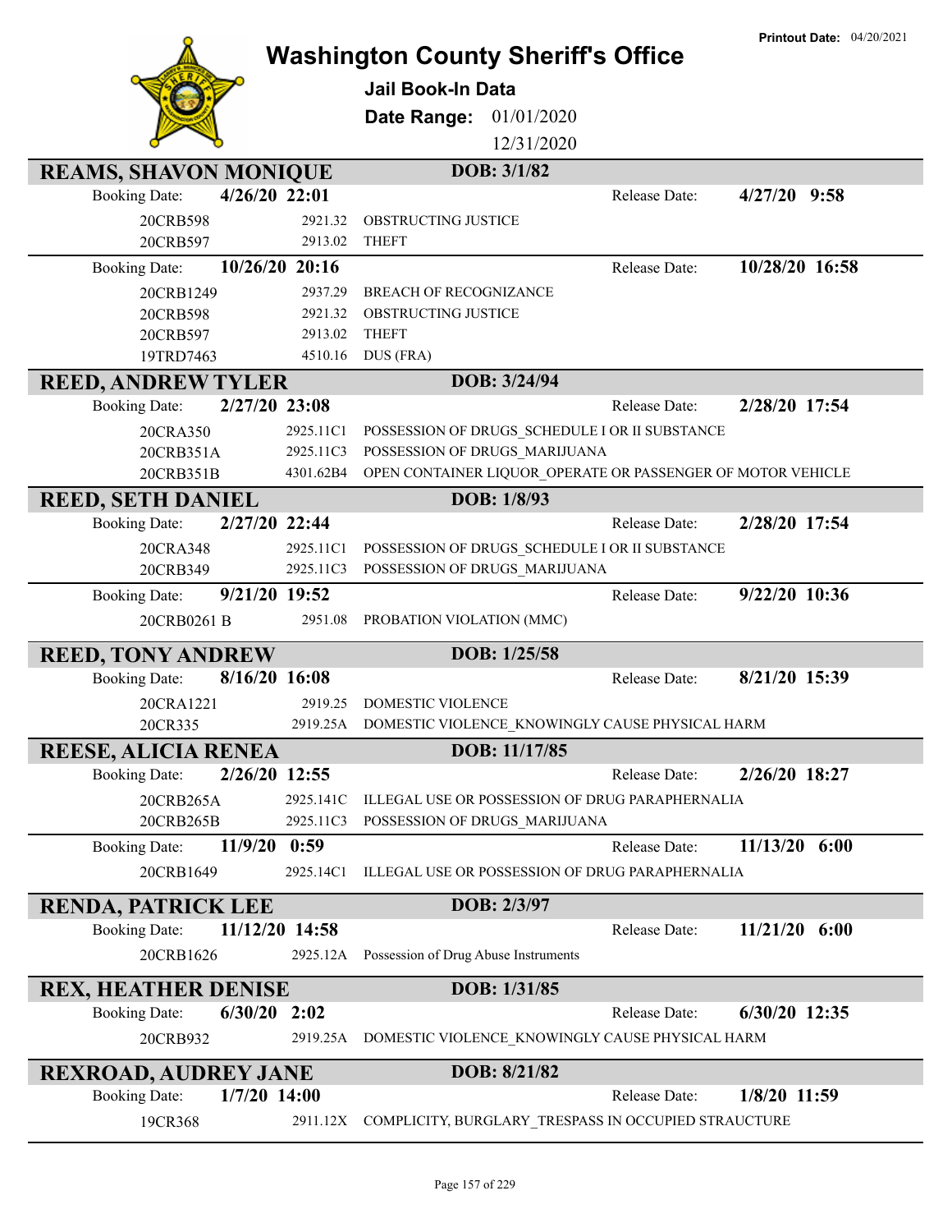**Printout Date:** 04/20/2021

# Washington County Sheriff's Office

## Jail Book-In Data

**Date Range:** 01/01/2020 12/31/2020

### REAMS, SHAVON MONIQUE — DOB: 3/1/82

**Booking Date:** 4/26/20 22:01 — **Release Date:** 4/27/20 9:58

| Case | Statute | Charge |
|---|---|---|
| 20CRB598 | 2921.32 | OBSTRUCTING JUSTICE |
| 20CRB597 | 2913.02 | THEFT |

**Booking Date:** 10/26/20 20:16 — **Release Date:** 10/28/20 16:58

| Case | Statute | Charge |
|---|---|---|
| 20CRB1249 | 2937.29 | BREACH OF RECOGNIZANCE |
| 20CRB598 | 2921.32 | OBSTRUCTING JUSTICE |
| 20CRB597 | 2913.02 | THEFT |
| 19TRD7463 | 4510.16 | DUS (FRA) |

### REED, ANDREW TYLER — DOB: 3/24/94

**Booking Date:** 2/27/20 23:08 — **Release Date:** 2/28/20 17:54

| Case | Statute | Charge |
|---|---|---|
| 20CRA350 | 2925.11C1 | POSSESSION OF DRUGS_SCHEDULE I OR II SUBSTANCE |
| 20CRB351A | 2925.11C3 | POSSESSION OF DRUGS_MARIJUANA |
| 20CRB351B | 4301.62B4 | OPEN CONTAINER LIQUOR_OPERATE OR PASSENGER OF MOTOR VEHICLE |

### REED, SETH DANIEL — DOB: 1/8/93

**Booking Date:** 2/27/20 22:44 — **Release Date:** 2/28/20 17:54

| Case | Statute | Charge |
|---|---|---|
| 20CRA348 | 2925.11C1 | POSSESSION OF DRUGS_SCHEDULE I OR II SUBSTANCE |
| 20CRB349 | 2925.11C3 | POSSESSION OF DRUGS_MARIJUANA |

**Booking Date:** 9/21/20 19:52 — **Release Date:** 9/22/20 10:36

| Case | Statute | Charge |
|---|---|---|
| 20CRB0261 B | 2951.08 | PROBATION VIOLATION (MMC) |

### REED, TONY ANDREW — DOB: 1/25/58

**Booking Date:** 8/16/20 16:08 — **Release Date:** 8/21/20 15:39

| Case | Statute | Charge |
|---|---|---|
| 20CRA1221 | 2919.25 | DOMESTIC VIOLENCE |
| 20CR335 | 2919.25A | DOMESTIC VIOLENCE_KNOWINGLY CAUSE PHYSICAL HARM |

### REESE, ALICIA RENEA — DOB: 11/17/85

**Booking Date:** 2/26/20 12:55 — **Release Date:** 2/26/20 18:27

| Case | Statute | Charge |
|---|---|---|
| 20CRB265A | 2925.141C | ILLEGAL USE OR POSSESSION OF DRUG PARAPHERNALIA |
| 20CRB265B | 2925.11C3 | POSSESSION OF DRUGS_MARIJUANA |

**Booking Date:** 11/9/20 0:59 — **Release Date:** 11/13/20 6:00

| Case | Statute | Charge |
|---|---|---|
| 20CRB1649 | 2925.14C1 | ILLEGAL USE OR POSSESSION OF DRUG PARAPHERNALIA |

### RENDA, PATRICK LEE — DOB: 2/3/97

**Booking Date:** 11/12/20 14:58 — **Release Date:** 11/21/20 6:00

| Case | Statute | Charge |
|---|---|---|
| 20CRB1626 | 2925.12A | Possession of Drug Abuse Instruments |

### REX, HEATHER DENISE — DOB: 1/31/85

**Booking Date:** 6/30/20 2:02 — **Release Date:** 6/30/20 12:35

| Case | Statute | Charge |
|---|---|---|
| 20CRB932 | 2919.25A | DOMESTIC VIOLENCE_KNOWINGLY CAUSE PHYSICAL HARM |

### REXROAD, AUDREY JANE — DOB: 8/21/82

**Booking Date:** 1/7/20 14:00 — **Release Date:** 1/8/20 11:59

| Case | Statute | Charge |
|---|---|---|
| 19CR368 | 2911.12X | COMPLICITY, BURGLARY_TRESPASS IN OCCUPIED STRAUCTURE |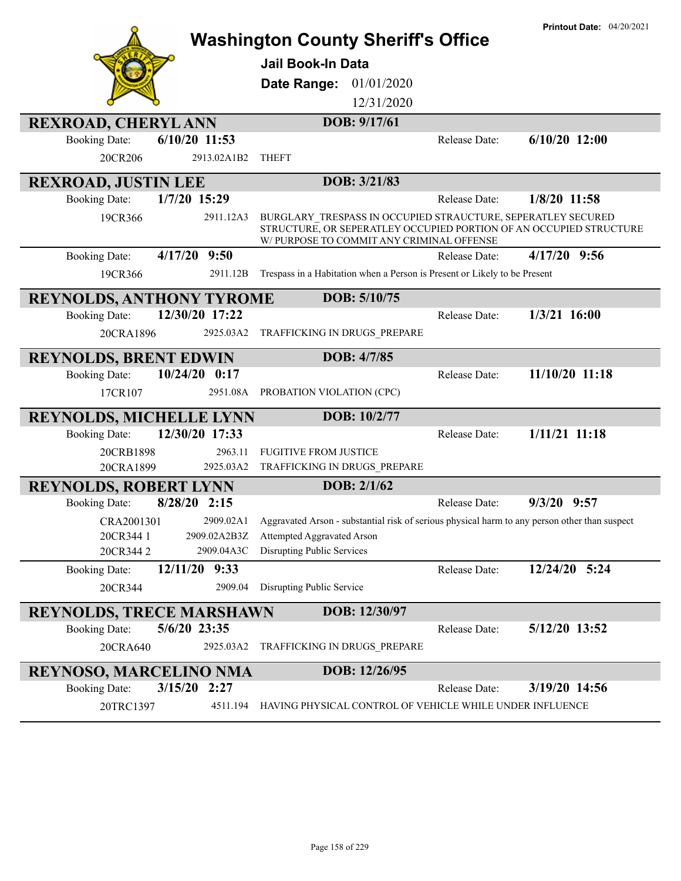# Washington County Sheriff's Office

**Printout Date:** 04/20/2021

**Jail Book-In Data**

**Date Range:** 01/01/2020 12/31/2020

## REXROAD, CHERYL ANN — DOB: 9/17/61

Booking Date: **6/10/20 11:53** Release Date: **6/10/20 12:00**

| Case | Statute | Charge |
|---|---|---|
| 20CR206 | 2913.02A1B2 | THEFT |

## REXROAD, JUSTIN LEE — DOB: 3/21/83

Booking Date: **1/7/20 15:29** Release Date: **1/8/20 11:58**

| Case | Statute | Charge |
|---|---|---|
| 19CR366 | 2911.12A3 | BURGLARY_TRESPASS IN OCCUPIED STRAUCTURE, SEPERATLEY SECURED STRUCTURE, OR SEPERATLEY OCCUPIED PORTION OF AN OCCUPIED STRUCTURE W/ PURPOSE TO COMMIT ANY CRIMINAL OFFENSE |

Booking Date: **4/17/20 9:50** Release Date: **4/17/20 9:56**

| Case | Statute | Charge |
|---|---|---|
| 19CR366 | 2911.12B | Trespass in a Habitation when a Person is Present or Likely to be Present |

## REYNOLDS, ANTHONY TYROME — DOB: 5/10/75

Booking Date: **12/30/20 17:22** Release Date: **1/3/21 16:00**

| Case | Statute | Charge |
|---|---|---|
| 20CRA1896 | 2925.03A2 | TRAFFICKING IN DRUGS_PREPARE |

## REYNOLDS, BRENT EDWIN — DOB: 4/7/85

Booking Date: **10/24/20 0:17** Release Date: **11/10/20 11:18**

| Case | Statute | Charge |
|---|---|---|
| 17CR107 | 2951.08A | PROBATION VIOLATION (CPC) |

## REYNOLDS, MICHELLE LYNN — DOB: 10/2/77

Booking Date: **12/30/20 17:33** Release Date: **1/11/21 11:18**

| Case | Statute | Charge |
|---|---|---|
| 20CRB1898 | 2963.11 | FUGITIVE FROM JUSTICE |
| 20CRA1899 | 2925.03A2 | TRAFFICKING IN DRUGS_PREPARE |

## REYNOLDS, ROBERT LYNN — DOB: 2/1/62

Booking Date: **8/28/20 2:15** Release Date: **9/3/20 9:57**

| Case | Statute | Charge |
|---|---|---|
| CRA2001301 | 2909.02A1 | Aggravated Arson - substantial risk of serious physical harm to any person other than suspect |
| 20CR344 1 | 2909.02A2B3Z | Attempted Aggravated Arson |
| 20CR344 2 | 2909.04A3C | Disrupting Public Services |

Booking Date: **12/11/20 9:33** Release Date: **12/24/20 5:24**

| Case | Statute | Charge |
|---|---|---|
| 20CR344 | 2909.04 | Disrupting Public Service |

## REYNOLDS, TRECE MARSHAWN — DOB: 12/30/97

Booking Date: **5/6/20 23:35** Release Date: **5/12/20 13:52**

| Case | Statute | Charge |
|---|---|---|
| 20CRA640 | 2925.03A2 | TRAFFICKING IN DRUGS_PREPARE |

## REYNOSO, MARCELINO NMA — DOB: 12/26/95

Booking Date: **3/15/20 2:27** Release Date: **3/19/20 14:56**

| Case | Statute | Charge |
|---|---|---|
| 20TRC1397 | 4511.194 | HAVING PHYSICAL CONTROL OF VEHICLE WHILE UNDER INFLUENCE |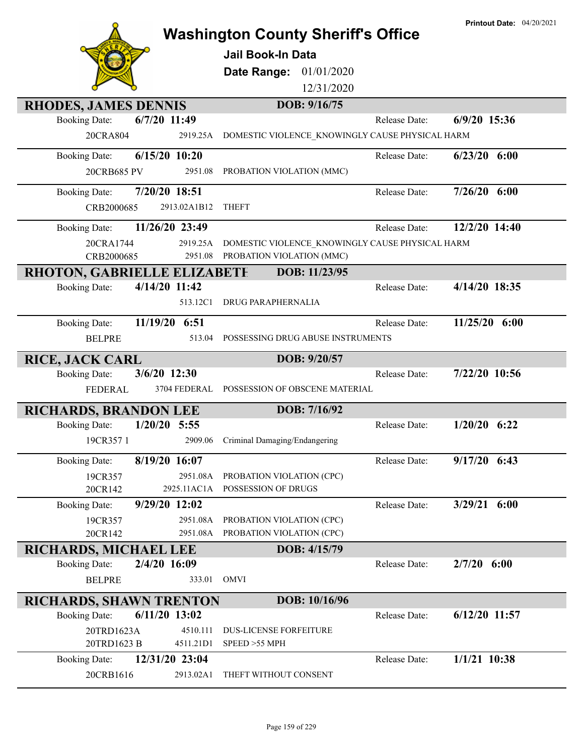# Washington County Sheriff's Office

**Jail Book-In Data**

**Date Range:** 01/01/2020 – 12/31/2020

**Printout Date:** 04/20/2021

## RHODES, JAMES DENNIS — DOB: 9/16/75

| Booking Date | Case | Statute | Charge | Release Date |
|---|---|---|---|---|
| 6/7/20 11:49 | 20CRA804 | 2919.25A | DOMESTIC VIOLENCE_KNOWINGLY CAUSE PHYSICAL HARM | 6/9/20 15:36 |
| 6/15/20 10:20 | 20CRB685 PV | 2951.08 | PROBATION VIOLATION (MMC) | 6/23/20 6:00 |
| 7/20/20 18:51 | CRB2000685 | 2913.02A1B12 | THEFT | 7/26/20 6:00 |
| 11/26/20 23:49 | 20CRA1744 | 2919.25A | DOMESTIC VIOLENCE_KNOWINGLY CAUSE PHYSICAL HARM | 12/2/20 14:40 |
| | CRB2000685 | 2951.08 | PROBATION VIOLATION (MMC) | |

## RHOTON, GABRIELLE ELIZABETH — DOB: 11/23/95

| Booking Date | Case | Statute | Charge | Release Date |
|---|---|---|---|---|
| 4/14/20 11:42 | | 513.12C1 | DRUG PARAPHERNALIA | 4/14/20 18:35 |
| 11/19/20 6:51 | BELPRE | 513.04 | POSSESSING DRUG ABUSE INSTRUMENTS | 11/25/20 6:00 |

## RICE, JACK CARL — DOB: 9/20/57

| Booking Date | Case | Statute | Charge | Release Date |
|---|---|---|---|---|
| 3/6/20 12:30 | FEDERAL | 3704 FEDERAL | POSSESSION OF OBSCENE MATERIAL | 7/22/20 10:56 |

## RICHARDS, BRANDON LEE — DOB: 7/16/92

| Booking Date | Case | Statute | Charge | Release Date |
|---|---|---|---|---|
| 1/20/20 5:55 | 19CR357 1 | 2909.06 | Criminal Damaging/Endangering | 1/20/20 6:22 |
| 8/19/20 16:07 | 19CR357 | 2951.08A | PROBATION VIOLATION (CPC) | 9/17/20 6:43 |
| | 20CR142 | 2925.11AC1A | POSSESSION OF DRUGS | |
| 9/29/20 12:02 | 19CR357 | 2951.08A | PROBATION VIOLATION (CPC) | 3/29/21 6:00 |
| | 20CR142 | 2951.08A | PROBATION VIOLATION (CPC) | |

## RICHARDS, MICHAEL LEE — DOB: 4/15/79

| Booking Date | Case | Statute | Charge | Release Date |
|---|---|---|---|---|
| 2/4/20 16:09 | BELPRE | 333.01 | OMVI | 2/7/20 6:00 |

## RICHARDS, SHAWN TRENTON — DOB: 10/16/96

| Booking Date | Case | Statute | Charge | Release Date |
|---|---|---|---|---|
| 6/11/20 13:02 | 20TRD1623A | 4510.111 | DUS-LICENSE FORFEITURE | 6/12/20 11:57 |
| | 20TRD1623 B | 4511.21D1 | SPEED >55 MPH | |
| 12/31/20 23:04 | 20CRB1616 | 2913.02A1 | THEFT WITHOUT CONSENT | 1/1/21 10:38 |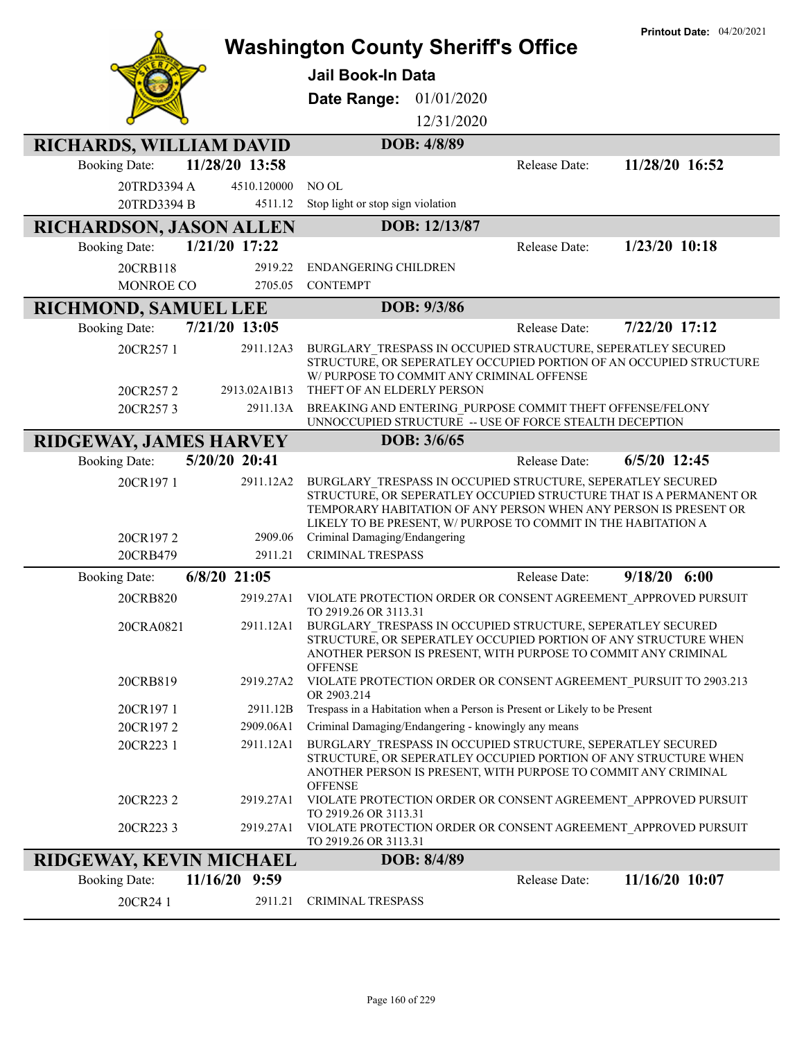# Washington County Sheriff's Office

**Printout Date:** 04/20/2021

## Jail Book-In Data

**Date Range:** 01/01/2020 12/31/2020

## RICHARDS, WILLIAM DAVID — DOB: 4/8/89

**Booking Date:** 11/28/20 13:58 — **Release Date:** 11/28/20 16:52

| Case | Statute | Charge |
|---|---|---|
| 20TRD3394 A | 4510.120000 | NO OL |
| 20TRD3394 B | 4511.12 | Stop light or stop sign violation |

## RICHARDSON, JASON ALLEN — DOB: 12/13/87

**Booking Date:** 1/21/20 17:22 — **Release Date:** 1/23/20 10:18

| Case | Statute | Charge |
|---|---|---|
| 20CRB118 | 2919.22 | ENDANGERING CHILDREN |
| MONROE CO | 2705.05 | CONTEMPT |

## RICHMOND, SAMUEL LEE — DOB: 9/3/86

**Booking Date:** 7/21/20 13:05 — **Release Date:** 7/22/20 17:12

| Case | Statute | Charge |
|---|---|---|
| 20CR257 1 | 2911.12A3 | BURGLARY_TRESPASS IN OCCUPIED STRAUCTURE, SEPERATLEY SECURED STRUCTURE, OR SEPERATLEY OCCUPIED PORTION OF AN OCCUPIED STRUCTURE W/ PURPOSE TO COMMIT ANY CRIMINAL OFFENSE |
| 20CR257 2 | 2913.02A1B13 | THEFT OF AN ELDERLY PERSON |
| 20CR257 3 | 2911.13A | BREAKING AND ENTERING_PURPOSE COMMIT THEFT OFFENSE/FELONY UNOCCUPIED STRUCTURE -- USE OF FORCE STEALTH DECEPTION |

## RIDGEWAY, JAMES HARVEY — DOB: 3/6/65

**Booking Date:** 5/20/20 20:41 — **Release Date:** 6/5/20 12:45

| Case | Statute | Charge |
|---|---|---|
| 20CR197 1 | 2911.12A2 | BURGLARY_TRESPASS IN OCCUPIED STRUCTURE, SEPERATLEY SECURED STRUCTURE, OR SEPERATLEY OCCUPIED STRUCTURE THAT IS A PERMANENT OR TEMPORARY HABITATION OF ANY PERSON WHEN ANY PERSON IS PRESENT OR LIKELY TO BE PRESENT, W/ PURPOSE TO COMMIT IN THE HABITATION A |
| 20CR197 2 | 2909.06 | Criminal Damaging/Endangering |
| 20CRB479 | 2911.21 | CRIMINAL TRESPASS |

**Booking Date:** 6/8/20 21:05 — **Release Date:** 9/18/20 6:00

| Case | Statute | Charge |
|---|---|---|
| 20CRB820 | 2919.27A1 | VIOLATE PROTECTION ORDER OR CONSENT AGREEMENT_APPROVED PURSUIT TO 2919.26 OR 3113.31 |
| 20CRA0821 | 2911.12A1 | BURGLARY_TRESPASS IN OCCUPIED STRUCTURE, SEPERATLEY SECURED STRUCTURE, OR SEPERATLEY OCCUPIED PORTION OF ANY STRUCTURE WHEN ANOTHER PERSON IS PRESENT, WITH PURPOSE TO COMMIT ANY CRIMINAL OFFENSE |
| 20CRB819 | 2919.27A2 | VIOLATE PROTECTION ORDER OR CONSENT AGREEMENT_PURSUIT TO 2903.213 OR 2903.214 |
| 20CR197 1 | 2911.12B | Trespass in a Habitation when a Person is Present or Likely to be Present |
| 20CR197 2 | 2909.06A1 | Criminal Damaging/Endangering - knowingly any means |
| 20CR223 1 | 2911.12A1 | BURGLARY_TRESPASS IN OCCUPIED STRUCTURE, SEPERATLEY SECURED STRUCTURE, OR SEPERATLEY OCCUPIED PORTION OF ANY STRUCTURE WHEN ANOTHER PERSON IS PRESENT, WITH PURPOSE TO COMMIT ANY CRIMINAL OFFENSE |
| 20CR223 2 | 2919.27A1 | VIOLATE PROTECTION ORDER OR CONSENT AGREEMENT_APPROVED PURSUIT TO 2919.26 OR 3113.31 |
| 20CR223 3 | 2919.27A1 | VIOLATE PROTECTION ORDER OR CONSENT AGREEMENT_APPROVED PURSUIT TO 2919.26 OR 3113.31 |

## RIDGEWAY, KEVIN MICHAEL — DOB: 8/4/89

**Booking Date:** 11/16/20 9:59 — **Release Date:** 11/16/20 10:07

| Case | Statute | Charge |
|---|---|---|
| 20CR24 1 | 2911.21 | CRIMINAL TRESPASS |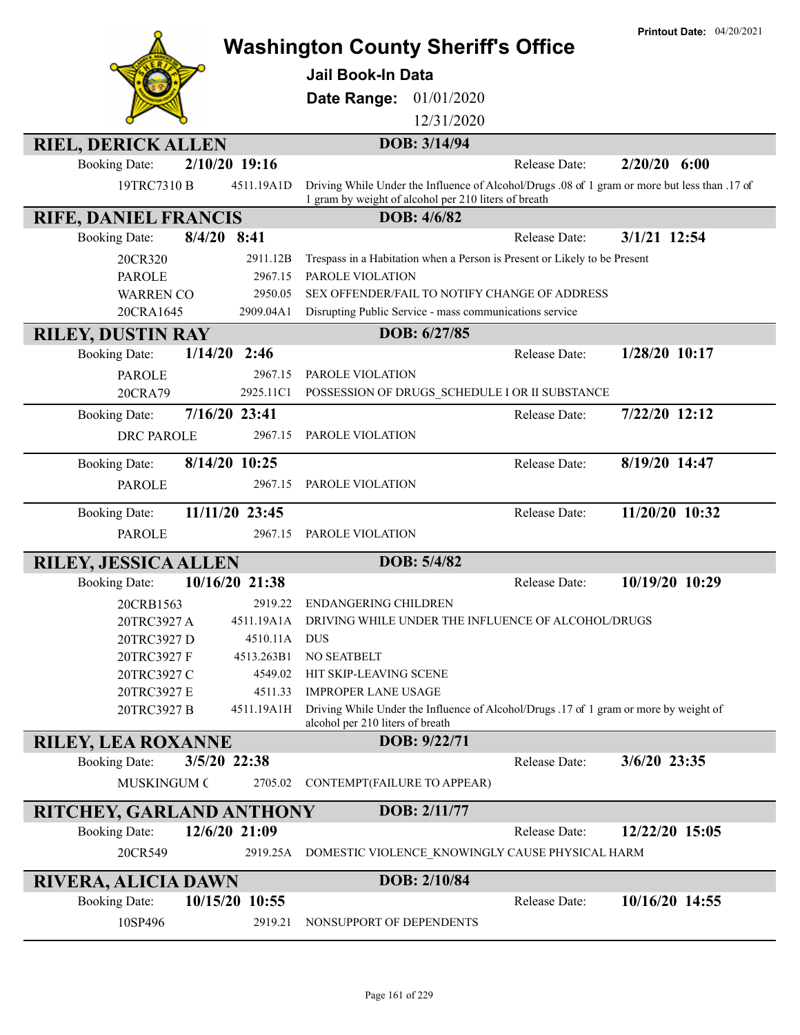# Washington County Sheriff's Office

**Printout Date:** 04/20/2021

## Jail Book-In Data

**Date Range:** 01/01/2020 - 12/31/2020

---

### RIEL, DERICK ALLEN — DOB: 3/14/94

**Booking Date:** 2/10/20 19:16 — **Release Date:** 2/20/20 6:00

| Case | Statute | Charge |
|---|---|---|
| 19TRC7310 B | 4511.19A1D | Driving While Under the Influence of Alcohol/Drugs .08 of 1 gram or more but less than .17 of 1 gram by weight of alcohol per 210 liters of breath |

### RIFE, DANIEL FRANCIS — DOB: 4/6/82

**Booking Date:** 8/4/20 8:41 — **Release Date:** 3/1/21 12:54

| Case | Statute | Charge |
|---|---|---|
| 20CR320 | 2911.12B | Trespass in a Habitation when a Person is Present or Likely to be Present |
| PAROLE | 2967.15 | PAROLE VIOLATION |
| WARREN CO | 2950.05 | SEX OFFENDER/FAIL TO NOTIFY CHANGE OF ADDRESS |
| 20CRA1645 | 2909.04A1 | Disrupting Public Service - mass communications service |

### RILEY, DUSTIN RAY — DOB: 6/27/85

**Booking Date:** 1/14/20 2:46 — **Release Date:** 1/28/20 10:17

| Case | Statute | Charge |
|---|---|---|
| PAROLE | 2967.15 | PAROLE VIOLATION |
| 20CRA79 | 2925.11C1 | POSSESSION OF DRUGS_SCHEDULE I OR II SUBSTANCE |

**Booking Date:** 7/16/20 23:41 — **Release Date:** 7/22/20 12:12

| Case | Statute | Charge |
|---|---|---|
| DRC PAROLE | 2967.15 | PAROLE VIOLATION |

**Booking Date:** 8/14/20 10:25 — **Release Date:** 8/19/20 14:47

| Case | Statute | Charge |
|---|---|---|
| PAROLE | 2967.15 | PAROLE VIOLATION |

**Booking Date:** 11/11/20 23:45 — **Release Date:** 11/20/20 10:32

| Case | Statute | Charge |
|---|---|---|
| PAROLE | 2967.15 | PAROLE VIOLATION |

### RILEY, JESSICA ALLEN — DOB: 5/4/82

**Booking Date:** 10/16/20 21:38 — **Release Date:** 10/19/20 10:29

| Case | Statute | Charge |
|---|---|---|
| 20CRB1563 | 2919.22 | ENDANGERING CHILDREN |
| 20TRC3927 A | 4511.19A1A | DRIVING WHILE UNDER THE INFLUENCE OF ALCOHOL/DRUGS |
| 20TRC3927 D | 4510.11A | DUS |
| 20TRC3927 F | 4513.263B1 | NO SEATBELT |
| 20TRC3927 C | 4549.02 | HIT SKIP-LEAVING SCENE |
| 20TRC3927 E | 4511.33 | IMPROPER LANE USAGE |
| 20TRC3927 B | 4511.19A1H | Driving While Under the Influence of Alcohol/Drugs .17 of 1 gram or more by weight of alcohol per 210 liters of breath |

### RILEY, LEA ROXANNE — DOB: 9/22/71

**Booking Date:** 3/5/20 22:38 — **Release Date:** 3/6/20 23:35

| Case | Statute | Charge |
|---|---|---|
| MUSKINGUM C | 2705.02 | CONTEMPT(FAILURE TO APPEAR) |

### RITCHEY, GARLAND ANTHONY — DOB: 2/11/77

**Booking Date:** 12/6/20 21:09 — **Release Date:** 12/22/20 15:05

| Case | Statute | Charge |
|---|---|---|
| 20CR549 | 2919.25A | DOMESTIC VIOLENCE_KNOWINGLY CAUSE PHYSICAL HARM |

### RIVERA, ALICIA DAWN — DOB: 2/10/84

**Booking Date:** 10/15/20 10:55 — **Release Date:** 10/16/20 14:55

| Case | Statute | Charge |
|---|---|---|
| 10SP496 | 2919.21 | NONSUPPORT OF DEPENDENTS |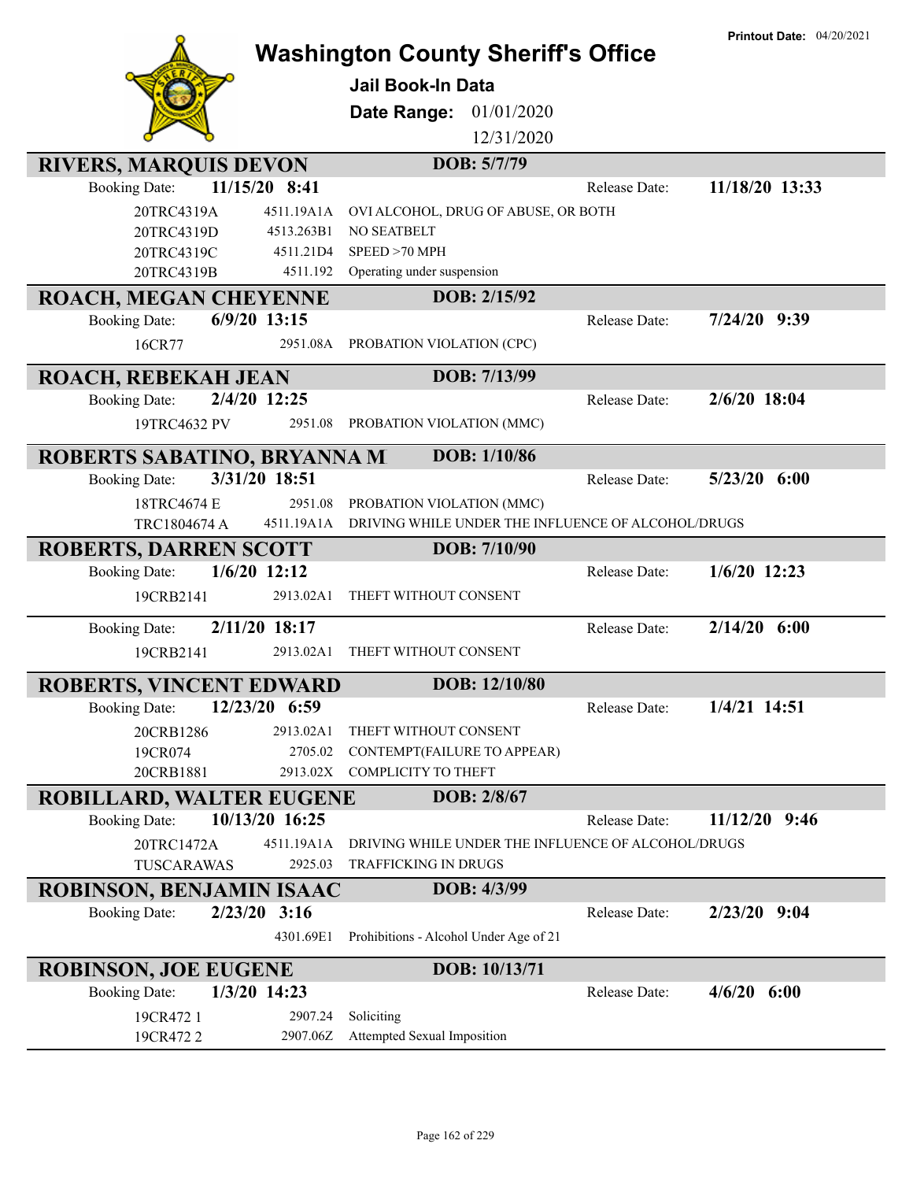**Printout Date:** 04/20/2021

# Washington County Sheriff's Office

## Jail Book-In Data

**Date Range:** 01/01/2020 – 12/31/2020

---

### RIVERS, MARQUIS DEVON — DOB: 5/7/79

**Booking Date:** 11/15/20 8:41 | **Release Date:** 11/18/20 13:33

| Case | Statute | Charge |
|---|---|---|
| 20TRC4319A | 4511.19A1A | OVI ALCOHOL, DRUG OF ABUSE, OR BOTH |
| 20TRC4319D | 4513.263B1 | NO SEATBELT |
| 20TRC4319C | 4511.21D4 | SPEED >70 MPH |
| 20TRC4319B | 4511.192 | Operating under suspension |

### ROACH, MEGAN CHEYENNE — DOB: 2/15/92

**Booking Date:** 6/9/20 13:15 | **Release Date:** 7/24/20 9:39

| Case | Statute | Charge |
|---|---|---|
| 16CR77 | 2951.08A | PROBATION VIOLATION (CPC) |

### ROACH, REBEKAH JEAN — DOB: 7/13/99

**Booking Date:** 2/4/20 12:25 | **Release Date:** 2/6/20 18:04

| Case | Statute | Charge |
|---|---|---|
| 19TRC4632 PV | 2951.08 | PROBATION VIOLATION (MMC) |

### ROBERTS SABATINO, BRYANNA M — DOB: 1/10/86

**Booking Date:** 3/31/20 18:51 | **Release Date:** 5/23/20 6:00

| Case | Statute | Charge |
|---|---|---|
| 18TRC4674 E | 2951.08 | PROBATION VIOLATION (MMC) |
| TRC1804674 A | 4511.19A1A | DRIVING WHILE UNDER THE INFLUENCE OF ALCOHOL/DRUGS |

### ROBERTS, DARREN SCOTT — DOB: 7/10/90

**Booking Date:** 1/6/20 12:12 | **Release Date:** 1/6/20 12:23

| Case | Statute | Charge |
|---|---|---|
| 19CRB2141 | 2913.02A1 | THEFT WITHOUT CONSENT |

**Booking Date:** 2/11/20 18:17 | **Release Date:** 2/14/20 6:00

| Case | Statute | Charge |
|---|---|---|
| 19CRB2141 | 2913.02A1 | THEFT WITHOUT CONSENT |

### ROBERTS, VINCENT EDWARD — DOB: 12/10/80

**Booking Date:** 12/23/20 6:59 | **Release Date:** 1/4/21 14:51

| Case | Statute | Charge |
|---|---|---|
| 20CRB1286 | 2913.02A1 | THEFT WITHOUT CONSENT |
| 19CR074 | 2705.02 | CONTEMPT(FAILURE TO APPEAR) |
| 20CRB1881 | 2913.02X | COMPLICITY TO THEFT |

### ROBILLARD, WALTER EUGENE — DOB: 2/8/67

**Booking Date:** 10/13/20 16:25 | **Release Date:** 11/12/20 9:46

| Case | Statute | Charge |
|---|---|---|
| 20TRC1472A | 4511.19A1A | DRIVING WHILE UNDER THE INFLUENCE OF ALCOHOL/DRUGS |
| TUSCARAWAS | 2925.03 | TRAFFICKING IN DRUGS |

### ROBINSON, BENJAMIN ISAAC — DOB: 4/3/99

**Booking Date:** 2/23/20 3:16 | **Release Date:** 2/23/20 9:04

| Case | Statute | Charge |
|---|---|---|
| | 4301.69E1 | Prohibitions - Alcohol Under Age of 21 |

### ROBINSON, JOE EUGENE — DOB: 10/13/71

**Booking Date:** 1/3/20 14:23 | **Release Date:** 4/6/20 6:00

| Case | Statute | Charge |
|---|---|---|
| 19CR472 1 | 2907.24 | Soliciting |
| 19CR472 2 | 2907.06Z | Attempted Sexual Imposition |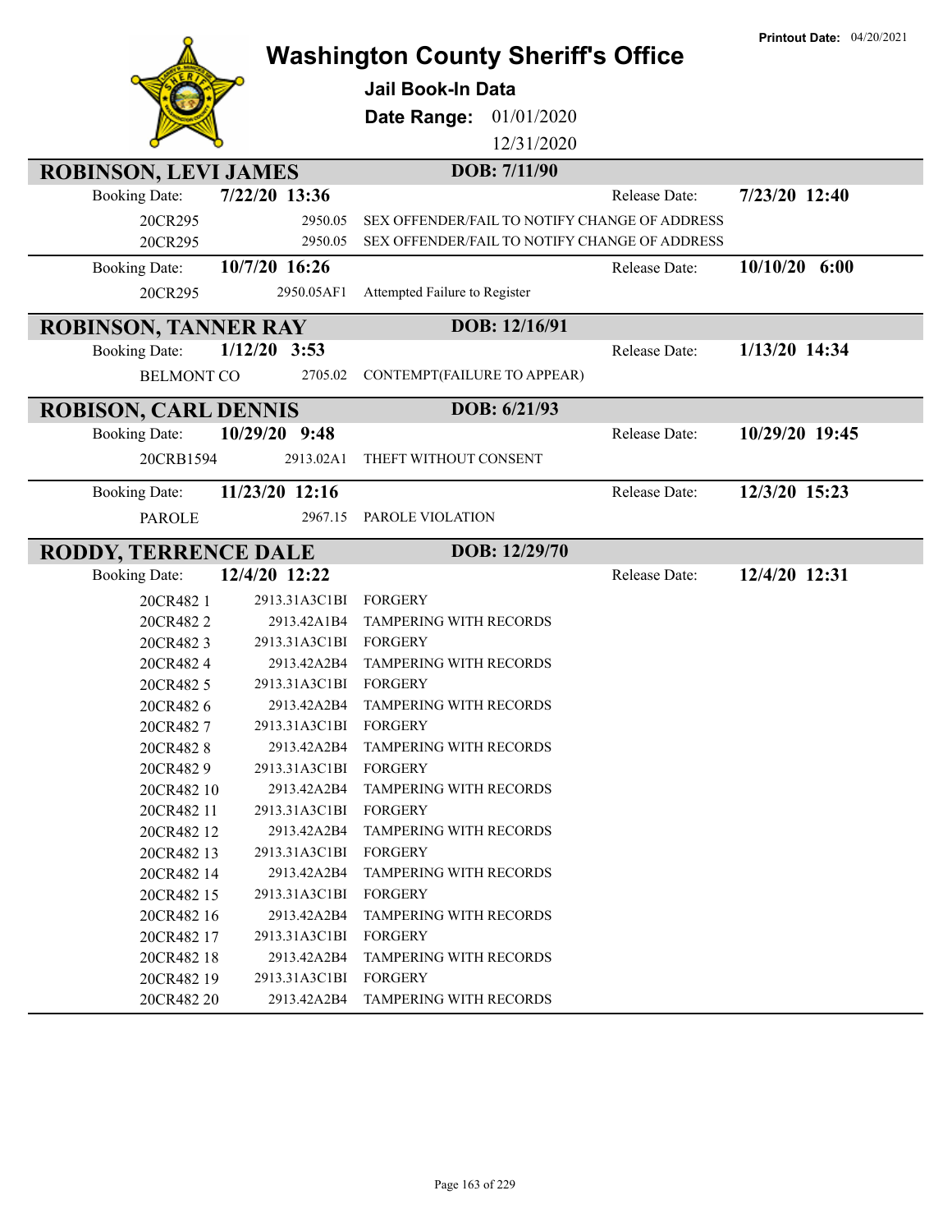# Washington County Sheriff's Office

**Printout Date:** 04/20/2021

## Jail Book-In Data

**Date Range:** 01/01/2020 12/31/2020

## ROBINSON, LEVI JAMES — DOB: 7/11/90

**Booking Date:** 7/22/20 13:36 — **Release Date:** 7/23/20 12:40

| Case | Statute | Charge |
|---|---|---|
| 20CR295 | 2950.05 | SEX OFFENDER/FAIL TO NOTIFY CHANGE OF ADDRESS |
| 20CR295 | 2950.05 | SEX OFFENDER/FAIL TO NOTIFY CHANGE OF ADDRESS |

**Booking Date:** 10/7/20 16:26 — **Release Date:** 10/10/20 6:00

| Case | Statute | Charge |
|---|---|---|
| 20CR295 | 2950.05AF1 | Attempted Failure to Register |

## ROBINSON, TANNER RAY — DOB: 12/16/91

**Booking Date:** 1/12/20 3:53 — **Release Date:** 1/13/20 14:34

| Case | Statute | Charge |
|---|---|---|
| BELMONT CO | 2705.02 | CONTEMPT(FAILURE TO APPEAR) |

## ROBISON, CARL DENNIS — DOB: 6/21/93

**Booking Date:** 10/29/20 9:48 — **Release Date:** 10/29/20 19:45

| Case | Statute | Charge |
|---|---|---|
| 20CRB1594 | 2913.02A1 | THEFT WITHOUT CONSENT |

**Booking Date:** 11/23/20 12:16 — **Release Date:** 12/3/20 15:23

| Case | Statute | Charge |
|---|---|---|
| PAROLE | 2967.15 | PAROLE VIOLATION |

## RODDY, TERRENCE DALE — DOB: 12/29/70

**Booking Date:** 12/4/20 12:22 — **Release Date:** 12/4/20 12:31

| Case | Statute | Charge |
|---|---|---|
| 20CR482 1 | 2913.31A3C1BI | FORGERY |
| 20CR482 2 | 2913.42A1B4 | TAMPERING WITH RECORDS |
| 20CR482 3 | 2913.31A3C1BI | FORGERY |
| 20CR482 4 | 2913.42A2B4 | TAMPERING WITH RECORDS |
| 20CR482 5 | 2913.31A3C1BI | FORGERY |
| 20CR482 6 | 2913.42A2B4 | TAMPERING WITH RECORDS |
| 20CR482 7 | 2913.31A3C1BI | FORGERY |
| 20CR482 8 | 2913.42A2B4 | TAMPERING WITH RECORDS |
| 20CR482 9 | 2913.31A3C1BI | FORGERY |
| 20CR482 10 | 2913.42A2B4 | TAMPERING WITH RECORDS |
| 20CR482 11 | 2913.31A3C1BI | FORGERY |
| 20CR482 12 | 2913.42A2B4 | TAMPERING WITH RECORDS |
| 20CR482 13 | 2913.31A3C1BI | FORGERY |
| 20CR482 14 | 2913.42A2B4 | TAMPERING WITH RECORDS |
| 20CR482 15 | 2913.31A3C1BI | FORGERY |
| 20CR482 16 | 2913.42A2B4 | TAMPERING WITH RECORDS |
| 20CR482 17 | 2913.31A3C1BI | FORGERY |
| 20CR482 18 | 2913.42A2B4 | TAMPERING WITH RECORDS |
| 20CR482 19 | 2913.31A3C1BI | FORGERY |
| 20CR482 20 | 2913.42A2B4 | TAMPERING WITH RECORDS |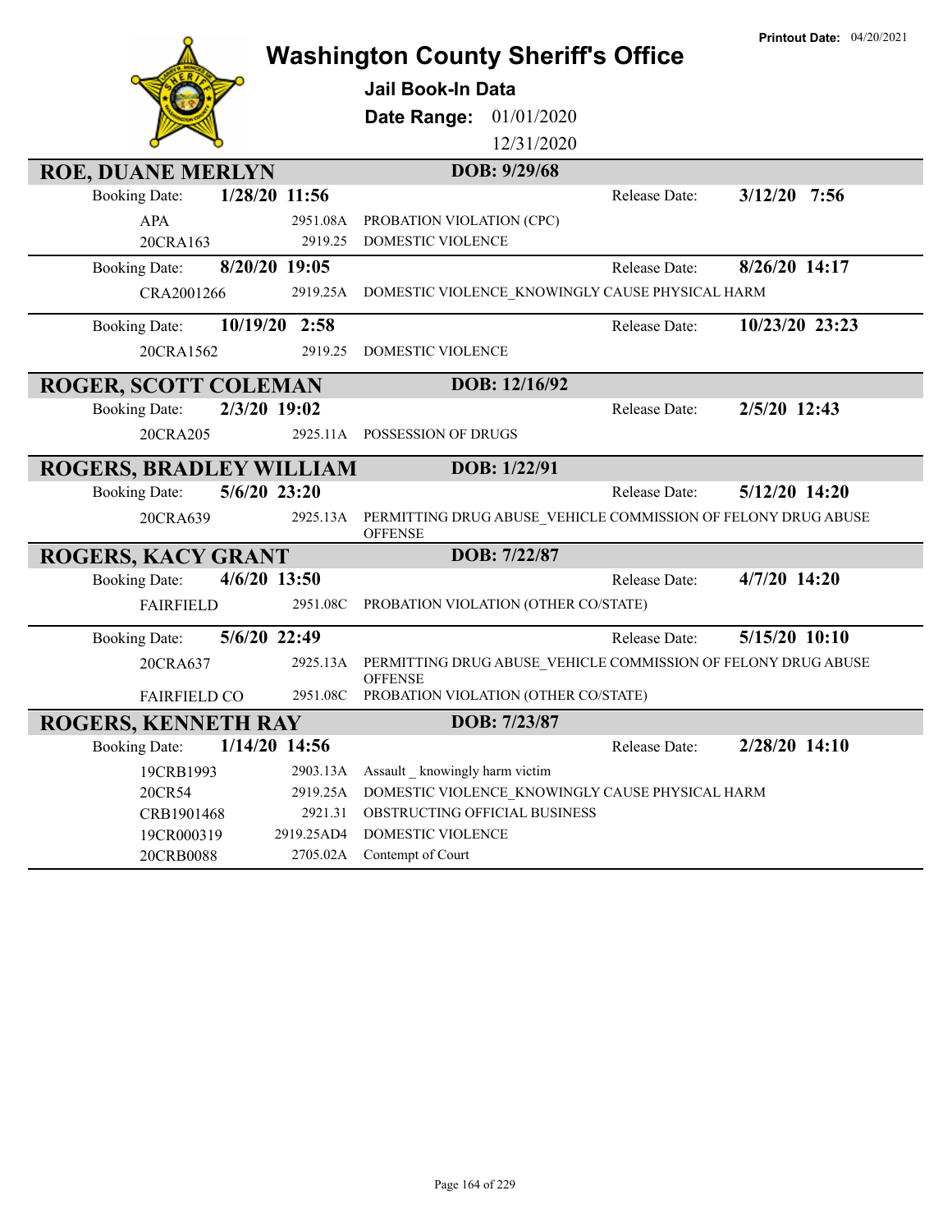Printout Date: 04/20/2021

# Washington County Sheriff's Office

**Jail Book-In Data**

**Date Range:** 01/01/2020 12/31/2020

## ROE, DUANE MERLYN — DOB: 9/29/68

**Booking Date:** 1/28/20 11:56 — **Release Date:** 3/12/20 7:56

| Case | Statute | Charge |
|---|---|---|
| APA | 2951.08A | PROBATION VIOLATION (CPC) |
| 20CRA163 | 2919.25 | DOMESTIC VIOLENCE |

**Booking Date:** 8/20/20 19:05 — **Release Date:** 8/26/20 14:17

| Case | Statute | Charge |
|---|---|---|
| CRA2001266 | 2919.25A | DOMESTIC VIOLENCE_KNOWINGLY CAUSE PHYSICAL HARM |

**Booking Date:** 10/19/20 2:58 — **Release Date:** 10/23/20 23:23

| Case | Statute | Charge |
|---|---|---|
| 20CRA1562 | 2919.25 | DOMESTIC VIOLENCE |

## ROGER, SCOTT COLEMAN — DOB: 12/16/92

**Booking Date:** 2/3/20 19:02 — **Release Date:** 2/5/20 12:43

| Case | Statute | Charge |
|---|---|---|
| 20CRA205 | 2925.11A | POSSESSION OF DRUGS |

## ROGERS, BRADLEY WILLIAM — DOB: 1/22/91

**Booking Date:** 5/6/20 23:20 — **Release Date:** 5/12/20 14:20

| Case | Statute | Charge |
|---|---|---|
| 20CRA639 | 2925.13A | PERMITTING DRUG ABUSE_VEHICLE COMMISSION OF FELONY DRUG ABUSE OFFENSE |

## ROGERS, KACY GRANT — DOB: 7/22/87

**Booking Date:** 4/6/20 13:50 — **Release Date:** 4/7/20 14:20

| Case | Statute | Charge |
|---|---|---|
| FAIRFIELD | 2951.08C | PROBATION VIOLATION (OTHER CO/STATE) |

**Booking Date:** 5/6/20 22:49 — **Release Date:** 5/15/20 10:10

| Case | Statute | Charge |
|---|---|---|
| 20CRA637 | 2925.13A | PERMITTING DRUG ABUSE_VEHICLE COMMISSION OF FELONY DRUG ABUSE OFFENSE |
| FAIRFIELD CO | 2951.08C | PROBATION VIOLATION (OTHER CO/STATE) |

## ROGERS, KENNETH RAY — DOB: 7/23/87

**Booking Date:** 1/14/20 14:56 — **Release Date:** 2/28/20 14:10

| Case | Statute | Charge |
|---|---|---|
| 19CRB1993 | 2903.13A | Assault _ knowingly harm victim |
| 20CR54 | 2919.25A | DOMESTIC VIOLENCE_KNOWINGLY CAUSE PHYSICAL HARM |
| CRB1901468 | 2921.31 | OBSTRUCTING OFFICIAL BUSINESS |
| 19CR000319 | 2919.25AD4 | DOMESTIC VIOLENCE |
| 20CRB0088 | 2705.02A | Contempt of Court |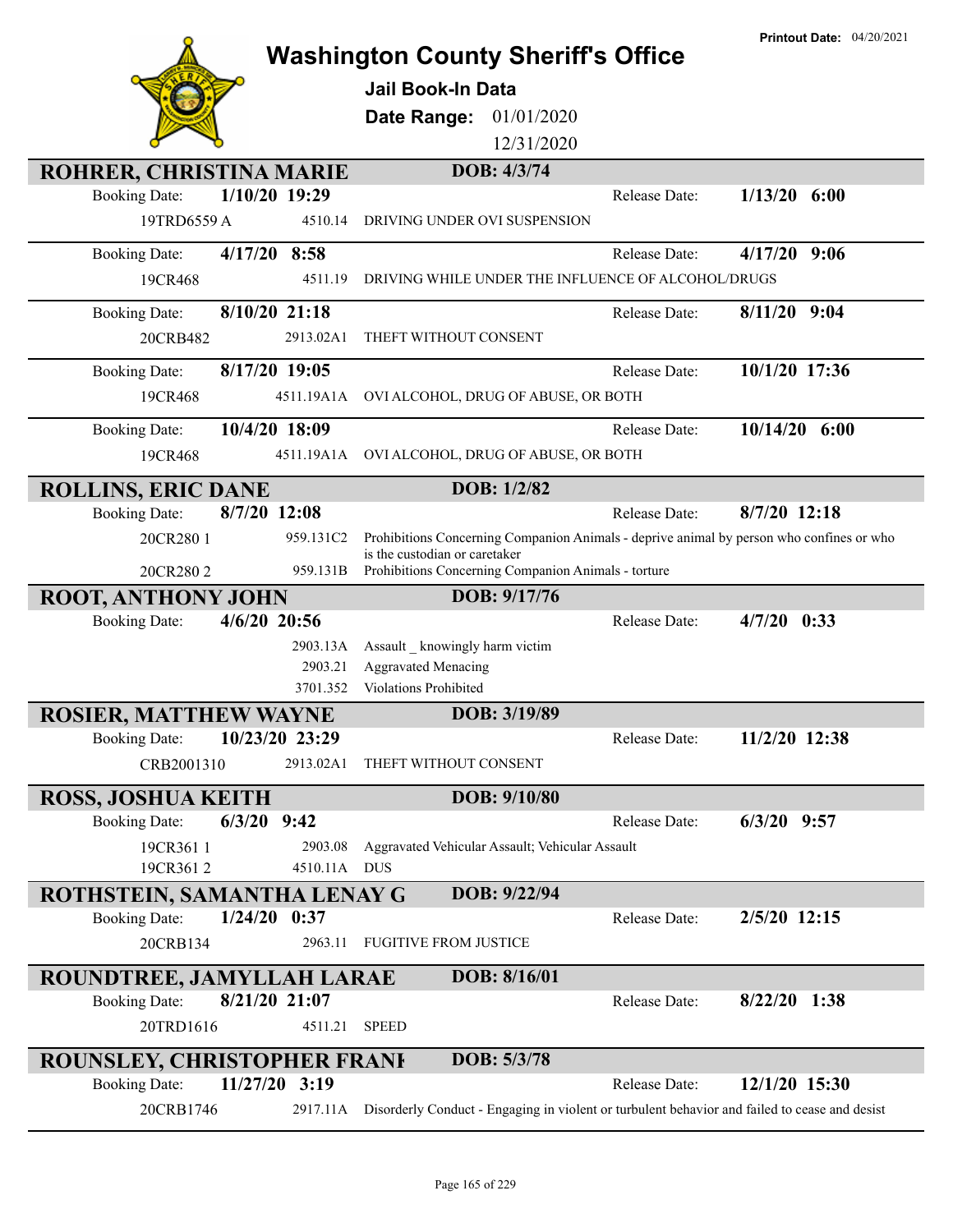# Washington County Sheriff's Office

**Printout Date:** 04/20/2021

## Jail Book-In Data

**Date Range:** 01/01/2020 12/31/2020

### ROHRER, CHRISTINA MARIE — DOB: 4/3/74

| Booking Date: | 1/10/20 19:29 | | Release Date: | 1/13/20 6:00 |
|---|---|---|---|---|
| 19TRD6559 A | 4510.14 | DRIVING UNDER OVI SUSPENSION | | |

| Booking Date: | 4/17/20 8:58 | | Release Date: | 4/17/20 9:06 |
|---|---|---|---|---|
| 19CR468 | 4511.19 | DRIVING WHILE UNDER THE INFLUENCE OF ALCOHOL/DRUGS | | |

| Booking Date: | 8/10/20 21:18 | | Release Date: | 8/11/20 9:04 |
|---|---|---|---|---|
| 20CRB482 | 2913.02A1 | THEFT WITHOUT CONSENT | | |

| Booking Date: | 8/17/20 19:05 | | Release Date: | 10/1/20 17:36 |
|---|---|---|---|---|
| 19CR468 | 4511.19A1A | OVI ALCOHOL, DRUG OF ABUSE, OR BOTH | | |

| Booking Date: | 10/4/20 18:09 | | Release Date: | 10/14/20 6:00 |
|---|---|---|---|---|
| 19CR468 | 4511.19A1A | OVI ALCOHOL, DRUG OF ABUSE, OR BOTH | | |

### ROLLINS, ERIC DANE — DOB: 1/2/82

| Booking Date: | 8/7/20 12:08 | | Release Date: | 8/7/20 12:18 |
|---|---|---|---|---|
| 20CR280 1 | 959.131C2 | Prohibitions Concerning Companion Animals - deprive animal by person who confines or who is the custodian or caretaker | | |
| 20CR280 2 | 959.131B | Prohibitions Concerning Companion Animals - torture | | |

### ROOT, ANTHONY JOHN — DOB: 9/17/76

| Booking Date: | 4/6/20 20:56 | | Release Date: | 4/7/20 0:33 |
|---|---|---|---|---|
| | 2903.13A | Assault _ knowingly harm victim | | |
| | 2903.21 | Aggravated Menacing | | |
| | 3701.352 | Violations Prohibited | | |

### ROSIER, MATTHEW WAYNE — DOB: 3/19/89

| Booking Date: | 10/23/20 23:29 | | Release Date: | 11/2/20 12:38 |
|---|---|---|---|---|
| CRB2001310 | 2913.02A1 | THEFT WITHOUT CONSENT | | |

### ROSS, JOSHUA KEITH — DOB: 9/10/80

| Booking Date: | 6/3/20 9:42 | | Release Date: | 6/3/20 9:57 |
|---|---|---|---|---|
| 19CR361 1 | 2903.08 | Aggravated Vehicular Assault; Vehicular Assault | | |
| 19CR361 2 | 4510.11A | DUS | | |

### ROTHSTEIN, SAMANTHA LENAY G — DOB: 9/22/94

| Booking Date: | 1/24/20 0:37 | | Release Date: | 2/5/20 12:15 |
|---|---|---|---|---|
| 20CRB134 | 2963.11 | FUGITIVE FROM JUSTICE | | |

### ROUNDTREE, JAMYLLAH LARAE — DOB: 8/16/01

| Booking Date: | 8/21/20 21:07 | | Release Date: | 8/22/20 1:38 |
|---|---|---|---|---|
| 20TRD1616 | 4511.21 | SPEED | | |

### ROUNSLEY, CHRISTOPHER FRANI — DOB: 5/3/78

| Booking Date: | 11/27/20 3:19 | | Release Date: | 12/1/20 15:30 |
|---|---|---|---|---|
| 20CRB1746 | 2917.11A | Disorderly Conduct - Engaging in violent or turbulent behavior and failed to cease and desist | | |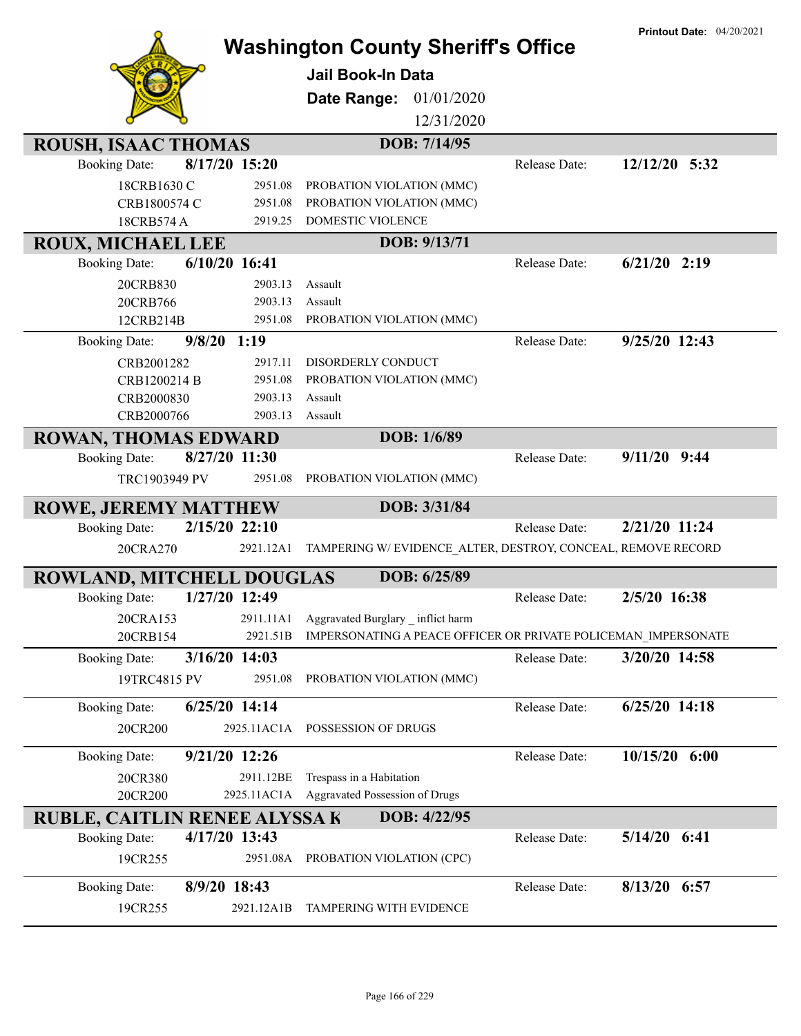# Washington County Sheriff's Office

**Jail Book-In Data**

**Date Range:** 01/01/2020 12/31/2020

**Printout Date:** 04/20/2021

## ROUSH, ISAAC THOMAS — DOB: 7/14/95

**Booking Date:** 8/17/20 15:20 — **Release Date:** 12/12/20 5:32

| Case | Statute | Charge |
|---|---|---|
| 18CRB1630 C | 2951.08 | PROBATION VIOLATION (MMC) |
| CRB1800574 C | 2951.08 | PROBATION VIOLATION (MMC) |
| 18CRB574 A | 2919.25 | DOMESTIC VIOLENCE |

## ROUX, MICHAEL LEE — DOB: 9/13/71

**Booking Date:** 6/10/20 16:41 — **Release Date:** 6/21/20 2:19

| Case | Statute | Charge |
|---|---|---|
| 20CRB830 | 2903.13 | Assault |
| 20CRB766 | 2903.13 | Assault |
| 12CRB214B | 2951.08 | PROBATION VIOLATION (MMC) |

**Booking Date:** 9/8/20 1:19 — **Release Date:** 9/25/20 12:43

| Case | Statute | Charge |
|---|---|---|
| CRB2001282 | 2917.11 | DISORDERLY CONDUCT |
| CRB1200214 B | 2951.08 | PROBATION VIOLATION (MMC) |
| CRB2000830 | 2903.13 | Assault |
| CRB2000766 | 2903.13 | Assault |

## ROWAN, THOMAS EDWARD — DOB: 1/6/89

**Booking Date:** 8/27/20 11:30 — **Release Date:** 9/11/20 9:44

| Case | Statute | Charge |
|---|---|---|
| TRC1903949 PV | 2951.08 | PROBATION VIOLATION (MMC) |

## ROWE, JEREMY MATTHEW — DOB: 3/31/84

**Booking Date:** 2/15/20 22:10 — **Release Date:** 2/21/20 11:24

| Case | Statute | Charge |
|---|---|---|
| 20CRA270 | 2921.12A1 | TAMPERING W/ EVIDENCE_ALTER, DESTROY, CONCEAL, REMOVE RECORD |

## ROWLAND, MITCHELL DOUGLAS — DOB: 6/25/89

**Booking Date:** 1/27/20 12:49 — **Release Date:** 2/5/20 16:38

| Case | Statute | Charge |
|---|---|---|
| 20CRA153 | 2911.11A1 | Aggravated Burglary _ inflict harm |
| 20CRB154 | 2921.51B | IMPERSONATING A PEACE OFFICER OR PRIVATE POLICEMAN_IMPERSONATE |

**Booking Date:** 3/16/20 14:03 — **Release Date:** 3/20/20 14:58

| Case | Statute | Charge |
|---|---|---|
| 19TRC4815 PV | 2951.08 | PROBATION VIOLATION (MMC) |

**Booking Date:** 6/25/20 14:14 — **Release Date:** 6/25/20 14:18

| Case | Statute | Charge |
|---|---|---|
| 20CR200 | 2925.11AC1A | POSSESSION OF DRUGS |

**Booking Date:** 9/21/20 12:26 — **Release Date:** 10/15/20 6:00

| Case | Statute | Charge |
|---|---|---|
| 20CR380 | 2911.12BE | Trespass in a Habitation |
| 20CR200 | 2925.11AC1A | Aggravated Possession of Drugs |

## RUBLE, CAITLIN RENEE ALYSSA K — DOB: 4/22/95

**Booking Date:** 4/17/20 13:43 — **Release Date:** 5/14/20 6:41

| Case | Statute | Charge |
|---|---|---|
| 19CR255 | 2951.08A | PROBATION VIOLATION (CPC) |

**Booking Date:** 8/9/20 18:43 — **Release Date:** 8/13/20 6:57

| Case | Statute | Charge |
|---|---|---|
| 19CR255 | 2921.12A1B | TAMPERING WITH EVIDENCE |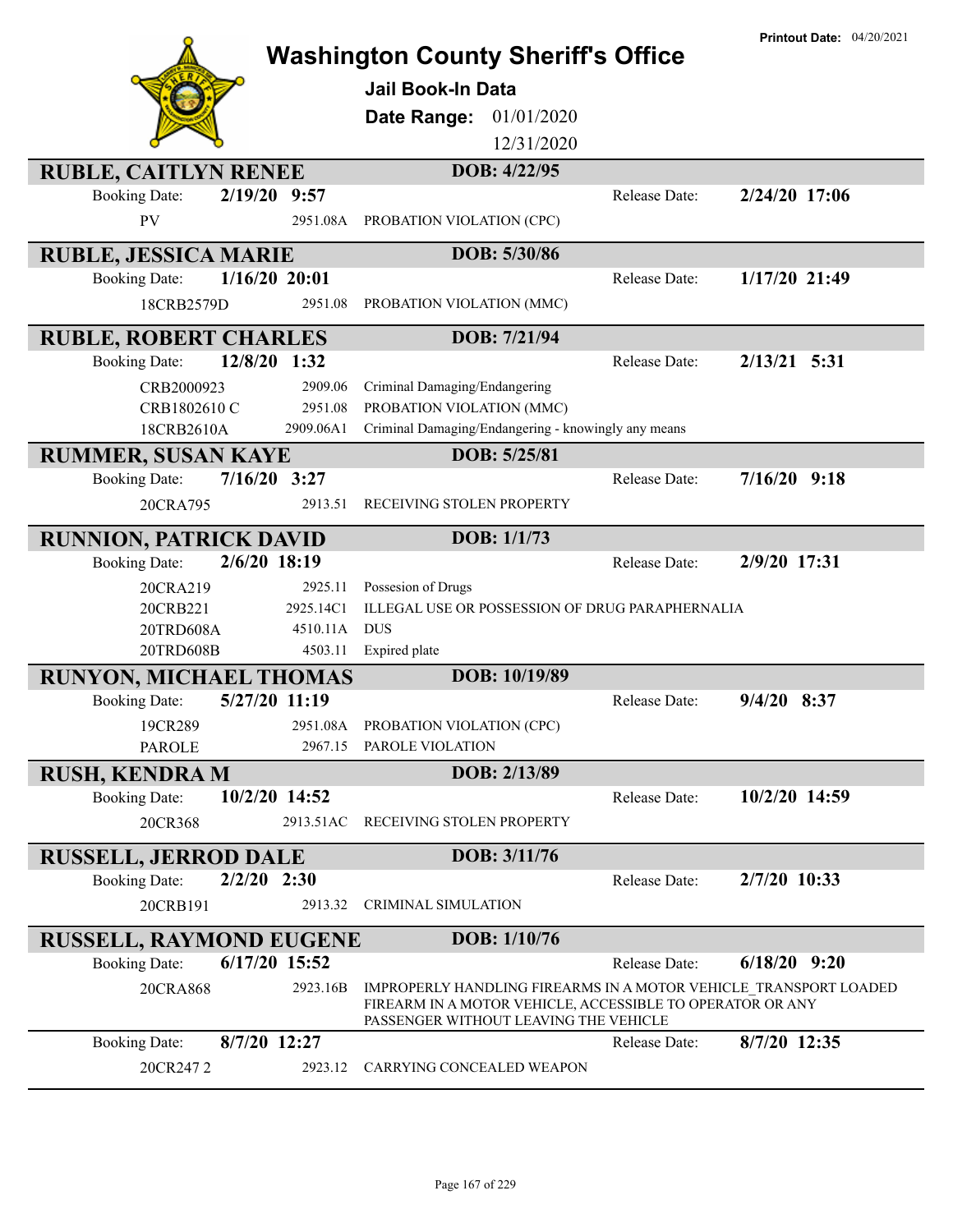# Washington County Sheriff's Office

**Printout Date:** 04/20/2021

## Jail Book-In Data

**Date Range:** 01/01/2020 – 12/31/2020

---

### RUBLE, CAITLYN RENEE — DOB: 4/22/95

**Booking Date:** 2/19/20 9:57 | **Release Date:** 2/24/20 17:06

| Case | Statute | Charge |
|---|---|---|
| PV | 2951.08A | PROBATION VIOLATION (CPC) |

### RUBLE, JESSICA MARIE — DOB: 5/30/86

**Booking Date:** 1/16/20 20:01 | **Release Date:** 1/17/20 21:49

| Case | Statute | Charge |
|---|---|---|
| 18CRB2579D | 2951.08 | PROBATION VIOLATION (MMC) |

### RUBLE, ROBERT CHARLES — DOB: 7/21/94

**Booking Date:** 12/8/20 1:32 | **Release Date:** 2/13/21 5:31

| Case | Statute | Charge |
|---|---|---|
| CRB2000923 | 2909.06 | Criminal Damaging/Endangering |
| CRB1802610 C | 2951.08 | PROBATION VIOLATION (MMC) |
| 18CRB2610A | 2909.06A1 | Criminal Damaging/Endangering - knowingly any means |

### RUMMER, SUSAN KAYE — DOB: 5/25/81

**Booking Date:** 7/16/20 3:27 | **Release Date:** 7/16/20 9:18

| Case | Statute | Charge |
|---|---|---|
| 20CRA795 | 2913.51 | RECEIVING STOLEN PROPERTY |

### RUNNION, PATRICK DAVID — DOB: 1/1/73

**Booking Date:** 2/6/20 18:19 | **Release Date:** 2/9/20 17:31

| Case | Statute | Charge |
|---|---|---|
| 20CRA219 | 2925.11 | Possesion of Drugs |
| 20CRB221 | 2925.14C1 | ILLEGAL USE OR POSSESSION OF DRUG PARAPHERNALIA |
| 20TRD608A | 4510.11A | DUS |
| 20TRD608B | 4503.11 | Expired plate |

### RUNYON, MICHAEL THOMAS — DOB: 10/19/89

**Booking Date:** 5/27/20 11:19 | **Release Date:** 9/4/20 8:37

| Case | Statute | Charge |
|---|---|---|
| 19CR289 | 2951.08A | PROBATION VIOLATION (CPC) |
| PAROLE | 2967.15 | PAROLE VIOLATION |

### RUSH, KENDRA M — DOB: 2/13/89

**Booking Date:** 10/2/20 14:52 | **Release Date:** 10/2/20 14:59

| Case | Statute | Charge |
|---|---|---|
| 20CR368 | 2913.51AC | RECEIVING STOLEN PROPERTY |

### RUSSELL, JERROD DALE — DOB: 3/11/76

**Booking Date:** 2/2/20 2:30 | **Release Date:** 2/7/20 10:33

| Case | Statute | Charge |
|---|---|---|
| 20CRB191 | 2913.32 | CRIMINAL SIMULATION |

### RUSSELL, RAYMOND EUGENE — DOB: 1/10/76

**Booking Date:** 6/17/20 15:52 | **Release Date:** 6/18/20 9:20

| Case | Statute | Charge |
|---|---|---|
| 20CRA868 | 2923.16B | IMPROPERLY HANDLING FIREARMS IN A MOTOR VEHICLE_TRANSPORT LOADED FIREARM IN A MOTOR VEHICLE, ACCESSIBLE TO OPERATOR OR ANY PASSENGER WITHOUT LEAVING THE VEHICLE |

**Booking Date:** 8/7/20 12:27 | **Release Date:** 8/7/20 12:35

| Case | Statute | Charge |
|---|---|---|
| 20CR247 2 | 2923.12 | CARRYING CONCEALED WEAPON |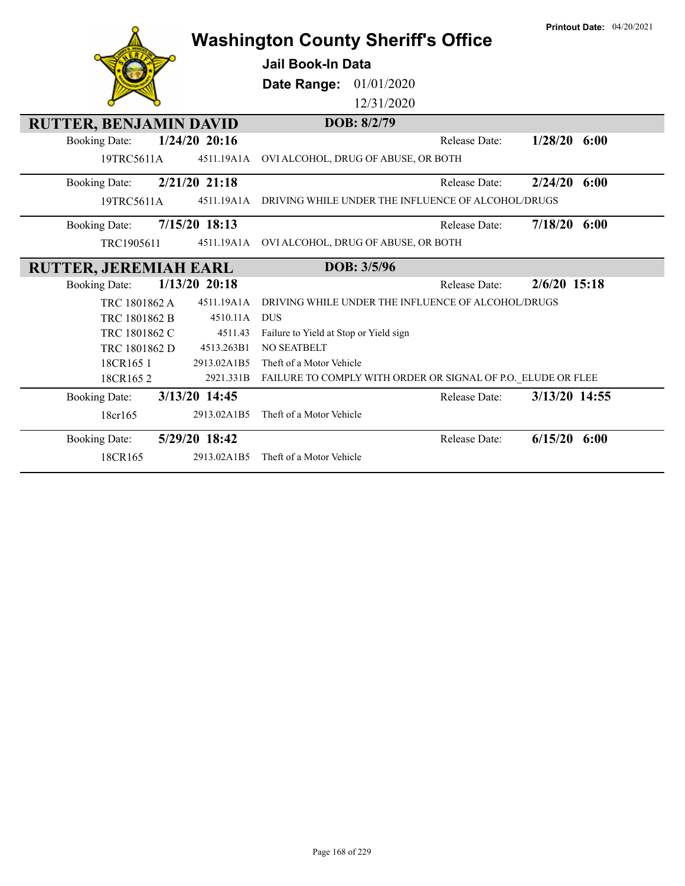# Washington County Sheriff's Office

**Jail Book-In Data**

**Date Range:** 01/01/2020 – 12/31/2020

**Printout Date:** 04/20/2021

## RUTTER, BENJAMIN DAVID — DOB: 8/2/79

**Booking Date:** 1/24/20 20:16 — **Release Date:** 1/28/20 6:00

| Case | Statute | Charge |
|---|---|---|
| 19TRC5611A | 4511.19A1A | OVI ALCOHOL, DRUG OF ABUSE, OR BOTH |

**Booking Date:** 2/21/20 21:18 — **Release Date:** 2/24/20 6:00

| Case | Statute | Charge |
|---|---|---|
| 19TRC5611A | 4511.19A1A | DRIVING WHILE UNDER THE INFLUENCE OF ALCOHOL/DRUGS |

**Booking Date:** 7/15/20 18:13 — **Release Date:** 7/18/20 6:00

| Case | Statute | Charge |
|---|---|---|
| TRC1905611 | 4511.19A1A | OVI ALCOHOL, DRUG OF ABUSE, OR BOTH |

## RUTTER, JEREMIAH EARL — DOB: 3/5/96

**Booking Date:** 1/13/20 20:18 — **Release Date:** 2/6/20 15:18

| Case | Statute | Charge |
|---|---|---|
| TRC 1801862 A | 4511.19A1A | DRIVING WHILE UNDER THE INFLUENCE OF ALCOHOL/DRUGS |
| TRC 1801862 B | 4510.11A | DUS |
| TRC 1801862 C | 4511.43 | Failure to Yield at Stop or Yield sign |
| TRC 1801862 D | 4513.263B1 | NO SEATBELT |
| 18CR165 1 | 2913.02A1B5 | Theft of a Motor Vehicle |
| 18CR165 2 | 2921.331B | FAILURE TO COMPLY WITH ORDER OR SIGNAL OF P.O._ELUDE OR FLEE |

**Booking Date:** 3/13/20 14:45 — **Release Date:** 3/13/20 14:55

| Case | Statute | Charge |
|---|---|---|
| 18cr165 | 2913.02A1B5 | Theft of a Motor Vehicle |

**Booking Date:** 5/29/20 18:42 — **Release Date:** 6/15/20 6:00

| Case | Statute | Charge |
|---|---|---|
| 18CR165 | 2913.02A1B5 | Theft of a Motor Vehicle |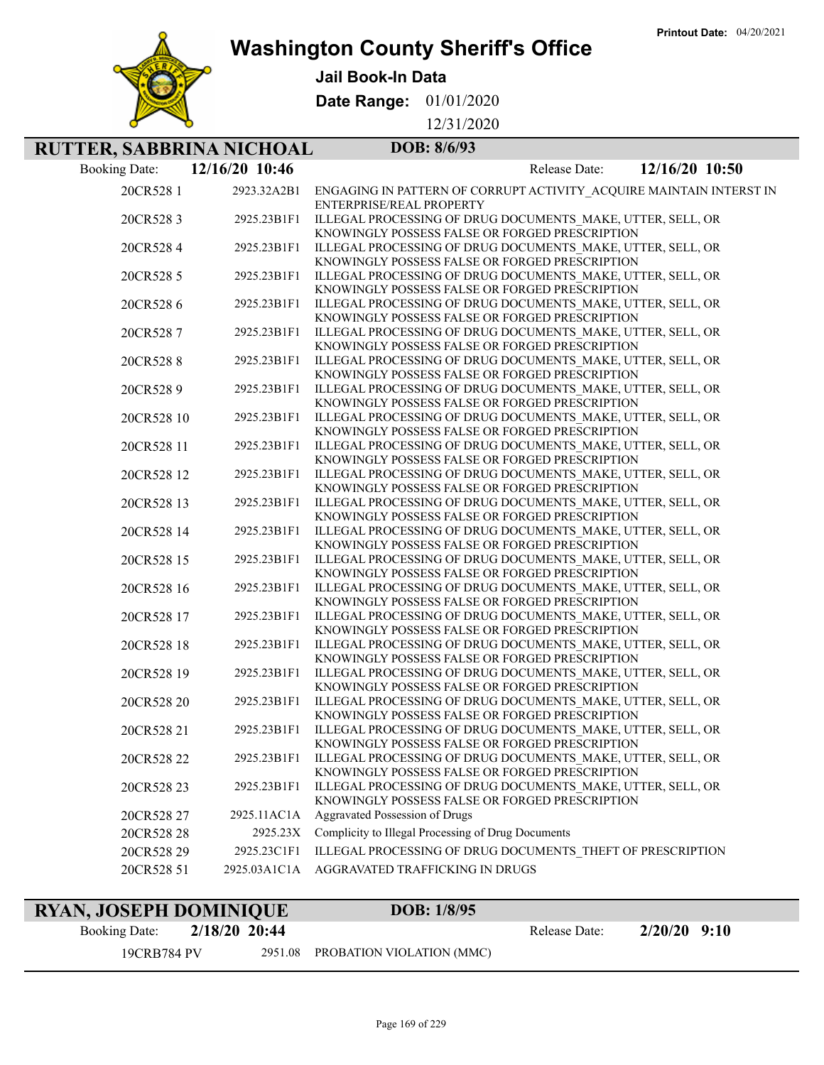# Washington County Sheriff's Office

**Jail Book-In Data**

**Date Range:** 01/01/2020 - 12/31/2020

**Printout Date:** 04/20/2021

## RUTTER, SABBRINA NICHOAL

**DOB:** 8/6/93

**Booking Date:** 12/16/20 10:46 | **Release Date:** 12/16/20 10:50

| Case | Statute | Description |
|---|---|---|
| 20CR528 1 | 2923.32A2B1 | ENGAGING IN PATTERN OF CORRUPT ACTIVITY_ACQUIRE MAINTAIN INTERST IN ENTERPRISE/REAL PROPERTY |
| 20CR528 3 | 2925.23B1F1 | ILLEGAL PROCESSING OF DRUG DOCUMENTS_MAKE, UTTER, SELL, OR KNOWINGLY POSSESS FALSE OR FORGED PRESCRIPTION |
| 20CR528 4 | 2925.23B1F1 | ILLEGAL PROCESSING OF DRUG DOCUMENTS_MAKE, UTTER, SELL, OR KNOWINGLY POSSESS FALSE OR FORGED PRESCRIPTION |
| 20CR528 5 | 2925.23B1F1 | ILLEGAL PROCESSING OF DRUG DOCUMENTS_MAKE, UTTER, SELL, OR KNOWINGLY POSSESS FALSE OR FORGED PRESCRIPTION |
| 20CR528 6 | 2925.23B1F1 | ILLEGAL PROCESSING OF DRUG DOCUMENTS_MAKE, UTTER, SELL, OR KNOWINGLY POSSESS FALSE OR FORGED PRESCRIPTION |
| 20CR528 7 | 2925.23B1F1 | ILLEGAL PROCESSING OF DRUG DOCUMENTS_MAKE, UTTER, SELL, OR KNOWINGLY POSSESS FALSE OR FORGED PRESCRIPTION |
| 20CR528 8 | 2925.23B1F1 | ILLEGAL PROCESSING OF DRUG DOCUMENTS_MAKE, UTTER, SELL, OR KNOWINGLY POSSESS FALSE OR FORGED PRESCRIPTION |
| 20CR528 9 | 2925.23B1F1 | ILLEGAL PROCESSING OF DRUG DOCUMENTS_MAKE, UTTER, SELL, OR KNOWINGLY POSSESS FALSE OR FORGED PRESCRIPTION |
| 20CR528 10 | 2925.23B1F1 | ILLEGAL PROCESSING OF DRUG DOCUMENTS_MAKE, UTTER, SELL, OR KNOWINGLY POSSESS FALSE OR FORGED PRESCRIPTION |
| 20CR528 11 | 2925.23B1F1 | ILLEGAL PROCESSING OF DRUG DOCUMENTS_MAKE, UTTER, SELL, OR KNOWINGLY POSSESS FALSE OR FORGED PRESCRIPTION |
| 20CR528 12 | 2925.23B1F1 | ILLEGAL PROCESSING OF DRUG DOCUMENTS_MAKE, UTTER, SELL, OR KNOWINGLY POSSESS FALSE OR FORGED PRESCRIPTION |
| 20CR528 13 | 2925.23B1F1 | ILLEGAL PROCESSING OF DRUG DOCUMENTS_MAKE, UTTER, SELL, OR KNOWINGLY POSSESS FALSE OR FORGED PRESCRIPTION |
| 20CR528 14 | 2925.23B1F1 | ILLEGAL PROCESSING OF DRUG DOCUMENTS_MAKE, UTTER, SELL, OR KNOWINGLY POSSESS FALSE OR FORGED PRESCRIPTION |
| 20CR528 15 | 2925.23B1F1 | ILLEGAL PROCESSING OF DRUG DOCUMENTS_MAKE, UTTER, SELL, OR KNOWINGLY POSSESS FALSE OR FORGED PRESCRIPTION |
| 20CR528 16 | 2925.23B1F1 | ILLEGAL PROCESSING OF DRUG DOCUMENTS_MAKE, UTTER, SELL, OR KNOWINGLY POSSESS FALSE OR FORGED PRESCRIPTION |
| 20CR528 17 | 2925.23B1F1 | ILLEGAL PROCESSING OF DRUG DOCUMENTS_MAKE, UTTER, SELL, OR KNOWINGLY POSSESS FALSE OR FORGED PRESCRIPTION |
| 20CR528 18 | 2925.23B1F1 | ILLEGAL PROCESSING OF DRUG DOCUMENTS_MAKE, UTTER, SELL, OR KNOWINGLY POSSESS FALSE OR FORGED PRESCRIPTION |
| 20CR528 19 | 2925.23B1F1 | ILLEGAL PROCESSING OF DRUG DOCUMENTS_MAKE, UTTER, SELL, OR KNOWINGLY POSSESS FALSE OR FORGED PRESCRIPTION |
| 20CR528 20 | 2925.23B1F1 | ILLEGAL PROCESSING OF DRUG DOCUMENTS_MAKE, UTTER, SELL, OR KNOWINGLY POSSESS FALSE OR FORGED PRESCRIPTION |
| 20CR528 21 | 2925.23B1F1 | ILLEGAL PROCESSING OF DRUG DOCUMENTS_MAKE, UTTER, SELL, OR KNOWINGLY POSSESS FALSE OR FORGED PRESCRIPTION |
| 20CR528 22 | 2925.23B1F1 | ILLEGAL PROCESSING OF DRUG DOCUMENTS_MAKE, UTTER, SELL, OR KNOWINGLY POSSESS FALSE OR FORGED PRESCRIPTION |
| 20CR528 23 | 2925.23B1F1 | ILLEGAL PROCESSING OF DRUG DOCUMENTS_MAKE, UTTER, SELL, OR KNOWINGLY POSSESS FALSE OR FORGED PRESCRIPTION |
| 20CR528 27 | 2925.11AC1A | Aggravated Possession of Drugs |
| 20CR528 28 | 2925.23X | Complicity to Illegal Processing of Drug Documents |
| 20CR528 29 | 2925.23C1F1 | ILLEGAL PROCESSING OF DRUG DOCUMENTS_THEFT OF PRESCRIPTION |
| 20CR528 51 | 2925.03A1C1A | AGGRAVATED TRAFFICKING IN DRUGS |

## RYAN, JOSEPH DOMINIQUE

**DOB:** 1/8/95

**Booking Date:** 2/18/20 20:44 | **Release Date:** 2/20/20 9:10

| Case | Statute | Description |
|---|---|---|
| 19CRB784 PV | 2951.08 | PROBATION VIOLATION (MMC) |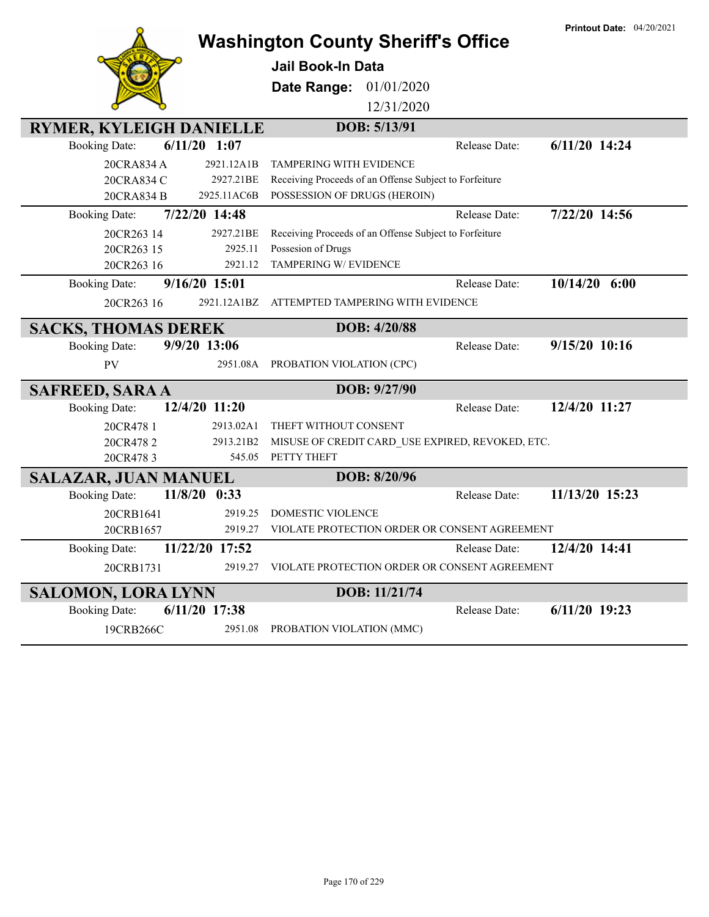Printout Date: 04/20/2021

# Washington County Sheriff's Office

## Jail Book-In Data

**Date Range:** 01/01/2020 12/31/2020

## RYMER, KYLEIGH DANIELLE — DOB: 5/13/91

**Booking Date:** 6/11/20 1:07 — **Release Date:** 6/11/20 14:24

| Case | Statute | Charge |
|---|---|---|
| 20CRA834 A | 2921.12A1B | TAMPERING WITH EVIDENCE |
| 20CRA834 C | 2927.21BE | Receiving Proceeds of an Offense Subject to Forfeiture |
| 20CRA834 B | 2925.11AC6B | POSSESSION OF DRUGS (HEROIN) |

**Booking Date:** 7/22/20 14:48 — **Release Date:** 7/22/20 14:56

| Case | Statute | Charge |
|---|---|---|
| 20CR263 14 | 2927.21BE | Receiving Proceeds of an Offense Subject to Forfeiture |
| 20CR263 15 | 2925.11 | Possesion of Drugs |
| 20CR263 16 | 2921.12 | TAMPERING W/ EVIDENCE |

**Booking Date:** 9/16/20 15:01 — **Release Date:** 10/14/20 6:00

| Case | Statute | Charge |
|---|---|---|
| 20CR263 16 | 2921.12A1BZ | ATTEMPTED TAMPERING WITH EVIDENCE |

## SACKS, THOMAS DEREK — DOB: 4/20/88

**Booking Date:** 9/9/20 13:06 — **Release Date:** 9/15/20 10:16

| Case | Statute | Charge |
|---|---|---|
| PV | 2951.08A | PROBATION VIOLATION (CPC) |

## SAFREED, SARA A — DOB: 9/27/90

**Booking Date:** 12/4/20 11:20 — **Release Date:** 12/4/20 11:27

| Case | Statute | Charge |
|---|---|---|
| 20CR478 1 | 2913.02A1 | THEFT WITHOUT CONSENT |
| 20CR478 2 | 2913.21B2 | MISUSE OF CREDIT CARD_USE EXPIRED, REVOKED, ETC. |
| 20CR478 3 | 545.05 | PETTY THEFT |

## SALAZAR, JUAN MANUEL — DOB: 8/20/96

**Booking Date:** 11/8/20 0:33 — **Release Date:** 11/13/20 15:23

| Case | Statute | Charge |
|---|---|---|
| 20CRB1641 | 2919.25 | DOMESTIC VIOLENCE |
| 20CRB1657 | 2919.27 | VIOLATE PROTECTION ORDER OR CONSENT AGREEMENT |

**Booking Date:** 11/22/20 17:52 — **Release Date:** 12/4/20 14:41

| Case | Statute | Charge |
|---|---|---|
| 20CRB1731 | 2919.27 | VIOLATE PROTECTION ORDER OR CONSENT AGREEMENT |

## SALOMON, LORA LYNN — DOB: 11/21/74

**Booking Date:** 6/11/20 17:38 — **Release Date:** 6/11/20 19:23

| Case | Statute | Charge |
|---|---|---|
| 19CRB266C | 2951.08 | PROBATION VIOLATION (MMC) |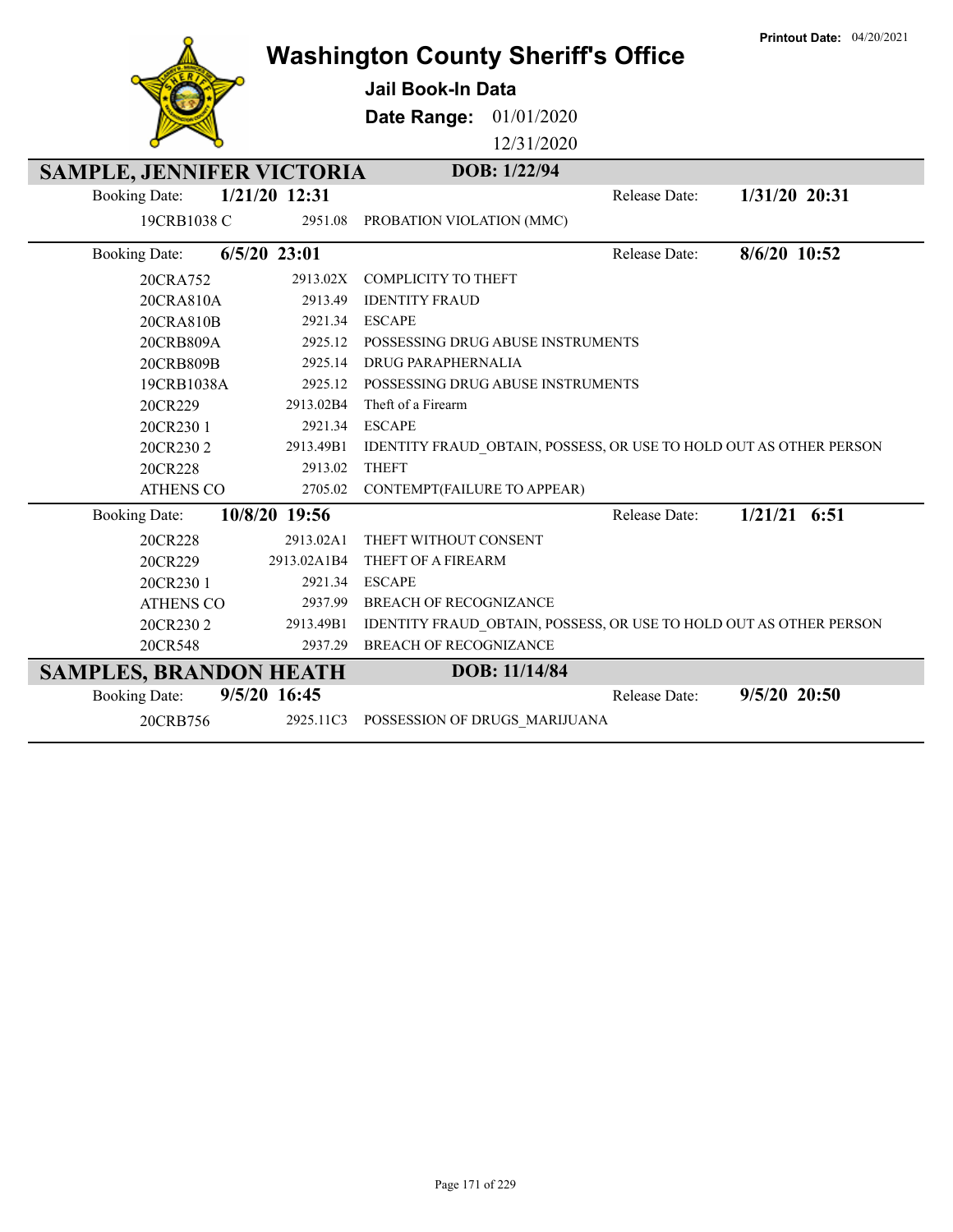Printout Date: 04/20/2021

# Washington County Sheriff's Office

**Jail Book-In Data**

**Date Range:** 01/01/2020 12/31/2020

## SAMPLE, JENNIFER VICTORIA — DOB: 1/22/94

**Booking Date:** 1/21/20 12:31 — **Release Date:** 1/31/20 20:31

| Case | Code | Charge |
|---|---|---|
| 19CRB1038 C | 2951.08 | PROBATION VIOLATION (MMC) |

**Booking Date:** 6/5/20 23:01 — **Release Date:** 8/6/20 10:52

| Case | Code | Charge |
|---|---|---|
| 20CRA752 | 2913.02X | COMPLICITY TO THEFT |
| 20CRA810A | 2913.49 | IDENTITY FRAUD |
| 20CRA810B | 2921.34 | ESCAPE |
| 20CRB809A | 2925.12 | POSSESSING DRUG ABUSE INSTRUMENTS |
| 20CRB809B | 2925.14 | DRUG PARAPHERNALIA |
| 19CRB1038A | 2925.12 | POSSESSING DRUG ABUSE INSTRUMENTS |
| 20CR229 | 2913.02B4 | Theft of a Firearm |
| 20CR230 1 | 2921.34 | ESCAPE |
| 20CR230 2 | 2913.49B1 | IDENTITY FRAUD_OBTAIN, POSSESS, OR USE TO HOLD OUT AS OTHER PERSON |
| 20CR228 | 2913.02 | THEFT |
| ATHENS CO | 2705.02 | CONTEMPT(FAILURE TO APPEAR) |

**Booking Date:** 10/8/20 19:56 — **Release Date:** 1/21/21 6:51

| Case | Code | Charge |
|---|---|---|
| 20CR228 | 2913.02A1 | THEFT WITHOUT CONSENT |
| 20CR229 | 2913.02A1B4 | THEFT OF A FIREARM |
| 20CR230 1 | 2921.34 | ESCAPE |
| ATHENS CO | 2937.99 | BREACH OF RECOGNIZANCE |
| 20CR230 2 | 2913.49B1 | IDENTITY FRAUD_OBTAIN, POSSESS, OR USE TO HOLD OUT AS OTHER PERSON |
| 20CR548 | 2937.29 | BREACH OF RECOGNIZANCE |

## SAMPLES, BRANDON HEATH — DOB: 11/14/84

**Booking Date:** 9/5/20 16:45 — **Release Date:** 9/5/20 20:50

| Case | Code | Charge |
|---|---|---|
| 20CRB756 | 2925.11C3 | POSSESSION OF DRUGS_MARIJUANA |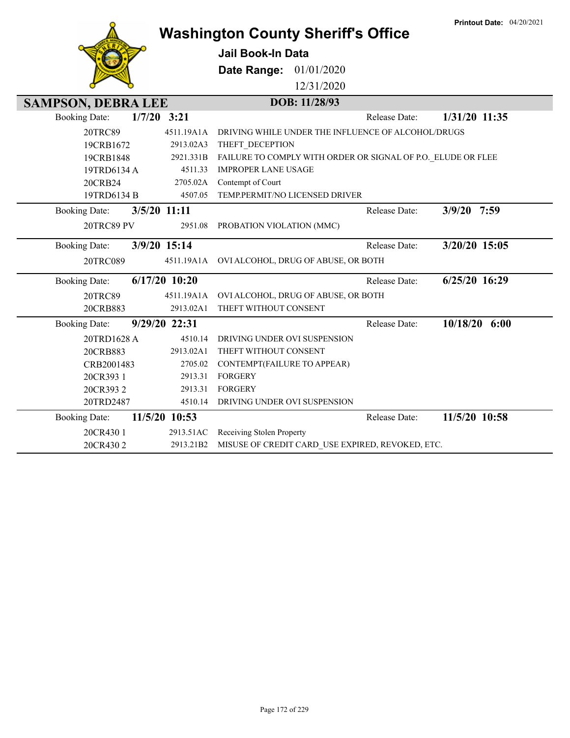Printout Date: 04/20/2021

# Washington County Sheriff's Office

**Jail Book-In Data**

**Date Range:** 01/01/2020 12/31/2020

## SAMPSON, DEBRA LEE

**DOB: 11/28/93**

**Booking Date:** 1/7/20 3:21 — **Release Date:** 1/31/20 11:35

| Case | Statute | Charge |
|---|---|---|
| 20TRC89 | 4511.19A1A | DRIVING WHILE UNDER THE INFLUENCE OF ALCOHOL/DRUGS |
| 19CRB1672 | 2913.02A3 | THEFT_DECEPTION |
| 19CRB1848 | 2921.331B | FAILURE TO COMPLY WITH ORDER OR SIGNAL OF P.O._ELUDE OR FLEE |
| 19TRD6134 A | 4511.33 | IMPROPER LANE USAGE |
| 20CRB24 | 2705.02A | Contempt of Court |
| 19TRD6134 B | 4507.05 | TEMP.PERMIT/NO LICENSED DRIVER |

**Booking Date:** 3/5/20 11:11 — **Release Date:** 3/9/20 7:59

| Case | Statute | Charge |
|---|---|---|
| 20TRC89 PV | 2951.08 | PROBATION VIOLATION (MMC) |

**Booking Date:** 3/9/20 15:14 — **Release Date:** 3/20/20 15:05

| Case | Statute | Charge |
|---|---|---|
| 20TRC089 | 4511.19A1A | OVI ALCOHOL, DRUG OF ABUSE, OR BOTH |

**Booking Date:** 6/17/20 10:20 — **Release Date:** 6/25/20 16:29

| Case | Statute | Charge |
|---|---|---|
| 20TRC89 | 4511.19A1A | OVI ALCOHOL, DRUG OF ABUSE, OR BOTH |
| 20CRB883 | 2913.02A1 | THEFT WITHOUT CONSENT |

**Booking Date:** 9/29/20 22:31 — **Release Date:** 10/18/20 6:00

| Case | Statute | Charge |
|---|---|---|
| 20TRD1628 A | 4510.14 | DRIVING UNDER OVI SUSPENSION |
| 20CRB883 | 2913.02A1 | THEFT WITHOUT CONSENT |
| CRB2001483 | 2705.02 | CONTEMPT(FAILURE TO APPEAR) |
| 20CR393 1 | 2913.31 | FORGERY |
| 20CR393 2 | 2913.31 | FORGERY |
| 20TRD2487 | 4510.14 | DRIVING UNDER OVI SUSPENSION |

**Booking Date:** 11/5/20 10:53 — **Release Date:** 11/5/20 10:58

| Case | Statute | Charge |
|---|---|---|
| 20CR430 1 | 2913.51AC | Receiving Stolen Property |
| 20CR430 2 | 2913.21B2 | MISUSE OF CREDIT CARD_USE EXPIRED, REVOKED, ETC. |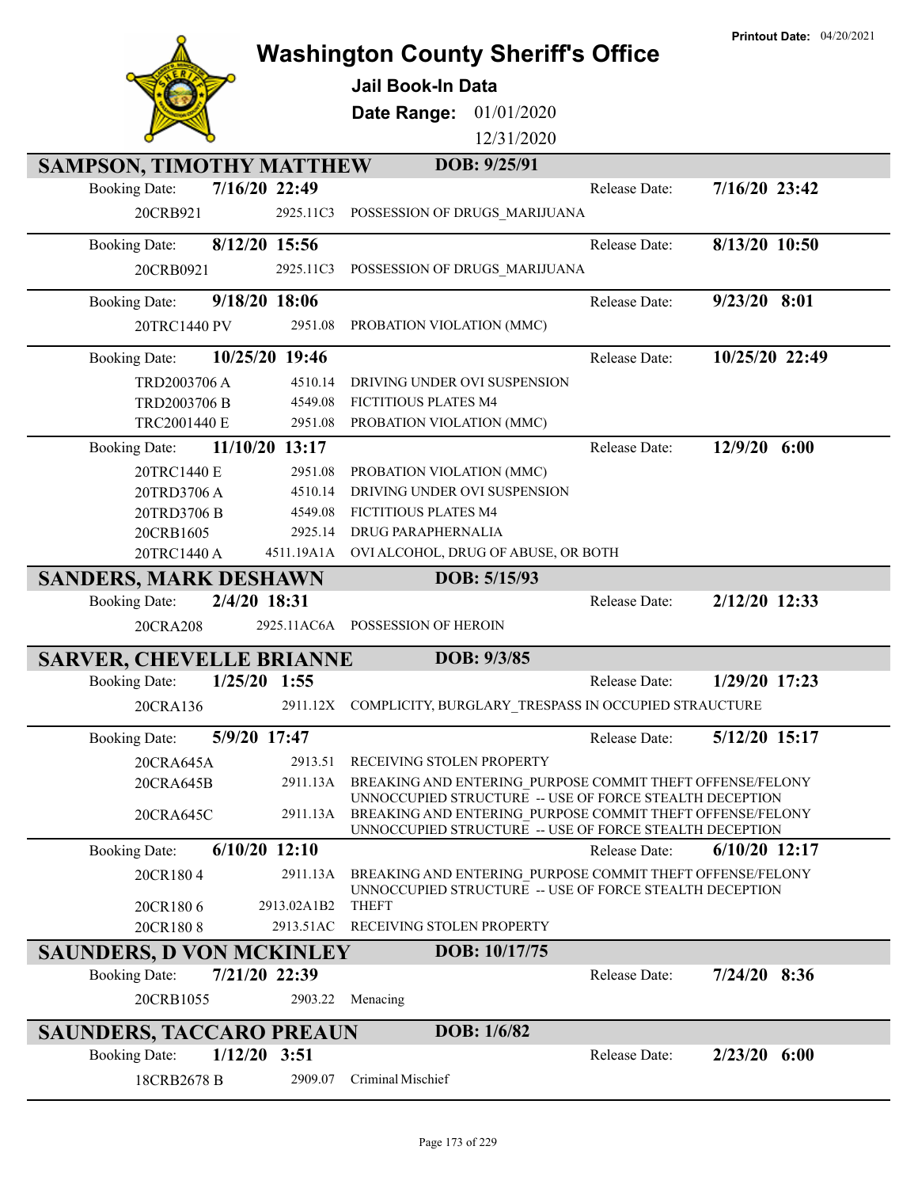# Washington County Sheriff's Office

**Jail Book-In Data**

**Date Range:** 01/01/2020 – 12/31/2020

**Printout Date:** 04/20/2021

## SAMPSON, TIMOTHY MATTHEW — DOB: 9/25/91

**Booking Date:** 7/16/20 22:49 — **Release Date:** 7/16/20 23:42

| Case | Statute | Charge |
|---|---|---|
| 20CRB921 | 2925.11C3 | POSSESSION OF DRUGS_MARIJUANA |

**Booking Date:** 8/12/20 15:56 — **Release Date:** 8/13/20 10:50

| Case | Statute | Charge |
|---|---|---|
| 20CRB0921 | 2925.11C3 | POSSESSION OF DRUGS_MARIJUANA |

**Booking Date:** 9/18/20 18:06 — **Release Date:** 9/23/20 8:01

| Case | Statute | Charge |
|---|---|---|
| 20TRC1440 PV | 2951.08 | PROBATION VIOLATION (MMC) |

**Booking Date:** 10/25/20 19:46 — **Release Date:** 10/25/20 22:49

| Case | Statute | Charge |
|---|---|---|
| TRD2003706 A | 4510.14 | DRIVING UNDER OVI SUSPENSION |
| TRD2003706 B | 4549.08 | FICTITIOUS PLATES M4 |
| TRC2001440 E | 2951.08 | PROBATION VIOLATION (MMC) |

**Booking Date:** 11/10/20 13:17 — **Release Date:** 12/9/20 6:00

| Case | Statute | Charge |
|---|---|---|
| 20TRC1440 E | 2951.08 | PROBATION VIOLATION (MMC) |
| 20TRD3706 A | 4510.14 | DRIVING UNDER OVI SUSPENSION |
| 20TRD3706 B | 4549.08 | FICTITIOUS PLATES M4 |
| 20CRB1605 | 2925.14 | DRUG PARAPHERNALIA |
| 20TRC1440 A | 4511.19A1A | OVI ALCOHOL, DRUG OF ABUSE, OR BOTH |

## SANDERS, MARK DESHAWN — DOB: 5/15/93

**Booking Date:** 2/4/20 18:31 — **Release Date:** 2/12/20 12:33

| Case | Statute | Charge |
|---|---|---|
| 20CRA208 | 2925.11AC6A | POSSESSION OF HEROIN |

## SARVER, CHEVELLE BRIANNE — DOB: 9/3/85

**Booking Date:** 1/25/20 1:55 — **Release Date:** 1/29/20 17:23

| Case | Statute | Charge |
|---|---|---|
| 20CRA136 | 2911.12X | COMPLICITY, BURGLARY_TRESPASS IN OCCUPIED STRAUCTURE |

**Booking Date:** 5/9/20 17:47 — **Release Date:** 5/12/20 15:17

| Case | Statute | Charge |
|---|---|---|
| 20CRA645A | 2913.51 | RECEIVING STOLEN PROPERTY |
| 20CRA645B | 2911.13A | BREAKING AND ENTERING_PURPOSE COMMIT THEFT OFFENSE/FELONY UNNOCCUPIED STRUCTURE -- USE OF FORCE STEALTH DECEPTION |
| 20CRA645C | 2911.13A | BREAKING AND ENTERING_PURPOSE COMMIT THEFT OFFENSE/FELONY UNNOCCUPIED STRUCTURE -- USE OF FORCE STEALTH DECEPTION |

**Booking Date:** 6/10/20 12:10 — **Release Date:** 6/10/20 12:17

| Case | Statute | Charge |
|---|---|---|
| 20CR180 4 | 2911.13A | BREAKING AND ENTERING_PURPOSE COMMIT THEFT OFFENSE/FELONY UNNOCCUPIED STRUCTURE -- USE OF FORCE STEALTH DECEPTION |
| 20CR180 6 | 2913.02A1B2 | THEFT |
| 20CR180 8 | 2913.51AC | RECEIVING STOLEN PROPERTY |

## SAUNDERS, D VON MCKINLEY — DOB: 10/17/75

**Booking Date:** 7/21/20 22:39 — **Release Date:** 7/24/20 8:36

| Case | Statute | Charge |
|---|---|---|
| 20CRB1055 | 2903.22 | Menacing |

## SAUNDERS, TACCARO PREAUN — DOB: 1/6/82

**Booking Date:** 1/12/20 3:51 — **Release Date:** 2/23/20 6:00

| Case | Statute | Charge |
|---|---|---|
| 18CRB2678 B | 2909.07 | Criminal Mischief |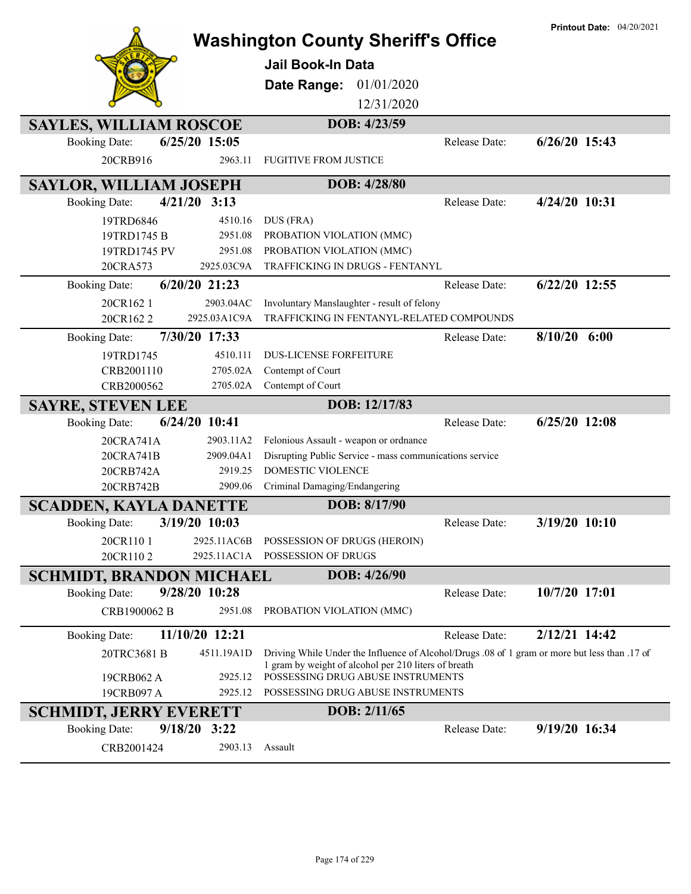# Washington County Sheriff's Office

**Printout Date:** 04/20/2021

## Jail Book-In Data

**Date Range:** 01/01/2020 – 12/31/2020

---

## SAYLES, WILLIAM ROSCOE
**DOB: 4/23/59**

**Booking Date:** 6/25/20 15:05 — **Release Date:** 6/26/20 15:43

| Case | Statute | Charge |
|---|---|---|
| 20CRB916 | 2963.11 | FUGITIVE FROM JUSTICE |

## SAYLOR, WILLIAM JOSEPH
**DOB: 4/28/80**

**Booking Date:** 4/21/20 3:13 — **Release Date:** 4/24/20 10:31

| Case | Statute | Charge |
|---|---|---|
| 19TRD6846 | 4510.16 | DUS (FRA) |
| 19TRD1745 B | 2951.08 | PROBATION VIOLATION (MMC) |
| 19TRD1745 PV | 2951.08 | PROBATION VIOLATION (MMC) |
| 20CRA573 | 2925.03C9A | TRAFFICKING IN DRUGS - FENTANYL |

**Booking Date:** 6/20/20 21:23 — **Release Date:** 6/22/20 12:55

| Case | Statute | Charge |
|---|---|---|
| 20CR162 1 | 2903.04AC | Involuntary Manslaughter - result of felony |
| 20CR162 2 | 2925.03A1C9A | TRAFFICKING IN FENTANYL-RELATED COMPOUNDS |

**Booking Date:** 7/30/20 17:33 — **Release Date:** 8/10/20 6:00

| Case | Statute | Charge |
|---|---|---|
| 19TRD1745 | 4510.111 | DUS-LICENSE FORFEITURE |
| CRB2001110 | 2705.02A | Contempt of Court |
| CRB2000562 | 2705.02A | Contempt of Court |

## SAYRE, STEVEN LEE
**DOB: 12/17/83**

**Booking Date:** 6/24/20 10:41 — **Release Date:** 6/25/20 12:08

| Case | Statute | Charge |
|---|---|---|
| 20CRA741A | 2903.11A2 | Felonious Assault - weapon or ordnance |
| 20CRA741B | 2909.04A1 | Disrupting Public Service - mass communications service |
| 20CRB742A | 2919.25 | DOMESTIC VIOLENCE |
| 20CRB742B | 2909.06 | Criminal Damaging/Endangering |

## SCADDEN, KAYLA DANETTE
**DOB: 8/17/90**

**Booking Date:** 3/19/20 10:03 — **Release Date:** 3/19/20 10:10

| Case | Statute | Charge |
|---|---|---|
| 20CR110 1 | 2925.11AC6B | POSSESSION OF DRUGS (HEROIN) |
| 20CR110 2 | 2925.11AC1A | POSSESSION OF DRUGS |

## SCHMIDT, BRANDON MICHAEL
**DOB: 4/26/90**

**Booking Date:** 9/28/20 10:28 — **Release Date:** 10/7/20 17:01

| Case | Statute | Charge |
|---|---|---|
| CRB1900062 B | 2951.08 | PROBATION VIOLATION (MMC) |

**Booking Date:** 11/10/20 12:21 — **Release Date:** 2/12/21 14:42

| Case | Statute | Charge |
|---|---|---|
| 20TRC3681 B | 4511.19A1D | Driving While Under the Influence of Alcohol/Drugs .08 of 1 gram or more but less than .17 of 1 gram by weight of alcohol per 210 liters of breath |
| 19CRB062 A | 2925.12 | POSSESSING DRUG ABUSE INSTRUMENTS |
| 19CRB097 A | 2925.12 | POSSESSING DRUG ABUSE INSTRUMENTS |

## SCHMIDT, JERRY EVERETT
**DOB: 2/11/65**

**Booking Date:** 9/18/20 3:22 — **Release Date:** 9/19/20 16:34

| Case | Statute | Charge |
|---|---|---|
| CRB2001424 | 2903.13 | Assault |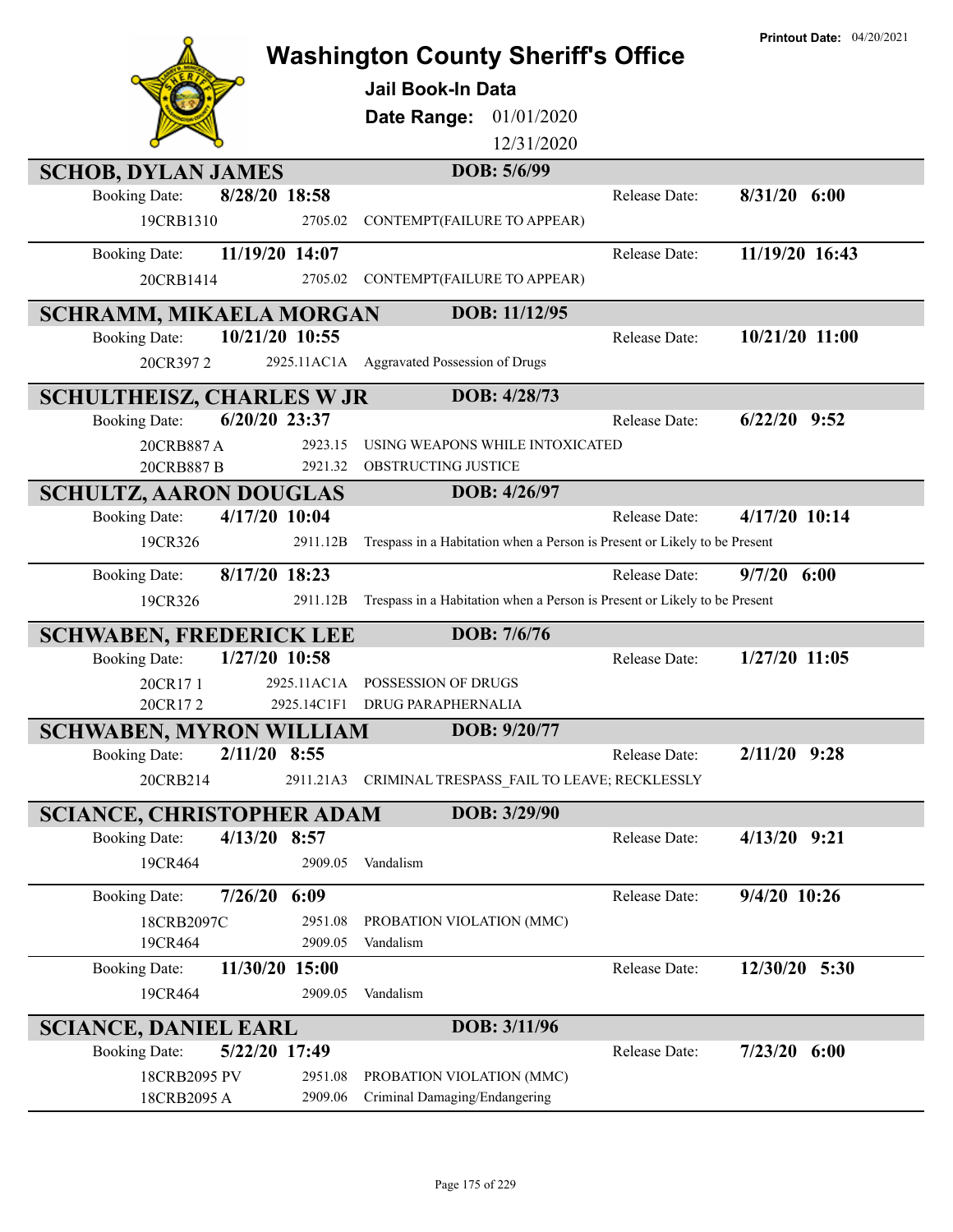# Washington County Sheriff's Office

**Printout Date:** 04/20/2021

## Jail Book-In Data

**Date Range:** 01/01/2020 12/31/2020

### SCHOB, DYLAN JAMES — DOB: 5/6/99

Booking Date: **8/28/20 18:58** — Release Date: **8/31/20 6:00**

| Case | Statute | Charge |
|---|---|---|
| 19CRB1310 | 2705.02 | CONTEMPT(FAILURE TO APPEAR) |

Booking Date: **11/19/20 14:07** — Release Date: **11/19/20 16:43**

| Case | Statute | Charge |
|---|---|---|
| 20CRB1414 | 2705.02 | CONTEMPT(FAILURE TO APPEAR) |

### SCHRAMM, MIKAELA MORGAN — DOB: 11/12/95

Booking Date: **10/21/20 10:55** — Release Date: **10/21/20 11:00**

| Case | Statute | Charge |
|---|---|---|
| 20CR397 2 | 2925.11AC1A | Aggravated Possession of Drugs |

### SCHULTHEISZ, CHARLES W JR — DOB: 4/28/73

Booking Date: **6/20/20 23:37** — Release Date: **6/22/20 9:52**

| Case | Statute | Charge |
|---|---|---|
| 20CRB887 A | 2923.15 | USING WEAPONS WHILE INTOXICATED |
| 20CRB887 B | 2921.32 | OBSTRUCTING JUSTICE |

### SCHULTZ, AARON DOUGLAS — DOB: 4/26/97

Booking Date: **4/17/20 10:04** — Release Date: **4/17/20 10:14**

| Case | Statute | Charge |
|---|---|---|
| 19CR326 | 2911.12B | Trespass in a Habitation when a Person is Present or Likely to be Present |

Booking Date: **8/17/20 18:23** — Release Date: **9/7/20 6:00**

| Case | Statute | Charge |
|---|---|---|
| 19CR326 | 2911.12B | Trespass in a Habitation when a Person is Present or Likely to be Present |

### SCHWABEN, FREDERICK LEE — DOB: 7/6/76

Booking Date: **1/27/20 10:58** — Release Date: **1/27/20 11:05**

| Case | Statute | Charge |
|---|---|---|
| 20CR17 1 | 2925.11AC1A | POSSESSION OF DRUGS |
| 20CR17 2 | 2925.14C1F1 | DRUG PARAPHERNALIA |

### SCHWABEN, MYRON WILLIAM — DOB: 9/20/77

Booking Date: **2/11/20 8:55** — Release Date: **2/11/20 9:28**

| Case | Statute | Charge |
|---|---|---|
| 20CRB214 | 2911.21A3 | CRIMINAL TRESPASS_FAIL TO LEAVE; RECKLESSLY |

### SCIANCE, CHRISTOPHER ADAM — DOB: 3/29/90

Booking Date: **4/13/20 8:57** — Release Date: **4/13/20 9:21**

| Case | Statute | Charge |
|---|---|---|
| 19CR464 | 2909.05 | Vandalism |

Booking Date: **7/26/20 6:09** — Release Date: **9/4/20 10:26**

| Case | Statute | Charge |
|---|---|---|
| 18CRB2097C | 2951.08 | PROBATION VIOLATION (MMC) |
| 19CR464 | 2909.05 | Vandalism |

Booking Date: **11/30/20 15:00** — Release Date: **12/30/20 5:30**

| Case | Statute | Charge |
|---|---|---|
| 19CR464 | 2909.05 | Vandalism |

### SCIANCE, DANIEL EARL — DOB: 3/11/96

Booking Date: **5/22/20 17:49** — Release Date: **7/23/20 6:00**

| Case | Statute | Charge |
|---|---|---|
| 18CRB2095 PV | 2951.08 | PROBATION VIOLATION (MMC) |
| 18CRB2095 A | 2909.06 | Criminal Damaging/Endangering |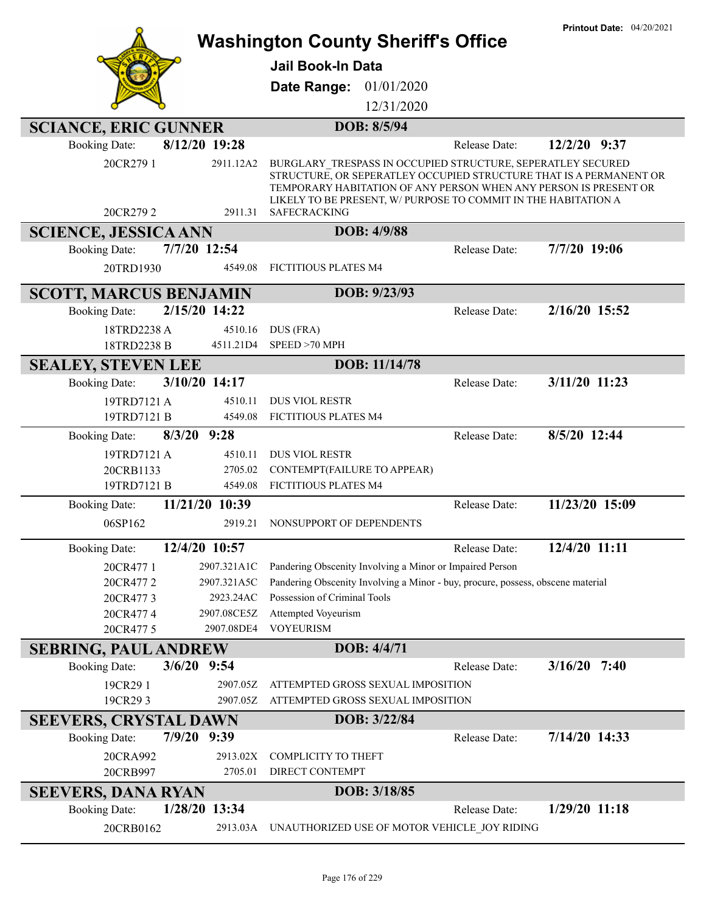# Washington County Sheriff's Office

**Printout Date:** 04/20/2021

## Jail Book-In Data

**Date Range:** 01/01/2020 – 12/31/2020

---

### SCIANCE, ERIC GUNNER — DOB: 8/5/94

**Booking Date:** 8/12/20 19:28 — **Release Date:** 12/2/20 9:37

| Case | Statute | Charge |
|---|---|---|
| 20CR279 1 | 2911.12A2 | BURGLARY_TRESPASS IN OCCUPIED STRUCTURE, SEPERATLEY SECURED STRUCTURE, OR SEPERATLEY OCCUPIED STRUCTURE THAT IS A PERMANENT OR TEMPORARY HABITATION OF ANY PERSON WHEN ANY PERSON IS PRESENT OR LIKELY TO BE PRESENT, W/ PURPOSE TO COMMIT IN THE HABITATION A |
| 20CR279 2 | 2911.31 | SAFECRACKING |

### SCIENCE, JESSICA ANN — DOB: 4/9/88

**Booking Date:** 7/7/20 12:54 — **Release Date:** 7/7/20 19:06

| Case | Statute | Charge |
|---|---|---|
| 20TRD1930 | 4549.08 | FICTITIOUS PLATES M4 |

### SCOTT, MARCUS BENJAMIN — DOB: 9/23/93

**Booking Date:** 2/15/20 14:22 — **Release Date:** 2/16/20 15:52

| Case | Statute | Charge |
|---|---|---|
| 18TRD2238 A | 4510.16 | DUS (FRA) |
| 18TRD2238 B | 4511.21D4 | SPEED >70 MPH |

### SEALEY, STEVEN LEE — DOB: 11/14/78

**Booking Date:** 3/10/20 14:17 — **Release Date:** 3/11/20 11:23

| Case | Statute | Charge |
|---|---|---|
| 19TRD7121 A | 4510.11 | DUS VIOL RESTR |
| 19TRD7121 B | 4549.08 | FICTITIOUS PLATES M4 |

**Booking Date:** 8/3/20 9:28 — **Release Date:** 8/5/20 12:44

| Case | Statute | Charge |
|---|---|---|
| 19TRD7121 A | 4510.11 | DUS VIOL RESTR |
| 20CRB1133 | 2705.02 | CONTEMPT(FAILURE TO APPEAR) |
| 19TRD7121 B | 4549.08 | FICTITIOUS PLATES M4 |

**Booking Date:** 11/21/20 10:39 — **Release Date:** 11/23/20 15:09

| Case | Statute | Charge |
|---|---|---|
| 06SP162 | 2919.21 | NONSUPPORT OF DEPENDENTS |

**Booking Date:** 12/4/20 10:57 — **Release Date:** 12/4/20 11:11

| Case | Statute | Charge |
|---|---|---|
| 20CR477 1 | 2907.321A1C | Pandering Obscenity Involving a Minor or Impaired Person |
| 20CR477 2 | 2907.321A5C | Pandering Obscenity Involving a Minor - buy, procure, possess, obscene material |
| 20CR477 3 | 2923.24AC | Possession of Criminal Tools |
| 20CR477 4 | 2907.08CE5Z | Attempted Voyeurism |
| 20CR477 5 | 2907.08DE4 | VOYEURISM |

### SEBRING, PAUL ANDREW — DOB: 4/4/71

**Booking Date:** 3/6/20 9:54 — **Release Date:** 3/16/20 7:40

| Case | Statute | Charge |
|---|---|---|
| 19CR29 1 | 2907.05Z | ATTEMPTED GROSS SEXUAL IMPOSITION |
| 19CR29 3 | 2907.05Z | ATTEMPTED GROSS SEXUAL IMPOSITION |

### SEEVERS, CRYSTAL DAWN — DOB: 3/22/84

**Booking Date:** 7/9/20 9:39 — **Release Date:** 7/14/20 14:33

| Case | Statute | Charge |
|---|---|---|
| 20CRA992 | 2913.02X | COMPLICITY TO THEFT |
| 20CRB997 | 2705.01 | DIRECT CONTEMPT |

### SEEVERS, DANA RYAN — DOB: 3/18/85

**Booking Date:** 1/28/20 13:34 — **Release Date:** 1/29/20 11:18

| Case | Statute | Charge |
|---|---|---|
| 20CRB0162 | 2913.03A | UNAUTHORIZED USE OF MOTOR VEHICLE_JOY RIDING |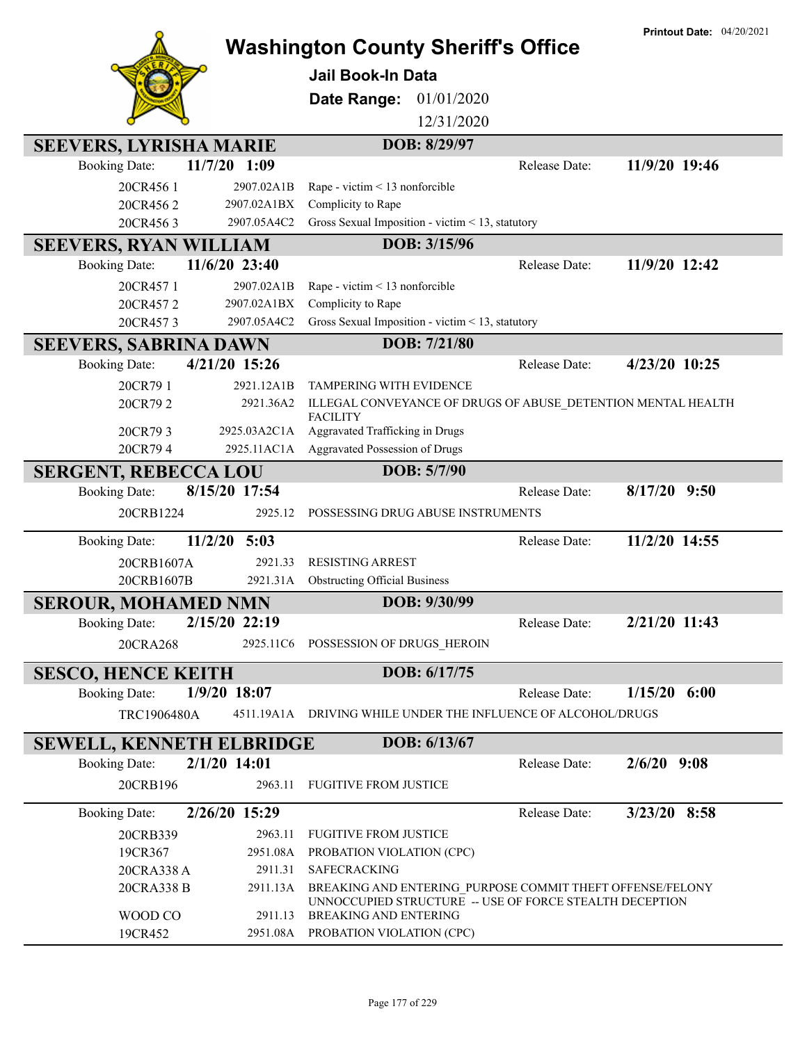Printout Date: 04/20/2021

# Washington County Sheriff's Office

**Jail Book-In Data**

**Date Range:** 01/01/2020 12/31/2020

## SEEVERS, LYRISHA MARIE — DOB: 8/29/97

Booking Date: **11/7/20 1:09** — Release Date: **11/9/20 19:46**

| Case | Statute | Charge |
|---|---|---|
| 20CR456 1 | 2907.02A1B | Rape - victim < 13 nonforcible |
| 20CR456 2 | 2907.02A1BX | Complicity to Rape |
| 20CR456 3 | 2907.05A4C2 | Gross Sexual Imposition - victim < 13, statutory |

## SEEVERS, RYAN WILLIAM — DOB: 3/15/96

Booking Date: **11/6/20 23:40** — Release Date: **11/9/20 12:42**

| Case | Statute | Charge |
|---|---|---|
| 20CR457 1 | 2907.02A1B | Rape - victim < 13 nonforcible |
| 20CR457 2 | 2907.02A1BX | Complicity to Rape |
| 20CR457 3 | 2907.05A4C2 | Gross Sexual Imposition - victim < 13, statutory |

## SEEVERS, SABRINA DAWN — DOB: 7/21/80

Booking Date: **4/21/20 15:26** — Release Date: **4/23/20 10:25**

| Case | Statute | Charge |
|---|---|---|
| 20CR79 1 | 2921.12A1B | TAMPERING WITH EVIDENCE |
| 20CR79 2 | 2921.36A2 | ILLEGAL CONVEYANCE OF DRUGS OF ABUSE_DETENTION MENTAL HEALTH FACILITY |
| 20CR79 3 | 2925.03A2C1A | Aggravated Trafficking in Drugs |
| 20CR79 4 | 2925.11AC1A | Aggravated Possession of Drugs |

## SERGENT, REBECCA LOU — DOB: 5/7/90

Booking Date: **8/15/20 17:54** — Release Date: **8/17/20 9:50**

| Case | Statute | Charge |
|---|---|---|
| 20CRB1224 | 2925.12 | POSSESSING DRUG ABUSE INSTRUMENTS |

Booking Date: **11/2/20 5:03** — Release Date: **11/2/20 14:55**

| Case | Statute | Charge |
|---|---|---|
| 20CRB1607A | 2921.33 | RESISTING ARREST |
| 20CRB1607B | 2921.31A | Obstructing Official Business |

## SEROUR, MOHAMED NMN — DOB: 9/30/99

Booking Date: **2/15/20 22:19** — Release Date: **2/21/20 11:43**

| Case | Statute | Charge |
|---|---|---|
| 20CRA268 | 2925.11C6 | POSSESSION OF DRUGS_HEROIN |

## SESCO, HENCE KEITH — DOB: 6/17/75

Booking Date: **1/9/20 18:07** — Release Date: **1/15/20 6:00**

| Case | Statute | Charge |
|---|---|---|
| TRC1906480A | 4511.19A1A | DRIVING WHILE UNDER THE INFLUENCE OF ALCOHOL/DRUGS |

## SEWELL, KENNETH ELBRIDGE — DOB: 6/13/67

Booking Date: **2/1/20 14:01** — Release Date: **2/6/20 9:08**

| Case | Statute | Charge |
|---|---|---|
| 20CRB196 | 2963.11 | FUGITIVE FROM JUSTICE |

Booking Date: **2/26/20 15:29** — Release Date: **3/23/20 8:58**

| Case | Statute | Charge |
|---|---|---|
| 20CRB339 | 2963.11 | FUGITIVE FROM JUSTICE |
| 19CR367 | 2951.08A | PROBATION VIOLATION (CPC) |
| 20CRA338 A | 2911.31 | SAFECRACKING |
| 20CRA338 B | 2911.13A | BREAKING AND ENTERING_PURPOSE COMMIT THEFT OFFENSE/FELONY UNOCCUPIED STRUCTURE -- USE OF FORCE STEALTH DECEPTION |
| WOOD CO | 2911.13 | BREAKING AND ENTERING |
| 19CR452 | 2951.08A | PROBATION VIOLATION (CPC) |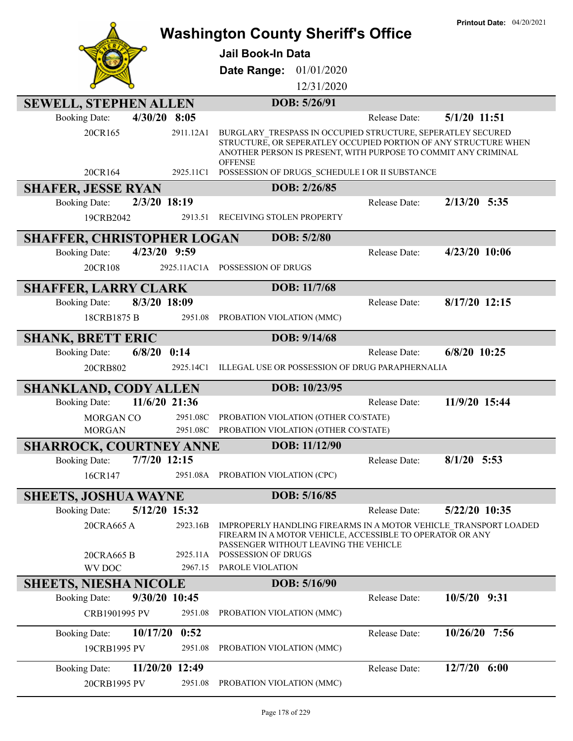**Printout Date:** 04/20/2021

# Washington County Sheriff's Office

**Jail Book-In Data**

**Date Range:** 01/01/2020 - 12/31/2020

## SEWELL, STEPHEN ALLEN — DOB: 5/26/91

Booking Date: **4/30/20 8:05** — Release Date: **5/1/20 11:51**

| Case | Statute | Charge |
|---|---|---|
| 20CR165 | 2911.12A1 | BURGLARY_TRESPASS IN OCCUPIED STRUCTURE, SEPERATLEY SECURED STRUCTURE, OR SEPERATLEY OCCUPIED PORTION OF ANY STRUCTURE WHEN ANOTHER PERSON IS PRESENT, WITH PURPOSE TO COMMIT ANY CRIMINAL OFFENSE |
| 20CR164 | 2925.11C1 | POSSESSION OF DRUGS_SCHEDULE I OR II SUBSTANCE |

## SHAFER, JESSE RYAN — DOB: 2/26/85

Booking Date: **2/3/20 18:19** — Release Date: **2/13/20 5:35**

| Case | Statute | Charge |
|---|---|---|
| 19CRB2042 | 2913.51 | RECEIVING STOLEN PROPERTY |

## SHAFFER, CHRISTOPHER LOGAN — DOB: 5/2/80

Booking Date: **4/23/20 9:59** — Release Date: **4/23/20 10:06**

| Case | Statute | Charge |
|---|---|---|
| 20CR108 | 2925.11AC1A | POSSESSION OF DRUGS |

## SHAFFER, LARRY CLARK — DOB: 11/7/68

Booking Date: **8/3/20 18:09** — Release Date: **8/17/20 12:15**

| Case | Statute | Charge |
|---|---|---|
| 18CRB1875 B | 2951.08 | PROBATION VIOLATION (MMC) |

## SHANK, BRETT ERIC — DOB: 9/14/68

Booking Date: **6/8/20 0:14** — Release Date: **6/8/20 10:25**

| Case | Statute | Charge |
|---|---|---|
| 20CRB802 | 2925.14C1 | ILLEGAL USE OR POSSESSION OF DRUG PARAPHERNALIA |

## SHANKLAND, CODY ALLEN — DOB: 10/23/95

Booking Date: **11/6/20 21:36** — Release Date: **11/9/20 15:44**

| Case | Statute | Charge |
|---|---|---|
| MORGAN CO | 2951.08C | PROBATION VIOLATION (OTHER CO/STATE) |
| MORGAN | 2951.08C | PROBATION VIOLATION (OTHER CO/STATE) |

## SHARROCK, COURTNEY ANNE — DOB: 11/12/90

Booking Date: **7/7/20 12:15** — Release Date: **8/1/20 5:53**

| Case | Statute | Charge |
|---|---|---|
| 16CR147 | 2951.08A | PROBATION VIOLATION (CPC) |

## SHEETS, JOSHUA WAYNE — DOB: 5/16/85

Booking Date: **5/12/20 15:32** — Release Date: **5/22/20 10:35**

| Case | Statute | Charge |
|---|---|---|
| 20CRA665 A | 2923.16B | IMPROPERLY HANDLING FIREARMS IN A MOTOR VEHICLE_TRANSPORT LOADED FIREARM IN A MOTOR VEHICLE, ACCESSIBLE TO OPERATOR OR ANY PASSENGER WITHOUT LEAVING THE VEHICLE |
| 20CRA665 B | 2925.11A | POSSESSION OF DRUGS |
| WV DOC | 2967.15 | PAROLE VIOLATION |

## SHEETS, NIESHA NICOLE — DOB: 5/16/90

Booking Date: **9/30/20 10:45** — Release Date: **10/5/20 9:31**

| Case | Statute | Charge |
|---|---|---|
| CRB1901995 PV | 2951.08 | PROBATION VIOLATION (MMC) |

Booking Date: **10/17/20 0:52** — Release Date: **10/26/20 7:56**

| Case | Statute | Charge |
|---|---|---|
| 19CRB1995 PV | 2951.08 | PROBATION VIOLATION (MMC) |

Booking Date: **11/20/20 12:49** — Release Date: **12/7/20 6:00**

| Case | Statute | Charge |
|---|---|---|
| 20CRB1995 PV | 2951.08 | PROBATION VIOLATION (MMC) |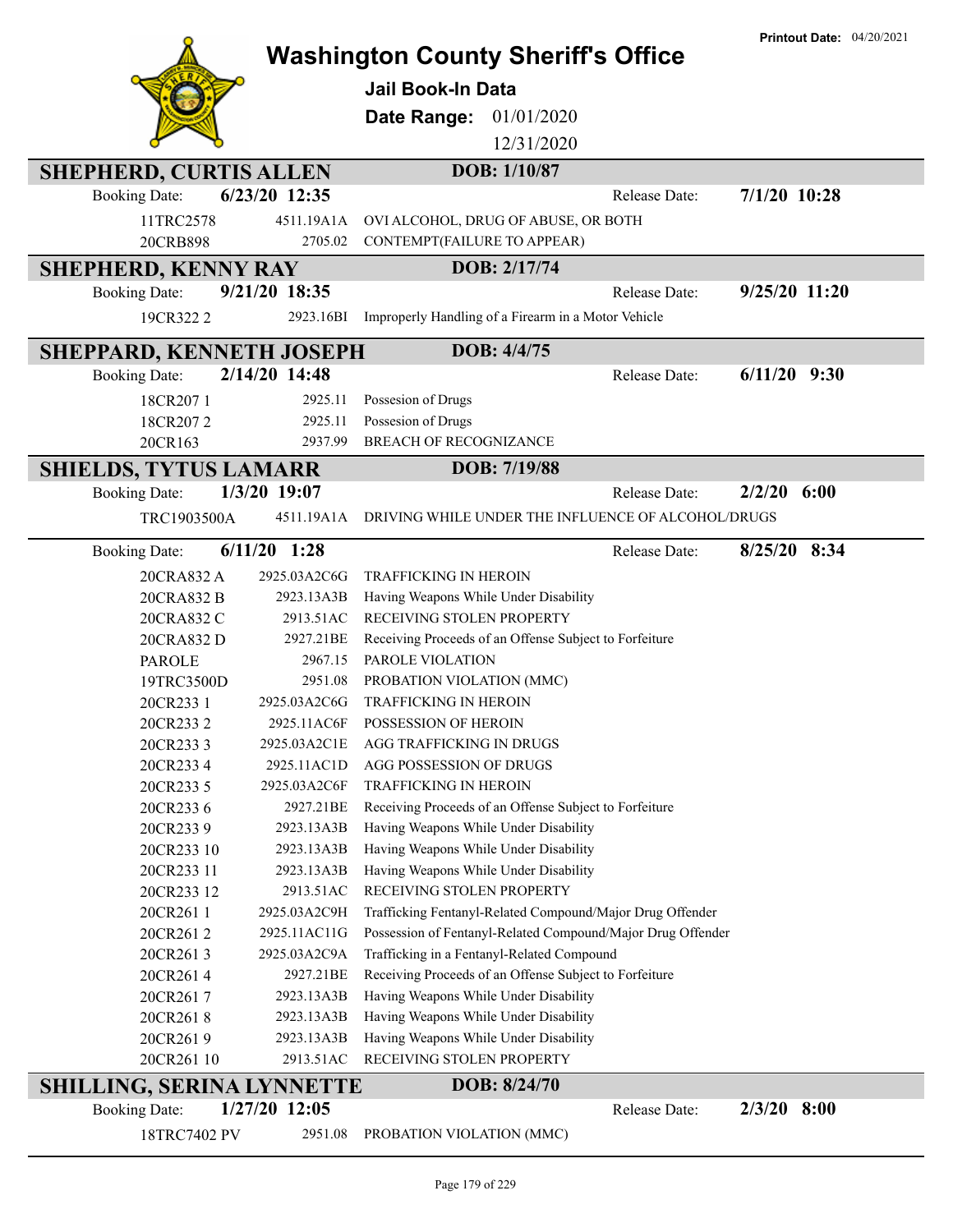**Printout Date:** 04/20/2021

# Washington County Sheriff's Office

## Jail Book-In Data

**Date Range:** 01/01/2020 – 12/31/2020

---

### SHEPHERD, CURTIS ALLEN — DOB: 1/10/87

**Booking Date:** 6/23/20 12:35 — **Release Date:** 7/1/20 10:28

| Case | Statute | Charge |
|---|---|---|
| 11TRC2578 | 4511.19A1A | OVI ALCOHOL, DRUG OF ABUSE, OR BOTH |
| 20CRB898 | 2705.02 | CONTEMPT(FAILURE TO APPEAR) |

### SHEPHERD, KENNY RAY — DOB: 2/17/74

**Booking Date:** 9/21/20 18:35 — **Release Date:** 9/25/20 11:20

| Case | Statute | Charge |
|---|---|---|
| 19CR322 2 | 2923.16BI | Improperly Handling of a Firearm in a Motor Vehicle |

### SHEPPARD, KENNETH JOSEPH — DOB: 4/4/75

**Booking Date:** 2/14/20 14:48 — **Release Date:** 6/11/20 9:30

| Case | Statute | Charge |
|---|---|---|
| 18CR207 1 | 2925.11 | Possesion of Drugs |
| 18CR207 2 | 2925.11 | Possesion of Drugs |
| 20CR163 | 2937.99 | BREACH OF RECOGNIZANCE |

### SHIELDS, TYTUS LAMARR — DOB: 7/19/88

**Booking Date:** 1/3/20 19:07 — **Release Date:** 2/2/20 6:00

| Case | Statute | Charge |
|---|---|---|
| TRC1903500A | 4511.19A1A | DRIVING WHILE UNDER THE INFLUENCE OF ALCOHOL/DRUGS |

**Booking Date:** 6/11/20 1:28 — **Release Date:** 8/25/20 8:34

| Case | Statute | Charge |
|---|---|---|
| 20CRA832 A | 2925.03A2C6G | TRAFFICKING IN HEROIN |
| 20CRA832 B | 2923.13A3B | Having Weapons While Under Disability |
| 20CRA832 C | 2913.51AC | RECEIVING STOLEN PROPERTY |
| 20CRA832 D | 2927.21BE | Receiving Proceeds of an Offense Subject to Forfeiture |
| PAROLE | 2967.15 | PAROLE VIOLATION |
| 19TRC3500D | 2951.08 | PROBATION VIOLATION (MMC) |
| 20CR233 1 | 2925.03A2C6G | TRAFFICKING IN HEROIN |
| 20CR233 2 | 2925.11AC6F | POSSESSION OF HEROIN |
| 20CR233 3 | 2925.03A2C1E | AGG TRAFFICKING IN DRUGS |
| 20CR233 4 | 2925.11AC1D | AGG POSSESSION OF DRUGS |
| 20CR233 5 | 2925.03A2C6F | TRAFFICKING IN HEROIN |
| 20CR233 6 | 2927.21BE | Receiving Proceeds of an Offense Subject to Forfeiture |
| 20CR233 9 | 2923.13A3B | Having Weapons While Under Disability |
| 20CR233 10 | 2923.13A3B | Having Weapons While Under Disability |
| 20CR233 11 | 2923.13A3B | Having Weapons While Under Disability |
| 20CR233 12 | 2913.51AC | RECEIVING STOLEN PROPERTY |
| 20CR261 1 | 2925.03A2C9H | Trafficking Fentanyl-Related Compound/Major Drug Offender |
| 20CR261 2 | 2925.11AC11G | Possession of Fentanyl-Related Compound/Major Drug Offender |
| 20CR261 3 | 2925.03A2C9A | Trafficking in a Fentanyl-Related Compound |
| 20CR261 4 | 2927.21BE | Receiving Proceeds of an Offense Subject to Forfeiture |
| 20CR261 7 | 2923.13A3B | Having Weapons While Under Disability |
| 20CR261 8 | 2923.13A3B | Having Weapons While Under Disability |
| 20CR261 9 | 2923.13A3B | Having Weapons While Under Disability |
| 20CR261 10 | 2913.51AC | RECEIVING STOLEN PROPERTY |

### SHILLING, SERINA LYNNETTE — DOB: 8/24/70

**Booking Date:** 1/27/20 12:05 — **Release Date:** 2/3/20 8:00

| Case | Statute | Charge |
|---|---|---|
| 18TRC7402 PV | 2951.08 | PROBATION VIOLATION (MMC) |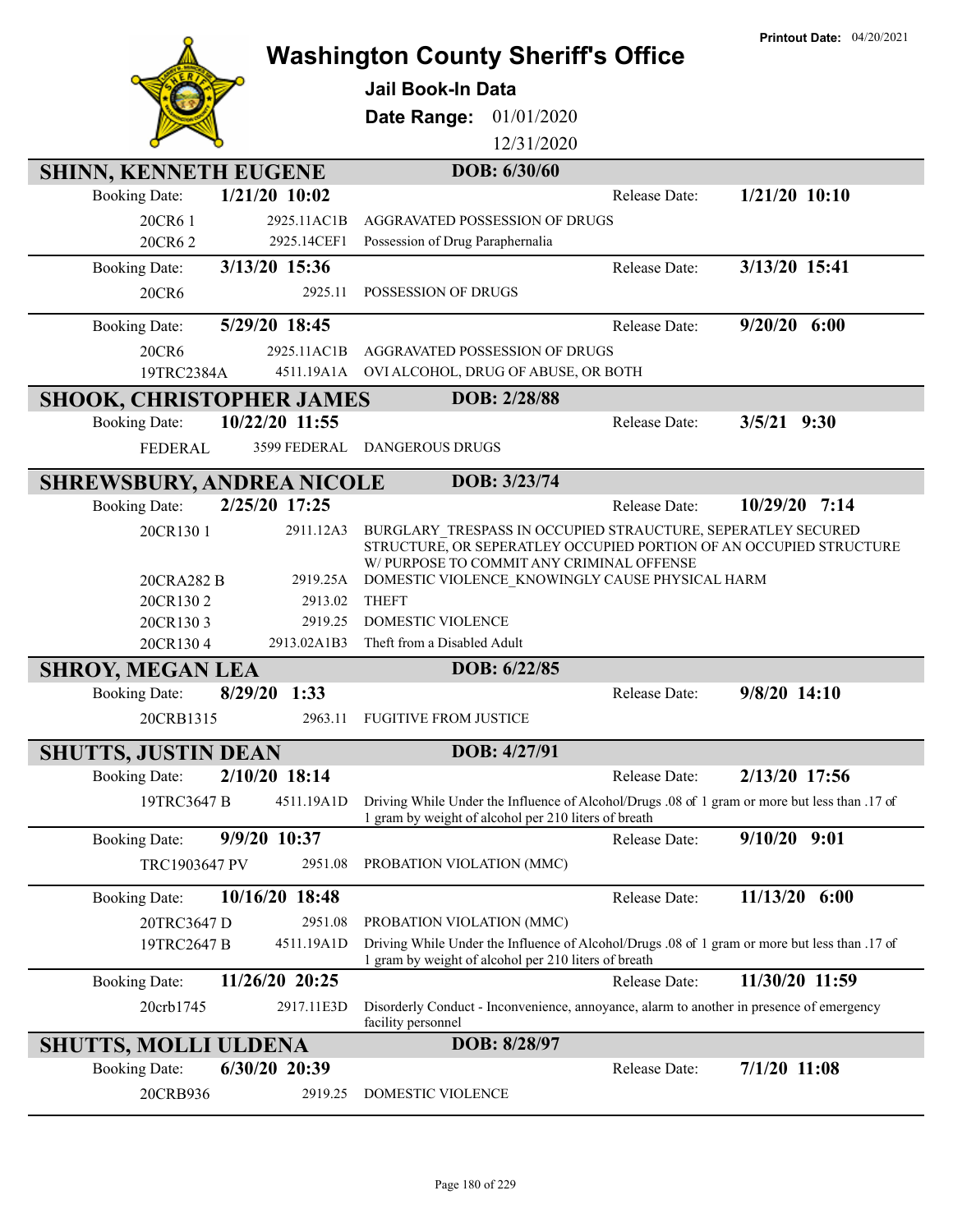Printout Date: 04/20/2021

# Washington County Sheriff's Office

**Jail Book-In Data**

**Date Range:** 01/01/2020 12/31/2020

## SHINN, KENNETH EUGENE — DOB: 6/30/60

**Booking Date:** 1/21/20 10:02 — **Release Date:** 1/21/20 10:10

| Case | Statute | Charge |
|---|---|---|
| 20CR6 1 | 2925.11AC1B | AGGRAVATED POSSESSION OF DRUGS |
| 20CR6 2 | 2925.14CEF1 | Possession of Drug Paraphernalia |

**Booking Date:** 3/13/20 15:36 — **Release Date:** 3/13/20 15:41

| Case | Statute | Charge |
|---|---|---|
| 20CR6 | 2925.11 | POSSESSION OF DRUGS |

**Booking Date:** 5/29/20 18:45 — **Release Date:** 9/20/20 6:00

| Case | Statute | Charge |
|---|---|---|
| 20CR6 | 2925.11AC1B | AGGRAVATED POSSESSION OF DRUGS |
| 19TRC2384A | 4511.19A1A | OVI ALCOHOL, DRUG OF ABUSE, OR BOTH |

## SHOOK, CHRISTOPHER JAMES — DOB: 2/28/88

**Booking Date:** 10/22/20 11:55 — **Release Date:** 3/5/21 9:30

| Case | Statute | Charge |
|---|---|---|
| FEDERAL | 3599 FEDERAL | DANGEROUS DRUGS |

## SHREWSBURY, ANDREA NICOLE — DOB: 3/23/74

**Booking Date:** 2/25/20 17:25 — **Release Date:** 10/29/20 7:14

| Case | Statute | Charge |
|---|---|---|
| 20CR130 1 | 2911.12A3 | BURGLARY_TRESPASS IN OCCUPIED STRAUCTURE, SEPERATLEY SECURED STRUCTURE, OR SEPERATLEY OCCUPIED PORTION OF AN OCCUPIED STRUCTURE W/ PURPOSE TO COMMIT ANY CRIMINAL OFFENSE |
| 20CRA282 B | 2919.25A | DOMESTIC VIOLENCE_KNOWINGLY CAUSE PHYSICAL HARM |
| 20CR130 2 | 2913.02 | THEFT |
| 20CR130 3 | 2919.25 | DOMESTIC VIOLENCE |
| 20CR130 4 | 2913.02A1B3 | Theft from a Disabled Adult |

## SHROY, MEGAN LEA — DOB: 6/22/85

**Booking Date:** 8/29/20 1:33 — **Release Date:** 9/8/20 14:10

| Case | Statute | Charge |
|---|---|---|
| 20CRB1315 | 2963.11 | FUGITIVE FROM JUSTICE |

## SHUTTS, JUSTIN DEAN — DOB: 4/27/91

**Booking Date:** 2/10/20 18:14 — **Release Date:** 2/13/20 17:56

| Case | Statute | Charge |
|---|---|---|
| 19TRC3647 B | 4511.19A1D | Driving While Under the Influence of Alcohol/Drugs .08 of 1 gram or more but less than .17 of 1 gram by weight of alcohol per 210 liters of breath |

**Booking Date:** 9/9/20 10:37 — **Release Date:** 9/10/20 9:01

| Case | Statute | Charge |
|---|---|---|
| TRC1903647 PV | 2951.08 | PROBATION VIOLATION (MMC) |

**Booking Date:** 10/16/20 18:48 — **Release Date:** 11/13/20 6:00

| Case | Statute | Charge |
|---|---|---|
| 20TRC3647 D | 2951.08 | PROBATION VIOLATION (MMC) |
| 19TRC2647 B | 4511.19A1D | Driving While Under the Influence of Alcohol/Drugs .08 of 1 gram or more but less than .17 of 1 gram by weight of alcohol per 210 liters of breath |

**Booking Date:** 11/26/20 20:25 — **Release Date:** 11/30/20 11:59

| Case | Statute | Charge |
|---|---|---|
| 20crb1745 | 2917.11E3D | Disorderly Conduct - Inconvenience, annoyance, alarm to another in presence of emergency facility personnel |

## SHUTTS, MOLLI ULDENA — DOB: 8/28/97

**Booking Date:** 6/30/20 20:39 — **Release Date:** 7/1/20 11:08

| Case | Statute | Charge |
|---|---|---|
| 20CRB936 | 2919.25 | DOMESTIC VIOLENCE |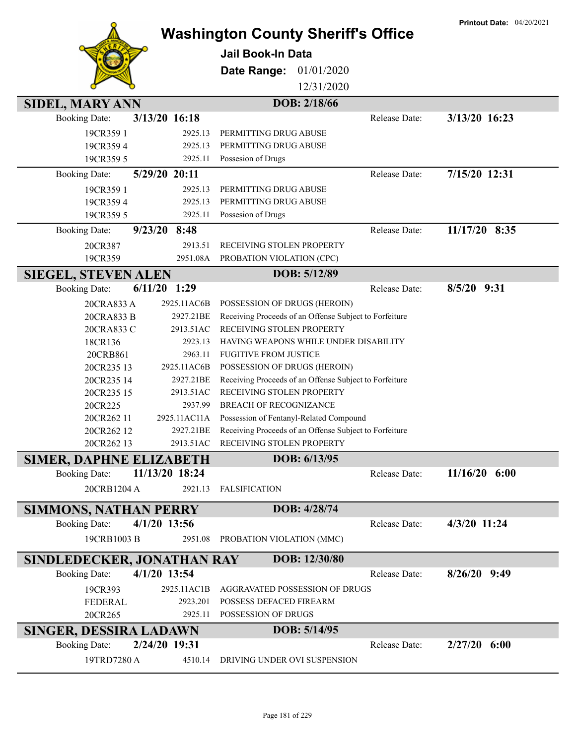# Washington County Sheriff's Office

**Printout Date:** 04/20/2021

**Jail Book-In Data**

**Date Range:** 01/01/2020 12/31/2020

## SIDEL, MARY ANN — DOB: 2/18/66

**Booking Date:** 3/13/20 16:18 — **Release Date:** 3/13/20 16:23

| Case | Statute | Charge |
|---|---|---|
| 19CR359 1 | 2925.13 | PERMITTING DRUG ABUSE |
| 19CR359 4 | 2925.13 | PERMITTING DRUG ABUSE |
| 19CR359 5 | 2925.11 | Possesion of Drugs |

**Booking Date:** 5/29/20 20:11 — **Release Date:** 7/15/20 12:31

| Case | Statute | Charge |
|---|---|---|
| 19CR359 1 | 2925.13 | PERMITTING DRUG ABUSE |
| 19CR359 4 | 2925.13 | PERMITTING DRUG ABUSE |
| 19CR359 5 | 2925.11 | Possesion of Drugs |

**Booking Date:** 9/23/20 8:48 — **Release Date:** 11/17/20 8:35

| Case | Statute | Charge |
|---|---|---|
| 20CR387 | 2913.51 | RECEIVING STOLEN PROPERTY |
| 19CR359 | 2951.08A | PROBATION VIOLATION (CPC) |

## SIEGEL, STEVEN ALEN — DOB: 5/12/89

**Booking Date:** 6/11/20 1:29 — **Release Date:** 8/5/20 9:31

| Case | Statute | Charge |
|---|---|---|
| 20CRA833 A | 2925.11AC6B | POSSESSION OF DRUGS (HEROIN) |
| 20CRA833 B | 2927.21BE | Receiving Proceeds of an Offense Subject to Forfeiture |
| 20CRA833 C | 2913.51AC | RECEIVING STOLEN PROPERTY |
| 18CR136 | 2923.13 | HAVING WEAPONS WHILE UNDER DISABILITY |
| 20CRB861 | 2963.11 | FUGITIVE FROM JUSTICE |
| 20CR235 13 | 2925.11AC6B | POSSESSION OF DRUGS (HEROIN) |
| 20CR235 14 | 2927.21BE | Receiving Proceeds of an Offense Subject to Forfeiture |
| 20CR235 15 | 2913.51AC | RECEIVING STOLEN PROPERTY |
| 20CR225 | 2937.99 | BREACH OF RECOGNIZANCE |
| 20CR262 11 | 2925.11AC11A | Possession of Fentanyl-Related Compound |
| 20CR262 12 | 2927.21BE | Receiving Proceeds of an Offense Subject to Forfeiture |
| 20CR262 13 | 2913.51AC | RECEIVING STOLEN PROPERTY |

## SIMER, DAPHNE ELIZABETH — DOB: 6/13/95

**Booking Date:** 11/13/20 18:24 — **Release Date:** 11/16/20 6:00

| Case | Statute | Charge |
|---|---|---|
| 20CRB1204 A | 2921.13 | FALSIFICATION |

## SIMMONS, NATHAN PERRY — DOB: 4/28/74

**Booking Date:** 4/1/20 13:56 — **Release Date:** 4/3/20 11:24

| Case | Statute | Charge |
|---|---|---|
| 19CRB1003 B | 2951.08 | PROBATION VIOLATION (MMC) |

## SINDLEDECKER, JONATHAN RAY — DOB: 12/30/80

**Booking Date:** 4/1/20 13:54 — **Release Date:** 8/26/20 9:49

| Case | Statute | Charge |
|---|---|---|
| 19CR393 | 2925.11AC1B | AGGRAVATED POSSESSION OF DRUGS |
| FEDERAL | 2923.201 | POSSESS DEFACED FIREARM |
| 20CR265 | 2925.11 | POSSESSION OF DRUGS |

## SINGER, DESSIRA LADAWN — DOB: 5/14/95

**Booking Date:** 2/24/20 19:31 — **Release Date:** 2/27/20 6:00

| Case | Statute | Charge |
|---|---|---|
| 19TRD7280 A | 4510.14 | DRIVING UNDER OVI SUSPENSION |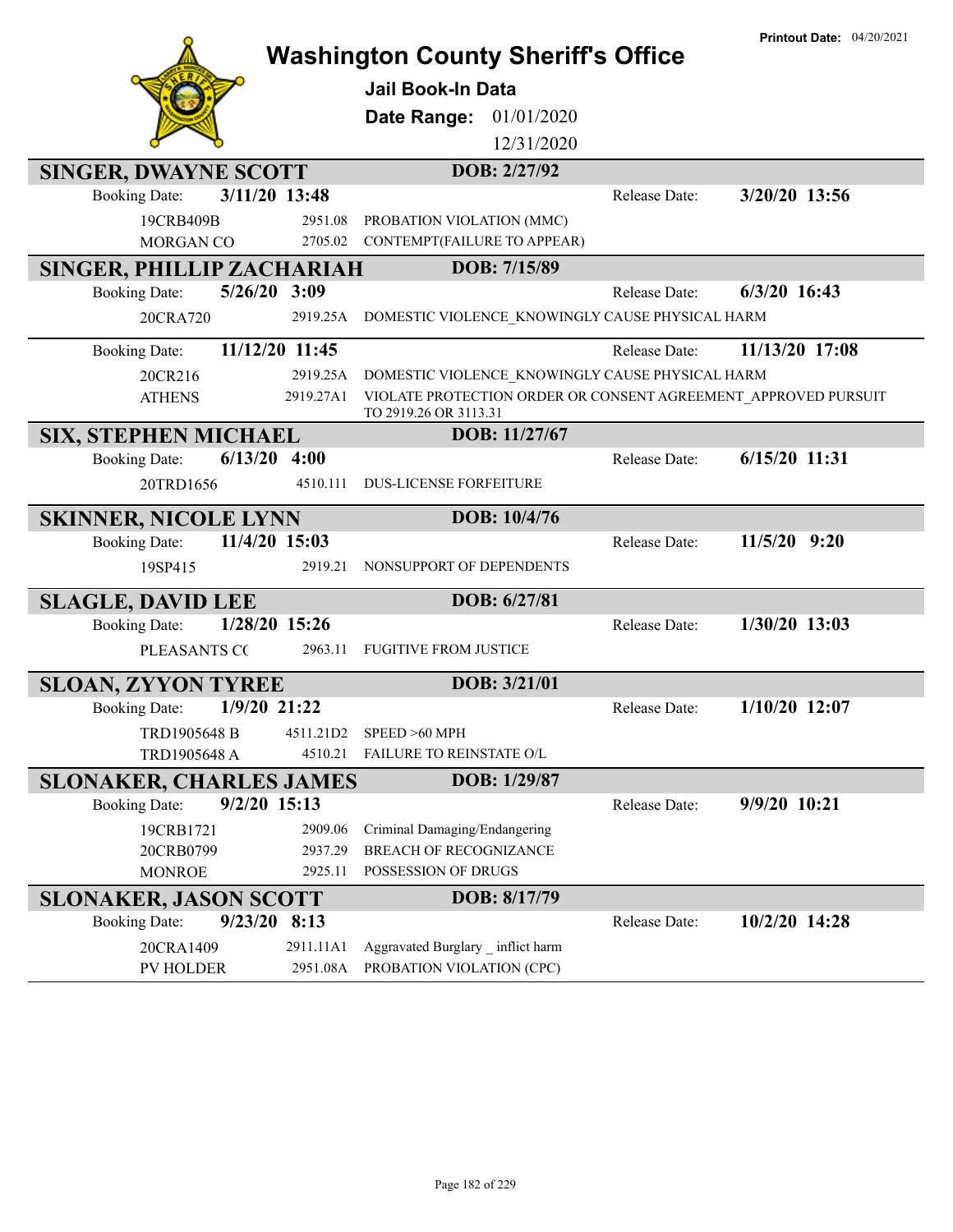Printout Date: 04/20/2021

# Washington County Sheriff's Office

**Jail Book-In Data**

**Date Range:** 01/01/2020 12/31/2020

## SINGER, DWAYNE SCOTT — DOB: 2/27/92

Booking Date: **3/11/20 13:48** Release Date: **3/20/20 13:56**

| Case | Statute | Charge |
|---|---|---|
| 19CRB409B | 2951.08 | PROBATION VIOLATION (MMC) |
| MORGAN CO | 2705.02 | CONTEMPT(FAILURE TO APPEAR) |

## SINGER, PHILLIP ZACHARIAH — DOB: 7/15/89

Booking Date: **5/26/20 3:09** Release Date: **6/3/20 16:43**

| Case | Statute | Charge |
|---|---|---|
| 20CRA720 | 2919.25A | DOMESTIC VIOLENCE_KNOWINGLY CAUSE PHYSICAL HARM |

Booking Date: **11/12/20 11:45** Release Date: **11/13/20 17:08**

| Case | Statute | Charge |
|---|---|---|
| 20CR216 | 2919.25A | DOMESTIC VIOLENCE_KNOWINGLY CAUSE PHYSICAL HARM |
| ATHENS | 2919.27A1 | VIOLATE PROTECTION ORDER OR CONSENT AGREEMENT_APPROVED PURSUIT TO 2919.26 OR 3113.31 |

## SIX, STEPHEN MICHAEL — DOB: 11/27/67

Booking Date: **6/13/20 4:00** Release Date: **6/15/20 11:31**

| Case | Statute | Charge |
|---|---|---|
| 20TRD1656 | 4510.111 | DUS-LICENSE FORFEITURE |

## SKINNER, NICOLE LYNN — DOB: 10/4/76

Booking Date: **11/4/20 15:03** Release Date: **11/5/20 9:20**

| Case | Statute | Charge |
|---|---|---|
| 19SP415 | 2919.21 | NONSUPPORT OF DEPENDENTS |

## SLAGLE, DAVID LEE — DOB: 6/27/81

Booking Date: **1/28/20 15:26** Release Date: **1/30/20 13:03**

| Case | Statute | Charge |
|---|---|---|
| PLEASANTS CO | 2963.11 | FUGITIVE FROM JUSTICE |

## SLOAN, ZYYON TYREE — DOB: 3/21/01

Booking Date: **1/9/20 21:22** Release Date: **1/10/20 12:07**

| Case | Statute | Charge |
|---|---|---|
| TRD1905648 B | 4511.21D2 | SPEED >60 MPH |
| TRD1905648 A | 4510.21 | FAILURE TO REINSTATE O/L |

## SLONAKER, CHARLES JAMES — DOB: 1/29/87

Booking Date: **9/2/20 15:13** Release Date: **9/9/20 10:21**

| Case | Statute | Charge |
|---|---|---|
| 19CRB1721 | 2909.06 | Criminal Damaging/Endangering |
| 20CRB0799 | 2937.29 | BREACH OF RECOGNIZANCE |
| MONROE | 2925.11 | POSSESSION OF DRUGS |

## SLONAKER, JASON SCOTT — DOB: 8/17/79

Booking Date: **9/23/20 8:13** Release Date: **10/2/20 14:28**

| Case | Statute | Charge |
|---|---|---|
| 20CRA1409 | 2911.11A1 | Aggravated Burglary _ inflict harm |
| PV HOLDER | 2951.08A | PROBATION VIOLATION (CPC) |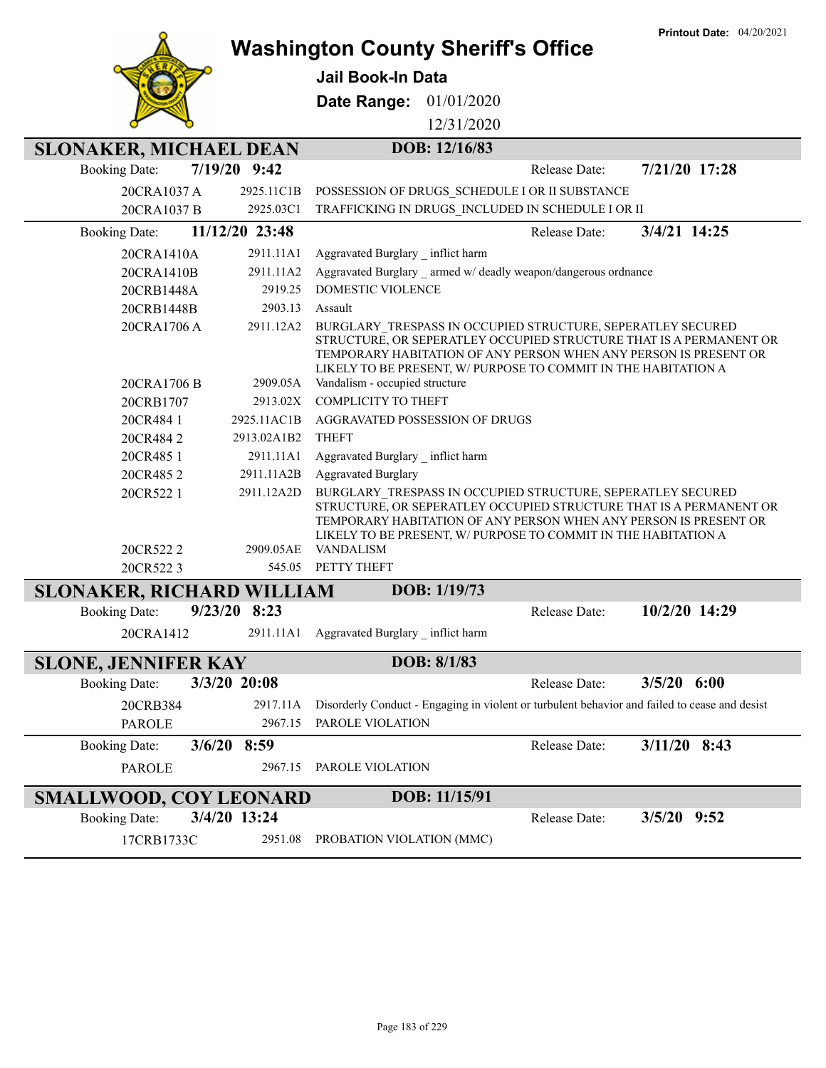# Washington County Sheriff's Office

**Jail Book-In Data**

**Date Range:** 01/01/2020 – 12/31/2020

**Printout Date:** 04/20/2021

## SLONAKER, MICHAEL DEAN

**DOB:** 12/16/83

**Booking Date:** 7/19/20 9:42 — **Release Date:** 7/21/20 17:28

| Case | Statute | Charge |
|---|---|---|
| 20CRA1037 A | 2925.11C1B | POSSESSION OF DRUGS_SCHEDULE I OR II SUBSTANCE |
| 20CRA1037 B | 2925.03C1 | TRAFFICKING IN DRUGS_INCLUDED IN SCHEDULE I OR II |

**Booking Date:** 11/12/20 23:48 — **Release Date:** 3/4/21 14:25

| Case | Statute | Charge |
|---|---|---|
| 20CRA1410A | 2911.11A1 | Aggravated Burglary _ inflict harm |
| 20CRA1410B | 2911.11A2 | Aggravated Burglary _ armed w/ deadly weapon/dangerous ordnance |
| 20CRB1448A | 2919.25 | DOMESTIC VIOLENCE |
| 20CRB1448B | 2903.13 | Assault |
| 20CRA1706 A | 2911.12A2 | BURGLARY_TRESPASS IN OCCUPIED STRUCTURE, SEPERATLEY SECURED STRUCTURE, OR SEPERATLEY OCCUPIED STRUCTURE THAT IS A PERMANENT OR TEMPORARY HABITATION OF ANY PERSON WHEN ANY PERSON IS PRESENT OR LIKELY TO BE PRESENT, W/ PURPOSE TO COMMIT IN THE HABITATION A |
| 20CRA1706 B | 2909.05A | Vandalism - occupied structure |
| 20CRB1707 | 2913.02X | COMPLICITY TO THEFT |
| 20CR484 1 | 2925.11AC1B | AGGRAVATED POSSESSION OF DRUGS |
| 20CR484 2 | 2913.02A1B2 | THEFT |
| 20CR485 1 | 2911.11A1 | Aggravated Burglary _ inflict harm |
| 20CR485 2 | 2911.11A2B | Aggravated Burglary |
| 20CR522 1 | 2911.12A2D | BURGLARY_TRESPASS IN OCCUPIED STRUCTURE, SEPERATLEY SECURED STRUCTURE, OR SEPERATLEY OCCUPIED STRUCTURE THAT IS A PERMANENT OR TEMPORARY HABITATION OF ANY PERSON WHEN ANY PERSON IS PRESENT OR LIKELY TO BE PRESENT, W/ PURPOSE TO COMMIT IN THE HABITATION A |
| 20CR522 2 | 2909.05AE | VANDALISM |
| 20CR522 3 | 545.05 | PETTY THEFT |

## SLONAKER, RICHARD WILLIAM

**DOB:** 1/19/73

**Booking Date:** 9/23/20 8:23 — **Release Date:** 10/2/20 14:29

| Case | Statute | Charge |
|---|---|---|
| 20CRA1412 | 2911.11A1 | Aggravated Burglary _ inflict harm |

## SLONE, JENNIFER KAY

**DOB:** 8/1/83

**Booking Date:** 3/3/20 20:08 — **Release Date:** 3/5/20 6:00

| Case | Statute | Charge |
|---|---|---|
| 20CRB384 | 2917.11A | Disorderly Conduct - Engaging in violent or turbulent behavior and failed to cease and desist |
| PAROLE | 2967.15 | PAROLE VIOLATION |

**Booking Date:** 3/6/20 8:59 — **Release Date:** 3/11/20 8:43

| Case | Statute | Charge |
|---|---|---|
| PAROLE | 2967.15 | PAROLE VIOLATION |

## SMALLWOOD, COY LEONARD

**DOB:** 11/15/91

**Booking Date:** 3/4/20 13:24 — **Release Date:** 3/5/20 9:52

| Case | Statute | Charge |
|---|---|---|
| 17CRB1733C | 2951.08 | PROBATION VIOLATION (MMC) |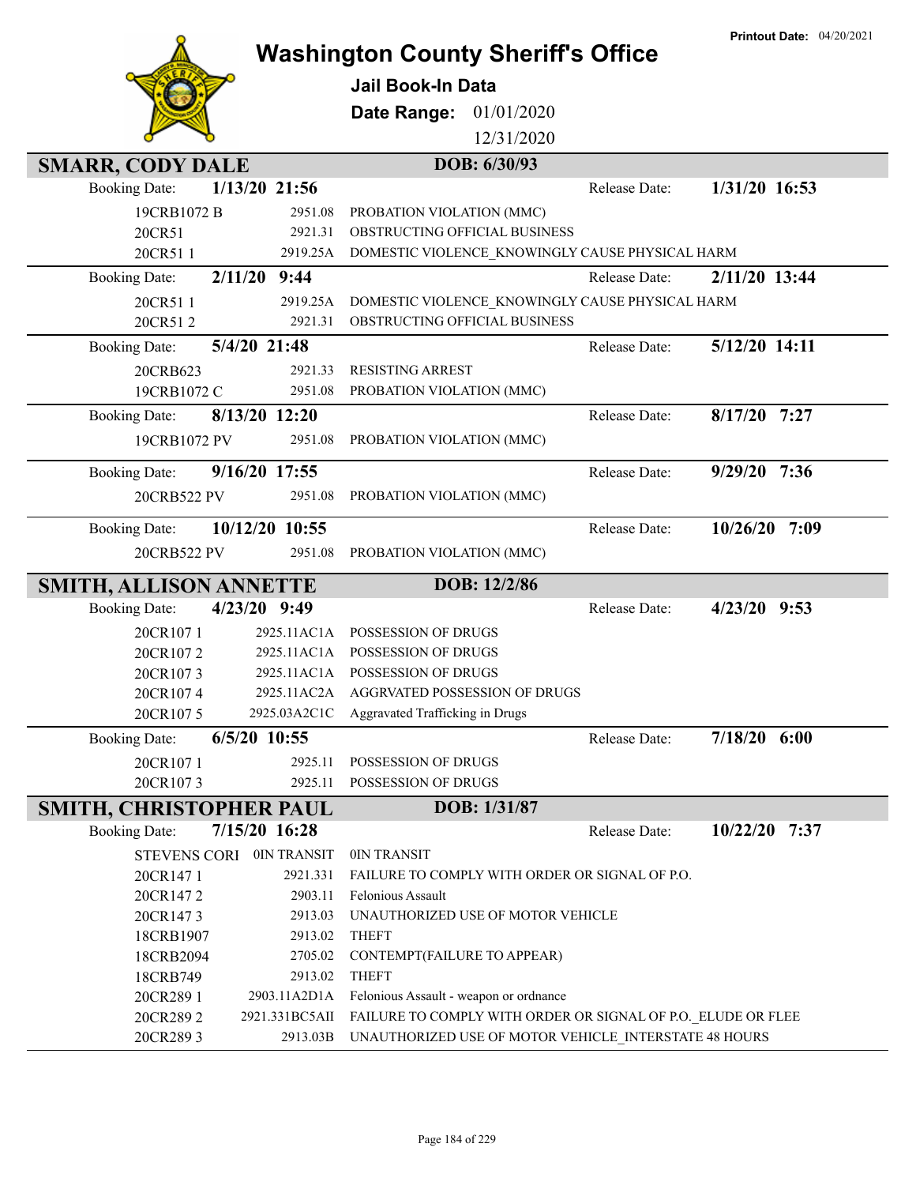# Washington County Sheriff's Office

**Printout Date:** 04/20/2021

**Jail Book-In Data**

**Date Range:** 01/01/2020 – 12/31/2020

## SMARR, CODY DALE — DOB: 6/30/93

**Booking Date:** 1/13/20 21:56 — **Release Date:** 1/31/20 16:53

| Case | Statute | Charge |
|---|---|---|
| 19CRB1072 B | 2951.08 | PROBATION VIOLATION (MMC) |
| 20CR51 | 2921.31 | OBSTRUCTING OFFICIAL BUSINESS |
| 20CR51 1 | 2919.25A | DOMESTIC VIOLENCE_KNOWINGLY CAUSE PHYSICAL HARM |

**Booking Date:** 2/11/20 9:44 — **Release Date:** 2/11/20 13:44

| Case | Statute | Charge |
|---|---|---|
| 20CR51 1 | 2919.25A | DOMESTIC VIOLENCE_KNOWINGLY CAUSE PHYSICAL HARM |
| 20CR51 2 | 2921.31 | OBSTRUCTING OFFICIAL BUSINESS |

**Booking Date:** 5/4/20 21:48 — **Release Date:** 5/12/20 14:11

| Case | Statute | Charge |
|---|---|---|
| 20CRB623 | 2921.33 | RESISTING ARREST |
| 19CRB1072 C | 2951.08 | PROBATION VIOLATION (MMC) |

**Booking Date:** 8/13/20 12:20 — **Release Date:** 8/17/20 7:27

| Case | Statute | Charge |
|---|---|---|
| 19CRB1072 PV | 2951.08 | PROBATION VIOLATION (MMC) |

**Booking Date:** 9/16/20 17:55 — **Release Date:** 9/29/20 7:36

| Case | Statute | Charge |
|---|---|---|
| 20CRB522 PV | 2951.08 | PROBATION VIOLATION (MMC) |

**Booking Date:** 10/12/20 10:55 — **Release Date:** 10/26/20 7:09

| Case | Statute | Charge |
|---|---|---|
| 20CRB522 PV | 2951.08 | PROBATION VIOLATION (MMC) |

## SMITH, ALLISON ANNETTE — DOB: 12/2/86

**Booking Date:** 4/23/20 9:49 — **Release Date:** 4/23/20 9:53

| Case | Statute | Charge |
|---|---|---|
| 20CR107 1 | 2925.11AC1A | POSSESSION OF DRUGS |
| 20CR107 2 | 2925.11AC1A | POSSESSION OF DRUGS |
| 20CR107 3 | 2925.11AC1A | POSSESSION OF DRUGS |
| 20CR107 4 | 2925.11AC2A | AGGRVATED POSSESSION OF DRUGS |
| 20CR107 5 | 2925.03A2C1C | Aggravated Trafficking in Drugs |

**Booking Date:** 6/5/20 10:55 — **Release Date:** 7/18/20 6:00

| Case | Statute | Charge |
|---|---|---|
| 20CR107 1 | 2925.11 | POSSESSION OF DRUGS |
| 20CR107 3 | 2925.11 | POSSESSION OF DRUGS |

## SMITH, CHRISTOPHER PAUL — DOB: 1/31/87

**Booking Date:** 7/15/20 16:28 — **Release Date:** 10/22/20 7:37

| Case | Statute | Charge |
|---|---|---|
| STEVENS CORI | 0IN TRANSIT | 0IN TRANSIT |
| 20CR147 1 | 2921.331 | FAILURE TO COMPLY WITH ORDER OR SIGNAL OF P.O. |
| 20CR147 2 | 2903.11 | Felonious Assault |
| 20CR147 3 | 2913.03 | UNAUTHORIZED USE OF MOTOR VEHICLE |
| 18CRB1907 | 2913.02 | THEFT |
| 18CRB2094 | 2705.02 | CONTEMPT(FAILURE TO APPEAR) |
| 18CRB749 | 2913.02 | THEFT |
| 20CR289 1 | 2903.11A2D1A | Felonious Assault - weapon or ordnance |
| 20CR289 2 | 2921.331BC5AII | FAILURE TO COMPLY WITH ORDER OR SIGNAL OF P.O._ELUDE OR FLEE |
| 20CR289 3 | 2913.03B | UNAUTHORIZED USE OF MOTOR VEHICLE_INTERSTATE 48 HOURS |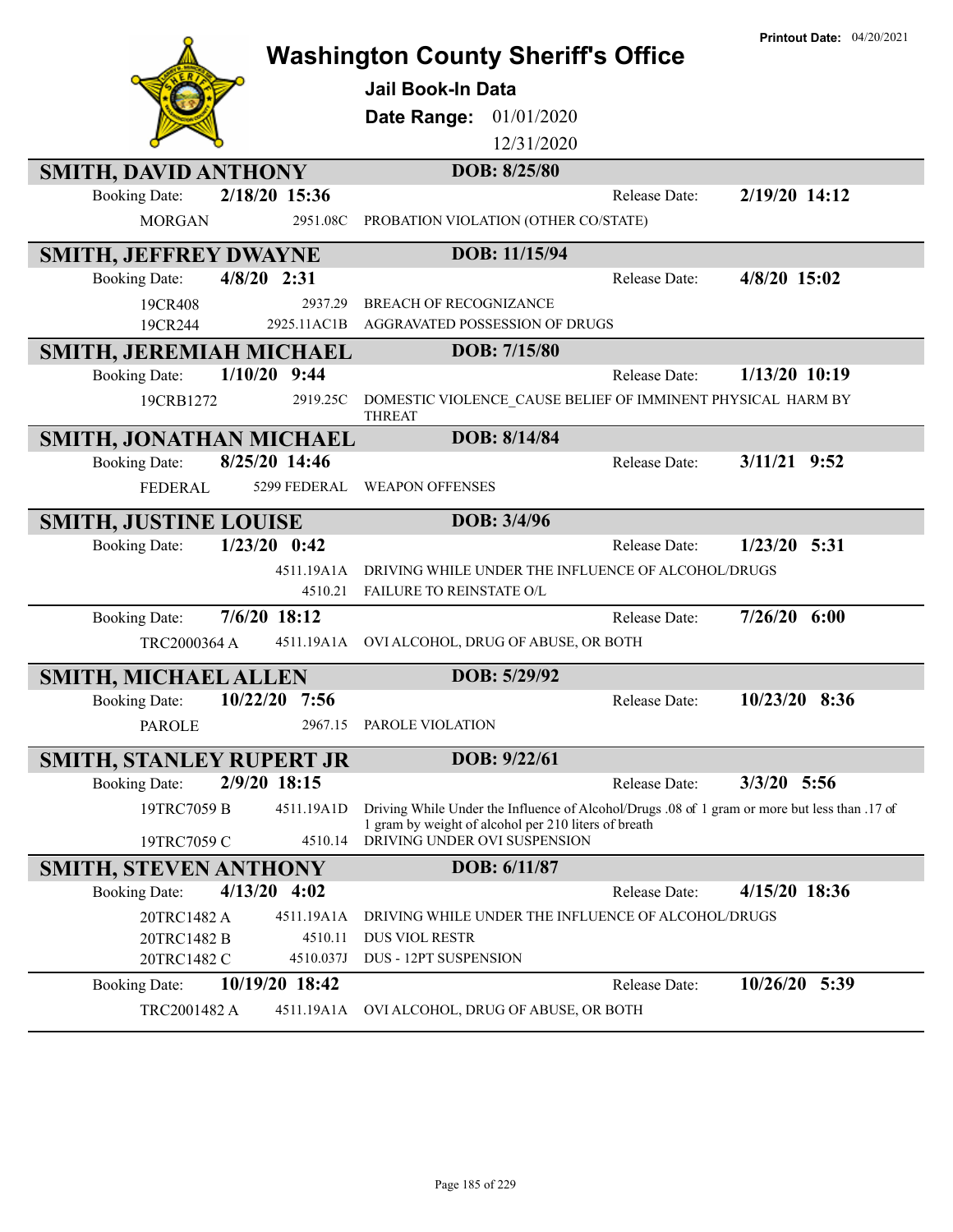# Washington County Sheriff's Office

**Printout Date:** 04/20/2021

## Jail Book-In Data

**Date Range:** 01/01/2020 12/31/2020

### SMITH, DAVID ANTHONY — DOB: 8/25/80

| Booking Date: | 2/18/20 15:36 | | Release Date: | 2/19/20 14:12 |
|---|---|---|---|---|
| MORGAN | 2951.08C | PROBATION VIOLATION (OTHER CO/STATE) | | |

### SMITH, JEFFREY DWAYNE — DOB: 11/15/94

| Booking Date: | 4/8/20 2:31 | | Release Date: | 4/8/20 15:02 |
|---|---|---|---|---|
| 19CR408 | 2937.29 | BREACH OF RECOGNIZANCE | | |
| 19CR244 | 2925.11AC1B | AGGRAVATED POSSESSION OF DRUGS | | |

### SMITH, JEREMIAH MICHAEL — DOB: 7/15/80

| Booking Date: | 1/10/20 9:44 | | Release Date: | 1/13/20 10:19 |
|---|---|---|---|---|
| 19CRB1272 | 2919.25C | DOMESTIC VIOLENCE_CAUSE BELIEF OF IMMINENT PHYSICAL HARM BY THREAT | | |

### SMITH, JONATHAN MICHAEL — DOB: 8/14/84

| Booking Date: | 8/25/20 14:46 | | Release Date: | 3/11/21 9:52 |
|---|---|---|---|---|
| FEDERAL | 5299 FEDERAL | WEAPON OFFENSES | | |

### SMITH, JUSTINE LOUISE — DOB: 3/4/96

| Booking Date: | 1/23/20 0:42 | | Release Date: | 1/23/20 5:31 |
|---|---|---|---|---|
| | 4511.19A1A | DRIVING WHILE UNDER THE INFLUENCE OF ALCOHOL/DRUGS | | |
| | 4510.21 | FAILURE TO REINSTATE O/L | | |

| Booking Date: | 7/6/20 18:12 | | Release Date: | 7/26/20 6:00 |
|---|---|---|---|---|
| TRC2000364 A | 4511.19A1A | OVI ALCOHOL, DRUG OF ABUSE, OR BOTH | | |

### SMITH, MICHAEL ALLEN — DOB: 5/29/92

| Booking Date: | 10/22/20 7:56 | | Release Date: | 10/23/20 8:36 |
|---|---|---|---|---|
| PAROLE | 2967.15 | PAROLE VIOLATION | | |

### SMITH, STANLEY RUPERT JR — DOB: 9/22/61

| Booking Date: | 2/9/20 18:15 | | Release Date: | 3/3/20 5:56 |
|---|---|---|---|---|
| 19TRC7059 B | 4511.19A1D | Driving While Under the Influence of Alcohol/Drugs .08 of 1 gram or more but less than .17 of 1 gram by weight of alcohol per 210 liters of breath | | |
| 19TRC7059 C | 4510.14 | DRIVING UNDER OVI SUSPENSION | | |

### SMITH, STEVEN ANTHONY — DOB: 6/11/87

| Booking Date: | 4/13/20 4:02 | | Release Date: | 4/15/20 18:36 |
|---|---|---|---|---|
| 20TRC1482 A | 4511.19A1A | DRIVING WHILE UNDER THE INFLUENCE OF ALCOHOL/DRUGS | | |
| 20TRC1482 B | 4510.11 | DUS VIOL RESTR | | |
| 20TRC1482 C | 4510.037J | DUS - 12PT SUSPENSION | | |

| Booking Date: | 10/19/20 18:42 | | Release Date: | 10/26/20 5:39 |
|---|---|---|---|---|
| TRC2001482 A | 4511.19A1A | OVI ALCOHOL, DRUG OF ABUSE, OR BOTH | | |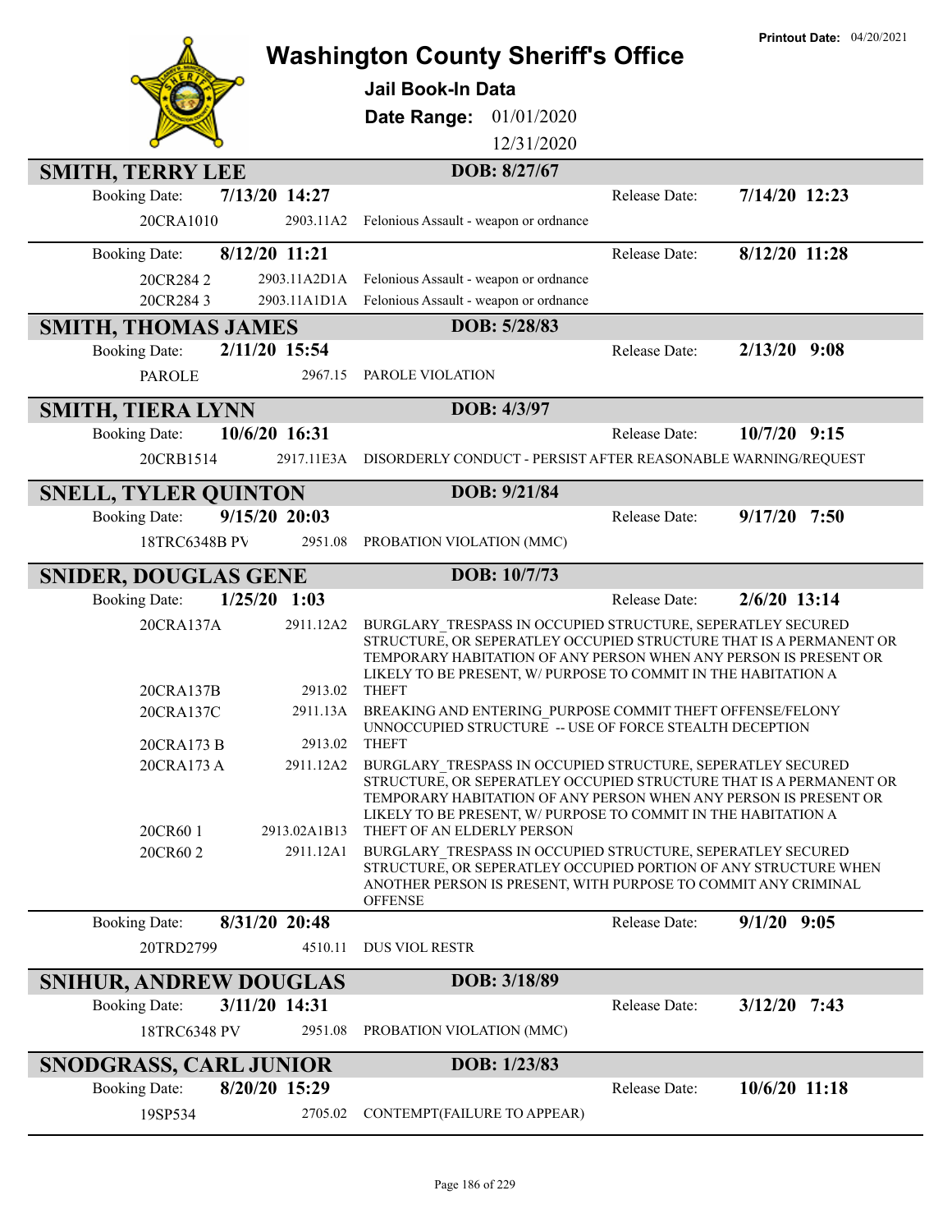Printout Date: 04/20/2021

# Washington County Sheriff's Office

**Jail Book-In Data**

**Date Range:** 01/01/2020 – 12/31/2020

## SMITH, TERRY LEE — DOB: 8/27/67

**Booking Date:** 7/13/20 14:27 — **Release Date:** 7/14/20 12:23

| Case | Statute | Charge |
|---|---|---|
| 20CRA1010 | 2903.11A2 | Felonious Assault - weapon or ordnance |

**Booking Date:** 8/12/20 11:21 — **Release Date:** 8/12/20 11:28

| Case | Statute | Charge |
|---|---|---|
| 20CR284 2 | 2903.11A2D1A | Felonious Assault - weapon or ordnance |
| 20CR284 3 | 2903.11A1D1A | Felonious Assault - weapon or ordnance |

## SMITH, THOMAS JAMES — DOB: 5/28/83

**Booking Date:** 2/11/20 15:54 — **Release Date:** 2/13/20 9:08

| Case | Statute | Charge |
|---|---|---|
| PAROLE | 2967.15 | PAROLE VIOLATION |

## SMITH, TIERA LYNN — DOB: 4/3/97

**Booking Date:** 10/6/20 16:31 — **Release Date:** 10/7/20 9:15

| Case | Statute | Charge |
|---|---|---|
| 20CRB1514 | 2917.11E3A | DISORDERLY CONDUCT - PERSIST AFTER REASONABLE WARNING/REQUEST |

## SNELL, TYLER QUINTON — DOB: 9/21/84

**Booking Date:** 9/15/20 20:03 — **Release Date:** 9/17/20 7:50

| Case | Statute | Charge |
|---|---|---|
| 18TRC6348B PV | 2951.08 | PROBATION VIOLATION (MMC) |

## SNIDER, DOUGLAS GENE — DOB: 10/7/73

**Booking Date:** 1/25/20 1:03 — **Release Date:** 2/6/20 13:14

| Case | Statute | Charge |
|---|---|---|
| 20CRA137A | 2911.12A2 | BURGLARY_TRESPASS IN OCCUPIED STRUCTURE, SEPERATLEY SECURED STRUCTURE, OR SEPERATLEY OCCUPIED STRUCTURE THAT IS A PERMANENT OR TEMPORARY HABITATION OF ANY PERSON WHEN ANY PERSON IS PRESENT OR LIKELY TO BE PRESENT, W/ PURPOSE TO COMMIT IN THE HABITATION A |
| 20CRA137B | 2913.02 | THEFT |
| 20CRA137C | 2911.13A | BREAKING AND ENTERING_PURPOSE COMMIT THEFT OFFENSE/FELONY UNNOCCUPIED STRUCTURE -- USE OF FORCE STEALTH DECEPTION |
| 20CRA173 B | 2913.02 | THEFT |
| 20CRA173 A | 2911.12A2 | BURGLARY_TRESPASS IN OCCUPIED STRUCTURE, SEPERATLEY SECURED STRUCTURE, OR SEPERATLEY OCCUPIED STRUCTURE THAT IS A PERMANENT OR TEMPORARY HABITATION OF ANY PERSON WHEN ANY PERSON IS PRESENT OR LIKELY TO BE PRESENT, W/ PURPOSE TO COMMIT IN THE HABITATION A |
| 20CR60 1 | 2913.02A1B13 | THEFT OF AN ELDERLY PERSON |
| 20CR60 2 | 2911.12A1 | BURGLARY_TRESPASS IN OCCUPIED STRUCTURE, SEPERATLEY SECURED STRUCTURE, OR SEPERATLEY OCCUPIED PORTION OF ANY STRUCTURE WHEN ANOTHER PERSON IS PRESENT, WITH PURPOSE TO COMMIT ANY CRIMINAL OFFENSE |

**Booking Date:** 8/31/20 20:48 — **Release Date:** 9/1/20 9:05

| Case | Statute | Charge |
|---|---|---|
| 20TRD2799 | 4510.11 | DUS VIOL RESTR |

## SNIHUR, ANDREW DOUGLAS — DOB: 3/18/89

**Booking Date:** 3/11/20 14:31 — **Release Date:** 3/12/20 7:43

| Case | Statute | Charge |
|---|---|---|
| 18TRC6348 PV | 2951.08 | PROBATION VIOLATION (MMC) |

## SNODGRASS, CARL JUNIOR — DOB: 1/23/83

**Booking Date:** 8/20/20 15:29 — **Release Date:** 10/6/20 11:18

| Case | Statute | Charge |
|---|---|---|
| 19SP534 | 2705.02 | CONTEMPT(FAILURE TO APPEAR) |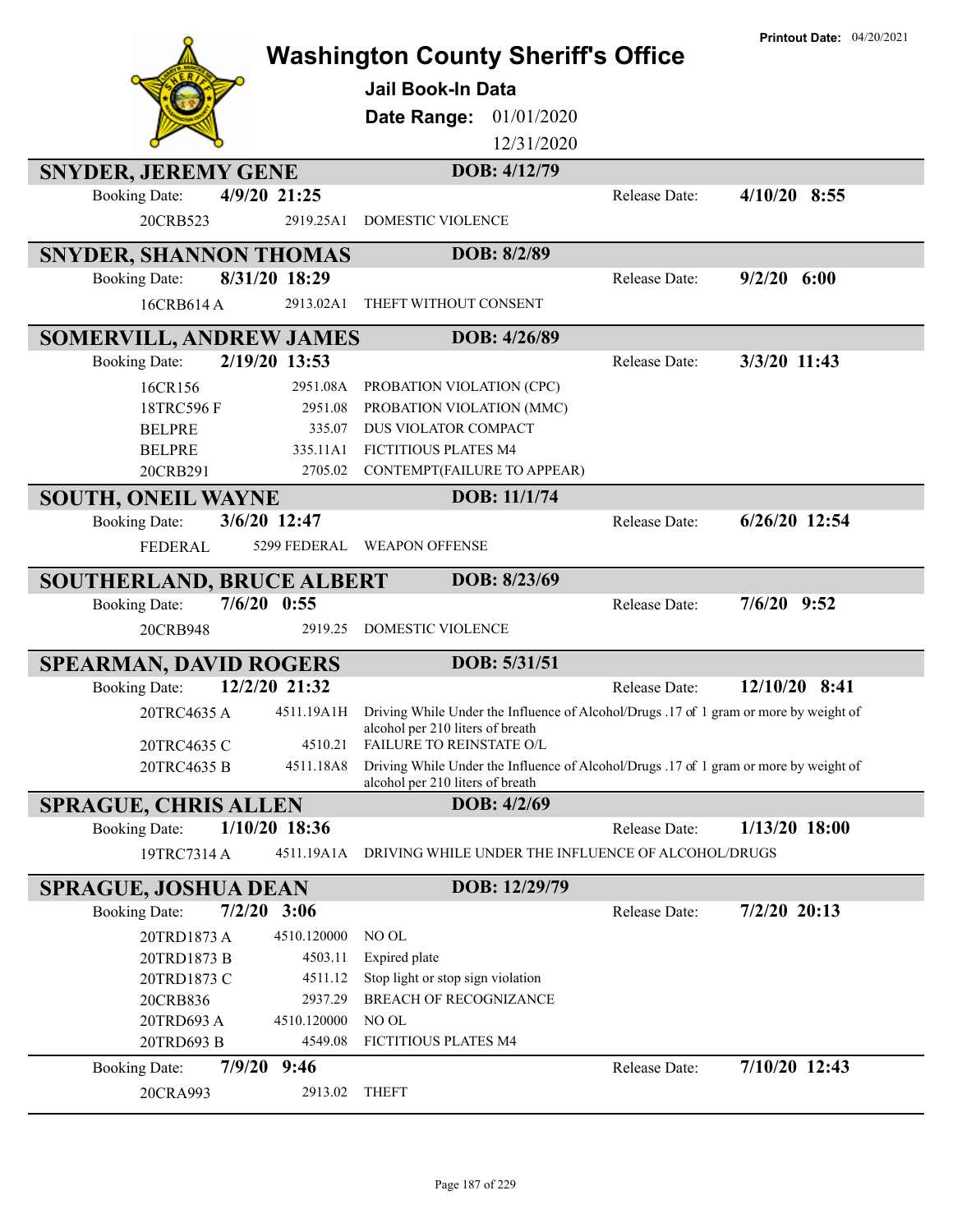Printout Date: 04/20/2021

# Washington County Sheriff's Office

**Jail Book-In Data**

**Date Range:** 01/01/2020 – 12/31/2020

## SNYDER, JEREMY GENE — DOB: 4/12/79

Booking Date: **4/9/20 21:25** — Release Date: **4/10/20 8:55**

| Case | Statute | Charge |
|---|---|---|
| 20CRB523 | 2919.25A1 | DOMESTIC VIOLENCE |

## SNYDER, SHANNON THOMAS — DOB: 8/2/89

Booking Date: **8/31/20 18:29** — Release Date: **9/2/20 6:00**

| Case | Statute | Charge |
|---|---|---|
| 16CRB614 A | 2913.02A1 | THEFT WITHOUT CONSENT |

## SOMERVILL, ANDREW JAMES — DOB: 4/26/89

Booking Date: **2/19/20 13:53** — Release Date: **3/3/20 11:43**

| Case | Statute | Charge |
|---|---|---|
| 16CR156 | 2951.08A | PROBATION VIOLATION (CPC) |
| 18TRC596 F | 2951.08 | PROBATION VIOLATION (MMC) |
| BELPRE | 335.07 | DUS VIOLATOR COMPACT |
| BELPRE | 335.11A1 | FICTITIOUS PLATES M4 |
| 20CRB291 | 2705.02 | CONTEMPT(FAILURE TO APPEAR) |

## SOUTH, ONEIL WAYNE — DOB: 11/1/74

Booking Date: **3/6/20 12:47** — Release Date: **6/26/20 12:54**

| Case | Statute | Charge |
|---|---|---|
| FEDERAL | 5299 FEDERAL | WEAPON OFFENSE |

## SOUTHERLAND, BRUCE ALBERT — DOB: 8/23/69

Booking Date: **7/6/20 0:55** — Release Date: **7/6/20 9:52**

| Case | Statute | Charge |
|---|---|---|
| 20CRB948 | 2919.25 | DOMESTIC VIOLENCE |

## SPEARMAN, DAVID ROGERS — DOB: 5/31/51

Booking Date: **12/2/20 21:32** — Release Date: **12/10/20 8:41**

| Case | Statute | Charge |
|---|---|---|
| 20TRC4635 A | 4511.19A1H | Driving While Under the Influence of Alcohol/Drugs .17 of 1 gram or more by weight of alcohol per 210 liters of breath |
| 20TRC4635 C | 4510.21 | FAILURE TO REINSTATE O/L |
| 20TRC4635 B | 4511.18A8 | Driving While Under the Influence of Alcohol/Drugs .17 of 1 gram or more by weight of alcohol per 210 liters of breath |

## SPRAGUE, CHRIS ALLEN — DOB: 4/2/69

Booking Date: **1/10/20 18:36** — Release Date: **1/13/20 18:00**

| Case | Statute | Charge |
|---|---|---|
| 19TRC7314 A | 4511.19A1A | DRIVING WHILE UNDER THE INFLUENCE OF ALCOHOL/DRUGS |

## SPRAGUE, JOSHUA DEAN — DOB: 12/29/79

Booking Date: **7/2/20 3:06** — Release Date: **7/2/20 20:13**

| Case | Statute | Charge |
|---|---|---|
| 20TRD1873 A | 4510.120000 | NO OL |
| 20TRD1873 B | 4503.11 | Expired plate |
| 20TRD1873 C | 4511.12 | Stop light or stop sign violation |
| 20CRB836 | 2937.29 | BREACH OF RECOGNIZANCE |
| 20TRD693 A | 4510.120000 | NO OL |
| 20TRD693 B | 4549.08 | FICTITIOUS PLATES M4 |

Booking Date: **7/9/20 9:46** — Release Date: **7/10/20 12:43**

| Case | Statute | Charge |
|---|---|---|
| 20CRA993 | 2913.02 | THEFT |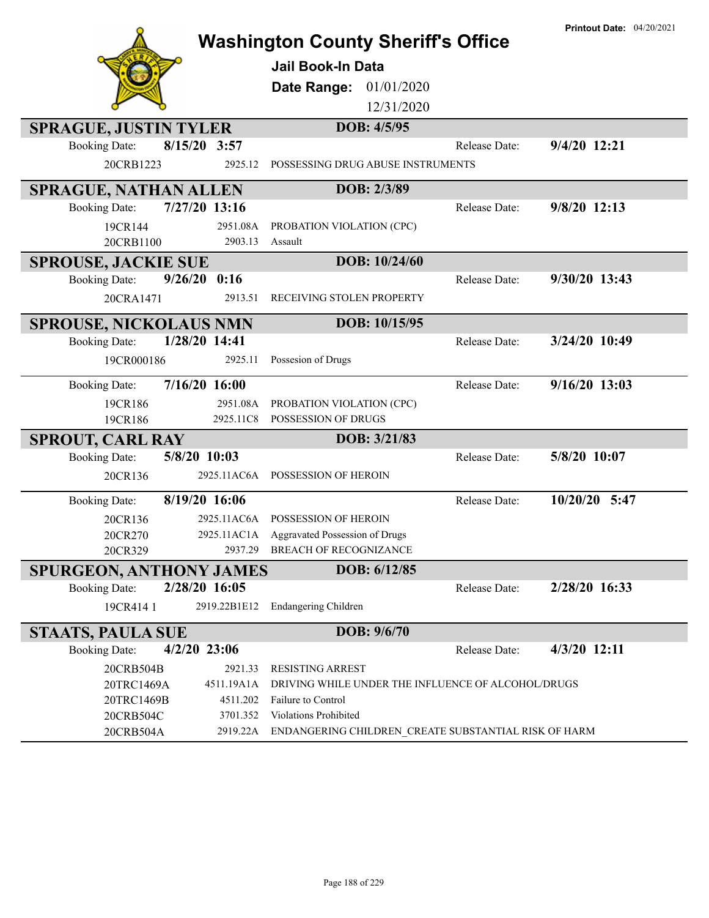# Washington County Sheriff's Office

**Printout Date:** 04/20/2021

## Jail Book-In Data

**Date Range:** 01/01/2020 12/31/2020

### SPRAGUE, JUSTIN TYLER — DOB: 4/5/95

Booking Date: **8/15/20 3:57** — Release Date: **9/4/20 12:21**

| Case | Statute | Charge |
|---|---|---|
| 20CRB1223 | 2925.12 | POSSESSING DRUG ABUSE INSTRUMENTS |

### SPRAGUE, NATHAN ALLEN — DOB: 2/3/89

Booking Date: **7/27/20 13:16** — Release Date: **9/8/20 12:13**

| Case | Statute | Charge |
|---|---|---|
| 19CR144 | 2951.08A | PROBATION VIOLATION (CPC) |
| 20CRB1100 | 2903.13 | Assault |

### SPROUSE, JACKIE SUE — DOB: 10/24/60

Booking Date: **9/26/20 0:16** — Release Date: **9/30/20 13:43**

| Case | Statute | Charge |
|---|---|---|
| 20CRA1471 | 2913.51 | RECEIVING STOLEN PROPERTY |

### SPROUSE, NICKOLAUS NMN — DOB: 10/15/95

Booking Date: **1/28/20 14:41** — Release Date: **3/24/20 10:49**

| Case | Statute | Charge |
|---|---|---|
| 19CR000186 | 2925.11 | Possesion of Drugs |

Booking Date: **7/16/20 16:00** — Release Date: **9/16/20 13:03**

| Case | Statute | Charge |
|---|---|---|
| 19CR186 | 2951.08A | PROBATION VIOLATION (CPC) |
| 19CR186 | 2925.11C8 | POSSESSION OF DRUGS |

### SPROUT, CARL RAY — DOB: 3/21/83

Booking Date: **5/8/20 10:03** — Release Date: **5/8/20 10:07**

| Case | Statute | Charge |
|---|---|---|
| 20CR136 | 2925.11AC6A | POSSESSION OF HEROIN |

Booking Date: **8/19/20 16:06** — Release Date: **10/20/20 5:47**

| Case | Statute | Charge |
|---|---|---|
| 20CR136 | 2925.11AC6A | POSSESSION OF HEROIN |
| 20CR270 | 2925.11AC1A | Aggravated Possession of Drugs |
| 20CR329 | 2937.29 | BREACH OF RECOGNIZANCE |

### SPURGEON, ANTHONY JAMES — DOB: 6/12/85

Booking Date: **2/28/20 16:05** — Release Date: **2/28/20 16:33**

| Case | Statute | Charge |
|---|---|---|
| 19CR414 1 | 2919.22B1E12 | Endangering Children |

### STAATS, PAULA SUE — DOB: 9/6/70

Booking Date: **4/2/20 23:06** — Release Date: **4/3/20 12:11**

| Case | Statute | Charge |
|---|---|---|
| 20CRB504B | 2921.33 | RESISTING ARREST |
| 20TRC1469A | 4511.19A1A | DRIVING WHILE UNDER THE INFLUENCE OF ALCOHOL/DRUGS |
| 20TRC1469B | 4511.202 | Failure to Control |
| 20CRB504C | 3701.352 | Violations Prohibited |
| 20CRB504A | 2919.22A | ENDANGERING CHILDREN_CREATE SUBSTANTIAL RISK OF HARM |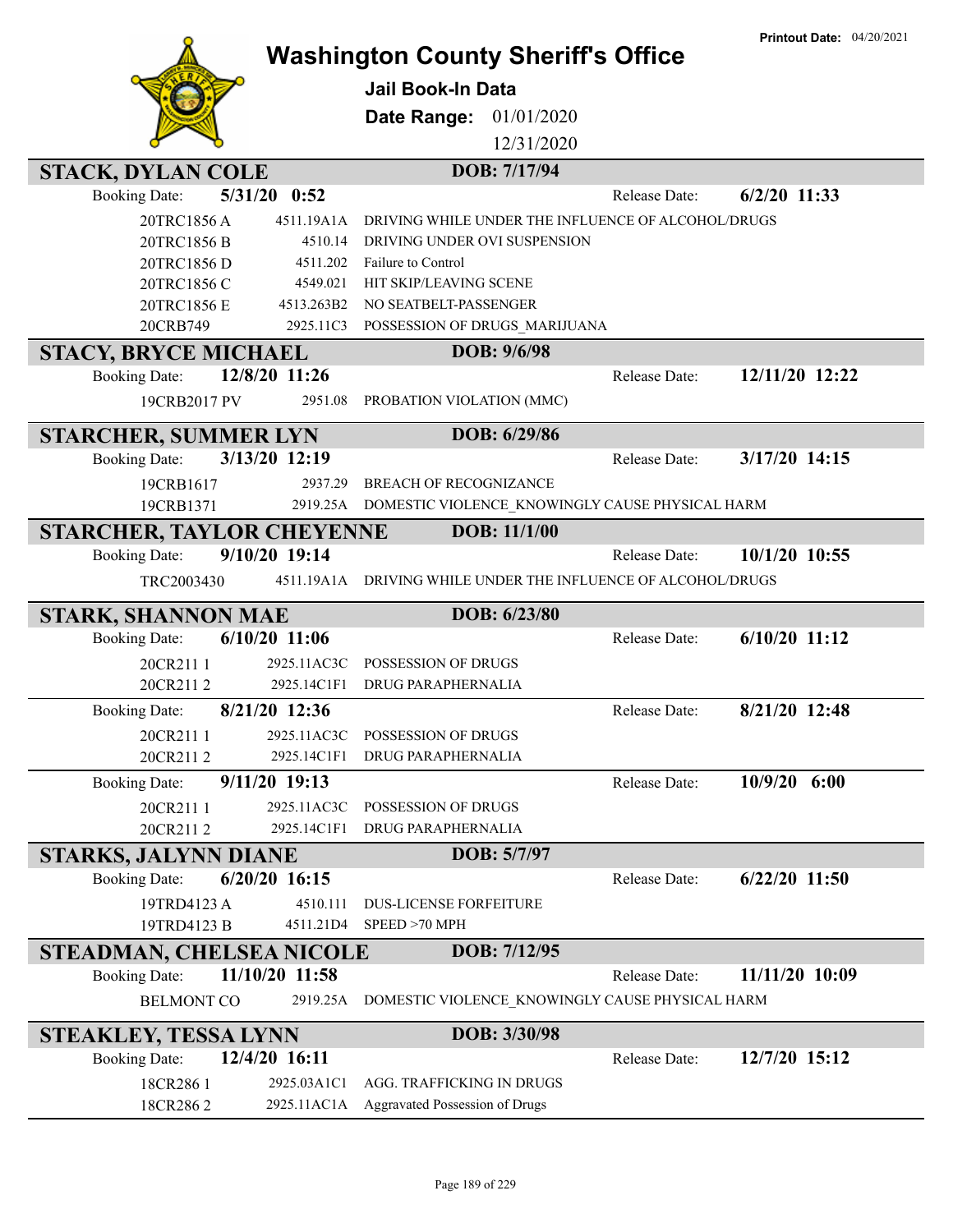# Washington County Sheriff's Office

**Printout Date:** 04/20/2021

## Jail Book-In Data

**Date Range:** 01/01/2020 – 12/31/2020

---

### STACK, DYLAN COLE — DOB: 7/17/94

**Booking Date:** 5/31/20 0:52 — **Release Date:** 6/2/20 11:33

| Case | Statute | Charge |
|---|---|---|
| 20TRC1856 A | 4511.19A1A | DRIVING WHILE UNDER THE INFLUENCE OF ALCOHOL/DRUGS |
| 20TRC1856 B | 4510.14 | DRIVING UNDER OVI SUSPENSION |
| 20TRC1856 D | 4511.202 | Failure to Control |
| 20TRC1856 C | 4549.021 | HIT SKIP/LEAVING SCENE |
| 20TRC1856 E | 4513.263B2 | NO SEATBELT-PASSENGER |
| 20CRB749 | 2925.11C3 | POSSESSION OF DRUGS_MARIJUANA |

### STACY, BRYCE MICHAEL — DOB: 9/6/98

**Booking Date:** 12/8/20 11:26 — **Release Date:** 12/11/20 12:22

| Case | Statute | Charge |
|---|---|---|
| 19CRB2017 PV | 2951.08 | PROBATION VIOLATION (MMC) |

### STARCHER, SUMMER LYN — DOB: 6/29/86

**Booking Date:** 3/13/20 12:19 — **Release Date:** 3/17/20 14:15

| Case | Statute | Charge |
|---|---|---|
| 19CRB1617 | 2937.29 | BREACH OF RECOGNIZANCE |
| 19CRB1371 | 2919.25A | DOMESTIC VIOLENCE_KNOWINGLY CAUSE PHYSICAL HARM |

### STARCHER, TAYLOR CHEYENNE — DOB: 11/1/00

**Booking Date:** 9/10/20 19:14 — **Release Date:** 10/1/20 10:55

| Case | Statute | Charge |
|---|---|---|
| TRC2003430 | 4511.19A1A | DRIVING WHILE UNDER THE INFLUENCE OF ALCOHOL/DRUGS |

### STARK, SHANNON MAE — DOB: 6/23/80

**Booking Date:** 6/10/20 11:06 — **Release Date:** 6/10/20 11:12

| Case | Statute | Charge |
|---|---|---|
| 20CR211 1 | 2925.11AC3C | POSSESSION OF DRUGS |
| 20CR211 2 | 2925.14C1F1 | DRUG PARAPHERNALIA |

**Booking Date:** 8/21/20 12:36 — **Release Date:** 8/21/20 12:48

| Case | Statute | Charge |
|---|---|---|
| 20CR211 1 | 2925.11AC3C | POSSESSION OF DRUGS |
| 20CR211 2 | 2925.14C1F1 | DRUG PARAPHERNALIA |

**Booking Date:** 9/11/20 19:13 — **Release Date:** 10/9/20 6:00

| Case | Statute | Charge |
|---|---|---|
| 20CR211 1 | 2925.11AC3C | POSSESSION OF DRUGS |
| 20CR211 2 | 2925.14C1F1 | DRUG PARAPHERNALIA |

### STARKS, JALYNN DIANE — DOB: 5/7/97

**Booking Date:** 6/20/20 16:15 — **Release Date:** 6/22/20 11:50

| Case | Statute | Charge |
|---|---|---|
| 19TRD4123 A | 4510.111 | DUS-LICENSE FORFEITURE |
| 19TRD4123 B | 4511.21D4 | SPEED >70 MPH |

### STEADMAN, CHELSEA NICOLE — DOB: 7/12/95

**Booking Date:** 11/10/20 11:58 — **Release Date:** 11/11/20 10:09

| Case | Statute | Charge |
|---|---|---|
| BELMONT CO | 2919.25A | DOMESTIC VIOLENCE_KNOWINGLY CAUSE PHYSICAL HARM |

### STEAKLEY, TESSA LYNN — DOB: 3/30/98

**Booking Date:** 12/4/20 16:11 — **Release Date:** 12/7/20 15:12

| Case | Statute | Charge |
|---|---|---|
| 18CR286 1 | 2925.03A1C1 | AGG. TRAFFICKING IN DRUGS |
| 18CR286 2 | 2925.11AC1A | Aggravated Possession of Drugs |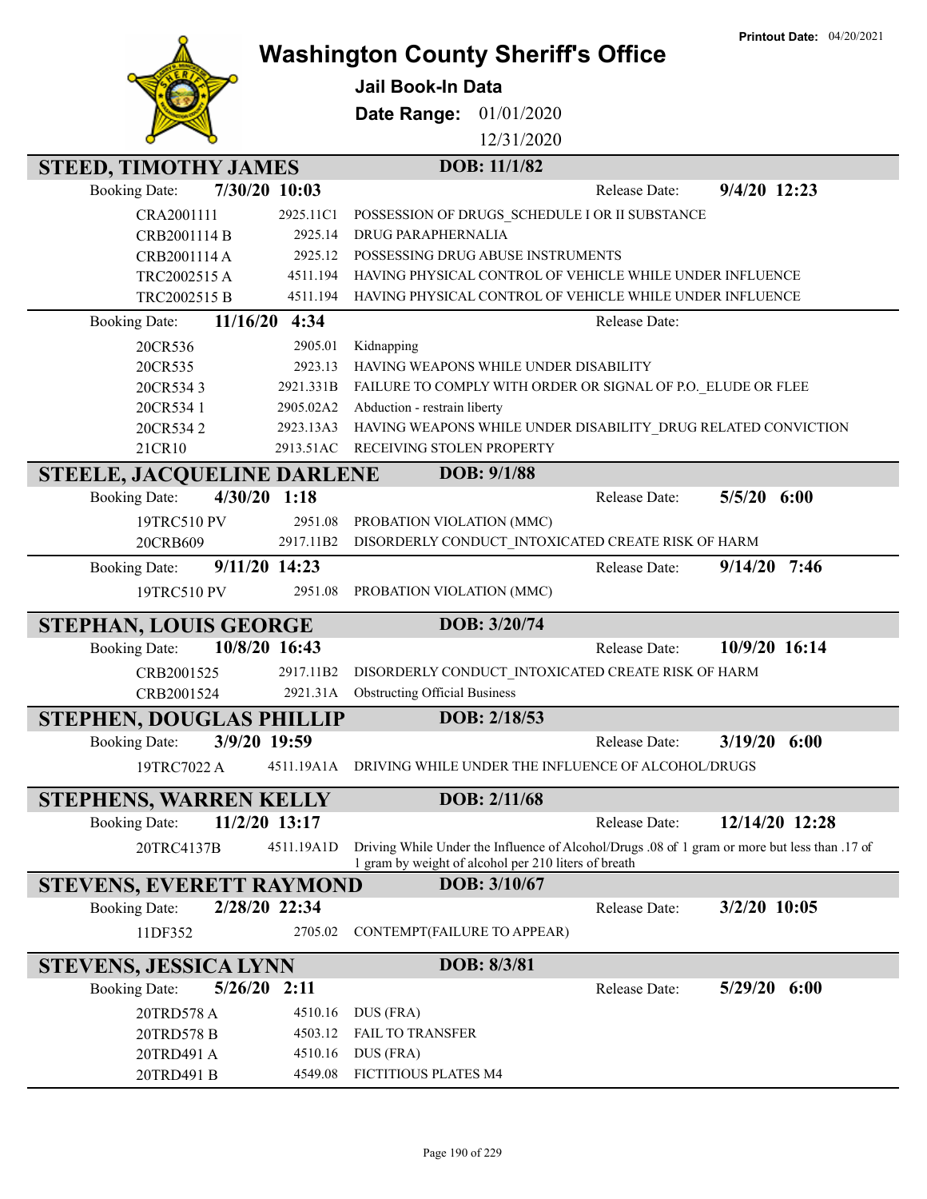Printout Date: 04/20/2021

# Washington County Sheriff's Office

**Jail Book-In Data**

**Date Range:** 01/01/2020 12/31/2020

## STEED, TIMOTHY JAMES — DOB: 11/1/82

**Booking Date:** 7/30/20 10:03 — **Release Date:** 9/4/20 12:23

| Case | Statute | Charge |
|---|---|---|
| CRA2001111 | 2925.11C1 | POSSESSION OF DRUGS_SCHEDULE I OR II SUBSTANCE |
| CRB2001114 B | 2925.14 | DRUG PARAPHERNALIA |
| CRB2001114 A | 2925.12 | POSSESSING DRUG ABUSE INSTRUMENTS |
| TRC2002515 A | 4511.194 | HAVING PHYSICAL CONTROL OF VEHICLE WHILE UNDER INFLUENCE |
| TRC2002515 B | 4511.194 | HAVING PHYSICAL CONTROL OF VEHICLE WHILE UNDER INFLUENCE |

**Booking Date:** 11/16/20 4:34 — **Release Date:**

| Case | Statute | Charge |
|---|---|---|
| 20CR536 | 2905.01 | Kidnapping |
| 20CR535 | 2923.13 | HAVING WEAPONS WHILE UNDER DISABILITY |
| 20CR534 3 | 2921.331B | FAILURE TO COMPLY WITH ORDER OR SIGNAL OF P.O._ELUDE OR FLEE |
| 20CR534 1 | 2905.02A2 | Abduction - restrain liberty |
| 20CR534 2 | 2923.13A3 | HAVING WEAPONS WHILE UNDER DISABILITY_DRUG RELATED CONVICTION |
| 21CR10 | 2913.51AC | RECEIVING STOLEN PROPERTY |

## STEELE, JACQUELINE DARLENE — DOB: 9/1/88

**Booking Date:** 4/30/20 1:18 — **Release Date:** 5/5/20 6:00

| Case | Statute | Charge |
|---|---|---|
| 19TRC510 PV | 2951.08 | PROBATION VIOLATION (MMC) |
| 20CRB609 | 2917.11B2 | DISORDERLY CONDUCT_INTOXICATED CREATE RISK OF HARM |

**Booking Date:** 9/11/20 14:23 — **Release Date:** 9/14/20 7:46

| Case | Statute | Charge |
|---|---|---|
| 19TRC510 PV | 2951.08 | PROBATION VIOLATION (MMC) |

## STEPHAN, LOUIS GEORGE — DOB: 3/20/74

**Booking Date:** 10/8/20 16:43 — **Release Date:** 10/9/20 16:14

| Case | Statute | Charge |
|---|---|---|
| CRB2001525 | 2917.11B2 | DISORDERLY CONDUCT_INTOXICATED CREATE RISK OF HARM |
| CRB2001524 | 2921.31A | Obstructing Official Business |

## STEPHEN, DOUGLAS PHILLIP — DOB: 2/18/53

**Booking Date:** 3/9/20 19:59 — **Release Date:** 3/19/20 6:00

| Case | Statute | Charge |
|---|---|---|
| 19TRC7022 A | 4511.19A1A | DRIVING WHILE UNDER THE INFLUENCE OF ALCOHOL/DRUGS |

## STEPHENS, WARREN KELLY — DOB: 2/11/68

**Booking Date:** 11/2/20 13:17 — **Release Date:** 12/14/20 12:28

| Case | Statute | Charge |
|---|---|---|
| 20TRC4137B | 4511.19A1D | Driving While Under the Influence of Alcohol/Drugs .08 of 1 gram or more but less than .17 of 1 gram by weight of alcohol per 210 liters of breath |

## STEVENS, EVERETT RAYMOND — DOB: 3/10/67

**Booking Date:** 2/28/20 22:34 — **Release Date:** 3/2/20 10:05

| Case | Statute | Charge |
|---|---|---|
| 11DF352 | 2705.02 | CONTEMPT(FAILURE TO APPEAR) |

## STEVENS, JESSICA LYNN — DOB: 8/3/81

**Booking Date:** 5/26/20 2:11 — **Release Date:** 5/29/20 6:00

| Case | Statute | Charge |
|---|---|---|
| 20TRD578 A | 4510.16 | DUS (FRA) |
| 20TRD578 B | 4503.12 | FAIL TO TRANSFER |
| 20TRD491 A | 4510.16 | DUS (FRA) |
| 20TRD491 B | 4549.08 | FICTITIOUS PLATES M4 |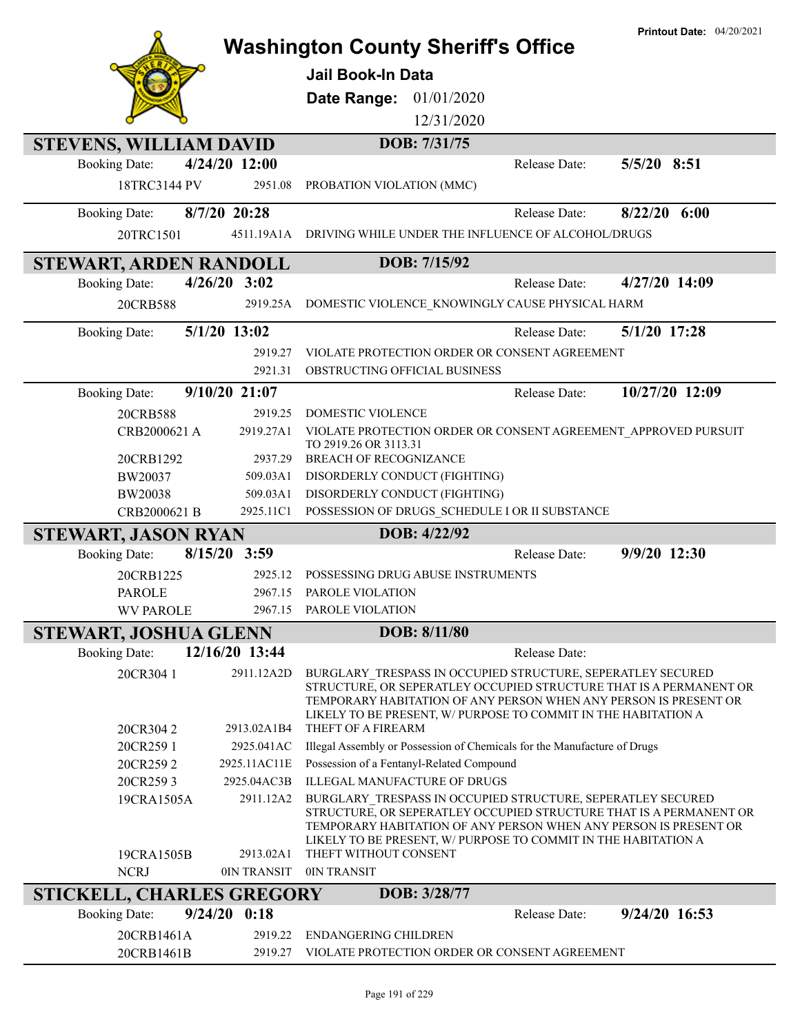# Washington County Sheriff's Office

**Printout Date:** 04/20/2021

**Jail Book-In Data**

**Date Range:** 01/01/2020 12/31/2020

## STEVENS, WILLIAM DAVID

**DOB: 7/31/75**

**Booking Date:** 4/24/20 12:00 **Release Date:** 5/5/20 8:51

| | | |
|---|---|---|
| 18TRC3144 PV | 2951.08 | PROBATION VIOLATION (MMC) |

**Booking Date:** 8/7/20 20:28 **Release Date:** 8/22/20 6:00

| | | |
|---|---|---|
| 20TRC1501 | 4511.19A1A | DRIVING WHILE UNDER THE INFLUENCE OF ALCOHOL/DRUGS |

## STEWART, ARDEN RANDOLL

**DOB: 7/15/92**

**Booking Date:** 4/26/20 3:02 **Release Date:** 4/27/20 14:09

| | | |
|---|---|---|
| 20CRB588 | 2919.25A | DOMESTIC VIOLENCE_KNOWINGLY CAUSE PHYSICAL HARM |

**Booking Date:** 5/1/20 13:02 **Release Date:** 5/1/20 17:28

| | | |
|---|---|---|
| | 2919.27 | VIOLATE PROTECTION ORDER OR CONSENT AGREEMENT |
| | 2921.31 | OBSTRUCTING OFFICIAL BUSINESS |

**Booking Date:** 9/10/20 21:07 **Release Date:** 10/27/20 12:09

| | | |
|---|---|---|
| 20CRB588 | 2919.25 | DOMESTIC VIOLENCE |
| CRB2000621 A | 2919.27A1 | VIOLATE PROTECTION ORDER OR CONSENT AGREEMENT_APPROVED PURSUIT TO 2919.26 OR 3113.31 |
| 20CRB1292 | 2937.29 | BREACH OF RECOGNIZANCE |
| BW20037 | 509.03A1 | DISORDERLY CONDUCT (FIGHTING) |
| BW20038 | 509.03A1 | DISORDERLY CONDUCT (FIGHTING) |
| CRB2000621 B | 2925.11C1 | POSSESSION OF DRUGS_SCHEDULE I OR II SUBSTANCE |

## STEWART, JASON RYAN

**DOB: 4/22/92**

**Booking Date:** 8/15/20 3:59 **Release Date:** 9/9/20 12:30

| | | |
|---|---|---|
| 20CRB1225 | 2925.12 | POSSESSING DRUG ABUSE INSTRUMENTS |
| PAROLE | 2967.15 | PAROLE VIOLATION |
| WV PAROLE | 2967.15 | PAROLE VIOLATION |

## STEWART, JOSHUA GLENN

**DOB: 8/11/80**

**Booking Date:** 12/16/20 13:44 **Release Date:**

| | | |
|---|---|---|
| 20CR304 1 | 2911.12A2D | BURGLARY_TRESPASS IN OCCUPIED STRUCTURE, SEPERATLEY SECURED STRUCTURE, OR SEPERATLEY OCCUPIED STRUCTURE THAT IS A PERMANENT OR TEMPORARY HABITATION OF ANY PERSON WHEN ANY PERSON IS PRESENT OR LIKELY TO BE PRESENT, W/ PURPOSE TO COMMIT IN THE HABITATION A |
| 20CR304 2 | 2913.02A1B4 | THEFT OF A FIREARM |
| 20CR259 1 | 2925.041AC | Illegal Assembly or Possession of Chemicals for the Manufacture of Drugs |
| 20CR259 2 | 2925.11AC11E | Possession of a Fentanyl-Related Compound |
| 20CR259 3 | 2925.04AC3B | ILLEGAL MANUFACTURE OF DRUGS |
| 19CRA1505A | 2911.12A2 | BURGLARY_TRESPASS IN OCCUPIED STRUCTURE, SEPERATLEY SECURED STRUCTURE, OR SEPERATLEY OCCUPIED STRUCTURE THAT IS A PERMANENT OR TEMPORARY HABITATION OF ANY PERSON WHEN ANY PERSON IS PRESENT OR LIKELY TO BE PRESENT, W/ PURPOSE TO COMMIT IN THE HABITATION A |
| 19CRA1505B | 2913.02A1 | THEFT WITHOUT CONSENT |
| NCRJ | 0IN TRANSIT | 0IN TRANSIT |

## STICKELL, CHARLES GREGORY

**DOB: 3/28/77**

**Booking Date:** 9/24/20 0:18 **Release Date:** 9/24/20 16:53

| | | |
|---|---|---|
| 20CRB1461A | 2919.22 | ENDANGERING CHILDREN |
| 20CRB1461B | 2919.27 | VIOLATE PROTECTION ORDER OR CONSENT AGREEMENT |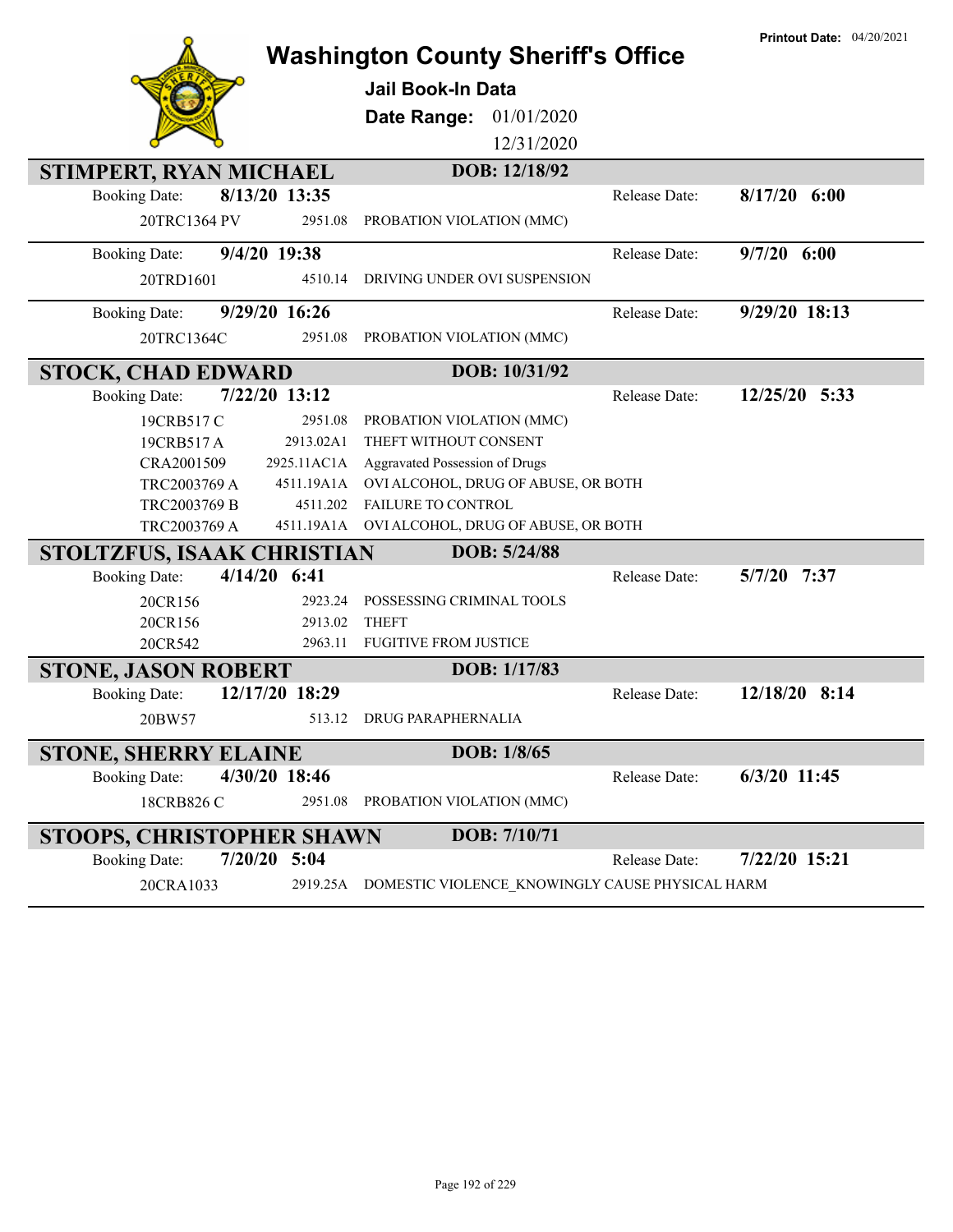Printout Date: 04/20/2021

# Washington County Sheriff's Office

**Jail Book-In Data**

**Date Range:** 01/01/2020 12/31/2020

## STIMPERT, RYAN MICHAEL — DOB: 12/18/92

Booking Date: **8/13/20 13:35** — Release Date: **8/17/20 6:00**

| Case | Statute | Charge |
|---|---|---|
| 20TRC1364 PV | 2951.08 | PROBATION VIOLATION (MMC) |

Booking Date: **9/4/20 19:38** — Release Date: **9/7/20 6:00**

| Case | Statute | Charge |
|---|---|---|
| 20TRD1601 | 4510.14 | DRIVING UNDER OVI SUSPENSION |

Booking Date: **9/29/20 16:26** — Release Date: **9/29/20 18:13**

| Case | Statute | Charge |
|---|---|---|
| 20TRC1364C | 2951.08 | PROBATION VIOLATION (MMC) |

## STOCK, CHAD EDWARD — DOB: 10/31/92

Booking Date: **7/22/20 13:12** — Release Date: **12/25/20 5:33**

| Case | Statute | Charge |
|---|---|---|
| 19CRB517 C | 2951.08 | PROBATION VIOLATION (MMC) |
| 19CRB517 A | 2913.02A1 | THEFT WITHOUT CONSENT |
| CRA2001509 | 2925.11AC1A | Aggravated Possession of Drugs |
| TRC2003769 A | 4511.19A1A | OVI ALCOHOL, DRUG OF ABUSE, OR BOTH |
| TRC2003769 B | 4511.202 | FAILURE TO CONTROL |
| TRC2003769 A | 4511.19A1A | OVI ALCOHOL, DRUG OF ABUSE, OR BOTH |

## STOLTZFUS, ISAAK CHRISTIAN — DOB: 5/24/88

Booking Date: **4/14/20 6:41** — Release Date: **5/7/20 7:37**

| Case | Statute | Charge |
|---|---|---|
| 20CR156 | 2923.24 | POSSESSING CRIMINAL TOOLS |
| 20CR156 | 2913.02 | THEFT |
| 20CR542 | 2963.11 | FUGITIVE FROM JUSTICE |

## STONE, JASON ROBERT — DOB: 1/17/83

Booking Date: **12/17/20 18:29** — Release Date: **12/18/20 8:14**

| Case | Statute | Charge |
|---|---|---|
| 20BW57 | 513.12 | DRUG PARAPHERNALIA |

## STONE, SHERRY ELAINE — DOB: 1/8/65

Booking Date: **4/30/20 18:46** — Release Date: **6/3/20 11:45**

| Case | Statute | Charge |
|---|---|---|
| 18CRB826 C | 2951.08 | PROBATION VIOLATION (MMC) |

## STOOPS, CHRISTOPHER SHAWN — DOB: 7/10/71

Booking Date: **7/20/20 5:04** — Release Date: **7/22/20 15:21**

| Case | Statute | Charge |
|---|---|---|
| 20CRA1033 | 2919.25A | DOMESTIC VIOLENCE_KNOWINGLY CAUSE PHYSICAL HARM |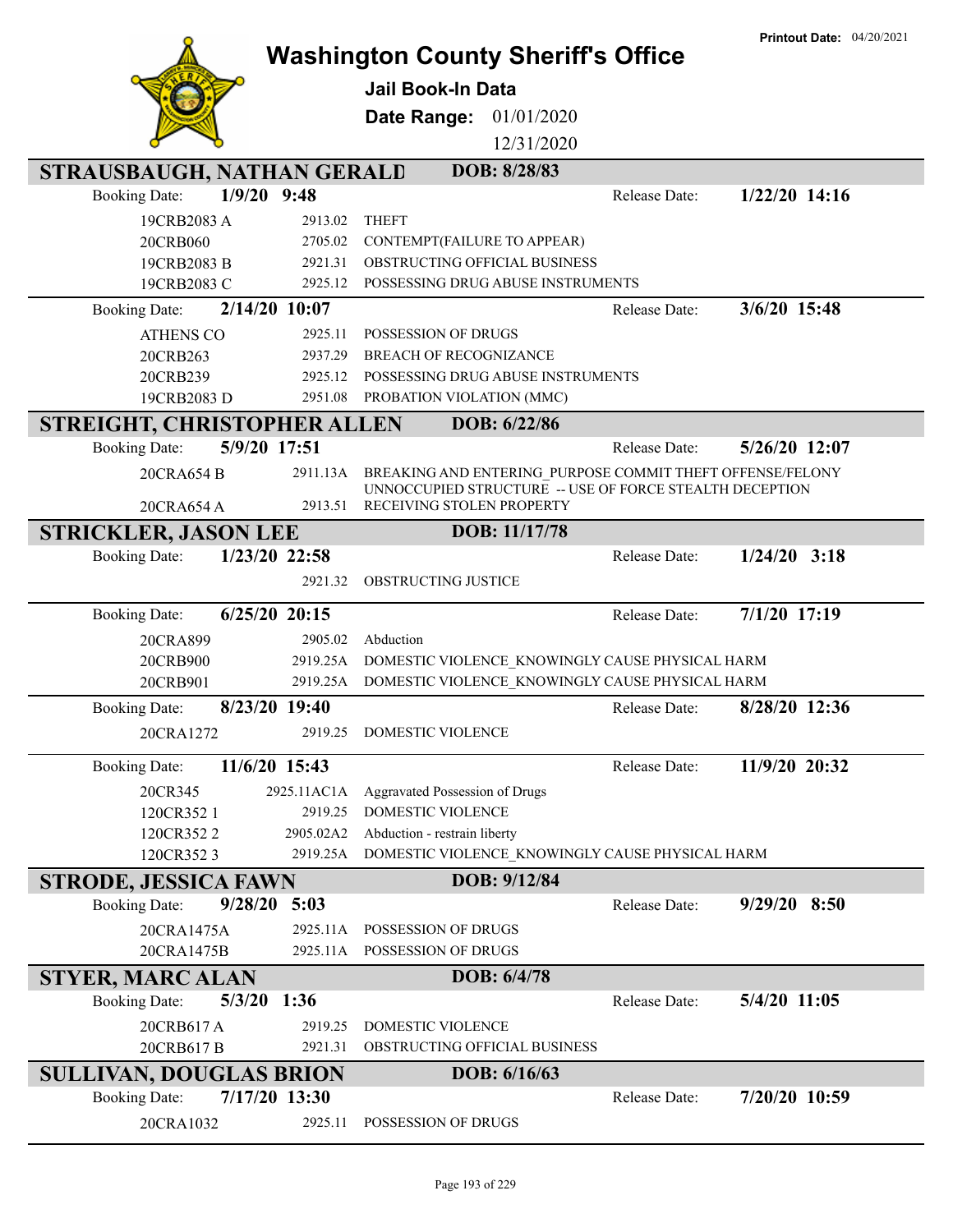# Washington County Sheriff's Office

**Printout Date:** 04/20/2021

## Jail Book-In Data

**Date Range:** 01/01/2020 – 12/31/2020

---

## STRAUSBAUGH, NATHAN GERALD — DOB: 8/28/83

**Booking Date:** 1/9/20 9:48 — **Release Date:** 1/22/20 14:16

| Case | Code | Charge |
|---|---|---|
| 19CRB2083 A | 2913.02 | THEFT |
| 20CRB060 | 2705.02 | CONTEMPT(FAILURE TO APPEAR) |
| 19CRB2083 B | 2921.31 | OBSTRUCTING OFFICIAL BUSINESS |
| 19CRB2083 C | 2925.12 | POSSESSING DRUG ABUSE INSTRUMENTS |

**Booking Date:** 2/14/20 10:07 — **Release Date:** 3/6/20 15:48

| Case | Code | Charge |
|---|---|---|
| ATHENS CO | 2925.11 | POSSESSION OF DRUGS |
| 20CRB263 | 2937.29 | BREACH OF RECOGNIZANCE |
| 20CRB239 | 2925.12 | POSSESSING DRUG ABUSE INSTRUMENTS |
| 19CRB2083 D | 2951.08 | PROBATION VIOLATION (MMC) |

## STREIGHT, CHRISTOPHER ALLEN — DOB: 6/22/86

**Booking Date:** 5/9/20 17:51 — **Release Date:** 5/26/20 12:07

| Case | Code | Charge |
|---|---|---|
| 20CRA654 B | 2911.13A | BREAKING AND ENTERING_PURPOSE COMMIT THEFT OFFENSE/FELONY UNNOCCUPIED STRUCTURE -- USE OF FORCE STEALTH DECEPTION |
| 20CRA654 A | 2913.51 | RECEIVING STOLEN PROPERTY |

## STRICKLER, JASON LEE — DOB: 11/17/78

**Booking Date:** 1/23/20 22:58 — **Release Date:** 1/24/20 3:18

| Case | Code | Charge |
|---|---|---|
| | 2921.32 | OBSTRUCTING JUSTICE |

**Booking Date:** 6/25/20 20:15 — **Release Date:** 7/1/20 17:19

| Case | Code | Charge |
|---|---|---|
| 20CRA899 | 2905.02 | Abduction |
| 20CRB900 | 2919.25A | DOMESTIC VIOLENCE_KNOWINGLY CAUSE PHYSICAL HARM |
| 20CRB901 | 2919.25A | DOMESTIC VIOLENCE_KNOWINGLY CAUSE PHYSICAL HARM |

**Booking Date:** 8/23/20 19:40 — **Release Date:** 8/28/20 12:36

| Case | Code | Charge |
|---|---|---|
| 20CRA1272 | 2919.25 | DOMESTIC VIOLENCE |

**Booking Date:** 11/6/20 15:43 — **Release Date:** 11/9/20 20:32

| Case | Code | Charge |
|---|---|---|
| 20CR345 | 2925.11AC1A | Aggravated Possession of Drugs |
| 120CR352 1 | 2919.25 | DOMESTIC VIOLENCE |
| 120CR352 2 | 2905.02A2 | Abduction - restrain liberty |
| 120CR352 3 | 2919.25A | DOMESTIC VIOLENCE_KNOWINGLY CAUSE PHYSICAL HARM |

## STRODE, JESSICA FAWN — DOB: 9/12/84

**Booking Date:** 9/28/20 5:03 — **Release Date:** 9/29/20 8:50

| Case | Code | Charge |
|---|---|---|
| 20CRA1475A | 2925.11A | POSSESSION OF DRUGS |
| 20CRA1475B | 2925.11A | POSSESSION OF DRUGS |

## STYER, MARC ALAN — DOB: 6/4/78

**Booking Date:** 5/3/20 1:36 — **Release Date:** 5/4/20 11:05

| Case | Code | Charge |
|---|---|---|
| 20CRB617 A | 2919.25 | DOMESTIC VIOLENCE |
| 20CRB617 B | 2921.31 | OBSTRUCTING OFFICIAL BUSINESS |

## SULLIVAN, DOUGLAS BRION — DOB: 6/16/63

**Booking Date:** 7/17/20 13:30 — **Release Date:** 7/20/20 10:59

| Case | Code | Charge |
|---|---|---|
| 20CRA1032 | 2925.11 | POSSESSION OF DRUGS |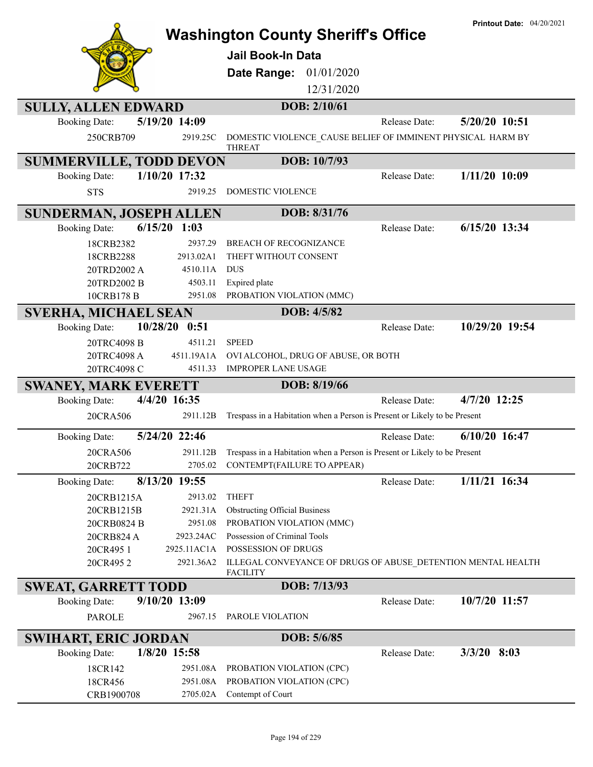# Washington County Sheriff's Office

**Printout Date:** 04/20/2021

## Jail Book-In Data

**Date Range:** 01/01/2020 12/31/2020

## SULLY, ALLEN EDWARD
**DOB: 2/10/61**

| Booking Date: | 5/19/20 14:09 | Release Date: | 5/20/20 10:51 |
|---|---|---|---|
| 250CRB709 | 2919.25C | DOMESTIC VIOLENCE_CAUSE BELIEF OF IMMINENT PHYSICAL HARM BY THREAT | |

## SUMMERVILLE, TODD DEVON
**DOB: 10/7/93**

| Booking Date: | 1/10/20 17:32 | Release Date: | 1/11/20 10:09 |
|---|---|---|---|
| STS | 2919.25 | DOMESTIC VIOLENCE | |

## SUNDERMAN, JOSEPH ALLEN
**DOB: 8/31/76**

| Booking Date: | 6/15/20 1:03 | Release Date: | 6/15/20 13:34 |
|---|---|---|---|
| 18CRB2382 | 2937.29 | BREACH OF RECOGNIZANCE | |
| 18CRB2288 | 2913.02A1 | THEFT WITHOUT CONSENT | |
| 20TRD2002 A | 4510.11A | DUS | |
| 20TRD2002 B | 4503.11 | Expired plate | |
| 10CRB178 B | 2951.08 | PROBATION VIOLATION (MMC) | |

## SVERHA, MICHAEL SEAN
**DOB: 4/5/82**

| Booking Date: | 10/28/20 0:51 | Release Date: | 10/29/20 19:54 |
|---|---|---|---|
| 20TRC4098 B | 4511.21 | SPEED | |
| 20TRC4098 A | 4511.19A1A | OVI ALCOHOL, DRUG OF ABUSE, OR BOTH | |
| 20TRC4098 C | 4511.33 | IMPROPER LANE USAGE | |

## SWANEY, MARK EVERETT
**DOB: 8/19/66**

| Booking Date: | 4/4/20 16:35 | Release Date: | 4/7/20 12:25 |
|---|---|---|---|
| 20CRA506 | 2911.12B | Trespass in a Habitation when a Person is Present or Likely to be Present | |

| Booking Date: | 5/24/20 22:46 | Release Date: | 6/10/20 16:47 |
|---|---|---|---|
| 20CRA506 | 2911.12B | Trespass in a Habitation when a Person is Present or Likely to be Present | |
| 20CRB722 | 2705.02 | CONTEMPT(FAILURE TO APPEAR) | |

| Booking Date: | 8/13/20 19:55 | Release Date: | 1/11/21 16:34 |
|---|---|---|---|
| 20CRB1215A | 2913.02 | THEFT | |
| 20CRB1215B | 2921.31A | Obstructing Official Business | |
| 20CRB0824 B | 2951.08 | PROBATION VIOLATION (MMC) | |
| 20CRB824 A | 2923.24AC | Possession of Criminal Tools | |
| 20CR495 1 | 2925.11AC1A | POSSESSION OF DRUGS | |
| 20CR495 2 | 2921.36A2 | ILLEGAL CONVEYANCE OF DRUGS OF ABUSE_DETENTION MENTAL HEALTH FACILITY | |

## SWEAT, GARRETT TODD
**DOB: 7/13/93**

| Booking Date: | 9/10/20 13:09 | Release Date: | 10/7/20 11:57 |
|---|---|---|---|
| PAROLE | 2967.15 | PAROLE VIOLATION | |

## SWIHART, ERIC JORDAN
**DOB: 5/6/85**

| Booking Date: | 1/8/20 15:58 | Release Date: | 3/3/20 8:03 |
|---|---|---|---|
| 18CR142 | 2951.08A | PROBATION VIOLATION (CPC) | |
| 18CR456 | 2951.08A | PROBATION VIOLATION (CPC) | |
| CRB1900708 | 2705.02A | Contempt of Court | |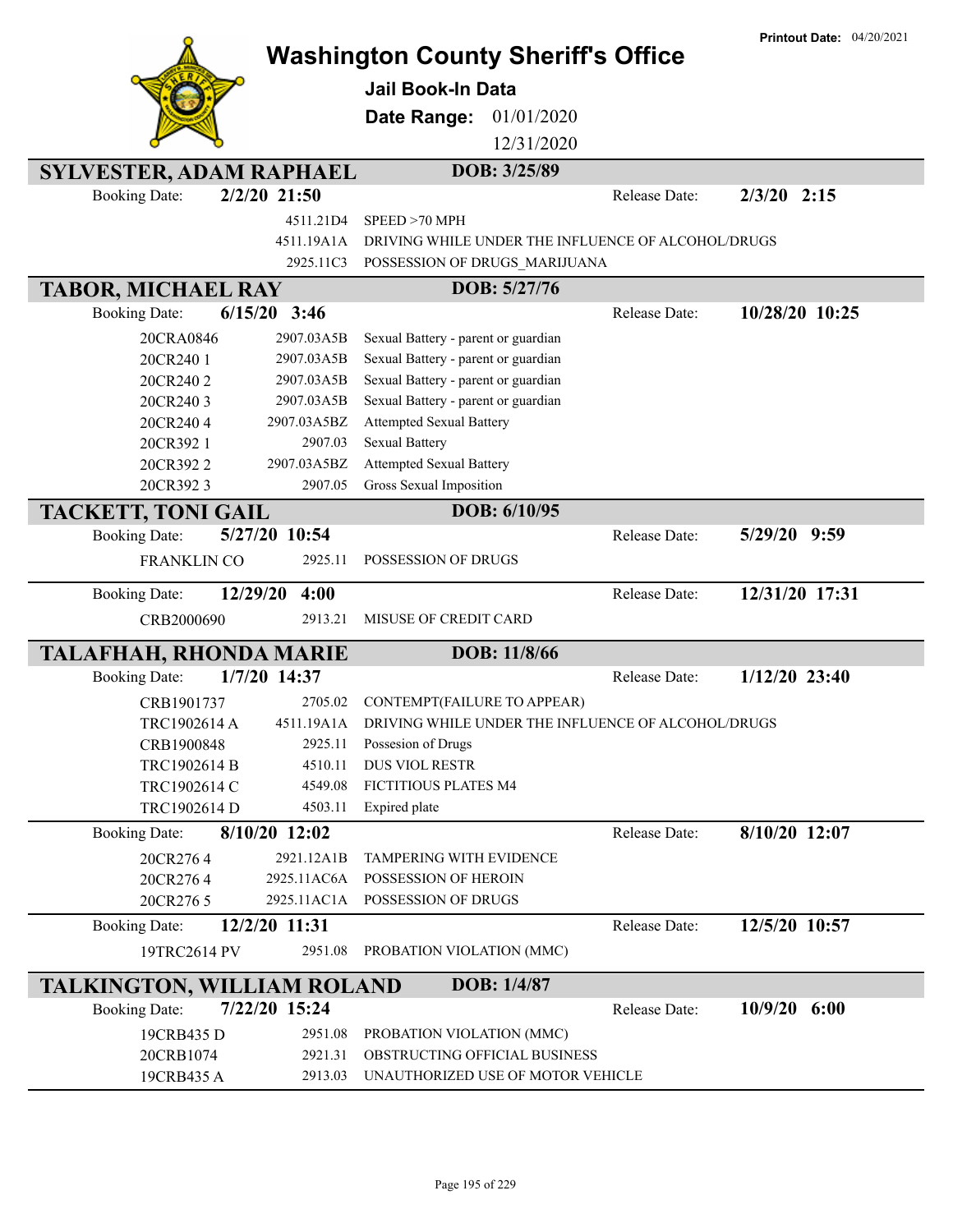# Washington County Sheriff's Office

**Printout Date:** 04/20/2021

## Jail Book-In Data

**Date Range:** 01/01/2020 – 12/31/2020

---

## SYLVESTER, ADAM RAPHAEL — DOB: 3/25/89

**Booking Date:** 2/2/20 21:50 — **Release Date:** 2/3/20 2:15

| Case | Statute | Charge |
|---|---|---|
| | 4511.21D4 | SPEED >70 MPH |
| | 4511.19A1A | DRIVING WHILE UNDER THE INFLUENCE OF ALCOHOL/DRUGS |
| | 2925.11C3 | POSSESSION OF DRUGS_MARIJUANA |

## TABOR, MICHAEL RAY — DOB: 5/27/76

**Booking Date:** 6/15/20 3:46 — **Release Date:** 10/28/20 10:25

| Case | Statute | Charge |
|---|---|---|
| 20CRA0846 | 2907.03A5B | Sexual Battery - parent or guardian |
| 20CR240 1 | 2907.03A5B | Sexual Battery - parent or guardian |
| 20CR240 2 | 2907.03A5B | Sexual Battery - parent or guardian |
| 20CR240 3 | 2907.03A5B | Sexual Battery - parent or guardian |
| 20CR240 4 | 2907.03A5BZ | Attempted Sexual Battery |
| 20CR392 1 | 2907.03 | Sexual Battery |
| 20CR392 2 | 2907.03A5BZ | Attempted Sexual Battery |
| 20CR392 3 | 2907.05 | Gross Sexual Imposition |

## TACKETT, TONI GAIL — DOB: 6/10/95

**Booking Date:** 5/27/20 10:54 — **Release Date:** 5/29/20 9:59

| Case | Statute | Charge |
|---|---|---|
| FRANKLIN CO | 2925.11 | POSSESSION OF DRUGS |

**Booking Date:** 12/29/20 4:00 — **Release Date:** 12/31/20 17:31

| Case | Statute | Charge |
|---|---|---|
| CRB2000690 | 2913.21 | MISUSE OF CREDIT CARD |

## TALAFHAH, RHONDA MARIE — DOB: 11/8/66

**Booking Date:** 1/7/20 14:37 — **Release Date:** 1/12/20 23:40

| Case | Statute | Charge |
|---|---|---|
| CRB1901737 | 2705.02 | CONTEMPT(FAILURE TO APPEAR) |
| TRC1902614 A | 4511.19A1A | DRIVING WHILE UNDER THE INFLUENCE OF ALCOHOL/DRUGS |
| CRB1900848 | 2925.11 | Possesion of Drugs |
| TRC1902614 B | 4510.11 | DUS VIOL RESTR |
| TRC1902614 C | 4549.08 | FICTITIOUS PLATES M4 |
| TRC1902614 D | 4503.11 | Expired plate |

**Booking Date:** 8/10/20 12:02 — **Release Date:** 8/10/20 12:07

| Case | Statute | Charge |
|---|---|---|
| 20CR276 4 | 2921.12A1B | TAMPERING WITH EVIDENCE |
| 20CR276 4 | 2925.11AC6A | POSSESSION OF HEROIN |
| 20CR276 5 | 2925.11AC1A | POSSESSION OF DRUGS |

**Booking Date:** 12/2/20 11:31 — **Release Date:** 12/5/20 10:57

| Case | Statute | Charge |
|---|---|---|
| 19TRC2614 PV | 2951.08 | PROBATION VIOLATION (MMC) |

## TALKINGTON, WILLIAM ROLAND — DOB: 1/4/87

**Booking Date:** 7/22/20 15:24 — **Release Date:** 10/9/20 6:00

| Case | Statute | Charge |
|---|---|---|
| 19CRB435 D | 2951.08 | PROBATION VIOLATION (MMC) |
| 20CRB1074 | 2921.31 | OBSTRUCTING OFFICIAL BUSINESS |
| 19CRB435 A | 2913.03 | UNAUTHORIZED USE OF MOTOR VEHICLE |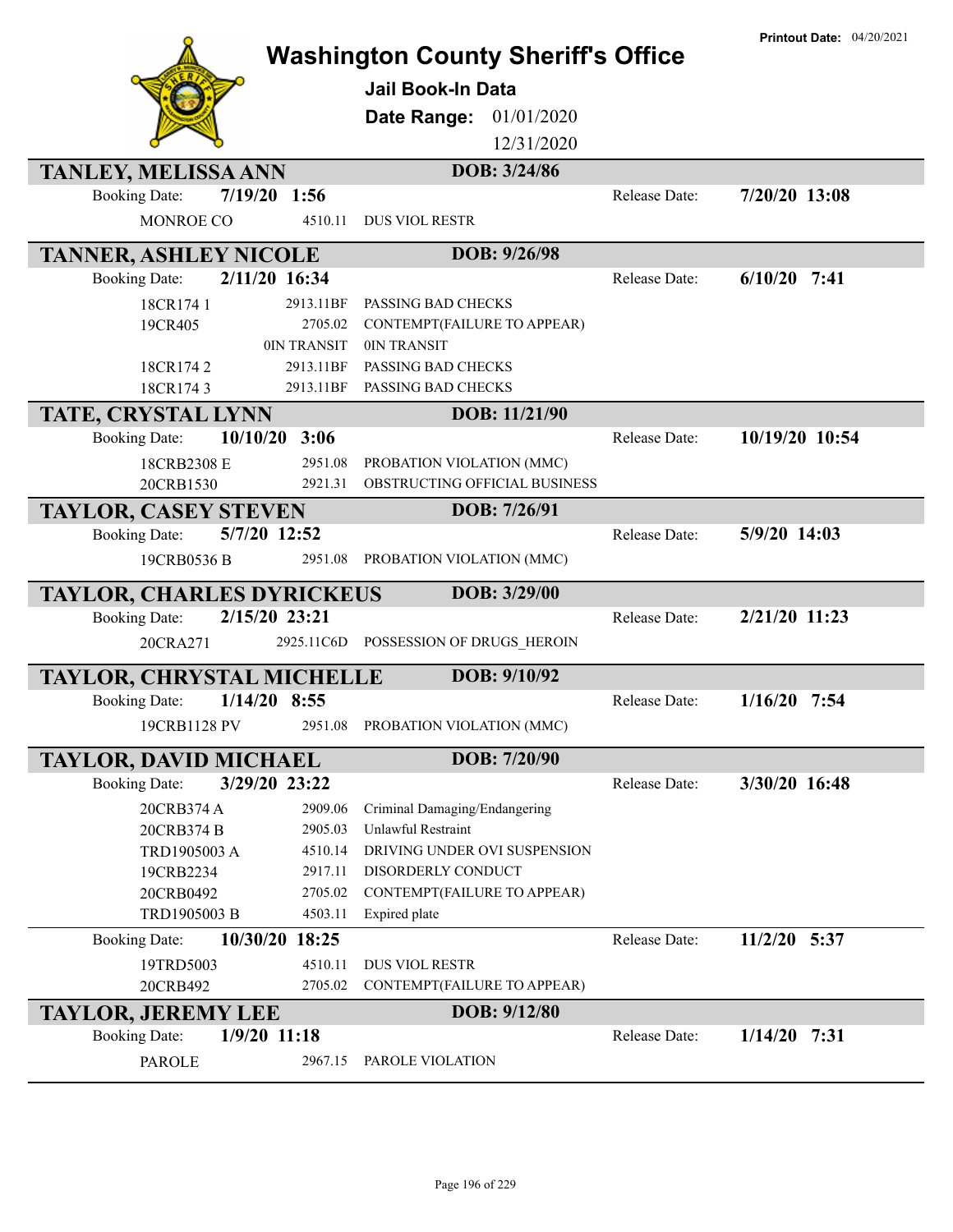# Washington County Sheriff's Office

**Printout Date:** 04/20/2021

## Jail Book-In Data

**Date Range:** 01/01/2020 12/31/2020

### TANLEY, MELISSA ANN
**DOB: 3/24/86**

Booking Date: **7/19/20 1:56** Release Date: **7/20/20 13:08**

| | | |
|---|---|---|
| MONROE CO | 4510.11 | DUS VIOL RESTR |

### TANNER, ASHLEY NICOLE
**DOB: 9/26/98**

Booking Date: **2/11/20 16:34** Release Date: **6/10/20 7:41**

| | | |
|---|---|---|
| 18CR174 1 | 2913.11BF | PASSING BAD CHECKS |
| 19CR405 | 2705.02 | CONTEMPT(FAILURE TO APPEAR) |
| | 0IN TRANSIT | 0IN TRANSIT |
| 18CR174 2 | 2913.11BF | PASSING BAD CHECKS |
| 18CR174 3 | 2913.11BF | PASSING BAD CHECKS |

### TATE, CRYSTAL LYNN
**DOB: 11/21/90**

Booking Date: **10/10/20 3:06** Release Date: **10/19/20 10:54**

| | | |
|---|---|---|
| 18CRB2308 E | 2951.08 | PROBATION VIOLATION (MMC) |
| 20CRB1530 | 2921.31 | OBSTRUCTING OFFICIAL BUSINESS |

### TAYLOR, CASEY STEVEN
**DOB: 7/26/91**

Booking Date: **5/7/20 12:52** Release Date: **5/9/20 14:03**

| | | |
|---|---|---|
| 19CRB0536 B | 2951.08 | PROBATION VIOLATION (MMC) |

### TAYLOR, CHARLES DYRICKEUS
**DOB: 3/29/00**

Booking Date: **2/15/20 23:21** Release Date: **2/21/20 11:23**

| | | |
|---|---|---|
| 20CRA271 | 2925.11C6D | POSSESSION OF DRUGS_HEROIN |

### TAYLOR, CHRYSTAL MICHELLE
**DOB: 9/10/92**

Booking Date: **1/14/20 8:55** Release Date: **1/16/20 7:54**

| | | |
|---|---|---|
| 19CRB1128 PV | 2951.08 | PROBATION VIOLATION (MMC) |

### TAYLOR, DAVID MICHAEL
**DOB: 7/20/90**

Booking Date: **3/29/20 23:22** Release Date: **3/30/20 16:48**

| | | |
|---|---|---|
| 20CRB374 A | 2909.06 | Criminal Damaging/Endangering |
| 20CRB374 B | 2905.03 | Unlawful Restraint |
| TRD1905003 A | 4510.14 | DRIVING UNDER OVI SUSPENSION |
| 19CRB2234 | 2917.11 | DISORDERLY CONDUCT |
| 20CRB0492 | 2705.02 | CONTEMPT(FAILURE TO APPEAR) |
| TRD1905003 B | 4503.11 | Expired plate |

Booking Date: **10/30/20 18:25** Release Date: **11/2/20 5:37**

| | | |
|---|---|---|
| 19TRD5003 | 4510.11 | DUS VIOL RESTR |
| 20CRB492 | 2705.02 | CONTEMPT(FAILURE TO APPEAR) |

### TAYLOR, JEREMY LEE
**DOB: 9/12/80**

Booking Date: **1/9/20 11:18** Release Date: **1/14/20 7:31**

| | | |
|---|---|---|
| PAROLE | 2967.15 | PAROLE VIOLATION |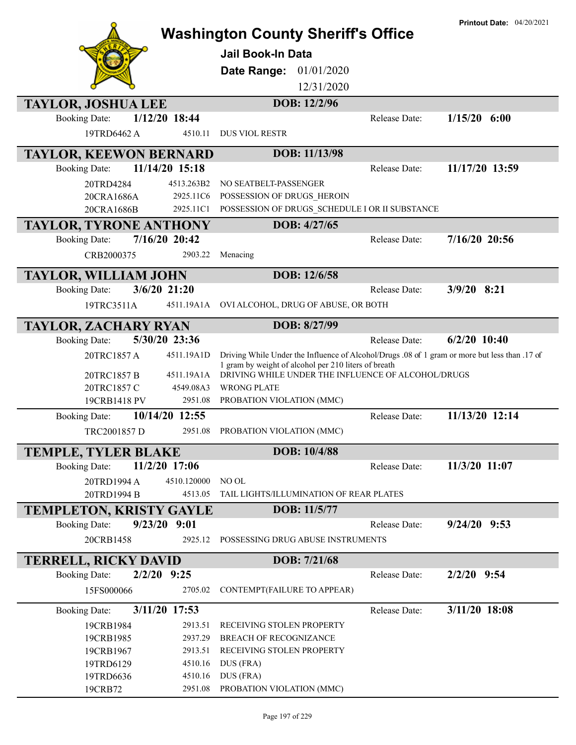Printout Date: 04/20/2021

# Washington County Sheriff's Office

**Jail Book-In Data**

**Date Range:** 01/01/2020 – 12/31/2020

## TAYLOR, JOSHUA LEE
**DOB: 12/2/96**

**Booking Date:** 1/12/20 18:44 | **Release Date:** 1/15/20 6:00

| Case | Statute | Charge |
|---|---|---|
| 19TRD6462 A | 4510.11 | DUS VIOL RESTR |

## TAYLOR, KEEWON BERNARD
**DOB: 11/13/98**

**Booking Date:** 11/14/20 15:18 | **Release Date:** 11/17/20 13:59

| Case | Statute | Charge |
|---|---|---|
| 20TRD4284 | 4513.263B2 | NO SEATBELT-PASSENGER |
| 20CRA1686A | 2925.11C6 | POSSESSION OF DRUGS_HEROIN |
| 20CRA1686B | 2925.11C1 | POSSESSION OF DRUGS_SCHEDULE I OR II SUBSTANCE |

## TAYLOR, TYRONE ANTHONY
**DOB: 4/27/65**

**Booking Date:** 7/16/20 20:42 | **Release Date:** 7/16/20 20:56

| Case | Statute | Charge |
|---|---|---|
| CRB2000375 | 2903.22 | Menacing |

## TAYLOR, WILLIAM JOHN
**DOB: 12/6/58**

**Booking Date:** 3/6/20 21:20 | **Release Date:** 3/9/20 8:21

| Case | Statute | Charge |
|---|---|---|
| 19TRC3511A | 4511.19A1A | OVI ALCOHOL, DRUG OF ABUSE, OR BOTH |

## TAYLOR, ZACHARY RYAN
**DOB: 8/27/99**

**Booking Date:** 5/30/20 23:36 | **Release Date:** 6/2/20 10:40

| Case | Statute | Charge |
|---|---|---|
| 20TRC1857 A | 4511.19A1D | Driving While Under the Influence of Alcohol/Drugs .08 of 1 gram or more but less than .17 of 1 gram by weight of alcohol per 210 liters of breath |
| 20TRC1857 B | 4511.19A1A | DRIVING WHILE UNDER THE INFLUENCE OF ALCOHOL/DRUGS |
| 20TRC1857 C | 4549.08A3 | WRONG PLATE |
| 19CRB1418 PV | 2951.08 | PROBATION VIOLATION (MMC) |

**Booking Date:** 10/14/20 12:55 | **Release Date:** 11/13/20 12:14

| Case | Statute | Charge |
|---|---|---|
| TRC2001857 D | 2951.08 | PROBATION VIOLATION (MMC) |

## TEMPLE, TYLER BLAKE
**DOB: 10/4/88**

**Booking Date:** 11/2/20 17:06 | **Release Date:** 11/3/20 11:07

| Case | Statute | Charge |
|---|---|---|
| 20TRD1994 A | 4510.120000 | NO OL |
| 20TRD1994 B | 4513.05 | TAIL LIGHTS/ILLUMINATION OF REAR PLATES |

## TEMPLETON, KRISTY GAYLE
**DOB: 11/5/77**

**Booking Date:** 9/23/20 9:01 | **Release Date:** 9/24/20 9:53

| Case | Statute | Charge |
|---|---|---|
| 20CRB1458 | 2925.12 | POSSESSING DRUG ABUSE INSTRUMENTS |

## TERRELL, RICKY DAVID
**DOB: 7/21/68**

**Booking Date:** 2/2/20 9:25 | **Release Date:** 2/2/20 9:54

| Case | Statute | Charge |
|---|---|---|
| 15FS000066 | 2705.02 | CONTEMPT(FAILURE TO APPEAR) |

**Booking Date:** 3/11/20 17:53 | **Release Date:** 3/11/20 18:08

| Case | Statute | Charge |
|---|---|---|
| 19CRB1984 | 2913.51 | RECEIVING STOLEN PROPERTY |
| 19CRB1985 | 2937.29 | BREACH OF RECOGNIZANCE |
| 19CRB1967 | 2913.51 | RECEIVING STOLEN PROPERTY |
| 19TRD6129 | 4510.16 | DUS (FRA) |
| 19TRD6636 | 4510.16 | DUS (FRA) |
| 19CRB72 | 2951.08 | PROBATION VIOLATION (MMC) |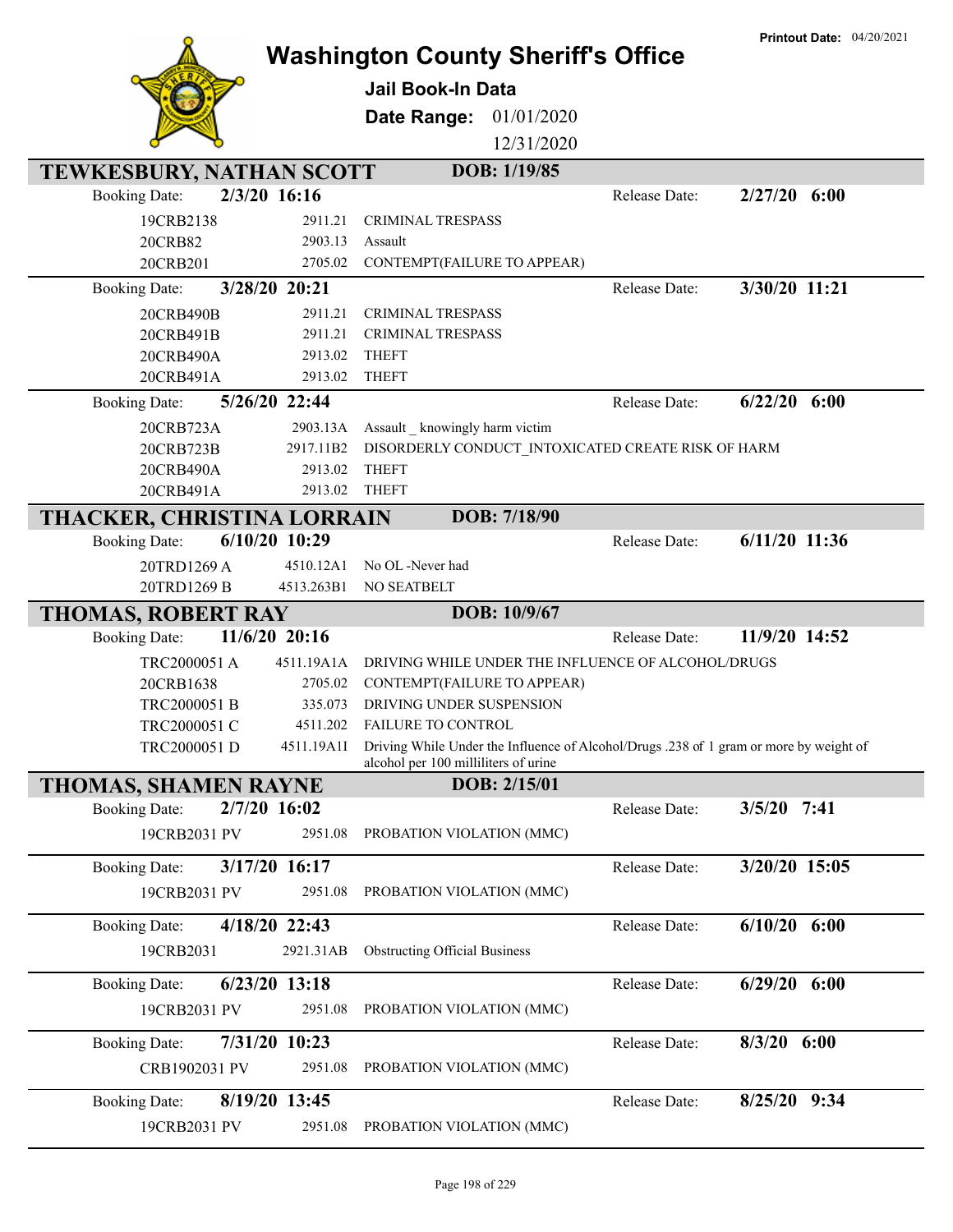Printout Date: 04/20/2021

# Washington County Sheriff's Office

**Jail Book-In Data**

**Date Range:** 01/01/2020 – 12/31/2020

## TEWKESBURY, NATHAN SCOTT — DOB: 1/19/85

**Booking Date:** 2/3/20 16:16 — **Release Date:** 2/27/20 6:00

| Case | Statute | Charge |
|---|---|---|
| 19CRB2138 | 2911.21 | CRIMINAL TRESPASS |
| 20CRB82 | 2903.13 | Assault |
| 20CRB201 | 2705.02 | CONTEMPT(FAILURE TO APPEAR) |

**Booking Date:** 3/28/20 20:21 — **Release Date:** 3/30/20 11:21

| Case | Statute | Charge |
|---|---|---|
| 20CRB490B | 2911.21 | CRIMINAL TRESPASS |
| 20CRB491B | 2911.21 | CRIMINAL TRESPASS |
| 20CRB490A | 2913.02 | THEFT |
| 20CRB491A | 2913.02 | THEFT |

**Booking Date:** 5/26/20 22:44 — **Release Date:** 6/22/20 6:00

| Case | Statute | Charge |
|---|---|---|
| 20CRB723A | 2903.13A | Assault _ knowingly harm victim |
| 20CRB723B | 2917.11B2 | DISORDERLY CONDUCT_INTOXICATED CREATE RISK OF HARM |
| 20CRB490A | 2913.02 | THEFT |
| 20CRB491A | 2913.02 | THEFT |

## THACKER, CHRISTINA LORRAIN — DOB: 7/18/90

**Booking Date:** 6/10/20 10:29 — **Release Date:** 6/11/20 11:36

| Case | Statute | Charge |
|---|---|---|
| 20TRD1269 A | 4510.12A1 | No OL -Never had |
| 20TRD1269 B | 4513.263B1 | NO SEATBELT |

## THOMAS, ROBERT RAY — DOB: 10/9/67

**Booking Date:** 11/6/20 20:16 — **Release Date:** 11/9/20 14:52

| Case | Statute | Charge |
|---|---|---|
| TRC2000051 A | 4511.19A1A | DRIVING WHILE UNDER THE INFLUENCE OF ALCOHOL/DRUGS |
| 20CRB1638 | 2705.02 | CONTEMPT(FAILURE TO APPEAR) |
| TRC2000051 B | 335.073 | DRIVING UNDER SUSPENSION |
| TRC2000051 C | 4511.202 | FAILURE TO CONTROL |
| TRC2000051 D | 4511.19A1I | Driving While Under the Influence of Alcohol/Drugs .238 of 1 gram or more by weight of alcohol per 100 milliliters of urine |

## THOMAS, SHAMEN RAYNE — DOB: 2/15/01

**Booking Date:** 2/7/20 16:02 — **Release Date:** 3/5/20 7:41

| Case | Statute | Charge |
|---|---|---|
| 19CRB2031 PV | 2951.08 | PROBATION VIOLATION (MMC) |

**Booking Date:** 3/17/20 16:17 — **Release Date:** 3/20/20 15:05

| Case | Statute | Charge |
|---|---|---|
| 19CRB2031 PV | 2951.08 | PROBATION VIOLATION (MMC) |

**Booking Date:** 4/18/20 22:43 — **Release Date:** 6/10/20 6:00

| Case | Statute | Charge |
|---|---|---|
| 19CRB2031 | 2921.31AB | Obstructing Official Business |

**Booking Date:** 6/23/20 13:18 — **Release Date:** 6/29/20 6:00

| Case | Statute | Charge |
|---|---|---|
| 19CRB2031 PV | 2951.08 | PROBATION VIOLATION (MMC) |

**Booking Date:** 7/31/20 10:23 — **Release Date:** 8/3/20 6:00

| Case | Statute | Charge |
|---|---|---|
| CRB1902031 PV | 2951.08 | PROBATION VIOLATION (MMC) |

**Booking Date:** 8/19/20 13:45 — **Release Date:** 8/25/20 9:34

| Case | Statute | Charge |
|---|---|---|
| 19CRB2031 PV | 2951.08 | PROBATION VIOLATION (MMC) |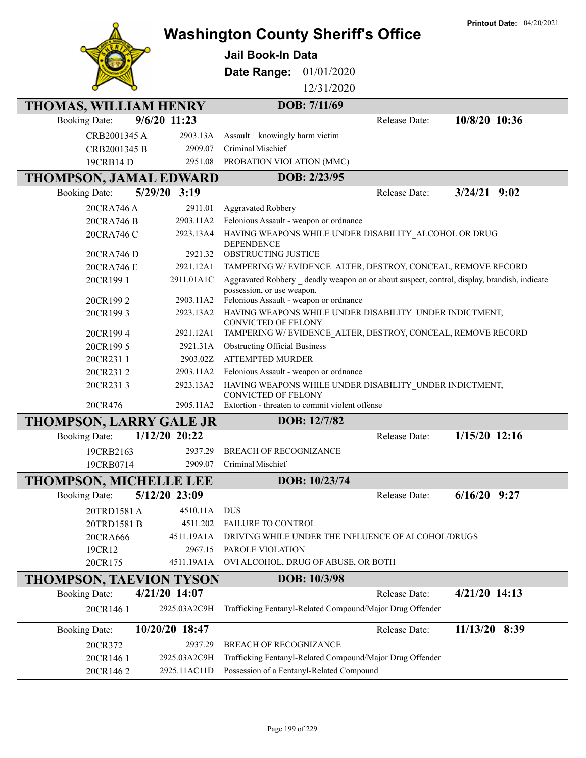# Washington County Sheriff's Office

**Printout Date:** 04/20/2021

## Jail Book-In Data

**Date Range:** 01/01/2020 – 12/31/2020

### THOMAS, WILLIAM HENRY — DOB: 7/11/69

**Booking Date:** 9/6/20 11:23 — **Release Date:** 10/8/20 10:36

| Case | Statute | Charge |
|---|---|---|
| CRB2001345 A | 2903.13A | Assault _ knowingly harm victim |
| CRB2001345 B | 2909.07 | Criminal Mischief |
| 19CRB14 D | 2951.08 | PROBATION VIOLATION (MMC) |

### THOMPSON, JAMAL EDWARD — DOB: 2/23/95

**Booking Date:** 5/29/20 3:19 — **Release Date:** 3/24/21 9:02

| Case | Statute | Charge |
|---|---|---|
| 20CRA746 A | 2911.01 | Aggravated Robbery |
| 20CRA746 B | 2903.11A2 | Felonious Assault - weapon or ordnance |
| 20CRA746 C | 2923.13A4 | HAVING WEAPONS WHILE UNDER DISABILITY_ALCOHOL OR DRUG DEPENDENCE |
| 20CRA746 D | 2921.32 | OBSTRUCTING JUSTICE |
| 20CRA746 E | 2921.12A1 | TAMPERING W/ EVIDENCE_ALTER, DESTROY, CONCEAL, REMOVE RECORD |
| 20CR199 1 | 2911.01A1C | Aggravated Robbery _ deadly weapon on or about suspect, control, display, brandish, indicate possession, or use weapon. |
| 20CR199 2 | 2903.11A2 | Felonious Assault - weapon or ordnance |
| 20CR199 3 | 2923.13A2 | HAVING WEAPONS WHILE UNDER DISABILITY_UNDER INDICTMENT, CONVICTED OF FELONY |
| 20CR199 4 | 2921.12A1 | TAMPERING W/ EVIDENCE_ALTER, DESTROY, CONCEAL, REMOVE RECORD |
| 20CR199 5 | 2921.31A | Obstructing Official Business |
| 20CR231 1 | 2903.02Z | ATTEMPTED MURDER |
| 20CR231 2 | 2903.11A2 | Felonious Assault - weapon or ordnance |
| 20CR231 3 | 2923.13A2 | HAVING WEAPONS WHILE UNDER DISABILITY_UNDER INDICTMENT, CONVICTED OF FELONY |
| 20CR476 | 2905.11A2 | Extortion - threaten to commit violent offense |

### THOMPSON, LARRY GALE JR — DOB: 12/7/82

**Booking Date:** 1/12/20 20:22 — **Release Date:** 1/15/20 12:16

| Case | Statute | Charge |
|---|---|---|
| 19CRB2163 | 2937.29 | BREACH OF RECOGNIZANCE |
| 19CRB0714 | 2909.07 | Criminal Mischief |

### THOMPSON, MICHELLE LEE — DOB: 10/23/74

**Booking Date:** 5/12/20 23:09 — **Release Date:** 6/16/20 9:27

| Case | Statute | Charge |
|---|---|---|
| 20TRD1581 A | 4510.11A | DUS |
| 20TRD1581 B | 4511.202 | FAILURE TO CONTROL |
| 20CRA666 | 4511.19A1A | DRIVING WHILE UNDER THE INFLUENCE OF ALCOHOL/DRUGS |
| 19CR12 | 2967.15 | PAROLE VIOLATION |
| 20CR175 | 4511.19A1A | OVI ALCOHOL, DRUG OF ABUSE, OR BOTH |

### THOMPSON, TAEVION TYSON — DOB: 10/3/98

**Booking Date:** 4/21/20 14:07 — **Release Date:** 4/21/20 14:13

| Case | Statute | Charge |
|---|---|---|
| 20CR146 1 | 2925.03A2C9H | Trafficking Fentanyl-Related Compound/Major Drug Offender |

**Booking Date:** 10/20/20 18:47 — **Release Date:** 11/13/20 8:39

| Case | Statute | Charge |
|---|---|---|
| 20CR372 | 2937.29 | BREACH OF RECOGNIZANCE |
| 20CR146 1 | 2925.03A2C9H | Trafficking Fentanyl-Related Compound/Major Drug Offender |
| 20CR146 2 | 2925.11AC11D | Possession of a Fentanyl-Related Compound |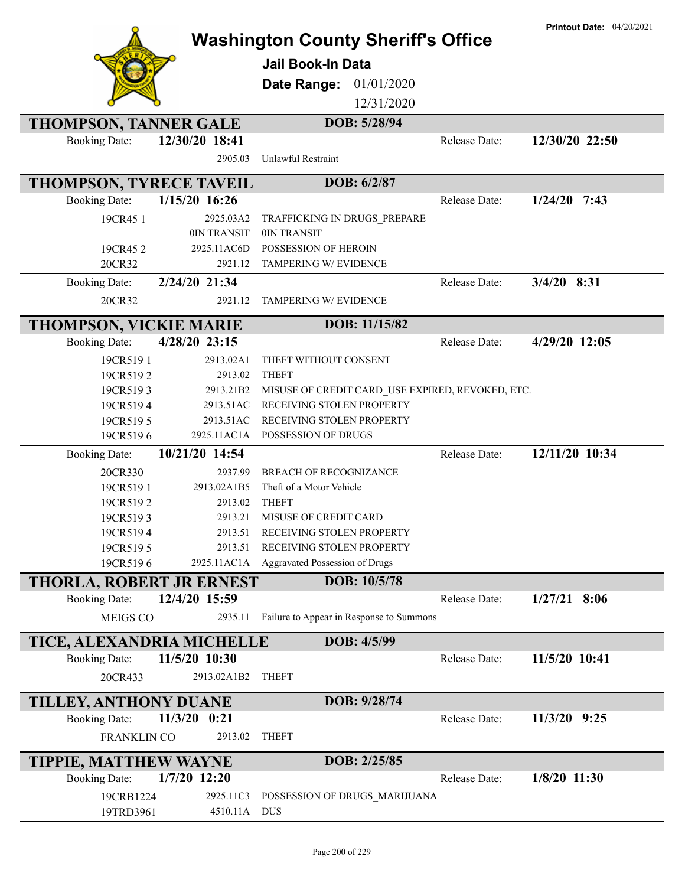# Washington County Sheriff's Office

**Jail Book-In Data**

**Date Range:** 01/01/2020 12/31/2020

**Printout Date:** 04/20/2021

## THOMPSON, TANNER GALE — DOB: 5/28/94

**Booking Date:** 12/30/20 18:41 — **Release Date:** 12/30/20 22:50

| Case | Statute | Charge |
|---|---|---|
| | 2905.03 | Unlawful Restraint |

## THOMPSON, TYRECE TAVEIL — DOB: 6/2/87

**Booking Date:** 1/15/20 16:26 — **Release Date:** 1/24/20 7:43

| Case | Statute | Charge |
|---|---|---|
| 19CR45 1 | 2925.03A2 | TRAFFICKING IN DRUGS_PREPARE |
| | 0IN TRANSIT | 0IN TRANSIT |
| 19CR45 2 | 2925.11AC6D | POSSESSION OF HEROIN |
| 20CR32 | 2921.12 | TAMPERING W/ EVIDENCE |

**Booking Date:** 2/24/20 21:34 — **Release Date:** 3/4/20 8:31

| Case | Statute | Charge |
|---|---|---|
| 20CR32 | 2921.12 | TAMPERING W/ EVIDENCE |

## THOMPSON, VICKIE MARIE — DOB: 11/15/82

**Booking Date:** 4/28/20 23:15 — **Release Date:** 4/29/20 12:05

| Case | Statute | Charge |
|---|---|---|
| 19CR519 1 | 2913.02A1 | THEFT WITHOUT CONSENT |
| 19CR519 2 | 2913.02 | THEFT |
| 19CR519 3 | 2913.21B2 | MISUSE OF CREDIT CARD_USE EXPIRED, REVOKED, ETC. |
| 19CR519 4 | 2913.51AC | RECEIVING STOLEN PROPERTY |
| 19CR519 5 | 2913.51AC | RECEIVING STOLEN PROPERTY |
| 19CR519 6 | 2925.11AC1A | POSSESSION OF DRUGS |

**Booking Date:** 10/21/20 14:54 — **Release Date:** 12/11/20 10:34

| Case | Statute | Charge |
|---|---|---|
| 20CR330 | 2937.99 | BREACH OF RECOGNIZANCE |
| 19CR519 1 | 2913.02A1B5 | Theft of a Motor Vehicle |
| 19CR519 2 | 2913.02 | THEFT |
| 19CR519 3 | 2913.21 | MISUSE OF CREDIT CARD |
| 19CR519 4 | 2913.51 | RECEIVING STOLEN PROPERTY |
| 19CR519 5 | 2913.51 | RECEIVING STOLEN PROPERTY |
| 19CR519 6 | 2925.11AC1A | Aggravated Possession of Drugs |

## THORLA, ROBERT JR ERNEST — DOB: 10/5/78

**Booking Date:** 12/4/20 15:59 — **Release Date:** 1/27/21 8:06

| Case | Statute | Charge |
|---|---|---|
| MEIGS CO | 2935.11 | Failure to Appear in Response to Summons |

## TICE, ALEXANDRIA MICHELLE — DOB: 4/5/99

**Booking Date:** 11/5/20 10:30 — **Release Date:** 11/5/20 10:41

| Case | Statute | Charge |
|---|---|---|
| 20CR433 | 2913.02A1B2 | THEFT |

## TILLEY, ANTHONY DUANE — DOB: 9/28/74

**Booking Date:** 11/3/20 0:21 — **Release Date:** 11/3/20 9:25

| Case | Statute | Charge |
|---|---|---|
| FRANKLIN CO | 2913.02 | THEFT |

## TIPPIE, MATTHEW WAYNE — DOB: 2/25/85

**Booking Date:** 1/7/20 12:20 — **Release Date:** 1/8/20 11:30

| Case | Statute | Charge |
|---|---|---|
| 19CRB1224 | 2925.11C3 | POSSESSION OF DRUGS_MARIJUANA |
| 19TRD3961 | 4510.11A | DUS |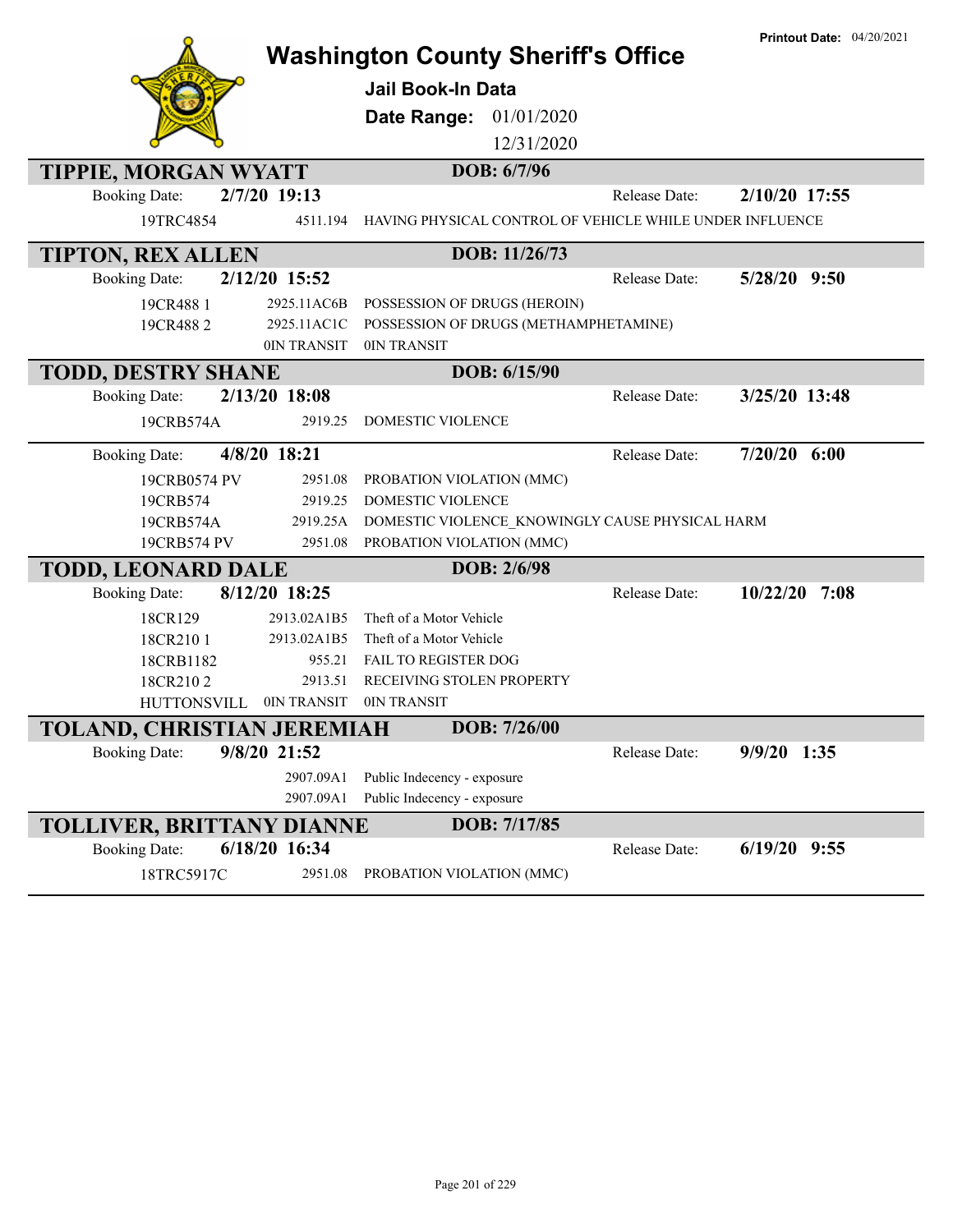Printout Date: 04/20/2021

# Washington County Sheriff's Office

**Jail Book-In Data**

**Date Range:** 01/01/2020 12/31/2020

## TIPPIE, MORGAN WYATT — DOB: 6/7/96

**Booking Date:** 2/7/20 19:13 — **Release Date:** 2/10/20 17:55

| Case | Statute | Charge |
|---|---|---|
| 19TRC4854 | 4511.194 | HAVING PHYSICAL CONTROL OF VEHICLE WHILE UNDER INFLUENCE |

## TIPTON, REX ALLEN — DOB: 11/26/73

**Booking Date:** 2/12/20 15:52 — **Release Date:** 5/28/20 9:50

| Case | Statute | Charge |
|---|---|---|
| 19CR488 1 | 2925.11AC6B | POSSESSION OF DRUGS (HEROIN) |
| 19CR488 2 | 2925.11AC1C | POSSESSION OF DRUGS (METHAMPHETAMINE) |
| | 0IN TRANSIT | 0IN TRANSIT |

## TODD, DESTRY SHANE — DOB: 6/15/90

**Booking Date:** 2/13/20 18:08 — **Release Date:** 3/25/20 13:48

| Case | Statute | Charge |
|---|---|---|
| 19CRB574A | 2919.25 | DOMESTIC VIOLENCE |

**Booking Date:** 4/8/20 18:21 — **Release Date:** 7/20/20 6:00

| Case | Statute | Charge |
|---|---|---|
| 19CRB0574 PV | 2951.08 | PROBATION VIOLATION (MMC) |
| 19CRB574 | 2919.25 | DOMESTIC VIOLENCE |
| 19CRB574A | 2919.25A | DOMESTIC VIOLENCE_KNOWINGLY CAUSE PHYSICAL HARM |
| 19CRB574 PV | 2951.08 | PROBATION VIOLATION (MMC) |

## TODD, LEONARD DALE — DOB: 2/6/98

**Booking Date:** 8/12/20 18:25 — **Release Date:** 10/22/20 7:08

| Case | Statute | Charge |
|---|---|---|
| 18CR129 | 2913.02A1B5 | Theft of a Motor Vehicle |
| 18CR210 1 | 2913.02A1B5 | Theft of a Motor Vehicle |
| 18CRB1182 | 955.21 | FAIL TO REGISTER DOG |
| 18CR210 2 | 2913.51 | RECEIVING STOLEN PROPERTY |
| HUTTONSVILL | 0IN TRANSIT | 0IN TRANSIT |

## TOLAND, CHRISTIAN JEREMIAH — DOB: 7/26/00

**Booking Date:** 9/8/20 21:52 — **Release Date:** 9/9/20 1:35

| Case | Statute | Charge |
|---|---|---|
| | 2907.09A1 | Public Indecency - exposure |
| | 2907.09A1 | Public Indecency - exposure |

## TOLLIVER, BRITTANY DIANNE — DOB: 7/17/85

**Booking Date:** 6/18/20 16:34 — **Release Date:** 6/19/20 9:55

| Case | Statute | Charge |
|---|---|---|
| 18TRC5917C | 2951.08 | PROBATION VIOLATION (MMC) |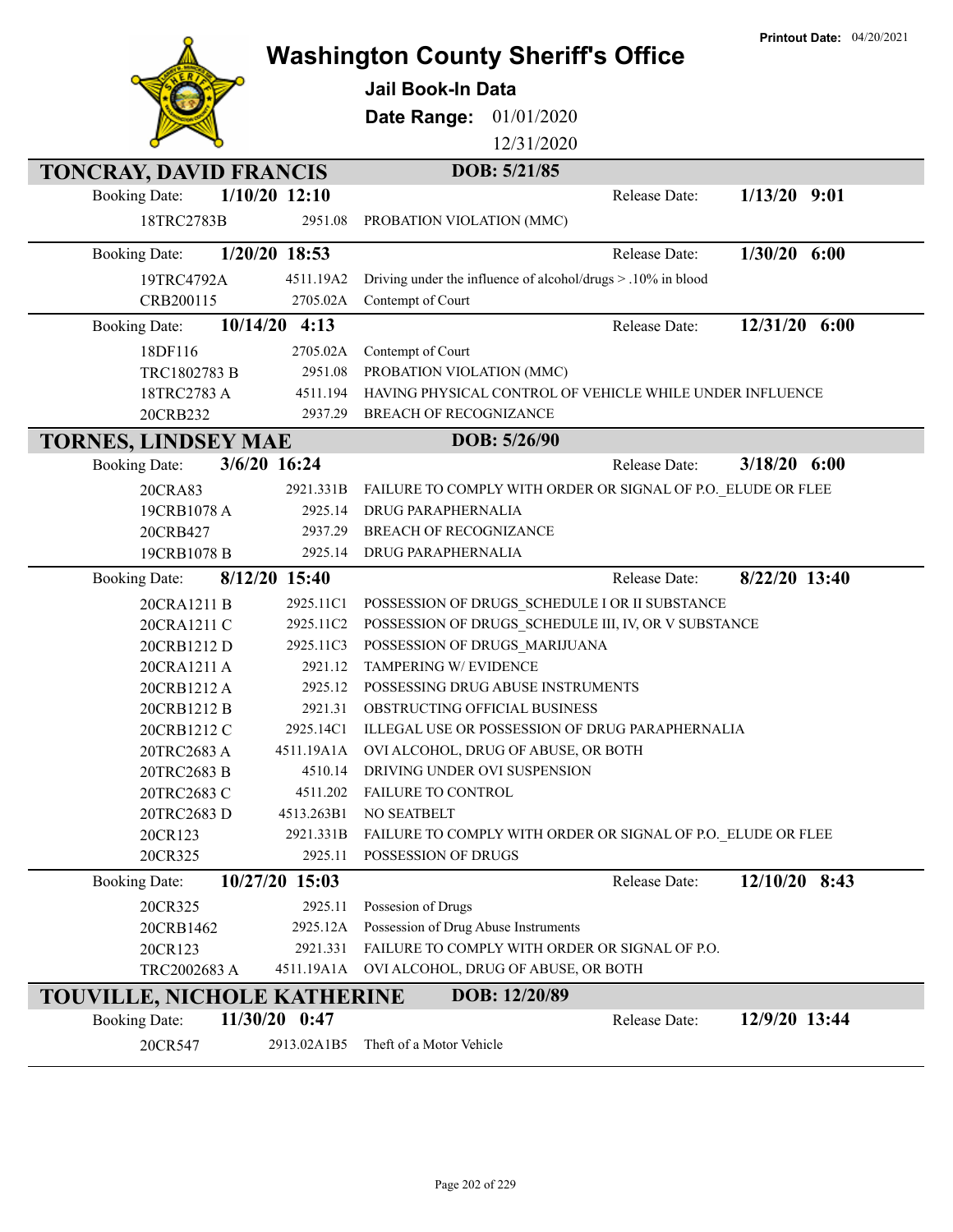Printout Date: 04/20/2021

# Washington County Sheriff's Office

**Jail Book-In Data**

**Date Range:** 01/01/2020 12/31/2020

## TONCRAY, DAVID FRANCIS

**DOB: 5/21/85**

**Booking Date:** 1/10/20 12:10 — **Release Date:** 1/13/20 9:01

| Case | Statute | Charge |
|---|---|---|
| 18TRC2783B | 2951.08 | PROBATION VIOLATION (MMC) |

**Booking Date:** 1/20/20 18:53 — **Release Date:** 1/30/20 6:00

| Case | Statute | Charge |
|---|---|---|
| 19TRC4792A | 4511.19A2 | Driving under the influence of alcohol/drugs > .10% in blood |
| CRB200115 | 2705.02A | Contempt of Court |

**Booking Date:** 10/14/20 4:13 — **Release Date:** 12/31/20 6:00

| Case | Statute | Charge |
|---|---|---|
| 18DF116 | 2705.02A | Contempt of Court |
| TRC1802783 B | 2951.08 | PROBATION VIOLATION (MMC) |
| 18TRC2783 A | 4511.194 | HAVING PHYSICAL CONTROL OF VEHICLE WHILE UNDER INFLUENCE |
| 20CRB232 | 2937.29 | BREACH OF RECOGNIZANCE |

## TORNES, LINDSEY MAE

**DOB: 5/26/90**

**Booking Date:** 3/6/20 16:24 — **Release Date:** 3/18/20 6:00

| Case | Statute | Charge |
|---|---|---|
| 20CRA83 | 2921.331B | FAILURE TO COMPLY WITH ORDER OR SIGNAL OF P.O._ELUDE OR FLEE |
| 19CRB1078 A | 2925.14 | DRUG PARAPHERNALIA |
| 20CRB427 | 2937.29 | BREACH OF RECOGNIZANCE |
| 19CRB1078 B | 2925.14 | DRUG PARAPHERNALIA |

**Booking Date:** 8/12/20 15:40 — **Release Date:** 8/22/20 13:40

| Case | Statute | Charge |
|---|---|---|
| 20CRA1211 B | 2925.11C1 | POSSESSION OF DRUGS_SCHEDULE I OR II SUBSTANCE |
| 20CRA1211 C | 2925.11C2 | POSSESSION OF DRUGS_SCHEDULE III, IV, OR V SUBSTANCE |
| 20CRB1212 D | 2925.11C3 | POSSESSION OF DRUGS_MARIJUANA |
| 20CRA1211 A | 2921.12 | TAMPERING W/ EVIDENCE |
| 20CRB1212 A | 2925.12 | POSSESSING DRUG ABUSE INSTRUMENTS |
| 20CRB1212 B | 2921.31 | OBSTRUCTING OFFICIAL BUSINESS |
| 20CRB1212 C | 2925.14C1 | ILLEGAL USE OR POSSESSION OF DRUG PARAPHERNALIA |
| 20TRC2683 A | 4511.19A1A | OVI ALCOHOL, DRUG OF ABUSE, OR BOTH |
| 20TRC2683 B | 4510.14 | DRIVING UNDER OVI SUSPENSION |
| 20TRC2683 C | 4511.202 | FAILURE TO CONTROL |
| 20TRC2683 D | 4513.263B1 | NO SEATBELT |
| 20CR123 | 2921.331B | FAILURE TO COMPLY WITH ORDER OR SIGNAL OF P.O._ELUDE OR FLEE |
| 20CR325 | 2925.11 | POSSESSION OF DRUGS |

**Booking Date:** 10/27/20 15:03 — **Release Date:** 12/10/20 8:43

| Case | Statute | Charge |
|---|---|---|
| 20CR325 | 2925.11 | Possesion of Drugs |
| 20CRB1462 | 2925.12A | Possession of Drug Abuse Instruments |
| 20CR123 | 2921.331 | FAILURE TO COMPLY WITH ORDER OR SIGNAL OF P.O. |
| TRC2002683 A | 4511.19A1A | OVI ALCOHOL, DRUG OF ABUSE, OR BOTH |

## TOUVILLE, NICHOLE KATHERINE

**DOB: 12/20/89**

**Booking Date:** 11/30/20 0:47 — **Release Date:** 12/9/20 13:44

| Case | Statute | Charge |
|---|---|---|
| 20CR547 | 2913.02A1B5 | Theft of a Motor Vehicle |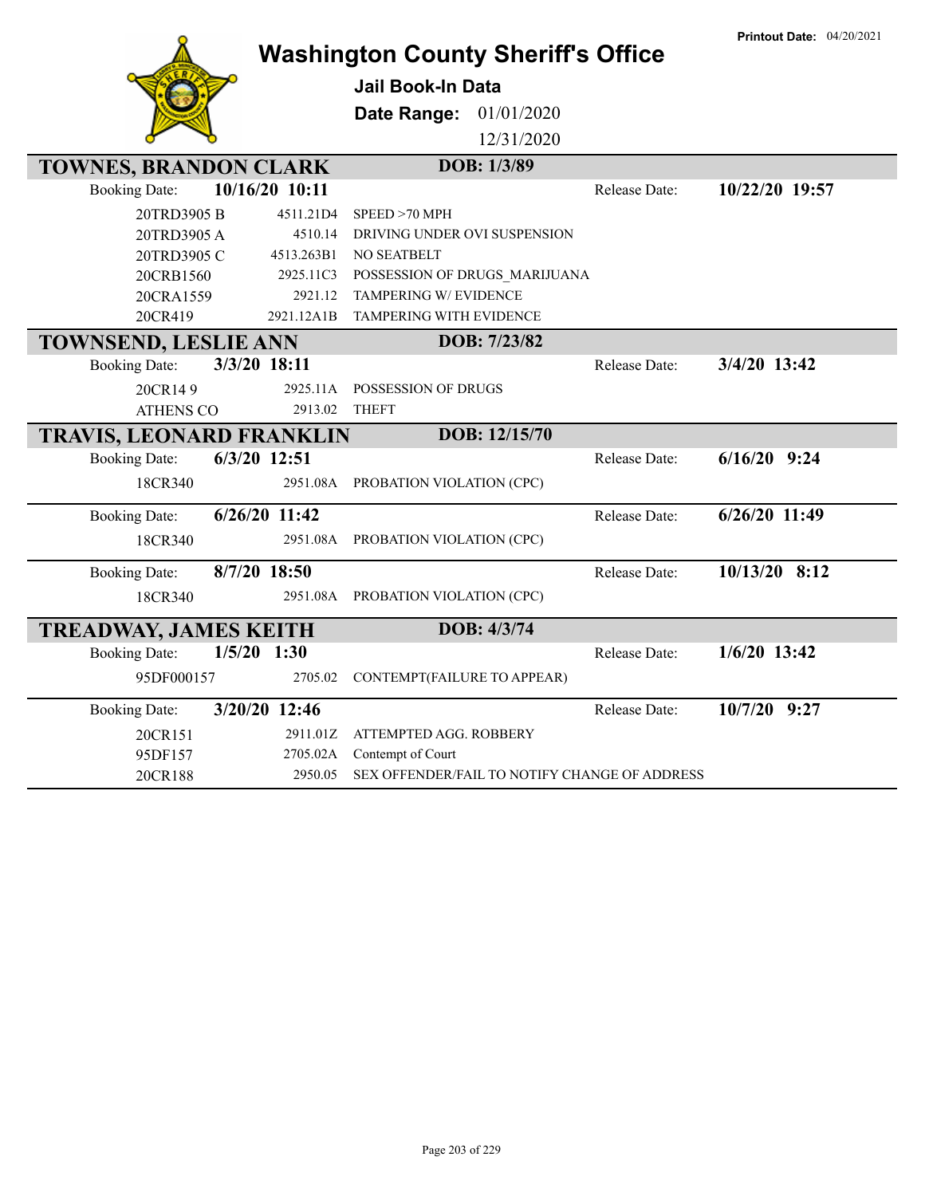Printout Date: 04/20/2021

# Washington County Sheriff's Office

**Jail Book-In Data**

**Date Range:** 01/01/2020 12/31/2020

## TOWNES, BRANDON CLARK — DOB: 1/3/89

**Booking Date:** 10/16/20 10:11 — **Release Date:** 10/22/20 19:57

| Case | Statute | Charge |
|---|---|---|
| 20TRD3905 B | 4511.21D4 | SPEED >70 MPH |
| 20TRD3905 A | 4510.14 | DRIVING UNDER OVI SUSPENSION |
| 20TRD3905 C | 4513.263B1 | NO SEATBELT |
| 20CRB1560 | 2925.11C3 | POSSESSION OF DRUGS_MARIJUANA |
| 20CRA1559 | 2921.12 | TAMPERING W/ EVIDENCE |
| 20CR419 | 2921.12A1B | TAMPERING WITH EVIDENCE |

## TOWNSEND, LESLIE ANN — DOB: 7/23/82

**Booking Date:** 3/3/20 18:11 — **Release Date:** 3/4/20 13:42

| Case | Statute | Charge |
|---|---|---|
| 20CR14 9 | 2925.11A | POSSESSION OF DRUGS |
| ATHENS CO | 2913.02 | THEFT |

## TRAVIS, LEONARD FRANKLIN — DOB: 12/15/70

**Booking Date:** 6/3/20 12:51 — **Release Date:** 6/16/20 9:24

| Case | Statute | Charge |
|---|---|---|
| 18CR340 | 2951.08A | PROBATION VIOLATION (CPC) |

**Booking Date:** 6/26/20 11:42 — **Release Date:** 6/26/20 11:49

| Case | Statute | Charge |
|---|---|---|
| 18CR340 | 2951.08A | PROBATION VIOLATION (CPC) |

**Booking Date:** 8/7/20 18:50 — **Release Date:** 10/13/20 8:12

| Case | Statute | Charge |
|---|---|---|
| 18CR340 | 2951.08A | PROBATION VIOLATION (CPC) |

## TREADWAY, JAMES KEITH — DOB: 4/3/74

**Booking Date:** 1/5/20 1:30 — **Release Date:** 1/6/20 13:42

| Case | Statute | Charge |
|---|---|---|
| 95DF000157 | 2705.02 | CONTEMPT(FAILURE TO APPEAR) |

**Booking Date:** 3/20/20 12:46 — **Release Date:** 10/7/20 9:27

| Case | Statute | Charge |
|---|---|---|
| 20CR151 | 2911.01Z | ATTEMPTED AGG. ROBBERY |
| 95DF157 | 2705.02A | Contempt of Court |
| 20CR188 | 2950.05 | SEX OFFENDER/FAIL TO NOTIFY CHANGE OF ADDRESS |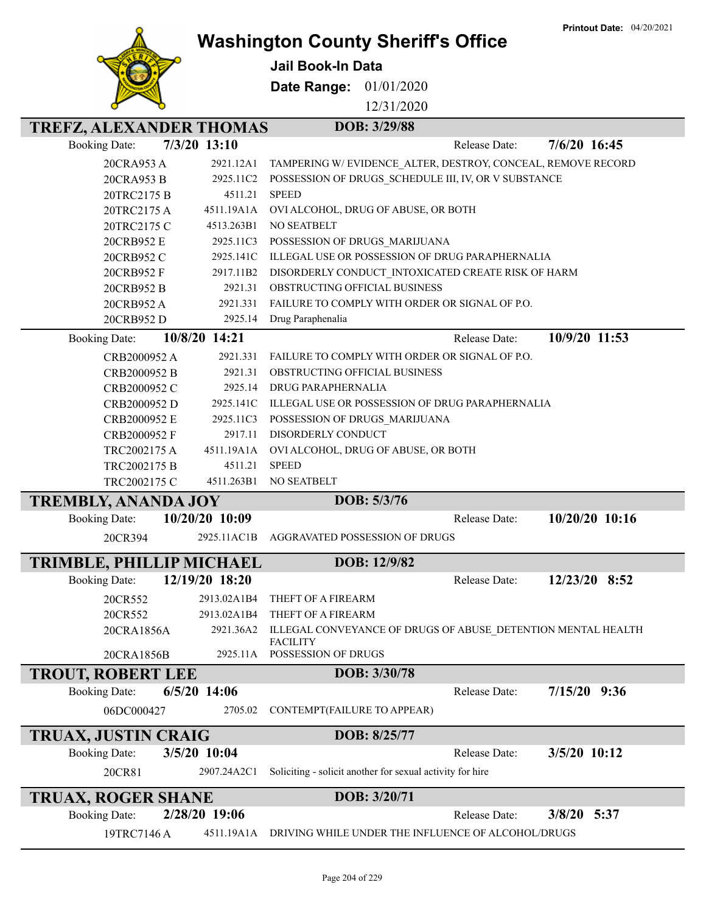Printout Date: 04/20/2021

# Washington County Sheriff's Office

**Jail Book-In Data**

**Date Range:** 01/01/2020 - 12/31/2020

## TREFZ, ALEXANDER THOMAS — DOB: 3/29/88

**Booking Date:** 7/3/20 13:10 — **Release Date:** 7/6/20 16:45

| Case | Statute | Charge |
|---|---|---|
| 20CRA953 A | 2921.12A1 | TAMPERING W/ EVIDENCE_ALTER, DESTROY, CONCEAL, REMOVE RECORD |
| 20CRA953 B | 2925.11C2 | POSSESSION OF DRUGS_SCHEDULE III, IV, OR V SUBSTANCE |
| 20TRC2175 B | 4511.21 | SPEED |
| 20TRC2175 A | 4511.19A1A | OVI ALCOHOL, DRUG OF ABUSE, OR BOTH |
| 20TRC2175 C | 4513.263B1 | NO SEATBELT |
| 20CRB952 E | 2925.11C3 | POSSESSION OF DRUGS_MARIJUANA |
| 20CRB952 C | 2925.141C | ILLEGAL USE OR POSSESSION OF DRUG PARAPHERNALIA |
| 20CRB952 F | 2917.11B2 | DISORDERLY CONDUCT_INTOXICATED CREATE RISK OF HARM |
| 20CRB952 B | 2921.31 | OBSTRUCTING OFFICIAL BUSINESS |
| 20CRB952 A | 2921.331 | FAILURE TO COMPLY WITH ORDER OR SIGNAL OF P.O. |
| 20CRB952 D | 2925.14 | Drug Paraphenalia |

**Booking Date:** 10/8/20 14:21 — **Release Date:** 10/9/20 11:53

| Case | Statute | Charge |
|---|---|---|
| CRB2000952 A | 2921.331 | FAILURE TO COMPLY WITH ORDER OR SIGNAL OF P.O. |
| CRB2000952 B | 2921.31 | OBSTRUCTING OFFICIAL BUSINESS |
| CRB2000952 C | 2925.14 | DRUG PARAPHERNALIA |
| CRB2000952 D | 2925.141C | ILLEGAL USE OR POSSESSION OF DRUG PARAPHERNALIA |
| CRB2000952 E | 2925.11C3 | POSSESSION OF DRUGS_MARIJUANA |
| CRB2000952 F | 2917.11 | DISORDERLY CONDUCT |
| TRC2002175 A | 4511.19A1A | OVI ALCOHOL, DRUG OF ABUSE, OR BOTH |
| TRC2002175 B | 4511.21 | SPEED |
| TRC2002175 C | 4511.263B1 | NO SEATBELT |

## TREMBLY, ANANDA JOY — DOB: 5/3/76

**Booking Date:** 10/20/20 10:09 — **Release Date:** 10/20/20 10:16

| Case | Statute | Charge |
|---|---|---|
| 20CR394 | 2925.11AC1B | AGGRAVATED POSSESSION OF DRUGS |

## TRIMBLE, PHILLIP MICHAEL — DOB: 12/9/82

**Booking Date:** 12/19/20 18:20 — **Release Date:** 12/23/20 8:52

| Case | Statute | Charge |
|---|---|---|
| 20CR552 | 2913.02A1B4 | THEFT OF A FIREARM |
| 20CR552 | 2913.02A1B4 | THEFT OF A FIREARM |
| 20CRA1856A | 2921.36A2 | ILLEGAL CONVEYANCE OF DRUGS OF ABUSE_DETENTION MENTAL HEALTH FACILITY |
| 20CRA1856B | 2925.11A | POSSESSION OF DRUGS |

## TROUT, ROBERT LEE — DOB: 3/30/78

**Booking Date:** 6/5/20 14:06 — **Release Date:** 7/15/20 9:36

| Case | Statute | Charge |
|---|---|---|
| 06DC000427 | 2705.02 | CONTEMPT(FAILURE TO APPEAR) |

## TRUAX, JUSTIN CRAIG — DOB: 8/25/77

**Booking Date:** 3/5/20 10:04 — **Release Date:** 3/5/20 10:12

| Case | Statute | Charge |
|---|---|---|
| 20CR81 | 2907.24A2C1 | Soliciting - solicit another for sexual activity for hire |

## TRUAX, ROGER SHANE — DOB: 3/20/71

**Booking Date:** 2/28/20 19:06 — **Release Date:** 3/8/20 5:37

| Case | Statute | Charge |
|---|---|---|
| 19TRC7146 A | 4511.19A1A | DRIVING WHILE UNDER THE INFLUENCE OF ALCOHOL/DRUGS |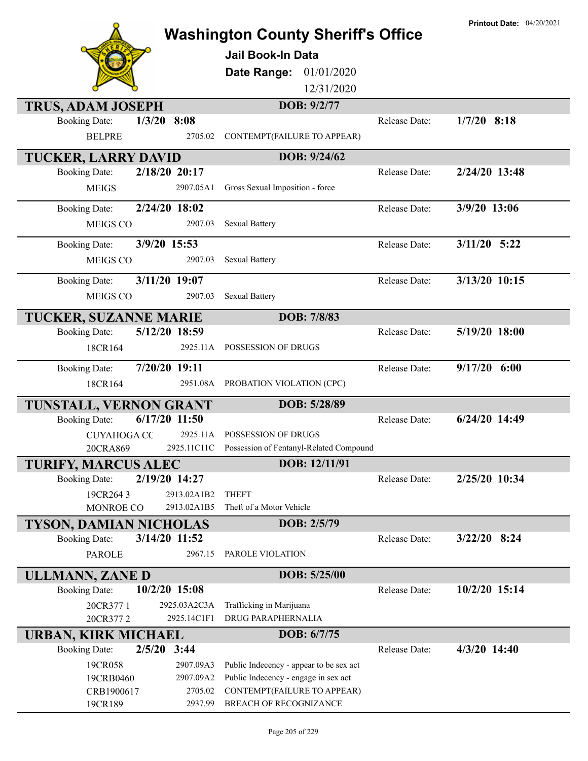# Washington County Sheriff's Office

**Printout Date:** 04/20/2021

## Jail Book-In Data

**Date Range:** 01/01/2020 12/31/2020

### TRUS, ADAM JOSEPH — DOB: 9/2/77

| Booking Date: | 1/3/20 8:08 | | Release Date: | 1/7/20 8:18 |
|---|---|---|---|---|
| BELPRE | 2705.02 | CONTEMPT(FAILURE TO APPEAR) | | |

### TUCKER, LARRY DAVID — DOB: 9/24/62

| Booking Date: | 2/18/20 20:17 | | Release Date: | 2/24/20 13:48 |
|---|---|---|---|---|
| MEIGS | 2907.05A1 | Gross Sexual Imposition - force | | |

| Booking Date: | 2/24/20 18:02 | | Release Date: | 3/9/20 13:06 |
|---|---|---|---|---|
| MEIGS CO | 2907.03 | Sexual Battery | | |

| Booking Date: | 3/9/20 15:53 | | Release Date: | 3/11/20 5:22 |
|---|---|---|---|---|
| MEIGS CO | 2907.03 | Sexual Battery | | |

| Booking Date: | 3/11/20 19:07 | | Release Date: | 3/13/20 10:15 |
|---|---|---|---|---|
| MEIGS CO | 2907.03 | Sexual Battery | | |

### TUCKER, SUZANNE MARIE — DOB: 7/8/83

| Booking Date: | 5/12/20 18:59 | | Release Date: | 5/19/20 18:00 |
|---|---|---|---|---|
| 18CR164 | 2925.11A | POSSESSION OF DRUGS | | |

| Booking Date: | 7/20/20 19:11 | | Release Date: | 9/17/20 6:00 |
|---|---|---|---|---|
| 18CR164 | 2951.08A | PROBATION VIOLATION (CPC) | | |

### TUNSTALL, VERNON GRANT — DOB: 5/28/89

| Booking Date: | 6/17/20 11:50 | | Release Date: | 6/24/20 14:49 |
|---|---|---|---|---|
| CUYAHOGA CC | 2925.11A | POSSESSION OF DRUGS | | |
| 20CRA869 | 2925.11C11C | Possession of Fentanyl-Related Compound | | |

### TURIFY, MARCUS ALEC — DOB: 12/11/91

| Booking Date: | 2/19/20 14:27 | | Release Date: | 2/25/20 10:34 |
|---|---|---|---|---|
| 19CR264 3 | 2913.02A1B2 | THEFT | | |
| MONROE CO | 2913.02A1B5 | Theft of a Motor Vehicle | | |

### TYSON, DAMIAN NICHOLAS — DOB: 2/5/79

| Booking Date: | 3/14/20 11:52 | | Release Date: | 3/22/20 8:24 |
|---|---|---|---|---|
| PAROLE | 2967.15 | PAROLE VIOLATION | | |

### ULLMANN, ZANE D — DOB: 5/25/00

| Booking Date: | 10/2/20 15:08 | | Release Date: | 10/2/20 15:14 |
|---|---|---|---|---|
| 20CR377 1 | 2925.03A2C3A | Trafficking in Marijuana | | |
| 20CR377 2 | 2925.14C1F1 | DRUG PARAPHERNALIA | | |

### URBAN, KIRK MICHAEL — DOB: 6/7/75

| Booking Date: | 2/5/20 3:44 | | Release Date: | 4/3/20 14:40 |
|---|---|---|---|---|
| 19CR058 | 2907.09A3 | Public Indecency - appear to be sex act | | |
| 19CRB0460 | 2907.09A2 | Public Indecency - engage in sex act | | |
| CRB1900617 | 2705.02 | CONTEMPT(FAILURE TO APPEAR) | | |
| 19CR189 | 2937.99 | BREACH OF RECOGNIZANCE | | |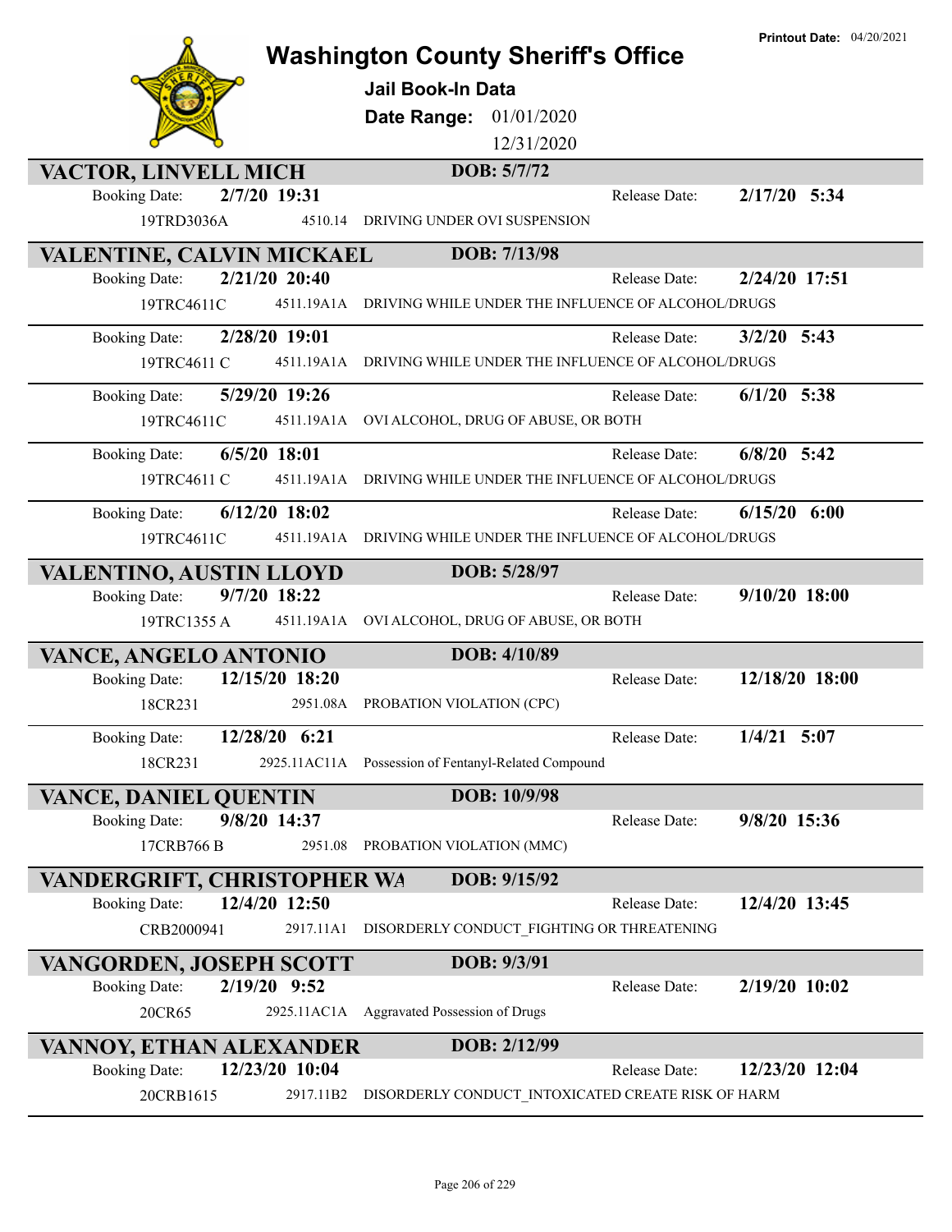**Printout Date:** 04/20/2021

# Washington County Sheriff's Office

## Jail Book-In Data

**Date Range:** 01/01/2020 12/31/2020

### VACTOR, LINVELL MICH — DOB: 5/7/72

Booking Date: **2/7/20 19:31** Release Date: **2/17/20 5:34**

19TRD3036A 4510.14 DRIVING UNDER OVI SUSPENSION

### VALENTINE, CALVIN MICKAEL — DOB: 7/13/98

Booking Date: **2/21/20 20:40** Release Date: **2/24/20 17:51**

19TRC4611C 4511.19A1A DRIVING WHILE UNDER THE INFLUENCE OF ALCOHOL/DRUGS

Booking Date: **2/28/20 19:01** Release Date: **3/2/20 5:43**

19TRC4611 C 4511.19A1A DRIVING WHILE UNDER THE INFLUENCE OF ALCOHOL/DRUGS

Booking Date: **5/29/20 19:26** Release Date: **6/1/20 5:38**

19TRC4611C 4511.19A1A OVI ALCOHOL, DRUG OF ABUSE, OR BOTH

Booking Date: **6/5/20 18:01** Release Date: **6/8/20 5:42**

19TRC4611 C 4511.19A1A DRIVING WHILE UNDER THE INFLUENCE OF ALCOHOL/DRUGS

Booking Date: **6/12/20 18:02** Release Date: **6/15/20 6:00**

19TRC4611C 4511.19A1A DRIVING WHILE UNDER THE INFLUENCE OF ALCOHOL/DRUGS

### VALENTINO, AUSTIN LLOYD — DOB: 5/28/97

Booking Date: **9/7/20 18:22** Release Date: **9/10/20 18:00**

19TRC1355 A 4511.19A1A OVI ALCOHOL, DRUG OF ABUSE, OR BOTH

### VANCE, ANGELO ANTONIO — DOB: 4/10/89

Booking Date: **12/15/20 18:20** Release Date: **12/18/20 18:00**

18CR231 2951.08A PROBATION VIOLATION (CPC)

Booking Date: **12/28/20 6:21** Release Date: **1/4/21 5:07**

18CR231 2925.11AC11A Possession of Fentanyl-Related Compound

### VANCE, DANIEL QUENTIN — DOB: 10/9/98

Booking Date: **9/8/20 14:37** Release Date: **9/8/20 15:36**

17CRB766 B 2951.08 PROBATION VIOLATION (MMC)

### VANDERGRIFT, CHRISTOPHER WA — DOB: 9/15/92

Booking Date: **12/4/20 12:50** Release Date: **12/4/20 13:45**

CRB2000941 2917.11A1 DISORDERLY CONDUCT_FIGHTING OR THREATENING

### VANGORDEN, JOSEPH SCOTT — DOB: 9/3/91

Booking Date: **2/19/20 9:52** Release Date: **2/19/20 10:02**

20CR65 2925.11AC1A Aggravated Possession of Drugs

### VANNOY, ETHAN ALEXANDER — DOB: 2/12/99

Booking Date: **12/23/20 10:04** Release Date: **12/23/20 12:04**

20CRB1615 2917.11B2 DISORDERLY CONDUCT_INTOXICATED CREATE RISK OF HARM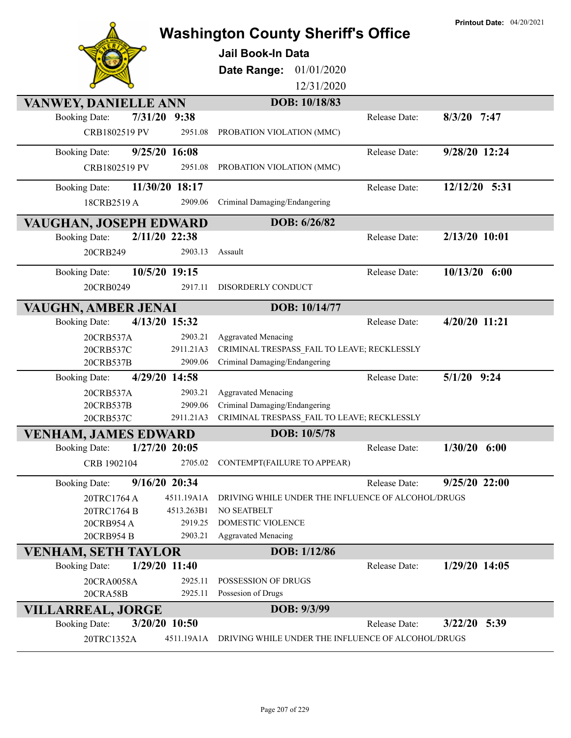Printout Date: 04/20/2021

# Washington County Sheriff's Office

**Jail Book-In Data**

**Date Range:** 01/01/2020 12/31/2020

## VANWEY, DANIELLE ANN — DOB: 10/18/83

| Booking Date | Case | Statute | Charge | Release Date |
|---|---|---|---|---|
| 7/31/20 9:38 | CRB1802519 PV | 2951.08 | PROBATION VIOLATION (MMC) | 8/3/20 7:47 |
| 9/25/20 16:08 | CRB1802519 PV | 2951.08 | PROBATION VIOLATION (MMC) | 9/28/20 12:24 |
| 11/30/20 18:17 | 18CRB2519 A | 2909.06 | Criminal Damaging/Endangering | 12/12/20 5:31 |

## VAUGHAN, JOSEPH EDWARD — DOB: 6/26/82

| Booking Date | Case | Statute | Charge | Release Date |
|---|---|---|---|---|
| 2/11/20 22:38 | 20CRB249 | 2903.13 | Assault | 2/13/20 10:01 |
| 10/5/20 19:15 | 20CRB0249 | 2917.11 | DISORDERLY CONDUCT | 10/13/20 6:00 |

## VAUGHN, AMBER JENAI — DOB: 10/14/77

| Booking Date | Case | Statute | Charge | Release Date |
|---|---|---|---|---|
| 4/13/20 15:32 | 20CRB537A | 2903.21 | Aggravated Menacing | 4/20/20 11:21 |
| | 20CRB537C | 2911.21A3 | CRIMINAL TRESPASS_FAIL TO LEAVE; RECKLESSLY | |
| | 20CRB537B | 2909.06 | Criminal Damaging/Endangering | |
| 4/29/20 14:58 | 20CRB537A | 2903.21 | Aggravated Menacing | 5/1/20 9:24 |
| | 20CRB537B | 2909.06 | Criminal Damaging/Endangering | |
| | 20CRB537C | 2911.21A3 | CRIMINAL TRESPASS_FAIL TO LEAVE; RECKLESSLY | |

## VENHAM, JAMES EDWARD — DOB: 10/5/78

| Booking Date | Case | Statute | Charge | Release Date |
|---|---|---|---|---|
| 1/27/20 20:05 | CRB 1902104 | 2705.02 | CONTEMPT(FAILURE TO APPEAR) | 1/30/20 6:00 |
| 9/16/20 20:34 | 20TRC1764 A | 4511.19A1A | DRIVING WHILE UNDER THE INFLUENCE OF ALCOHOL/DRUGS | 9/25/20 22:00 |
| | 20TRC1764 B | 4513.263B1 | NO SEATBELT | |
| | 20CRB954 A | 2919.25 | DOMESTIC VIOLENCE | |
| | 20CRB954 B | 2903.21 | Aggravated Menacing | |

## VENHAM, SETH TAYLOR — DOB: 1/12/86

| Booking Date | Case | Statute | Charge | Release Date |
|---|---|---|---|---|
| 1/29/20 11:40 | 20CRA0058A | 2925.11 | POSSESSION OF DRUGS | 1/29/20 14:05 |
| | 20CRA58B | 2925.11 | Possesion of Drugs | |

## VILLARREAL, JORGE — DOB: 9/3/99

| Booking Date | Case | Statute | Charge | Release Date |
|---|---|---|---|---|
| 3/20/20 10:50 | 20TRC1352A | 4511.19A1A | DRIVING WHILE UNDER THE INFLUENCE OF ALCOHOL/DRUGS | 3/22/20 5:39 |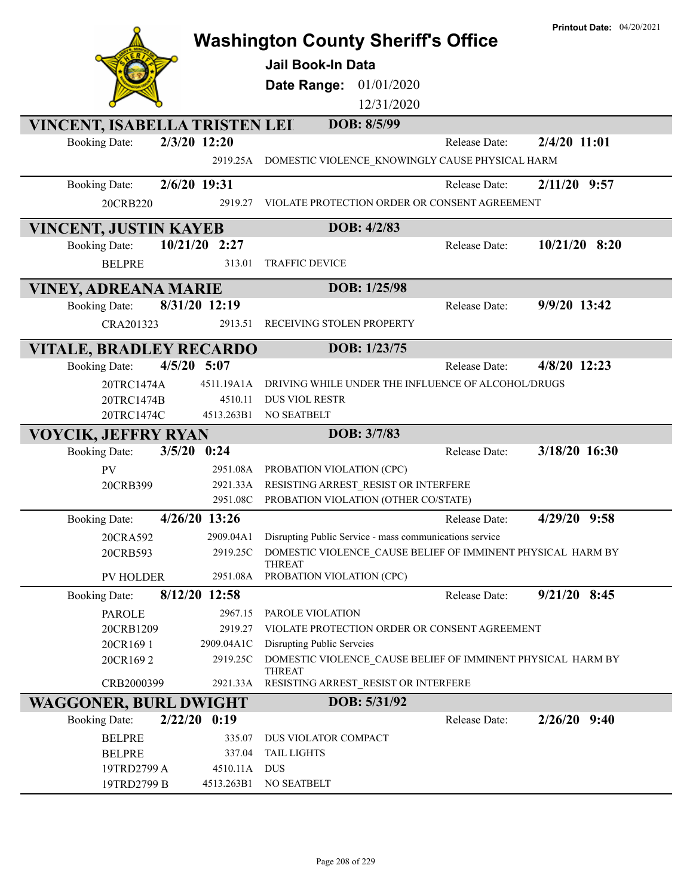# Washington County Sheriff's Office

**Printout Date:** 04/20/2021

## Jail Book-In Data

**Date Range:** 01/01/2020 – 12/31/2020

---

## VINCENT, ISABELLA TRISTEN LEI — DOB: 8/5/99

**Booking Date:** 2/3/20 12:20 — **Release Date:** 2/4/20 11:01

| Case | Statute | Charge |
|---|---|---|
| | 2919.25A | DOMESTIC VIOLENCE_KNOWINGLY CAUSE PHYSICAL HARM |

**Booking Date:** 2/6/20 19:31 — **Release Date:** 2/11/20 9:57

| Case | Statute | Charge |
|---|---|---|
| 20CRB220 | 2919.27 | VIOLATE PROTECTION ORDER OR CONSENT AGREEMENT |

## VINCENT, JUSTIN KAYEB — DOB: 4/2/83

**Booking Date:** 10/21/20 2:27 — **Release Date:** 10/21/20 8:20

| Case | Statute | Charge |
|---|---|---|
| BELPRE | 313.01 | TRAFFIC DEVICE |

## VINEY, ADREANA MARIE — DOB: 1/25/98

**Booking Date:** 8/31/20 12:19 — **Release Date:** 9/9/20 13:42

| Case | Statute | Charge |
|---|---|---|
| CRA201323 | 2913.51 | RECEIVING STOLEN PROPERTY |

## VITALE, BRADLEY RECARDO — DOB: 1/23/75

**Booking Date:** 4/5/20 5:07 — **Release Date:** 4/8/20 12:23

| Case | Statute | Charge |
|---|---|---|
| 20TRC1474A | 4511.19A1A | DRIVING WHILE UNDER THE INFLUENCE OF ALCOHOL/DRUGS |
| 20TRC1474B | 4510.11 | DUS VIOL RESTR |
| 20TRC1474C | 4513.263B1 | NO SEATBELT |

## VOYCIK, JEFFRY RYAN — DOB: 3/7/83

**Booking Date:** 3/5/20 0:24 — **Release Date:** 3/18/20 16:30

| Case | Statute | Charge |
|---|---|---|
| PV | 2951.08A | PROBATION VIOLATION (CPC) |
| 20CRB399 | 2921.33A | RESISTING ARREST_RESIST OR INTERFERE |
| | 2951.08C | PROBATION VIOLATION (OTHER CO/STATE) |

**Booking Date:** 4/26/20 13:26 — **Release Date:** 4/29/20 9:58

| Case | Statute | Charge |
|---|---|---|
| 20CRA592 | 2909.04A1 | Disrupting Public Service - mass communications service |
| 20CRB593 | 2919.25C | DOMESTIC VIOLENCE_CAUSE BELIEF OF IMMINENT PHYSICAL HARM BY THREAT |
| PV HOLDER | 2951.08A | PROBATION VIOLATION (CPC) |

**Booking Date:** 8/12/20 12:58 — **Release Date:** 9/21/20 8:45

| Case | Statute | Charge |
|---|---|---|
| PAROLE | 2967.15 | PAROLE VIOLATION |
| 20CRB1209 | 2919.27 | VIOLATE PROTECTION ORDER OR CONSENT AGREEMENT |
| 20CR169 1 | 2909.04A1C | Disrupting Public Servcies |
| 20CR169 2 | 2919.25C | DOMESTIC VIOLENCE_CAUSE BELIEF OF IMMINENT PHYSICAL HARM BY THREAT |
| CRB2000399 | 2921.33A | RESISTING ARREST_RESIST OR INTERFERE |

## WAGGONER, BURL DWIGHT — DOB: 5/31/92

**Booking Date:** 2/22/20 0:19 — **Release Date:** 2/26/20 9:40

| Case | Statute | Charge |
|---|---|---|
| BELPRE | 335.07 | DUS VIOLATOR COMPACT |
| BELPRE | 337.04 | TAIL LIGHTS |
| 19TRD2799 A | 4510.11A | DUS |
| 19TRD2799 B | 4513.263B1 | NO SEATBELT |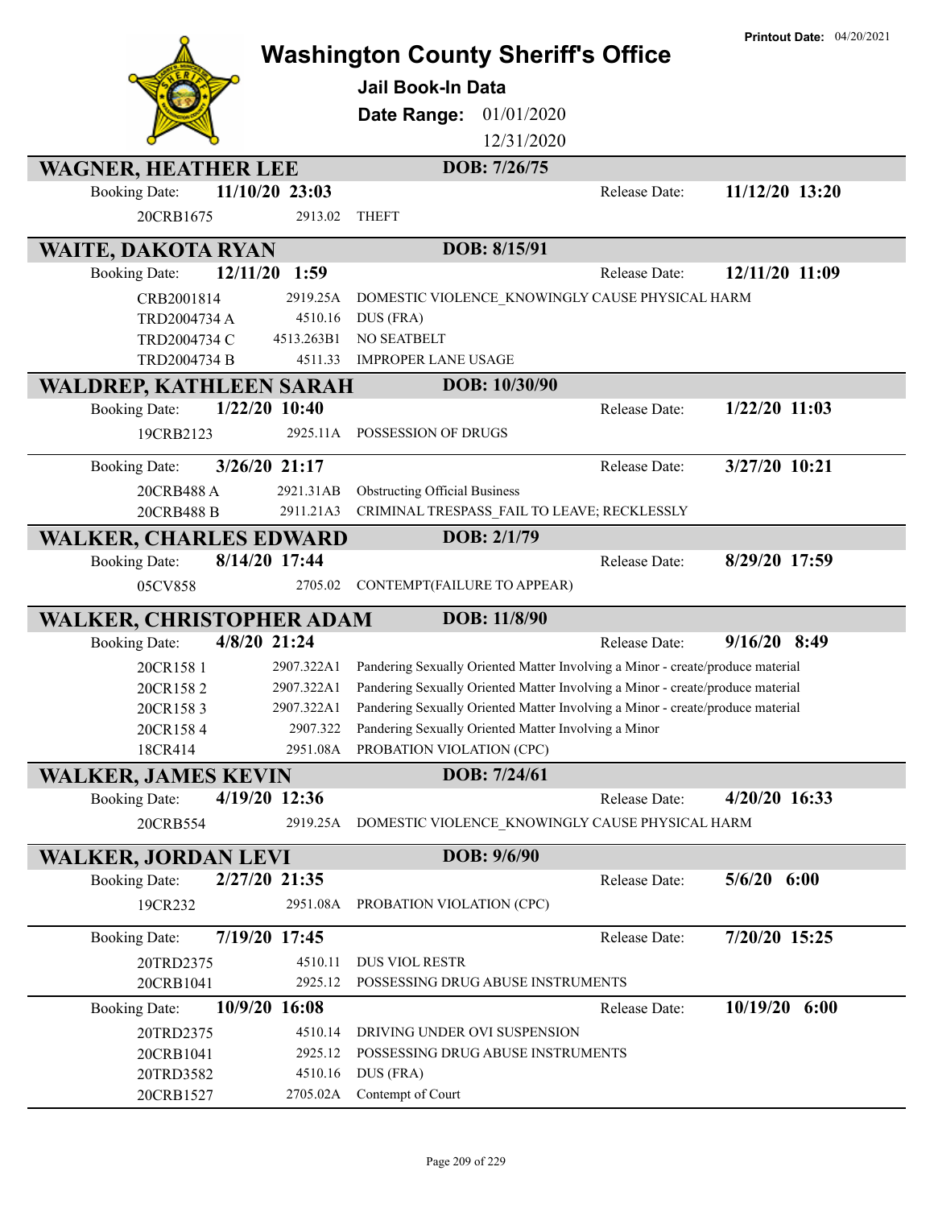# Washington County Sheriff's Office

**Jail Book-In Data**

**Date Range:** 01/01/2020 12/31/2020

**Printout Date:** 04/20/2021

---

## WAGNER, HEATHER LEE
**DOB: 7/26/75**

Booking Date: **11/10/20 23:03** | Release Date: **11/12/20 13:20**

| Case | Statute | Charge |
|---|---|---|
| 20CRB1675 | 2913.02 | THEFT |

## WAITE, DAKOTA RYAN
**DOB: 8/15/91**

Booking Date: **12/11/20 1:59** | Release Date: **12/11/20 11:09**

| Case | Statute | Charge |
|---|---|---|
| CRB2001814 | 2919.25A | DOMESTIC VIOLENCE_KNOWINGLY CAUSE PHYSICAL HARM |
| TRD2004734 A | 4510.16 | DUS (FRA) |
| TRD2004734 C | 4513.263B1 | NO SEATBELT |
| TRD2004734 B | 4511.33 | IMPROPER LANE USAGE |

## WALDREP, KATHLEEN SARAH
**DOB: 10/30/90**

Booking Date: **1/22/20 10:40** | Release Date: **1/22/20 11:03**

| Case | Statute | Charge |
|---|---|---|
| 19CRB2123 | 2925.11A | POSSESSION OF DRUGS |

Booking Date: **3/26/20 21:17** | Release Date: **3/27/20 10:21**

| Case | Statute | Charge |
|---|---|---|
| 20CRB488 A | 2921.31AB | Obstructing Official Business |
| 20CRB488 B | 2911.21A3 | CRIMINAL TRESPASS_FAIL TO LEAVE; RECKLESSLY |

## WALKER, CHARLES EDWARD
**DOB: 2/1/79**

Booking Date: **8/14/20 17:44** | Release Date: **8/29/20 17:59**

| Case | Statute | Charge |
|---|---|---|
| 05CV858 | 2705.02 | CONTEMPT(FAILURE TO APPEAR) |

## WALKER, CHRISTOPHER ADAM
**DOB: 11/8/90**

Booking Date: **4/8/20 21:24** | Release Date: **9/16/20 8:49**

| Case | Statute | Charge |
|---|---|---|
| 20CR158 1 | 2907.322A1 | Pandering Sexually Oriented Matter Involving a Minor - create/produce material |
| 20CR158 2 | 2907.322A1 | Pandering Sexually Oriented Matter Involving a Minor - create/produce material |
| 20CR158 3 | 2907.322A1 | Pandering Sexually Oriented Matter Involving a Minor - create/produce material |
| 20CR158 4 | 2907.322 | Pandering Sexually Oriented Matter Involving a Minor |
| 18CR414 | 2951.08A | PROBATION VIOLATION (CPC) |

## WALKER, JAMES KEVIN
**DOB: 7/24/61**

Booking Date: **4/19/20 12:36** | Release Date: **4/20/20 16:33**

| Case | Statute | Charge |
|---|---|---|
| 20CRB554 | 2919.25A | DOMESTIC VIOLENCE_KNOWINGLY CAUSE PHYSICAL HARM |

## WALKER, JORDAN LEVI
**DOB: 9/6/90**

Booking Date: **2/27/20 21:35** | Release Date: **5/6/20 6:00**

| Case | Statute | Charge |
|---|---|---|
| 19CR232 | 2951.08A | PROBATION VIOLATION (CPC) |

Booking Date: **7/19/20 17:45** | Release Date: **7/20/20 15:25**

| Case | Statute | Charge |
|---|---|---|
| 20TRD2375 | 4510.11 | DUS VIOL RESTR |
| 20CRB1041 | 2925.12 | POSSESSING DRUG ABUSE INSTRUMENTS |

Booking Date: **10/9/20 16:08** | Release Date: **10/19/20 6:00**

| Case | Statute | Charge |
|---|---|---|
| 20TRD2375 | 4510.14 | DRIVING UNDER OVI SUSPENSION |
| 20CRB1041 | 2925.12 | POSSESSING DRUG ABUSE INSTRUMENTS |
| 20TRD3582 | 4510.16 | DUS (FRA) |
| 20CRB1527 | 2705.02A | Contempt of Court |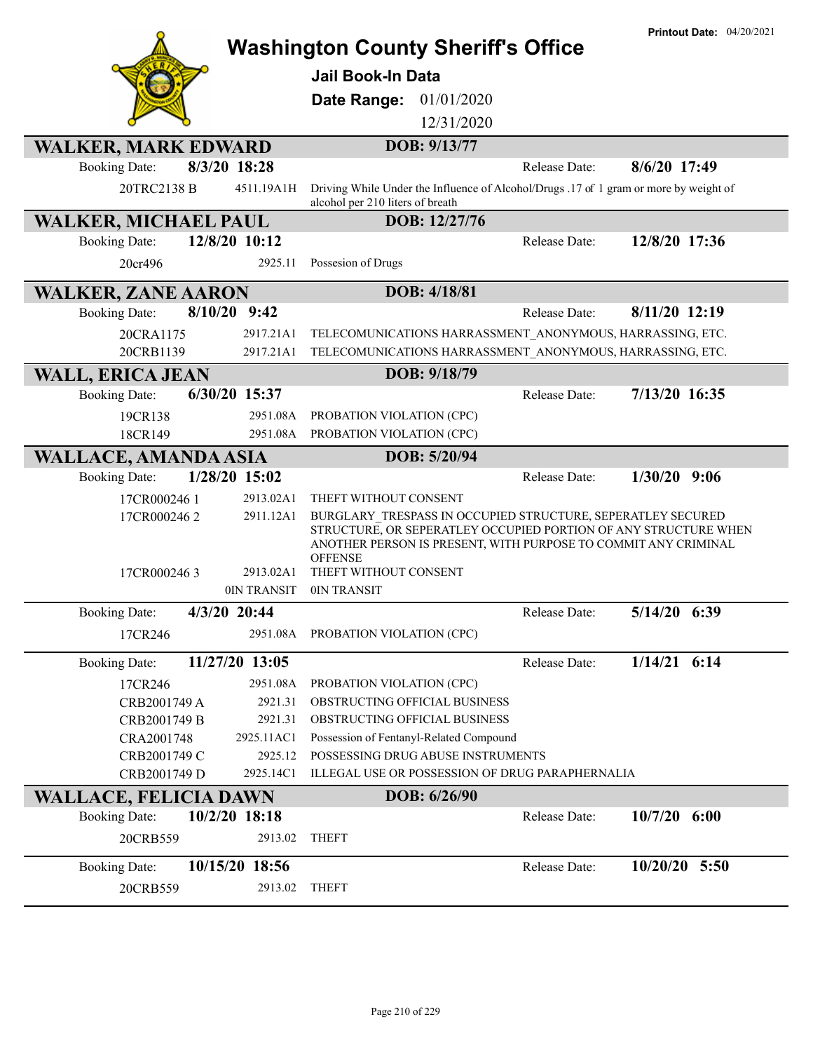# Washington County Sheriff's Office

**Printout Date:** 04/20/2021

**Jail Book-In Data**

**Date Range:** 01/01/2020 12/31/2020

## WALKER, MARK EDWARD
**DOB: 9/13/77**

Booking Date: **8/3/20 18:28** Release Date: **8/6/20 17:49**

| Case | Statute | Charge |
|---|---|---|
| 20TRC2138 B | 4511.19A1H | Driving While Under the Influence of Alcohol/Drugs .17 of 1 gram or more by weight of alcohol per 210 liters of breath |

## WALKER, MICHAEL PAUL
**DOB: 12/27/76**

Booking Date: **12/8/20 10:12** Release Date: **12/8/20 17:36**

| Case | Statute | Charge |
|---|---|---|
| 20cr496 | 2925.11 | Possesion of Drugs |

## WALKER, ZANE AARON
**DOB: 4/18/81**

Booking Date: **8/10/20 9:42** Release Date: **8/11/20 12:19**

| Case | Statute | Charge |
|---|---|---|
| 20CRA1175 | 2917.21A1 | TELECOMUNICATIONS HARRASSMENT_ANONYMOUS, HARRASSING, ETC. |
| 20CRB1139 | 2917.21A1 | TELECOMUNICATIONS HARRASSMENT_ANONYMOUS, HARRASSING, ETC. |

## WALL, ERICA JEAN
**DOB: 9/18/79**

Booking Date: **6/30/20 15:37** Release Date: **7/13/20 16:35**

| Case | Statute | Charge |
|---|---|---|
| 19CR138 | 2951.08A | PROBATION VIOLATION (CPC) |
| 18CR149 | 2951.08A | PROBATION VIOLATION (CPC) |

## WALLACE, AMANDA ASIA
**DOB: 5/20/94**

Booking Date: **1/28/20 15:02** Release Date: **1/30/20 9:06**

| Case | Statute | Charge |
|---|---|---|
| 17CR000246 1 | 2913.02A1 | THEFT WITHOUT CONSENT |
| 17CR000246 2 | 2911.12A1 | BURGLARY_TRESPASS IN OCCUPIED STRUCTURE, SEPERATLEY SECURED STRUCTURE, OR SEPERATLEY OCCUPIED PORTION OF ANY STRUCTURE WHEN ANOTHER PERSON IS PRESENT, WITH PURPOSE TO COMMIT ANY CRIMINAL OFFENSE |
| 17CR000246 3 | 2913.02A1 | THEFT WITHOUT CONSENT |
| | 0IN TRANSIT | 0IN TRANSIT |

Booking Date: **4/3/20 20:44** Release Date: **5/14/20 6:39**

| Case | Statute | Charge |
|---|---|---|
| 17CR246 | 2951.08A | PROBATION VIOLATION (CPC) |

Booking Date: **11/27/20 13:05** Release Date: **1/14/21 6:14**

| Case | Statute | Charge |
|---|---|---|
| 17CR246 | 2951.08A | PROBATION VIOLATION (CPC) |
| CRB2001749 A | 2921.31 | OBSTRUCTING OFFICIAL BUSINESS |
| CRB2001749 B | 2921.31 | OBSTRUCTING OFFICIAL BUSINESS |
| CRA2001748 | 2925.11AC1 | Possession of Fentanyl-Related Compound |
| CRB2001749 C | 2925.12 | POSSESSING DRUG ABUSE INSTRUMENTS |
| CRB2001749 D | 2925.14C1 | ILLEGAL USE OR POSSESSION OF DRUG PARAPHERNALIA |

## WALLACE, FELICIA DAWN
**DOB: 6/26/90**

Booking Date: **10/2/20 18:18** Release Date: **10/7/20 6:00**

| Case | Statute | Charge |
|---|---|---|
| 20CRB559 | 2913.02 | THEFT |

Booking Date: **10/15/20 18:56** Release Date: **10/20/20 5:50**

| Case | Statute | Charge |
|---|---|---|
| 20CRB559 | 2913.02 | THEFT |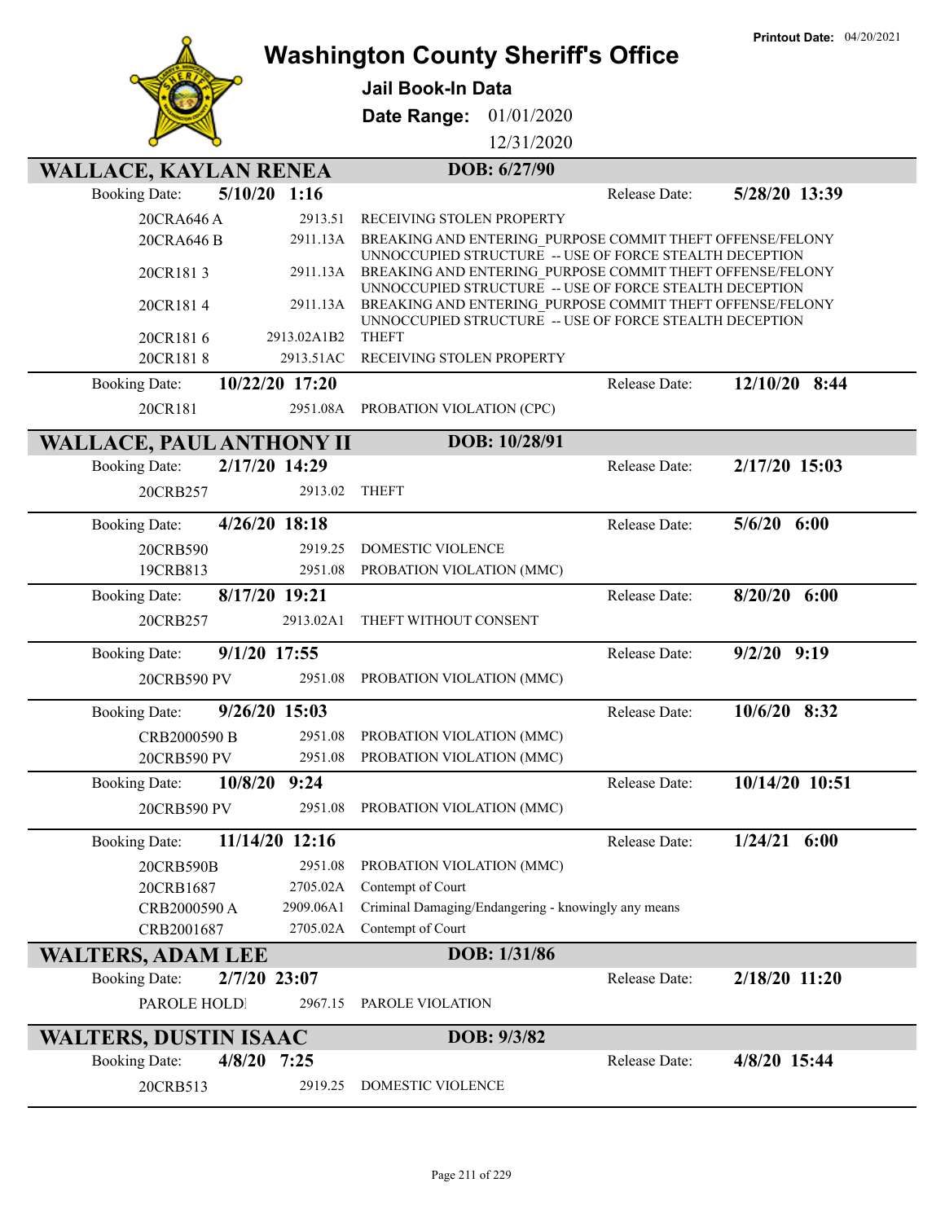# Washington County Sheriff's Office

**Printout Date:** 04/20/2021

**Jail Book-In Data**

**Date Range:** 01/01/2020 – 12/31/2020

## WALLACE, KAYLAN RENEA — DOB: 6/27/90

**Booking Date:** 5/10/20 1:16 — **Release Date:** 5/28/20 13:39

| Case | Statute | Charge |
|---|---|---|
| 20CRA646 A | 2913.51 | RECEIVING STOLEN PROPERTY |
| 20CRA646 B | 2911.13A | BREAKING AND ENTERING_PURPOSE COMMIT THEFT OFFENSE/FELONY UNNOCCUPIED STRUCTURE -- USE OF FORCE STEALTH DECEPTION |
| 20CR181 3 | 2911.13A | BREAKING AND ENTERING_PURPOSE COMMIT THEFT OFFENSE/FELONY UNNOCCUPIED STRUCTURE -- USE OF FORCE STEALTH DECEPTION |
| 20CR181 4 | 2911.13A | BREAKING AND ENTERING_PURPOSE COMMIT THEFT OFFENSE/FELONY UNNOCCUPIED STRUCTURE -- USE OF FORCE STEALTH DECEPTION |
| 20CR181 6 | 2913.02A1B2 | THEFT |
| 20CR181 8 | 2913.51AC | RECEIVING STOLEN PROPERTY |

**Booking Date:** 10/22/20 17:20 — **Release Date:** 12/10/20 8:44

| Case | Statute | Charge |
|---|---|---|
| 20CR181 | 2951.08A | PROBATION VIOLATION (CPC) |

## WALLACE, PAUL ANTHONY II — DOB: 10/28/91

**Booking Date:** 2/17/20 14:29 — **Release Date:** 2/17/20 15:03

| Case | Statute | Charge |
|---|---|---|
| 20CRB257 | 2913.02 | THEFT |

**Booking Date:** 4/26/20 18:18 — **Release Date:** 5/6/20 6:00

| Case | Statute | Charge |
|---|---|---|
| 20CRB590 | 2919.25 | DOMESTIC VIOLENCE |
| 19CRB813 | 2951.08 | PROBATION VIOLATION (MMC) |

**Booking Date:** 8/17/20 19:21 — **Release Date:** 8/20/20 6:00

| Case | Statute | Charge |
|---|---|---|
| 20CRB257 | 2913.02A1 | THEFT WITHOUT CONSENT |

**Booking Date:** 9/1/20 17:55 — **Release Date:** 9/2/20 9:19

| Case | Statute | Charge |
|---|---|---|
| 20CRB590 PV | 2951.08 | PROBATION VIOLATION (MMC) |

**Booking Date:** 9/26/20 15:03 — **Release Date:** 10/6/20 8:32

| Case | Statute | Charge |
|---|---|---|
| CRB2000590 B | 2951.08 | PROBATION VIOLATION (MMC) |
| 20CRB590 PV | 2951.08 | PROBATION VIOLATION (MMC) |

**Booking Date:** 10/8/20 9:24 — **Release Date:** 10/14/20 10:51

| Case | Statute | Charge |
|---|---|---|
| 20CRB590 PV | 2951.08 | PROBATION VIOLATION (MMC) |

**Booking Date:** 11/14/20 12:16 — **Release Date:** 1/24/21 6:00

| Case | Statute | Charge |
|---|---|---|
| 20CRB590B | 2951.08 | PROBATION VIOLATION (MMC) |
| 20CRB1687 | 2705.02A | Contempt of Court |
| CRB2000590 A | 2909.06A1 | Criminal Damaging/Endangering - knowingly any means |
| CRB2001687 | 2705.02A | Contempt of Court |

## WALTERS, ADAM LEE — DOB: 1/31/86

**Booking Date:** 2/7/20 23:07 — **Release Date:** 2/18/20 11:20

| Case | Statute | Charge |
|---|---|---|
| PAROLE HOLD | 2967.15 | PAROLE VIOLATION |

## WALTERS, DUSTIN ISAAC — DOB: 9/3/82

**Booking Date:** 4/8/20 7:25 — **Release Date:** 4/8/20 15:44

| Case | Statute | Charge |
|---|---|---|
| 20CRB513 | 2919.25 | DOMESTIC VIOLENCE |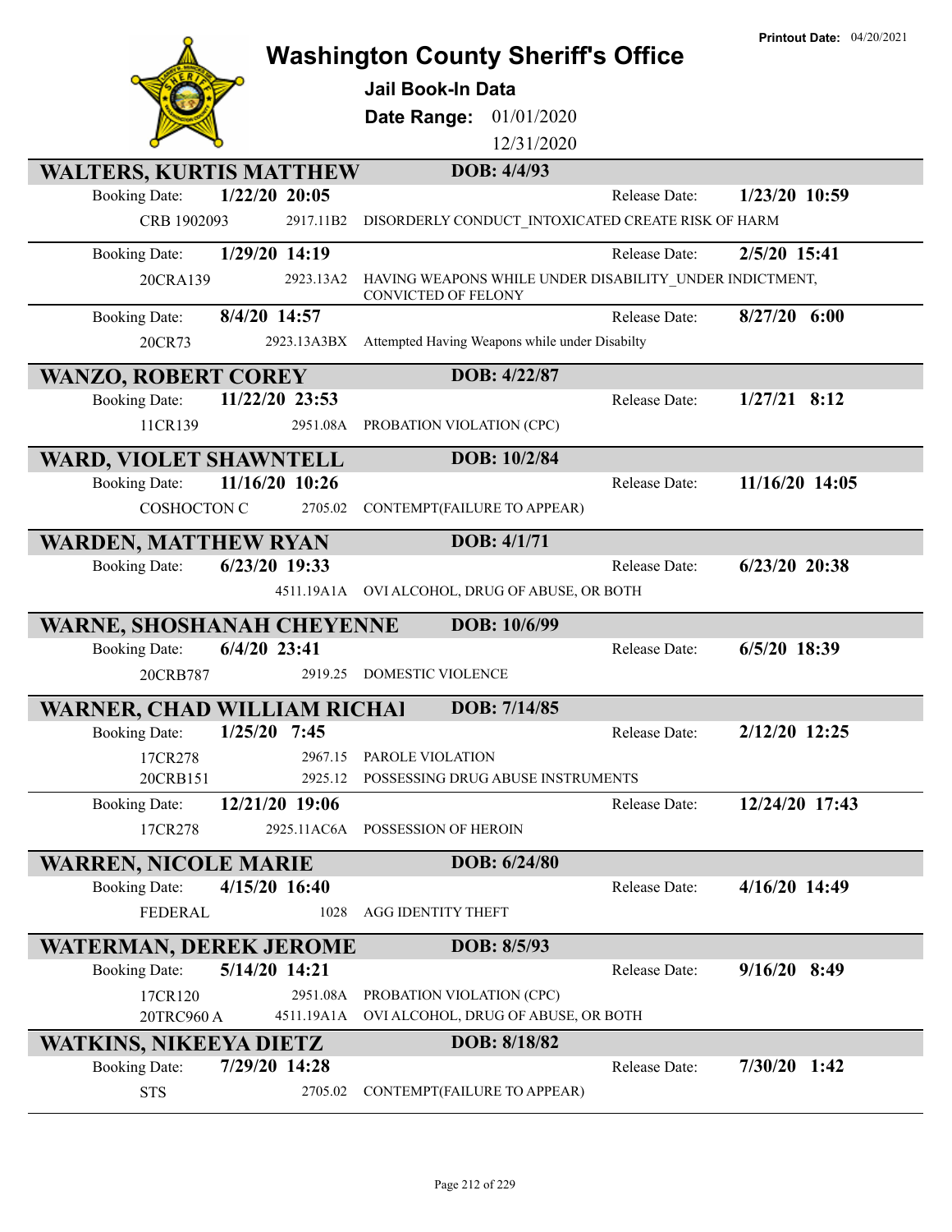# Washington County Sheriff's Office

**Printout Date:** 04/20/2021

**Jail Book-In Data**

**Date Range:** 01/01/2020 12/31/2020

## WALTERS, KURTIS MATTHEW — DOB: 4/4/93

| Booking Date: | 1/22/20 20:05 | | Release Date: | 1/23/20 10:59 |
|---|---|---|---|---|
| CRB 1902093 | 2917.11B2 | DISORDERLY CONDUCT_INTOXICATED CREATE RISK OF HARM | | |

| Booking Date: | 1/29/20 14:19 | | Release Date: | 2/5/20 15:41 |
|---|---|---|---|---|
| 20CRA139 | 2923.13A2 | HAVING WEAPONS WHILE UNDER DISABILITY_UNDER INDICTMENT, CONVICTED OF FELONY | | |

| Booking Date: | 8/4/20 14:57 | | Release Date: | 8/27/20 6:00 |
|---|---|---|---|---|
| 20CR73 | 2923.13A3BX | Attempted Having Weapons while under Disabilty | | |

## WANZO, ROBERT COREY — DOB: 4/22/87

| Booking Date: | 11/22/20 23:53 | | Release Date: | 1/27/21 8:12 |
|---|---|---|---|---|
| 11CR139 | 2951.08A | PROBATION VIOLATION (CPC) | | |

## WARD, VIOLET SHAWNTELL — DOB: 10/2/84

| Booking Date: | 11/16/20 10:26 | | Release Date: | 11/16/20 14:05 |
|---|---|---|---|---|
| COSHOCTON C | 2705.02 | CONTEMPT(FAILURE TO APPEAR) | | |

## WARDEN, MATTHEW RYAN — DOB: 4/1/71

| Booking Date: | 6/23/20 19:33 | | Release Date: | 6/23/20 20:38 |
|---|---|---|---|---|
| | 4511.19A1A | OVI ALCOHOL, DRUG OF ABUSE, OR BOTH | | |

## WARNE, SHOSHANAH CHEYENNE — DOB: 10/6/99

| Booking Date: | 6/4/20 23:41 | | Release Date: | 6/5/20 18:39 |
|---|---|---|---|---|
| 20CRB787 | 2919.25 | DOMESTIC VIOLENCE | | |

## WARNER, CHAD WILLIAM RICHAI — DOB: 7/14/85

| Booking Date: | 1/25/20 7:45 | | Release Date: | 2/12/20 12:25 |
|---|---|---|---|---|
| 17CR278 | 2967.15 | PAROLE VIOLATION | | |
| 20CRB151 | 2925.12 | POSSESSING DRUG ABUSE INSTRUMENTS | | |

| Booking Date: | 12/21/20 19:06 | | Release Date: | 12/24/20 17:43 |
|---|---|---|---|---|
| 17CR278 | 2925.11AC6A | POSSESSION OF HEROIN | | |

## WARREN, NICOLE MARIE — DOB: 6/24/80

| Booking Date: | 4/15/20 16:40 | | Release Date: | 4/16/20 14:49 |
|---|---|---|---|---|
| FEDERAL | 1028 | AGG IDENTITY THEFT | | |

## WATERMAN, DEREK JEROME — DOB: 8/5/93

| Booking Date: | 5/14/20 14:21 | | Release Date: | 9/16/20 8:49 |
|---|---|---|---|---|
| 17CR120 | 2951.08A | PROBATION VIOLATION (CPC) | | |
| 20TRC960 A | 4511.19A1A | OVI ALCOHOL, DRUG OF ABUSE, OR BOTH | | |

## WATKINS, NIKEEYA DIETZ — DOB: 8/18/82

| Booking Date: | 7/29/20 14:28 | | Release Date: | 7/30/20 1:42 |
|---|---|---|---|---|
| STS | 2705.02 | CONTEMPT(FAILURE TO APPEAR) | | |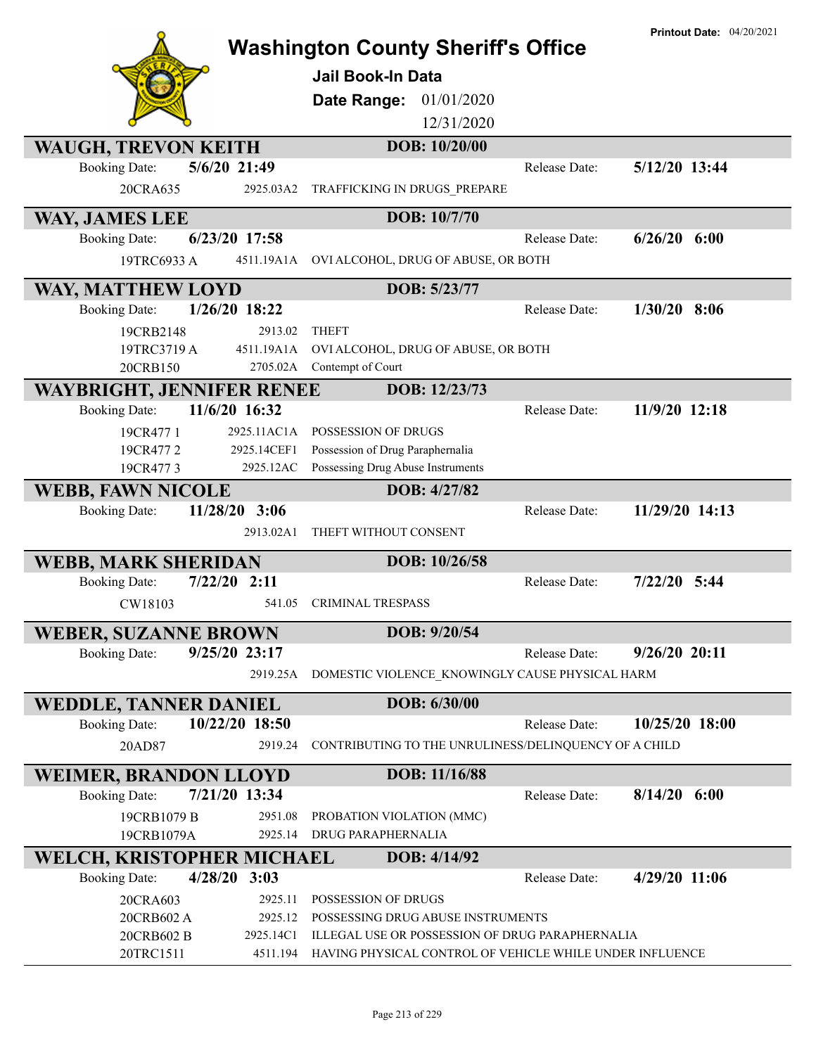# Washington County Sheriff's Office

**Printout Date:** 04/20/2021

**Jail Book-In Data**

**Date Range:** 01/01/2020 12/31/2020

## WAUGH, TREVON KEITH
**DOB: 10/20/00**

Booking Date: **5/6/20 21:49** Release Date: **5/12/20 13:44**

| Case | Statute | Charge |
|---|---|---|
| 20CRA635 | 2925.03A2 | TRAFFICKING IN DRUGS_PREPARE |

## WAY, JAMES LEE
**DOB: 10/7/70**

Booking Date: **6/23/20 17:58** Release Date: **6/26/20 6:00**

| Case | Statute | Charge |
|---|---|---|
| 19TRC6933 A | 4511.19A1A | OVI ALCOHOL, DRUG OF ABUSE, OR BOTH |

## WAY, MATTHEW LOYD
**DOB: 5/23/77**

Booking Date: **1/26/20 18:22** Release Date: **1/30/20 8:06**

| Case | Statute | Charge |
|---|---|---|
| 19CRB2148 | 2913.02 | THEFT |
| 19TRC3719 A | 4511.19A1A | OVI ALCOHOL, DRUG OF ABUSE, OR BOTH |
| 20CRB150 | 2705.02A | Contempt of Court |

## WAYBRIGHT, JENNIFER RENEE
**DOB: 12/23/73**

Booking Date: **11/6/20 16:32** Release Date: **11/9/20 12:18**

| Case | Statute | Charge |
|---|---|---|
| 19CR477 1 | 2925.11AC1A | POSSESSION OF DRUGS |
| 19CR477 2 | 2925.14CEF1 | Possession of Drug Paraphernalia |
| 19CR477 3 | 2925.12AC | Possessing Drug Abuse Instruments |

## WEBB, FAWN NICOLE
**DOB: 4/27/82**

Booking Date: **11/28/20 3:06** Release Date: **11/29/20 14:13**

| Case | Statute | Charge |
|---|---|---|
| | 2913.02A1 | THEFT WITHOUT CONSENT |

## WEBB, MARK SHERIDAN
**DOB: 10/26/58**

Booking Date: **7/22/20 2:11** Release Date: **7/22/20 5:44**

| Case | Statute | Charge |
|---|---|---|
| CW18103 | 541.05 | CRIMINAL TRESPASS |

## WEBER, SUZANNE BROWN
**DOB: 9/20/54**

Booking Date: **9/25/20 23:17** Release Date: **9/26/20 20:11**

| Case | Statute | Charge |
|---|---|---|
| | 2919.25A | DOMESTIC VIOLENCE_KNOWINGLY CAUSE PHYSICAL HARM |

## WEDDLE, TANNER DANIEL
**DOB: 6/30/00**

Booking Date: **10/22/20 18:50** Release Date: **10/25/20 18:00**

| Case | Statute | Charge |
|---|---|---|
| 20AD87 | 2919.24 | CONTRIBUTING TO THE UNRULINESS/DELINQUENCY OF A CHILD |

## WEIMER, BRANDON LLOYD
**DOB: 11/16/88**

Booking Date: **7/21/20 13:34** Release Date: **8/14/20 6:00**

| Case | Statute | Charge |
|---|---|---|
| 19CRB1079 B | 2951.08 | PROBATION VIOLATION (MMC) |
| 19CRB1079A | 2925.14 | DRUG PARAPHERNALIA |

## WELCH, KRISTOPHER MICHAEL
**DOB: 4/14/92**

Booking Date: **4/28/20 3:03** Release Date: **4/29/20 11:06**

| Case | Statute | Charge |
|---|---|---|
| 20CRA603 | 2925.11 | POSSESSION OF DRUGS |
| 20CRB602 A | 2925.12 | POSSESSING DRUG ABUSE INSTRUMENTS |
| 20CRB602 B | 2925.14C1 | ILLEGAL USE OR POSSESSION OF DRUG PARAPHERNALIA |
| 20TRC1511 | 4511.194 | HAVING PHYSICAL CONTROL OF VEHICLE WHILE UNDER INFLUENCE |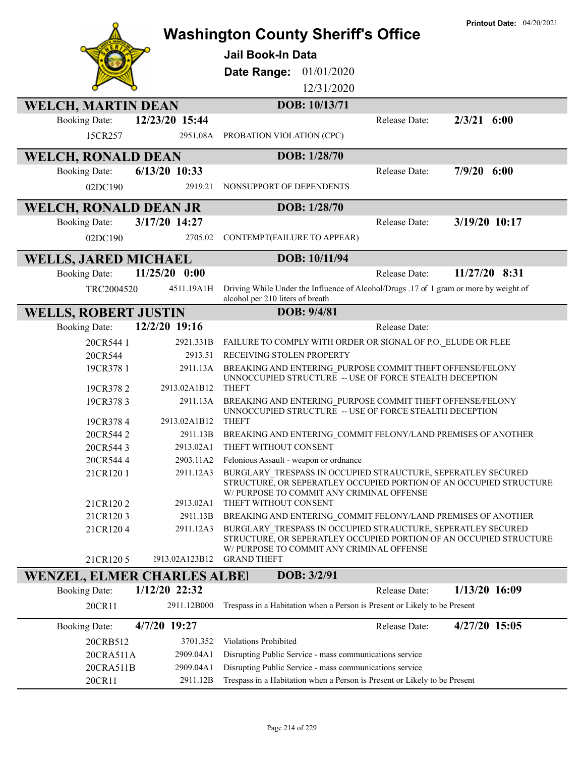# Washington County Sheriff's Office

## Jail Book-In Data

**Date Range:** 01/01/2020 – 12/31/2020

**Printout Date:** 04/20/2021

---

### WELCH, MARTIN DEAN — DOB: 10/13/71

**Booking Date:** 12/23/20 15:44 | **Release Date:** 2/3/21 6:00

| Case | Statute | Charge |
|---|---|---|
| 15CR257 | 2951.08A | PROBATION VIOLATION (CPC) |

### WELCH, RONALD DEAN — DOB: 1/28/70

**Booking Date:** 6/13/20 10:33 | **Release Date:** 7/9/20 6:00

| Case | Statute | Charge |
|---|---|---|
| 02DC190 | 2919.21 | NONSUPPORT OF DEPENDENTS |

### WELCH, RONALD DEAN JR — DOB: 1/28/70

**Booking Date:** 3/17/20 14:27 | **Release Date:** 3/19/20 10:17

| Case | Statute | Charge |
|---|---|---|
| 02DC190 | 2705.02 | CONTEMPT(FAILURE TO APPEAR) |

### WELLS, JARED MICHAEL — DOB: 10/11/94

**Booking Date:** 11/25/20 0:00 | **Release Date:** 11/27/20 8:31

| Case | Statute | Charge |
|---|---|---|
| TRC2004520 | 4511.19A1H | Driving While Under the Influence of Alcohol/Drugs .17 of 1 gram or more by weight of alcohol per 210 liters of breath |

### WELLS, ROBERT JUSTIN — DOB: 9/4/81

**Booking Date:** 12/2/20 19:16 | **Release Date:**

| Case | Statute | Charge |
|---|---|---|
| 20CR544 1 | 2921.331B | FAILURE TO COMPLY WITH ORDER OR SIGNAL OF P.O._ELUDE OR FLEE |
| 20CR544 | 2913.51 | RECEIVING STOLEN PROPERTY |
| 19CR378 1 | 2911.13A | BREAKING AND ENTERING_PURPOSE COMMIT THEFT OFFENSE/FELONY UNNOCCUPIED STRUCTURE -- USE OF FORCE STEALTH DECEPTION |
| 19CR378 2 | 2913.02A1B12 | THEFT |
| 19CR378 3 | 2911.13A | BREAKING AND ENTERING_PURPOSE COMMIT THEFT OFFENSE/FELONY UNNOCCUPIED STRUCTURE -- USE OF FORCE STEALTH DECEPTION |
| 19CR378 4 | 2913.02A1B12 | THEFT |
| 20CR544 2 | 2911.13B | BREAKING AND ENTERING_COMMIT FELONY/LAND PREMISES OF ANOTHER |
| 20CR544 3 | 2913.02A1 | THEFT WITHOUT CONSENT |
| 20CR544 4 | 2903.11A2 | Felonious Assault - weapon or ordnance |
| 21CR120 1 | 2911.12A3 | BURGLARY_TRESPASS IN OCCUPIED STRAUCTURE, SEPERATLEY SECURED STRUCTURE, OR SEPERATLEY OCCUPIED PORTION OF AN OCCUPIED STRUCTURE W/ PURPOSE TO COMMIT ANY CRIMINAL OFFENSE |
| 21CR120 2 | 2913.02A1 | THEFT WITHOUT CONSENT |
| 21CR120 3 | 2911.13B | BREAKING AND ENTERING_COMMIT FELONY/LAND PREMISES OF ANOTHER |
| 21CR120 4 | 2911.12A3 | BURGLARY_TRESPASS IN OCCUPIED STRAUCTURE, SEPERATLEY SECURED STRUCTURE, OR SEPERATLEY OCCUPIED PORTION OF AN OCCUPIED STRUCTURE W/ PURPOSE TO COMMIT ANY CRIMINAL OFFENSE |
| 21CR120 5 | 2913.02A123B12 | GRAND THEFT |

### WENZEL, ELMER CHARLES ALBE — DOB: 3/2/91

**Booking Date:** 1/12/20 22:32 | **Release Date:** 1/13/20 16:09

| Case | Statute | Charge |
|---|---|---|
| 20CR11 | 2911.12B000 | Trespass in a Habitation when a Person is Present or Likely to be Present |

**Booking Date:** 4/7/20 19:27 | **Release Date:** 4/27/20 15:05

| Case | Statute | Charge |
|---|---|---|
| 20CRB512 | 3701.352 | Violations Prohibited |
| 20CRA511A | 2909.04A1 | Disrupting Public Service - mass communications service |
| 20CRA511B | 2909.04A1 | Disrupting Public Service - mass communications service |
| 20CR11 | 2911.12B | Trespass in a Habitation when a Person is Present or Likely to be Present |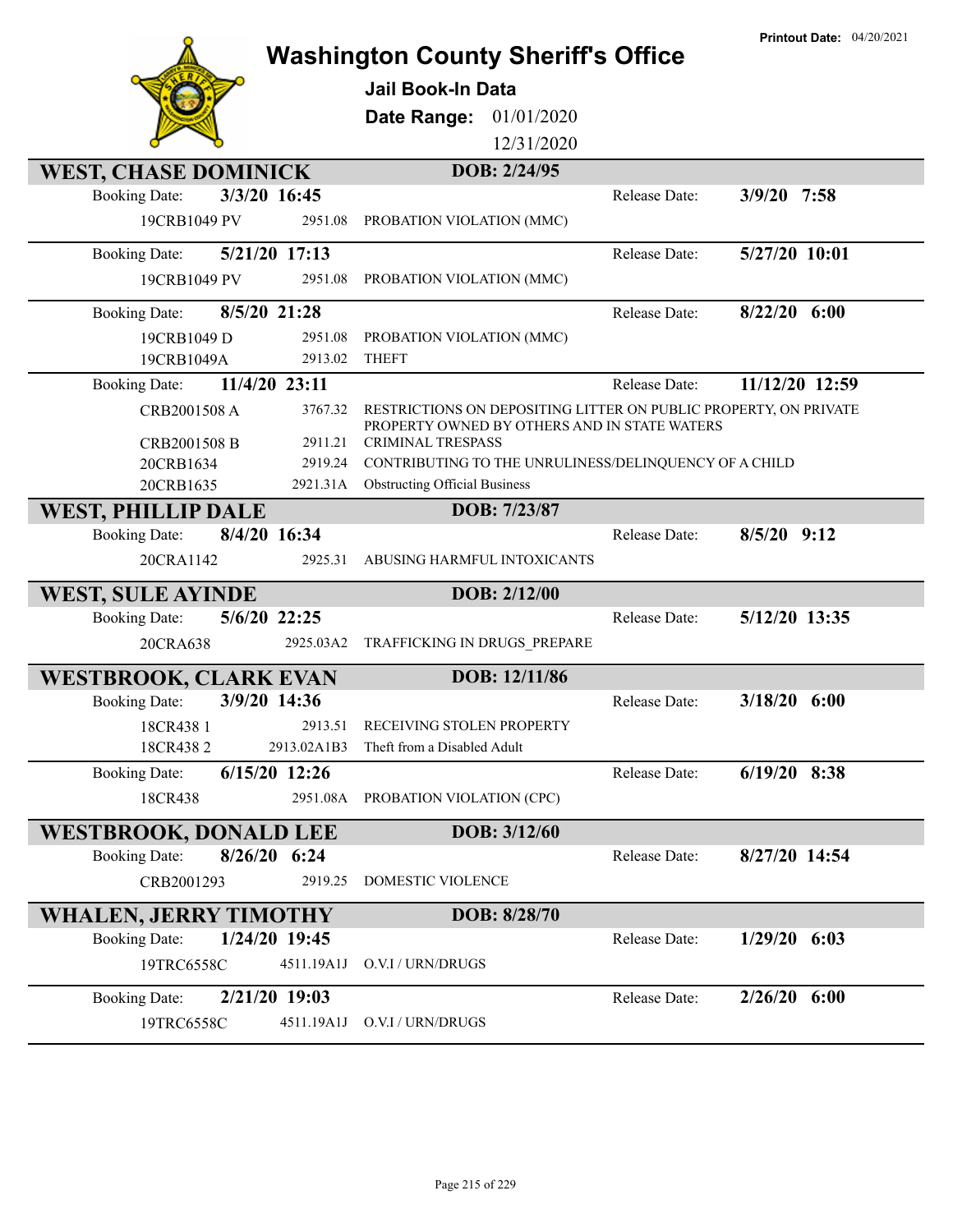# Washington County Sheriff's Office

**Jail Book-In Data**

**Date Range:** 01/01/2020 12/31/2020

**Printout Date:** 04/20/2021

## WEST, CHASE DOMINICK — DOB: 2/24/95

**Booking Date:** 3/3/20 16:45 — **Release Date:** 3/9/20 7:58

| Case | Statute | Charge |
|---|---|---|
| 19CRB1049 PV | 2951.08 | PROBATION VIOLATION (MMC) |

**Booking Date:** 5/21/20 17:13 — **Release Date:** 5/27/20 10:01

| Case | Statute | Charge |
|---|---|---|
| 19CRB1049 PV | 2951.08 | PROBATION VIOLATION (MMC) |

**Booking Date:** 8/5/20 21:28 — **Release Date:** 8/22/20 6:00

| Case | Statute | Charge |
|---|---|---|
| 19CRB1049 D | 2951.08 | PROBATION VIOLATION (MMC) |
| 19CRB1049A | 2913.02 | THEFT |

**Booking Date:** 11/4/20 23:11 — **Release Date:** 11/12/20 12:59

| Case | Statute | Charge |
|---|---|---|
| CRB2001508 A | 3767.32 | RESTRICTIONS ON DEPOSITING LITTER ON PUBLIC PROPERTY, ON PRIVATE PROPERTY OWNED BY OTHERS AND IN STATE WATERS |
| CRB2001508 B | 2911.21 | CRIMINAL TRESPASS |
| 20CRB1634 | 2919.24 | CONTRIBUTING TO THE UNRULINESS/DELINQUENCY OF A CHILD |
| 20CRB1635 | 2921.31A | Obstructing Official Business |

## WEST, PHILLIP DALE — DOB: 7/23/87

**Booking Date:** 8/4/20 16:34 — **Release Date:** 8/5/20 9:12

| Case | Statute | Charge |
|---|---|---|
| 20CRA1142 | 2925.31 | ABUSING HARMFUL INTOXICANTS |

## WEST, SULE AYINDE — DOB: 2/12/00

**Booking Date:** 5/6/20 22:25 — **Release Date:** 5/12/20 13:35

| Case | Statute | Charge |
|---|---|---|
| 20CRA638 | 2925.03A2 | TRAFFICKING IN DRUGS_PREPARE |

## WESTBROOK, CLARK EVAN — DOB: 12/11/86

**Booking Date:** 3/9/20 14:36 — **Release Date:** 3/18/20 6:00

| Case | Statute | Charge |
|---|---|---|
| 18CR438 1 | 2913.51 | RECEIVING STOLEN PROPERTY |
| 18CR438 2 | 2913.02A1B3 | Theft from a Disabled Adult |

**Booking Date:** 6/15/20 12:26 — **Release Date:** 6/19/20 8:38

| Case | Statute | Charge |
|---|---|---|
| 18CR438 | 2951.08A | PROBATION VIOLATION (CPC) |

## WESTBROOK, DONALD LEE — DOB: 3/12/60

**Booking Date:** 8/26/20 6:24 — **Release Date:** 8/27/20 14:54

| Case | Statute | Charge |
|---|---|---|
| CRB2001293 | 2919.25 | DOMESTIC VIOLENCE |

## WHALEN, JERRY TIMOTHY — DOB: 8/28/70

**Booking Date:** 1/24/20 19:45 — **Release Date:** 1/29/20 6:03

| Case | Statute | Charge |
|---|---|---|
| 19TRC6558C | 4511.19A1J | O.V.I / URN/DRUGS |

**Booking Date:** 2/21/20 19:03 — **Release Date:** 2/26/20 6:00

| Case | Statute | Charge |
|---|---|---|
| 19TRC6558C | 4511.19A1J | O.V.I / URN/DRUGS |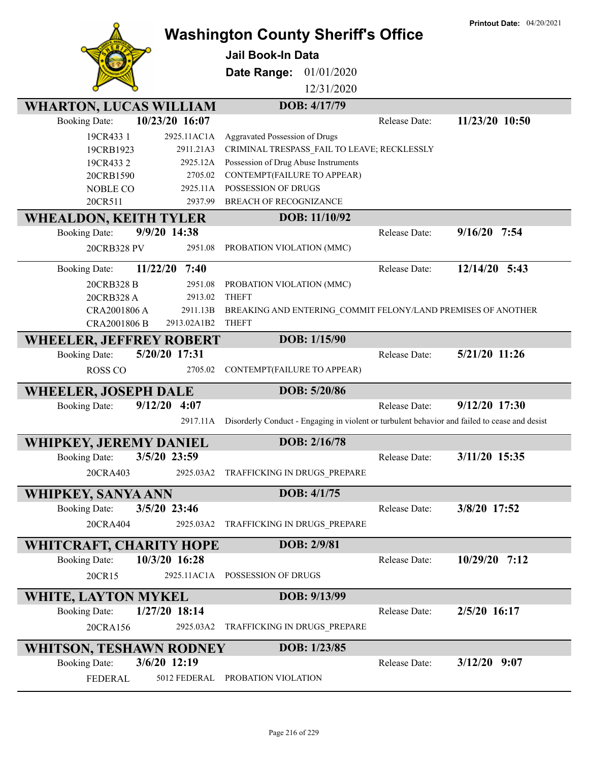# Washington County Sheriff's Office

**Printout Date:** 04/20/2021

### Jail Book-In Data

**Date Range:** 01/01/2020 - 12/31/2020

## WHARTON, LUCAS WILLIAM
**DOB:** 4/17/79

**Booking Date:** 10/23/20 16:07 — **Release Date:** 11/23/20 10:50

| Case | Statute | Charge |
|---|---|---|
| 19CR433 1 | 2925.11AC1A | Aggravated Possession of Drugs |
| 19CRB1923 | 2911.21A3 | CRIMINAL TRESPASS_FAIL TO LEAVE; RECKLESSLY |
| 19CR433 2 | 2925.12A | Possession of Drug Abuse Instruments |
| 20CRB1590 | 2705.02 | CONTEMPT(FAILURE TO APPEAR) |
| NOBLE CO | 2925.11A | POSSESSION OF DRUGS |
| 20CR511 | 2937.99 | BREACH OF RECOGNIZANCE |

## WHEALDON, KEITH TYLER
**DOB:** 11/10/92

**Booking Date:** 9/9/20 14:38 — **Release Date:** 9/16/20 7:54

| Case | Statute | Charge |
|---|---|---|
| 20CRB328 PV | 2951.08 | PROBATION VIOLATION (MMC) |

**Booking Date:** 11/22/20 7:40 — **Release Date:** 12/14/20 5:43

| Case | Statute | Charge |
|---|---|---|
| 20CRB328 B | 2951.08 | PROBATION VIOLATION (MMC) |
| 20CRB328 A | 2913.02 | THEFT |
| CRA2001806 A | 2911.13B | BREAKING AND ENTERING_COMMIT FELONY/LAND PREMISES OF ANOTHER |
| CRA2001806 B | 2913.02A1B2 | THEFT |

## WHEELER, JEFFREY ROBERT
**DOB:** 1/15/90

**Booking Date:** 5/20/20 17:31 — **Release Date:** 5/21/20 11:26

| Case | Statute | Charge |
|---|---|---|
| ROSS CO | 2705.02 | CONTEMPT(FAILURE TO APPEAR) |

## WHEELER, JOSEPH DALE
**DOB:** 5/20/86

**Booking Date:** 9/12/20 4:07 — **Release Date:** 9/12/20 17:30

| Case | Statute | Charge |
|---|---|---|
| | 2917.11A | Disorderly Conduct - Engaging in violent or turbulent behavior and failed to cease and desist |

## WHIPKEY, JEREMY DANIEL
**DOB:** 2/16/78

**Booking Date:** 3/5/20 23:59 — **Release Date:** 3/11/20 15:35

| Case | Statute | Charge |
|---|---|---|
| 20CRA403 | 2925.03A2 | TRAFFICKING IN DRUGS_PREPARE |

## WHIPKEY, SANYA ANN
**DOB:** 4/1/75

**Booking Date:** 3/5/20 23:46 — **Release Date:** 3/8/20 17:52

| Case | Statute | Charge |
|---|---|---|
| 20CRA404 | 2925.03A2 | TRAFFICKING IN DRUGS_PREPARE |

## WHITCRAFT, CHARITY HOPE
**DOB:** 2/9/81

**Booking Date:** 10/3/20 16:28 — **Release Date:** 10/29/20 7:12

| Case | Statute | Charge |
|---|---|---|
| 20CR15 | 2925.11AC1A | POSSESSION OF DRUGS |

## WHITE, LAYTON MYKEL
**DOB:** 9/13/99

**Booking Date:** 1/27/20 18:14 — **Release Date:** 2/5/20 16:17

| Case | Statute | Charge |
|---|---|---|
| 20CRA156 | 2925.03A2 | TRAFFICKING IN DRUGS_PREPARE |

## WHITSON, TESHAWN RODNEY
**DOB:** 1/23/85

**Booking Date:** 3/6/20 12:19 — **Release Date:** 3/12/20 9:07

| Case | Statute | Charge |
|---|---|---|
| FEDERAL | 5012 FEDERAL | PROBATION VIOLATION |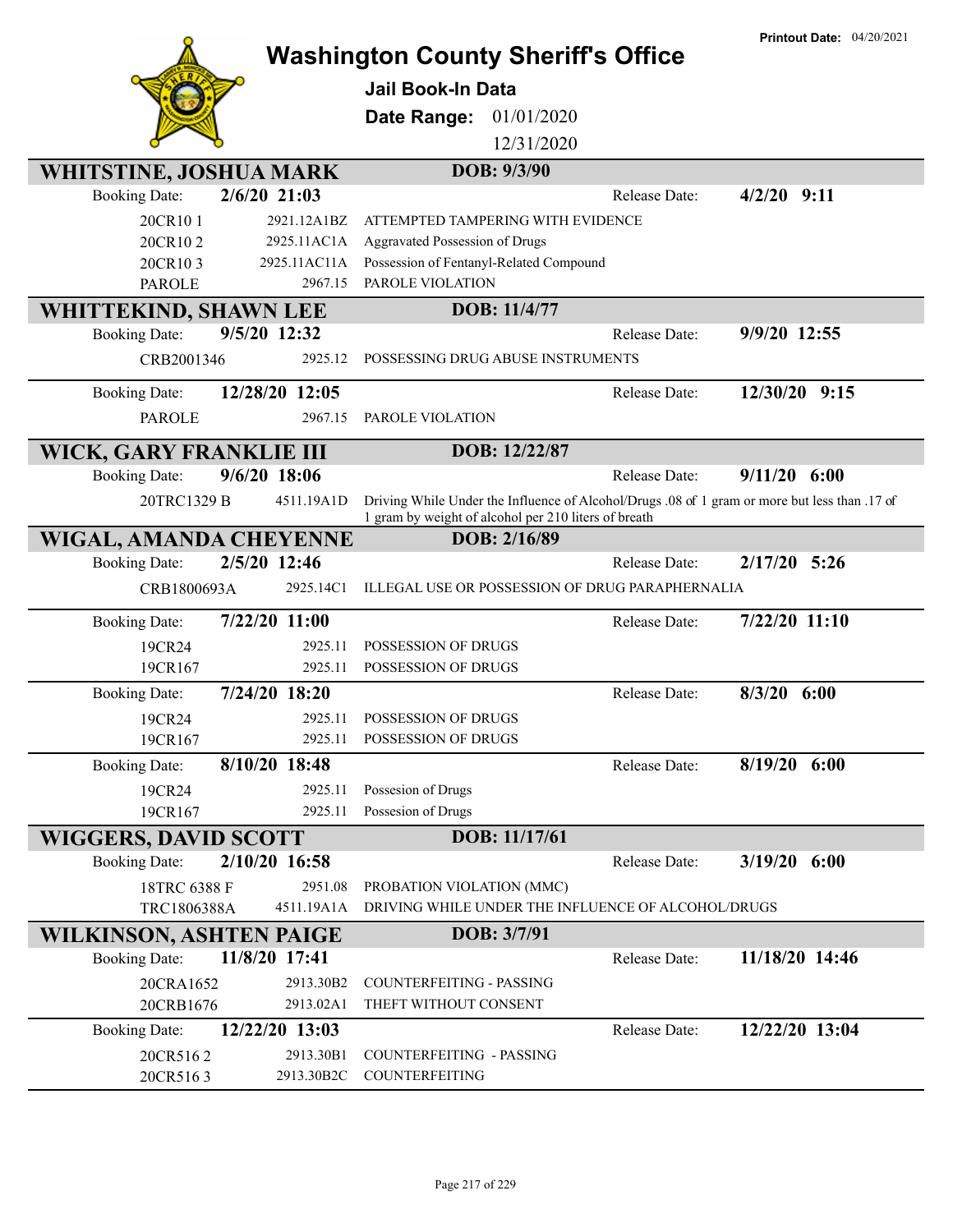Printout Date: 04/20/2021

# Washington County Sheriff's Office

**Jail Book-In Data**

**Date Range:** 01/01/2020 12/31/2020

## WHITSTINE, JOSHUA MARK — DOB: 9/3/90

**Booking Date:** 2/6/20 21:03 — **Release Date:** 4/2/20 9:11

| Case | Statute | Charge |
|---|---|---|
| 20CR10 1 | 2921.12A1BZ | ATTEMPTED TAMPERING WITH EVIDENCE |
| 20CR10 2 | 2925.11AC1A | Aggravated Possession of Drugs |
| 20CR10 3 | 2925.11AC11A | Possession of Fentanyl-Related Compound |
| PAROLE | 2967.15 | PAROLE VIOLATION |

## WHITTEKIND, SHAWN LEE — DOB: 11/4/77

**Booking Date:** 9/5/20 12:32 — **Release Date:** 9/9/20 12:55

| Case | Statute | Charge |
|---|---|---|
| CRB2001346 | 2925.12 | POSSESSING DRUG ABUSE INSTRUMENTS |

**Booking Date:** 12/28/20 12:05 — **Release Date:** 12/30/20 9:15

| Case | Statute | Charge |
|---|---|---|
| PAROLE | 2967.15 | PAROLE VIOLATION |

## WICK, GARY FRANKLIE III — DOB: 12/22/87

**Booking Date:** 9/6/20 18:06 — **Release Date:** 9/11/20 6:00

| Case | Statute | Charge |
|---|---|---|
| 20TRC1329 B | 4511.19A1D | Driving While Under the Influence of Alcohol/Drugs .08 of 1 gram or more but less than .17 of 1 gram by weight of alcohol per 210 liters of breath |

## WIGAL, AMANDA CHEYENNE — DOB: 2/16/89

**Booking Date:** 2/5/20 12:46 — **Release Date:** 2/17/20 5:26

| Case | Statute | Charge |
|---|---|---|
| CRB1800693A | 2925.14C1 | ILLEGAL USE OR POSSESSION OF DRUG PARAPHERNALIA |

**Booking Date:** 7/22/20 11:00 — **Release Date:** 7/22/20 11:10

| Case | Statute | Charge |
|---|---|---|
| 19CR24 | 2925.11 | POSSESSION OF DRUGS |
| 19CR167 | 2925.11 | POSSESSION OF DRUGS |

**Booking Date:** 7/24/20 18:20 — **Release Date:** 8/3/20 6:00

| Case | Statute | Charge |
|---|---|---|
| 19CR24 | 2925.11 | POSSESSION OF DRUGS |
| 19CR167 | 2925.11 | POSSESSION OF DRUGS |

**Booking Date:** 8/10/20 18:48 — **Release Date:** 8/19/20 6:00

| Case | Statute | Charge |
|---|---|---|
| 19CR24 | 2925.11 | Possesion of Drugs |
| 19CR167 | 2925.11 | Possesion of Drugs |

## WIGGERS, DAVID SCOTT — DOB: 11/17/61

**Booking Date:** 2/10/20 16:58 — **Release Date:** 3/19/20 6:00

| Case | Statute | Charge |
|---|---|---|
| 18TRC 6388 F | 2951.08 | PROBATION VIOLATION (MMC) |
| TRC1806388A | 4511.19A1A | DRIVING WHILE UNDER THE INFLUENCE OF ALCOHOL/DRUGS |

## WILKINSON, ASHTEN PAIGE — DOB: 3/7/91

**Booking Date:** 11/8/20 17:41 — **Release Date:** 11/18/20 14:46

| Case | Statute | Charge |
|---|---|---|
| 20CRA1652 | 2913.30B2 | COUNTERFEITING - PASSING |
| 20CRB1676 | 2913.02A1 | THEFT WITHOUT CONSENT |

**Booking Date:** 12/22/20 13:03 — **Release Date:** 12/22/20 13:04

| Case | Statute | Charge |
|---|---|---|
| 20CR516 2 | 2913.30B1 | COUNTERFEITING - PASSING |
| 20CR516 3 | 2913.30B2C | COUNTERFEITING |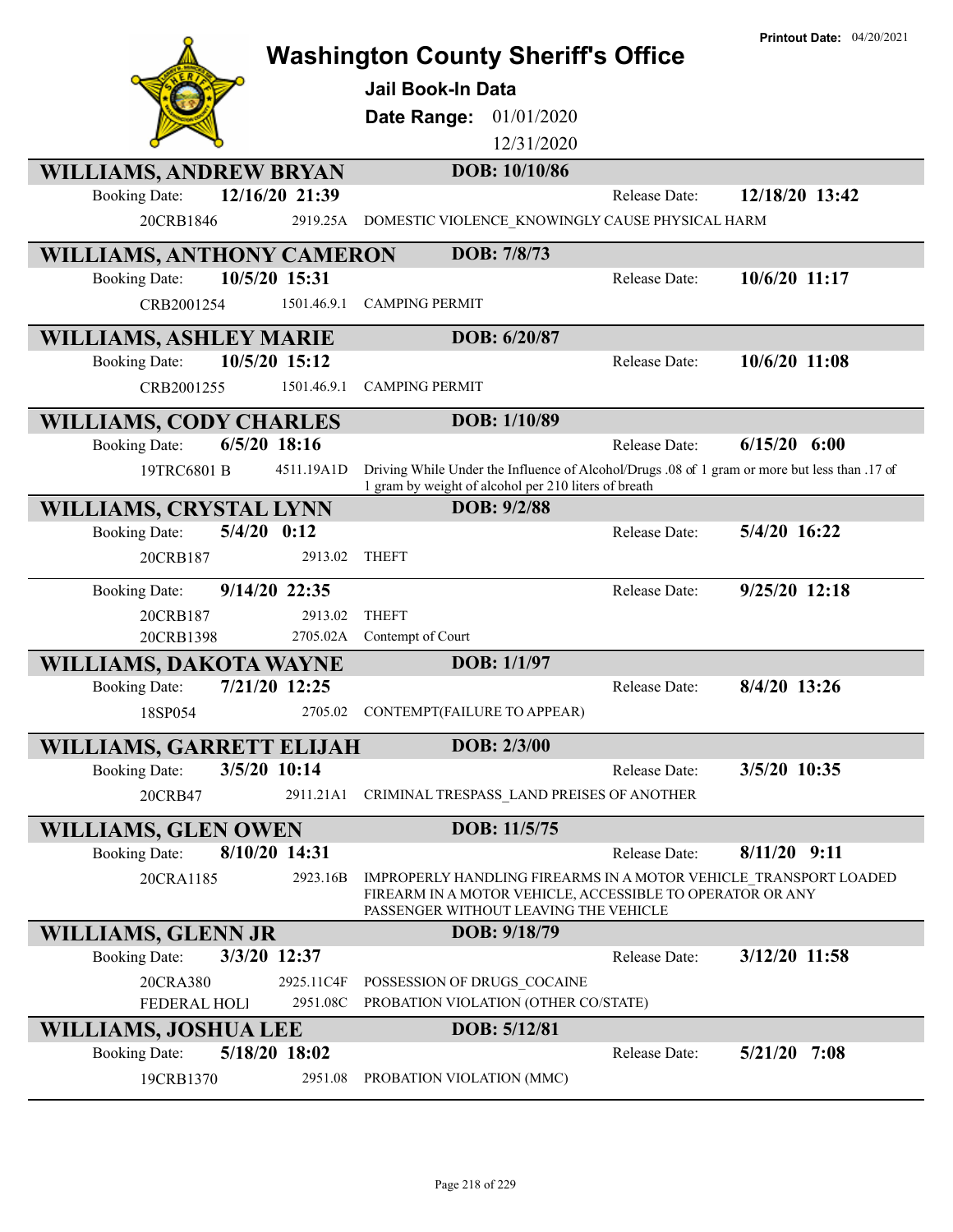# Washington County Sheriff's Office

**Printout Date:** 04/20/2021

**Jail Book-In Data**

**Date Range:** 01/01/2020 – 12/31/2020

## WILLIAMS, ANDREW BRYAN
**DOB:** 10/10/86

**Booking Date:** 12/16/20 21:39 | **Release Date:** 12/18/20 13:42

| Case | Statute | Charge |
|---|---|---|
| 20CRB1846 | 2919.25A | DOMESTIC VIOLENCE_KNOWINGLY CAUSE PHYSICAL HARM |

## WILLIAMS, ANTHONY CAMERON
**DOB:** 7/8/73

**Booking Date:** 10/5/20 15:31 | **Release Date:** 10/6/20 11:17

| Case | Statute | Charge |
|---|---|---|
| CRB2001254 | 1501.46.9.1 | CAMPING PERMIT |

## WILLIAMS, ASHLEY MARIE
**DOB:** 6/20/87

**Booking Date:** 10/5/20 15:12 | **Release Date:** 10/6/20 11:08

| Case | Statute | Charge |
|---|---|---|
| CRB2001255 | 1501.46.9.1 | CAMPING PERMIT |

## WILLIAMS, CODY CHARLES
**DOB:** 1/10/89

**Booking Date:** 6/5/20 18:16 | **Release Date:** 6/15/20 6:00

| Case | Statute | Charge |
|---|---|---|
| 19TRC6801 B | 4511.19A1D | Driving While Under the Influence of Alcohol/Drugs .08 of 1 gram or more but less than .17 of 1 gram by weight of alcohol per 210 liters of breath |

## WILLIAMS, CRYSTAL LYNN
**DOB:** 9/2/88

**Booking Date:** 5/4/20 0:12 | **Release Date:** 5/4/20 16:22

| Case | Statute | Charge |
|---|---|---|
| 20CRB187 | 2913.02 | THEFT |

**Booking Date:** 9/14/20 22:35 | **Release Date:** 9/25/20 12:18

| Case | Statute | Charge |
|---|---|---|
| 20CRB187 | 2913.02 | THEFT |
| 20CRB1398 | 2705.02A | Contempt of Court |

## WILLIAMS, DAKOTA WAYNE
**DOB:** 1/1/97

**Booking Date:** 7/21/20 12:25 | **Release Date:** 8/4/20 13:26

| Case | Statute | Charge |
|---|---|---|
| 18SP054 | 2705.02 | CONTEMPT(FAILURE TO APPEAR) |

## WILLIAMS, GARRETT ELIJAH
**DOB:** 2/3/00

**Booking Date:** 3/5/20 10:14 | **Release Date:** 3/5/20 10:35

| Case | Statute | Charge |
|---|---|---|
| 20CRB47 | 2911.21A1 | CRIMINAL TRESPASS_LAND PREISES OF ANOTHER |

## WILLIAMS, GLEN OWEN
**DOB:** 11/5/75

**Booking Date:** 8/10/20 14:31 | **Release Date:** 8/11/20 9:11

| Case | Statute | Charge |
|---|---|---|
| 20CRA1185 | 2923.16B | IMPROPERLY HANDLING FIREARMS IN A MOTOR VEHICLE_TRANSPORT LOADED FIREARM IN A MOTOR VEHICLE, ACCESSIBLE TO OPERATOR OR ANY PASSENGER WITHOUT LEAVING THE VEHICLE |

## WILLIAMS, GLENN JR
**DOB:** 9/18/79

**Booking Date:** 3/3/20 12:37 | **Release Date:** 3/12/20 11:58

| Case | Statute | Charge |
|---|---|---|
| 20CRA380 | 2925.11C4F | POSSESSION OF DRUGS_COCAINE |
| FEDERAL HOLI | 2951.08C | PROBATION VIOLATION (OTHER CO/STATE) |

## WILLIAMS, JOSHUA LEE
**DOB:** 5/12/81

**Booking Date:** 5/18/20 18:02 | **Release Date:** 5/21/20 7:08

| Case | Statute | Charge |
|---|---|---|
| 19CRB1370 | 2951.08 | PROBATION VIOLATION (MMC) |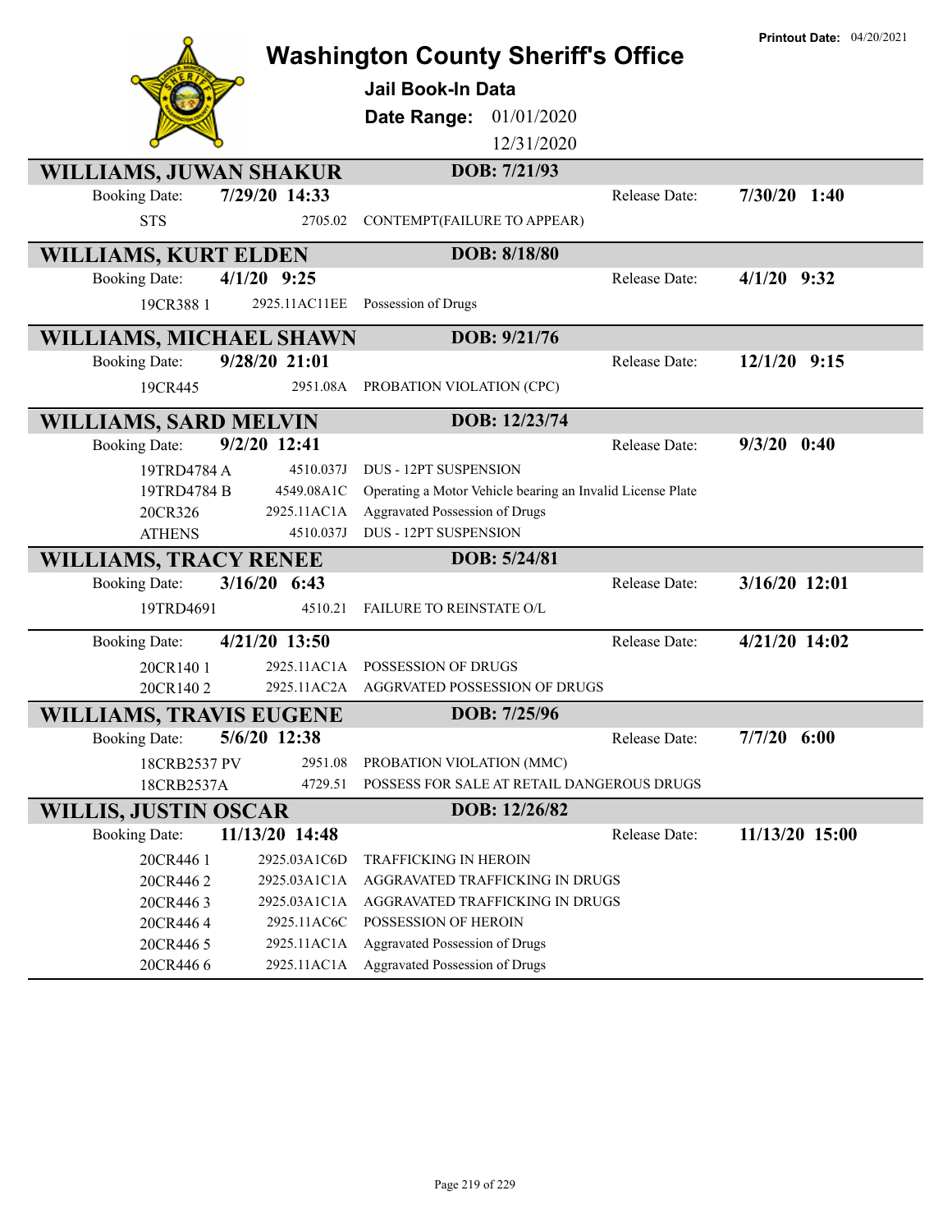# Washington County Sheriff's Office

**Printout Date:** 04/20/2021

**Jail Book-In Data**

**Date Range:** 01/01/2020 12/31/2020

## WILLIAMS, JUWAN SHAKUR — DOB: 7/21/93

Booking Date: **7/29/20 14:33** Release Date: **7/30/20 1:40**

| Case | Statute | Charge |
|---|---|---|
| STS | 2705.02 | CONTEMPT(FAILURE TO APPEAR) |

## WILLIAMS, KURT ELDEN — DOB: 8/18/80

Booking Date: **4/1/20 9:25** Release Date: **4/1/20 9:32**

| Case | Statute | Charge |
|---|---|---|
| 19CR388 1 | 2925.11AC11EE | Possession of Drugs |

## WILLIAMS, MICHAEL SHAWN — DOB: 9/21/76

Booking Date: **9/28/20 21:01** Release Date: **12/1/20 9:15**

| Case | Statute | Charge |
|---|---|---|
| 19CR445 | 2951.08A | PROBATION VIOLATION (CPC) |

## WILLIAMS, SARD MELVIN — DOB: 12/23/74

Booking Date: **9/2/20 12:41** Release Date: **9/3/20 0:40**

| Case | Statute | Charge |
|---|---|---|
| 19TRD4784 A | 4510.037J | DUS - 12PT SUSPENSION |
| 19TRD4784 B | 4549.08A1C | Operating a Motor Vehicle bearing an Invalid License Plate |
| 20CR326 | 2925.11AC1A | Aggravated Possession of Drugs |
| ATHENS | 4510.037J | DUS - 12PT SUSPENSION |

## WILLIAMS, TRACY RENEE — DOB: 5/24/81

Booking Date: **3/16/20 6:43** Release Date: **3/16/20 12:01**

| Case | Statute | Charge |
|---|---|---|
| 19TRD4691 | 4510.21 | FAILURE TO REINSTATE O/L |

Booking Date: **4/21/20 13:50** Release Date: **4/21/20 14:02**

| Case | Statute | Charge |
|---|---|---|
| 20CR140 1 | 2925.11AC1A | POSSESSION OF DRUGS |
| 20CR140 2 | 2925.11AC2A | AGGRVATED POSSESSION OF DRUGS |

## WILLIAMS, TRAVIS EUGENE — DOB: 7/25/96

Booking Date: **5/6/20 12:38** Release Date: **7/7/20 6:00**

| Case | Statute | Charge |
|---|---|---|
| 18CRB2537 PV | 2951.08 | PROBATION VIOLATION (MMC) |
| 18CRB2537A | 4729.51 | POSSESS FOR SALE AT RETAIL DANGEROUS DRUGS |

## WILLIS, JUSTIN OSCAR — DOB: 12/26/82

Booking Date: **11/13/20 14:48** Release Date: **11/13/20 15:00**

| Case | Statute | Charge |
|---|---|---|
| 20CR446 1 | 2925.03A1C6D | TRAFFICKING IN HEROIN |
| 20CR446 2 | 2925.03A1C1A | AGGRAVATED TRAFFICKING IN DRUGS |
| 20CR446 3 | 2925.03A1C1A | AGGRAVATED TRAFFICKING IN DRUGS |
| 20CR446 4 | 2925.11AC6C | POSSESSION OF HEROIN |
| 20CR446 5 | 2925.11AC1A | Aggravated Possession of Drugs |
| 20CR446 6 | 2925.11AC1A | Aggravated Possession of Drugs |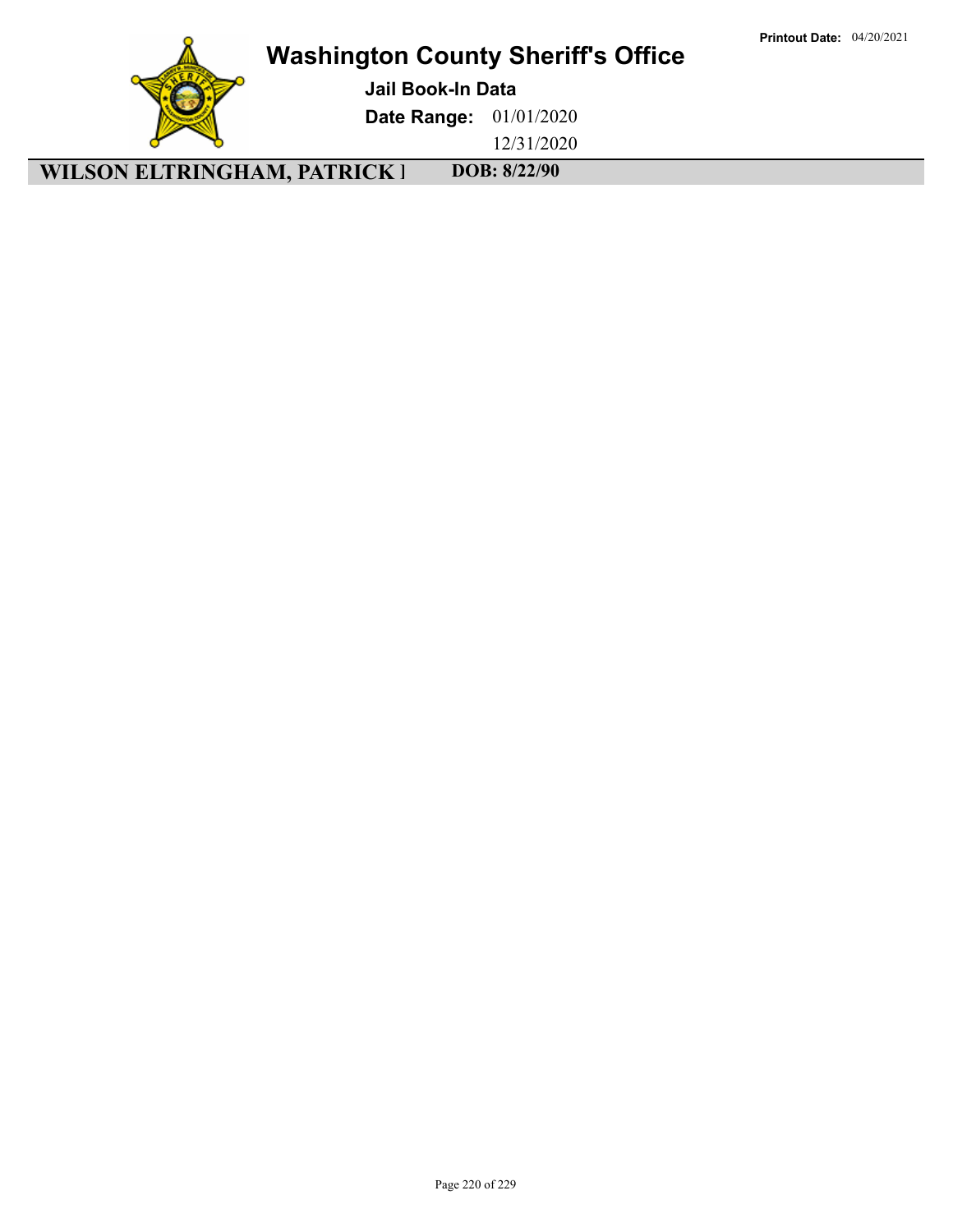# Washington County Sheriff's Office

**Jail Book-In Data**

**Date Range:** 01/01/2020 12/31/2020

**Printout Date:** 04/20/2021

**WILSON ELTRINGHAM, PATRICK I** **DOB: 8/22/90**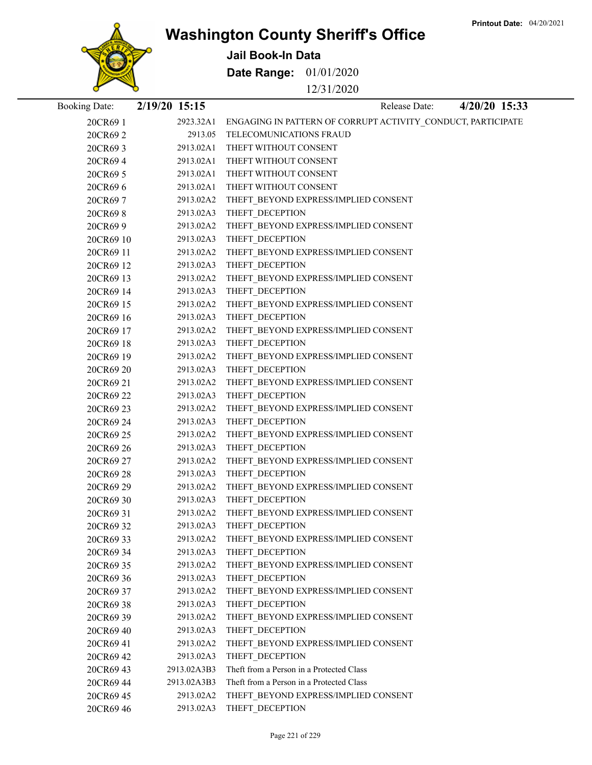**Printout Date:** 04/20/2021

# Washington County Sheriff's Office

## Jail Book-In Data

**Date Range:** 01/01/2020 12/31/2020

| Booking Date: | 2/19/20 15:15 | Release Date: 4/20/20 15:33 |
|---|---|---|
| 20CR69 1 | 2923.32A1 | ENGAGING IN PATTERN OF CORRUPT ACTIVITY_CONDUCT, PARTICIPATE |
| 20CR69 2 | 2913.05 | TELECOMUNICATIONS FRAUD |
| 20CR69 3 | 2913.02A1 | THEFT WITHOUT CONSENT |
| 20CR69 4 | 2913.02A1 | THEFT WITHOUT CONSENT |
| 20CR69 5 | 2913.02A1 | THEFT WITHOUT CONSENT |
| 20CR69 6 | 2913.02A1 | THEFT WITHOUT CONSENT |
| 20CR69 7 | 2913.02A2 | THEFT_BEYOND EXPRESS/IMPLIED CONSENT |
| 20CR69 8 | 2913.02A3 | THEFT_DECEPTION |
| 20CR69 9 | 2913.02A2 | THEFT_BEYOND EXPRESS/IMPLIED CONSENT |
| 20CR69 10 | 2913.02A3 | THEFT_DECEPTION |
| 20CR69 11 | 2913.02A2 | THEFT_BEYOND EXPRESS/IMPLIED CONSENT |
| 20CR69 12 | 2913.02A3 | THEFT_DECEPTION |
| 20CR69 13 | 2913.02A2 | THEFT_BEYOND EXPRESS/IMPLIED CONSENT |
| 20CR69 14 | 2913.02A3 | THEFT_DECEPTION |
| 20CR69 15 | 2913.02A2 | THEFT_BEYOND EXPRESS/IMPLIED CONSENT |
| 20CR69 16 | 2913.02A3 | THEFT_DECEPTION |
| 20CR69 17 | 2913.02A2 | THEFT_BEYOND EXPRESS/IMPLIED CONSENT |
| 20CR69 18 | 2913.02A3 | THEFT_DECEPTION |
| 20CR69 19 | 2913.02A2 | THEFT_BEYOND EXPRESS/IMPLIED CONSENT |
| 20CR69 20 | 2913.02A3 | THEFT_DECEPTION |
| 20CR69 21 | 2913.02A2 | THEFT_BEYOND EXPRESS/IMPLIED CONSENT |
| 20CR69 22 | 2913.02A3 | THEFT_DECEPTION |
| 20CR69 23 | 2913.02A2 | THEFT_BEYOND EXPRESS/IMPLIED CONSENT |
| 20CR69 24 | 2913.02A3 | THEFT_DECEPTION |
| 20CR69 25 | 2913.02A2 | THEFT_BEYOND EXPRESS/IMPLIED CONSENT |
| 20CR69 26 | 2913.02A3 | THEFT_DECEPTION |
| 20CR69 27 | 2913.02A2 | THEFT_BEYOND EXPRESS/IMPLIED CONSENT |
| 20CR69 28 | 2913.02A3 | THEFT_DECEPTION |
| 20CR69 29 | 2913.02A2 | THEFT_BEYOND EXPRESS/IMPLIED CONSENT |
| 20CR69 30 | 2913.02A3 | THEFT_DECEPTION |
| 20CR69 31 | 2913.02A2 | THEFT_BEYOND EXPRESS/IMPLIED CONSENT |
| 20CR69 32 | 2913.02A3 | THEFT_DECEPTION |
| 20CR69 33 | 2913.02A2 | THEFT_BEYOND EXPRESS/IMPLIED CONSENT |
| 20CR69 34 | 2913.02A3 | THEFT_DECEPTION |
| 20CR69 35 | 2913.02A2 | THEFT_BEYOND EXPRESS/IMPLIED CONSENT |
| 20CR69 36 | 2913.02A3 | THEFT_DECEPTION |
| 20CR69 37 | 2913.02A2 | THEFT_BEYOND EXPRESS/IMPLIED CONSENT |
| 20CR69 38 | 2913.02A3 | THEFT_DECEPTION |
| 20CR69 39 | 2913.02A2 | THEFT_BEYOND EXPRESS/IMPLIED CONSENT |
| 20CR69 40 | 2913.02A3 | THEFT_DECEPTION |
| 20CR69 41 | 2913.02A2 | THEFT_BEYOND EXPRESS/IMPLIED CONSENT |
| 20CR69 42 | 2913.02A3 | THEFT_DECEPTION |
| 20CR69 43 | 2913.02A3B3 | Theft from a Person in a Protected Class |
| 20CR69 44 | 2913.02A3B3 | Theft from a Person in a Protected Class |
| 20CR69 45 | 2913.02A2 | THEFT_BEYOND EXPRESS/IMPLIED CONSENT |
| 20CR69 46 | 2913.02A3 | THEFT_DECEPTION |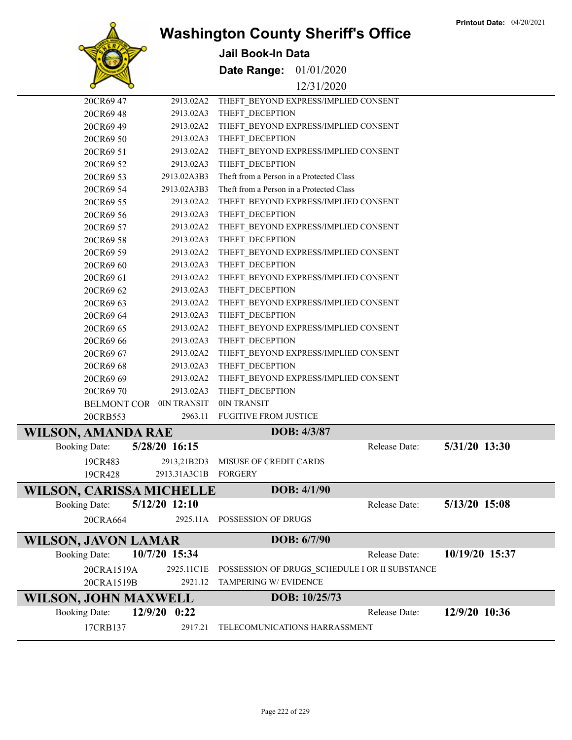Printout Date: 04/20/2021

# Washington County Sheriff's Office

## Jail Book-In Data

**Date Range:** 01/01/2020 12/31/2020

| | | |
|---|---|---|
| 20CR69 47 | 2913.02A2 | THEFT_BEYOND EXPRESS/IMPLIED CONSENT |
| 20CR69 48 | 2913.02A3 | THEFT_DECEPTION |
| 20CR69 49 | 2913.02A2 | THEFT_BEYOND EXPRESS/IMPLIED CONSENT |
| 20CR69 50 | 2913.02A3 | THEFT_DECEPTION |
| 20CR69 51 | 2913.02A2 | THEFT_BEYOND EXPRESS/IMPLIED CONSENT |
| 20CR69 52 | 2913.02A3 | THEFT_DECEPTION |
| 20CR69 53 | 2913.02A3B3 | Theft from a Person in a Protected Class |
| 20CR69 54 | 2913.02A3B3 | Theft from a Person in a Protected Class |
| 20CR69 55 | 2913.02A2 | THEFT_BEYOND EXPRESS/IMPLIED CONSENT |
| 20CR69 56 | 2913.02A3 | THEFT_DECEPTION |
| 20CR69 57 | 2913.02A2 | THEFT_BEYOND EXPRESS/IMPLIED CONSENT |
| 20CR69 58 | 2913.02A3 | THEFT_DECEPTION |
| 20CR69 59 | 2913.02A2 | THEFT_BEYOND EXPRESS/IMPLIED CONSENT |
| 20CR69 60 | 2913.02A3 | THEFT_DECEPTION |
| 20CR69 61 | 2913.02A2 | THEFT_BEYOND EXPRESS/IMPLIED CONSENT |
| 20CR69 62 | 2913.02A3 | THEFT_DECEPTION |
| 20CR69 63 | 2913.02A2 | THEFT_BEYOND EXPRESS/IMPLIED CONSENT |
| 20CR69 64 | 2913.02A3 | THEFT_DECEPTION |
| 20CR69 65 | 2913.02A2 | THEFT_BEYOND EXPRESS/IMPLIED CONSENT |
| 20CR69 66 | 2913.02A3 | THEFT_DECEPTION |
| 20CR69 67 | 2913.02A2 | THEFT_BEYOND EXPRESS/IMPLIED CONSENT |
| 20CR69 68 | 2913.02A3 | THEFT_DECEPTION |
| 20CR69 69 | 2913.02A2 | THEFT_BEYOND EXPRESS/IMPLIED CONSENT |
| 20CR69 70 | 2913.02A3 | THEFT_DECEPTION |
| BELMONT COR | 0IN TRANSIT | 0IN TRANSIT |
| 20CRB553 | 2963.11 | FUGITIVE FROM JUSTICE |

### WILSON, AMANDA RAE — DOB: 4/3/87

**Booking Date:** 5/28/20 16:15 — **Release Date:** 5/31/20 13:30

| | | |
|---|---|---|
| 19CR483 | 2913,21B2D3 | MISUSE OF CREDIT CARDS |
| 19CR428 | 2913.31A3C1B | FORGERY |

### WILSON, CARISSA MICHELLE — DOB: 4/1/90

**Booking Date:** 5/12/20 12:10 — **Release Date:** 5/13/20 15:08

| | | |
|---|---|---|
| 20CRA664 | 2925.11A | POSSESSION OF DRUGS |

### WILSON, JAVON LAMAR — DOB: 6/7/90

**Booking Date:** 10/7/20 15:34 — **Release Date:** 10/19/20 15:37

| | | |
|---|---|---|
| 20CRA1519A | 2925.11C1E | POSSESSION OF DRUGS_SCHEDULE I OR II SUBSTANCE |
| 20CRA1519B | 2921.12 | TAMPERING W/ EVIDENCE |

### WILSON, JOHN MAXWELL — DOB: 10/25/73

**Booking Date:** 12/9/20 0:22 — **Release Date:** 12/9/20 10:36

| | | |
|---|---|---|
| 17CRB137 | 2917.21 | TELECOMUNICATIONS HARRASSMENT |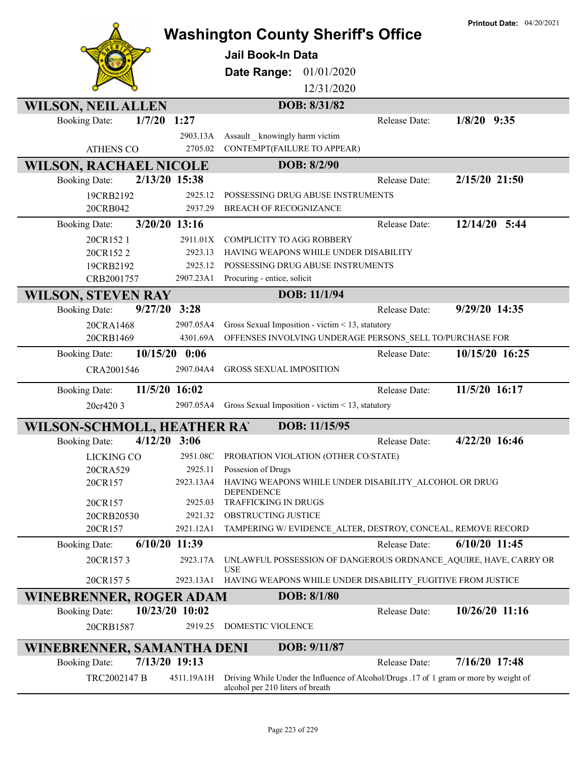# Washington County Sheriff's Office

**Printout Date:** 04/20/2021

## Jail Book-In Data

**Date Range:** 01/01/2020 12/31/2020

## WILSON, NEIL ALLEN

**DOB: 8/31/82**

**Booking Date:** 1/7/20 1:27 — **Release Date:** 1/8/20 9:35

| Case | Statute | Charge |
|---|---|---|
| | 2903.13A | Assault _ knowingly harm victim |
| ATHENS CO | 2705.02 | CONTEMPT(FAILURE TO APPEAR) |

## WILSON, RACHAEL NICOLE

**DOB: 8/2/90**

**Booking Date:** 2/13/20 15:38 — **Release Date:** 2/15/20 21:50

| Case | Statute | Charge |
|---|---|---|
| 19CRB2192 | 2925.12 | POSSESSING DRUG ABUSE INSTRUMENTS |
| 20CRB042 | 2937.29 | BREACH OF RECOGNIZANCE |

**Booking Date:** 3/20/20 13:16 — **Release Date:** 12/14/20 5:44

| Case | Statute | Charge |
|---|---|---|
| 20CR152 1 | 2911.01X | COMPLICITY TO AGG ROBBERY |
| 20CR152 2 | 2923.13 | HAVING WEAPONS WHILE UNDER DISABILITY |
| 19CRB2192 | 2925.12 | POSSESSING DRUG ABUSE INSTRUMENTS |
| CRB2001757 | 2907.23A1 | Procuring - entice, solicit |

## WILSON, STEVEN RAY

**DOB: 11/1/94**

**Booking Date:** 9/27/20 3:28 — **Release Date:** 9/29/20 14:35

| Case | Statute | Charge |
|---|---|---|
| 20CRA1468 | 2907.05A4 | Gross Sexual Imposition - victim < 13, statutory |
| 20CRB1469 | 4301.69A | OFFENSES INVOLVING UNDERAGE PERSONS_SELL TO/PURCHASE FOR |

**Booking Date:** 10/15/20 0:06 — **Release Date:** 10/15/20 16:25

| Case | Statute | Charge |
|---|---|---|
| CRA2001546 | 2907.04A4 | GROSS SEXUAL IMPOSITION |

**Booking Date:** 11/5/20 16:02 — **Release Date:** 11/5/20 16:17

| Case | Statute | Charge |
|---|---|---|
| 20cr420 3 | 2907.05A4 | Gross Sexual Imposition - victim < 13, statutory |

## WILSON-SCHMOLL, HEATHER RA

**DOB: 11/15/95**

**Booking Date:** 4/12/20 3:06 — **Release Date:** 4/22/20 16:46

| Case | Statute | Charge |
|---|---|---|
| LICKING CO | 2951.08C | PROBATION VIOLATION (OTHER CO/STATE) |
| 20CRA529 | 2925.11 | Possesion of Drugs |
| 20CR157 | 2923.13A4 | HAVING WEAPONS WHILE UNDER DISABILITY_ALCOHOL OR DRUG DEPENDENCE |
| 20CR157 | 2925.03 | TRAFFICKING IN DRUGS |
| 20CRB20530 | 2921.32 | OBSTRUCTING JUSTICE |
| 20CR157 | 2921.12A1 | TAMPERING W/ EVIDENCE_ALTER, DESTROY, CONCEAL, REMOVE RECORD |

**Booking Date:** 6/10/20 11:39 — **Release Date:** 6/10/20 11:45

| Case | Statute | Charge |
|---|---|---|
| 20CR157 3 | 2923.17A | UNLAWFUL POSSESSION OF DANGEROUS ORDNANCE_AQUIRE, HAVE, CARRY OR USE |
| 20CR157 5 | 2923.13A1 | HAVING WEAPONS WHILE UNDER DISABILITY_FUGITIVE FROM JUSTICE |

## WINEBRENNER, ROGER ADAM

**DOB: 8/1/80**

**Booking Date:** 10/23/20 10:02 — **Release Date:** 10/26/20 11:16

| Case | Statute | Charge |
|---|---|---|
| 20CRB1587 | 2919.25 | DOMESTIC VIOLENCE |

## WINEBRENNER, SAMANTHA DENI

**DOB: 9/11/87**

**Booking Date:** 7/13/20 19:13 — **Release Date:** 7/16/20 17:48

| Case | Statute | Charge |
|---|---|---|
| TRC2002147 B | 4511.19A1H | Driving While Under the Influence of Alcohol/Drugs .17 of 1 gram or more by weight of alcohol per 210 liters of breath |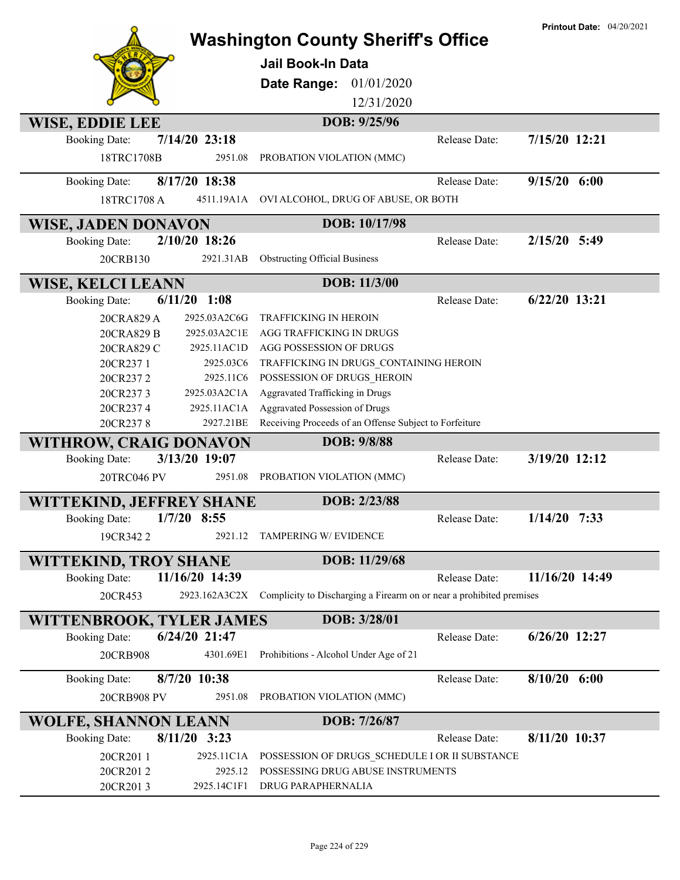Printout Date: 04/20/2021

# Washington County Sheriff's Office

**Jail Book-In Data**

**Date Range:** 01/01/2020 12/31/2020

## WISE, EDDIE LEE — DOB: 9/25/96

Booking Date: **7/14/20 23:18** Release Date: **7/15/20 12:21**

| Case | Statute | Charge |
|---|---|---|
| 18TRC1708B | 2951.08 | PROBATION VIOLATION (MMC) |

Booking Date: **8/17/20 18:38** Release Date: **9/15/20 6:00**

| Case | Statute | Charge |
|---|---|---|
| 18TRC1708 A | 4511.19A1A | OVI ALCOHOL, DRUG OF ABUSE, OR BOTH |

## WISE, JADEN DONAVON — DOB: 10/17/98

Booking Date: **2/10/20 18:26** Release Date: **2/15/20 5:49**

| Case | Statute | Charge |
|---|---|---|
| 20CRB130 | 2921.31AB | Obstructing Official Business |

## WISE, KELCI LEANN — DOB: 11/3/00

Booking Date: **6/11/20 1:08** Release Date: **6/22/20 13:21**

| Case | Statute | Charge |
|---|---|---|
| 20CRA829 A | 2925.03A2C6G | TRAFFICKING IN HEROIN |
| 20CRA829 B | 2925.03A2C1E | AGG TRAFFICKING IN DRUGS |
| 20CRA829 C | 2925.11AC1D | AGG POSSESSION OF DRUGS |
| 20CR237 1 | 2925.03C6 | TRAFFICKING IN DRUGS_CONTAINING HEROIN |
| 20CR237 2 | 2925.11C6 | POSSESSION OF DRUGS_HEROIN |
| 20CR237 3 | 2925.03A2C1A | Aggravated Trafficking in Drugs |
| 20CR237 4 | 2925.11AC1A | Aggravated Possession of Drugs |
| 20CR237 8 | 2927.21BE | Receiving Proceeds of an Offense Subject to Forfeiture |

## WITHROW, CRAIG DONAVON — DOB: 9/8/88

Booking Date: **3/13/20 19:07** Release Date: **3/19/20 12:12**

| Case | Statute | Charge |
|---|---|---|
| 20TRC046 PV | 2951.08 | PROBATION VIOLATION (MMC) |

## WITTEKIND, JEFFREY SHANE — DOB: 2/23/88

Booking Date: **1/7/20 8:55** Release Date: **1/14/20 7:33**

| Case | Statute | Charge |
|---|---|---|
| 19CR342 2 | 2921.12 | TAMPERING W/ EVIDENCE |

## WITTEKIND, TROY SHANE — DOB: 11/29/68

Booking Date: **11/16/20 14:39** Release Date: **11/16/20 14:49**

| Case | Statute | Charge |
|---|---|---|
| 20CR453 | 2923.162A3C2X | Complicity to Discharging a Firearm on or near a prohibited premises |

## WITTENBROOK, TYLER JAMES — DOB: 3/28/01

Booking Date: **6/24/20 21:47** Release Date: **6/26/20 12:27**

| Case | Statute | Charge |
|---|---|---|
| 20CRB908 | 4301.69E1 | Prohibitions - Alcohol Under Age of 21 |

Booking Date: **8/7/20 10:38** Release Date: **8/10/20 6:00**

| Case | Statute | Charge |
|---|---|---|
| 20CRB908 PV | 2951.08 | PROBATION VIOLATION (MMC) |

## WOLFE, SHANNON LEANN — DOB: 7/26/87

Booking Date: **8/11/20 3:23** Release Date: **8/11/20 10:37**

| Case | Statute | Charge |
|---|---|---|
| 20CR201 1 | 2925.11C1A | POSSESSION OF DRUGS_SCHEDULE I OR II SUBSTANCE |
| 20CR201 2 | 2925.12 | POSSESSING DRUG ABUSE INSTRUMENTS |
| 20CR201 3 | 2925.14C1F1 | DRUG PARAPHERNALIA |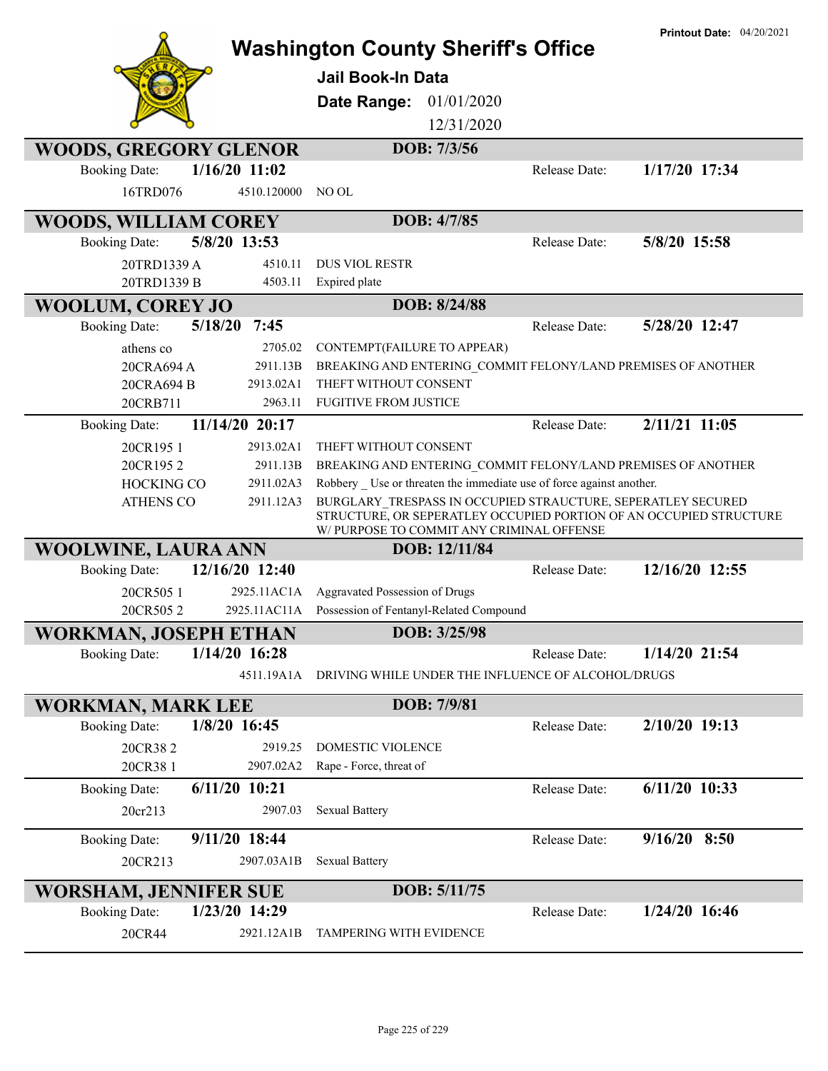# Washington County Sheriff's Office

**Printout Date:** 04/20/2021

## Jail Book-In Data

**Date Range:** 01/01/2020 – 12/31/2020

---

## WOODS, GREGORY GLENOR — DOB: 7/3/56

**Booking Date:** 1/16/20 11:02 — **Release Date:** 1/17/20 17:34

| Case | Statute | Charge |
|---|---|---|
| 16TRD076 | 4510.120000 | NO OL |

## WOODS, WILLIAM COREY — DOB: 4/7/85

**Booking Date:** 5/8/20 13:53 — **Release Date:** 5/8/20 15:58

| Case | Statute | Charge |
|---|---|---|
| 20TRD1339 A | 4510.11 | DUS VIOL RESTR |
| 20TRD1339 B | 4503.11 | Expired plate |

## WOOLUM, COREY JO — DOB: 8/24/88

**Booking Date:** 5/18/20 7:45 — **Release Date:** 5/28/20 12:47

| Case | Statute | Charge |
|---|---|---|
| athens co | 2705.02 | CONTEMPT(FAILURE TO APPEAR) |
| 20CRA694 A | 2911.13B | BREAKING AND ENTERING_COMMIT FELONY/LAND PREMISES OF ANOTHER |
| 20CRA694 B | 2913.02A1 | THEFT WITHOUT CONSENT |
| 20CRB711 | 2963.11 | FUGITIVE FROM JUSTICE |

**Booking Date:** 11/14/20 20:17 — **Release Date:** 2/11/21 11:05

| Case | Statute | Charge |
|---|---|---|
| 20CR195 1 | 2913.02A1 | THEFT WITHOUT CONSENT |
| 20CR195 2 | 2911.13B | BREAKING AND ENTERING_COMMIT FELONY/LAND PREMISES OF ANOTHER |
| HOCKING CO | 2911.02A3 | Robbery _ Use or threaten the immediate use of force against another. |
| ATHENS CO | 2911.12A3 | BURGLARY_TRESPASS IN OCCUPIED STRAUCTURE, SEPERATLEY SECURED STRUCTURE, OR SEPERATLEY OCCUPIED PORTION OF AN OCCUPIED STRUCTURE W/ PURPOSE TO COMMIT ANY CRIMINAL OFFENSE |

## WOOLWINE, LAURA ANN — DOB: 12/11/84

**Booking Date:** 12/16/20 12:40 — **Release Date:** 12/16/20 12:55

| Case | Statute | Charge |
|---|---|---|
| 20CR505 1 | 2925.11AC1A | Aggravated Possession of Drugs |
| 20CR505 2 | 2925.11AC11A | Possession of Fentanyl-Related Compound |

## WORKMAN, JOSEPH ETHAN — DOB: 3/25/98

**Booking Date:** 1/14/20 16:28 — **Release Date:** 1/14/20 21:54

| Case | Statute | Charge |
|---|---|---|
| | 4511.19A1A | DRIVING WHILE UNDER THE INFLUENCE OF ALCOHOL/DRUGS |

## WORKMAN, MARK LEE — DOB: 7/9/81

**Booking Date:** 1/8/20 16:45 — **Release Date:** 2/10/20 19:13

| Case | Statute | Charge |
|---|---|---|
| 20CR38 2 | 2919.25 | DOMESTIC VIOLENCE |
| 20CR38 1 | 2907.02A2 | Rape - Force, threat of |

**Booking Date:** 6/11/20 10:21 — **Release Date:** 6/11/20 10:33

| Case | Statute | Charge |
|---|---|---|
| 20cr213 | 2907.03 | Sexual Battery |

**Booking Date:** 9/11/20 18:44 — **Release Date:** 9/16/20 8:50

| Case | Statute | Charge |
|---|---|---|
| 20CR213 | 2907.03A1B | Sexual Battery |

## WORSHAM, JENNIFER SUE — DOB: 5/11/75

**Booking Date:** 1/23/20 14:29 — **Release Date:** 1/24/20 16:46

| Case | Statute | Charge |
|---|---|---|
| 20CR44 | 2921.12A1B | TAMPERING WITH EVIDENCE |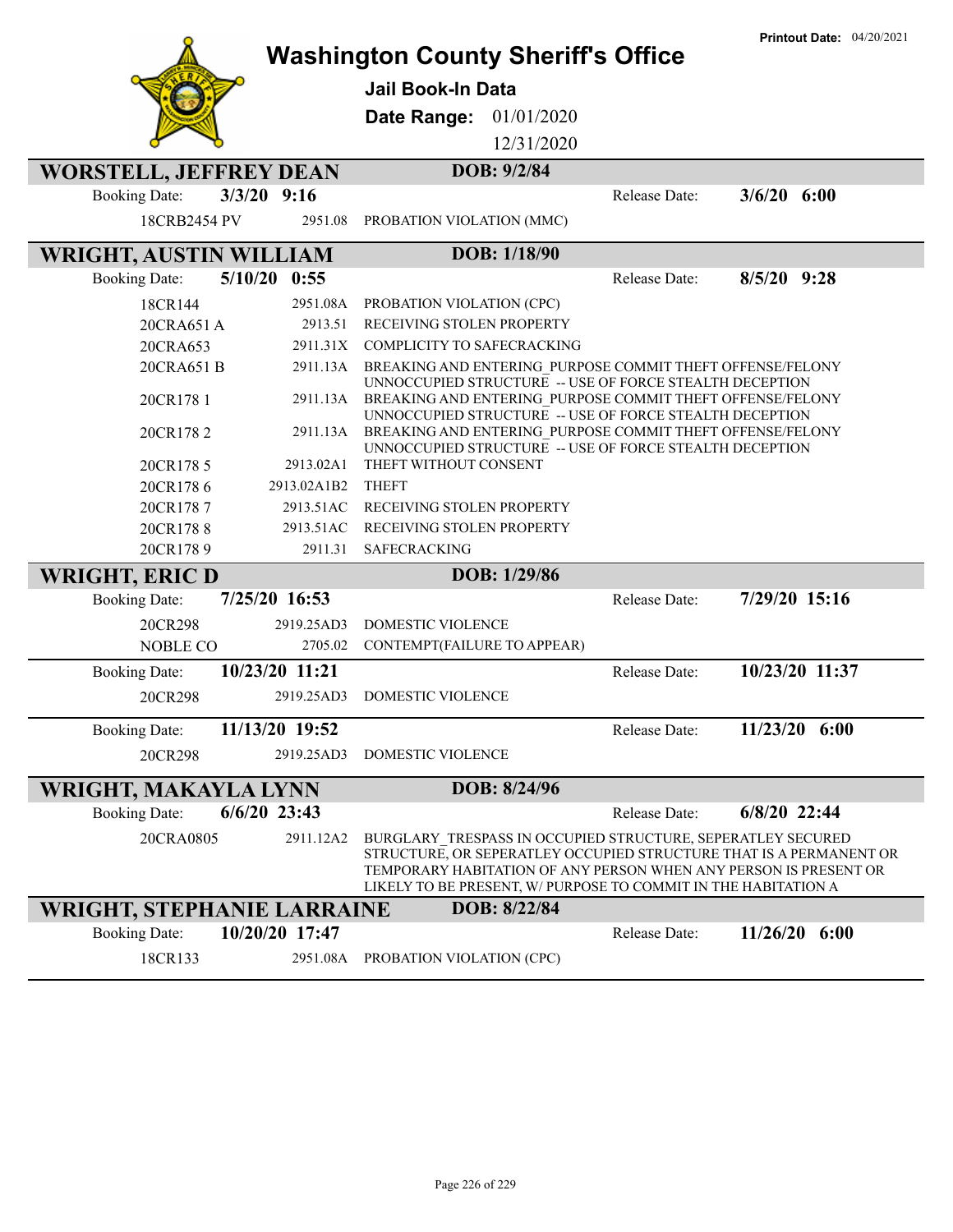# Washington County Sheriff's Office

**Printout Date:** 04/20/2021

## Jail Book-In Data

**Date Range:** 01/01/2020 12/31/2020

---

### WORSTELL, JEFFREY DEAN — DOB: 9/2/84

**Booking Date:** 3/3/20 9:16 | **Release Date:** 3/6/20 6:00

| Case | Statute | Charge |
|---|---|---|
| 18CRB2454 PV | 2951.08 | PROBATION VIOLATION (MMC) |

---

### WRIGHT, AUSTIN WILLIAM — DOB: 1/18/90

**Booking Date:** 5/10/20 0:55 | **Release Date:** 8/5/20 9:28

| Case | Statute | Charge |
|---|---|---|
| 18CR144 | 2951.08A | PROBATION VIOLATION (CPC) |
| 20CRA651 A | 2913.51 | RECEIVING STOLEN PROPERTY |
| 20CRA653 | 2911.31X | COMPLICITY TO SAFECRACKING |
| 20CRA651 B | 2911.13A | BREAKING AND ENTERING_PURPOSE COMMIT THEFT OFFENSE/FELONY UNNOCCUPIED STRUCTURE -- USE OF FORCE STEALTH DECEPTION |
| 20CR178 1 | 2911.13A | BREAKING AND ENTERING_PURPOSE COMMIT THEFT OFFENSE/FELONY UNNOCCUPIED STRUCTURE -- USE OF FORCE STEALTH DECEPTION |
| 20CR178 2 | 2911.13A | BREAKING AND ENTERING_PURPOSE COMMIT THEFT OFFENSE/FELONY UNNOCCUPIED STRUCTURE -- USE OF FORCE STEALTH DECEPTION |
| 20CR178 5 | 2913.02A1 | THEFT WITHOUT CONSENT |
| 20CR178 6 | 2913.02A1B2 | THEFT |
| 20CR178 7 | 2913.51AC | RECEIVING STOLEN PROPERTY |
| 20CR178 8 | 2913.51AC | RECEIVING STOLEN PROPERTY |
| 20CR178 9 | 2911.31 | SAFECRACKING |

---

### WRIGHT, ERIC D — DOB: 1/29/86

**Booking Date:** 7/25/20 16:53 | **Release Date:** 7/29/20 15:16

| Case | Statute | Charge |
|---|---|---|
| 20CR298 | 2919.25AD3 | DOMESTIC VIOLENCE |
| NOBLE CO | 2705.02 | CONTEMPT(FAILURE TO APPEAR) |

**Booking Date:** 10/23/20 11:21 | **Release Date:** 10/23/20 11:37

| Case | Statute | Charge |
|---|---|---|
| 20CR298 | 2919.25AD3 | DOMESTIC VIOLENCE |

**Booking Date:** 11/13/20 19:52 | **Release Date:** 11/23/20 6:00

| Case | Statute | Charge |
|---|---|---|
| 20CR298 | 2919.25AD3 | DOMESTIC VIOLENCE |

---

### WRIGHT, MAKAYLA LYNN — DOB: 8/24/96

**Booking Date:** 6/6/20 23:43 | **Release Date:** 6/8/20 22:44

| Case | Statute | Charge |
|---|---|---|
| 20CRA0805 | 2911.12A2 | BURGLARY_TRESPASS IN OCCUPIED STRUCTURE, SEPERATLEY SECURED STRUCTURE, OR SEPERATLEY OCCUPIED STRUCTURE THAT IS A PERMANENT OR TEMPORARY HABITATION OF ANY PERSON WHEN ANY PERSON IS PRESENT OR LIKELY TO BE PRESENT, W/ PURPOSE TO COMMIT IN THE HABITATION A |

---

### WRIGHT, STEPHANIE LARRAINE — DOB: 8/22/84

**Booking Date:** 10/20/20 17:47 | **Release Date:** 11/26/20 6:00

| Case | Statute | Charge |
|---|---|---|
| 18CR133 | 2951.08A | PROBATION VIOLATION (CPC) |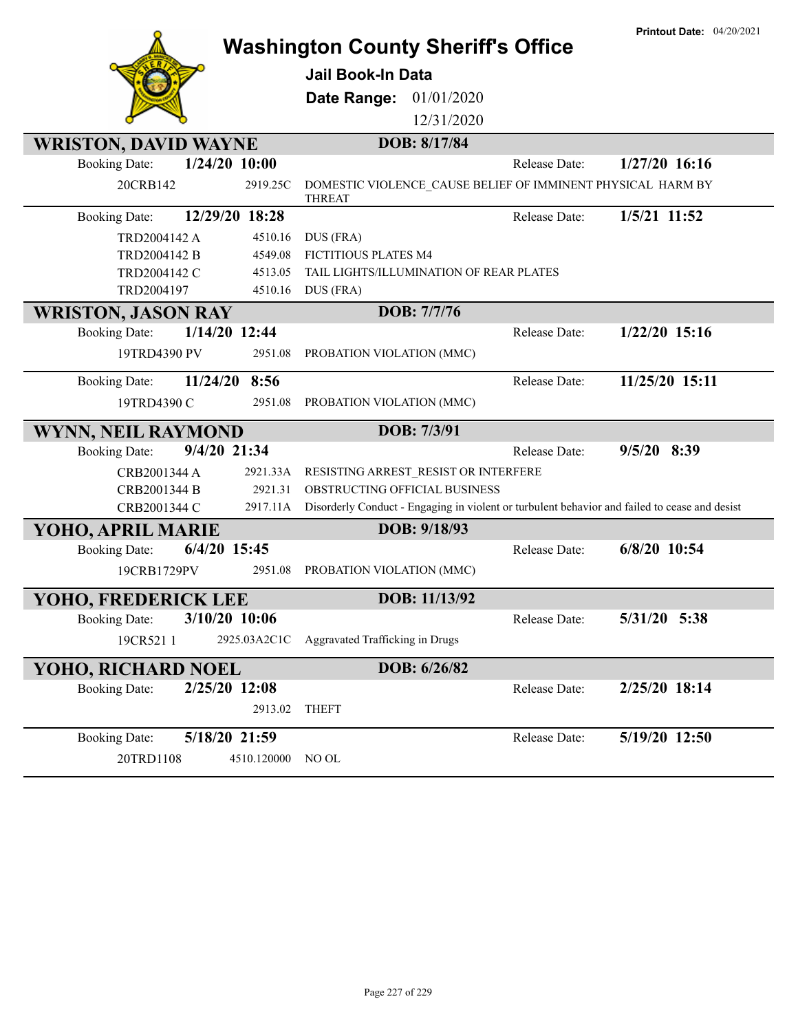# Washington County Sheriff's Office

**Printout Date:** 04/20/2021

## Jail Book-In Data

**Date Range:** 01/01/2020 12/31/2020

---

### WRISTON, DAVID WAYNE — DOB: 8/17/84

**Booking Date:** 1/24/20 10:00 — **Release Date:** 1/27/20 16:16

| Case | Statute | Charge |
|---|---|---|
| 20CRB142 | 2919.25C | DOMESTIC VIOLENCE_CAUSE BELIEF OF IMMINENT PHYSICAL HARM BY THREAT |

**Booking Date:** 12/29/20 18:28 — **Release Date:** 1/5/21 11:52

| Case | Statute | Charge |
|---|---|---|
| TRD2004142 A | 4510.16 | DUS (FRA) |
| TRD2004142 B | 4549.08 | FICTITIOUS PLATES M4 |
| TRD2004142 C | 4513.05 | TAIL LIGHTS/ILLUMINATION OF REAR PLATES |
| TRD2004197 | 4510.16 | DUS (FRA) |

### WRISTON, JASON RAY — DOB: 7/7/76

**Booking Date:** 1/14/20 12:44 — **Release Date:** 1/22/20 15:16

| Case | Statute | Charge |
|---|---|---|
| 19TRD4390 PV | 2951.08 | PROBATION VIOLATION (MMC) |

**Booking Date:** 11/24/20 8:56 — **Release Date:** 11/25/20 15:11

| Case | Statute | Charge |
|---|---|---|
| 19TRD4390 C | 2951.08 | PROBATION VIOLATION (MMC) |

### WYNN, NEIL RAYMOND — DOB: 7/3/91

**Booking Date:** 9/4/20 21:34 — **Release Date:** 9/5/20 8:39

| Case | Statute | Charge |
|---|---|---|
| CRB2001344 A | 2921.33A | RESISTING ARREST_RESIST OR INTERFERE |
| CRB2001344 B | 2921.31 | OBSTRUCTING OFFICIAL BUSINESS |
| CRB2001344 C | 2917.11A | Disorderly Conduct - Engaging in violent or turbulent behavior and failed to cease and desist |

### YOHO, APRIL MARIE — DOB: 9/18/93

**Booking Date:** 6/4/20 15:45 — **Release Date:** 6/8/20 10:54

| Case | Statute | Charge |
|---|---|---|
| 19CRB1729PV | 2951.08 | PROBATION VIOLATION (MMC) |

### YOHO, FREDERICK LEE — DOB: 11/13/92

**Booking Date:** 3/10/20 10:06 — **Release Date:** 5/31/20 5:38

| Case | Statute | Charge |
|---|---|---|
| 19CR521 1 | 2925.03A2C1C | Aggravated Trafficking in Drugs |

### YOHO, RICHARD NOEL — DOB: 6/26/82

**Booking Date:** 2/25/20 12:08 — **Release Date:** 2/25/20 18:14

| Case | Statute | Charge |
|---|---|---|
| | 2913.02 | THEFT |

**Booking Date:** 5/18/20 21:59 — **Release Date:** 5/19/20 12:50

| Case | Statute | Charge |
|---|---|---|
| 20TRD1108 | 4510.120000 | NO OL |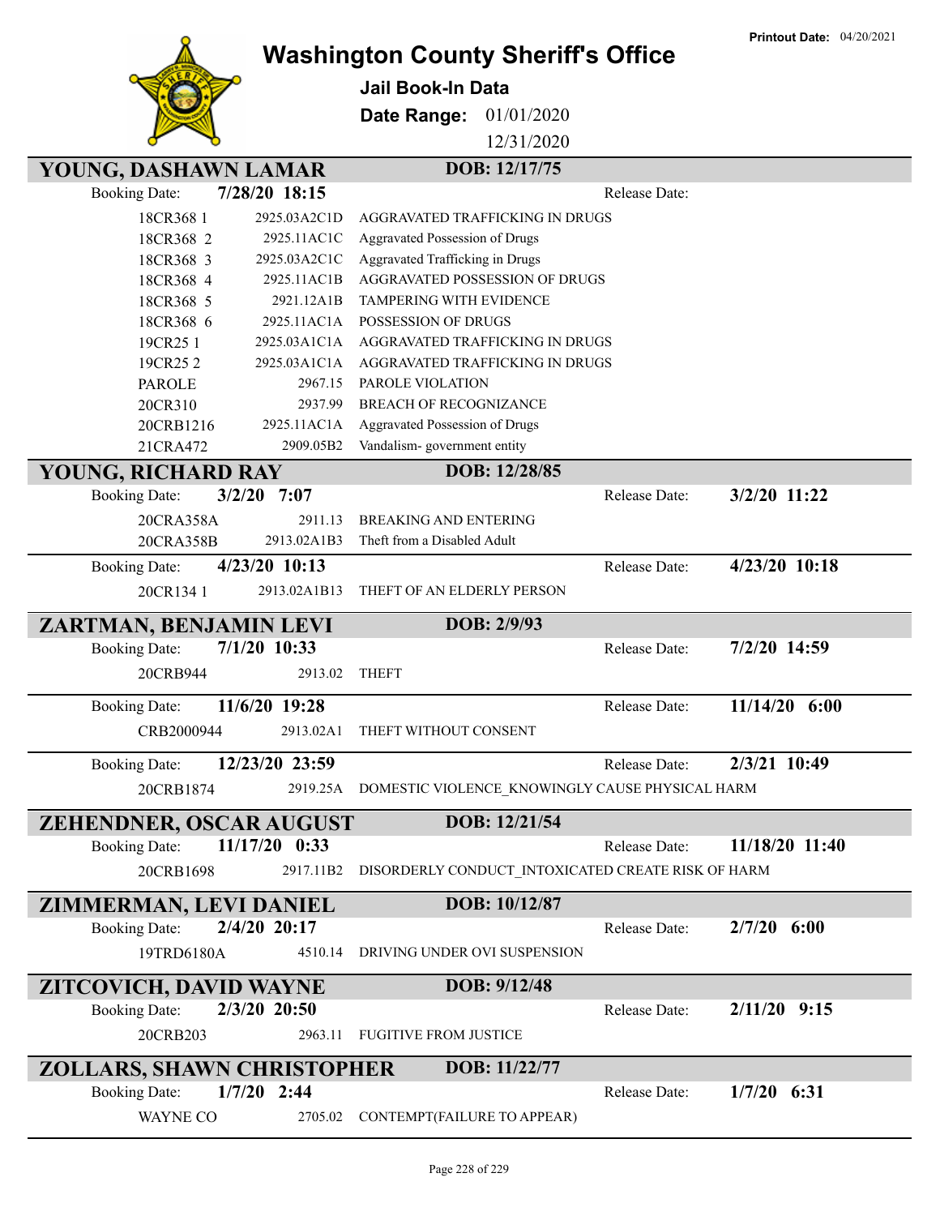# Washington County Sheriff's Office

**Jail Book-In Data**

**Date Range:** 01/01/2020 – 12/31/2020

**Printout Date:** 04/20/2021

## YOUNG, DASHAWN LAMAR

**DOB:** 12/17/75

**Booking Date:** 7/28/20 18:15 | **Release Date:**

| Case | Statute | Charge |
|---|---|---|
| 18CR368 1 | 2925.03A2C1D | AGGRAVATED TRAFFICKING IN DRUGS |
| 18CR368 2 | 2925.11AC1C | Aggravated Possession of Drugs |
| 18CR368 3 | 2925.03A2C1C | Aggravated Trafficking in Drugs |
| 18CR368 4 | 2925.11AC1B | AGGRAVATED POSSESSION OF DRUGS |
| 18CR368 5 | 2921.12A1B | TAMPERING WITH EVIDENCE |
| 18CR368 6 | 2925.11AC1A | POSSESSION OF DRUGS |
| 19CR25 1 | 2925.03A1C1A | AGGRAVATED TRAFFICKING IN DRUGS |
| 19CR25 2 | 2925.03A1C1A | AGGRAVATED TRAFFICKING IN DRUGS |
| PAROLE | 2967.15 | PAROLE VIOLATION |
| 20CR310 | 2937.99 | BREACH OF RECOGNIZANCE |
| 20CRB1216 | 2925.11AC1A | Aggravated Possession of Drugs |
| 21CRA472 | 2909.05B2 | Vandalism- government entity |

## YOUNG, RICHARD RAY

**DOB:** 12/28/85

**Booking Date:** 3/2/20 7:07 | **Release Date:** 3/2/20 11:22

| Case | Statute | Charge |
|---|---|---|
| 20CRA358A | 2911.13 | BREAKING AND ENTERING |
| 20CRA358B | 2913.02A1B3 | Theft from a Disabled Adult |

**Booking Date:** 4/23/20 10:13 | **Release Date:** 4/23/20 10:18

| Case | Statute | Charge |
|---|---|---|
| 20CR134 1 | 2913.02A1B13 | THEFT OF AN ELDERLY PERSON |

## ZARTMAN, BENJAMIN LEVI

**DOB:** 2/9/93

**Booking Date:** 7/1/20 10:33 | **Release Date:** 7/2/20 14:59

| Case | Statute | Charge |
|---|---|---|
| 20CRB944 | 2913.02 | THEFT |

**Booking Date:** 11/6/20 19:28 | **Release Date:** 11/14/20 6:00

| Case | Statute | Charge |
|---|---|---|
| CRB2000944 | 2913.02A1 | THEFT WITHOUT CONSENT |

**Booking Date:** 12/23/20 23:59 | **Release Date:** 2/3/21 10:49

| Case | Statute | Charge |
|---|---|---|
| 20CRB1874 | 2919.25A | DOMESTIC VIOLENCE_KNOWINGLY CAUSE PHYSICAL HARM |

## ZEHENDNER, OSCAR AUGUST

**DOB:** 12/21/54

**Booking Date:** 11/17/20 0:33 | **Release Date:** 11/18/20 11:40

| Case | Statute | Charge |
|---|---|---|
| 20CRB1698 | 2917.11B2 | DISORDERLY CONDUCT_INTOXICATED CREATE RISK OF HARM |

## ZIMMERMAN, LEVI DANIEL

**DOB:** 10/12/87

**Booking Date:** 2/4/20 20:17 | **Release Date:** 2/7/20 6:00

| Case | Statute | Charge |
|---|---|---|
| 19TRD6180A | 4510.14 | DRIVING UNDER OVI SUSPENSION |

## ZITCOVICH, DAVID WAYNE

**DOB:** 9/12/48

**Booking Date:** 2/3/20 20:50 | **Release Date:** 2/11/20 9:15

| Case | Statute | Charge |
|---|---|---|
| 20CRB203 | 2963.11 | FUGITIVE FROM JUSTICE |

## ZOLLARS, SHAWN CHRISTOPHER

**DOB:** 11/22/77

**Booking Date:** 1/7/20 2:44 | **Release Date:** 1/7/20 6:31

| Case | Statute | Charge |
|---|---|---|
| WAYNE CO | 2705.02 | CONTEMPT(FAILURE TO APPEAR) |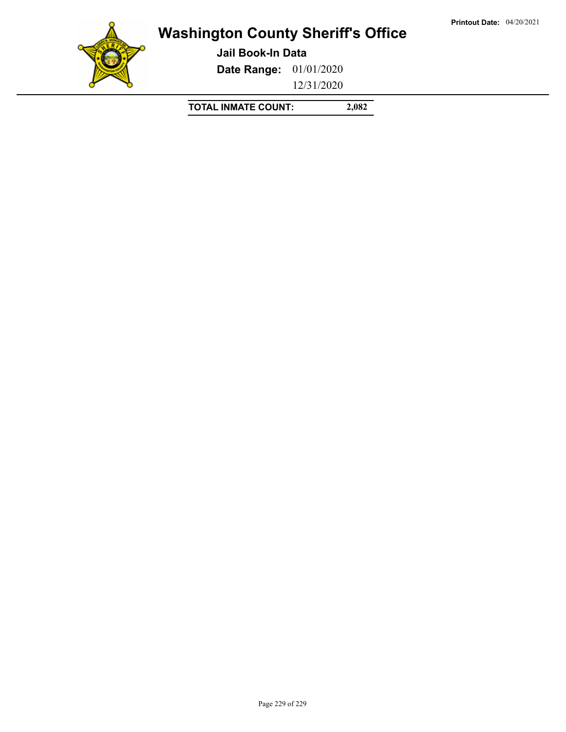Printout Date: 04/20/2021

# Washington County Sheriff's Office

**Jail Book-In Data**

**Date Range:** 01/01/2020

12/31/2020

| | |
|---|---|
| **TOTAL INMATE COUNT:** | **2,082** |